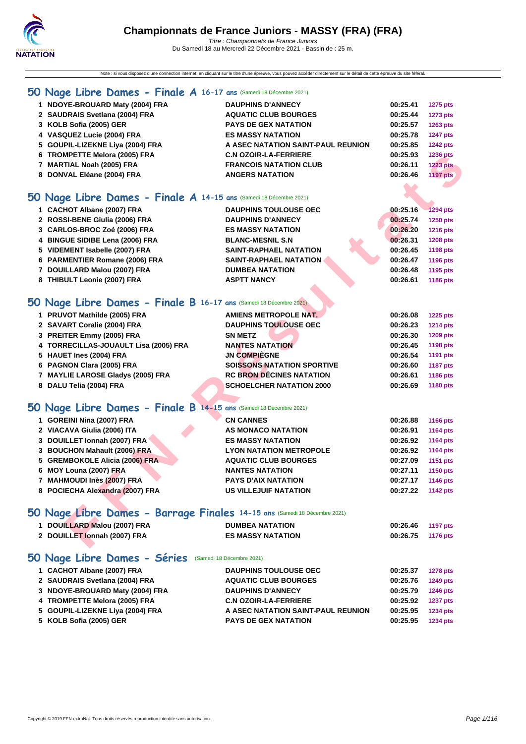# Championnats de France Juniors - MASSY (FRA) (FRA)

*Titre : Championnats de France Juniors*
Du Samedi 18 au Mercredi 22 Décembre 2021 - Bassin de : 25 m.

Note : si vous disposez d'une connexion internet, en cliquant sur le titre d'une épreuve, vous pouvez accéder directement sur le détail de cette épreuve du site féféral.

## 50 Nage Libre Dames - Finale A 16-17 ans (Samedi 18 Décembre 2021)

| | | | | |
|---|---|---|---|---|
| 1 | NDOYE-BROUARD Maty (2004) FRA | DAUPHINS D'ANNECY | 00:25.41 | 1275 pts |
| 2 | SAUDRAIS Svetlana (2004) FRA | AQUATIC CLUB BOURGES | 00:25.44 | 1273 pts |
| 3 | KOLB Sofia (2005) GER | PAYS DE GEX NATATION | 00:25.57 | 1263 pts |
| 4 | VASQUEZ Lucie (2004) FRA | ES MASSY NATATION | 00:25.78 | 1247 pts |
| 5 | GOUPIL-LIZEKNE Liya (2004) FRA | A ASEC NATATION SAINT-PAUL REUNION | 00:25.85 | 1242 pts |
| 6 | TROMPETTE Melora (2005) FRA | C.N OZOIR-LA-FERRIERE | 00:25.93 | 1236 pts |
| 7 | MARTIAL Noah (2005) FRA | FRANCOIS NATATION CLUB | 00:26.11 | 1223 pts |
| 8 | DONVAL Eléane (2004) FRA | ANGERS NATATION | 00:26.46 | 1197 pts |

## 50 Nage Libre Dames - Finale A 14-15 ans (Samedi 18 Décembre 2021)

| | | | | |
|---|---|---|---|---|
| 1 | CACHOT Albane (2007) FRA | DAUPHINS TOULOUSE OEC | 00:25.16 | 1294 pts |
| 2 | ROSSI-BENE Giulia (2006) FRA | DAUPHINS D'ANNECY | 00:25.74 | 1250 pts |
| 3 | CARLOS-BROC Zoé (2006) FRA | ES MASSY NATATION | 00:26.20 | 1216 pts |
| 4 | BINGUE SIDIBE Lena (2006) FRA | BLANC-MESNIL S.N | 00:26.31 | 1208 pts |
| 5 | VIDEMENT Isabelle (2007) FRA | SAINT-RAPHAEL NATATION | 00:26.45 | 1198 pts |
| 6 | PARMENTIER Romane (2006) FRA | SAINT-RAPHAEL NATATION | 00:26.47 | 1196 pts |
| 7 | DOUILLARD Malou (2007) FRA | DUMBEA NATATION | 00:26.48 | 1195 pts |
| 8 | THIBULT Leonie (2007) FRA | ASPTT NANCY | 00:26.61 | 1186 pts |

## 50 Nage Libre Dames - Finale B 16-17 ans (Samedi 18 Décembre 2021)

| | | | | |
|---|---|---|---|---|
| 1 | PRUVOT Mathilde (2005) FRA | AMIENS METROPOLE NAT. | 00:26.08 | 1225 pts |
| 2 | SAVART Coralie (2004) FRA | DAUPHINS TOULOUSE OEC | 00:26.23 | 1214 pts |
| 3 | PREITER Emmy (2005) FRA | SN METZ | 00:26.30 | 1209 pts |
| 4 | TORRECILLAS-JOUAULT Lisa (2005) FRA | NANTES NATATION | 00:26.45 | 1198 pts |
| 5 | HAUET Ines (2004) FRA | JN COMPIÈGNE | 00:26.54 | 1191 pts |
| 6 | PAGNON Clara (2005) FRA | SOISSONS NATATION SPORTIVE | 00:26.60 | 1187 pts |
| 7 | MAYLIE LAROSE Gladys (2005) FRA | RC BRON DÉCINES NATATION | 00:26.61 | 1186 pts |
| 8 | DALU Telia (2004) FRA | SCHOELCHER NATATION 2000 | 00:26.69 | 1180 pts |

## 50 Nage Libre Dames - Finale B 14-15 ans (Samedi 18 Décembre 2021)

| | | | | |
|---|---|---|---|---|
| 1 | GOREINI Nina (2007) FRA | CN CANNES | 00:26.88 | 1166 pts |
| 2 | VIACAVA Giulia (2006) ITA | AS MONACO NATATION | 00:26.91 | 1164 pts |
| 3 | DOUILLET Ionnah (2007) FRA | ES MASSY NATATION | 00:26.92 | 1164 pts |
| 3 | BOUCHON Mahault (2006) FRA | LYON NATATION METROPOLE | 00:26.92 | 1164 pts |
| 5 | GREMBOKOLE Alicia (2006) FRA | AQUATIC CLUB BOURGES | 00:27.09 | 1151 pts |
| 6 | MOY Louna (2007) FRA | NANTES NATATION | 00:27.11 | 1150 pts |
| 7 | MAHMOUDI Inès (2007) FRA | PAYS D'AIX NATATION | 00:27.17 | 1146 pts |
| 8 | POCIECHA Alexandra (2007) FRA | US VILLEJUIF NATATION | 00:27.22 | 1142 pts |

## 50 Nage Libre Dames - Barrage Finales 14-15 ans (Samedi 18 Décembre 2021)

| | | | | |
|---|---|---|---|---|
| 1 | DOUILLARD Malou (2007) FRA | DUMBEA NATATION | 00:26.46 | 1197 pts |
| 2 | DOUILLET Ionnah (2007) FRA | ES MASSY NATATION | 00:26.75 | 1176 pts |

## 50 Nage Libre Dames - Séries (Samedi 18 Décembre 2021)

| | | | | |
|---|---|---|---|---|
| 1 | CACHOT Albane (2007) FRA | DAUPHINS TOULOUSE OEC | 00:25.37 | 1278 pts |
| 2 | SAUDRAIS Svetlana (2004) FRA | AQUATIC CLUB BOURGES | 00:25.76 | 1249 pts |
| 3 | NDOYE-BROUARD Maty (2004) FRA | DAUPHINS D'ANNECY | 00:25.79 | 1246 pts |
| 4 | TROMPETTE Melora (2005) FRA | C.N OZOIR-LA-FERRIERE | 00:25.92 | 1237 pts |
| 5 | GOUPIL-LIZEKNE Liya (2004) FRA | A ASEC NATATION SAINT-PAUL REUNION | 00:25.95 | 1234 pts |
| 5 | KOLB Sofia (2005) GER | PAYS DE GEX NATATION | 00:25.95 | 1234 pts |

Copyright © 2019 FFN-extraNat. Tous droits réservés reproduction interdite sans autorisation.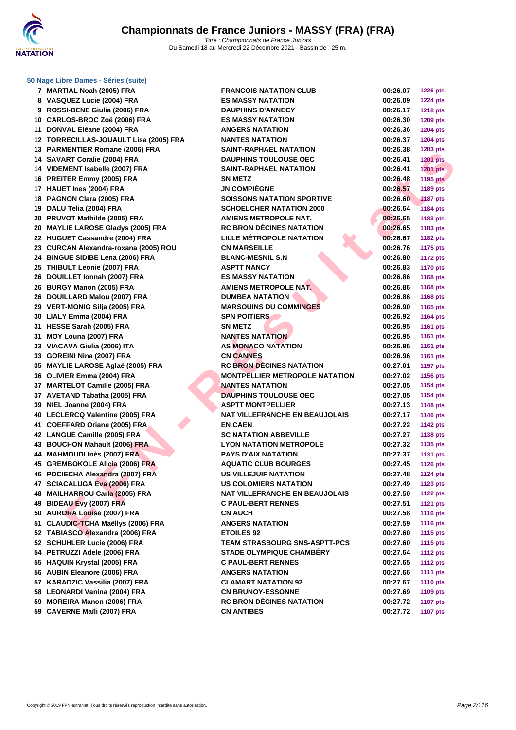# Championnats de France Juniors - MASSY (FRA) (FRA)

*Titre : Championnats de France Juniors*
Du Samedi 18 au Mercredi 22 Décembre 2021 - Bassin de : 25 m.

**50 Nage Libre Dames - Séries (suite)**

| Rang | Nom | Club | Temps | Points |
|---|---|---|---|---|
| 7 | MARTIAL Noah (2005) FRA | FRANCOIS NATATION CLUB | 00:26.07 | 1226 pts |
| 8 | VASQUEZ Lucie (2004) FRA | ES MASSY NATATION | 00:26.09 | 1224 pts |
| 9 | ROSSI-BENE Giulia (2006) FRA | DAUPHINS D'ANNECY | 00:26.17 | 1218 pts |
| 10 | CARLOS-BROC Zoé (2006) FRA | ES MASSY NATATION | 00:26.30 | 1209 pts |
| 11 | DONVAL Eléane (2004) FRA | ANGERS NATATION | 00:26.36 | 1204 pts |
| 12 | TORRECILLAS-JOUAULT Lisa (2005) FRA | NANTES NATATION | 00:26.37 | 1204 pts |
| 13 | PARMENTIER Romane (2006) FRA | SAINT-RAPHAEL NATATION | 00:26.38 | 1203 pts |
| 14 | SAVART Coralie (2004) FRA | DAUPHINS TOULOUSE OEC | 00:26.41 | 1201 pts |
| 14 | VIDEMENT Isabelle (2007) FRA | SAINT-RAPHAEL NATATION | 00:26.41 | 1201 pts |
| 16 | PREITER Emmy (2005) FRA | SN METZ | 00:26.48 | 1195 pts |
| 17 | HAUET Ines (2004) FRA | JN COMPIÈGNE | 00:26.57 | 1189 pts |
| 18 | PAGNON Clara (2005) FRA | SOISSONS NATATION SPORTIVE | 00:26.60 | 1187 pts |
| 19 | DALU Telia (2004) FRA | SCHOELCHER NATATION 2000 | 00:26.64 | 1184 pts |
| 20 | PRUVOT Mathilde (2005) FRA | AMIENS METROPOLE NAT. | 00:26.65 | 1183 pts |
| 20 | MAYLIE LAROSE Gladys (2005) FRA | RC BRON DÉCINES NATATION | 00:26.65 | 1183 pts |
| 22 | HUGUET Cassandre (2004) FRA | LILLE MÉTROPOLE NATATION | 00:26.67 | 1182 pts |
| 23 | CURCAN Alexandra-roxana (2005) ROU | CN MARSEILLE | 00:26.76 | 1175 pts |
| 24 | BINGUE SIDIBE Lena (2006) FRA | BLANC-MESNIL S.N | 00:26.80 | 1172 pts |
| 25 | THIBULT Leonie (2007) FRA | ASPTT NANCY | 00:26.83 | 1170 pts |
| 26 | DOUILLET Ionnah (2007) FRA | ES MASSY NATATION | 00:26.86 | 1168 pts |
| 26 | BURGY Manon (2005) FRA | AMIENS METROPOLE NAT. | 00:26.86 | 1168 pts |
| 26 | DOUILLARD Malou (2007) FRA | DUMBEA NATATION | 00:26.86 | 1168 pts |
| 29 | VERT-MONIG Silja (2005) FRA | MARSOUINS DU COMMINGES | 00:26.90 | 1165 pts |
| 30 | LIALY Emma (2004) FRA | SPN POITIERS | 00:26.92 | 1164 pts |
| 31 | HESSE Sarah (2005) FRA | SN METZ | 00:26.95 | 1161 pts |
| 31 | MOY Louna (2007) FRA | NANTES NATATION | 00:26.95 | 1161 pts |
| 33 | VIACAVA Giulia (2006) ITA | AS MONACO NATATION | 00:26.96 | 1161 pts |
| 33 | GOREINI Nina (2007) FRA | CN CANNES | 00:26.96 | 1161 pts |
| 35 | MAYLIE LAROSE Aglaé (2005) FRA | RC BRON DÉCINES NATATION | 00:27.01 | 1157 pts |
| 36 | OLIVIER Emma (2004) FRA | MONTPELLIER METROPOLE NATATION | 00:27.02 | 1156 pts |
| 37 | MARTELOT Camille (2005) FRA | NANTES NATATION | 00:27.05 | 1154 pts |
| 37 | AVETAND Tabatha (2005) FRA | DAUPHINS TOULOUSE OEC | 00:27.05 | 1154 pts |
| 39 | NIEL Joanne (2004) FRA | ASPTT MONTPELLIER | 00:27.13 | 1148 pts |
| 40 | LECLERCQ Valentine (2005) FRA | NAT VILLEFRANCHE EN BEAUJOLAIS | 00:27.17 | 1146 pts |
| 41 | COEFFARD Oriane (2005) FRA | EN CAEN | 00:27.22 | 1142 pts |
| 42 | LANGUE Camille (2005) FRA | SC NATATION ABBEVILLE | 00:27.27 | 1138 pts |
| 43 | BOUCHON Mahault (2006) FRA | LYON NATATION METROPOLE | 00:27.32 | 1135 pts |
| 44 | MAHMOUDI Inès (2007) FRA | PAYS D'AIX NATATION | 00:27.37 | 1131 pts |
| 45 | GREMBOKOLE Alicia (2006) FRA | AQUATIC CLUB BOURGES | 00:27.45 | 1126 pts |
| 46 | POCIECHA Alexandra (2007) FRA | US VILLEJUIF NATATION | 00:27.48 | 1124 pts |
| 47 | SCIACALUGA Eva (2006) FRA | US COLOMIERS NATATION | 00:27.49 | 1123 pts |
| 48 | MAILHARROU Carla (2005) FRA | NAT VILLEFRANCHE EN BEAUJOLAIS | 00:27.50 | 1122 pts |
| 49 | BIDEAU Evy (2007) FRA | C PAUL-BERT RENNES | 00:27.51 | 1121 pts |
| 50 | AURORA Louise (2007) FRA | CN AUCH | 00:27.58 | 1116 pts |
| 51 | CLAUDIC-TCHA Maëllys (2006) FRA | ANGERS NATATION | 00:27.59 | 1116 pts |
| 52 | TABIASCO Alexandra (2006) FRA | ETOILES 92 | 00:27.60 | 1115 pts |
| 52 | SCHUHLER Lucie (2006) FRA | TEAM STRASBOURG SNS-ASPTT-PCS | 00:27.60 | 1115 pts |
| 54 | PETRUZZI Adele (2006) FRA | STADE OLYMPIQUE CHAMBÉRY | 00:27.64 | 1112 pts |
| 55 | HAQUIN Krystal (2005) FRA | C PAUL-BERT RENNES | 00:27.65 | 1112 pts |
| 56 | AUBIN Eleanore (2006) FRA | ANGERS NATATION | 00:27.66 | 1111 pts |
| 57 | KARADZIC Vassilia (2007) FRA | CLAMART NATATION 92 | 00:27.67 | 1110 pts |
| 58 | LEONARDI Vanina (2004) FRA | CN BRUNOY-ESSONNE | 00:27.69 | 1109 pts |
| 59 | MOREIRA Manon (2006) FRA | RC BRON DÉCINES NATATION | 00:27.72 | 1107 pts |
| 59 | CAVERNE Maïli (2007) FRA | CN ANTIBES | 00:27.72 | 1107 pts |

Copyright © 2019 FFN-extraNat. Tous droits réservés reproduction interdite sans autorisation.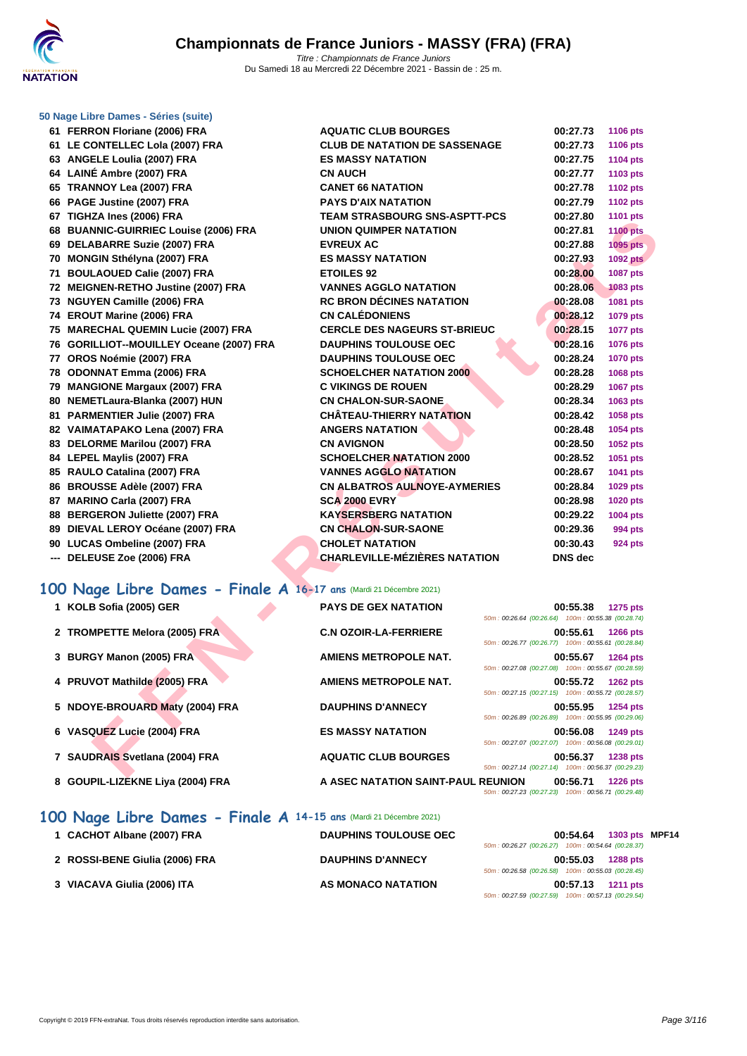### 50 Nage Libre Dames - Séries (suite)

| Rang | Nom | Club | Temps | Points |
|---|---|---|---|---|
| 61 | FERRON Floriane (2006) FRA | AQUATIC CLUB BOURGES | 00:27.73 | 1106 pts |
| 61 | LE CONTELLEC Lola (2007) FRA | CLUB DE NATATION DE SASSENAGE | 00:27.73 | 1106 pts |
| 63 | ANGELE Loulia (2007) FRA | ES MASSY NATATION | 00:27.75 | 1104 pts |
| 64 | LAINÉ Ambre (2007) FRA | CN AUCH | 00:27.77 | 1103 pts |
| 65 | TRANNOY Lea (2007) FRA | CANET 66 NATATION | 00:27.78 | 1102 pts |
| 66 | PAGE Justine (2007) FRA | PAYS D'AIX NATATION | 00:27.79 | 1102 pts |
| 67 | TIGHZA Ines (2006) FRA | TEAM STRASBOURG SNS-ASPTT-PCS | 00:27.80 | 1101 pts |
| 68 | BUANNIC-GUIRRIEC Louise (2006) FRA | UNION QUIMPER NATATION | 00:27.81 | 1100 pts |
| 69 | DELABARRE Suzie (2007) FRA | EVREUX AC | 00:27.88 | 1095 pts |
| 70 | MONGIN Sthélyna (2007) FRA | ES MASSY NATATION | 00:27.93 | 1092 pts |
| 71 | BOULAOUED Calie (2007) FRA | ETOILES 92 | 00:28.00 | 1087 pts |
| 72 | MEIGNEN-RETHO Justine (2007) FRA | VANNES AGGLO NATATION | 00:28.06 | 1083 pts |
| 73 | NGUYEN Camille (2006) FRA | RC BRON DÉCINES NATATION | 00:28.08 | 1081 pts |
| 74 | EROUT Marine (2006) FRA | CN CALÉDONIENS | 00:28.12 | 1079 pts |
| 75 | MARECHAL QUEMIN Lucie (2007) FRA | CERCLE DES NAGEURS ST-BRIEUC | 00:28.15 | 1077 pts |
| 76 | GORILLIOT--MOUILLEY Oceane (2007) FRA | DAUPHINS TOULOUSE OEC | 00:28.16 | 1076 pts |
| 77 | OROS Noémie (2007) FRA | DAUPHINS TOULOUSE OEC | 00:28.24 | 1070 pts |
| 78 | ODONNAT Emma (2006) FRA | SCHOELCHER NATATION 2000 | 00:28.28 | 1068 pts |
| 79 | MANGIONE Margaux (2007) FRA | C VIKINGS DE ROUEN | 00:28.29 | 1067 pts |
| 80 | NEMETLaura-Blanka (2007) HUN | CN CHALON-SUR-SAONE | 00:28.34 | 1063 pts |
| 81 | PARMENTIER Julie (2007) FRA | CHÂTEAU-THIERRY NATATION | 00:28.42 | 1058 pts |
| 82 | VAIMATAPAKO Lena (2007) FRA | ANGERS NATATION | 00:28.48 | 1054 pts |
| 83 | DELORME Marilou (2007) FRA | CN AVIGNON | 00:28.50 | 1052 pts |
| 84 | LEPEL Maylis (2007) FRA | SCHOELCHER NATATION 2000 | 00:28.52 | 1051 pts |
| 85 | RAULO Catalina (2007) FRA | VANNES AGGLO NATATION | 00:28.67 | 1041 pts |
| 86 | BROUSSE Adèle (2007) FRA | CN ALBATROS AULNOYE-AYMERIES | 00:28.84 | 1029 pts |
| 87 | MARINO Carla (2007) FRA | SCA 2000 EVRY | 00:28.98 | 1020 pts |
| 88 | BERGERON Juliette (2007) FRA | KAYSERSBERG NATATION | 00:29.22 | 1004 pts |
| 89 | DIEVAL LEROY Océane (2007) FRA | CN CHALON-SUR-SAONE | 00:29.36 | 994 pts |
| 90 | LUCAS Ombeline (2007) FRA | CHOLET NATATION | 00:30.43 | 924 pts |
| --- | DELEUSE Zoe (2006) FRA | CHARLEVILLE-MÉZIÈRES NATATION | DNS dec | |

## 100 Nage Libre Dames - Finale A 16-17 ans (Mardi 21 Décembre 2021)

| Rang | Nom | Club | Temps | Points | Passages |
|---|---|---|---|---|---|
| 1 | KOLB Sofia (2005) GER | PAYS DE GEX NATATION | 00:55.38 | 1275 pts | 50m : 00:26.64 (00:26.64) 100m : 00:55.38 (00:28.74) |
| 2 | TROMPETTE Melora (2005) FRA | C.N OZOIR-LA-FERRIERE | 00:55.61 | 1266 pts | 50m : 00:26.77 (00:26.77) 100m : 00:55.61 (00:28.84) |
| 3 | BURGY Manon (2005) FRA | AMIENS METROPOLE NAT. | 00:55.67 | 1264 pts | 50m : 00:27.08 (00:27.08) 100m : 00:55.67 (00:28.59) |
| 4 | PRUVOT Mathilde (2005) FRA | AMIENS METROPOLE NAT. | 00:55.72 | 1262 pts | 50m : 00:27.15 (00:27.15) 100m : 00:55.72 (00:28.57) |
| 5 | NDOYE-BROUARD Maty (2004) FRA | DAUPHINS D'ANNECY | 00:55.95 | 1254 pts | 50m : 00:26.89 (00:26.89) 100m : 00:55.95 (00:29.06) |
| 6 | VASQUEZ Lucie (2004) FRA | ES MASSY NATATION | 00:56.08 | 1249 pts | 50m : 00:27.07 (00:27.07) 100m : 00:56.08 (00:29.01) |
| 7 | SAUDRAIS Svetlana (2004) FRA | AQUATIC CLUB BOURGES | 00:56.37 | 1238 pts | 50m : 00:27.14 (00:27.14) 100m : 00:56.37 (00:29.23) |
| 8 | GOUPIL-LIZEKNE Liya (2004) FRA | A ASEC NATATION SAINT-PAUL REUNION | 00:56.71 | 1226 pts | 50m : 00:27.23 (00:27.23) 100m : 00:56.71 (00:29.48) |

## 100 Nage Libre Dames - Finale A 14-15 ans (Mardi 21 Décembre 2021)

| Rang | Nom | Club | Temps | Points | Passages |
|---|---|---|---|---|---|
| 1 | CACHOT Albane (2007) FRA | DAUPHINS TOULOUSE OEC | 00:54.64 | 1303 pts MPF14 | 50m : 00:26.27 (00:26.27) 100m : 00:54.64 (00:28.37) |
| 2 | ROSSI-BENE Giulia (2006) FRA | DAUPHINS D'ANNECY | 00:55.03 | 1288 pts | 50m : 00:26.58 (00:26.58) 100m : 00:55.03 (00:28.45) |
| 3 | VIACAVA Giulia (2006) ITA | AS MONACO NATATION | 00:57.13 | 1211 pts | 50m : 00:27.59 (00:27.59) 100m : 00:57.13 (00:29.54) |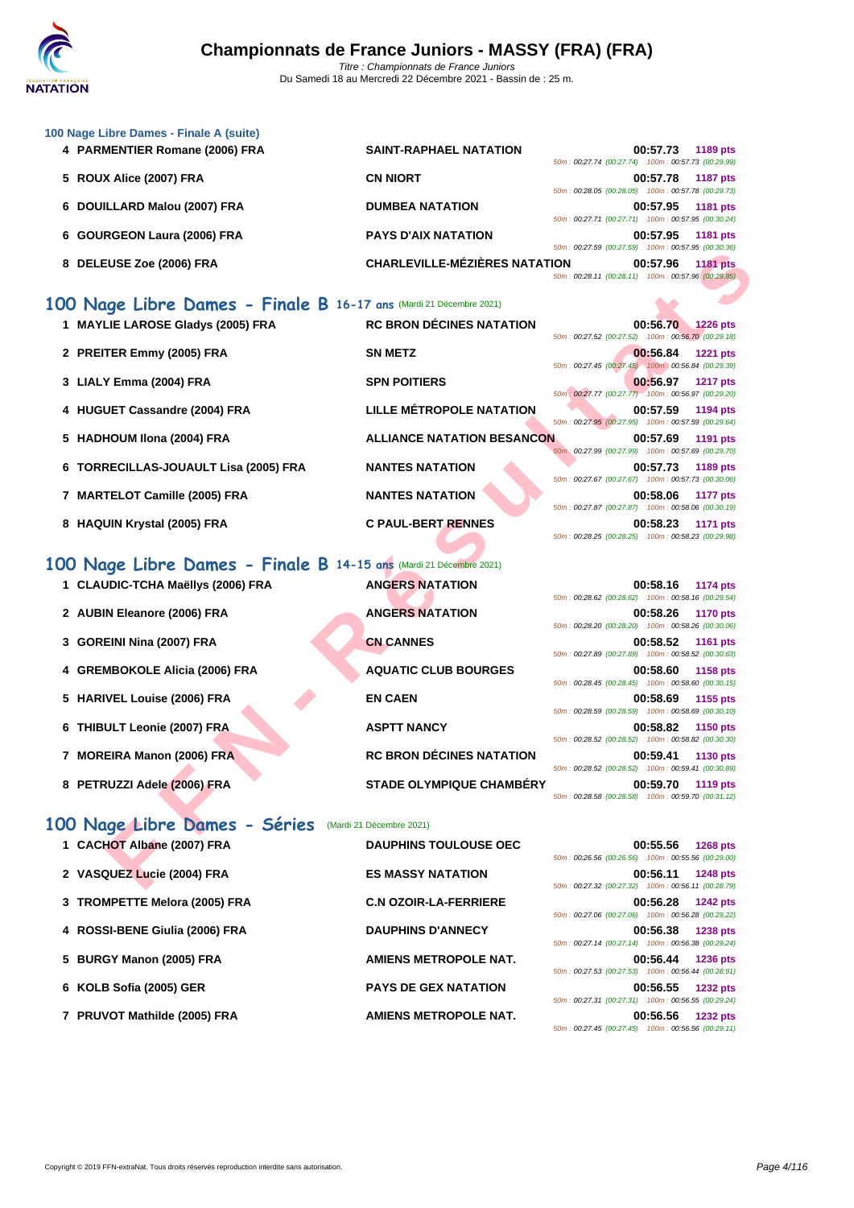# Championnats de France Juniors - MASSY (FRA) (FRA)

*Titre : Championnats de France Juniors*
Du Samedi 18 au Mercredi 22 Décembre 2021 - Bassin de : 25 m.

### 100 Nage Libre Dames - Finale A (suite)

| Pl. | Nom | Club | Temps | Points | Splits |
|---|---|---|---|---|---|
| 4 | PARMENTIER Romane (2006) FRA | SAINT-RAPHAEL NATATION | 00:57.73 | 1189 pts | 50m : 00:27.74 (00:27.74) 100m : 00:57.73 (00:29.99) |
| 5 | ROUX Alice (2007) FRA | CN NIORT | 00:57.78 | 1187 pts | 50m : 00:28.05 (00:28.05) 100m : 00:57.78 (00:29.73) |
| 6 | DOUILLARD Malou (2007) FRA | DUMBEA NATATION | 00:57.95 | 1181 pts | 50m : 00:27.71 (00:27.71) 100m : 00:57.95 (00:30.24) |
| 6 | GOURGEON Laura (2006) FRA | PAYS D'AIX NATATION | 00:57.95 | 1181 pts | 50m : 00:27.59 (00:27.59) 100m : 00:57.95 (00:30.36) |
| 8 | DELEUSE Zoe (2006) FRA | CHARLEVILLE-MÉZIÈRES NATATION | 00:57.96 | 1181 pts | 50m : 00:28.11 (00:28.11) 100m : 00:57.96 (00:29.85) |

## 100 Nage Libre Dames - Finale B 16-17 ans (Mardi 21 Décembre 2021)

| Pl. | Nom | Club | Temps | Points | Splits |
|---|---|---|---|---|---|
| 1 | MAYLIE LAROSE Gladys (2005) FRA | RC BRON DÉCINES NATATION | 00:56.70 | 1226 pts | 50m : 00:27.52 (00:27.52) 100m : 00:56.70 (00:29.18) |
| 2 | PREITER Emmy (2005) FRA | SN METZ | 00:56.84 | 1221 pts | 50m : 00:27.45 (00:27.45) 100m : 00:56.84 (00:29.39) |
| 3 | LIALY Emma (2004) FRA | SPN POITIERS | 00:56.97 | 1217 pts | 50m : 00:27.77 (00:27.77) 100m : 00:56.97 (00:29.20) |
| 4 | HUGUET Cassandre (2004) FRA | LILLE MÉTROPOLE NATATION | 00:57.59 | 1194 pts | 50m : 00:27.95 (00:27.95) 100m : 00:57.59 (00:29.64) |
| 5 | HADHOUM Ilona (2004) FRA | ALLIANCE NATATION BESANCON | 00:57.69 | 1191 pts | 50m : 00:27.99 (00:27.99) 100m : 00:57.69 (00:29.70) |
| 6 | TORRECILLAS-JOUAULT Lisa (2005) FRA | NANTES NATATION | 00:57.73 | 1189 pts | 50m : 00:27.67 (00:27.67) 100m : 00:57.73 (00:30.06) |
| 7 | MARTELOT Camille (2005) FRA | NANTES NATATION | 00:58.06 | 1177 pts | 50m : 00:27.87 (00:27.87) 100m : 00:58.06 (00:30.19) |
| 8 | HAQUIN Krystal (2005) FRA | C PAUL-BERT RENNES | 00:58.23 | 1171 pts | 50m : 00:28.25 (00:28.25) 100m : 00:58.23 (00:29.98) |

## 100 Nage Libre Dames - Finale B 14-15 ans (Mardi 21 Décembre 2021)

| Pl. | Nom | Club | Temps | Points | Splits |
|---|---|---|---|---|---|
| 1 | CLAUDIC-TCHA Maëllys (2006) FRA | ANGERS NATATION | 00:58.16 | 1174 pts | 50m : 00:28.62 (00:28.62) 100m : 00:58.16 (00:29.54) |
| 2 | AUBIN Eleanore (2006) FRA | ANGERS NATATION | 00:58.26 | 1170 pts | 50m : 00:28.20 (00:28.20) 100m : 00:58.26 (00:30.06) |
| 3 | GOREINI Nina (2007) FRA | CN CANNES | 00:58.52 | 1161 pts | 50m : 00:27.89 (00:27.89) 100m : 00:58.52 (00:30.63) |
| 4 | GREMBOKOLE Alicia (2006) FRA | AQUATIC CLUB BOURGES | 00:58.60 | 1158 pts | 50m : 00:28.45 (00:28.45) 100m : 00:58.60 (00:30.15) |
| 5 | HARIVEL Louise (2006) FRA | EN CAEN | 00:58.69 | 1155 pts | 50m : 00:28.59 (00:28.59) 100m : 00:58.69 (00:30.10) |
| 6 | THIBULT Leonie (2007) FRA | ASPTT NANCY | 00:58.82 | 1150 pts | 50m : 00:28.52 (00:28.52) 100m : 00:58.82 (00:30.30) |
| 7 | MOREIRA Manon (2006) FRA | RC BRON DÉCINES NATATION | 00:59.41 | 1130 pts | 50m : 00:28.52 (00:28.52) 100m : 00:59.41 (00:30.89) |
| 8 | PETRUZZI Adele (2006) FRA | STADE OLYMPIQUE CHAMBÉRY | 00:59.70 | 1119 pts | 50m : 00:28.58 (00:28.58) 100m : 00:59.70 (00:31.12) |

## 100 Nage Libre Dames - Séries (Mardi 21 Décembre 2021)

| Pl. | Nom | Club | Temps | Points | Splits |
|---|---|---|---|---|---|
| 1 | CACHOT Albane (2007) FRA | DAUPHINS TOULOUSE OEC | 00:55.56 | 1268 pts | 50m : 00:26.56 (00:26.56) 100m : 00:55.56 (00:29.00) |
| 2 | VASQUEZ Lucie (2004) FRA | ES MASSY NATATION | 00:56.11 | 1248 pts | 50m : 00:27.32 (00:27.32) 100m : 00:56.11 (00:28.79) |
| 3 | TROMPETTE Melora (2005) FRA | C.N OZOIR-LA-FERRIERE | 00:56.28 | 1242 pts | 50m : 00:27.06 (00:27.06) 100m : 00:56.28 (00:29.22) |
| 4 | ROSSI-BENE Giulia (2006) FRA | DAUPHINS D'ANNECY | 00:56.38 | 1238 pts | 50m : 00:27.14 (00:27.14) 100m : 00:56.38 (00:29.24) |
| 5 | BURGY Manon (2005) FRA | AMIENS METROPOLE NAT. | 00:56.44 | 1236 pts | 50m : 00:27.53 (00:27.53) 100m : 00:56.44 (00:28.91) |
| 6 | KOLB Sofia (2005) GER | PAYS DE GEX NATATION | 00:56.55 | 1232 pts | 50m : 00:27.31 (00:27.31) 100m : 00:56.55 (00:29.24) |
| 7 | PRUVOT Mathilde (2005) FRA | AMIENS METROPOLE NAT. | 00:56.56 | 1232 pts | 50m : 00:27.45 (00:27.45) 100m : 00:56.56 (00:29.11) |

Copyright © 2019 FFN-extraNat. Tous droits réservés reproduction interdite sans autorisation.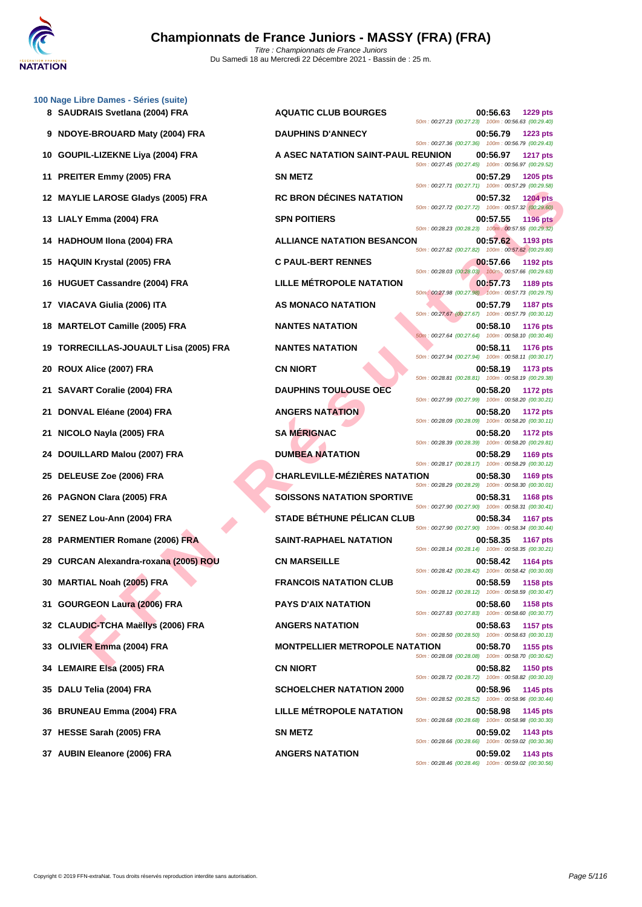# Championnats de France Juniors - MASSY (FRA) (FRA)

*Titre : Championnats de France Juniors*
Du Samedi 18 au Mercredi 22 Décembre 2021 - Bassin de : 25 m.

### 100 Nage Libre Dames - Séries (suite)

| Pl. | Nom | Club | Temps | Points | Splits |
|---|---|---|---|---|---|
| 8 | SAUDRAIS Svetlana (2004) FRA | AQUATIC CLUB BOURGES | 00:56.63 | 1229 pts | 50m : 00:27.23 (00:27.23) 100m : 00:56.63 (00:29.40) |
| 9 | NDOYE-BROUARD Maty (2004) FRA | DAUPHINS D'ANNECY | 00:56.79 | 1223 pts | 50m : 00:27.36 (00:27.36) 100m : 00:56.79 (00:29.43) |
| 10 | GOUPIL-LIZEKNE Liya (2004) FRA | A ASEC NATATION SAINT-PAUL REUNION | 00:56.97 | 1217 pts | 50m : 00:27.45 (00:27.45) 100m : 00:56.97 (00:29.52) |
| 11 | PREITER Emmy (2005) FRA | SN METZ | 00:57.29 | 1205 pts | 50m : 00:27.71 (00:27.71) 100m : 00:57.29 (00:29.58) |
| 12 | MAYLIE LAROSE Gladys (2005) FRA | RC BRON DÉCINES NATATION | 00:57.32 | 1204 pts | 50m : 00:27.72 (00:27.72) 100m : 00:57.32 (00:29.60) |
| 13 | LIALY Emma (2004) FRA | SPN POITIERS | 00:57.55 | 1196 pts | 50m : 00:28.23 (00:28.23) 100m : 00:57.55 (00:29.32) |
| 14 | HADHOUM Ilona (2004) FRA | ALLIANCE NATATION BESANCON | 00:57.62 | 1193 pts | 50m : 00:27.82 (00:27.82) 100m : 00:57.62 (00:29.80) |
| 15 | HAQUIN Krystal (2005) FRA | C PAUL-BERT RENNES | 00:57.66 | 1192 pts | 50m : 00:28.03 (00:28.03) 100m : 00:57.66 (00:29.63) |
| 16 | HUGUET Cassandre (2004) FRA | LILLE MÉTROPOLE NATATION | 00:57.73 | 1189 pts | 50m : 00:27.98 (00:27.98) 100m : 00:57.73 (00:29.75) |
| 17 | VIACAVA Giulia (2006) ITA | AS MONACO NATATION | 00:57.79 | 1187 pts | 50m : 00:27.67 (00:27.67) 100m : 00:57.79 (00:30.12) |
| 18 | MARTELOT Camille (2005) FRA | NANTES NATATION | 00:58.10 | 1176 pts | 50m : 00:27.64 (00:27.64) 100m : 00:58.10 (00:30.46) |
| 19 | TORRECILLAS-JOUAULT Lisa (2005) FRA | NANTES NATATION | 00:58.11 | 1176 pts | 50m : 00:27.94 (00:27.94) 100m : 00:58.11 (00:30.17) |
| 20 | ROUX Alice (2007) FRA | CN NIORT | 00:58.19 | 1173 pts | 50m : 00:28.81 (00:28.81) 100m : 00:58.19 (00:29.38) |
| 21 | SAVART Coralie (2004) FRA | DAUPHINS TOULOUSE OEC | 00:58.20 | 1172 pts | 50m : 00:27.99 (00:27.99) 100m : 00:58.20 (00:30.21) |
| 21 | DONVAL Eléane (2004) FRA | ANGERS NATATION | 00:58.20 | 1172 pts | 50m : 00:28.09 (00:28.09) 100m : 00:58.20 (00:30.11) |
| 21 | NICOLO Nayla (2005) FRA | SA MÉRIGNAC | 00:58.20 | 1172 pts | 50m : 00:28.39 (00:28.39) 100m : 00:58.20 (00:29.81) |
| 24 | DOUILLARD Malou (2007) FRA | DUMBEA NATATION | 00:58.29 | 1169 pts | 50m : 00:28.17 (00:28.17) 100m : 00:58.29 (00:30.12) |
| 25 | DELEUSE Zoe (2006) FRA | CHARLEVILLE-MÉZIÈRES NATATION | 00:58.30 | 1169 pts | 50m : 00:28.29 (00:28.29) 100m : 00:58.30 (00:30.01) |
| 26 | PAGNON Clara (2005) FRA | SOISSONS NATATION SPORTIVE | 00:58.31 | 1168 pts | 50m : 00:27.90 (00:27.90) 100m : 00:58.31 (00:30.41) |
| 27 | SENEZ Lou-Ann (2004) FRA | STADE BÉTHUNE PÉLICAN CLUB | 00:58.34 | 1167 pts | 50m : 00:27.90 (00:27.90) 100m : 00:58.34 (00:30.44) |
| 28 | PARMENTIER Romane (2006) FRA | SAINT-RAPHAEL NATATION | 00:58.35 | 1167 pts | 50m : 00:28.14 (00:28.14) 100m : 00:58.35 (00:30.21) |
| 29 | CURCAN Alexandra-roxana (2005) ROU | CN MARSEILLE | 00:58.42 | 1164 pts | 50m : 00:28.42 (00:28.42) 100m : 00:58.42 (00:30.00) |
| 30 | MARTIAL Noah (2005) FRA | FRANCOIS NATATION CLUB | 00:58.59 | 1158 pts | 50m : 00:28.12 (00:28.12) 100m : 00:58.59 (00:30.47) |
| 31 | GOURGEON Laura (2006) FRA | PAYS D'AIX NATATION | 00:58.60 | 1158 pts | 50m : 00:27.83 (00:27.83) 100m : 00:58.60 (00:30.77) |
| 32 | CLAUDIC-TCHA Maëllys (2006) FRA | ANGERS NATATION | 00:58.63 | 1157 pts | 50m : 00:28.50 (00:28.50) 100m : 00:58.63 (00:30.13) |
| 33 | OLIVIER Emma (2004) FRA | MONTPELLIER METROPOLE NATATION | 00:58.70 | 1155 pts | 50m : 00:28.08 (00:28.08) 100m : 00:58.70 (00:30.62) |
| 34 | LEMAIRE Elsa (2005) FRA | CN NIORT | 00:58.82 | 1150 pts | 50m : 00:28.72 (00:28.72) 100m : 00:58.82 (00:30.10) |
| 35 | DALU Telia (2004) FRA | SCHOELCHER NATATION 2000 | 00:58.96 | 1145 pts | 50m : 00:28.52 (00:28.52) 100m : 00:58.96 (00:30.44) |
| 36 | BRUNEAU Emma (2004) FRA | LILLE MÉTROPOLE NATATION | 00:58.98 | 1145 pts | 50m : 00:28.68 (00:28.68) 100m : 00:58.98 (00:30.30) |
| 37 | HESSE Sarah (2005) FRA | SN METZ | 00:59.02 | 1143 pts | 50m : 00:28.66 (00:28.66) 100m : 00:59.02 (00:30.36) |
| 37 | AUBIN Eleanore (2006) FRA | ANGERS NATATION | 00:59.02 | 1143 pts | 50m : 00:28.46 (00:28.46) 100m : 00:59.02 (00:30.56) |

Copyright © 2019 FFN-extraNat. Tous droits réservés reproduction interdite sans autorisation.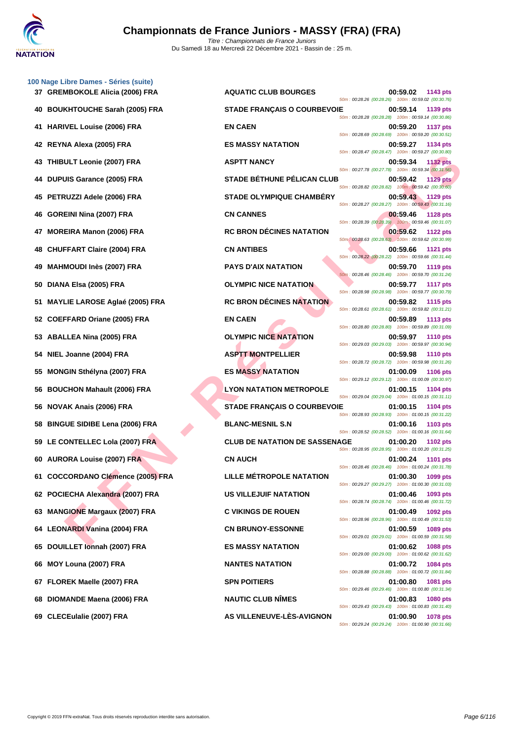# Championnats de France Juniors - MASSY (FRA) (FRA)

*Titre : Championnats de France Juniors*
Du Samedi 18 au Mercredi 22 Décembre 2021 - Bassin de : 25 m.

### 100 Nage Libre Dames - Séries (suite)

| Rang | Nom | Club | Temps | Points | Splits |
|---|---|---|---|---|---|
| 37 | GREMBOKOLE Alicia (2006) FRA | AQUATIC CLUB BOURGES | 00:59.02 | 1143 pts | 50m : 00:28.26 (00:28.26) 100m : 00:59.02 (00:30.76) |
| 40 | BOUKHTOUCHE Sarah (2005) FRA | STADE FRANÇAIS O COURBEVOIE | 00:59.14 | 1139 pts | 50m : 00:28.28 (00:28.28) 100m : 00:59.14 (00:30.86) |
| 41 | HARIVEL Louise (2006) FRA | EN CAEN | 00:59.20 | 1137 pts | 50m : 00:28.69 (00:28.69) 100m : 00:59.20 (00:30.51) |
| 42 | REYNA Alexa (2005) FRA | ES MASSY NATATION | 00:59.27 | 1134 pts | 50m : 00:28.47 (00:28.47) 100m : 00:59.27 (00:30.80) |
| 43 | THIBULT Leonie (2007) FRA | ASPTT NANCY | 00:59.34 | 1132 pts | 50m : 00:27.78 (00:27.78) 100m : 00:59.34 (00:31.56) |
| 44 | DUPUIS Garance (2005) FRA | STADE BÉTHUNE PÉLICAN CLUB | 00:59.42 | 1129 pts | 50m : 00:28.82 (00:28.82) 100m : 00:59.42 (00:30.60) |
| 45 | PETRUZZI Adele (2006) FRA | STADE OLYMPIQUE CHAMBÉRY | 00:59.43 | 1129 pts | 50m : 00:28.27 (00:28.27) 100m : 00:59.43 (00:31.16) |
| 46 | GOREINI Nina (2007) FRA | CN CANNES | 00:59.46 | 1128 pts | 50m : 00:28.39 (00:28.39) 100m : 00:59.46 (00:31.07) |
| 47 | MOREIRA Manon (2006) FRA | RC BRON DÉCINES NATATION | 00:59.62 | 1122 pts | 50m : 00:28.63 (00:28.63) 100m : 00:59.62 (00:30.99) |
| 48 | CHUFFART Claire (2004) FRA | CN ANTIBES | 00:59.66 | 1121 pts | 50m : 00:28.22 (00:28.22) 100m : 00:59.66 (00:31.44) |
| 49 | MAHMOUDI Inès (2007) FRA | PAYS D'AIX NATATION | 00:59.70 | 1119 pts | 50m : 00:28.46 (00:28.46) 100m : 00:59.70 (00:31.24) |
| 50 | DIANA Elsa (2005) FRA | OLYMPIC NICE NATATION | 00:59.77 | 1117 pts | 50m : 00:28.98 (00:28.98) 100m : 00:59.77 (00:30.79) |
| 51 | MAYLIE LAROSE Aglaé (2005) FRA | RC BRON DÉCINES NATATION | 00:59.82 | 1115 pts | 50m : 00:28.61 (00:28.61) 100m : 00:59.82 (00:31.21) |
| 52 | COEFFARD Oriane (2005) FRA | EN CAEN | 00:59.89 | 1113 pts | 50m : 00:28.80 (00:28.80) 100m : 00:59.89 (00:31.09) |
| 53 | ABALLEA Nina (2005) FRA | OLYMPIC NICE NATATION | 00:59.97 | 1110 pts | 50m : 00:29.03 (00:29.03) 100m : 00:59.97 (00:30.94) |
| 54 | NIEL Joanne (2004) FRA | ASPTT MONTPELLIER | 00:59.98 | 1110 pts | 50m : 00:28.72 (00:28.72) 100m : 00:59.98 (00:31.26) |
| 55 | MONGIN Sthélyna (2007) FRA | ES MASSY NATATION | 01:00.09 | 1106 pts | 50m : 00:29.12 (00:29.12) 100m : 01:00.09 (00:30.97) |
| 56 | BOUCHON Mahault (2006) FRA | LYON NATATION METROPOLE | 01:00.15 | 1104 pts | 50m : 00:29.04 (00:29.04) 100m : 01:00.15 (00:31.11) |
| 56 | NOVAK Anais (2006) FRA | STADE FRANÇAIS O COURBEVOIE | 01:00.15 | 1104 pts | 50m : 00:28.93 (00:28.93) 100m : 01:00.15 (00:31.22) |
| 58 | BINGUE SIDIBE Lena (2006) FRA | BLANC-MESNIL S.N | 01:00.16 | 1103 pts | 50m : 00:28.52 (00:28.52) 100m : 01:00.16 (00:31.64) |
| 59 | LE CONTELLEC Lola (2007) FRA | CLUB DE NATATION DE SASSENAGE | 01:00.20 | 1102 pts | 50m : 00:28.95 (00:28.95) 100m : 01:00.20 (00:31.25) |
| 60 | AURORA Louise (2007) FRA | CN AUCH | 01:00.24 | 1101 pts | 50m : 00:28.46 (00:28.46) 100m : 01:00.24 (00:31.78) |
| 61 | COCCORDANO Clémence (2005) FRA | LILLE MÉTROPOLE NATATION | 01:00.30 | 1099 pts | 50m : 00:29.27 (00:29.27) 100m : 01:00.30 (00:31.03) |
| 62 | POCIECHA Alexandra (2007) FRA | US VILLEJUIF NATATION | 01:00.46 | 1093 pts | 50m : 00:28.74 (00:28.74) 100m : 01:00.46 (00:31.72) |
| 63 | MANGIONE Margaux (2007) FRA | C VIKINGS DE ROUEN | 01:00.49 | 1092 pts | 50m : 00:28.96 (00:28.96) 100m : 01:00.49 (00:31.53) |
| 64 | LEONARDI Vanina (2004) FRA | CN BRUNOY-ESSONNE | 01:00.59 | 1089 pts | 50m : 00:29.01 (00:29.01) 100m : 01:00.59 (00:31.58) |
| 65 | DOUILLET Ionnah (2007) FRA | ES MASSY NATATION | 01:00.62 | 1088 pts | 50m : 00:29.00 (00:29.00) 100m : 01:00.62 (00:31.62) |
| 66 | MOY Louna (2007) FRA | NANTES NATATION | 01:00.72 | 1084 pts | 50m : 00:28.88 (00:28.88) 100m : 01:00.72 (00:31.84) |
| 67 | FLOREK Maelle (2007) FRA | SPN POITIERS | 01:00.80 | 1081 pts | 50m : 00:29.46 (00:29.46) 100m : 01:00.80 (00:31.34) |
| 68 | DIOMANDE Maena (2006) FRA | NAUTIC CLUB NÎMES | 01:00.83 | 1080 pts | 50m : 00:29.43 (00:29.43) 100m : 01:00.83 (00:31.40) |
| 69 | CLECEulalie (2007) FRA | AS VILLENEUVE-LÈS-AVIGNON | 01:00.90 | 1078 pts | 50m : 00:29.24 (00:29.24) 100m : 01:00.90 (00:31.66) |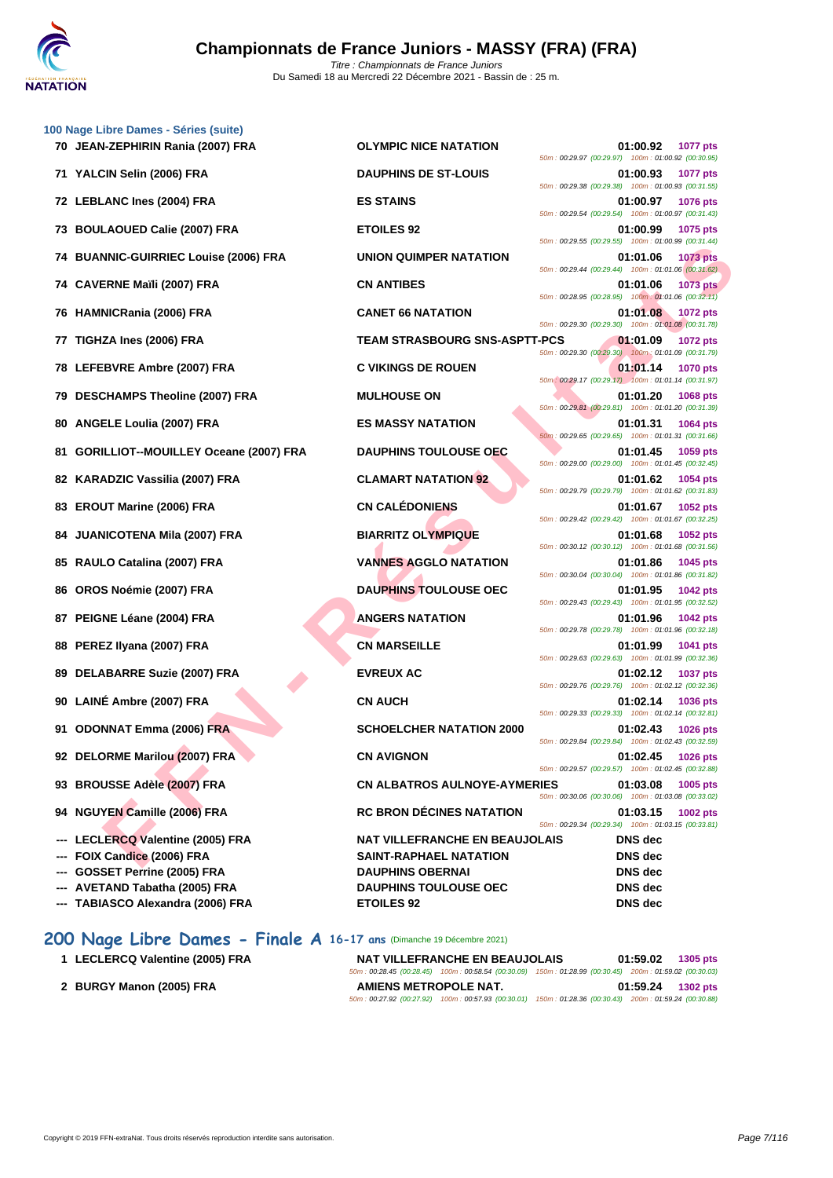# Championnats de France Juniors - MASSY (FRA) (FRA)

*Titre : Championnats de France Juniors*
Du Samedi 18 au Mercredi 22 Décembre 2021 - Bassin de : 25 m.

### 100 Nage Libre Dames - Séries (suite)

| Rang | Nom | Club | Temps | Points |
|---|---|---|---|---|
| 70 | JEAN-ZEPHIRIN Rania (2007) FRA | OLYMPIC NICE NATATION | 01:00.92 | 1077 pts |
| | | 50m : 00:29.97 (00:29.97) 100m : 01:00.92 (00:30.95) | | |
| 71 | YALCIN Selin (2006) FRA | DAUPHINS DE ST-LOUIS | 01:00.93 | 1077 pts |
| | | 50m : 00:29.38 (00:29.38) 100m : 01:00.93 (00:31.55) | | |
| 72 | LEBLANC Ines (2004) FRA | ES STAINS | 01:00.97 | 1076 pts |
| | | 50m : 00:29.54 (00:29.54) 100m : 01:00.97 (00:31.43) | | |
| 73 | BOULAOUED Calie (2007) FRA | ETOILES 92 | 01:00.99 | 1075 pts |
| | | 50m : 00:29.55 (00:29.55) 100m : 01:00.99 (00:31.44) | | |
| 74 | BUANNIC-GUIRRIEC Louise (2006) FRA | UNION QUIMPER NATATION | 01:01.06 | 1073 pts |
| | | 50m : 00:29.44 (00:29.44) 100m : 01:01.06 (00:31.62) | | |
| 74 | CAVERNE Maïli (2007) FRA | CN ANTIBES | 01:01.06 | 1073 pts |
| | | 50m : 00:28.95 (00:28.95) 100m : 01:01.06 (00:32.11) | | |
| 76 | HAMNICRania (2006) FRA | CANET 66 NATATION | 01:01.08 | 1072 pts |
| | | 50m : 00:29.30 (00:29.30) 100m : 01:01.08 (00:31.78) | | |
| 77 | TIGHZA Ines (2006) FRA | TEAM STRASBOURG SNS-ASPTT-PCS | 01:01.09 | 1072 pts |
| | | 50m : 00:29.30 (00:29.30) 100m : 01:01.09 (00:31.79) | | |
| 78 | LEFEBVRE Ambre (2007) FRA | C VIKINGS DE ROUEN | 01:01.14 | 1070 pts |
| | | 50m : 00:29.17 (00:29.17) 100m : 01:01.14 (00:31.97) | | |
| 79 | DESCHAMPS Theoline (2007) FRA | MULHOUSE ON | 01:01.20 | 1068 pts |
| | | 50m : 00:29.81 (00:29.81) 100m : 01:01.20 (00:31.39) | | |
| 80 | ANGELE Loulia (2007) FRA | ES MASSY NATATION | 01:01.31 | 1064 pts |
| | | 50m : 00:29.65 (00:29.65) 100m : 01:01.31 (00:31.66) | | |
| 81 | GORILLIOT--MOUILLEY Oceane (2007) FRA | DAUPHINS TOULOUSE OEC | 01:01.45 | 1059 pts |
| | | 50m : 00:29.00 (00:29.00) 100m : 01:01.45 (00:32.45) | | |
| 82 | KARADZIC Vassilia (2007) FRA | CLAMART NATATION 92 | 01:01.62 | 1054 pts |
| | | 50m : 00:29.79 (00:29.79) 100m : 01:01.62 (00:31.83) | | |
| 83 | EROUT Marine (2006) FRA | CN CALÉDONIENS | 01:01.67 | 1052 pts |
| | | 50m : 00:29.42 (00:29.42) 100m : 01:01.67 (00:32.25) | | |
| 84 | JUANICOTENA Mila (2007) FRA | BIARRITZ OLYMPIQUE | 01:01.68 | 1052 pts |
| | | 50m : 00:30.12 (00:30.12) 100m : 01:01.68 (00:31.56) | | |
| 85 | RAULO Catalina (2007) FRA | VANNES AGGLO NATATION | 01:01.86 | 1045 pts |
| | | 50m : 00:30.04 (00:30.04) 100m : 01:01.86 (00:31.82) | | |
| 86 | OROS Noémie (2007) FRA | DAUPHINS TOULOUSE OEC | 01:01.95 | 1042 pts |
| | | 50m : 00:29.43 (00:29.43) 100m : 01:01.95 (00:32.52) | | |
| 87 | PEIGNE Léane (2004) FRA | ANGERS NATATION | 01:01.96 | 1042 pts |
| | | 50m : 00:29.78 (00:29.78) 100m : 01:01.96 (00:32.18) | | |
| 88 | PEREZ Ilyana (2007) FRA | CN MARSEILLE | 01:01.99 | 1041 pts |
| | | 50m : 00:29.63 (00:29.63) 100m : 01:01.99 (00:32.36) | | |
| 89 | DELABARRE Suzie (2007) FRA | EVREUX AC | 01:02.12 | 1037 pts |
| | | 50m : 00:29.76 (00:29.76) 100m : 01:02.12 (00:32.36) | | |
| 90 | LAINÉ Ambre (2007) FRA | CN AUCH | 01:02.14 | 1036 pts |
| | | 50m : 00:29.33 (00:29.33) 100m : 01:02.14 (00:32.81) | | |
| 91 | ODONNAT Emma (2006) FRA | SCHOELCHER NATATION 2000 | 01:02.43 | 1026 pts |
| | | 50m : 00:29.84 (00:29.84) 100m : 01:02.43 (00:32.59) | | |
| 92 | DELORME Marilou (2007) FRA | CN AVIGNON | 01:02.45 | 1026 pts |
| | | 50m : 00:29.57 (00:29.57) 100m : 01:02.45 (00:32.88) | | |
| 93 | BROUSSE Adèle (2007) FRA | CN ALBATROS AULNOYE-AYMERIES | 01:03.08 | 1005 pts |
| | | 50m : 00:30.06 (00:30.06) 100m : 01:03.08 (00:33.02) | | |
| 94 | NGUYEN Camille (2006) FRA | RC BRON DÉCINES NATATION | 01:03.15 | 1002 pts |
| | | 50m : 00:29.34 (00:29.34) 100m : 01:03.15 (00:33.81) | | |
| --- | LECLERCQ Valentine (2005) FRA | NAT VILLEFRANCHE EN BEAUJOLAIS | DNS dec | |
| --- | FOIX Candice (2006) FRA | SAINT-RAPHAEL NATATION | DNS dec | |
| --- | GOSSET Perrine (2005) FRA | DAUPHINS OBERNAI | DNS dec | |
| --- | AVETAND Tabatha (2005) FRA | DAUPHINS TOULOUSE OEC | DNS dec | |
| --- | TABIASCO Alexandra (2006) FRA | ETOILES 92 | DNS dec | |

## 200 Nage Libre Dames - Finale A 16-17 ans (Dimanche 19 Décembre 2021)

| Rang | Nom | Club | Temps | Points |
|---|---|---|---|---|
| 1 | LECLERCQ Valentine (2005) FRA | NAT VILLEFRANCHE EN BEAUJOLAIS | 01:59.02 | 1305 pts |
| | | 50m : 00:28.45 (00:28.45) 100m : 00:58.54 (00:30.09) 150m : 01:28.99 (00:30.45) 200m : 01:59.02 (00:30.03) | | |
| 2 | BURGY Manon (2005) FRA | AMIENS METROPOLE NAT. | 01:59.24 | 1302 pts |
| | | 50m : 00:27.92 (00:27.92) 100m : 00:57.93 (00:30.01) 150m : 01:28.36 (00:30.43) 200m : 01:59.24 (00:30.88) | | |

Copyright © 2019 FFN-extraNat. Tous droits réservés reproduction interdite sans autorisation.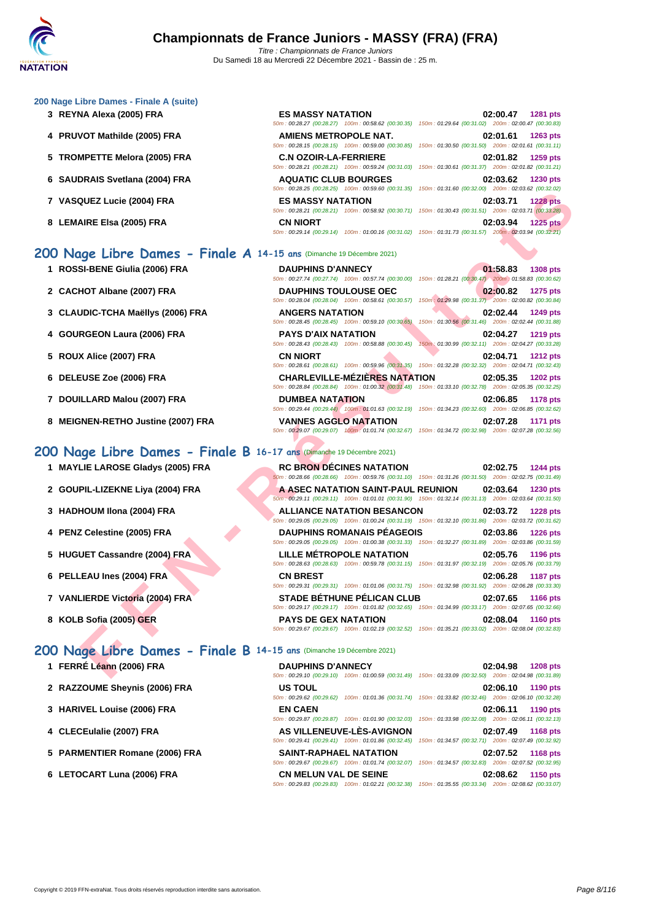### 200 Nage Libre Dames - Finale A (suite)

| Rang | Nageur | Club | Temps | Points |
|---|---|---|---|---|
| 3 | REYNA Alexa (2005) FRA | ES MASSY NATATION | 02:00.47 | 1281 pts |
| | | 50m : 00:28.27 (00:28.27) 100m : 00:58.62 (00:30.35) 150m : 01:29.64 (00:31.02) 200m : 02:00.47 (00:30.83) | | |
| 4 | PRUVOT Mathilde (2005) FRA | AMIENS METROPOLE NAT. | 02:01.61 | 1263 pts |
| | | 50m : 00:28.15 (00:28.15) 100m : 00:59.00 (00:30.85) 150m : 01:30.50 (00:31.50) 200m : 02:01.61 (00:31.11) | | |
| 5 | TROMPETTE Melora (2005) FRA | C.N OZOIR-LA-FERRIERE | 02:01.82 | 1259 pts |
| | | 50m : 00:28.21 (00:28.21) 100m : 00:59.24 (00:31.03) 150m : 01:30.61 (00:31.37) 200m : 02:01.82 (00:31.21) | | |
| 6 | SAUDRAIS Svetlana (2004) FRA | AQUATIC CLUB BOURGES | 02:03.62 | 1230 pts |
| | | 50m : 00:28.25 (00:28.25) 100m : 00:59.60 (00:31.35) 150m : 01:31.60 (00:32.00) 200m : 02:03.62 (00:32.02) | | |
| 7 | VASQUEZ Lucie (2004) FRA | ES MASSY NATATION | 02:03.71 | 1228 pts |
| | | 50m : 00:28.21 (00:28.21) 100m : 00:58.92 (00:30.71) 150m : 01:30.43 (00:31.51) 200m : 02:03.71 (00:33.28) | | |
| 8 | LEMAIRE Elsa (2005) FRA | CN NIORT | 02:03.94 | 1225 pts |
| | | 50m : 00:29.14 (00:29.14) 100m : 01:00.16 (00:31.02) 150m : 01:31.73 (00:31.57) 200m : 02:03.94 (00:32.21) | | |

## 200 Nage Libre Dames - Finale A 14-15 ans (Dimanche 19 Décembre 2021)

| Rang | Nageur | Club | Temps | Points |
|---|---|---|---|---|
| 1 | ROSSI-BENE Giulia (2006) FRA | DAUPHINS D'ANNECY | 01:58.83 | 1308 pts |
| | | 50m : 00:27.74 (00:27.74) 100m : 00:57.74 (00:30.00) 150m : 01:28.21 (00:30.47) 200m : 01:58.83 (00:30.62) | | |
| 2 | CACHOT Albane (2007) FRA | DAUPHINS TOULOUSE OEC | 02:00.82 | 1275 pts |
| | | 50m : 00:28.04 (00:28.04) 100m : 00:58.61 (00:30.57) 150m : 01:29.98 (00:31.37) 200m : 02:00.82 (00:30.84) | | |
| 3 | CLAUDIC-TCHA Maëllys (2006) FRA | ANGERS NATATION | 02:02.44 | 1249 pts |
| | | 50m : 00:28.45 (00:28.45) 100m : 00:59.10 (00:30.65) 150m : 01:30.56 (00:31.46) 200m : 02:02.44 (00:31.88) | | |
| 4 | GOURGEON Laura (2006) FRA | PAYS D'AIX NATATION | 02:04.27 | 1219 pts |
| | | 50m : 00:28.43 (00:28.43) 100m : 00:58.88 (00:30.45) 150m : 01:30.99 (00:32.11) 200m : 02:04.27 (00:33.28) | | |
| 5 | ROUX Alice (2007) FRA | CN NIORT | 02:04.71 | 1212 pts |
| | | 50m : 00:28.61 (00:28.61) 100m : 00:59.96 (00:31.35) 150m : 01:32.28 (00:32.32) 200m : 02:04.71 (00:32.43) | | |
| 6 | DELEUSE Zoe (2006) FRA | CHARLEVILLE-MÉZIÈRES NATATION | 02:05.35 | 1202 pts |
| | | 50m : 00:28.84 (00:28.84) 100m : 01:00.32 (00:31.48) 150m : 01:33.10 (00:32.78) 200m : 02:05.35 (00:32.25) | | |
| 7 | DOUILLARD Malou (2007) FRA | DUMBEA NATATION | 02:06.85 | 1178 pts |
| | | 50m : 00:29.44 (00:29.44) 100m : 01:01.63 (00:32.19) 150m : 01:34.23 (00:32.60) 200m : 02:06.85 (00:32.62) | | |
| 8 | MEIGNEN-RETHO Justine (2007) FRA | VANNES AGGLO NATATION | 02:07.28 | 1171 pts |
| | | 50m : 00:29.07 (00:29.07) 100m : 01:01.74 (00:32.67) 150m : 01:34.72 (00:32.98) 200m : 02:07.28 (00:32.56) | | |

## 200 Nage Libre Dames - Finale B 16-17 ans (Dimanche 19 Décembre 2021)

| Rang | Nageur | Club | Temps | Points |
|---|---|---|---|---|
| 1 | MAYLIE LAROSE Gladys (2005) FRA | RC BRON DÉCINES NATATION | 02:02.75 | 1244 pts |
| | | 50m : 00:28.66 (00:28.66) 100m : 00:59.76 (00:31.10) 150m : 01:31.26 (00:31.50) 200m : 02:02.75 (00:31.49) | | |
| 2 | GOUPIL-LIZEKNE Liya (2004) FRA | A ASEC NATATION SAINT-PAUL REUNION | 02:03.64 | 1230 pts |
| | | 50m : 00:29.11 (00:29.11) 100m : 01:01.01 (00:31.90) 150m : 01:32.14 (00:31.13) 200m : 02:03.64 (00:31.50) | | |
| 3 | HADHOUM Ilona (2004) FRA | ALLIANCE NATATION BESANCON | 02:03.72 | 1228 pts |
| | | 50m : 00:29.05 (00:29.05) 100m : 01:00.24 (00:31.19) 150m : 01:32.10 (00:31.86) 200m : 02:03.72 (00:31.62) | | |
| 4 | PENZ Celestine (2005) FRA | DAUPHINS ROMANAIS PÉAGEOIS | 02:03.86 | 1226 pts |
| | | 50m : 00:29.05 (00:29.05) 100m : 01:00.38 (00:31.33) 150m : 01:32.27 (00:31.89) 200m : 02:03.86 (00:31.59) | | |
| 5 | HUGUET Cassandre (2004) FRA | LILLE MÉTROPOLE NATATION | 02:05.76 | 1196 pts |
| | | 50m : 00:28.63 (00:28.63) 100m : 00:59.78 (00:31.15) 150m : 01:31.97 (00:32.19) 200m : 02:05.76 (00:33.79) | | |
| 6 | PELLEAU Ines (2004) FRA | CN BREST | 02:06.28 | 1187 pts |
| | | 50m : 00:29.31 (00:29.31) 100m : 01:01.06 (00:31.75) 150m : 01:32.98 (00:31.92) 200m : 02:06.28 (00:33.30) | | |
| 7 | VANLIERDE Victoria (2004) FRA | STADE BÉTHUNE PÉLICAN CLUB | 02:07.65 | 1166 pts |
| | | 50m : 00:29.17 (00:29.17) 100m : 01:01.82 (00:32.65) 150m : 01:34.99 (00:33.17) 200m : 02:07.65 (00:32.66) | | |
| 8 | KOLB Sofia (2005) GER | PAYS DE GEX NATATION | 02:08.04 | 1160 pts |
| | | 50m : 00:29.67 (00:29.67) 100m : 01:02.19 (00:32.52) 150m : 01:35.21 (00:33.02) 200m : 02:08.04 (00:32.83) | | |

## 200 Nage Libre Dames - Finale B 14-15 ans (Dimanche 19 Décembre 2021)

| Rang | Nageur | Club | Temps | Points |
|---|---|---|---|---|
| 1 | FERRÉ Léann (2006) FRA | DAUPHINS D'ANNECY | 02:04.98 | 1208 pts |
| | | 50m : 00:29.10 (00:29.10) 100m : 01:00.59 (00:31.49) 150m : 01:33.09 (00:32.50) 200m : 02:04.98 (00:31.89) | | |
| 2 | RAZZOUME Sheynis (2006) FRA | US TOUL | 02:06.10 | 1190 pts |
| | | 50m : 00:29.62 (00:29.62) 100m : 01:01.36 (00:31.74) 150m : 01:33.82 (00:32.46) 200m : 02:06.10 (00:32.28) | | |
| 3 | HARIVEL Louise (2006) FRA | EN CAEN | 02:06.11 | 1190 pts |
| | | 50m : 00:29.87 (00:29.87) 100m : 01:01.90 (00:32.03) 150m : 01:33.98 (00:32.08) 200m : 02:06.11 (00:32.13) | | |
| 4 | CLECEulalie (2007) FRA | AS VILLENEUVE-LÈS-AVIGNON | 02:07.49 | 1168 pts |
| | | 50m : 00:29.41 (00:29.41) 100m : 01:01.86 (00:32.45) 150m : 01:34.57 (00:32.71) 200m : 02:07.49 (00:32.92) | | |
| 5 | PARMENTIER Romane (2006) FRA | SAINT-RAPHAEL NATATION | 02:07.52 | 1168 pts |
| | | 50m : 00:29.67 (00:29.67) 100m : 01:01.74 (00:32.07) 150m : 01:34.57 (00:32.83) 200m : 02:07.52 (00:32.95) | | |
| 6 | LETOCART Luna (2006) FRA | CN MELUN VAL DE SEINE | 02:08.62 | 1150 pts |
| | | 50m : 00:29.83 (00:29.83) 100m : 01:02.21 (00:32.38) 150m : 01:35.55 (00:33.34) 200m : 02:08.62 (00:33.07) | | |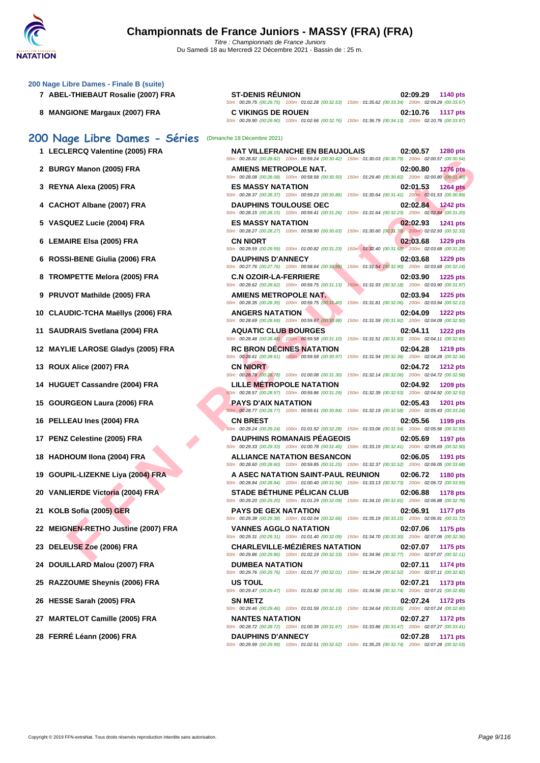# Championnats de France Juniors - MASSY (FRA) (FRA)

*Titre : Championnats de France Juniors*
Du Samedi 18 au Mercredi 22 Décembre 2021 - Bassin de : 25 m.

### 200 Nage Libre Dames - Finale B (suite)

| Pl. | Nom | Club | Temps | Points |
|---|---|---|---|---|
| 7 | ABEL-THIEBAUT Rosalie (2007) FRA | ST-DENIS RÉUNION | 02:09.29 | 1140 pts |
| | | 50m : 00:29.75 (00:29.75) 100m : 01:02.28 (00:32.53) 150m : 01:35.62 (00:33.34) 200m : 02:09.29 (00:33.67) | | |
| 8 | MANGIONE Margaux (2007) FRA | C VIKINGS DE ROUEN | 02:10.76 | 1117 pts |
| | | 50m : 00:29.90 (00:29.90) 100m : 01:02.66 (00:32.76) 150m : 01:36.79 (00:34.13) 200m : 02:10.76 (00:33.97) | | |

## 200 Nage Libre Dames - Séries (Dimanche 19 Décembre 2021)

| Pl. | Nom | Club | Temps | Points |
|---|---|---|---|---|
| 1 | LECLERCQ Valentine (2005) FRA | NAT VILLEFRANCHE EN BEAUJOLAIS | 02:00.57 | 1280 pts |
| | | 50m : 00:28.82 (00:28.82) 100m : 00:59.24 (00:30.42) 150m : 01:30.03 (00:30.79) 200m : 02:00.57 (00:30.54) | | |
| 2 | BURGY Manon (2005) FRA | AMIENS METROPOLE NAT. | 02:00.80 | 1276 pts |
| | | 50m : 00:28.08 (00:28.08) 100m : 00:58.58 (00:30.50) 150m : 01:29.40 (00:30.82) 200m : 02:00.80 (00:31.40) | | |
| 3 | REYNA Alexa (2005) FRA | ES MASSY NATATION | 02:01.53 | 1264 pts |
| | | 50m : 00:28.37 (00:28.37) 100m : 00:59.23 (00:30.86) 150m : 01:30.64 (00:31.41) 200m : 02:01.53 (00:30.89) | | |
| 4 | CACHOT Albane (2007) FRA | DAUPHINS TOULOUSE OEC | 02:02.84 | 1242 pts |
| | | 50m : 00:28.15 (00:28.15) 100m : 00:59.41 (00:31.26) 150m : 01:31.64 (00:32.23) 200m : 02:02.84 (00:31.20) | | |
| 5 | VASQUEZ Lucie (2004) FRA | ES MASSY NATATION | 02:02.93 | 1241 pts |
| | | 50m : 00:28.27 (00:28.27) 100m : 00:58.90 (00:30.63) 150m : 01:30.60 (00:31.70) 200m : 02:02.93 (00:32.33) | | |
| 6 | LEMAIRE Elsa (2005) FRA | CN NIORT | 02:03.68 | 1229 pts |
| | | 50m : 00:29.59 (00:29.59) 100m : 01:00.82 (00:31.23) 150m : 01:32.40 (00:31.58) 200m : 02:03.68 (00:31.28) | | |
| 6 | ROSSI-BENE Giulia (2006) FRA | DAUPHINS D'ANNECY | 02:03.68 | 1229 pts |
| | | 50m : 00:27.76 (00:27.76) 100m : 00:58.64 (00:30.88) 150m : 01:31.54 (00:32.90) 200m : 02:03.68 (00:32.14) | | |
| 8 | TROMPETTE Melora (2005) FRA | C.N OZOIR-LA-FERRIERE | 02:03.90 | 1225 pts |
| | | 50m : 00:28.62 (00:28.62) 100m : 00:59.75 (00:31.13) 150m : 01:31.93 (00:32.18) 200m : 02:03.90 (00:31.97) | | |
| 9 | PRUVOT Mathilde (2005) FRA | AMIENS METROPOLE NAT. | 02:03.94 | 1225 pts |
| | | 50m : 00:28.35 (00:28.35) 100m : 00:59.75 (00:31.40) 150m : 01:31.81 (00:32.06) 200m : 02:03.94 (00:32.13) | | |
| 10 | CLAUDIC-TCHA Maëllys (2006) FRA | ANGERS NATATION | 02:04.09 | 1222 pts |
| | | 50m : 00:28.69 (00:28.69) 100m : 00:59.67 (00:30.98) 150m : 01:31.59 (00:31.92) 200m : 02:04.09 (00:32.50) | | |
| 11 | SAUDRAIS Svetlana (2004) FRA | AQUATIC CLUB BOURGES | 02:04.11 | 1222 pts |
| | | 50m : 00:28.48 (00:28.48) 100m : 00:59.58 (00:31.10) 150m : 01:31.51 (00:31.93) 200m : 02:04.11 (00:32.60) | | |
| 12 | MAYLIE LAROSE Gladys (2005) FRA | RC BRON DÉCINES NATATION | 02:04.28 | 1219 pts |
| | | 50m : 00:28.61 (00:28.61) 100m : 00:59.58 (00:30.97) 150m : 01:31.94 (00:32.36) 200m : 02:04.28 (00:32.34) | | |
| 13 | ROUX Alice (2007) FRA | CN NIORT | 02:04.72 | 1212 pts |
| | | 50m : 00:28.78 (00:28.78) 100m : 01:00.08 (00:31.30) 150m : 01:32.14 (00:32.06) 200m : 02:04.72 (00:32.58) | | |
| 14 | HUGUET Cassandre (2004) FRA | LILLE MÉTROPOLE NATATION | 02:04.92 | 1209 pts |
| | | 50m : 00:28.57 (00:28.57) 100m : 00:59.86 (00:31.29) 150m : 01:32.39 (00:32.53) 200m : 02:04.92 (00:32.53) | | |
| 15 | GOURGEON Laura (2006) FRA | PAYS D'AIX NATATION | 02:05.43 | 1201 pts |
| | | 50m : 00:28.77 (00:28.77) 100m : 00:59.61 (00:30.84) 150m : 01:32.19 (00:32.58) 200m : 02:05.43 (00:33.24) | | |
| 16 | PELLEAU Ines (2004) FRA | CN BREST | 02:05.56 | 1199 pts |
| | | 50m : 00:29.24 (00:29.24) 100m : 01:01.52 (00:32.28) 150m : 01:33.06 (00:31.54) 200m : 02:05.56 (00:32.50) | | |
| 17 | PENZ Celestine (2005) FRA | DAUPHINS ROMANAIS PÉAGEOIS | 02:05.69 | 1197 pts |
| | | 50m : 00:29.33 (00:29.33) 100m : 01:00.78 (00:31.45) 150m : 01:33.19 (00:32.41) 200m : 02:05.69 (00:32.50) | | |
| 18 | HADHOUM Ilona (2004) FRA | ALLIANCE NATATION BESANCON | 02:06.05 | 1191 pts |
| | | 50m : 00:28.60 (00:28.60) 100m : 00:59.85 (00:31.25) 150m : 01:32.37 (00:32.52) 200m : 02:06.05 (00:33.68) | | |
| 19 | GOUPIL-LIZEKNE Liya (2004) FRA | A ASEC NATATION SAINT-PAUL REUNION | 02:06.72 | 1180 pts |
| | | 50m : 00:28.84 (00:28.84) 100m : 01:00.40 (00:31.56) 150m : 01:33.13 (00:32.73) 200m : 02:06.72 (00:33.59) | | |
| 20 | VANLIERDE Victoria (2004) FRA | STADE BÉTHUNE PÉLICAN CLUB | 02:06.88 | 1178 pts |
| | | 50m : 00:29.20 (00:29.20) 100m : 01:01.29 (00:32.09) 150m : 01:34.10 (00:32.81) 200m : 02:06.88 (00:32.78) | | |
| 21 | KOLB Sofia (2005) GER | PAYS DE GEX NATATION | 02:06.91 | 1177 pts |
| | | 50m : 00:29.38 (00:29.38) 100m : 01:02.04 (00:32.66) 150m : 01:35.19 (00:33.15) 200m : 02:06.91 (00:31.72) | | |
| 22 | MEIGNEN-RETHO Justine (2007) FRA | VANNES AGGLO NATATION | 02:07.06 | 1175 pts |
| | | 50m : 00:29.31 (00:29.31) 100m : 01:01.40 (00:32.09) 150m : 01:34.70 (00:33.30) 200m : 02:07.06 (00:32.36) | | |
| 23 | DELEUSE Zoe (2006) FRA | CHARLEVILLE-MÉZIÈRES NATATION | 02:07.07 | 1175 pts |
| | | 50m : 00:29.86 (00:29.86) 100m : 01:02.19 (00:32.33) 150m : 01:34.96 (00:32.77) 200m : 02:07.07 (00:32.11) | | |
| 24 | DOUILLARD Malou (2007) FRA | DUMBEA NATATION | 02:07.11 | 1174 pts |
| | | 50m : 00:29.76 (00:29.76) 100m : 01:01.77 (00:32.01) 150m : 01:34.29 (00:32.52) 200m : 02:07.11 (00:32.82) | | |
| 25 | RAZZOUME Sheynis (2006) FRA | US TOUL | 02:07.21 | 1173 pts |
| | | 50m : 00:29.47 (00:29.47) 100m : 01:01.82 (00:32.35) 150m : 01:34.56 (00:32.74) 200m : 02:07.21 (00:32.65) | | |
| 26 | HESSE Sarah (2005) FRA | SN METZ | 02:07.24 | 1172 pts |
| | | 50m : 00:29.46 (00:29.46) 100m : 01:01.59 (00:32.13) 150m : 01:34.64 (00:33.05) 200m : 02:07.24 (00:32.60) | | |
| 27 | MARTELOT Camille (2005) FRA | NANTES NATATION | 02:07.27 | 1172 pts |
| | | 50m : 00:28.72 (00:28.72) 100m : 01:00.39 (00:31.67) 150m : 01:33.86 (00:33.47) 200m : 02:07.27 (00:33.41) | | |
| 28 | FERRÉ Léann (2006) FRA | DAUPHINS D'ANNECY | 02:07.28 | 1171 pts |
| | | 50m : 00:29.99 (00:29.99) 100m : 01:02.51 (00:32.52) 150m : 01:35.25 (00:32.74) 200m : 02:07.28 (00:32.03) | | |

Copyright © 2019 FFN-extraNat. Tous droits réservés reproduction interdite sans autorisation.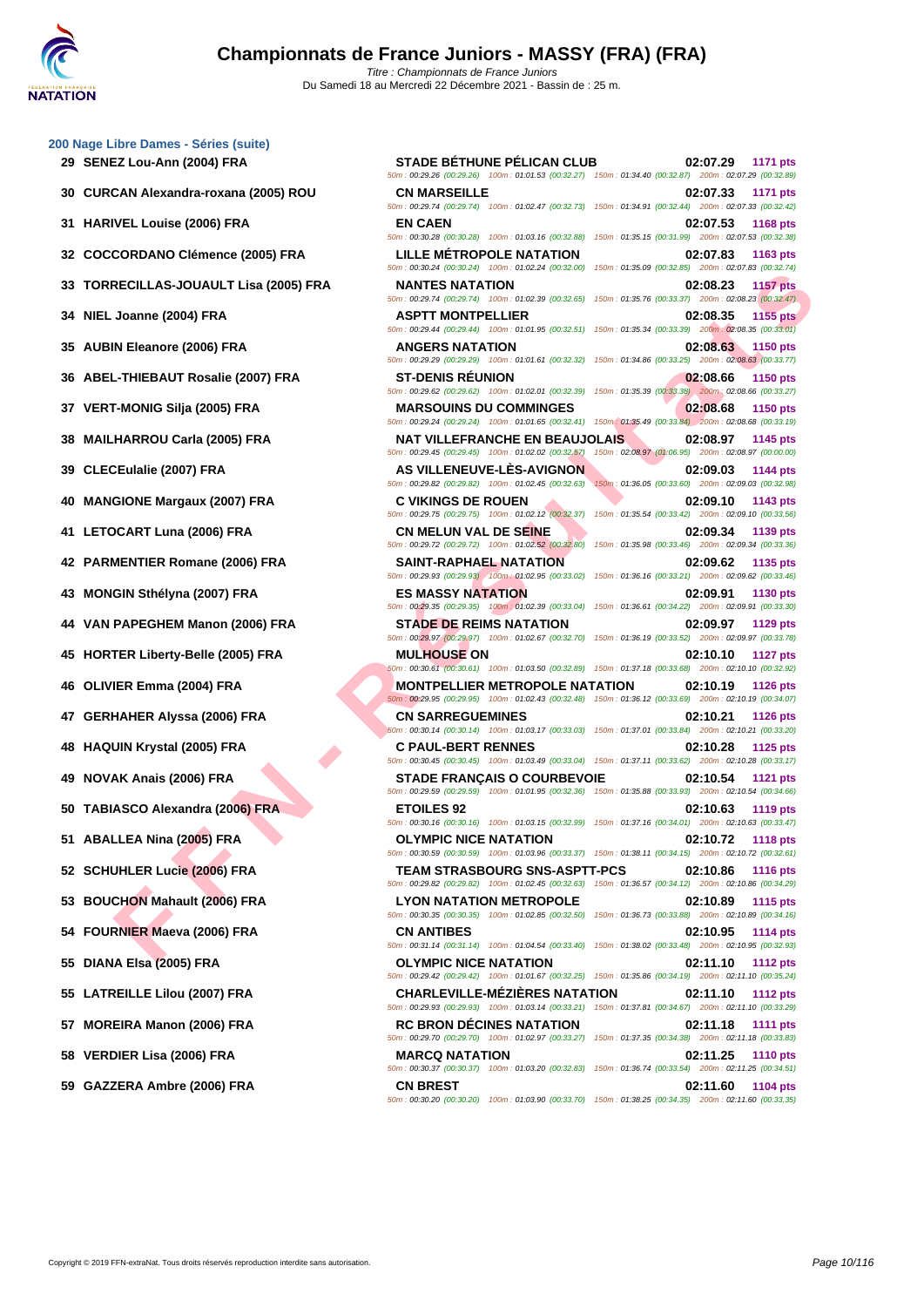# Championnats de France Juniors - MASSY (FRA) (FRA)

*Titre : Championnats de France Juniors*
Du Samedi 18 au Mercredi 22 Décembre 2021 - Bassin de : 25 m.

## 200 Nage Libre Dames - Séries (suite)

| Rg | Nom | Club | Temps | Points |
|---|---|---|---|---|
| 29 | SENEZ Lou-Ann (2004) FRA | STADE BÉTHUNE PÉLICAN CLUB | 02:07.29 | 1171 pts |
| | | 50m : 00:29.26 (00:29.26) 100m : 01:01.53 (00:32.27) 150m : 01:34.40 (00:32.87) 200m : 02:07.29 (00:32.89) | | |
| 30 | CURCAN Alexandra-roxana (2005) ROU | CN MARSEILLE | 02:07.33 | 1171 pts |
| | | 50m : 00:29.74 (00:29.74) 100m : 01:02.47 (00:32.73) 150m : 01:34.91 (00:32.44) 200m : 02:07.33 (00:32.42) | | |
| 31 | HARIVEL Louise (2006) FRA | EN CAEN | 02:07.53 | 1168 pts |
| | | 50m : 00:30.28 (00:30.28) 100m : 01:03.16 (00:32.88) 150m : 01:35.15 (00:31.99) 200m : 02:07.53 (00:32.38) | | |
| 32 | COCCORDANO Clémence (2005) FRA | LILLE MÉTROPOLE NATATION | 02:07.83 | 1163 pts |
| | | 50m : 00:30.24 (00:30.24) 100m : 01:02.24 (00:32.00) 150m : 01:35.09 (00:32.85) 200m : 02:07.83 (00:32.74) | | |
| 33 | TORRECILLAS-JOUAULT Lisa (2005) FRA | NANTES NATATION | 02:08.23 | 1157 pts |
| | | 50m : 00:29.74 (00:29.74) 100m : 01:02.39 (00:32.65) 150m : 01:35.76 (00:33.37) 200m : 02:08.23 (00:32.47) | | |
| 34 | NIEL Joanne (2004) FRA | ASPTT MONTPELLIER | 02:08.35 | 1155 pts |
| | | 50m : 00:29.44 (00:29.44) 100m : 01:01.95 (00:32.51) 150m : 01:35.34 (00:33.39) 200m : 02:08.35 (00:33.01) | | |
| 35 | AUBIN Eleanore (2006) FRA | ANGERS NATATION | 02:08.63 | 1150 pts |
| | | 50m : 00:29.29 (00:29.29) 100m : 01:01.61 (00:32.32) 150m : 01:34.86 (00:33.25) 200m : 02:08.63 (00:33.77) | | |
| 36 | ABEL-THIEBAUT Rosalie (2007) FRA | ST-DENIS RÉUNION | 02:08.66 | 1150 pts |
| | | 50m : 00:29.62 (00:29.62) 100m : 01:02.01 (00:32.39) 150m : 01:35.39 (00:33.38) 200m : 02:08.66 (00:33.27) | | |
| 37 | VERT-MONIG Silja (2005) FRA | MARSOUINS DU COMMINGES | 02:08.68 | 1150 pts |
| | | 50m : 00:29.24 (00:29.24) 100m : 01:01.65 (00:32.41) 150m : 01:35.49 (00:33.84) 200m : 02:08.68 (00:33.19) | | |
| 38 | MAILHARROU Carla (2005) FRA | NAT VILLEFRANCHE EN BEAUJOLAIS | 02:08.97 | 1145 pts |
| | | 50m : 00:29.45 (00:29.45) 100m : 01:02.02 (00:32.57) 150m : 02:08.97 (01:06.95) 200m : 02:08.97 (00:00.00) | | |
| 39 | CLECEulalie (2007) FRA | AS VILLENEUVE-LÈS-AVIGNON | 02:09.03 | 1144 pts |
| | | 50m : 00:29.82 (00:29.82) 100m : 01:02.45 (00:32.63) 150m : 01:36.05 (00:33.60) 200m : 02:09.03 (00:32.98) | | |
| 40 | MANGIONE Margaux (2007) FRA | C VIKINGS DE ROUEN | 02:09.10 | 1143 pts |
| | | 50m : 00:29.75 (00:29.75) 100m : 01:02.12 (00:32.37) 150m : 01:35.54 (00:33.42) 200m : 02:09.10 (00:33.56) | | |
| 41 | LETOCART Luna (2006) FRA | CN MELUN VAL DE SEINE | 02:09.34 | 1139 pts |
| | | 50m : 00:29.72 (00:29.72) 100m : 01:02.52 (00:32.80) 150m : 01:35.98 (00:33.46) 200m : 02:09.34 (00:33.36) | | |
| 42 | PARMENTIER Romane (2006) FRA | SAINT-RAPHAEL NATATION | 02:09.62 | 1135 pts |
| | | 50m : 00:29.93 (00:29.93) 100m : 01:02.95 (00:33.02) 150m : 01:36.16 (00:33.21) 200m : 02:09.62 (00:33.46) | | |
| 43 | MONGIN Sthélyna (2007) FRA | ES MASSY NATATION | 02:09.91 | 1130 pts |
| | | 50m : 00:29.35 (00:29.35) 100m : 01:02.39 (00:33.04) 150m : 01:36.61 (00:34.22) 200m : 02:09.91 (00:33.30) | | |
| 44 | VAN PAPEGHEM Manon (2006) FRA | STADE DE REIMS NATATION | 02:09.97 | 1129 pts |
| | | 50m : 00:29.97 (00:29.97) 100m : 01:02.67 (00:32.70) 150m : 01:36.19 (00:33.52) 200m : 02:09.97 (00:33.78) | | |
| 45 | HORTER Liberty-Belle (2005) FRA | MULHOUSE ON | 02:10.10 | 1127 pts |
| | | 50m : 00:30.61 (00:30.61) 100m : 01:03.50 (00:32.89) 150m : 01:37.18 (00:33.68) 200m : 02:10.10 (00:32.92) | | |
| 46 | OLIVIER Emma (2004) FRA | MONTPELLIER METROPOLE NATATION | 02:10.19 | 1126 pts |
| | | 50m : 00:29.95 (00:29.95) 100m : 01:02.43 (00:32.48) 150m : 01:36.12 (00:33.69) 200m : 02:10.19 (00:34.07) | | |
| 47 | GERHAHER Alyssa (2006) FRA | CN SARREGUEMINES | 02:10.21 | 1126 pts |
| | | 50m : 00:30.14 (00:30.14) 100m : 01:03.17 (00:33.03) 150m : 01:37.01 (00:33.84) 200m : 02:10.21 (00:33.20) | | |
| 48 | HAQUIN Krystal (2005) FRA | C PAUL-BERT RENNES | 02:10.28 | 1125 pts |
| | | 50m : 00:30.45 (00:30.45) 100m : 01:03.49 (00:33.04) 150m : 01:37.11 (00:33.62) 200m : 02:10.28 (00:33.17) | | |
| 49 | NOVAK Anais (2006) FRA | STADE FRANÇAIS O COURBEVOIE | 02:10.54 | 1121 pts |
| | | 50m : 00:29.59 (00:29.59) 100m : 01:01.95 (00:32.36) 150m : 01:35.88 (00:33.93) 200m : 02:10.54 (00:34.66) | | |
| 50 | TABIASCO Alexandra (2006) FRA | ETOILES 92 | 02:10.63 | 1119 pts |
| | | 50m : 00:30.16 (00:30.16) 100m : 01:03.15 (00:32.99) 150m : 01:37.16 (00:34.01) 200m : 02:10.63 (00:33.47) | | |
| 51 | ABALLEA Nina (2005) FRA | OLYMPIC NICE NATATION | 02:10.72 | 1118 pts |
| | | 50m : 00:30.59 (00:30.59) 100m : 01:03.96 (00:33.37) 150m : 01:38.11 (00:34.15) 200m : 02:10.72 (00:32.61) | | |
| 52 | SCHUHLER Lucie (2006) FRA | TEAM STRASBOURG SNS-ASPTT-PCS | 02:10.86 | 1116 pts |
| | | 50m : 00:29.82 (00:29.82) 100m : 01:02.45 (00:32.63) 150m : 01:36.57 (00:34.12) 200m : 02:10.86 (00:34.29) | | |
| 53 | BOUCHON Mahault (2006) FRA | LYON NATATION METROPOLE | 02:10.89 | 1115 pts |
| | | 50m : 00:30.35 (00:30.35) 100m : 01:02.85 (00:32.50) 150m : 01:36.73 (00:33.88) 200m : 02:10.89 (00:34.16) | | |
| 54 | FOURNIER Maeva (2006) FRA | CN ANTIBES | 02:10.95 | 1114 pts |
| | | 50m : 00:31.14 (00:31.14) 100m : 01:04.54 (00:33.40) 150m : 01:38.02 (00:33.48) 200m : 02:10.95 (00:32.93) | | |
| 55 | DIANA Elsa (2005) FRA | OLYMPIC NICE NATATION | 02:11.10 | 1112 pts |
| | | 50m : 00:29.42 (00:29.42) 100m : 01:01.67 (00:32.25) 150m : 01:35.86 (00:34.19) 200m : 02:11.10 (00:35.24) | | |
| 55 | LATREILLE Lilou (2007) FRA | CHARLEVILLE-MÉZIÈRES NATATION | 02:11.10 | 1112 pts |
| | | 50m : 00:29.93 (00:29.93) 100m : 01:03.14 (00:33.21) 150m : 01:37.81 (00:34.67) 200m : 02:11.10 (00:33.29) | | |
| 57 | MOREIRA Manon (2006) FRA | RC BRON DÉCINES NATATION | 02:11.18 | 1111 pts |
| | | 50m : 00:29.70 (00:29.70) 100m : 01:02.97 (00:33.27) 150m : 01:37.35 (00:34.38) 200m : 02:11.18 (00:33.83) | | |
| 58 | VERDIER Lisa (2006) FRA | MARCQ NATATION | 02:11.25 | 1110 pts |
| | | 50m : 00:30.37 (00:30.37) 100m : 01:03.20 (00:32.83) 150m : 01:36.74 (00:33.54) 200m : 02:11.25 (00:34.51) | | |
| 59 | GAZZERA Ambre (2006) FRA | CN BREST | 02:11.60 | 1104 pts |
| | | 50m : 00:30.20 (00:30.20) 100m : 01:03.90 (00:33.70) 150m : 01:38.25 (00:34.35) 200m : 02:11.60 (00:33.35) | | |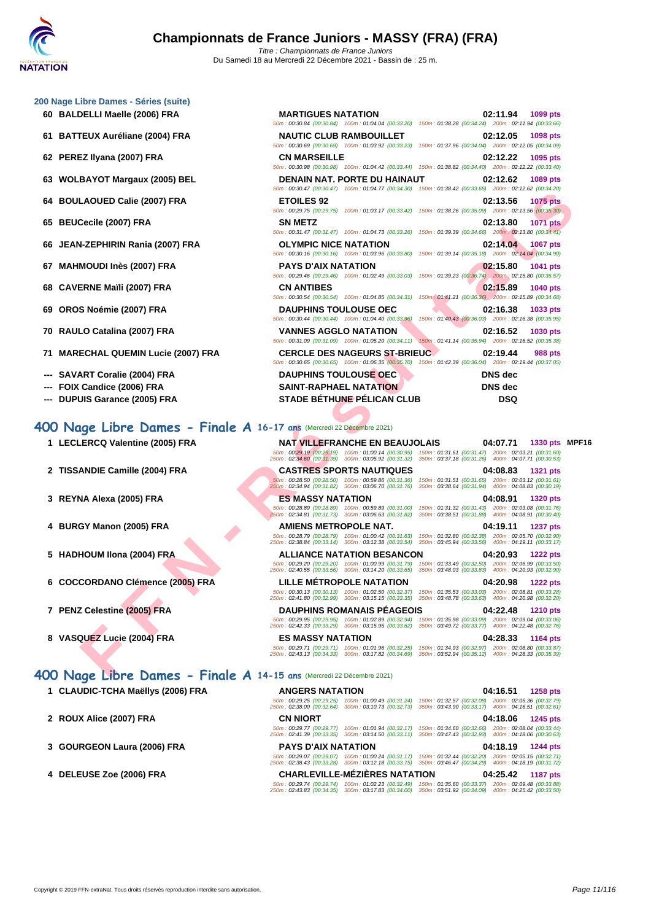# Championnats de France Juniors - MASSY (FRA) (FRA)

*Titre : Championnats de France Juniors*
Du Samedi 18 au Mercredi 22 Décembre 2021 - Bassin de : 25 m.

## 200 Nage Libre Dames - Séries (suite)

| Rg | Nom | Club | Temps | Points |
|---|---|---|---|---|
| 60 | BALDELLI Maelle (2006) FRA | MARTIGUES NATATION | 02:11.94 | 1099 pts |
| | | 50m : 00:30.84 (00:30.84) 100m : 01:04.04 (00:33.20) 150m : 01:38.28 (00:34.24) 200m : 02:11.94 (00:33.66) | | |
| 61 | BATTEUX Auréliane (2004) FRA | NAUTIC CLUB RAMBOUILLET | 02:12.05 | 1098 pts |
| | | 50m : 00:30.69 (00:30.69) 100m : 01:03.92 (00:33.23) 150m : 01:37.96 (00:34.04) 200m : 02:12.05 (00:34.09) | | |
| 62 | PEREZ Ilyana (2007) FRA | CN MARSEILLE | 02:12.22 | 1095 pts |
| | | 50m : 00:30.98 (00:30.98) 100m : 01:04.42 (00:33.44) 150m : 01:38.82 (00:34.40) 200m : 02:12.22 (00:33.40) | | |
| 63 | WOLBAYOT Margaux (2005) BEL | DENAIN NAT. PORTE DU HAINAUT | 02:12.62 | 1089 pts |
| | | 50m : 00:30.47 (00:30.47) 100m : 01:04.77 (00:34.30) 150m : 01:38.42 (00:33.65) 200m : 02:12.62 (00:34.20) | | |
| 64 | BOULAOUED Calie (2007) FRA | ETOILES 92 | 02:13.56 | 1075 pts |
| | | 50m : 00:29.75 (00:29.75) 100m : 01:03.17 (00:33.42) 150m : 01:38.26 (00:35.09) 200m : 02:13.56 (00:35.30) | | |
| 65 | BEUCecile (2007) FRA | SN METZ | 02:13.80 | 1071 pts |
| | | 50m : 00:31.47 (00:31.47) 100m : 01:04.73 (00:33.26) 150m : 01:39.39 (00:34.66) 200m : 02:13.80 (00:34.41) | | |
| 66 | JEAN-ZEPHIRIN Rania (2007) FRA | OLYMPIC NICE NATATION | 02:14.04 | 1067 pts |
| | | 50m : 00:30.16 (00:30.16) 100m : 01:03.96 (00:33.80) 150m : 01:39.14 (00:35.18) 200m : 02:14.04 (00:34.90) | | |
| 67 | MAHMOUDI Inès (2007) FRA | PAYS D'AIX NATATION | 02:15.80 | 1041 pts |
| | | 50m : 00:29.46 (00:29.46) 100m : 01:02.49 (00:33.03) 150m : 01:39.23 (00:36.74) 200m : 02:15.80 (00:36.57) | | |
| 68 | CAVERNE Maïli (2007) FRA | CN ANTIBES | 02:15.89 | 1040 pts |
| | | 50m : 00:30.54 (00:30.54) 100m : 01:04.85 (00:34.31) 150m : 01:41.21 (00:36.36) 200m : 02:15.89 (00:34.68) | | |
| 69 | OROS Noémie (2007) FRA | DAUPHINS TOULOUSE OEC | 02:16.38 | 1033 pts |
| | | 50m : 00:30.44 (00:30.44) 100m : 01:04.40 (00:33.96) 150m : 01:40.43 (00:36.03) 200m : 02:16.38 (00:35.95) | | |
| 70 | RAULO Catalina (2007) FRA | VANNES AGGLO NATATION | 02:16.52 | 1030 pts |
| | | 50m : 00:31.09 (00:31.09) 100m : 01:05.20 (00:34.11) 150m : 01:41.14 (00:35.94) 200m : 02:16.52 (00:35.38) | | |
| 71 | MARECHAL QUEMIN Lucie (2007) FRA | CERCLE DES NAGEURS ST-BRIEUC | 02:19.44 | 988 pts |
| | | 50m : 00:30.65 (00:30.65) 100m : 01:06.35 (00:35.70) 150m : 01:42.39 (00:36.04) 200m : 02:19.44 (00:37.05) | | |
| --- | SAVART Coralie (2004) FRA | DAUPHINS TOULOUSE OEC | DNS dec | |
| --- | FOIX Candice (2006) FRA | SAINT-RAPHAEL NATATION | DNS dec | |
| --- | DUPUIS Garance (2005) FRA | STADE BÉTHUNE PÉLICAN CLUB | DSQ | |

## 400 Nage Libre Dames - Finale A 16-17 ans (Mercredi 22 Décembre 2021)

| Rg | Nom | Club | Temps | Points | |
|---|---|---|---|---|---|
| 1 | LECLERCQ Valentine (2005) FRA | NAT VILLEFRANCHE EN BEAUJOLAIS | 04:07.71 | 1330 pts | MPF16 |
| | | 50m : 00:29.19 (00:29.19) 100m : 01:00.14 (00:30.95) 150m : 01:31.61 (00:31.47) 200m : 02:03.21 (00:31.60) 250m : 02:34.60 (00:31.39) 300m : 03:05.92 (00:31.32) 350m : 03:37.18 (00:31.26) 400m : 04:07.71 (00:30.53) | | | |
| 2 | TISSANDIE Camille (2004) FRA | CASTRES SPORTS NAUTIQUES | 04:08.83 | 1321 pts | |
| | | 50m : 00:28.50 (00:28.50) 100m : 00:59.86 (00:31.36) 150m : 01:31.51 (00:31.65) 200m : 02:03.12 (00:31.61) 250m : 02:34.94 (00:31.82) 300m : 03:06.70 (00:31.76) 350m : 03:38.64 (00:31.94) 400m : 04:08.83 (00:30.19) | | | |
| 3 | REYNA Alexa (2005) FRA | ES MASSY NATATION | 04:08.91 | 1320 pts | |
| | | 50m : 00:28.89 (00:28.89) 100m : 00:59.89 (00:31.00) 150m : 01:31.32 (00:31.43) 200m : 02:03.08 (00:31.76) 250m : 02:34.81 (00:31.73) 300m : 03:06.63 (00:31.82) 350m : 03:38.51 (00:31.88) 400m : 04:08.91 (00:30.40) | | | |
| 4 | BURGY Manon (2005) FRA | AMIENS METROPOLE NAT. | 04:19.11 | 1237 pts | |
| | | 50m : 00:28.79 (00:28.79) 100m : 01:00.42 (00:31.63) 150m : 01:32.80 (00:32.38) 200m : 02:05.70 (00:32.90) 250m : 02:38.84 (00:33.14) 300m : 03:12.38 (00:33.54) 350m : 03:45.94 (00:33.56) 400m : 04:19.11 (00:33.17) | | | |
| 5 | HADHOUM Ilona (2004) FRA | ALLIANCE NATATION BESANCON | 04:20.93 | 1222 pts | |
| | | 50m : 00:29.20 (00:29.20) 100m : 01:00.99 (00:31.79) 150m : 01:33.49 (00:32.50) 200m : 02:06.99 (00:33.50) 250m : 02:40.55 (00:33.56) 300m : 03:14.20 (00:33.65) 350m : 03:48.03 (00:33.83) 400m : 04:20.93 (00:32.90) | | | |
| 6 | COCCORDANO Clémence (2005) FRA | LILLE MÉTROPOLE NATATION | 04:20.98 | 1222 pts | |
| | | 50m : 00:30.13 (00:30.13) 100m : 01:02.50 (00:32.37) 150m : 01:35.53 (00:33.03) 200m : 02:08.81 (00:33.28) 250m : 02:41.80 (00:32.99) 300m : 03:15.15 (00:33.35) 350m : 03:48.78 (00:33.63) 400m : 04:20.98 (00:32.20) | | | |
| 7 | PENZ Celestine (2005) FRA | DAUPHINS ROMANAIS PÉAGEOIS | 04:22.48 | 1210 pts | |
| | | 50m : 00:29.95 (00:29.95) 100m : 01:02.89 (00:32.94) 150m : 01:35.98 (00:33.09) 200m : 02:09.04 (00:33.06) 250m : 02:42.33 (00:33.29) 300m : 03:15.95 (00:33.62) 350m : 03:49.72 (00:33.77) 400m : 04:22.48 (00:32.76) | | | |
| 8 | VASQUEZ Lucie (2004) FRA | ES MASSY NATATION | 04:28.33 | 1164 pts | |
| | | 50m : 00:29.71 (00:29.71) 100m : 01:01.96 (00:32.25) 150m : 01:34.93 (00:32.97) 200m : 02:08.80 (00:33.87) 250m : 02:43.13 (00:34.33) 300m : 03:17.82 (00:34.69) 350m : 03:52.94 (00:35.12) 400m : 04:28.33 (00:35.39) | | | |

## 400 Nage Libre Dames - Finale A 14-15 ans (Mercredi 22 Décembre 2021)

| Rg | Nom | Club | Temps | Points |
|---|---|---|---|---|
| 1 | CLAUDIC-TCHA Maëllys (2006) FRA | ANGERS NATATION | 04:16.51 | 1258 pts |
| | | 50m : 00:29.25 (00:29.25) 100m : 01:00.49 (00:31.24) 150m : 01:32.57 (00:32.08) 200m : 02:05.36 (00:32.79) 250m : 02:38.00 (00:32.64) 300m : 03:10.73 (00:32.73) 350m : 03:43.90 (00:33.17) 400m : 04:16.51 (00:32.61) | | |
| 2 | ROUX Alice (2007) FRA | CN NIORT | 04:18.06 | 1245 pts |
| | | 50m : 00:29.77 (00:29.77) 100m : 01:01.94 (00:32.17) 150m : 01:34.60 (00:32.66) 200m : 02:08.04 (00:33.44) 250m : 02:41.39 (00:33.35) 300m : 03:14.50 (00:33.11) 350m : 03:47.43 (00:32.93) 400m : 04:18.06 (00:30.63) | | |
| 3 | GOURGEON Laura (2006) FRA | PAYS D'AIX NATATION | 04:18.19 | 1244 pts |
| | | 50m : 00:29.07 (00:29.07) 100m : 01:00.24 (00:31.17) 150m : 01:32.44 (00:32.20) 200m : 02:05.15 (00:32.71) 250m : 02:38.43 (00:33.28) 300m : 03:12.18 (00:33.75) 350m : 03:46.47 (00:34.29) 400m : 04:18.19 (00:31.72) | | |
| 4 | DELEUSE Zoe (2006) FRA | CHARLEVILLE-MÉZIÈRES NATATION | 04:25.42 | 1187 pts |
| | | 50m : 00:29.74 (00:29.74) 100m : 01:02.23 (00:32.49) 150m : 01:35.60 (00:33.37) 200m : 02:09.48 (00:33.88) 250m : 02:43.83 (00:34.35) 300m : 03:17.83 (00:34.00) 350m : 03:51.92 (00:34.09) 400m : 04:25.42 (00:33.50) | | |

Copyright © 2019 FFN-extraNat. Tous droits réservés reproduction interdite sans autorisation.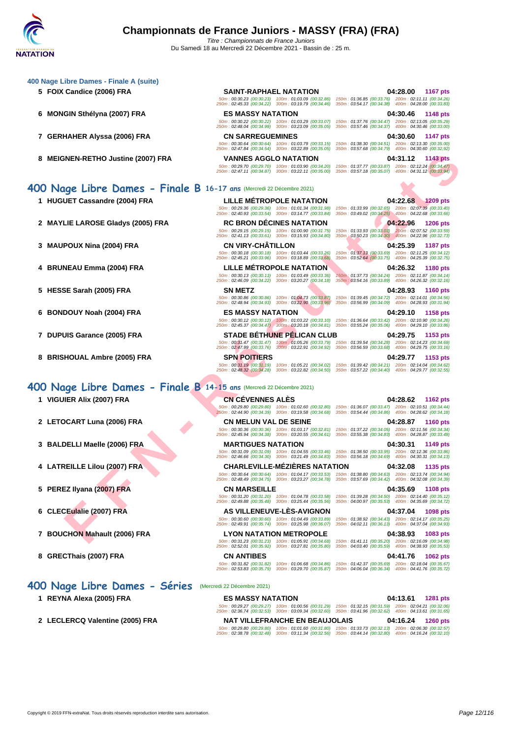# Championnats de France Juniors - MASSY (FRA) (FRA)

*Titre : Championnats de France Juniors*
Du Samedi 18 au Mercredi 22 Décembre 2021 - Bassin de : 25 m.

### 400 Nage Libre Dames - Finale A (suite)

| Rang | Nom | Club | Temps | Points |
|---|---|---|---|---|
| 5 | FOIX Candice (2006) FRA | SAINT-RAPHAEL NATATION | 04:28.00 | 1167 pts |
| | | 50m : 00:30.23 (00:30.23) 100m : 01:03.09 (00:32.86) 150m : 01:36.85 (00:33.76) 200m : 02:11.11 (00:34.26) 250m : 02:45.33 (00:34.22) 300m : 03:19.79 (00:34.46) 350m : 03:54.17 (00:34.38) 400m : 04:28.00 (00:33.83) | | |
| 6 | MONGIN Sthélyna (2007) FRA | ES MASSY NATATION | 04:30.46 | 1148 pts |
| | | 50m : 00:30.22 (00:30.22) 100m : 01:03.29 (00:33.07) 150m : 01:37.76 (00:34.47) 200m : 02:13.05 (00:35.29) 250m : 02:48.04 (00:34.99) 300m : 03:23.09 (00:35.05) 350m : 03:57.46 (00:34.37) 400m : 04:30.46 (00:33.00) | | |
| 7 | GERHAHER Alyssa (2006) FRA | CN SARREGUEMINES | 04:30.60 | 1147 pts |
| | | 50m : 00:30.64 (00:30.64) 100m : 01:03.79 (00:33.15) 150m : 01:38.30 (00:34.51) 200m : 02:13.30 (00:35.00) 250m : 02:47.84 (00:34.54) 300m : 03:22.89 (00:35.05) 350m : 03:57.68 (00:34.79) 400m : 04:30.60 (00:32.92) | | |
| 8 | MEIGNEN-RETHO Justine (2007) FRA | VANNES AGGLO NATATION | 04:31.12 | 1143 pts |
| | | 50m : 00:29.70 (00:29.70) 100m : 01:03.90 (00:34.20) 150m : 01:37.77 (00:33.87) 200m : 02:12.24 (00:34.47) 250m : 02:47.11 (00:34.87) 300m : 03:22.11 (00:35.00) 350m : 03:57.18 (00:35.07) 400m : 04:31.12 (00:33.94) | | |

## 400 Nage Libre Dames - Finale B 16-17 ans (Mercredi 22 Décembre 2021)

| Rang | Nom | Club | Temps | Points |
|---|---|---|---|---|
| 1 | HUGUET Cassandre (2004) FRA | LILLE MÉTROPOLE NATATION | 04:22.68 | 1209 pts |
| | | 50m : 00:29.36 (00:29.36) 100m : 01:01.34 (00:31.98) 150m : 01:33.99 (00:32.65) 200m : 02:07.39 (00:33.40) 250m : 02:40.93 (00:33.54) 300m : 03:14.77 (00:33.84) 350m : 03:49.02 (00:34.25) 400m : 04:22.68 (00:33.66) | | |
| 2 | MAYLIE LAROSE Gladys (2005) FRA | RC BRON DÉCINES NATATION | 04:22.96 | 1206 pts |
| | | 50m : 00:29.15 (00:29.15) 100m : 01:00.90 (00:31.75) 150m : 01:33.93 (00:33.03) 200m : 02:07.52 (00:33.59) 250m : 02:41.13 (00:33.61) 300m : 03:15.93 (00:34.80) 350m : 03:50.23 (00:34.30) 400m : 04:22.96 (00:32.73) | | |
| 3 | MAUPOUX Nina (2004) FRA | CN VIRY-CHÂTILLON | 04:25.39 | 1187 pts |
| | | 50m : 00:30.18 (00:30.18) 100m : 01:03.44 (00:33.26) 150m : 01:37.13 (00:33.69) 200m : 02:11.25 (00:34.12) 250m : 02:45.21 (00:33.96) 300m : 03:18.89 (00:33.68) 350m : 03:52.64 (00:33.75) 400m : 04:25.39 (00:32.75) | | |
| 4 | BRUNEAU Emma (2004) FRA | LILLE MÉTROPOLE NATATION | 04:26.32 | 1180 pts |
| | | 50m : 00:30.13 (00:30.13) 100m : 01:03.49 (00:33.36) 150m : 01:37.73 (00:34.24) 200m : 02:11.87 (00:34.14) 250m : 02:46.09 (00:34.22) 300m : 03:20.27 (00:34.18) 350m : 03:54.16 (00:33.89) 400m : 04:26.32 (00:32.16) | | |
| 5 | HESSE Sarah (2005) FRA | SN METZ | 04:28.93 | 1160 pts |
| | | 50m : 00:30.86 (00:30.86) 100m : 01:04.73 (00:33.87) 150m : 01:39.45 (00:34.72) 200m : 02:14.01 (00:34.56) 250m : 02:48.94 (00:34.93) 300m : 03:22.90 (00:33.96) 350m : 03:56.99 (00:34.09) 400m : 04:28.93 (00:31.94) | | |
| 6 | BONDOUY Noah (2004) FRA | ES MASSY NATATION | 04:29.10 | 1158 pts |
| | | 50m : 00:30.12 (00:30.12) 100m : 01:03.22 (00:33.10) 150m : 01:36.64 (00:33.42) 200m : 02:10.90 (00:34.26) 250m : 02:45.37 (00:34.47) 300m : 03:20.18 (00:34.81) 350m : 03:55.24 (00:35.06) 400m : 04:29.10 (00:33.86) | | |
| 7 | DUPUIS Garance (2005) FRA | STADE BÉTHUNE PÉLICAN CLUB | 04:29.75 | 1153 pts |
| | | 50m : 00:31.47 (00:31.47) 100m : 01:05.26 (00:33.79) 150m : 01:39.54 (00:34.28) 200m : 02:14.23 (00:34.69) 250m : 02:47.99 (00:33.76) 300m : 03:22.91 (00:34.92) 350m : 03:56.59 (00:33.68) 400m : 04:29.75 (00:33.16) | | |
| 8 | BRISHOUAL Ambre (2005) FRA | SPN POITIERS | 04:29.77 | 1153 pts |
| | | 50m : 00:31.19 (00:31.19) 100m : 01:05.21 (00:34.02) 150m : 01:39.42 (00:34.21) 200m : 02:14.04 (00:34.62) 250m : 02:48.32 (00:34.28) 300m : 03:22.82 (00:34.50) 350m : 03:57.22 (00:34.40) 400m : 04:29.77 (00:32.55) | | |

## 400 Nage Libre Dames - Finale B 14-15 ans (Mercredi 22 Décembre 2021)

| Rang | Nom | Club | Temps | Points |
|---|---|---|---|---|
| 1 | VIGUIER Alix (2007) FRA | CN CÉVENNES ALÈS | 04:28.62 | 1162 pts |
| | | 50m : 00:29.80 (00:29.80) 100m : 01:02.60 (00:32.80) 150m : 01:36.07 (00:33.47) 200m : 02:10.51 (00:34.44) 250m : 02:44.90 (00:34.39) 300m : 03:19.58 (00:34.68) 350m : 03:54.44 (00:34.86) 400m : 04:28.62 (00:34.18) | | |
| 2 | LETOCART Luna (2006) FRA | CN MELUN VAL DE SEINE | 04:28.87 | 1160 pts |
| | | 50m : 00:30.36 (00:30.36) 100m : 01:03.17 (00:32.81) 150m : 01:37.22 (00:34.05) 200m : 02:11.56 (00:34.34) 250m : 02:45.94 (00:34.38) 300m : 03:20.55 (00:34.61) 350m : 03:55.38 (00:34.83) 400m : 04:28.87 (00:33.49) | | |
| 3 | BALDELLI Maelle (2006) FRA | MARTIGUES NATATION | 04:30.31 | 1149 pts |
| | | 50m : 00:31.09 (00:31.09) 100m : 01:04.55 (00:33.46) 150m : 01:38.50 (00:33.95) 200m : 02:12.36 (00:33.86) 250m : 02:46.66 (00:34.30) 300m : 03:21.49 (00:34.83) 350m : 03:56.18 (00:34.69) 400m : 04:30.31 (00:34.13) | | |
| 4 | LATREILLE Lilou (2007) FRA | CHARLEVILLE-MÉZIÈRES NATATION | 04:32.08 | 1135 pts |
| | | 50m : 00:30.64 (00:30.64) 100m : 01:04.17 (00:33.53) 150m : 01:38.80 (00:34.63) 200m : 02:13.74 (00:34.94) 250m : 02:48.49 (00:34.75) 300m : 03:23.27 (00:34.78) 350m : 03:57.69 (00:34.42) 400m : 04:32.08 (00:34.39) | | |
| 5 | PEREZ Ilyana (2007) FRA | CN MARSEILLE | 04:35.69 | 1108 pts |
| | | 50m : 00:31.20 (00:31.20) 100m : 01:04.78 (00:33.58) 150m : 01:39.28 (00:34.50) 200m : 02:14.40 (00:35.12) 250m : 02:49.88 (00:35.48) 300m : 03:25.44 (00:35.56) 350m : 04:00.97 (00:35.53) 400m : 04:35.69 (00:34.72) | | |
| 6 | CLECEulalie (2007) FRA | AS VILLENEUVE-LÈS-AVIGNON | 04:37.04 | 1098 pts |
| | | 50m : 00:30.60 (00:30.60) 100m : 01:04.49 (00:33.89) 150m : 01:38.92 (00:34.43) 200m : 02:14.17 (00:35.25) 250m : 02:49.91 (00:35.74) 300m : 03:25.98 (00:36.07) 350m : 04:02.11 (00:36.13) 400m : 04:37.04 (00:34.93) | | |
| 7 | BOUCHON Mahault (2006) FRA | LYON NATATION METROPOLE | 04:38.93 | 1083 pts |
| | | 50m : 00:31.23 (00:31.23) 100m : 01:05.91 (00:34.68) 150m : 01:41.11 (00:35.20) 200m : 02:16.09 (00:34.98) 250m : 02:52.01 (00:35.92) 300m : 03:27.81 (00:35.80) 350m : 04:03.40 (00:35.59) 400m : 04:38.93 (00:35.53) | | |
| 8 | GRECThais (2007) FRA | CN ANTIBES | 04:41.76 | 1062 pts |
| | | 50m : 00:31.82 (00:31.82) 100m : 01:06.68 (00:34.86) 150m : 01:42.37 (00:35.69) 200m : 02:18.04 (00:35.67) 250m : 02:53.83 (00:35.79) 300m : 03:29.70 (00:35.87) 350m : 04:06.04 (00:36.34) 400m : 04:41.76 (00:35.72) | | |

## 400 Nage Libre Dames - Séries (Mercredi 22 Décembre 2021)

| Rang | Nom | Club | Temps | Points |
|---|---|---|---|---|
| 1 | REYNA Alexa (2005) FRA | ES MASSY NATATION | 04:13.61 | 1281 pts |
| | | 50m : 00:29.27 (00:29.27) 100m : 01:00.56 (00:31.29) 150m : 01:32.15 (00:31.59) 200m : 02:04.21 (00:32.06) 250m : 02:36.74 (00:32.53) 300m : 03:09.34 (00:32.60) 350m : 03:41.96 (00:32.62) 400m : 04:13.61 (00:31.65) | | |
| 2 | LECLERCQ Valentine (2005) FRA | NAT VILLEFRANCHE EN BEAUJOLAIS | 04:16.24 | 1260 pts |
| | | 50m : 00:29.80 (00:29.80) 100m : 01:01.60 (00:31.80) 150m : 01:33.73 (00:32.13) 200m : 02:06.30 (00:32.57) 250m : 02:38.78 (00:32.48) 300m : 03:11.34 (00:32.56) 350m : 03:44.14 (00:32.80) 400m : 04:16.24 (00:32.10) | | |

Copyright © 2019 FFN-extraNat. Tous droits réservés reproduction interdite sans autorisation.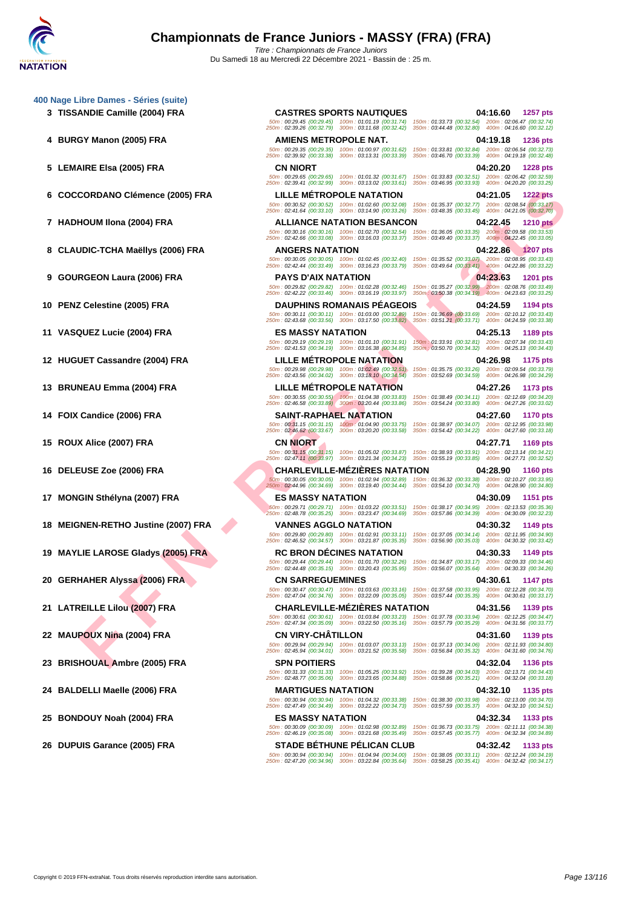# Championnats de France Juniors - MASSY (FRA) (FRA)

*Titre : Championnats de France Juniors*
Du Samedi 18 au Mercredi 22 Décembre 2021 - Bassin de : 25 m.

## 400 Nage Libre Dames - Séries (suite)

| Rang | Nom | Club | Temps | Points |
|---|---|---|---|---|
| 3 | TISSANDIE Camille (2004) FRA | CASTRES SPORTS NAUTIQUES | 04:16.60 | 1257 pts |
| | | 50m : 00:29.45 (00:29.45) 100m : 01:01.19 (00:31.74) 150m : 01:33.73 (00:32.54) 200m : 02:06.47 (00:32.74) 250m : 02:39.26 (00:32.79) 300m : 03:11.68 (00:32.42) 350m : 03:44.48 (00:32.80) 400m : 04:16.60 (00:32.12) | | |
| 4 | BURGY Manon (2005) FRA | AMIENS METROPOLE NAT. | 04:19.18 | 1236 pts |
| | | 50m : 00:29.35 (00:29.35) 100m : 01:00.97 (00:31.62) 150m : 01:33.81 (00:32.84) 200m : 02:06.54 (00:32.73) 250m : 02:39.92 (00:33.38) 300m : 03:13.31 (00:33.39) 350m : 03:46.70 (00:33.39) 400m : 04:19.18 (00:32.48) | | |
| 5 | LEMAIRE Elsa (2005) FRA | CN NIORT | 04:20.20 | 1228 pts |
| | | 50m : 00:29.65 (00:29.65) 100m : 01:01.32 (00:31.67) 150m : 01:33.83 (00:32.51) 200m : 02:06.42 (00:32.59) 250m : 02:39.41 (00:32.99) 300m : 03:13.02 (00:33.61) 350m : 03:46.95 (00:33.93) 400m : 04:20.20 (00:33.25) | | |
| 6 | COCCORDANO Clémence (2005) FRA | LILLE MÉTROPOLE NATATION | 04:21.05 | 1222 pts |
| | | 50m : 00:30.52 (00:30.52) 100m : 01:02.60 (00:32.08) 150m : 01:35.37 (00:32.77) 200m : 02:08.54 (00:33.17) 250m : 02:41.64 (00:33.10) 300m : 03:14.90 (00:33.26) 350m : 03:48.35 (00:33.45) 400m : 04:21.05 (00:32.70) | | |
| 7 | HADHOUM Ilona (2004) FRA | ALLIANCE NATATION BESANCON | 04:22.45 | 1210 pts |
| | | 50m : 00:30.16 (00:30.16) 100m : 01:02.70 (00:32.54) 150m : 01:36.05 (00:33.35) 200m : 02:09.58 (00:33.53) 250m : 02:42.66 (00:33.08) 300m : 03:16.03 (00:33.37) 350m : 03:49.40 (00:33.37) 400m : 04:22.45 (00:33.05) | | |
| 8 | CLAUDIC-TCHA Maëllys (2006) FRA | ANGERS NATATION | 04:22.86 | 1207 pts |
| | | 50m : 00:30.05 (00:30.05) 100m : 01:02.45 (00:32.40) 150m : 01:35.52 (00:33.07) 200m : 02:08.95 (00:33.43) 250m : 02:42.44 (00:33.49) 300m : 03:16.23 (00:33.79) 350m : 03:49.64 (00:33.41) 400m : 04:22.86 (00:33.22) | | |
| 9 | GOURGEON Laura (2006) FRA | PAYS D'AIX NATATION | 04:23.63 | 1201 pts |
| | | 50m : 00:29.82 (00:29.82) 100m : 01:02.28 (00:32.46) 150m : 01:35.27 (00:32.99) 200m : 02:08.76 (00:33.49) 250m : 02:42.22 (00:33.46) 300m : 03:16.19 (00:33.97) 350m : 03:50.38 (00:34.19) 400m : 04:23.63 (00:33.25) | | |
| 10 | PENZ Celestine (2005) FRA | DAUPHINS ROMANAIS PÉAGEOIS | 04:24.59 | 1194 pts |
| | | 50m : 00:30.11 (00:30.11) 100m : 01:03.00 (00:32.89) 150m : 01:36.69 (00:33.69) 200m : 02:10.12 (00:33.43) 250m : 02:43.68 (00:33.56) 300m : 03:17.50 (00:33.82) 350m : 03:51.21 (00:33.71) 400m : 04:24.59 (00:33.38) | | |
| 11 | VASQUEZ Lucie (2004) FRA | ES MASSY NATATION | 04:25.13 | 1189 pts |
| | | 50m : 00:29.19 (00:29.19) 100m : 01:01.10 (00:31.91) 150m : 01:33.91 (00:32.81) 200m : 02:07.34 (00:33.43) 250m : 02:41.53 (00:34.19) 300m : 03:16.38 (00:34.85) 350m : 03:50.70 (00:34.32) 400m : 04:25.13 (00:34.43) | | |
| 12 | HUGUET Cassandre (2004) FRA | LILLE MÉTROPOLE NATATION | 04:26.98 | 1175 pts |
| | | 50m : 00:29.98 (00:29.98) 100m : 01:02.49 (00:32.51) 150m : 01:35.75 (00:33.26) 200m : 02:09.54 (00:33.79) 250m : 02:43.56 (00:34.02) 300m : 03:18.10 (00:34.54) 350m : 03:52.69 (00:34.59) 400m : 04:26.98 (00:34.29) | | |
| 13 | BRUNEAU Emma (2004) FRA | LILLE MÉTROPOLE NATATION | 04:27.26 | 1173 pts |
| | | 50m : 00:30.55 (00:30.55) 100m : 01:04.38 (00:33.83) 150m : 01:38.49 (00:34.11) 200m : 02:12.69 (00:34.20) 250m : 02:46.58 (00:33.89) 300m : 03:20.44 (00:33.86) 350m : 03:54.24 (00:33.80) 400m : 04:27.26 (00:33.02) | | |
| 14 | FOIX Candice (2006) FRA | SAINT-RAPHAEL NATATION | 04:27.60 | 1170 pts |
| | | 50m : 00:31.15 (00:31.15) 100m : 01:04.90 (00:33.75) 150m : 01:38.97 (00:34.07) 200m : 02:12.95 (00:33.98) 250m : 02:46.62 (00:33.67) 300m : 03:20.20 (00:33.58) 350m : 03:54.42 (00:34.22) 400m : 04:27.60 (00:33.18) | | |
| 15 | ROUX Alice (2007) FRA | CN NIORT | 04:27.71 | 1169 pts |
| | | 50m : 00:31.15 (00:31.15) 100m : 01:05.02 (00:33.87) 150m : 01:38.93 (00:33.91) 200m : 02:13.14 (00:34.21) 250m : 02:47.11 (00:33.97) 300m : 03:21.34 (00:34.23) 350m : 03:55.19 (00:33.85) 400m : 04:27.71 (00:32.52) | | |
| 16 | DELEUSE Zoe (2006) FRA | CHARLEVILLE-MÉZIÈRES NATATION | 04:28.90 | 1160 pts |
| | | 50m : 00:30.05 (00:30.05) 100m : 01:02.94 (00:32.89) 150m : 01:36.32 (00:33.38) 200m : 02:10.27 (00:33.95) 250m : 02:44.96 (00:34.69) 300m : 03:19.40 (00:34.44) 350m : 03:54.10 (00:34.70) 400m : 04:28.90 (00:34.80) | | |
| 17 | MONGIN Sthélyna (2007) FRA | ES MASSY NATATION | 04:30.09 | 1151 pts |
| | | 50m : 00:29.71 (00:29.71) 100m : 01:03.22 (00:33.51) 150m : 01:38.17 (00:34.95) 200m : 02:13.53 (00:35.36) 250m : 02:48.78 (00:35.25) 300m : 03:23.47 (00:34.69) 350m : 03:57.86 (00:34.39) 400m : 04:30.09 (00:32.23) | | |
| 18 | MEIGNEN-RETHO Justine (2007) FRA | VANNES AGGLO NATATION | 04:30.32 | 1149 pts |
| | | 50m : 00:29.80 (00:29.80) 100m : 01:02.91 (00:33.11) 150m : 01:37.05 (00:34.14) 200m : 02:11.95 (00:34.90) 250m : 02:46.52 (00:34.57) 300m : 03:21.87 (00:35.35) 350m : 03:56.90 (00:35.03) 400m : 04:30.32 (00:33.42) | | |
| 19 | MAYLIE LAROSE Gladys (2005) FRA | RC BRON DÉCINES NATATION | 04:30.33 | 1149 pts |
| | | 50m : 00:29.44 (00:29.44) 100m : 01:01.70 (00:32.26) 150m : 01:34.87 (00:33.17) 200m : 02:09.33 (00:34.46) 250m : 02:44.48 (00:35.15) 300m : 03:20.43 (00:35.95) 350m : 03:56.07 (00:35.64) 400m : 04:30.33 (00:34.26) | | |
| 20 | GERHAHER Alyssa (2006) FRA | CN SARREGUEMINES | 04:30.61 | 1147 pts |
| | | 50m : 00:30.47 (00:30.47) 100m : 01:03.63 (00:33.16) 150m : 01:37.58 (00:33.95) 200m : 02:12.28 (00:34.70) 250m : 02:47.04 (00:34.76) 300m : 03:22.09 (00:35.05) 350m : 03:57.44 (00:35.35) 400m : 04:30.61 (00:33.17) | | |
| 21 | LATREILLE Lilou (2007) FRA | CHARLEVILLE-MÉZIÈRES NATATION | 04:31.56 | 1139 pts |
| | | 50m : 00:30.61 (00:30.61) 100m : 01:03.84 (00:33.23) 150m : 01:37.78 (00:33.94) 200m : 02:12.25 (00:34.47) 250m : 02:47.34 (00:35.09) 300m : 03:22.50 (00:35.16) 350m : 03:57.79 (00:35.29) 400m : 04:31.56 (00:33.77) | | |
| 22 | MAUPOUX Nina (2004) FRA | CN VIRY-CHÂTILLON | 04:31.60 | 1139 pts |
| | | 50m : 00:29.94 (00:29.94) 100m : 01:03.07 (00:33.13) 150m : 01:37.13 (00:34.06) 200m : 02:11.93 (00:34.80) 250m : 02:45.94 (00:34.01) 300m : 03:21.52 (00:35.58) 350m : 03:56.84 (00:35.32) 400m : 04:31.60 (00:34.76) | | |
| 23 | BRISHOUAL Ambre (2005) FRA | SPN POITIERS | 04:32.04 | 1136 pts |
| | | 50m : 00:31.33 (00:31.33) 100m : 01:05.25 (00:33.92) 150m : 01:39.28 (00:34.03) 200m : 02:13.71 (00:34.43) 250m : 02:48.77 (00:35.06) 300m : 03:23.65 (00:34.88) 350m : 03:58.86 (00:35.21) 400m : 04:32.04 (00:33.18) | | |
| 24 | BALDELLI Maelle (2006) FRA | MARTIGUES NATATION | 04:32.10 | 1135 pts |
| | | 50m : 00:30.94 (00:30.94) 100m : 01:04.32 (00:33.38) 150m : 01:38.30 (00:33.98) 200m : 02:13.00 (00:34.70) 250m : 02:47.49 (00:34.49) 300m : 03:22.22 (00:34.73) 350m : 03:57.59 (00:35.37) 400m : 04:32.10 (00:34.51) | | |
| 25 | BONDOUY Noah (2004) FRA | ES MASSY NATATION | 04:32.34 | 1133 pts |
| | | 50m : 00:30.09 (00:30.09) 100m : 01:02.98 (00:32.89) 150m : 01:36.73 (00:33.75) 200m : 02:11.11 (00:34.38) 250m : 02:46.19 (00:35.08) 300m : 03:21.68 (00:35.49) 350m : 03:57.45 (00:35.77) 400m : 04:32.34 (00:34.89) | | |
| 26 | DUPUIS Garance (2005) FRA | STADE BÉTHUNE PÉLICAN CLUB | 04:32.42 | 1133 pts |
| | | 50m : 00:30.94 (00:30.94) 100m : 01:04.94 (00:34.00) 150m : 01:38.05 (00:33.11) 200m : 02:12.24 (00:34.19) 250m : 02:47.20 (00:34.96) 300m : 03:22.84 (00:35.64) 350m : 03:58.25 (00:35.41) 400m : 04:32.42 (00:34.17) | | |

Copyright © 2019 FFN-extraNat. Tous droits réservés reproduction interdite sans autorisation.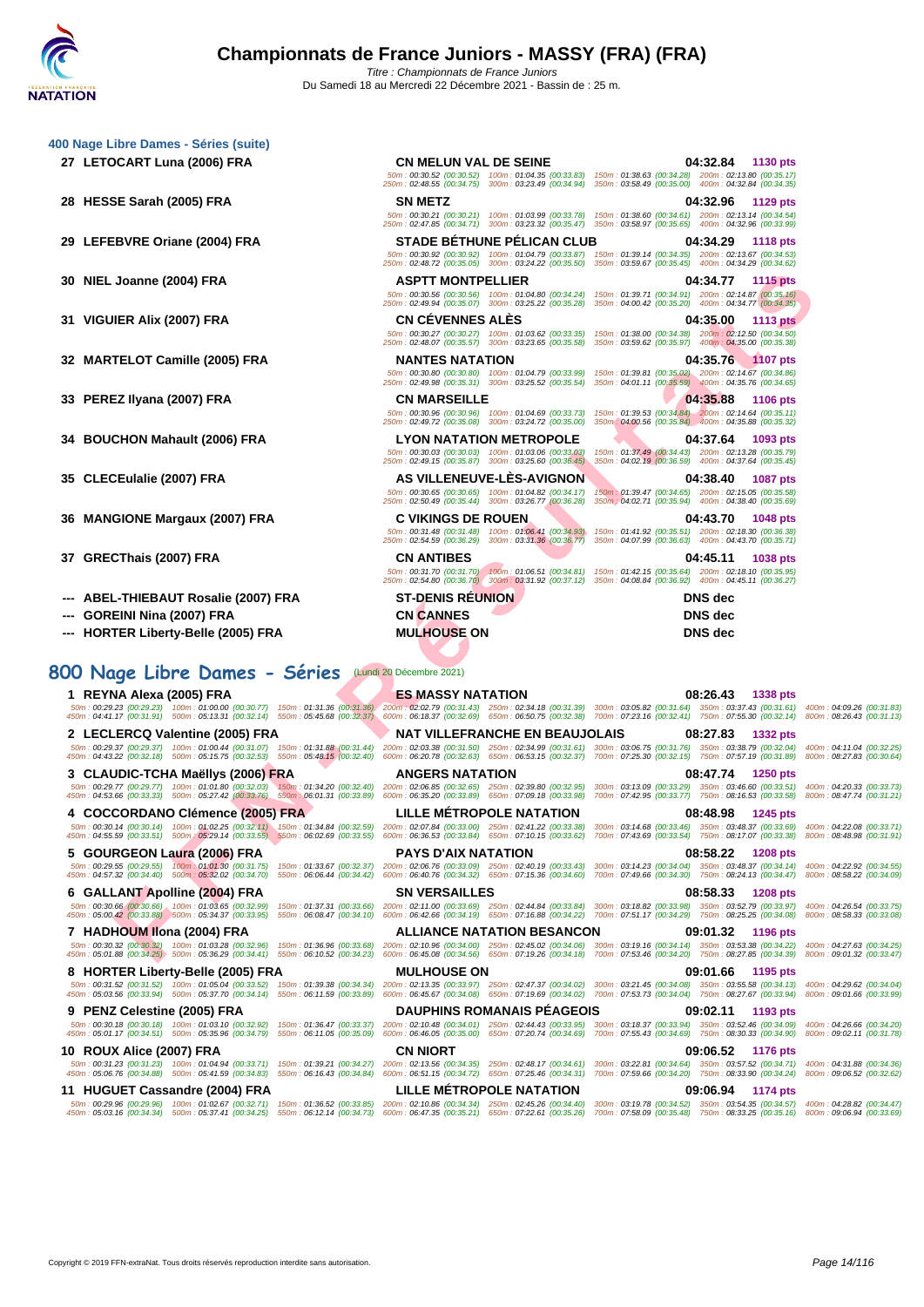# Championnats de France Juniors - MASSY (FRA) (FRA)

*Titre : Championnats de France Juniors*

Du Samedi 18 au Mercredi 22 Décembre 2021 - Bassin de : 25 m.

## 400 Nage Libre Dames - Séries (suite)

| Rg | Nom | Club | Temps | Points |
|---|---|---|---|---|
| 27 | LETOCART Luna (2006) FRA | CN MELUN VAL DE SEINE | 04:32.84 | 1130 pts |
| | 50m : 00:30.52 (00:30.52) 100m : 01:04.35 (00:33.83) 150m : 01:38.63 (00:34.28) 200m : 02:13.80 (00:35.17) 250m : 02:48.55 (00:34.75) 300m : 03:23.49 (00:34.94) 350m : 03:58.49 (00:35.00) 400m : 04:32.84 (00:34.35) | | | |
| 28 | HESSE Sarah (2005) FRA | SN METZ | 04:32.96 | 1129 pts |
| | 50m : 00:30.21 (00:30.21) 100m : 01:03.99 (00:33.78) 150m : 01:38.60 (00:34.61) 200m : 02:13.14 (00:34.54) 250m : 02:47.85 (00:34.71) 300m : 03:23.32 (00:35.47) 350m : 03:58.97 (00:35.65) 400m : 04:32.96 (00:33.99) | | | |
| 29 | LEFEBVRE Oriane (2004) FRA | STADE BÉTHUNE PÉLICAN CLUB | 04:34.29 | 1118 pts |
| | 50m : 00:30.92 (00:30.92) 100m : 01:04.79 (00:33.87) 150m : 01:39.14 (00:34.35) 200m : 02:13.67 (00:34.53) 250m : 02:48.72 (00:35.05) 300m : 03:24.22 (00:35.50) 350m : 03:59.67 (00:35.45) 400m : 04:34.29 (00:34.62) | | | |
| 30 | NIEL Joanne (2004) FRA | ASPTT MONTPELLIER | 04:34.77 | 1115 pts |
| | 50m : 00:30.56 (00:30.56) 100m : 01:04.80 (00:34.24) 150m : 01:39.71 (00:34.91) 200m : 02:14.87 (00:35.16) 250m : 02:49.94 (00:35.07) 300m : 03:25.22 (00:35.28) 350m : 04:00.42 (00:35.20) 400m : 04:34.77 (00:34.35) | | | |
| 31 | VIGUIER Alix (2007) FRA | CN CÉVENNES ALÈS | 04:35.00 | 1113 pts |
| | 50m : 00:30.27 (00:30.27) 100m : 01:03.62 (00:33.35) 150m : 01:38.00 (00:34.38) 200m : 02:12.50 (00:34.50) 250m : 02:48.07 (00:35.57) 300m : 03:23.65 (00:35.58) 350m : 03:59.62 (00:35.97) 400m : 04:35.00 (00:35.38) | | | |
| 32 | MARTELOT Camille (2005) FRA | NANTES NATATION | 04:35.76 | 1107 pts |
| | 50m : 00:30.80 (00:30.80) 100m : 01:04.79 (00:33.99) 150m : 01:39.81 (00:35.02) 200m : 02:14.67 (00:34.86) 250m : 02:49.98 (00:35.31) 300m : 03:25.52 (00:35.54) 350m : 04:01.11 (00:35.59) 400m : 04:35.76 (00:34.65) | | | |
| 33 | PEREZ Ilyana (2007) FRA | CN MARSEILLE | 04:35.88 | 1106 pts |
| | 50m : 00:30.96 (00:30.96) 100m : 01:04.69 (00:33.73) 150m : 01:39.53 (00:34.84) 200m : 02:14.64 (00:35.11) 250m : 02:49.72 (00:35.08) 300m : 03:24.72 (00:35.00) 350m : 04:00.56 (00:35.84) 400m : 04:35.88 (00:35.32) | | | |
| 34 | BOUCHON Mahault (2006) FRA | LYON NATATION METROPOLE | 04:37.64 | 1093 pts |
| | 50m : 00:30.03 (00:30.03) 100m : 01:03.06 (00:33.03) 150m : 01:37.49 (00:34.43) 200m : 02:13.28 (00:35.79) 250m : 02:49.15 (00:35.87) 300m : 03:25.60 (00:36.45) 350m : 04:02.19 (00:36.59) 400m : 04:37.64 (00:35.45) | | | |
| 35 | CLECEulalie (2007) FRA | AS VILLENEUVE-LÈS-AVIGNON | 04:38.40 | 1087 pts |
| | 50m : 00:30.65 (00:30.65) 100m : 01:04.82 (00:34.17) 150m : 01:39.47 (00:34.65) 200m : 02:15.05 (00:35.58) 250m : 02:50.49 (00:35.44) 300m : 03:26.77 (00:36.28) 350m : 04:02.71 (00:35.94) 400m : 04:38.40 (00:35.69) | | | |
| 36 | MANGIONE Margaux (2007) FRA | C VIKINGS DE ROUEN | 04:43.70 | 1048 pts |
| | 50m : 00:31.48 (00:31.48) 100m : 01:06.41 (00:34.93) 150m : 01:41.92 (00:35.51) 200m : 02:18.30 (00:36.38) 250m : 02:54.59 (00:36.29) 300m : 03:31.36 (00:36.77) 350m : 04:07.99 (00:36.63) 400m : 04:43.70 (00:35.71) | | | |
| 37 | GRECThais (2007) FRA | CN ANTIBES | 04:45.11 | 1038 pts |
| | 50m : 00:31.70 (00:31.70) 100m : 01:06.51 (00:34.81) 150m : 01:42.15 (00:35.64) 200m : 02:18.10 (00:35.95) 250m : 02:54.80 (00:36.70) 300m : 03:31.92 (00:37.12) 350m : 04:08.84 (00:36.92) 400m : 04:45.11 (00:36.27) | | | |
| --- | ABEL-THIEBAUT Rosalie (2007) FRA | ST-DENIS RÉUNION | DNS dec | |
| --- | GOREINI Nina (2007) FRA | CN CANNES | DNS dec | |
| --- | HORTER Liberty-Belle (2005) FRA | MULHOUSE ON | DNS dec | |

## 800 Nage Libre Dames - Séries (Lundi 20 Décembre 2021)

| Rg | Nom | Club | Temps | Points |
|---|---|---|---|---|
| 1 | REYNA Alexa (2005) FRA | ES MASSY NATATION | 08:26.43 | 1338 pts |
| | 50m : 00:29.23 (00:29.23) 100m : 01:00.00 (00:30.77) 150m : 01:31.36 (00:31.36) 200m : 02:02.79 (00:31.43) 250m : 02:34.18 (00:31.39) 300m : 03:05.82 (00:31.64) 350m : 03:37.43 (00:31.61) 400m : 04:09.26 (00:31.83) 450m : 04:41.17 (00:31.91) 500m : 05:13.31 (00:32.14) 550m : 05:45.68 (00:32.37) 600m : 06:18.37 (00:32.69) 650m : 06:50.75 (00:32.38) 700m : 07:23.16 (00:32.41) 750m : 07:55.30 (00:32.14) 800m : 08:26.43 (00:31.13) | | | |
| 2 | LECLERCQ Valentine (2005) FRA | NAT VILLEFRANCHE EN BEAUJOLAIS | 08:27.83 | 1332 pts |
| | 50m : 00:29.37 (00:29.37) 100m : 01:00.44 (00:31.07) 150m : 01:31.88 (00:31.44) 200m : 02:03.38 (00:31.50) 250m : 02:34.99 (00:31.61) 300m : 03:06.75 (00:31.76) 350m : 03:38.79 (00:32.04) 400m : 04:11.04 (00:32.25) 450m : 04:43.22 (00:32.18) 500m : 05:15.75 (00:32.53) 550m : 05:48.15 (00:32.40) 600m : 06:20.78 (00:32.63) 650m : 06:53.15 (00:32.37) 700m : 07:25.30 (00:32.15) 750m : 07:57.19 (00:31.89) 800m : 08:27.83 (00:30.64) | | | |
| 3 | CLAUDIC-TCHA Maëllys (2006) FRA | ANGERS NATATION | 08:47.74 | 1250 pts |
| | 50m : 00:29.77 (00:29.77) 100m : 01:01.80 (00:32.03) 150m : 01:34.20 (00:32.40) 200m : 02:06.85 (00:32.65) 250m : 02:39.80 (00:32.95) 300m : 03:13.09 (00:33.29) 350m : 03:46.60 (00:33.51) 400m : 04:20.33 (00:33.73) 450m : 04:53.66 (00:33.33) 500m : 05:27.42 (00:33.76) 550m : 06:01.31 (00:33.89) 600m : 06:35.20 (00:33.89) 650m : 07:09.18 (00:33.98) 700m : 07:42.95 (00:33.77) 750m : 08:16.53 (00:33.58) 800m : 08:47.74 (00:31.21) | | | |
| 4 | COCCORDANO Clémence (2005) FRA | LILLE MÉTROPOLE NATATION | 08:48.98 | 1245 pts |
| | 50m : 00:30.14 (00:30.14) 100m : 01:02.25 (00:32.11) 150m : 01:34.84 (00:32.59) 200m : 02:07.84 (00:33.00) 250m : 02:41.22 (00:33.38) 300m : 03:14.68 (00:33.46) 350m : 03:48.37 (00:33.69) 400m : 04:22.08 (00:33.71) 450m : 04:55.59 (00:33.51) 500m : 05:29.14 (00:33.55) 550m : 06:02.69 (00:33.55) 600m : 06:36.53 (00:33.84) 650m : 07:10.15 (00:33.62) 700m : 07:43.69 (00:33.54) 750m : 08:17.07 (00:33.38) 800m : 08:48.98 (00:31.91) | | | |
| 5 | GOURGEON Laura (2006) FRA | PAYS D'AIX NATATION | 08:58.22 | 1208 pts |
| | 50m : 00:29.55 (00:29.55) 100m : 01:01.30 (00:31.75) 150m : 01:33.67 (00:32.37) 200m : 02:06.76 (00:33.09) 250m : 02:40.19 (00:33.43) 300m : 03:14.23 (00:34.04) 350m : 03:48.37 (00:34.14) 400m : 04:22.92 (00:34.55) 450m : 04:57.32 (00:34.40) 500m : 05:32.02 (00:34.70) 550m : 06:06.44 (00:34.42) 600m : 06:40.76 (00:34.32) 650m : 07:15.36 (00:34.60) 700m : 07:49.66 (00:34.30) 750m : 08:24.13 (00:34.47) 800m : 08:58.22 (00:34.09) | | | |
| 6 | GALLANT Apolline (2004) FRA | SN VERSAILLES | 08:58.33 | 1208 pts |
| | 50m : 00:30.66 (00:30.66) 100m : 01:03.65 (00:32.99) 150m : 01:37.31 (00:33.66) 200m : 02:11.00 (00:33.69) 250m : 02:44.84 (00:33.84) 300m : 03:18.82 (00:33.98) 350m : 03:52.79 (00:33.97) 400m : 04:26.54 (00:33.75) 450m : 05:00.42 (00:33.88) 500m : 05:34.37 (00:33.95) 550m : 06:08.47 (00:34.10) 600m : 06:42.66 (00:34.19) 650m : 07:16.88 (00:34.22) 700m : 07:51.17 (00:34.29) 750m : 08:25.25 (00:34.08) 800m : 08:58.33 (00:33.08) | | | |
| 7 | HADHOUM Ilona (2004) FRA | ALLIANCE NATATION BESANCON | 09:01.32 | 1196 pts |
| | 50m : 00:30.32 (00:30.32) 100m : 01:03.28 (00:32.96) 150m : 01:36.96 (00:33.68) 200m : 02:10.96 (00:34.00) 250m : 02:45.02 (00:34.06) 300m : 03:19.16 (00:34.14) 350m : 03:53.38 (00:34.22) 400m : 04:27.63 (00:34.25) 450m : 05:01.88 (00:34.25) 500m : 05:36.29 (00:34.41) 550m : 06:10.52 (00:34.23) 600m : 06:45.08 (00:34.56) 650m : 07:19.26 (00:34.18) 700m : 07:53.46 (00:34.20) 750m : 08:27.85 (00:34.39) 800m : 09:01.32 (00:33.47) | | | |
| 8 | HORTER Liberty-Belle (2005) FRA | MULHOUSE ON | 09:01.66 | 1195 pts |
| | 50m : 00:31.52 (00:31.52) 100m : 01:05.04 (00:33.52) 150m : 01:39.38 (00:34.34) 200m : 02:13.35 (00:33.97) 250m : 02:47.37 (00:34.02) 300m : 03:21.45 (00:34.08) 350m : 03:55.58 (00:34.13) 400m : 04:29.62 (00:34.04) 450m : 05:03.56 (00:33.94) 500m : 05:37.70 (00:34.14) 550m : 06:11.59 (00:33.89) 600m : 06:45.67 (00:34.08) 650m : 07:19.69 (00:34.02) 700m : 07:53.73 (00:34.04) 750m : 08:27.67 (00:33.94) 800m : 09:01.66 (00:33.99) | | | |
| 9 | PENZ Celestine (2005) FRA | DAUPHINS ROMANAIS PÉAGEOIS | 09:02.11 | 1193 pts |
| | 50m : 00:30.18 (00:30.18) 100m : 01:03.10 (00:32.92) 150m : 01:36.47 (00:33.37) 200m : 02:10.48 (00:34.01) 250m : 02:44.43 (00:33.95) 300m : 03:18.37 (00:33.94) 350m : 03:52.46 (00:34.09) 400m : 04:26.66 (00:34.20) 450m : 05:01.17 (00:34.51) 500m : 05:35.96 (00:34.79) 550m : 06:11.05 (00:35.09) 600m : 06:46.05 (00:35.00) 650m : 07:20.74 (00:34.69) 700m : 07:55.43 (00:34.69) 750m : 08:30.33 (00:34.90) 800m : 09:02.11 (00:31.78) | | | |
| 10 | ROUX Alice (2007) FRA | CN NIORT | 09:06.52 | 1176 pts |
| | 50m : 00:31.23 (00:31.23) 100m : 01:04.94 (00:33.71) 150m : 01:39.21 (00:34.27) 200m : 02:13.56 (00:34.35) 250m : 02:48.17 (00:34.61) 300m : 03:22.81 (00:34.64) 350m : 03:57.52 (00:34.71) 400m : 04:31.88 (00:34.36) 450m : 05:06.76 (00:34.88) 500m : 05:41.59 (00:34.83) 550m : 06:16.43 (00:34.84) 600m : 06:51.15 (00:34.72) 650m : 07:25.46 (00:34.31) 700m : 07:59.66 (00:34.20) 750m : 08:33.90 (00:34.24) 800m : 09:06.52 (00:32.62) | | | |
| 11 | HUGUET Cassandre (2004) FRA | LILLE MÉTROPOLE NATATION | 09:06.94 | 1174 pts |
| | 50m : 00:29.96 (00:29.96) 100m : 01:02.67 (00:32.71) 150m : 01:36.52 (00:33.85) 200m : 02:10.86 (00:34.34) 250m : 02:45.26 (00:34.40) 300m : 03:19.78 (00:34.52) 350m : 03:54.35 (00:34.57) 400m : 04:28.82 (00:34.47) 450m : 05:03.16 (00:34.34) 500m : 05:37.41 (00:34.25) 550m : 06:12.14 (00:34.73) 600m : 06:47.35 (00:35.21) 650m : 07:22.61 (00:35.26) 700m : 07:58.09 (00:35.48) 750m : 08:33.25 (00:35.16) 800m : 09:06.94 (00:33.69) | | | |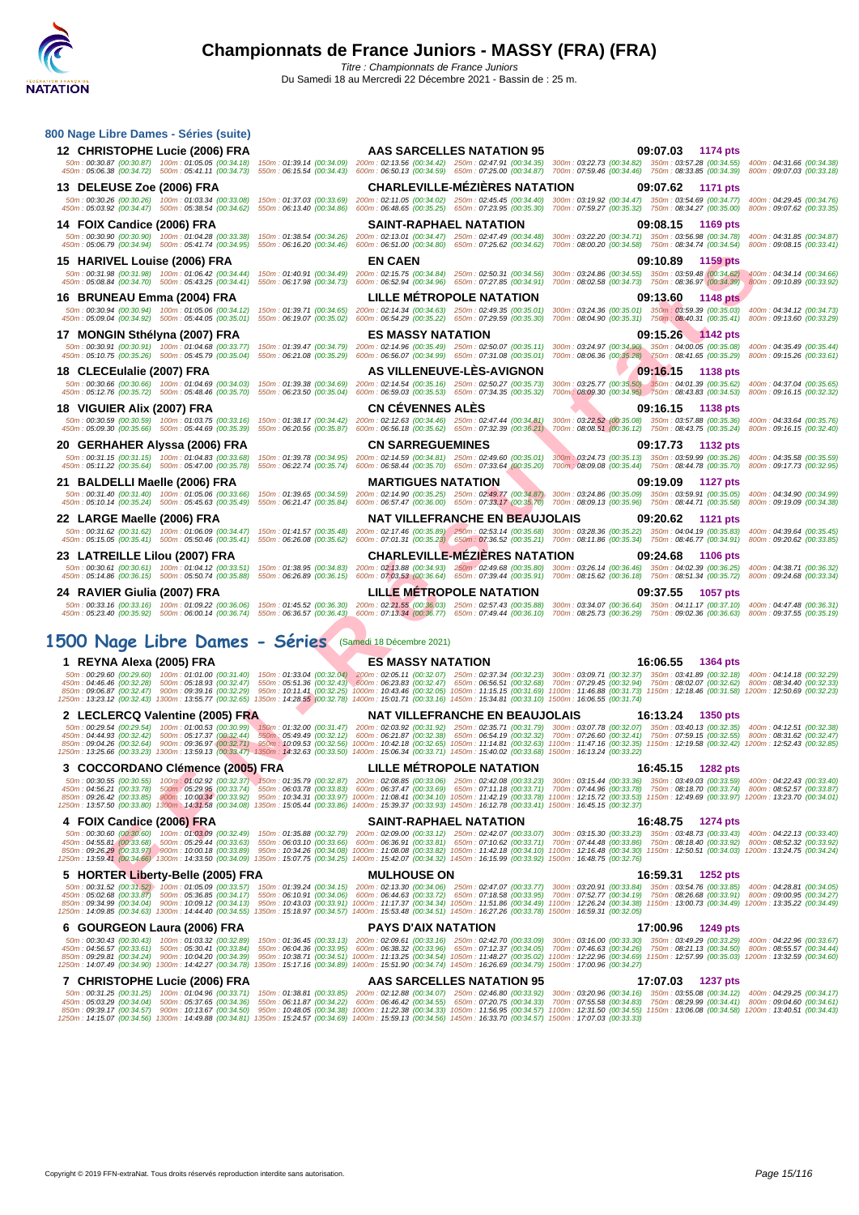# Championnats de France Juniors - MASSY (FRA) (FRA)

*Titre : Championnats de France Juniors*

Du Samedi 18 au Mercredi 22 Décembre 2021 - Bassin de : 25 m.

## 800 Nage Libre Dames - Séries (suite)

**12 CHRISTOPHE Lucie (2006) FRA** — AAS SARCELLES NATATION 95 — 09:07.03 — 1174 pts

50m : 00:30.87 (00:30.87) 100m : 01:05.05 (00:34.18) 150m : 01:39.14 (00:34.09) 200m : 02:13.56 (00:34.42) 250m : 02:47.91 (00:34.35) 300m : 03:22.73 (00:34.82) 350m : 03:57.28 (00:34.55) 400m : 04:31.66 (00:34.38)
450m : 05:06.38 (00:34.72) 500m : 05:41.11 (00:34.73) 550m : 06:15.54 (00:34.43) 600m : 06:50.13 (00:34.59) 650m : 07:25.00 (00:34.87) 700m : 07:59.46 (00:34.46) 750m : 08:33.85 (00:34.39) 800m : 09:07.03 (00:33.18)

**13 DELEUSE Zoe (2006) FRA** — CHARLEVILLE-MÉZIÈRES NATATION — 09:07.62 — 1171 pts

50m : 00:30.26 (00:30.26) 100m : 01:03.34 (00:33.08) 150m : 01:37.03 (00:33.69) 200m : 02:11.05 (00:34.02) 250m : 02:45.45 (00:34.40) 300m : 03:19.92 (00:34.47) 350m : 03:54.69 (00:34.77) 400m : 04:29.45 (00:34.76)
450m : 05:03.92 (00:34.47) 500m : 05:38.54 (00:34.62) 550m : 06:13.40 (00:34.86) 600m : 06:48.65 (00:35.25) 650m : 07:23.95 (00:35.30) 700m : 07:59.27 (00:35.32) 750m : 08:34.27 (00:35.00) 800m : 09:07.62 (00:33.35)

**14 FOIX Candice (2006) FRA** — SAINT-RAPHAEL NATATION — 09:08.15 — 1169 pts

50m : 00:30.90 (00:30.90) 100m : 01:04.28 (00:33.38) 150m : 01:38.54 (00:34.26) 200m : 02:13.01 (00:34.47) 250m : 02:47.49 (00:34.48) 300m : 03:22.20 (00:34.71) 350m : 03:56.98 (00:34.78) 400m : 04:31.85 (00:34.87)
450m : 05:06.79 (00:34.94) 500m : 05:41.74 (00:34.95) 550m : 06:16.20 (00:34.46) 600m : 06:51.00 (00:34.80) 650m : 07:25.62 (00:34.62) 700m : 08:00.20 (00:34.58) 750m : 08:34.74 (00:34.54) 800m : 09:08.15 (00:33.41)

**15 HARIVEL Louise (2006) FRA** — EN CAEN — 09:10.89 — 1159 pts

50m : 00:31.98 (00:31.98) 100m : 01:06.42 (00:34.44) 150m : 01:40.91 (00:34.49) 200m : 02:15.75 (00:34.84) 250m : 02:50.31 (00:34.56) 300m : 03:24.86 (00:34.55) 350m : 03:59.48 (00:34.62) 400m : 04:34.14 (00:34.66)
450m : 05:08.84 (00:34.70) 500m : 05:43.25 (00:34.41) 550m : 06:17.98 (00:34.73) 600m : 06:52.94 (00:34.96) 650m : 07:27.85 (00:34.91) 700m : 08:02.58 (00:34.73) 750m : 08:36.97 (00:34.39) 800m : 09:10.89 (00:33.92)

**16 BRUNEAU Emma (2004) FRA** — LILLE MÉTROPOLE NATATION — 09:13.60 — 1148 pts

50m : 00:30.94 (00:30.94) 100m : 01:05.06 (00:34.12) 150m : 01:39.71 (00:34.65) 200m : 02:14.34 (00:34.63) 250m : 02:49.35 (00:35.01) 300m : 03:24.36 (00:35.01) 350m : 03:59.39 (00:35.03) 400m : 04:34.12 (00:34.73)
450m : 05:09.04 (00:34.92) 500m : 05:44.05 (00:35.01) 550m : 06:19.07 (00:35.02) 600m : 06:54.29 (00:35.22) 650m : 07:29.59 (00:35.30) 700m : 08:04.90 (00:35.31) 750m : 08:40.31 (00:35.41) 800m : 09:13.60 (00:33.29)

**17 MONGIN Sthélyna (2007) FRA** — ES MASSY NATATION — 09:15.26 — 1142 pts

50m : 00:30.91 (00:30.91) 100m : 01:04.68 (00:33.77) 150m : 01:39.47 (00:34.79) 200m : 02:14.96 (00:35.49) 250m : 02:50.07 (00:35.11) 300m : 03:24.97 (00:34.90) 350m : 04:00.05 (00:35.08) 400m : 04:35.49 (00:35.44)
450m : 05:10.75 (00:35.26) 500m : 05:45.79 (00:35.04) 550m : 06:21.08 (00:35.29) 600m : 06:56.07 (00:34.99) 650m : 07:31.08 (00:35.01) 700m : 08:06.36 (00:35.28) 750m : 08:41.65 (00:35.29) 800m : 09:15.26 (00:33.61)

**18 CLECEulalie (2007) FRA** — AS VILLENEUVE-LÈS-AVIGNON — 09:16.15 — 1138 pts

50m : 00:30.66 (00:30.66) 100m : 01:04.69 (00:34.03) 150m : 01:39.38 (00:34.69) 200m : 02:14.54 (00:35.16) 250m : 02:50.27 (00:35.73) 300m : 03:25.77 (00:35.50) 350m : 04:01.39 (00:35.62) 400m : 04:37.04 (00:35.65)
450m : 05:12.76 (00:35.72) 500m : 05:48.46 (00:35.70) 550m : 06:23.50 (00:35.04) 600m : 06:59.03 (00:35.53) 650m : 07:34.35 (00:35.32) 700m : 08:09.30 (00:34.95) 750m : 08:43.83 (00:34.53) 800m : 09:16.15 (00:32.32)

**18 VIGUIER Alix (2007) FRA** — CN CÉVENNES ALÈS — 09:16.15 — 1138 pts

50m : 00:30.59 (00:30.59) 100m : 01:03.75 (00:33.16) 150m : 01:38.17 (00:34.42) 200m : 02:12.63 (00:34.46) 250m : 02:47.44 (00:34.81) 300m : 03:22.52 (00:35.08) 350m : 03:57.88 (00:35.36) 400m : 04:33.64 (00:35.76)
450m : 05:09.30 (00:35.66) 500m : 05:44.69 (00:35.39) 550m : 06:20.56 (00:35.87) 600m : 06:56.18 (00:35.62) 650m : 07:32.39 (00:36.21) 700m : 08:08.51 (00:36.12) 750m : 08:43.75 (00:35.24) 800m : 09:16.15 (00:32.40)

**20 GERHAHER Alyssa (2006) FRA** — CN SARREGUEMINES — 09:17.73 — 1132 pts

50m : 00:31.15 (00:31.15) 100m : 01:04.83 (00:33.68) 150m : 01:39.78 (00:34.95) 200m : 02:14.59 (00:34.81) 250m : 02:49.60 (00:35.01) 300m : 03:24.73 (00:35.13) 350m : 03:59.99 (00:35.26) 400m : 04:35.58 (00:35.59)
450m : 05:11.22 (00:35.64) 500m : 05:47.00 (00:35.78) 550m : 06:22.74 (00:35.74) 600m : 06:58.44 (00:35.70) 650m : 07:33.64 (00:35.20) 700m : 08:09.08 (00:35.44) 750m : 08:44.78 (00:35.70) 800m : 09:17.73 (00:32.95)

**21 BALDELLI Maelle (2006) FRA** — MARTIGUES NATATION — 09:19.09 — 1127 pts

50m : 00:31.40 (00:31.40) 100m : 01:05.06 (00:33.66) 150m : 01:39.65 (00:34.59) 200m : 02:14.90 (00:35.25) 250m : 02:49.77 (00:34.87) 300m : 03:24.86 (00:35.09) 350m : 03:59.91 (00:35.05) 400m : 04:34.90 (00:34.99)
450m : 05:10.14 (00:35.24) 500m : 05:45.63 (00:35.49) 550m : 06:21.47 (00:35.84) 600m : 06:57.47 (00:36.00) 650m : 07:33.17 (00:35.70) 700m : 08:09.13 (00:35.96) 750m : 08:44.71 (00:35.58) 800m : 09:19.09 (00:34.38)

**22 LARGE Maelle (2006) FRA** — NAT VILLEFRANCHE EN BEAUJOLAIS — 09:20.62 — 1121 pts

50m : 00:31.62 (00:31.62) 100m : 01:06.09 (00:34.47) 150m : 01:41.57 (00:35.48) 200m : 02:17.46 (00:35.89) 250m : 02:53.14 (00:35.68) 300m : 03:28.36 (00:35.22) 350m : 04:04.19 (00:35.83) 400m : 04:39.64 (00:35.45)
450m : 05:15.05 (00:35.41) 500m : 05:50.46 (00:35.41) 550m : 06:26.08 (00:35.62) 600m : 07:01.31 (00:35.23) 650m : 07:36.52 (00:35.21) 700m : 08:11.86 (00:35.34) 750m : 08:46.77 (00:34.91) 800m : 09:20.62 (00:33.85)

**23 LATREILLE Lilou (2007) FRA** — CHARLEVILLE-MÉZIÈRES NATATION — 09:24.68 — 1106 pts

50m : 00:30.61 (00:30.61) 100m : 01:04.12 (00:33.51) 150m : 01:38.95 (00:34.83) 200m : 02:13.88 (00:34.93) 250m : 02:49.68 (00:35.80) 300m : 03:26.14 (00:36.46) 350m : 04:02.39 (00:36.25) 400m : 04:38.71 (00:36.32)
450m : 05:14.86 (00:36.15) 500m : 05:50.74 (00:35.88) 550m : 06:26.89 (00:36.15) 600m : 07:03.53 (00:36.64) 650m : 07:39.44 (00:35.91) 700m : 08:15.62 (00:36.18) 750m : 08:51.34 (00:35.72) 800m : 09:24.68 (00:33.34)

**24 RAVIER Giulia (2007) FRA** — LILLE MÉTROPOLE NATATION — 09:37.55 — 1057 pts

50m : 00:33.16 (00:33.16) 100m : 01:09.22 (00:36.06) 150m : 01:45.52 (00:36.30) 200m : 02:21.55 (00:36.03) 250m : 02:57.43 (00:35.88) 300m : 03:34.07 (00:36.64) 350m : 04:11.17 (00:37.10) 400m : 04:47.48 (00:36.31)
450m : 05:23.40 (00:35.92) 500m : 06:00.14 (00:36.74) 550m : 06:36.57 (00:36.43) 600m : 07:13.34 (00:36.77) 650m : 07:49.44 (00:36.10) 700m : 08:25.73 (00:36.29) 750m : 09:02.36 (00:36.63) 800m : 09:37.55 (00:35.19)

## 1500 Nage Libre Dames - Séries (Samedi 18 Décembre 2021)

**1 REYNA Alexa (2005) FRA** — ES MASSY NATATION — 16:06.55 — 1364 pts

50m : 00:29.60 (00:29.60) 100m : 01:01.00 (00:31.40) 150m : 01:33.04 (00:32.04) 200m : 02:05.11 (00:32.07) 250m : 02:37.34 (00:32.23) 300m : 03:09.71 (00:32.37) 350m : 03:41.89 (00:32.18) 400m : 04:14.18 (00:32.29)
450m : 04:46.46 (00:32.28) 500m : 05:18.93 (00:32.47) 550m : 05:51.36 (00:32.43) 600m : 06:23.83 (00:32.47) 650m : 06:56.51 (00:32.68) 700m : 07:29.45 (00:32.94) 750m : 08:02.07 (00:32.62) 800m : 08:34.40 (00:32.33)
850m : 09:06.87 (00:32.47) 900m : 09:39.16 (00:32.29) 950m : 10:11.41 (00:32.25) 1000m : 10:43.46 (00:32.05) 1050m : 11:15.15 (00:31.69) 1100m : 11:46.88 (00:31.73) 1150m : 12:18.46 (00:31.58) 1200m : 12:50.69 (00:32.23)
1250m : 13:23.12 (00:32.43) 1300m : 13:55.77 (00:32.65) 1350m : 14:28.55 (00:32.78) 1400m : 15:01.71 (00:33.16) 1450m : 15:34.81 (00:33.10) 1500m : 16:06.55 (00:31.74)

**2 LECLERCQ Valentine (2005) FRA** — NAT VILLEFRANCHE EN BEAUJOLAIS — 16:13.24 — 1350 pts

50m : 00:29.54 (00:29.54) 100m : 01:00.53 (00:30.99) 150m : 01:32.00 (00:31.47) 200m : 02:03.92 (00:31.92) 250m : 02:35.71 (00:31.79) 300m : 03:07.78 (00:32.07) 350m : 03:40.13 (00:32.35) 400m : 04:12.51 (00:32.38)
450m : 04:44.93 (00:32.42) 500m : 05:17.37 (00:32.44) 550m : 05:49.49 (00:32.12) 600m : 06:21.87 (00:32.38) 650m : 06:54.19 (00:32.32) 700m : 07:26.60 (00:32.41) 750m : 07:59.15 (00:32.55) 800m : 08:31.62 (00:32.47)
850m : 09:04.26 (00:32.64) 900m : 09:36.97 (00:32.71) 950m : 10:09.53 (00:32.56) 1000m : 10:42.18 (00:32.65) 1050m : 11:14.81 (00:32.63) 1100m : 11:47.16 (00:32.35) 1150m : 12:19.58 (00:32.42) 1200m : 12:52.43 (00:32.85)
1250m : 13:25.66 (00:33.23) 1300m : 13:59.13 (00:33.47) 1350m : 14:32.63 (00:33.50) 1400m : 15:06.34 (00:33.71) 1450m : 15:40.02 (00:33.68) 1500m : 16:13.24 (00:33.22)

**3 COCCORDANO Clémence (2005) FRA** — LILLE MÉTROPOLE NATATION — 16:45.15 — 1282 pts

50m : 00:30.55 (00:30.55) 100m : 01:02.92 (00:32.37) 150m : 01:35.79 (00:32.87) 200m : 02:08.85 (00:33.06) 250m : 02:42.08 (00:33.23) 300m : 03:15.44 (00:33.36) 350m : 03:49.03 (00:33.59) 400m : 04:22.43 (00:33.40)
450m : 04:56.21 (00:33.78) 500m : 05:29.95 (00:33.74) 550m : 06:03.78 (00:33.83) 600m : 06:37.47 (00:33.69) 650m : 07:11.18 (00:33.71) 700m : 07:44.96 (00:33.78) 750m : 08:18.70 (00:33.74) 800m : 08:52.57 (00:33.87)
850m : 09:26.42 (00:33.85) 900m : 10:00.34 (00:33.92) 950m : 10:34.31 (00:33.97) 1000m : 11:08.41 (00:34.10) 1050m : 11:42.19 (00:33.78) 1100m : 12:15.72 (00:33.53) 1150m : 12:49.69 (00:33.97) 1200m : 13:23.70 (00:34.01)
1250m : 13:57.50 (00:33.80) 1300m : 14:31.58 (00:34.08) 1350m : 15:05.44 (00:33.86) 1400m : 15:39.37 (00:33.93) 1450m : 16:12.78 (00:33.41) 1500m : 16:45.15 (00:32.37)

**4 FOIX Candice (2006) FRA** — SAINT-RAPHAEL NATATION — 16:48.75 — 1274 pts

50m : 00:30.60 (00:30.60) 100m : 01:03.09 (00:32.49) 150m : 01:35.88 (00:32.79) 200m : 02:09.00 (00:33.12) 250m : 02:42.07 (00:33.07) 300m : 03:15.30 (00:33.23) 350m : 03:48.73 (00:33.43) 400m : 04:22.13 (00:33.40)
450m : 04:55.81 (00:33.68) 500m : 05:29.44 (00:33.63) 550m : 06:03.10 (00:33.66) 600m : 06:36.91 (00:33.81) 650m : 07:10.62 (00:33.71) 700m : 07:44.48 (00:33.86) 750m : 08:18.40 (00:33.92) 800m : 08:52.32 (00:33.92)
850m : 09:26.29 (00:33.97) 900m : 10:00.18 (00:33.89) 950m : 10:34.26 (00:34.08) 1000m : 11:08.08 (00:33.82) 1050m : 11:42.18 (00:34.10) 1100m : 12:16.48 (00:34.30) 1150m : 12:50.51 (00:34.03) 1200m : 13:24.75 (00:34.24)
1250m : 13:59.41 (00:34.66) 1300m : 14:33.50 (00:34.09) 1350m : 15:07.75 (00:34.25) 1400m : 15:42.07 (00:34.32) 1450m : 16:15.99 (00:33.92) 1500m : 16:48.75 (00:32.76)

**5 HORTER Liberty-Belle (2005) FRA** — MULHOUSE ON — 16:59.31 — 1252 pts

50m : 00:31.52 (00:31.52) 100m : 01:05.09 (00:33.57) 150m : 01:39.24 (00:34.15) 200m : 02:13.30 (00:34.06) 250m : 02:47.07 (00:33.77) 300m : 03:20.91 (00:33.84) 350m : 03:54.76 (00:33.85) 400m : 04:28.81 (00:34.05)
450m : 05:02.68 (00:33.87) 500m : 05:36.85 (00:34.17) 550m : 06:10.91 (00:34.06) 600m : 06:44.63 (00:33.72) 650m : 07:18.58 (00:33.95) 700m : 07:52.77 (00:34.19) 750m : 08:26.68 (00:33.91) 800m : 09:00.95 (00:34.27)
850m : 09:34.99 (00:34.04) 900m : 10:09.12 (00:34.13) 950m : 10:43.03 (00:33.91) 1000m : 11:17.37 (00:34.34) 1050m : 11:51.86 (00:34.49) 1100m : 12:26.24 (00:34.38) 1150m : 13:00.73 (00:34.49) 1200m : 13:35.22 (00:34.49)
1250m : 14:09.85 (00:34.63) 1300m : 14:44.40 (00:34.55) 1350m : 15:18.97 (00:34.57) 1400m : 15:53.48 (00:34.51) 1450m : 16:27.26 (00:33.78) 1500m : 16:59.31 (00:32.05)

**6 GOURGEON Laura (2006) FRA** — PAYS D'AIX NATATION — 17:00.96 — 1249 pts

50m : 00:30.43 (00:30.43) 100m : 01:03.32 (00:32.89) 150m : 01:36.45 (00:33.13) 200m : 02:09.61 (00:33.16) 250m : 02:42.70 (00:33.09) 300m : 03:16.00 (00:33.30) 350m : 03:49.29 (00:33.29) 400m : 04:22.96 (00:33.67)
450m : 04:56.57 (00:33.61) 500m : 05:30.41 (00:33.84) 550m : 06:04.36 (00:33.95) 600m : 06:38.32 (00:33.96) 650m : 07:12.37 (00:34.05) 700m : 07:46.63 (00:34.26) 750m : 08:21.13 (00:34.50) 800m : 08:55.57 (00:34.44)
850m : 09:29.81 (00:34.24) 900m : 10:04.20 (00:34.39) 950m : 10:38.71 (00:34.51) 1000m : 11:13.25 (00:34.54) 1050m : 11:48.27 (00:35.02) 1100m : 12:22.96 (00:34.69) 1150m : 12:57.99 (00:35.03) 1200m : 13:32.59 (00:34.60)
1250m : 14:07.49 (00:34.90) 1300m : 14:42.27 (00:34.78) 1350m : 15:17.16 (00:34.89) 1400m : 15:51.90 (00:34.74) 1450m : 16:26.69 (00:34.79) 1500m : 17:00.96 (00:34.27)

**7 CHRISTOPHE Lucie (2006) FRA** — AAS SARCELLES NATATION 95 — 17:07.03 — 1237 pts

50m : 00:31.25 (00:31.25) 100m : 01:04.96 (00:33.71) 150m : 01:38.81 (00:33.85) 200m : 02:12.88 (00:34.07) 250m : 02:46.80 (00:33.92) 300m : 03:20.96 (00:34.16) 350m : 03:55.08 (00:34.12) 400m : 04:29.25 (00:34.17)
450m : 05:03.29 (00:34.04) 500m : 05:37.65 (00:34.36) 550m : 06:11.87 (00:34.22) 600m : 06:46.42 (00:34.55) 650m : 07:20.75 (00:34.33) 700m : 07:55.58 (00:34.83) 750m : 08:29.99 (00:34.41) 800m : 09:04.60 (00:34.61)
850m : 09:39.17 (00:34.57) 900m : 10:13.67 (00:34.50) 950m : 10:48.05 (00:34.38) 1000m : 11:22.38 (00:34.33) 1050m : 11:56.95 (00:34.57) 1100m : 12:31.50 (00:34.55) 1150m : 13:06.08 (00:34.58) 1200m : 13:40.51 (00:34.43)
1250m : 14:15.07 (00:34.56) 1300m : 14:49.88 (00:34.81) 1350m : 15:24.57 (00:34.69) 1400m : 15:59.13 (00:34.56) 1450m : 16:33.70 (00:34.57) 1500m : 17:07.03 (00:33.33)

Copyright © 2019 FFN-extraNat. Tous droits réservés reproduction interdite sans autorisation.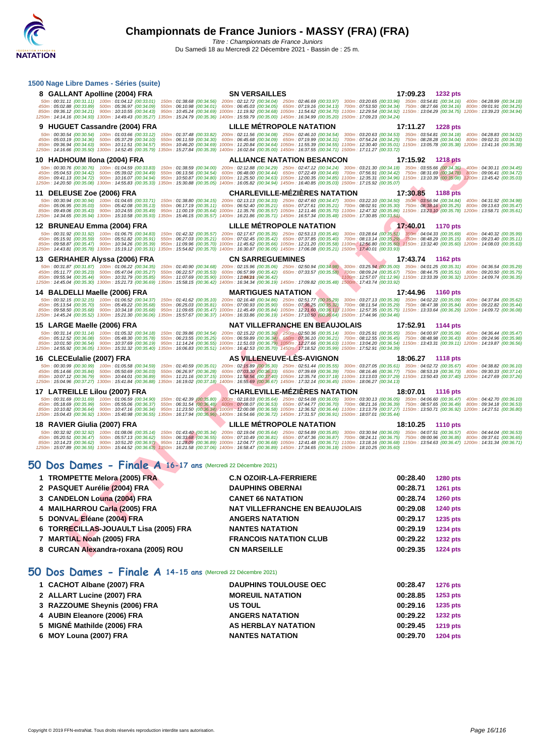# Championnats de France Juniors - MASSY (FRA) (FRA)

*Titre : Championnats de France Juniors*
Du Samedi 18 au Mercredi 22 Décembre 2021 - Bassin de : 25 m.

## 1500 Nage Libre Dames - Séries (suite)

**8 GALLANT Apolline (2004) FRA — SN VERSAILLES — 17:09.23 — 1232 pts**

50m : 00:31.11 (00:31.11) 100m : 01:04.12 (00:33.01) 150m : 01:38.68 (00:34.56) 200m : 02:12.72 (00:34.04) 250m : 02:46.69 (00:33.97) 300m : 03:20.65 (00:33.96) 350m : 03:54.81 (00:34.16) 400m : 04:28.99 (00:34.18)
450m : 05:02.88 (00:33.89) 500m : 05:36.97 (00:34.09) 550m : 06:10.98 (00:34.01) 600m : 06:45.03 (00:34.05) 650m : 07:19.16 (00:34.13) 700m : 07:53.50 (00:34.34) 750m : 08:27.66 (00:34.16) 800m : 09:01.91 (00:34.25)
850m : 09:36.12 (00:34.21) 900m : 10:10.55 (00:34.43) 950m : 10:45.24 (00:34.69) 1000m : 11:19.92 (00:34.68) 1050m : 11:54.62 (00:34.70) 1100m : 12:29.54 (00:34.92) 1150m : 13:04.29 (00:34.75) 1200m : 13:39.23 (00:34.94)
1250m : 14:14.16 (00:34.93) 1300m : 14:49.43 (00:35.27) 1350m : 15:24.79 (00:35.36) 1400m : 15:59.79 (00:35.00) 1450m : 16:34.99 (00:35.20) 1500m : 17:09.23 (00:34.24)

**9 HUGUET Cassandre (2004) FRA — LILLE MÉTROPOLE NATATION — 17:11.27 — 1228 pts**

50m : 00:30.54 (00:30.54) 100m : 01:03.66 (00:33.12) 150m : 01:37.48 (00:33.82) 200m : 02:11.56 (00:34.08) 250m : 02:46.10 (00:34.54) 300m : 03:20.63 (00:34.53) 350m : 03:54.81 (00:34.18) 400m : 04:28.83 (00:34.02)
450m : 05:03.19 (00:34.36) 500m : 05:37.29 (00:34.10) 550m : 06:11.59 (00:34.30) 600m : 06:45.68 (00:34.09) 650m : 07:19.99 (00:34.31) 700m : 07:54.24 (00:34.25) 750m : 08:28.28 (00:34.04) 800m : 09:02.31 (00:34.03)
850m : 09:36.94 (00:34.63) 900m : 10:11.51 (00:34.57) 950m : 10:46.20 (00:34.69) 1000m : 11:20.84 (00:34.64) 1050m : 11:55.39 (00:34.55) 1100m : 12:30.40 (00:35.01) 1150m : 13:05.78 (00:35.38) 1200m : 13:41.16 (00:35.38)
1250m : 14:16.66 (00:35.50) 1300m : 14:52.45 (00:35.79) 1350m : 15:27.84 (00:35.39) 1400m : 16:02.84 (00:35.00) 1450m : 16:37.55 (00:34.71) 1500m : 17:11.27 (00:33.72)

**10 HADHOUM Ilona (2004) FRA — ALLIANCE NATATION BESANCON — 17:15.92 — 1218 pts**

50m : 00:30.76 (00:30.76) 100m : 01:04.59 (00:33.83) 150m : 01:38.59 (00:34.00) 200m : 02:12.88 (00:34.29) 250m : 02:47.12 (00:34.24) 300m : 03:21.30 (00:34.18) 350m : 03:55.66 (00:34.36) 400m : 04:30.11 (00:34.45)
450m : 05:04.53 (00:34.42) 500m : 05:39.02 (00:34.49) 550m : 06:13.56 (00:34.54) 600m : 06:48.00 (00:34.44) 650m : 07:22.49 (00:34.49) 700m : 07:56.91 (00:34.42) 750m : 08:31.69 (00:34.78) 800m : 09:06.41 (00:34.72)
850m : 09:41.13 (00:34.72) 900m : 10:16.07 (00:34.94) 950m : 10:50.87 (00:34.80) 1000m : 11:25.50 (00:34.63) 1050m : 12:00.35 (00:34.85) 1100m : 12:35.31 (00:34.96) 1150m : 13:10.39 (00:35.08) 1200m : 13:45.42 (00:35.03)
1250m : 14:20.50 (00:35.08) 1300m : 14:55.83 (00:35.33) 1350m : 15:30.88 (00:35.05) 1400m : 16:05.82 (00:34.94) 1450m : 16:40.85 (00:35.03) 1500m : 17:15.92 (00:35.07)

**11 DELEUSE Zoe (2006) FRA — CHARLEVILLE-MÉZIÈRES NATATION — 17:30.85 — 1188 pts**

50m : 00:30.94 (00:30.94) 100m : 01:04.65 (00:33.71) 150m : 01:38.80 (00:34.15) 200m : 02:13.13 (00:34.33) 250m : 02:47.60 (00:34.47) 300m : 03:22.10 (00:34.50) 350m : 03:56.94 (00:34.84) 400m : 04:31.92 (00:34.98)
450m : 05:06.95 (00:35.03) 500m : 05:42.08 (00:35.13) 550m : 06:17.19 (00:35.11) 600m : 06:52.40 (00:35.21) 650m : 07:27.61 (00:35.21) 700m : 08:02.91 (00:35.30) 750m : 08:38.16 (00:35.25) 800m : 09:13.63 (00:35.47)
850m : 09:49.06 (00:35.43) 900m : 10:24.55 (00:35.49) 950m : 11:00.19 (00:35.64) 1000m : 11:35.76 (00:35.57) 1050m : 12:11.46 (00:35.70) 1100m : 12:47.32 (00:35.86) 1150m : 13:23.10 (00:35.78) 1200m : 13:58.71 (00:35.61)
1250m : 14:34.65 (00:35.94) 1300m : 15:10.58 (00:35.93) 1350m : 15:46.15 (00:35.57) 1400m : 16:21.86 (00:35.71) 1450m : 16:57.34 (00:35.48) 1500m : 17:30.85 (00:33.51)

**12 BRUNEAU Emma (2004) FRA — LILLE MÉTROPOLE NATATION — 17:40.01 — 1170 pts**

50m : 00:31.92 (00:31.92) 100m : 01:06.75 (00:34.83) 150m : 01:42.32 (00:35.57) 200m : 02:17.67 (00:35.35) 250m : 02:53.13 (00:35.46) 300m : 03:28.64 (00:35.51) 350m : 04:04.33 (00:35.69) 400m : 04:40.32 (00:35.99)
450m : 05:15.91 (00:35.59) 500m : 05:51.82 (00:35.91) 550m : 06:27.03 (00:35.21) 600m : 07:02.45 (00:35.42) 650m : 07:37.85 (00:35.40) 700m : 08:13.14 (00:35.29) 750m : 08:48.29 (00:35.15) 800m : 09:23.40 (00:35.11)
850m : 09:58.87 (00:35.47) 900m : 10:34.26 (00:35.39) 950m : 11:09.96 (00:35.70) 1000m : 11:45.62 (00:35.66) 1050m : 12:21.20 (00:35.58) 1100m : 12:56.80 (00:35.60) 1150m : 13:32.40 (00:35.60) 1200m : 14:08.03 (00:35.63)
1250m : 14:43.81 (00:35.78) 1300m : 15:19.12 (00:35.31) 1350m : 15:54.82 (00:35.70) 1400m : 16:30.87 (00:36.05) 1450m : 17:06.08 (00:35.21) 1500m : 17:40.01 (00:33.93)

**13 GERHAHER Alyssa (2006) FRA — CN SARREGUEMINES — 17:43.74 — 1162 pts**

50m : 00:31.87 (00:31.87) 100m : 01:06.22 (00:34.35) 150m : 01:40.90 (00:34.68) 200m : 02:15.96 (00:35.06) 250m : 02:50.94 (00:34.98) 300m : 03:25.94 (00:35.00) 350m : 04:01.25 (00:35.31) 400m : 04:36.54 (00:35.29)
450m : 05:11.77 (00:35.23) 500m : 05:47.04 (00:35.27) 550m : 06:22.57 (00:35.53) 600m : 06:57.99 (00:35.42) 650m : 07:33.57 (00:35.58) 700m : 08:09.24 (00:35.67) 750m : 08:44.75 (00:35.51) 800m : 09:20.50 (00:35.75)
850m : 09:55.94 (00:35.44) 900m : 10:31.79 (00:35.85) 950m : 11:07.69 (00:35.90) 1000m : 11:44.11 (00:36.42) 1100m : 12:57.07 (01:12.96) 1150m : 13:33.39 (00:36.32) 1200m : 14:09.74 (00:36.35)
1250m : 14:45.04 (00:35.30) 1300m : 15:21.73 (00:36.69) 1350m : 15:58.15 (00:36.42) 1400m : 16:34.34 (00:36.19) 1450m : 17:09.82 (00:35.48) 1500m : 17:43.74 (00:33.92)

**14 BALDELLI Maelle (2006) FRA — MARTIGUES NATATION — 17:44.96 — 1160 pts**

50m : 00:32.15 (00:32.15) 100m : 01:06.52 (00:34.37) 150m : 01:41.62 (00:35.10) 200m : 02:16.48 (00:34.86) 250m : 02:51.77 (00:35.29) 300m : 03:27.13 (00:35.36) 350m : 04:02.22 (00:35.09) 400m : 04:37.84 (00:35.62)
450m : 05:13.54 (00:35.70) 500m : 05:49.22 (00:35.68) 550m : 06:25.03 (00:35.81) 600m : 07:00.93 (00:35.90) 650m : 07:36.25 (00:35.32) 700m : 08:11.54 (00:35.29) 750m : 08:47.38 (00:35.84) 800m : 09:22.82 (00:35.44)
850m : 09:58.50 (00:35.68) 900m : 10:34.18 (00:35.68) 950m : 11:09.65 (00:35.47) 1000m : 11:45.49 (00:35.84) 1050m : 12:21.60 (00:36.11) 1100m : 12:57.35 (00:35.75) 1150m : 13:33.64 (00:36.29) 1200m : 14:09.72 (00:36.08)
1250m : 14:45.24 (00:35.52) 1300m : 15:21.30 (00:36.06) 1350m : 15:57.67 (00:36.37) 1400m : 16:33.86 (00:36.19) 1450m : 17:10.50 (00:36.64) 1500m : 17:44.96 (00:34.46)

**15 LARGE Maelle (2006) FRA — NAT VILLEFRANCHE EN BEAUJOLAIS — 17:52.91 — 1144 pts**

50m : 00:31.14 (00:31.14) 100m : 01:05.32 (00:34.18) 150m : 01:39.86 (00:34.54) 200m : 02:15.22 (00:35.36) 250m : 02:50.36 (00:35.14) 300m : 03:25.91 (00:35.55) 350m : 04:00.97 (00:35.06) 400m : 04:36.44 (00:35.47)
450m : 05:12.52 (00:36.08) 500m : 05:48.30 (00:35.78) 550m : 06:23.55 (00:35.25) 600m : 06:59.89 (00:36.34) 650m : 07:36.10 (00:36.21) 700m : 08:12.55 (00:36.45) 750m : 08:48.98 (00:36.43) 800m : 09:24.96 (00:35.98)
850m : 10:01.50 (00:36.54) 900m : 10:37.69 (00:36.19) 950m : 11:14.24 (00:36.55) 1000m : 11:51.03 (00:36.79) 1050m : 12:27.66 (00:36.63) 1100m : 13:04.20 (00:36.54) 1150m : 13:43.31 (00:39.11) 1200m : 14:19.87 (00:36.56)
1250m : 14:55.92 (00:36.05) 1300m : 15:31.32 (00:35.40) 1350m : 16:06.83 (00:35.51) 1400m : 16:42.53 (00:35.70) 1450m : 17:18.52 (00:35.99) 1500m : 17:52.91 (00:34.39)

**16 CLECEulalie (2007) FRA — AS VILLENEUVE-LÈS-AVIGNON — 18:06.27 — 1118 pts**

50m : 00:30.99 (00:30.99) 100m : 01:05.58 (00:34.59) 150m : 01:40.59 (00:35.01) 200m : 02:15.89 (00:35.30) 250m : 02:51.44 (00:35.55) 300m : 03:27.05 (00:35.61) 350m : 04:02.72 (00:35.67) 400m : 04:38.82 (00:36.10)
450m : 05:14.66 (00:35.84) 500m : 05:50.69 (00:36.03) 550m : 06:26.97 (00:36.28) 600m : 07:03.30 (00:36.33) 650m : 07:39.69 (00:36.39) 700m : 08:16.46 (00:36.77) 750m : 08:53.19 (00:36.73) 800m : 09:30.33 (00:37.14)
850m : 10:07.12 (00:36.79) 900m : 10:44.01 (00:36.89) 950m : 11:21.16 (00:37.15) 1000m : 11:58.56 (00:37.40) 1050m : 12:35.74 (00:37.18) 1100m : 13:13.03 (00:37.29) 1150m : 13:50.43 (00:37.40) 1200m : 14:27.69 (00:37.26)
1250m : 15:04.96 (00:37.27) 1300m : 15:41.84 (00:36.88) 1350m : 16:19.02 (00:37.18) 1400m : 16:55.69 (00:36.67) 1450m : 17:32.14 (00:36.45) 1500m : 18:06.27 (00:34.13)

**17 LATREILLE Lilou (2007) FRA — CHARLEVILLE-MÉZIÈRES NATATION — 18:07.01 — 1116 pts**

50m : 00:31.69 (00:31.69) 100m : 01:06.59 (00:34.90) 150m : 01:42.39 (00:35.80) 200m : 02:18.03 (00:35.64) 250m : 02:54.08 (00:36.05) 300m : 03:30.13 (00:36.05) 350m : 04:06.60 (00:36.47) 400m : 04:42.70 (00:36.10)
450m : 05:18.69 (00:35.99) 500m : 05:55.06 (00:36.37) 550m : 06:31.54 (00:36.48) 600m : 07:08.07 (00:36.53) 650m : 07:44.77 (00:36.70) 700m : 08:21.16 (00:36.39) 750m : 08:57.65 (00:36.49) 800m : 09:34.18 (00:36.53)
850m : 10:10.82 (00:36.64) 900m : 10:47.16 (00:36.34) 950m : 11:23.50 (00:36.34) 1000m : 12:00.08 (00:36.58) 1050m : 12:36.52 (00:36.44) 1100m : 13:13.79 (00:37.27) 1150m : 13:50.71 (00:36.92) 1200m : 14:27.51 (00:36.80)
1250m : 15:04.43 (00:36.92) 1300m : 15:40.98 (00:36.55) 1350m : 16:17.94 (00:36.96) 1400m : 16:54.66 (00:36.72) 1450m : 17:31.57 (00:36.91) 1500m : 18:07.01 (00:35.44)

**18 RAVIER Giulia (2007) FRA — LILLE MÉTROPOLE NATATION — 18:10.25 — 1110 pts**

50m : 00:32.92 (00:32.92) 100m : 01:08.06 (00:35.14) 150m : 01:43.40 (00:35.34) 200m : 02:19.04 (00:35.64) 250m : 02:54.89 (00:35.85) 300m : 03:30.94 (00:36.05) 350m : 04:07.51 (00:36.57) 400m : 04:44.04 (00:36.53)
450m : 05:20.51 (00:36.47) 500m : 05:57.13 (00:36.62) 550m : 06:33.68 (00:36.55) 600m : 07:10.49 (00:36.81) 650m : 07:47.36 (00:36.87) 700m : 08:24.11 (00:36.75) 750m : 09:00.96 (00:36.85) 800m : 09:37.61 (00:36.65)
850m : 10:14.23 (00:36.62) 900m : 10:51.20 (00:36.97) 950m : 11:28.09 (00:36.89) 1000m : 12:04.77 (00:36.68) 1050m : 12:41.48 (00:36.71) 1100m : 13:18.16 (00:36.68) 1150m : 13:54.63 (00:36.47) 1200m : 14:31.34 (00:36.71)
1250m : 15:07.89 (00:36.55) 1300m : 15:44.52 (00:36.63) 1350m : 16:21.58 (00:37.06) 1400m : 16:58.47 (00:36.89) 1450m : 17:34.65 (00:36.18) 1500m : 18:10.25 (00:35.60)

## 50 Dos Dames - Finale A 16-17 ans (Mercredi 22 Décembre 2021)

| Rang | Nom | Club | Temps | Points |
|---|---|---|---|---|
| 1 | TROMPETTE Melora (2005) FRA | C.N OZOIR-LA-FERRIERE | 00:28.40 | 1280 pts |
| 2 | PASQUET Aurélie (2004) FRA | DAUPHINS OBERNAI | 00:28.71 | 1261 pts |
| 3 | CANDELON Louna (2004) FRA | CANET 66 NATATION | 00:28.74 | 1260 pts |
| 4 | MAILHARROU Carla (2005) FRA | NAT VILLEFRANCHE EN BEAUJOLAIS | 00:29.08 | 1240 pts |
| 5 | DONVAL Eléane (2004) FRA | ANGERS NATATION | 00:29.17 | 1235 pts |
| 6 | TORRECILLAS-JOUAULT Lisa (2005) FRA | NANTES NATATION | 00:29.19 | 1234 pts |
| 7 | MARTIAL Noah (2005) FRA | FRANCOIS NATATION CLUB | 00:29.22 | 1232 pts |
| 8 | CURCAN Alexandra-roxana (2005) ROU | CN MARSEILLE | 00:29.35 | 1224 pts |

## 50 Dos Dames - Finale A 14-15 ans (Mercredi 22 Décembre 2021)

| Rang | Nom | Club | Temps | Points |
|---|---|---|---|---|
| 1 | CACHOT Albane (2007) FRA | DAUPHINS TOULOUSE OEC | 00:28.47 | 1276 pts |
| 2 | ALLART Lucine (2007) FRA | MOREUIL NATATION | 00:28.85 | 1253 pts |
| 3 | RAZZOUME Sheynis (2006) FRA | US TOUL | 00:29.16 | 1235 pts |
| 4 | AUBIN Eleanore (2006) FRA | ANGERS NATATION | 00:29.22 | 1232 pts |
| 5 | MIGNÉ Mathilde (2006) FRA | AS HERBLAY NATATION | 00:29.45 | 1219 pts |
| 6 | MOY Louna (2007) FRA | NANTES NATATION | 00:29.70 | 1204 pts |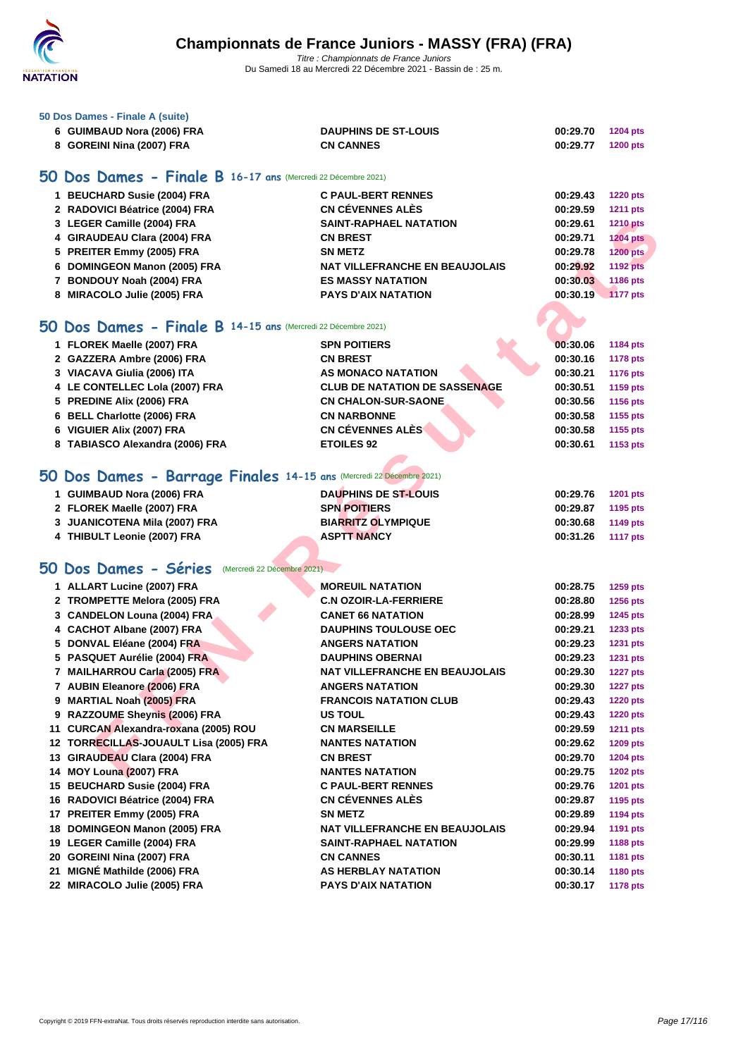### 50 Dos Dames - Finale A (suite)

| | | | | |
|---|---|---|---|---|
| 6 | GUIMBAUD Nora (2006) FRA | DAUPHINS DE ST-LOUIS | 00:29.70 | 1204 pts |
| 8 | GOREINI Nina (2007) FRA | CN CANNES | 00:29.77 | 1200 pts |

## 50 Dos Dames - Finale B 16-17 ans (Mercredi 22 Décembre 2021)

| | | | | |
|---|---|---|---|---|
| 1 | BEUCHARD Susie (2004) FRA | C PAUL-BERT RENNES | 00:29.43 | 1220 pts |
| 2 | RADOVICI Béatrice (2004) FRA | CN CÉVENNES ALÈS | 00:29.59 | 1211 pts |
| 3 | LEGER Camille (2004) FRA | SAINT-RAPHAEL NATATION | 00:29.61 | 1210 pts |
| 4 | GIRAUDEAU Clara (2004) FRA | CN BREST | 00:29.71 | 1204 pts |
| 5 | PREITER Emmy (2005) FRA | SN METZ | 00:29.78 | 1200 pts |
| 6 | DOMINGEON Manon (2005) FRA | NAT VILLEFRANCHE EN BEAUJOLAIS | 00:29.92 | 1192 pts |
| 7 | BONDOUY Noah (2004) FRA | ES MASSY NATATION | 00:30.03 | 1186 pts |
| 8 | MIRACOLO Julie (2005) FRA | PAYS D'AIX NATATION | 00:30.19 | 1177 pts |

## 50 Dos Dames - Finale B 14-15 ans (Mercredi 22 Décembre 2021)

| | | | | |
|---|---|---|---|---|
| 1 | FLOREK Maelle (2007) FRA | SPN POITIERS | 00:30.06 | 1184 pts |
| 2 | GAZZERA Ambre (2006) FRA | CN BREST | 00:30.16 | 1178 pts |
| 3 | VIACAVA Giulia (2006) ITA | AS MONACO NATATION | 00:30.21 | 1176 pts |
| 4 | LE CONTELLEC Lola (2007) FRA | CLUB DE NATATION DE SASSENAGE | 00:30.51 | 1159 pts |
| 5 | PREDINE Alix (2006) FRA | CN CHALON-SUR-SAONE | 00:30.56 | 1156 pts |
| 6 | BELL Charlotte (2006) FRA | CN NARBONNE | 00:30.58 | 1155 pts |
| 6 | VIGUIER Alix (2007) FRA | CN CÉVENNES ALÈS | 00:30.58 | 1155 pts |
| 8 | TABIASCO Alexandra (2006) FRA | ETOILES 92 | 00:30.61 | 1153 pts |

## 50 Dos Dames - Barrage Finales 14-15 ans (Mercredi 22 Décembre 2021)

| | | | | |
|---|---|---|---|---|
| 1 | GUIMBAUD Nora (2006) FRA | DAUPHINS DE ST-LOUIS | 00:29.76 | 1201 pts |
| 2 | FLOREK Maelle (2007) FRA | SPN POITIERS | 00:29.87 | 1195 pts |
| 3 | JUANICOTENA Mila (2007) FRA | BIARRITZ OLYMPIQUE | 00:30.68 | 1149 pts |
| 4 | THIBULT Leonie (2007) FRA | ASPTT NANCY | 00:31.26 | 1117 pts |

## 50 Dos Dames - Séries (Mercredi 22 Décembre 2021)

| | | | | |
|---|---|---|---|---|
| 1 | ALLART Lucine (2007) FRA | MOREUIL NATATION | 00:28.75 | 1259 pts |
| 2 | TROMPETTE Melora (2005) FRA | C.N OZOIR-LA-FERRIERE | 00:28.80 | 1256 pts |
| 3 | CANDELON Louna (2004) FRA | CANET 66 NATATION | 00:28.99 | 1245 pts |
| 4 | CACHOT Albane (2007) FRA | DAUPHINS TOULOUSE OEC | 00:29.21 | 1233 pts |
| 5 | DONVAL Eléane (2004) FRA | ANGERS NATATION | 00:29.23 | 1231 pts |
| 5 | PASQUET Aurélie (2004) FRA | DAUPHINS OBERNAI | 00:29.23 | 1231 pts |
| 7 | MAILHARROU Carla (2005) FRA | NAT VILLEFRANCHE EN BEAUJOLAIS | 00:29.30 | 1227 pts |
| 7 | AUBIN Eleanore (2006) FRA | ANGERS NATATION | 00:29.30 | 1227 pts |
| 9 | MARTIAL Noah (2005) FRA | FRANCOIS NATATION CLUB | 00:29.43 | 1220 pts |
| 9 | RAZZOUME Sheynis (2006) FRA | US TOUL | 00:29.43 | 1220 pts |
| 11 | CURCAN Alexandra-roxana (2005) ROU | CN MARSEILLE | 00:29.59 | 1211 pts |
| 12 | TORRECILLAS-JOUAULT Lisa (2005) FRA | NANTES NATATION | 00:29.62 | 1209 pts |
| 13 | GIRAUDEAU Clara (2004) FRA | CN BREST | 00:29.70 | 1204 pts |
| 14 | MOY Louna (2007) FRA | NANTES NATATION | 00:29.75 | 1202 pts |
| 15 | BEUCHARD Susie (2004) FRA | C PAUL-BERT RENNES | 00:29.76 | 1201 pts |
| 16 | RADOVICI Béatrice (2004) FRA | CN CÉVENNES ALÈS | 00:29.87 | 1195 pts |
| 17 | PREITER Emmy (2005) FRA | SN METZ | 00:29.89 | 1194 pts |
| 18 | DOMINGEON Manon (2005) FRA | NAT VILLEFRANCHE EN BEAUJOLAIS | 00:29.94 | 1191 pts |
| 19 | LEGER Camille (2004) FRA | SAINT-RAPHAEL NATATION | 00:29.99 | 1188 pts |
| 20 | GOREINI Nina (2007) FRA | CN CANNES | 00:30.11 | 1181 pts |
| 21 | MIGNÉ Mathilde (2006) FRA | AS HERBLAY NATATION | 00:30.14 | 1180 pts |
| 22 | MIRACOLO Julie (2005) FRA | PAYS D'AIX NATATION | 00:30.17 | 1178 pts |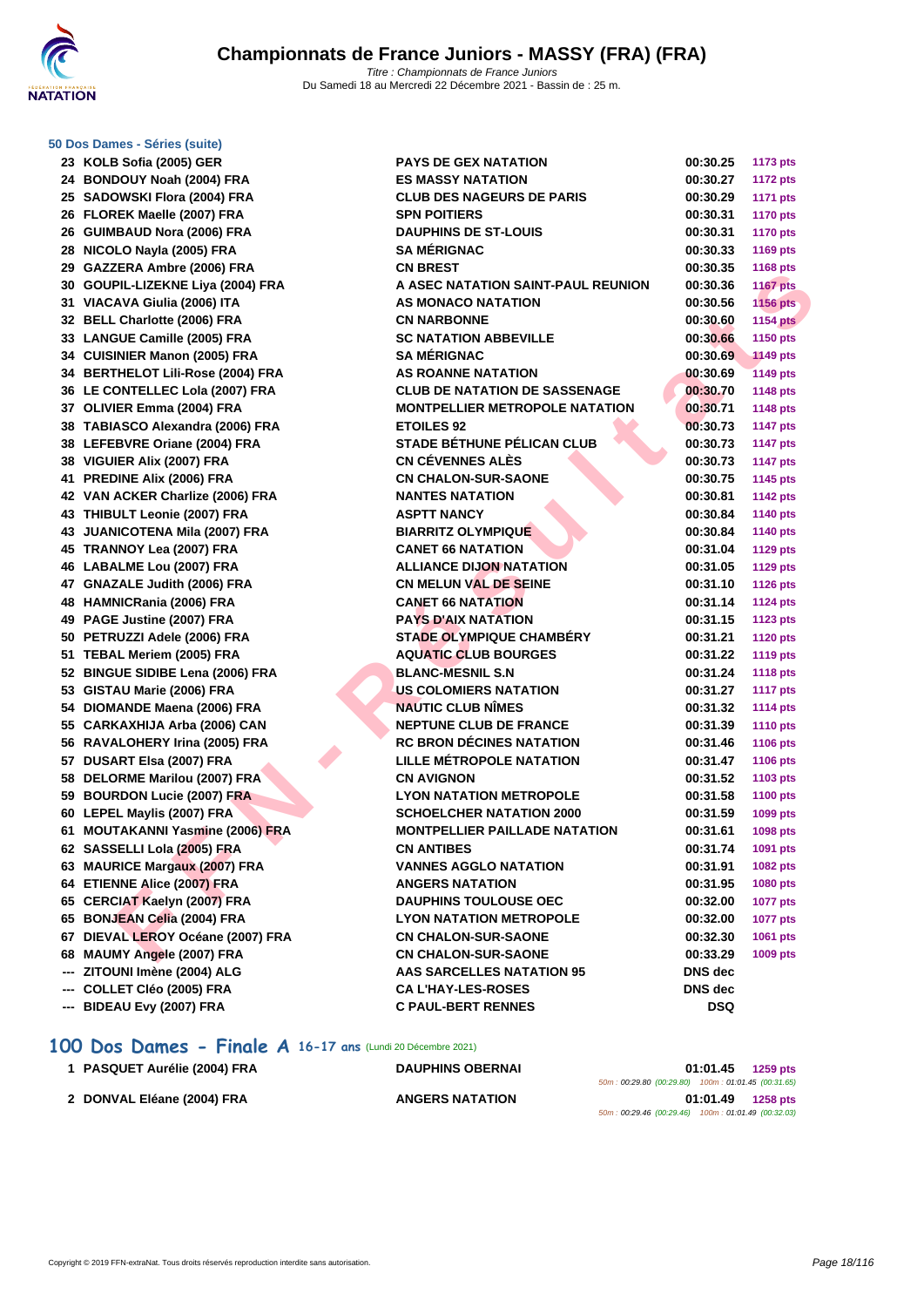# Championnats de France Juniors - MASSY (FRA) (FRA)

*Titre : Championnats de France Juniors*
Du Samedi 18 au Mercredi 22 Décembre 2021 - Bassin de : 25 m.

### 50 Dos Dames - Séries (suite)

| Rang | Nom | Club | Temps | Points |
|---|---|---|---|---|
| 23 | KOLB Sofia (2005) GER | PAYS DE GEX NATATION | 00:30.25 | 1173 pts |
| 24 | BONDOUY Noah (2004) FRA | ES MASSY NATATION | 00:30.27 | 1172 pts |
| 25 | SADOWSKI Flora (2004) FRA | CLUB DES NAGEURS DE PARIS | 00:30.29 | 1171 pts |
| 26 | FLOREK Maelle (2007) FRA | SPN POITIERS | 00:30.31 | 1170 pts |
| 26 | GUIMBAUD Nora (2006) FRA | DAUPHINS DE ST-LOUIS | 00:30.31 | 1170 pts |
| 28 | NICOLO Nayla (2005) FRA | SA MÉRIGNAC | 00:30.33 | 1169 pts |
| 29 | GAZZERA Ambre (2006) FRA | CN BREST | 00:30.35 | 1168 pts |
| 30 | GOUPIL-LIZEKNE Liya (2004) FRA | A ASEC NATATION SAINT-PAUL REUNION | 00:30.36 | 1167 pts |
| 31 | VIACAVA Giulia (2006) ITA | AS MONACO NATATION | 00:30.56 | 1156 pts |
| 32 | BELL Charlotte (2006) FRA | CN NARBONNE | 00:30.60 | 1154 pts |
| 33 | LANGUE Camille (2005) FRA | SC NATATION ABBEVILLE | 00:30.66 | 1150 pts |
| 34 | CUISINIER Manon (2005) FRA | SA MÉRIGNAC | 00:30.69 | 1149 pts |
| 34 | BERTHELOT Lili-Rose (2004) FRA | AS ROANNE NATATION | 00:30.69 | 1149 pts |
| 36 | LE CONTELLEC Lola (2007) FRA | CLUB DE NATATION DE SASSENAGE | 00:30.70 | 1148 pts |
| 37 | OLIVIER Emma (2004) FRA | MONTPELLIER METROPOLE NATATION | 00:30.71 | 1148 pts |
| 38 | TABIASCO Alexandra (2006) FRA | ETOILES 92 | 00:30.73 | 1147 pts |
| 38 | LEFEBVRE Oriane (2004) FRA | STADE BÉTHUNE PÉLICAN CLUB | 00:30.73 | 1147 pts |
| 38 | VIGUIER Alix (2007) FRA | CN CÉVENNES ALÈS | 00:30.73 | 1147 pts |
| 41 | PREDINE Alix (2006) FRA | CN CHALON-SUR-SAONE | 00:30.75 | 1145 pts |
| 42 | VAN ACKER Charlize (2006) FRA | NANTES NATATION | 00:30.81 | 1142 pts |
| 43 | THIBULT Leonie (2007) FRA | ASPTT NANCY | 00:30.84 | 1140 pts |
| 43 | JUANICOTENA Mila (2007) FRA | BIARRITZ OLYMPIQUE | 00:30.84 | 1140 pts |
| 45 | TRANNOY Lea (2007) FRA | CANET 66 NATATION | 00:31.04 | 1129 pts |
| 46 | LABALME Lou (2007) FRA | ALLIANCE DIJON NATATION | 00:31.05 | 1129 pts |
| 47 | GNAZALE Judith (2006) FRA | CN MELUN VAL DE SEINE | 00:31.10 | 1126 pts |
| 48 | HAMNICRania (2006) FRA | CANET 66 NATATION | 00:31.14 | 1124 pts |
| 49 | PAGE Justine (2007) FRA | PAYS D'AIX NATATION | 00:31.15 | 1123 pts |
| 50 | PETRUZZI Adele (2006) FRA | STADE OLYMPIQUE CHAMBÉRY | 00:31.21 | 1120 pts |
| 51 | TEBAL Meriem (2005) FRA | AQUATIC CLUB BOURGES | 00:31.22 | 1119 pts |
| 52 | BINGUE SIDIBE Lena (2006) FRA | BLANC-MESNIL S.N | 00:31.24 | 1118 pts |
| 53 | GISTAU Marie (2006) FRA | US COLOMIERS NATATION | 00:31.27 | 1117 pts |
| 54 | DIOMANDE Maena (2006) FRA | NAUTIC CLUB NÎMES | 00:31.32 | 1114 pts |
| 55 | CARKAXHIJA Arba (2006) CAN | NEPTUNE CLUB DE FRANCE | 00:31.39 | 1110 pts |
| 56 | RAVALOHERY Irina (2005) FRA | RC BRON DÉCINES NATATION | 00:31.46 | 1106 pts |
| 57 | DUSART Elsa (2007) FRA | LILLE MÉTROPOLE NATATION | 00:31.47 | 1106 pts |
| 58 | DELORME Marilou (2007) FRA | CN AVIGNON | 00:31.52 | 1103 pts |
| 59 | BOURDON Lucie (2007) FRA | LYON NATATION METROPOLE | 00:31.58 | 1100 pts |
| 60 | LEPEL Maylis (2007) FRA | SCHOELCHER NATATION 2000 | 00:31.59 | 1099 pts |
| 61 | MOUTAKANNI Yasmine (2006) FRA | MONTPELLIER PAILLADE NATATION | 00:31.61 | 1098 pts |
| 62 | SASSELLI Lola (2005) FRA | CN ANTIBES | 00:31.74 | 1091 pts |
| 63 | MAURICE Margaux (2007) FRA | VANNES AGGLO NATATION | 00:31.91 | 1082 pts |
| 64 | ETIENNE Alice (2007) FRA | ANGERS NATATION | 00:31.95 | 1080 pts |
| 65 | CERCIAT Kaelyn (2007) FRA | DAUPHINS TOULOUSE OEC | 00:32.00 | 1077 pts |
| 65 | BONJEAN Celia (2004) FRA | LYON NATATION METROPOLE | 00:32.00 | 1077 pts |
| 67 | DIEVAL LEROY Océane (2007) FRA | CN CHALON-SUR-SAONE | 00:32.30 | 1061 pts |
| 68 | MAUMY Angele (2007) FRA | CN CHALON-SUR-SAONE | 00:33.29 | 1009 pts |
| --- | ZITOUNI Imène (2004) ALG | AAS SARCELLES NATATION 95 | DNS dec | |
| --- | COLLET Cléo (2005) FRA | CA L'HAY-LES-ROSES | DNS dec | |
| --- | BIDEAU Evy (2007) FRA | C PAUL-BERT RENNES | DSQ | |

## 100 Dos Dames - Finale A 16-17 ans (Lundi 20 Décembre 2021)

| Rang | Nom | Club | Temps | Points |
|---|---|---|---|---|
| 1 | PASQUET Aurélie (2004) FRA | DAUPHINS OBERNAI | 01:01.45 | 1259 pts |
| | | | 50m : 00:29.80 (00:29.80) 100m : 01:01.45 (00:31.65) | |
| 2 | DONVAL Eléane (2004) FRA | ANGERS NATATION | 01:01.49 | 1258 pts |
| | | | 50m : 00:29.46 (00:29.46) 100m : 01:01.49 (00:32.03) | |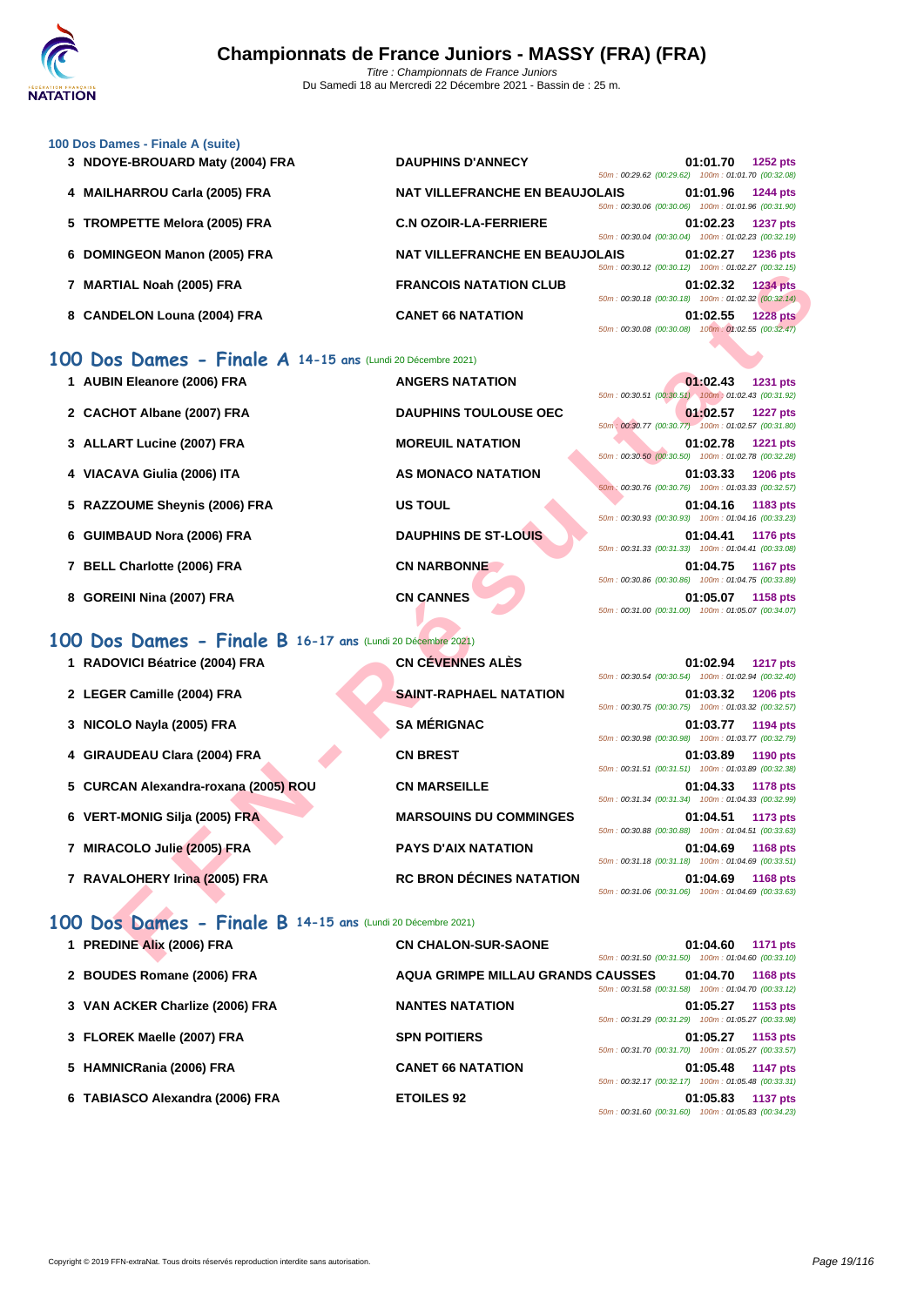# Championnats de France Juniors - MASSY (FRA) (FRA)

*Titre : Championnats de France Juniors*
Du Samedi 18 au Mercredi 22 Décembre 2021 - Bassin de : 25 m.

### 100 Dos Dames - Finale A (suite)

| Rang | Nom | Club | Temps | Points | Passages |
|---|---|---|---|---|---|
| 3 | NDOYE-BROUARD Maty (2004) FRA | DAUPHINS D'ANNECY | 01:01.70 | 1252 pts | 50m : 00:29.62 (00:29.62) 100m : 01:01.70 (00:32.08) |
| 4 | MAILHARROU Carla (2005) FRA | NAT VILLEFRANCHE EN BEAUJOLAIS | 01:01.96 | 1244 pts | 50m : 00:30.06 (00:30.06) 100m : 01:01.96 (00:31.90) |
| 5 | TROMPETTE Melora (2005) FRA | C.N OZOIR-LA-FERRIERE | 01:02.23 | 1237 pts | 50m : 00:30.04 (00:30.04) 100m : 01:02.23 (00:32.19) |
| 6 | DOMINGEON Manon (2005) FRA | NAT VILLEFRANCHE EN BEAUJOLAIS | 01:02.27 | 1236 pts | 50m : 00:30.12 (00:30.12) 100m : 01:02.27 (00:32.15) |
| 7 | MARTIAL Noah (2005) FRA | FRANCOIS NATATION CLUB | 01:02.32 | 1234 pts | 50m : 00:30.18 (00:30.18) 100m : 01:02.32 (00:32.14) |
| 8 | CANDELON Louna (2004) FRA | CANET 66 NATATION | 01:02.55 | 1228 pts | 50m : 00:30.08 (00:30.08) 100m : 01:02.55 (00:32.47) |

## 100 Dos Dames - Finale A 14-15 ans (Lundi 20 Décembre 2021)

| Rang | Nom | Club | Temps | Points | Passages |
|---|---|---|---|---|---|
| 1 | AUBIN Eleanore (2006) FRA | ANGERS NATATION | 01:02.43 | 1231 pts | 50m : 00:30.51 (00:30.51) 100m : 01:02.43 (00:31.92) |
| 2 | CACHOT Albane (2007) FRA | DAUPHINS TOULOUSE OEC | 01:02.57 | 1227 pts | 50m : 00:30.77 (00:30.77) 100m : 01:02.57 (00:31.80) |
| 3 | ALLART Lucine (2007) FRA | MOREUIL NATATION | 01:02.78 | 1221 pts | 50m : 00:30.50 (00:30.50) 100m : 01:02.78 (00:32.28) |
| 4 | VIACAVA Giulia (2006) ITA | AS MONACO NATATION | 01:03.33 | 1206 pts | 50m : 00:30.76 (00:30.76) 100m : 01:03.33 (00:32.57) |
| 5 | RAZZOUME Sheynis (2006) FRA | US TOUL | 01:04.16 | 1183 pts | 50m : 00:30.93 (00:30.93) 100m : 01:04.16 (00:33.23) |
| 6 | GUIMBAUD Nora (2006) FRA | DAUPHINS DE ST-LOUIS | 01:04.41 | 1176 pts | 50m : 00:31.33 (00:31.33) 100m : 01:04.41 (00:33.08) |
| 7 | BELL Charlotte (2006) FRA | CN NARBONNE | 01:04.75 | 1167 pts | 50m : 00:30.86 (00:30.86) 100m : 01:04.75 (00:33.89) |
| 8 | GOREINI Nina (2007) FRA | CN CANNES | 01:05.07 | 1158 pts | 50m : 00:31.00 (00:31.00) 100m : 01:05.07 (00:34.07) |

## 100 Dos Dames - Finale B 16-17 ans (Lundi 20 Décembre 2021)

| Rang | Nom | Club | Temps | Points | Passages |
|---|---|---|---|---|---|
| 1 | RADOVICI Béatrice (2004) FRA | CN CÉVENNES ALÈS | 01:02.94 | 1217 pts | 50m : 00:30.54 (00:30.54) 100m : 01:02.94 (00:32.40) |
| 2 | LEGER Camille (2004) FRA | SAINT-RAPHAEL NATATION | 01:03.32 | 1206 pts | 50m : 00:30.75 (00:30.75) 100m : 01:03.32 (00:32.57) |
| 3 | NICOLO Nayla (2005) FRA | SA MÉRIGNAC | 01:03.77 | 1194 pts | 50m : 00:30.98 (00:30.98) 100m : 01:03.77 (00:32.79) |
| 4 | GIRAUDEAU Clara (2004) FRA | CN BREST | 01:03.89 | 1190 pts | 50m : 00:31.51 (00:31.51) 100m : 01:03.89 (00:32.38) |
| 5 | CURCAN Alexandra-roxana (2005) ROU | CN MARSEILLE | 01:04.33 | 1178 pts | 50m : 00:31.34 (00:31.34) 100m : 01:04.33 (00:32.99) |
| 6 | VERT-MONIG Silja (2005) FRA | MARSOUINS DU COMMINGES | 01:04.51 | 1173 pts | 50m : 00:30.88 (00:30.88) 100m : 01:04.51 (00:33.63) |
| 7 | MIRACOLO Julie (2005) FRA | PAYS D'AIX NATATION | 01:04.69 | 1168 pts | 50m : 00:31.18 (00:31.18) 100m : 01:04.69 (00:33.51) |
| 7 | RAVALOHERY Irina (2005) FRA | RC BRON DÉCINES NATATION | 01:04.69 | 1168 pts | 50m : 00:31.06 (00:31.06) 100m : 01:04.69 (00:33.63) |

## 100 Dos Dames - Finale B 14-15 ans (Lundi 20 Décembre 2021)

| Rang | Nom | Club | Temps | Points | Passages |
|---|---|---|---|---|---|
| 1 | PREDINE Alix (2006) FRA | CN CHALON-SUR-SAONE | 01:04.60 | 1171 pts | 50m : 00:31.50 (00:31.50) 100m : 01:04.60 (00:33.10) |
| 2 | BOUDES Romane (2006) FRA | AQUA GRIMPE MILLAU GRANDS CAUSSES | 01:04.70 | 1168 pts | 50m : 00:31.58 (00:31.58) 100m : 01:04.70 (00:33.12) |
| 3 | VAN ACKER Charlize (2006) FRA | NANTES NATATION | 01:05.27 | 1153 pts | 50m : 00:31.29 (00:31.29) 100m : 01:05.27 (00:33.98) |
| 3 | FLOREK Maelle (2007) FRA | SPN POITIERS | 01:05.27 | 1153 pts | 50m : 00:31.70 (00:31.70) 100m : 01:05.27 (00:33.57) |
| 5 | HAMNICRania (2006) FRA | CANET 66 NATATION | 01:05.48 | 1147 pts | 50m : 00:32.17 (00:32.17) 100m : 01:05.48 (00:33.31) |
| 6 | TABIASCO Alexandra (2006) FRA | ETOILES 92 | 01:05.83 | 1137 pts | 50m : 00:31.60 (00:31.60) 100m : 01:05.83 (00:34.23) |

Copyright © 2019 FFN-extraNat. Tous droits réservés reproduction interdite sans autorisation.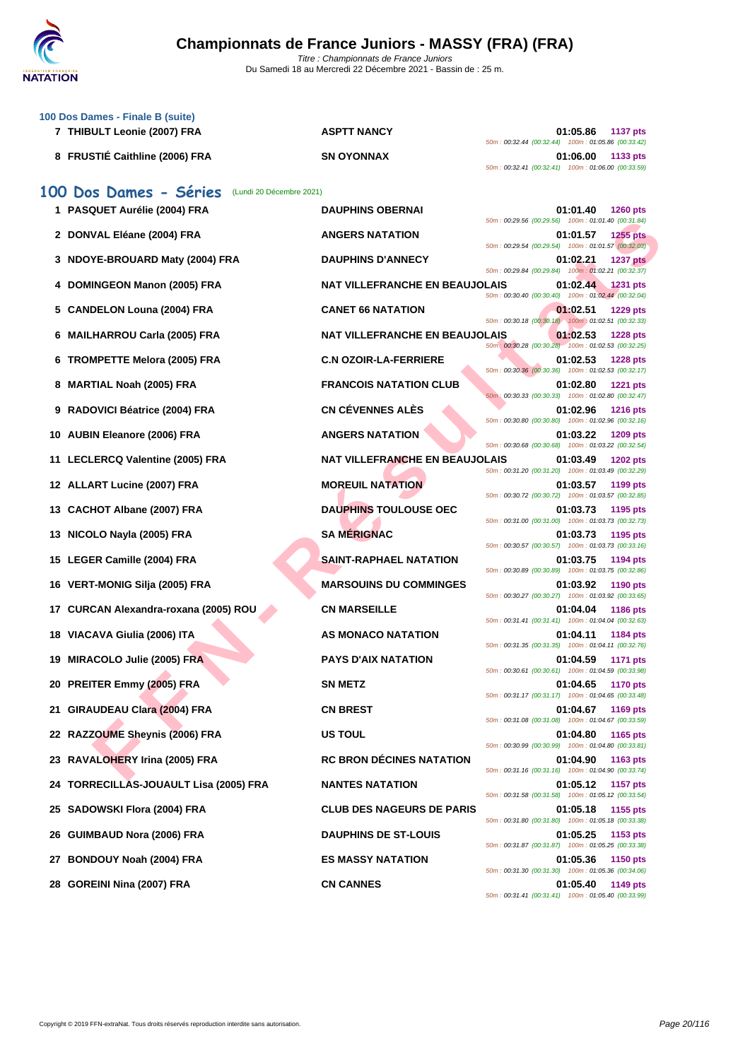### 100 Dos Dames - Finale B (suite)

| Rang | Nom | Club | Temps | Points | Splits |
|---|---|---|---|---|---|
| 7 | THIBULT Leonie (2007) FRA | ASPTT NANCY | 01:05.86 | 1137 pts | 50m : 00:32.44 (00:32.44) 100m : 01:05.86 (00:33.42) |
| 8 | FRUSTIÉ Caithline (2006) FRA | SN OYONNAX | 01:06.00 | 1133 pts | 50m : 00:32.41 (00:32.41) 100m : 01:06.00 (00:33.59) |

## 100 Dos Dames - Séries (Lundi 20 Décembre 2021)

| Rang | Nom | Club | Temps | Points | Splits |
|---|---|---|---|---|---|
| 1 | PASQUET Aurélie (2004) FRA | DAUPHINS OBERNAI | 01:01.40 | 1260 pts | 50m : 00:29.56 (00:29.56) 100m : 01:01.40 (00:31.84) |
| 2 | DONVAL Eléane (2004) FRA | ANGERS NATATION | 01:01.57 | 1255 pts | 50m : 00:29.54 (00:29.54) 100m : 01:01.57 (00:32.03) |
| 3 | NDOYE-BROUARD Maty (2004) FRA | DAUPHINS D'ANNECY | 01:02.21 | 1237 pts | 50m : 00:29.84 (00:29.84) 100m : 01:02.21 (00:32.37) |
| 4 | DOMINGEON Manon (2005) FRA | NAT VILLEFRANCHE EN BEAUJOLAIS | 01:02.44 | 1231 pts | 50m : 00:30.40 (00:30.40) 100m : 01:02.44 (00:32.04) |
| 5 | CANDELON Louna (2004) FRA | CANET 66 NATATION | 01:02.51 | 1229 pts | 50m : 00:30.18 (00:30.18) 100m : 01:02.51 (00:32.33) |
| 6 | MAILHARROU Carla (2005) FRA | NAT VILLEFRANCHE EN BEAUJOLAIS | 01:02.53 | 1228 pts | 50m : 00:30.28 (00:30.28) 100m : 01:02.53 (00:32.25) |
| 6 | TROMPETTE Melora (2005) FRA | C.N OZOIR-LA-FERRIERE | 01:02.53 | 1228 pts | 50m : 00:30.36 (00:30.36) 100m : 01:02.53 (00:32.17) |
| 8 | MARTIAL Noah (2005) FRA | FRANCOIS NATATION CLUB | 01:02.80 | 1221 pts | 50m : 00:30.33 (00:30.33) 100m : 01:02.80 (00:32.47) |
| 9 | RADOVICI Béatrice (2004) FRA | CN CÉVENNES ALÈS | 01:02.96 | 1216 pts | 50m : 00:30.80 (00:30.80) 100m : 01:02.96 (00:32.16) |
| 10 | AUBIN Eleanore (2006) FRA | ANGERS NATATION | 01:03.22 | 1209 pts | 50m : 00:30.68 (00:30.68) 100m : 01:03.22 (00:32.54) |
| 11 | LECLERCQ Valentine (2005) FRA | NAT VILLEFRANCHE EN BEAUJOLAIS | 01:03.49 | 1202 pts | 50m : 00:31.20 (00:31.20) 100m : 01:03.49 (00:32.29) |
| 12 | ALLART Lucine (2007) FRA | MOREUIL NATATION | 01:03.57 | 1199 pts | 50m : 00:30.72 (00:30.72) 100m : 01:03.57 (00:32.85) |
| 13 | CACHOT Albane (2007) FRA | DAUPHINS TOULOUSE OEC | 01:03.73 | 1195 pts | 50m : 00:31.00 (00:31.00) 100m : 01:03.73 (00:32.73) |
| 13 | NICOLO Nayla (2005) FRA | SA MÉRIGNAC | 01:03.73 | 1195 pts | 50m : 00:30.57 (00:30.57) 100m : 01:03.73 (00:33.16) |
| 15 | LEGER Camille (2004) FRA | SAINT-RAPHAEL NATATION | 01:03.75 | 1194 pts | 50m : 00:30.89 (00:30.89) 100m : 01:03.75 (00:32.86) |
| 16 | VERT-MONIG Silja (2005) FRA | MARSOUINS DU COMMINGES | 01:03.92 | 1190 pts | 50m : 00:30.27 (00:30.27) 100m : 01:03.92 (00:33.65) |
| 17 | CURCAN Alexandra-roxana (2005) ROU | CN MARSEILLE | 01:04.04 | 1186 pts | 50m : 00:31.41 (00:31.41) 100m : 01:04.04 (00:32.63) |
| 18 | VIACAVA Giulia (2006) ITA | AS MONACO NATATION | 01:04.11 | 1184 pts | 50m : 00:31.35 (00:31.35) 100m : 01:04.11 (00:32.76) |
| 19 | MIRACOLO Julie (2005) FRA | PAYS D'AIX NATATION | 01:04.59 | 1171 pts | 50m : 00:30.61 (00:30.61) 100m : 01:04.59 (00:33.98) |
| 20 | PREITER Emmy (2005) FRA | SN METZ | 01:04.65 | 1170 pts | 50m : 00:31.17 (00:31.17) 100m : 01:04.65 (00:33.48) |
| 21 | GIRAUDEAU Clara (2004) FRA | CN BREST | 01:04.67 | 1169 pts | 50m : 00:31.08 (00:31.08) 100m : 01:04.67 (00:33.59) |
| 22 | RAZZOUME Sheynis (2006) FRA | US TOUL | 01:04.80 | 1165 pts | 50m : 00:30.99 (00:30.99) 100m : 01:04.80 (00:33.81) |
| 23 | RAVALOHERY Irina (2005) FRA | RC BRON DÉCINES NATATION | 01:04.90 | 1163 pts | 50m : 00:31.16 (00:31.16) 100m : 01:04.90 (00:33.74) |
| 24 | TORRECILLAS-JOUAULT Lisa (2005) FRA | NANTES NATATION | 01:05.12 | 1157 pts | 50m : 00:31.58 (00:31.58) 100m : 01:05.12 (00:33.54) |
| 25 | SADOWSKI Flora (2004) FRA | CLUB DES NAGEURS DE PARIS | 01:05.18 | 1155 pts | 50m : 00:31.80 (00:31.80) 100m : 01:05.18 (00:33.38) |
| 26 | GUIMBAUD Nora (2006) FRA | DAUPHINS DE ST-LOUIS | 01:05.25 | 1153 pts | 50m : 00:31.87 (00:31.87) 100m : 01:05.25 (00:33.38) |
| 27 | BONDOUY Noah (2004) FRA | ES MASSY NATATION | 01:05.36 | 1150 pts | 50m : 00:31.30 (00:31.30) 100m : 01:05.36 (00:34.06) |
| 28 | GOREINI Nina (2007) FRA | CN CANNES | 01:05.40 | 1149 pts | 50m : 00:31.41 (00:31.41) 100m : 01:05.40 (00:33.99) |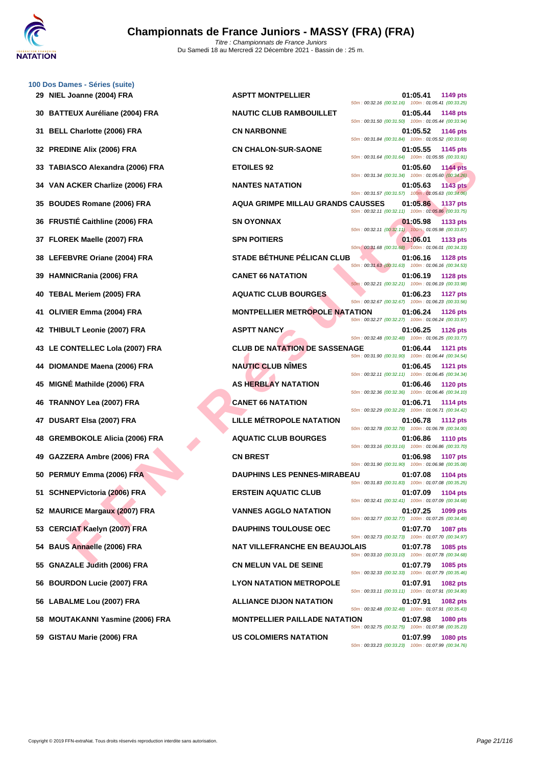# Championnats de France Juniors - MASSY (FRA) (FRA)

*Titre : Championnats de France Juniors*
Du Samedi 18 au Mercredi 22 Décembre 2021 - Bassin de : 25 m.

### 100 Dos Dames - Séries (suite)

| Rang | Nom | Club | Temps | Points | Splits |
|---|---|---|---|---|---|
| 29 | NIEL Joanne (2004) FRA | ASPTT MONTPELLIER | 01:05.41 | 1149 pts | 50m : 00:32.16 (00:32.16) 100m : 01:05.41 (00:33.25) |
| 30 | BATTEUX Auréliane (2004) FRA | NAUTIC CLUB RAMBOUILLET | 01:05.44 | 1148 pts | 50m : 00:31.50 (00:31.50) 100m : 01:05.44 (00:33.94) |
| 31 | BELL Charlotte (2006) FRA | CN NARBONNE | 01:05.52 | 1146 pts | 50m : 00:31.84 (00:31.84) 100m : 01:05.52 (00:33.68) |
| 32 | PREDINE Alix (2006) FRA | CN CHALON-SUR-SAONE | 01:05.55 | 1145 pts | 50m : 00:31.64 (00:31.64) 100m : 01:05.55 (00:33.91) |
| 33 | TABIASCO Alexandra (2006) FRA | ETOILES 92 | 01:05.60 | 1144 pts | 50m : 00:31.34 (00:31.34) 100m : 01:05.60 (00:34.26) |
| 34 | VAN ACKER Charlize (2006) FRA | NANTES NATATION | 01:05.63 | 1143 pts | 50m : 00:31.57 (00:31.57) 100m : 01:05.63 (00:34.06) |
| 35 | BOUDES Romane (2006) FRA | AQUA GRIMPE MILLAU GRANDS CAUSSES | 01:05.86 | 1137 pts | 50m : 00:32.11 (00:32.11) 100m : 01:05.86 (00:33.75) |
| 36 | FRUSTIÉ Caithline (2006) FRA | SN OYONNAX | 01:05.98 | 1133 pts | 50m : 00:32.11 (00:32.11) 100m : 01:05.98 (00:33.87) |
| 37 | FLOREK Maelle (2007) FRA | SPN POITIERS | 01:06.01 | 1133 pts | 50m : 00:31.68 (00:31.68) 100m : 01:06.01 (00:34.33) |
| 38 | LEFEBVRE Oriane (2004) FRA | STADE BÉTHUNE PÉLICAN CLUB | 01:06.16 | 1128 pts | 50m : 00:31.63 (00:31.63) 100m : 01:06.16 (00:34.53) |
| 39 | HAMNICRania (2006) FRA | CANET 66 NATATION | 01:06.19 | 1128 pts | 50m : 00:32.21 (00:32.21) 100m : 01:06.19 (00:33.98) |
| 40 | TEBAL Meriem (2005) FRA | AQUATIC CLUB BOURGES | 01:06.23 | 1127 pts | 50m : 00:32.67 (00:32.67) 100m : 01:06.23 (00:33.56) |
| 41 | OLIVIER Emma (2004) FRA | MONTPELLIER METROPOLE NATATION | 01:06.24 | 1126 pts | 50m : 00:32.27 (00:32.27) 100m : 01:06.24 (00:33.97) |
| 42 | THIBULT Leonie (2007) FRA | ASPTT NANCY | 01:06.25 | 1126 pts | 50m : 00:32.48 (00:32.48) 100m : 01:06.25 (00:33.77) |
| 43 | LE CONTELLEC Lola (2007) FRA | CLUB DE NATATION DE SASSENAGE | 01:06.44 | 1121 pts | 50m : 00:31.90 (00:31.90) 100m : 01:06.44 (00:34.54) |
| 44 | DIOMANDE Maena (2006) FRA | NAUTIC CLUB NÎMES | 01:06.45 | 1121 pts | 50m : 00:32.11 (00:32.11) 100m : 01:06.45 (00:34.34) |
| 45 | MIGNÉ Mathilde (2006) FRA | AS HERBLAY NATATION | 01:06.46 | 1120 pts | 50m : 00:32.36 (00:32.36) 100m : 01:06.46 (00:34.10) |
| 46 | TRANNOY Lea (2007) FRA | CANET 66 NATATION | 01:06.71 | 1114 pts | 50m : 00:32.29 (00:32.29) 100m : 01:06.71 (00:34.42) |
| 47 | DUSART Elsa (2007) FRA | LILLE MÉTROPOLE NATATION | 01:06.78 | 1112 pts | 50m : 00:32.78 (00:32.78) 100m : 01:06.78 (00:34.00) |
| 48 | GREMBOKOLE Alicia (2006) FRA | AQUATIC CLUB BOURGES | 01:06.86 | 1110 pts | 50m : 00:33.16 (00:33.16) 100m : 01:06.86 (00:33.70) |
| 49 | GAZZERA Ambre (2006) FRA | CN BREST | 01:06.98 | 1107 pts | 50m : 00:31.90 (00:31.90) 100m : 01:06.98 (00:35.08) |
| 50 | PERMUY Emma (2006) FRA | DAUPHINS LES PENNES-MIRABEAU | 01:07.08 | 1104 pts | 50m : 00:31.83 (00:31.83) 100m : 01:07.08 (00:35.25) |
| 51 | SCHNEPVictoria (2006) FRA | ERSTEIN AQUATIC CLUB | 01:07.09 | 1104 pts | 50m : 00:32.41 (00:32.41) 100m : 01:07.09 (00:34.68) |
| 52 | MAURICE Margaux (2007) FRA | VANNES AGGLO NATATION | 01:07.25 | 1099 pts | 50m : 00:32.77 (00:32.77) 100m : 01:07.25 (00:34.48) |
| 53 | CERCIAT Kaelyn (2007) FRA | DAUPHINS TOULOUSE OEC | 01:07.70 | 1087 pts | 50m : 00:32.73 (00:32.73) 100m : 01:07.70 (00:34.97) |
| 54 | BAUS Annaelle (2006) FRA | NAT VILLEFRANCHE EN BEAUJOLAIS | 01:07.78 | 1085 pts | 50m : 00:33.10 (00:33.10) 100m : 01:07.78 (00:34.68) |
| 55 | GNAZALE Judith (2006) FRA | CN MELUN VAL DE SEINE | 01:07.79 | 1085 pts | 50m : 00:32.33 (00:32.33) 100m : 01:07.79 (00:35.46) |
| 56 | BOURDON Lucie (2007) FRA | LYON NATATION METROPOLE | 01:07.91 | 1082 pts | 50m : 00:33.11 (00:33.11) 100m : 01:07.91 (00:34.80) |
| 56 | LABALME Lou (2007) FRA | ALLIANCE DIJON NATATION | 01:07.91 | 1082 pts | 50m : 00:32.48 (00:32.48) 100m : 01:07.91 (00:35.43) |
| 58 | MOUTAKANNI Yasmine (2006) FRA | MONTPELLIER PAILLADE NATATION | 01:07.98 | 1080 pts | 50m : 00:32.75 (00:32.75) 100m : 01:07.98 (00:35.23) |
| 59 | GISTAU Marie (2006) FRA | US COLOMIERS NATATION | 01:07.99 | 1080 pts | 50m : 00:33.23 (00:33.23) 100m : 01:07.99 (00:34.76) |

Copyright © 2019 FFN-extraNat. Tous droits réservés reproduction interdite sans autorisation.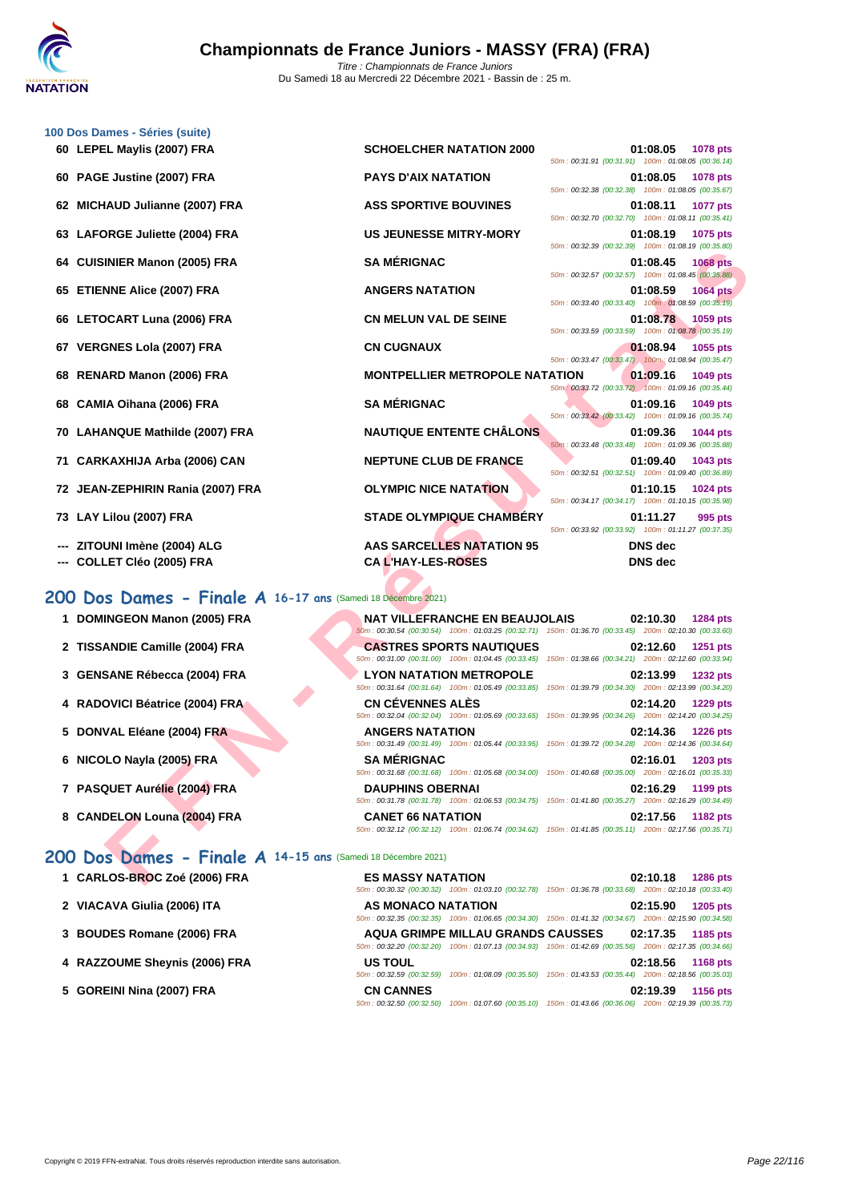# Championnats de France Juniors - MASSY (FRA) (FRA)

*Titre : Championnats de France Juniors*
Du Samedi 18 au Mercredi 22 Décembre 2021 - Bassin de : 25 m.

### 100 Dos Dames - Séries (suite)

| Rg | Nom | Club | Temps | Points | Splits |
|---|---|---|---|---|---|
| 60 | LEPEL Maylis (2007) FRA | SCHOELCHER NATATION 2000 | 01:08.05 | 1078 pts | 50m : 00:31.91 (00:31.91) 100m : 01:08.05 (00:36.14) |
| 60 | PAGE Justine (2007) FRA | PAYS D'AIX NATATION | 01:08.05 | 1078 pts | 50m : 00:32.38 (00:32.38) 100m : 01:08.05 (00:35.67) |
| 62 | MICHAUD Julianne (2007) FRA | ASS SPORTIVE BOUVINES | 01:08.11 | 1077 pts | 50m : 00:32.70 (00:32.70) 100m : 01:08.11 (00:35.41) |
| 63 | LAFORGE Juliette (2004) FRA | US JEUNESSE MITRY-MORY | 01:08.19 | 1075 pts | 50m : 00:32.39 (00:32.39) 100m : 01:08.19 (00:35.80) |
| 64 | CUISINIER Manon (2005) FRA | SA MÉRIGNAC | 01:08.45 | 1068 pts | 50m : 00:32.57 (00:32.57) 100m : 01:08.45 (00:35.88) |
| 65 | ETIENNE Alice (2007) FRA | ANGERS NATATION | 01:08.59 | 1064 pts | 50m : 00:33.40 (00:33.40) 100m : 01:08.59 (00:35.19) |
| 66 | LETOCART Luna (2006) FRA | CN MELUN VAL DE SEINE | 01:08.78 | 1059 pts | 50m : 00:33.59 (00:33.59) 100m : 01:08.78 (00:35.19) |
| 67 | VERGNES Lola (2007) FRA | CN CUGNAUX | 01:08.94 | 1055 pts | 50m : 00:33.47 (00:33.47) 100m : 01:08.94 (00:35.47) |
| 68 | RENARD Manon (2006) FRA | MONTPELLIER METROPOLE NATATION | 01:09.16 | 1049 pts | 50m : 00:33.72 (00:33.72) 100m : 01:09.16 (00:35.44) |
| 68 | CAMIA Oihana (2006) FRA | SA MÉRIGNAC | 01:09.16 | 1049 pts | 50m : 00:33.42 (00:33.42) 100m : 01:09.16 (00:35.74) |
| 70 | LAHANQUE Mathilde (2007) FRA | NAUTIQUE ENTENTE CHÂLONS | 01:09.36 | 1044 pts | 50m : 00:33.48 (00:33.48) 100m : 01:09.36 (00:35.88) |
| 71 | CARKAXHIJA Arba (2006) CAN | NEPTUNE CLUB DE FRANCE | 01:09.40 | 1043 pts | 50m : 00:32.51 (00:32.51) 100m : 01:09.40 (00:36.89) |
| 72 | JEAN-ZEPHIRIN Rania (2007) FRA | OLYMPIC NICE NATATION | 01:10.15 | 1024 pts | 50m : 00:34.17 (00:34.17) 100m : 01:10.15 (00:35.98) |
| 73 | LAY Lilou (2007) FRA | STADE OLYMPIQUE CHAMBÉRY | 01:11.27 | 995 pts | 50m : 00:33.92 (00:33.92) 100m : 01:11.27 (00:37.35) |
| --- | ZITOUNI Imène (2004) ALG | AAS SARCELLES NATATION 95 | DNS dec | | |
| --- | COLLET Cléo (2005) FRA | CA L'HAY-LES-ROSES | DNS dec | | |

## 200 Dos Dames - Finale A 16-17 ans (Samedi 18 Décembre 2021)

| Rg | Nom | Club | Temps | Points | Splits |
|---|---|---|---|---|---|
| 1 | DOMINGEON Manon (2005) FRA | NAT VILLEFRANCHE EN BEAUJOLAIS | 02:10.30 | 1284 pts | 50m : 00:30.54 (00:30.54) 100m : 01:03.25 (00:32.71) 150m : 01:36.70 (00:33.45) 200m : 02:10.30 (00:33.60) |
| 2 | TISSANDIE Camille (2004) FRA | CASTRES SPORTS NAUTIQUES | 02:12.60 | 1251 pts | 50m : 00:31.00 (00:31.00) 100m : 01:04.45 (00:33.45) 150m : 01:38.66 (00:34.21) 200m : 02:12.60 (00:33.94) |
| 3 | GENSANE Rébecca (2004) FRA | LYON NATATION METROPOLE | 02:13.99 | 1232 pts | 50m : 00:31.64 (00:31.64) 100m : 01:05.49 (00:33.85) 150m : 01:39.79 (00:34.30) 200m : 02:13.99 (00:34.20) |
| 4 | RADOVICI Béatrice (2004) FRA | CN CÉVENNES ALÈS | 02:14.20 | 1229 pts | 50m : 00:32.04 (00:32.04) 100m : 01:05.69 (00:33.65) 150m : 01:39.95 (00:34.26) 200m : 02:14.20 (00:34.25) |
| 5 | DONVAL Eléane (2004) FRA | ANGERS NATATION | 02:14.36 | 1226 pts | 50m : 00:31.49 (00:31.49) 100m : 01:05.44 (00:33.95) 150m : 01:39.72 (00:34.28) 200m : 02:14.36 (00:34.64) |
| 6 | NICOLO Nayla (2005) FRA | SA MÉRIGNAC | 02:16.01 | 1203 pts | 50m : 00:31.68 (00:31.68) 100m : 01:05.68 (00:34.00) 150m : 01:40.68 (00:35.00) 200m : 02:16.01 (00:35.33) |
| 7 | PASQUET Aurélie (2004) FRA | DAUPHINS OBERNAI | 02:16.29 | 1199 pts | 50m : 00:31.78 (00:31.78) 100m : 01:06.53 (00:34.75) 150m : 01:41.80 (00:35.27) 200m : 02:16.29 (00:34.49) |
| 8 | CANDELON Louna (2004) FRA | CANET 66 NATATION | 02:17.56 | 1182 pts | 50m : 00:32.12 (00:32.12) 100m : 01:06.74 (00:34.62) 150m : 01:41.85 (00:35.11) 200m : 02:17.56 (00:35.71) |

## 200 Dos Dames - Finale A 14-15 ans (Samedi 18 Décembre 2021)

| Rg | Nom | Club | Temps | Points | Splits |
|---|---|---|---|---|---|
| 1 | CARLOS-BROC Zoé (2006) FRA | ES MASSY NATATION | 02:10.18 | 1286 pts | 50m : 00:30.32 (00:30.32) 100m : 01:03.10 (00:32.78) 150m : 01:36.78 (00:33.68) 200m : 02:10.18 (00:33.40) |
| 2 | VIACAVA Giulia (2006) ITA | AS MONACO NATATION | 02:15.90 | 1205 pts | 50m : 00:32.35 (00:32.35) 100m : 01:06.65 (00:34.30) 150m : 01:41.32 (00:34.67) 200m : 02:15.90 (00:34.58) |
| 3 | BOUDES Romane (2006) FRA | AQUA GRIMPE MILLAU GRANDS CAUSSES | 02:17.35 | 1185 pts | 50m : 00:32.20 (00:32.20) 100m : 01:07.13 (00:34.93) 150m : 01:42.69 (00:35.56) 200m : 02:17.35 (00:34.66) |
| 4 | RAZZOUME Sheynis (2006) FRA | US TOUL | 02:18.56 | 1168 pts | 50m : 00:32.59 (00:32.59) 100m : 01:08.09 (00:35.50) 150m : 01:43.53 (00:35.44) 200m : 02:18.56 (00:35.03) |
| 5 | GOREINI Nina (2007) FRA | CN CANNES | 02:19.39 | 1156 pts | 50m : 00:32.50 (00:32.50) 100m : 01:07.60 (00:35.10) 150m : 01:43.66 (00:36.06) 200m : 02:19.39 (00:35.73) |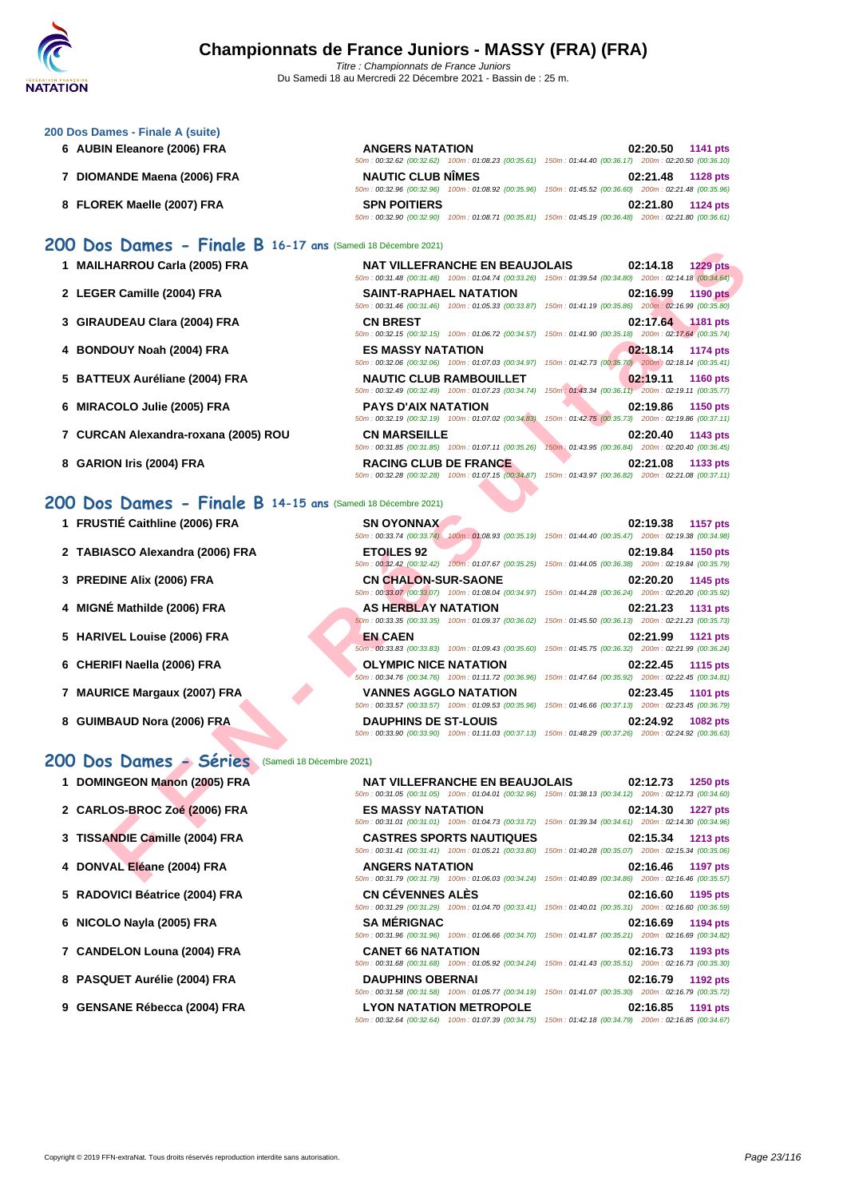### 200 Dos Dames - Finale A (suite)

| Rang | Nom | Club | Temps | Points |
|---|---|---|---|---|
| 6 | AUBIN Eleanore (2006) FRA | ANGERS NATATION<br>50m : 00:32.62 (00:32.62) 100m : 01:08.23 (00:35.61) 150m : 01:44.40 (00:36.17) 200m : 02:20.50 (00:36.10) | 02:20.50 | 1141 pts |
| 7 | DIOMANDE Maena (2006) FRA | NAUTIC CLUB NÎMES<br>50m : 00:32.96 (00:32.96) 100m : 01:08.92 (00:35.96) 150m : 01:45.52 (00:36.60) 200m : 02:21.48 (00:35.96) | 02:21.48 | 1128 pts |
| 8 | FLOREK Maelle (2007) FRA | SPN POITIERS<br>50m : 00:32.90 (00:32.90) 100m : 01:08.71 (00:35.81) 150m : 01:45.19 (00:36.48) 200m : 02:21.80 (00:36.61) | 02:21.80 | 1124 pts |

## 200 Dos Dames - Finale B 16-17 ans (Samedi 18 Décembre 2021)

| Rang | Nom | Club | Temps | Points |
|---|---|---|---|---|
| 1 | MAILHARROU Carla (2005) FRA | NAT VILLEFRANCHE EN BEAUJOLAIS<br>50m : 00:31.48 (00:31.48) 100m : 01:04.74 (00:33.26) 150m : 01:39.54 (00:34.80) 200m : 02:14.18 (00:34.64) | 02:14.18 | 1229 pts |
| 2 | LEGER Camille (2004) FRA | SAINT-RAPHAEL NATATION<br>50m : 00:31.46 (00:31.46) 100m : 01:05.33 (00:33.87) 150m : 01:41.19 (00:35.86) 200m : 02:16.99 (00:35.80) | 02:16.99 | 1190 pts |
| 3 | GIRAUDEAU Clara (2004) FRA | CN BREST<br>50m : 00:32.15 (00:32.15) 100m : 01:06.72 (00:34.57) 150m : 01:41.90 (00:35.18) 200m : 02:17.64 (00:35.74) | 02:17.64 | 1181 pts |
| 4 | BONDOUY Noah (2004) FRA | ES MASSY NATATION<br>50m : 00:32.06 (00:32.06) 100m : 01:07.03 (00:34.97) 150m : 01:42.73 (00:35.70) 200m : 02:18.14 (00:35.41) | 02:18.14 | 1174 pts |
| 5 | BATTEUX Auréliane (2004) FRA | NAUTIC CLUB RAMBOUILLET<br>50m : 00:32.49 (00:32.49) 100m : 01:07.23 (00:34.74) 150m : 01:43.34 (00:36.11) 200m : 02:19.11 (00:35.77) | 02:19.11 | 1160 pts |
| 6 | MIRACOLO Julie (2005) FRA | PAYS D'AIX NATATION<br>50m : 00:32.19 (00:32.19) 100m : 01:07.02 (00:34.83) 150m : 01:42.75 (00:35.73) 200m : 02:19.86 (00:37.11) | 02:19.86 | 1150 pts |
| 7 | CURCAN Alexandra-roxana (2005) ROU | CN MARSEILLE<br>50m : 00:31.85 (00:31.85) 100m : 01:07.11 (00:35.26) 150m : 01:43.95 (00:36.84) 200m : 02:20.40 (00:36.45) | 02:20.40 | 1143 pts |
| 8 | GARION Iris (2004) FRA | RACING CLUB DE FRANCE<br>50m : 00:32.28 (00:32.28) 100m : 01:07.15 (00:34.87) 150m : 01:43.97 (00:36.82) 200m : 02:21.08 (00:37.11) | 02:21.08 | 1133 pts |

## 200 Dos Dames - Finale B 14-15 ans (Samedi 18 Décembre 2021)

| Rang | Nom | Club | Temps | Points |
|---|---|---|---|---|
| 1 | FRUSTIÉ Caithline (2006) FRA | SN OYONNAX<br>50m : 00:33.74 (00:33.74) 100m : 01:08.93 (00:35.19) 150m : 01:44.40 (00:35.47) 200m : 02:19.38 (00:34.98) | 02:19.38 | 1157 pts |
| 2 | TABIASCO Alexandra (2006) FRA | ETOILES 92<br>50m : 00:32.42 (00:32.42) 100m : 01:07.67 (00:35.25) 150m : 01:44.05 (00:36.38) 200m : 02:19.84 (00:35.79) | 02:19.84 | 1150 pts |
| 3 | PREDINE Alix (2006) FRA | CN CHALON-SUR-SAONE<br>50m : 00:33.07 (00:33.07) 100m : 01:08.04 (00:34.97) 150m : 01:44.28 (00:36.24) 200m : 02:20.20 (00:35.92) | 02:20.20 | 1145 pts |
| 4 | MIGNÉ Mathilde (2006) FRA | AS HERBLAY NATATION<br>50m : 00:33.35 (00:33.35) 100m : 01:09.37 (00:36.02) 150m : 01:45.50 (00:36.13) 200m : 02:21.23 (00:35.73) | 02:21.23 | 1131 pts |
| 5 | HARIVEL Louise (2006) FRA | EN CAEN<br>50m : 00:33.83 (00:33.83) 100m : 01:09.43 (00:35.60) 150m : 01:45.75 (00:36.32) 200m : 02:21.99 (00:36.24) | 02:21.99 | 1121 pts |
| 6 | CHERIFI Naella (2006) FRA | OLYMPIC NICE NATATION<br>50m : 00:34.76 (00:34.76) 100m : 01:11.72 (00:36.96) 150m : 01:47.64 (00:35.92) 200m : 02:22.45 (00:34.81) | 02:22.45 | 1115 pts |
| 7 | MAURICE Margaux (2007) FRA | VANNES AGGLO NATATION<br>50m : 00:33.57 (00:33.57) 100m : 01:09.53 (00:35.96) 150m : 01:46.66 (00:37.13) 200m : 02:23.45 (00:36.79) | 02:23.45 | 1101 pts |
| 8 | GUIMBAUD Nora (2006) FRA | DAUPHINS DE ST-LOUIS<br>50m : 00:33.90 (00:33.90) 100m : 01:11.03 (00:37.13) 150m : 01:48.29 (00:37.26) 200m : 02:24.92 (00:36.63) | 02:24.92 | 1082 pts |

## 200 Dos Dames - Séries (Samedi 18 Décembre 2021)

| Rang | Nom | Club | Temps | Points |
|---|---|---|---|---|
| 1 | DOMINGEON Manon (2005) FRA | NAT VILLEFRANCHE EN BEAUJOLAIS<br>50m : 00:31.05 (00:31.05) 100m : 01:04.01 (00:32.96) 150m : 01:38.13 (00:34.12) 200m : 02:12.73 (00:34.60) | 02:12.73 | 1250 pts |
| 2 | CARLOS-BROC Zoé (2006) FRA | ES MASSY NATATION<br>50m : 00:31.01 (00:31.01) 100m : 01:04.73 (00:33.72) 150m : 01:39.34 (00:34.61) 200m : 02:14.30 (00:34.96) | 02:14.30 | 1227 pts |
| 3 | TISSANDIE Camille (2004) FRA | CASTRES SPORTS NAUTIQUES<br>50m : 00:31.41 (00:31.41) 100m : 01:05.21 (00:33.80) 150m : 01:40.28 (00:35.07) 200m : 02:15.34 (00:35.06) | 02:15.34 | 1213 pts |
| 4 | DONVAL Eléane (2004) FRA | ANGERS NATATION<br>50m : 00:31.79 (00:31.79) 100m : 01:06.03 (00:34.24) 150m : 01:40.89 (00:34.86) 200m : 02:16.46 (00:35.57) | 02:16.46 | 1197 pts |
| 5 | RADOVICI Béatrice (2004) FRA | CN CÉVENNES ALÈS<br>50m : 00:31.29 (00:31.29) 100m : 01:04.70 (00:33.41) 150m : 01:40.01 (00:35.31) 200m : 02:16.60 (00:36.59) | 02:16.60 | 1195 pts |
| 6 | NICOLO Nayla (2005) FRA | SA MÉRIGNAC<br>50m : 00:31.96 (00:31.96) 100m : 01:06.66 (00:34.70) 150m : 01:41.87 (00:35.21) 200m : 02:16.69 (00:34.82) | 02:16.69 | 1194 pts |
| 7 | CANDELON Louna (2004) FRA | CANET 66 NATATION<br>50m : 00:31.68 (00:31.68) 100m : 01:05.92 (00:34.24) 150m : 01:41.43 (00:35.51) 200m : 02:16.73 (00:35.30) | 02:16.73 | 1193 pts |
| 8 | PASQUET Aurélie (2004) FRA | DAUPHINS OBERNAI<br>50m : 00:31.58 (00:31.58) 100m : 01:05.77 (00:34.19) 150m : 01:41.07 (00:35.30) 200m : 02:16.79 (00:35.72) | 02:16.79 | 1192 pts |
| 9 | GENSANE Rébecca (2004) FRA | LYON NATATION METROPOLE<br>50m : 00:32.64 (00:32.64) 100m : 01:07.39 (00:34.75) 150m : 01:42.18 (00:34.79) 200m : 02:16.85 (00:34.67) | 02:16.85 | 1191 pts |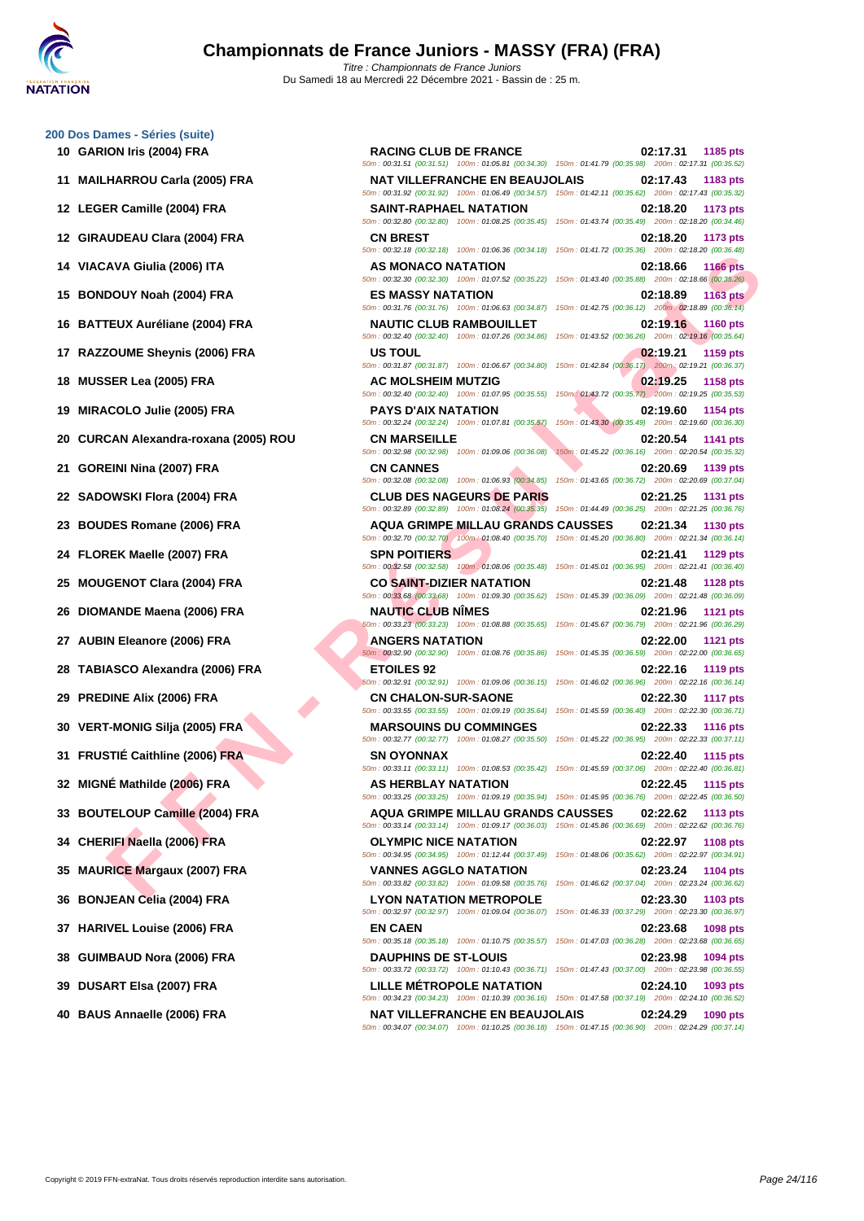# Championnats de France Juniors - MASSY (FRA) (FRA)

*Titre : Championnats de France Juniors*
Du Samedi 18 au Mercredi 22 Décembre 2021 - Bassin de : 25 m.

## 200 Dos Dames - Séries (suite)

| Rang | Nom | Club | Temps | Points |
|---|---|---|---|---|
| 10 | GARION Iris (2004) FRA | RACING CLUB DE FRANCE | 02:17.31 | 1185 pts |
| | | 50m : 00:31.51 (00:31.51) 100m : 01:05.81 (00:34.30) 150m : 01:41.79 (00:35.98) 200m : 02:17.31 (00:35.52) | | |
| 11 | MAILHARROU Carla (2005) FRA | NAT VILLEFRANCHE EN BEAUJOLAIS | 02:17.43 | 1183 pts |
| | | 50m : 00:31.92 (00:31.92) 100m : 01:06.49 (00:34.57) 150m : 01:42.11 (00:35.62) 200m : 02:17.43 (00:35.32) | | |
| 12 | LEGER Camille (2004) FRA | SAINT-RAPHAEL NATATION | 02:18.20 | 1173 pts |
| | | 50m : 00:32.80 (00:32.80) 100m : 01:08.25 (00:35.45) 150m : 01:43.74 (00:35.49) 200m : 02:18.20 (00:34.46) | | |
| 12 | GIRAUDEAU Clara (2004) FRA | CN BREST | 02:18.20 | 1173 pts |
| | | 50m : 00:32.18 (00:32.18) 100m : 01:06.36 (00:34.18) 150m : 01:41.72 (00:35.36) 200m : 02:18.20 (00:36.48) | | |
| 14 | VIACAVA Giulia (2006) ITA | AS MONACO NATATION | 02:18.66 | 1166 pts |
| | | 50m : 00:32.30 (00:32.30) 100m : 01:07.52 (00:35.22) 150m : 01:43.40 (00:35.88) 200m : 02:18.66 (00:35.26) | | |
| 15 | BONDOUY Noah (2004) FRA | ES MASSY NATATION | 02:18.89 | 1163 pts |
| | | 50m : 00:31.76 (00:31.76) 100m : 01:06.63 (00:34.87) 150m : 01:42.75 (00:36.12) 200m : 02:18.89 (00:36.14) | | |
| 16 | BATTEUX Auréliane (2004) FRA | NAUTIC CLUB RAMBOUILLET | 02:19.16 | 1160 pts |
| | | 50m : 00:32.40 (00:32.40) 100m : 01:07.26 (00:34.86) 150m : 01:43.52 (00:36.26) 200m : 02:19.16 (00:35.64) | | |
| 17 | RAZZOUME Sheynis (2006) FRA | US TOUL | 02:19.21 | 1159 pts |
| | | 50m : 00:31.87 (00:31.87) 100m : 01:06.67 (00:34.80) 150m : 01:42.84 (00:36.17) 200m : 02:19.21 (00:36.37) | | |
| 18 | MUSSER Lea (2005) FRA | AC MOLSHEIM MUTZIG | 02:19.25 | 1158 pts |
| | | 50m : 00:32.40 (00:32.40) 100m : 01:07.95 (00:35.55) 150m : 01:43.72 (00:35.77) 200m : 02:19.25 (00:35.53) | | |
| 19 | MIRACOLO Julie (2005) FRA | PAYS D'AIX NATATION | 02:19.60 | 1154 pts |
| | | 50m : 00:32.24 (00:32.24) 100m : 01:07.81 (00:35.57) 150m : 01:43.30 (00:35.49) 200m : 02:19.60 (00:36.30) | | |
| 20 | CURCAN Alexandra-roxana (2005) ROU | CN MARSEILLE | 02:20.54 | 1141 pts |
| | | 50m : 00:32.98 (00:32.98) 100m : 01:09.06 (00:36.08) 150m : 01:45.22 (00:36.16) 200m : 02:20.54 (00:35.32) | | |
| 21 | GOREINI Nina (2007) FRA | CN CANNES | 02:20.69 | 1139 pts |
| | | 50m : 00:32.08 (00:32.08) 100m : 01:06.93 (00:34.85) 150m : 01:43.65 (00:36.72) 200m : 02:20.69 (00:37.04) | | |
| 22 | SADOWSKI Flora (2004) FRA | CLUB DES NAGEURS DE PARIS | 02:21.25 | 1131 pts |
| | | 50m : 00:32.89 (00:32.89) 100m : 01:08.24 (00:35.35) 150m : 01:44.49 (00:36.25) 200m : 02:21.25 (00:36.76) | | |
| 23 | BOUDES Romane (2006) FRA | AQUA GRIMPE MILLAU GRANDS CAUSSES | 02:21.34 | 1130 pts |
| | | 50m : 00:32.70 (00:32.70) 100m : 01:08.40 (00:35.70) 150m : 01:45.20 (00:36.80) 200m : 02:21.34 (00:36.14) | | |
| 24 | FLOREK Maelle (2007) FRA | SPN POITIERS | 02:21.41 | 1129 pts |
| | | 50m : 00:32.58 (00:32.58) 100m : 01:08.06 (00:35.48) 150m : 01:45.01 (00:36.95) 200m : 02:21.41 (00:36.40) | | |
| 25 | MOUGENOT Clara (2004) FRA | CO SAINT-DIZIER NATATION | 02:21.48 | 1128 pts |
| | | 50m : 00:33.68 (00:33.68) 100m : 01:09.30 (00:35.62) 150m : 01:45.39 (00:36.09) 200m : 02:21.48 (00:36.09) | | |
| 26 | DIOMANDE Maena (2006) FRA | NAUTIC CLUB NÎMES | 02:21.96 | 1121 pts |
| | | 50m : 00:33.23 (00:33.23) 100m : 01:08.88 (00:35.65) 150m : 01:45.67 (00:36.79) 200m : 02:21.96 (00:36.29) | | |
| 27 | AUBIN Eleanore (2006) FRA | ANGERS NATATION | 02:22.00 | 1121 pts |
| | | 50m : 00:32.90 (00:32.90) 100m : 01:08.76 (00:35.86) 150m : 01:45.35 (00:36.59) 200m : 02:22.00 (00:36.65) | | |
| 28 | TABIASCO Alexandra (2006) FRA | ETOILES 92 | 02:22.16 | 1119 pts |
| | | 50m : 00:32.91 (00:32.91) 100m : 01:09.06 (00:36.15) 150m : 01:46.02 (00:36.96) 200m : 02:22.16 (00:36.14) | | |
| 29 | PREDINE Alix (2006) FRA | CN CHALON-SUR-SAONE | 02:22.30 | 1117 pts |
| | | 50m : 00:33.55 (00:33.55) 100m : 01:09.19 (00:35.64) 150m : 01:45.59 (00:36.40) 200m : 02:22.30 (00:36.71) | | |
| 30 | VERT-MONIG Silja (2005) FRA | MARSOUINS DU COMMINGES | 02:22.33 | 1116 pts |
| | | 50m : 00:32.77 (00:32.77) 100m : 01:08.27 (00:35.50) 150m : 01:45.22 (00:36.95) 200m : 02:22.33 (00:37.11) | | |
| 31 | FRUSTIÉ Caithline (2006) FRA | SN OYONNAX | 02:22.40 | 1115 pts |
| | | 50m : 00:33.11 (00:33.11) 100m : 01:08.53 (00:35.42) 150m : 01:45.59 (00:37.06) 200m : 02:22.40 (00:36.81) | | |
| 32 | MIGNÉ Mathilde (2006) FRA | AS HERBLAY NATATION | 02:22.45 | 1115 pts |
| | | 50m : 00:33.25 (00:33.25) 100m : 01:09.19 (00:35.94) 150m : 01:45.95 (00:36.76) 200m : 02:22.45 (00:36.50) | | |
| 33 | BOUTELOUP Camille (2004) FRA | AQUA GRIMPE MILLAU GRANDS CAUSSES | 02:22.62 | 1113 pts |
| | | 50m : 00:33.14 (00:33.14) 100m : 01:09.17 (00:36.03) 150m : 01:45.86 (00:36.69) 200m : 02:22.62 (00:36.76) | | |
| 34 | CHERIFI Naella (2006) FRA | OLYMPIC NICE NATATION | 02:22.97 | 1108 pts |
| | | 50m : 00:34.95 (00:34.95) 100m : 01:12.44 (00:37.49) 150m : 01:48.06 (00:35.62) 200m : 02:22.97 (00:34.91) | | |
| 35 | MAURICE Margaux (2007) FRA | VANNES AGGLO NATATION | 02:23.24 | 1104 pts |
| | | 50m : 00:33.82 (00:33.82) 100m : 01:09.58 (00:35.76) 150m : 01:46.62 (00:37.04) 200m : 02:23.24 (00:36.62) | | |
| 36 | BONJEAN Celia (2004) FRA | LYON NATATION METROPOLE | 02:23.30 | 1103 pts |
| | | 50m : 00:32.97 (00:32.97) 100m : 01:09.04 (00:36.07) 150m : 01:46.33 (00:37.29) 200m : 02:23.30 (00:36.97) | | |
| 37 | HARIVEL Louise (2006) FRA | EN CAEN | 02:23.68 | 1098 pts |
| | | 50m : 00:35.18 (00:35.18) 100m : 01:10.75 (00:35.57) 150m : 01:47.03 (00:36.28) 200m : 02:23.68 (00:36.65) | | |
| 38 | GUIMBAUD Nora (2006) FRA | DAUPHINS DE ST-LOUIS | 02:23.98 | 1094 pts |
| | | 50m : 00:33.72 (00:33.72) 100m : 01:10.43 (00:36.71) 150m : 01:47.43 (00:37.00) 200m : 02:23.98 (00:36.55) | | |
| 39 | DUSART Elsa (2007) FRA | LILLE MÉTROPOLE NATATION | 02:24.10 | 1093 pts |
| | | 50m : 00:34.23 (00:34.23) 100m : 01:10.39 (00:36.16) 150m : 01:47.58 (00:37.19) 200m : 02:24.10 (00:36.52) | | |
| 40 | BAUS Annaelle (2006) FRA | NAT VILLEFRANCHE EN BEAUJOLAIS | 02:24.29 | 1090 pts |
| | | 50m : 00:34.07 (00:34.07) 100m : 01:10.25 (00:36.18) 150m : 01:47.15 (00:36.90) 200m : 02:24.29 (00:37.14) | | |

Copyright © 2019 FFN-extraNat. Tous droits réservés reproduction interdite sans autorisation.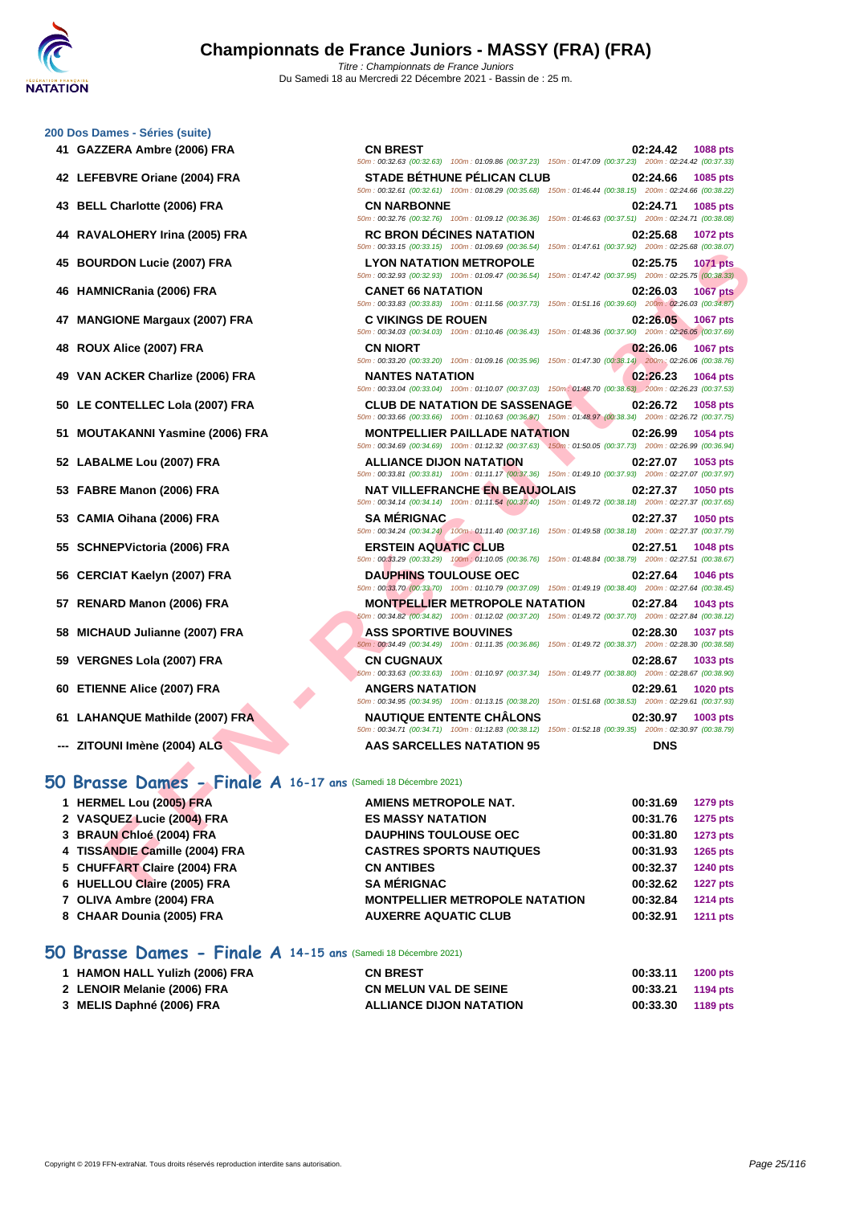## 200 Dos Dames - Séries (suite)

| Rang | Nom | Club | Temps | Points |
|---|---|---|---|---|
| 41 | GAZZERA Ambre (2006) FRA | CN BREST | 02:24.42 | 1088 pts |
| | | 50m : 00:32.63 (00:32.63) 100m : 01:09.86 (00:37.23) 150m : 01:47.09 (00:37.23) 200m : 02:24.42 (00:37.33) | | |
| 42 | LEFEBVRE Oriane (2004) FRA | STADE BÉTHUNE PÉLICAN CLUB | 02:24.66 | 1085 pts |
| | | 50m : 00:32.61 (00:32.61) 100m : 01:08.29 (00:35.68) 150m : 01:46.44 (00:38.15) 200m : 02:24.66 (00:38.22) | | |
| 43 | BELL Charlotte (2006) FRA | CN NARBONNE | 02:24.71 | 1085 pts |
| | | 50m : 00:32.76 (00:32.76) 100m : 01:09.12 (00:36.36) 150m : 01:46.63 (00:37.51) 200m : 02:24.71 (00:38.08) | | |
| 44 | RAVALOHERY Irina (2005) FRA | RC BRON DÉCINES NATATION | 02:25.68 | 1072 pts |
| | | 50m : 00:33.15 (00:33.15) 100m : 01:09.69 (00:36.54) 150m : 01:47.61 (00:37.92) 200m : 02:25.68 (00:38.07) | | |
| 45 | BOURDON Lucie (2007) FRA | LYON NATATION METROPOLE | 02:25.75 | 1071 pts |
| | | 50m : 00:32.93 (00:32.93) 100m : 01:09.47 (00:36.54) 150m : 01:47.42 (00:37.95) 200m : 02:25.75 (00:38.33) | | |
| 46 | HAMNICRania (2006) FRA | CANET 66 NATATION | 02:26.03 | 1067 pts |
| | | 50m : 00:33.83 (00:33.83) 100m : 01:11.56 (00:37.73) 150m : 01:51.16 (00:39.60) 200m : 02:26.03 (00:34.87) | | |
| 47 | MANGIONE Margaux (2007) FRA | C VIKINGS DE ROUEN | 02:26.05 | 1067 pts |
| | | 50m : 00:34.03 (00:34.03) 100m : 01:10.46 (00:36.43) 150m : 01:48.36 (00:37.90) 200m : 02:26.05 (00:37.69) | | |
| 48 | ROUX Alice (2007) FRA | CN NIORT | 02:26.06 | 1067 pts |
| | | 50m : 00:33.20 (00:33.20) 100m : 01:09.16 (00:35.96) 150m : 01:47.30 (00:38.14) 200m : 02:26.06 (00:38.76) | | |
| 49 | VAN ACKER Charlize (2006) FRA | NANTES NATATION | 02:26.23 | 1064 pts |
| | | 50m : 00:33.04 (00:33.04) 100m : 01:10.07 (00:37.03) 150m : 01:48.70 (00:38.63) 200m : 02:26.23 (00:37.53) | | |
| 50 | LE CONTELLEC Lola (2007) FRA | CLUB DE NATATION DE SASSENAGE | 02:26.72 | 1058 pts |
| | | 50m : 00:33.66 (00:33.66) 100m : 01:10.63 (00:36.97) 150m : 01:48.97 (00:38.34) 200m : 02:26.72 (00:37.75) | | |
| 51 | MOUTAKANNI Yasmine (2006) FRA | MONTPELLIER PAILLADE NATATION | 02:26.99 | 1054 pts |
| | | 50m : 00:34.69 (00:34.69) 100m : 01:12.32 (00:37.63) 150m : 01:50.05 (00:37.73) 200m : 02:26.99 (00:36.94) | | |
| 52 | LABALME Lou (2007) FRA | ALLIANCE DIJON NATATION | 02:27.07 | 1053 pts |
| | | 50m : 00:33.81 (00:33.81) 100m : 01:11.17 (00:37.36) 150m : 01:49.10 (00:37.93) 200m : 02:27.07 (00:37.97) | | |
| 53 | FABRE Manon (2006) FRA | NAT VILLEFRANCHE EN BEAUJOLAIS | 02:27.37 | 1050 pts |
| | | 50m : 00:34.14 (00:34.14) 100m : 01:11.54 (00:37.40) 150m : 01:49.72 (00:38.18) 200m : 02:27.37 (00:37.65) | | |
| 53 | CAMIA Oihana (2006) FRA | SA MÉRIGNAC | 02:27.37 | 1050 pts |
| | | 50m : 00:34.24 (00:34.24) 100m : 01:11.40 (00:37.16) 150m : 01:49.58 (00:38.18) 200m : 02:27.37 (00:37.79) | | |
| 55 | SCHNEPVictoria (2006) FRA | ERSTEIN AQUATIC CLUB | 02:27.51 | 1048 pts |
| | | 50m : 00:33.29 (00:33.29) 100m : 01:10.05 (00:36.76) 150m : 01:48.84 (00:38.79) 200m : 02:27.51 (00:38.67) | | |
| 56 | CERCIAT Kaelyn (2007) FRA | DAUPHINS TOULOUSE OEC | 02:27.64 | 1046 pts |
| | | 50m : 00:33.70 (00:33.70) 100m : 01:10.79 (00:37.09) 150m : 01:49.19 (00:38.40) 200m : 02:27.64 (00:38.45) | | |
| 57 | RENARD Manon (2006) FRA | MONTPELLIER METROPOLE NATATION | 02:27.84 | 1043 pts |
| | | 50m : 00:34.82 (00:34.82) 100m : 01:12.02 (00:37.20) 150m : 01:49.72 (00:37.70) 200m : 02:27.84 (00:38.12) | | |
| 58 | MICHAUD Julianne (2007) FRA | ASS SPORTIVE BOUVINES | 02:28.30 | 1037 pts |
| | | 50m : 00:34.49 (00:34.49) 100m : 01:11.35 (00:36.86) 150m : 01:49.72 (00:38.37) 200m : 02:28.30 (00:38.58) | | |
| 59 | VERGNES Lola (2007) FRA | CN CUGNAUX | 02:28.67 | 1033 pts |
| | | 50m : 00:33.63 (00:33.63) 100m : 01:10.97 (00:37.34) 150m : 01:49.77 (00:38.80) 200m : 02:28.67 (00:38.90) | | |
| 60 | ETIENNE Alice (2007) FRA | ANGERS NATATION | 02:29.61 | 1020 pts |
| | | 50m : 00:34.95 (00:34.95) 100m : 01:13.15 (00:38.20) 150m : 01:51.68 (00:38.53) 200m : 02:29.61 (00:37.93) | | |
| 61 | LAHANQUE Mathilde (2007) FRA | NAUTIQUE ENTENTE CHÂLONS | 02:30.97 | 1003 pts |
| | | 50m : 00:34.71 (00:34.71) 100m : 01:12.83 (00:38.12) 150m : 01:52.18 (00:39.35) 200m : 02:30.97 (00:38.79) | | |
| --- | ZITOUNI Imène (2004) ALG | AAS SARCELLES NATATION 95 | DNS | |

## 50 Brasse Dames - Finale A 16-17 ans (Samedi 18 Décembre 2021)

| Rang | Nom | Club | Temps | Points |
|---|---|---|---|---|
| 1 | HERMEL Lou (2005) FRA | AMIENS METROPOLE NAT. | 00:31.69 | 1279 pts |
| 2 | VASQUEZ Lucie (2004) FRA | ES MASSY NATATION | 00:31.76 | 1275 pts |
| 3 | BRAUN Chloé (2004) FRA | DAUPHINS TOULOUSE OEC | 00:31.80 | 1273 pts |
| 4 | TISSANDIE Camille (2004) FRA | CASTRES SPORTS NAUTIQUES | 00:31.93 | 1265 pts |
| 5 | CHUFFART Claire (2004) FRA | CN ANTIBES | 00:32.37 | 1240 pts |
| 6 | HUELLOU Claire (2005) FRA | SA MÉRIGNAC | 00:32.62 | 1227 pts |
| 7 | OLIVA Ambre (2004) FRA | MONTPELLIER METROPOLE NATATION | 00:32.84 | 1214 pts |
| 8 | CHAAR Dounia (2005) FRA | AUXERRE AQUATIC CLUB | 00:32.91 | 1211 pts |

## 50 Brasse Dames - Finale A 14-15 ans (Samedi 18 Décembre 2021)

| Rang | Nom | Club | Temps | Points |
|---|---|---|---|---|
| 1 | HAMON HALL Yulizh (2006) FRA | CN BREST | 00:33.11 | 1200 pts |
| 2 | LENOIR Melanie (2006) FRA | CN MELUN VAL DE SEINE | 00:33.21 | 1194 pts |
| 3 | MELIS Daphné (2006) FRA | ALLIANCE DIJON NATATION | 00:33.30 | 1189 pts |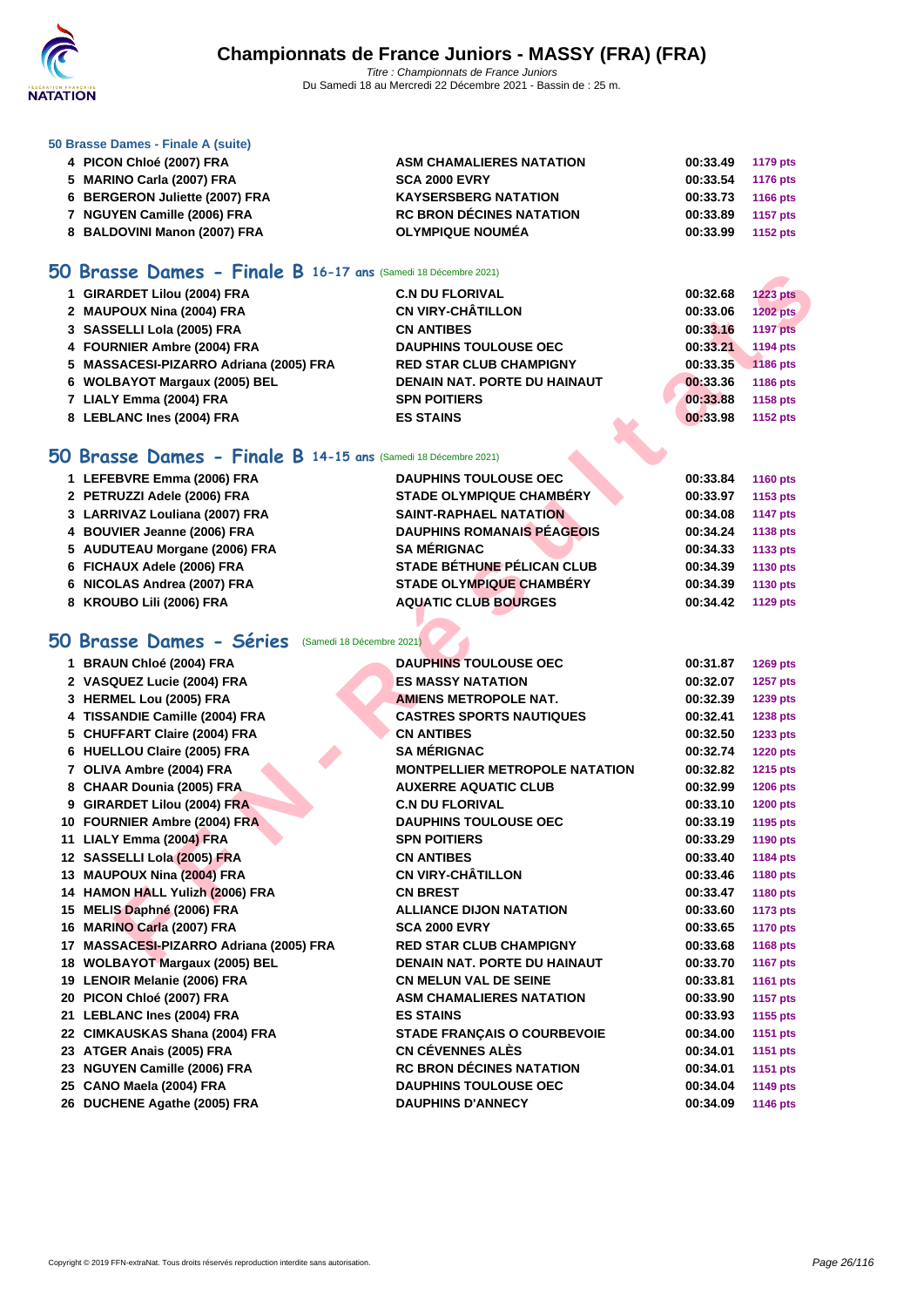### 50 Brasse Dames - Finale A (suite)

| | | | | |
|---|---|---|---|---|
| 4 | PICON Chloé (2007) FRA | ASM CHAMALIERES NATATION | 00:33.49 | 1179 pts |
| 5 | MARINO Carla (2007) FRA | SCA 2000 EVRY | 00:33.54 | 1176 pts |
| 6 | BERGERON Juliette (2007) FRA | KAYSERSBERG NATATION | 00:33.73 | 1166 pts |
| 7 | NGUYEN Camille (2006) FRA | RC BRON DÉCINES NATATION | 00:33.89 | 1157 pts |
| 8 | BALDOVINI Manon (2007) FRA | OLYMPIQUE NOUMÉA | 00:33.99 | 1152 pts |

## 50 Brasse Dames - Finale B 16-17 ans (Samedi 18 Décembre 2021)

| | | | | |
|---|---|---|---|---|
| 1 | GIRARDET Lilou (2004) FRA | C.N DU FLORIVAL | 00:32.68 | 1223 pts |
| 2 | MAUPOUX Nina (2004) FRA | CN VIRY-CHÂTILLON | 00:33.06 | 1202 pts |
| 3 | SASSELLI Lola (2005) FRA | CN ANTIBES | 00:33.16 | 1197 pts |
| 4 | FOURNIER Ambre (2004) FRA | DAUPHINS TOULOUSE OEC | 00:33.21 | 1194 pts |
| 5 | MASSACESI-PIZARRO Adriana (2005) FRA | RED STAR CLUB CHAMPIGNY | 00:33.35 | 1186 pts |
| 6 | WOLBAYOT Margaux (2005) BEL | DENAIN NAT. PORTE DU HAINAUT | 00:33.36 | 1186 pts |
| 7 | LIALY Emma (2004) FRA | SPN POITIERS | 00:33.88 | 1158 pts |
| 8 | LEBLANC Ines (2004) FRA | ES STAINS | 00:33.98 | 1152 pts |

## 50 Brasse Dames - Finale B 14-15 ans (Samedi 18 Décembre 2021)

| | | | | |
|---|---|---|---|---|
| 1 | LEFEBVRE Emma (2006) FRA | DAUPHINS TOULOUSE OEC | 00:33.84 | 1160 pts |
| 2 | PETRUZZI Adele (2006) FRA | STADE OLYMPIQUE CHAMBÉRY | 00:33.97 | 1153 pts |
| 3 | LARRIVAZ Louliana (2007) FRA | SAINT-RAPHAEL NATATION | 00:34.08 | 1147 pts |
| 4 | BOUVIER Jeanne (2006) FRA | DAUPHINS ROMANAIS PÉAGEOIS | 00:34.24 | 1138 pts |
| 5 | AUDUTEAU Morgane (2006) FRA | SA MÉRIGNAC | 00:34.33 | 1133 pts |
| 6 | FICHAUX Adele (2006) FRA | STADE BÉTHUNE PÉLICAN CLUB | 00:34.39 | 1130 pts |
| 6 | NICOLAS Andrea (2007) FRA | STADE OLYMPIQUE CHAMBÉRY | 00:34.39 | 1130 pts |
| 8 | KROUBO Lili (2006) FRA | AQUATIC CLUB BOURGES | 00:34.42 | 1129 pts |

## 50 Brasse Dames - Séries (Samedi 18 Décembre 2021)

| | | | | |
|---|---|---|---|---|
| 1 | BRAUN Chloé (2004) FRA | DAUPHINS TOULOUSE OEC | 00:31.87 | 1269 pts |
| 2 | VASQUEZ Lucie (2004) FRA | ES MASSY NATATION | 00:32.07 | 1257 pts |
| 3 | HERMEL Lou (2005) FRA | AMIENS METROPOLE NAT. | 00:32.39 | 1239 pts |
| 4 | TISSANDIE Camille (2004) FRA | CASTRES SPORTS NAUTIQUES | 00:32.41 | 1238 pts |
| 5 | CHUFFART Claire (2004) FRA | CN ANTIBES | 00:32.50 | 1233 pts |
| 6 | HUELLOU Claire (2005) FRA | SA MÉRIGNAC | 00:32.74 | 1220 pts |
| 7 | OLIVA Ambre (2004) FRA | MONTPELLIER METROPOLE NATATION | 00:32.82 | 1215 pts |
| 8 | CHAAR Dounia (2005) FRA | AUXERRE AQUATIC CLUB | 00:32.99 | 1206 pts |
| 9 | GIRARDET Lilou (2004) FRA | C.N DU FLORIVAL | 00:33.10 | 1200 pts |
| 10 | FOURNIER Ambre (2004) FRA | DAUPHINS TOULOUSE OEC | 00:33.19 | 1195 pts |
| 11 | LIALY Emma (2004) FRA | SPN POITIERS | 00:33.29 | 1190 pts |
| 12 | SASSELLI Lola (2005) FRA | CN ANTIBES | 00:33.40 | 1184 pts |
| 13 | MAUPOUX Nina (2004) FRA | CN VIRY-CHÂTILLON | 00:33.46 | 1180 pts |
| 14 | HAMON HALL Yulizh (2006) FRA | CN BREST | 00:33.47 | 1180 pts |
| 15 | MELIS Daphné (2006) FRA | ALLIANCE DIJON NATATION | 00:33.60 | 1173 pts |
| 16 | MARINO Carla (2007) FRA | SCA 2000 EVRY | 00:33.65 | 1170 pts |
| 17 | MASSACESI-PIZARRO Adriana (2005) FRA | RED STAR CLUB CHAMPIGNY | 00:33.68 | 1168 pts |
| 18 | WOLBAYOT Margaux (2005) BEL | DENAIN NAT. PORTE DU HAINAUT | 00:33.70 | 1167 pts |
| 19 | LENOIR Melanie (2006) FRA | CN MELUN VAL DE SEINE | 00:33.81 | 1161 pts |
| 20 | PICON Chloé (2007) FRA | ASM CHAMALIERES NATATION | 00:33.90 | 1157 pts |
| 21 | LEBLANC Ines (2004) FRA | ES STAINS | 00:33.93 | 1155 pts |
| 22 | CIMKAUSKAS Shana (2004) FRA | STADE FRANÇAIS O COURBEVOIE | 00:34.00 | 1151 pts |
| 23 | ATGER Anais (2005) FRA | CN CÉVENNES ALÈS | 00:34.01 | 1151 pts |
| 23 | NGUYEN Camille (2006) FRA | RC BRON DÉCINES NATATION | 00:34.01 | 1151 pts |
| 25 | CANO Maela (2004) FRA | DAUPHINS TOULOUSE OEC | 00:34.04 | 1149 pts |
| 26 | DUCHENE Agathe (2005) FRA | DAUPHINS D'ANNECY | 00:34.09 | 1146 pts |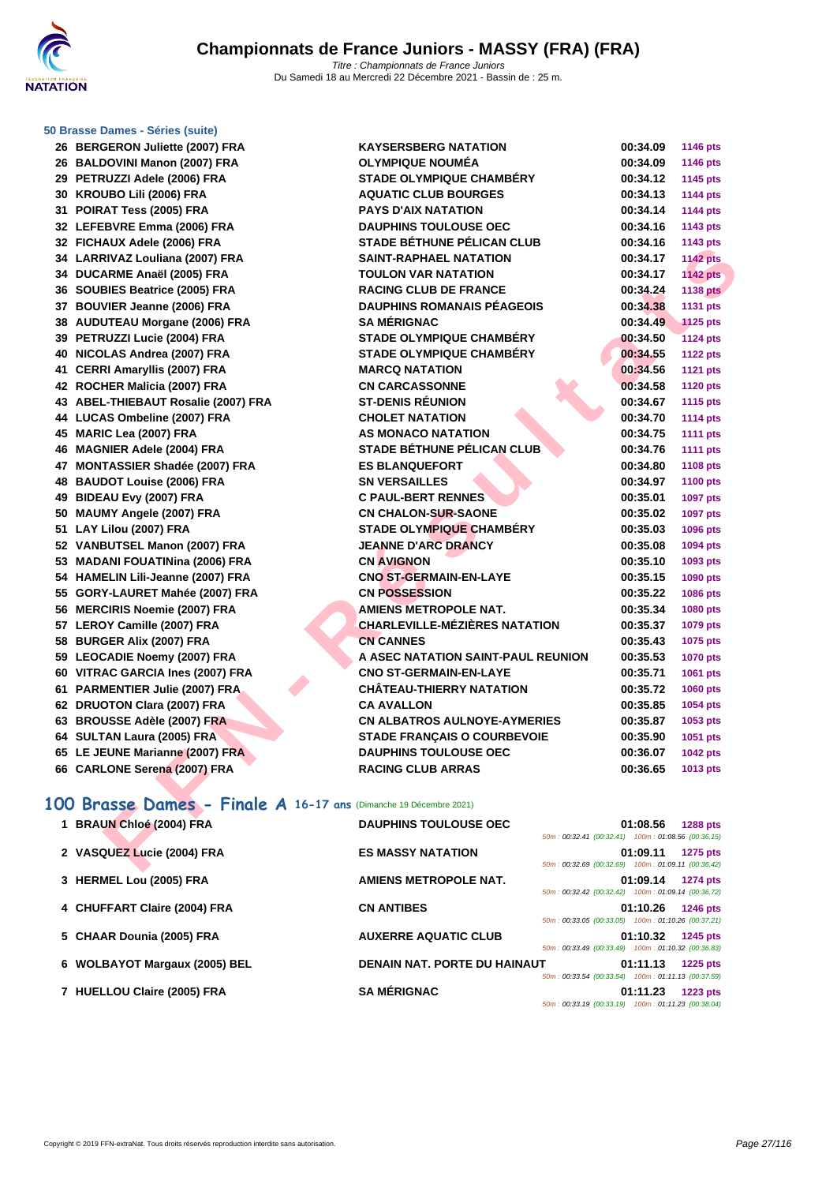### 50 Brasse Dames - Séries (suite)

| | | | | |
|---|---|---|---|---|
| 26 | BERGERON Juliette (2007) FRA | KAYSERSBERG NATATION | 00:34.09 | 1146 pts |
| 26 | BALDOVINI Manon (2007) FRA | OLYMPIQUE NOUMÉA | 00:34.09 | 1146 pts |
| 29 | PETRUZZI Adele (2006) FRA | STADE OLYMPIQUE CHAMBÉRY | 00:34.12 | 1145 pts |
| 30 | KROUBO Lili (2006) FRA | AQUATIC CLUB BOURGES | 00:34.13 | 1144 pts |
| 31 | POIRAT Tess (2005) FRA | PAYS D'AIX NATATION | 00:34.14 | 1144 pts |
| 32 | LEFEBVRE Emma (2006) FRA | DAUPHINS TOULOUSE OEC | 00:34.16 | 1143 pts |
| 32 | FICHAUX Adele (2006) FRA | STADE BÉTHUNE PÉLICAN CLUB | 00:34.16 | 1143 pts |
| 34 | LARRIVAZ Louliana (2007) FRA | SAINT-RAPHAEL NATATION | 00:34.17 | 1142 pts |
| 34 | DUCARME Anaël (2005) FRA | TOULON VAR NATATION | 00:34.17 | 1142 pts |
| 36 | SOUBIES Beatrice (2005) FRA | RACING CLUB DE FRANCE | 00:34.24 | 1138 pts |
| 37 | BOUVIER Jeanne (2006) FRA | DAUPHINS ROMANAIS PÉAGEOIS | 00:34.38 | 1131 pts |
| 38 | AUDUTEAU Morgane (2006) FRA | SA MÉRIGNAC | 00:34.49 | 1125 pts |
| 39 | PETRUZZI Lucie (2004) FRA | STADE OLYMPIQUE CHAMBÉRY | 00:34.50 | 1124 pts |
| 40 | NICOLAS Andrea (2007) FRA | STADE OLYMPIQUE CHAMBÉRY | 00:34.55 | 1122 pts |
| 41 | CERRI Amaryllis (2007) FRA | MARCQ NATATION | 00:34.56 | 1121 pts |
| 42 | ROCHER Malicia (2007) FRA | CN CARCASSONNE | 00:34.58 | 1120 pts |
| 43 | ABEL-THIEBAUT Rosalie (2007) FRA | ST-DENIS RÉUNION | 00:34.67 | 1115 pts |
| 44 | LUCAS Ombeline (2007) FRA | CHOLET NATATION | 00:34.70 | 1114 pts |
| 45 | MARIC Lea (2007) FRA | AS MONACO NATATION | 00:34.75 | 1111 pts |
| 46 | MAGNIER Adele (2004) FRA | STADE BÉTHUNE PÉLICAN CLUB | 00:34.76 | 1111 pts |
| 47 | MONTASSIER Shadée (2007) FRA | ES BLANQUEFORT | 00:34.80 | 1108 pts |
| 48 | BAUDOT Louise (2006) FRA | SN VERSAILLES | 00:34.97 | 1100 pts |
| 49 | BIDEAU Evy (2007) FRA | C PAUL-BERT RENNES | 00:35.01 | 1097 pts |
| 50 | MAUMY Angele (2007) FRA | CN CHALON-SUR-SAONE | 00:35.02 | 1097 pts |
| 51 | LAY Lilou (2007) FRA | STADE OLYMPIQUE CHAMBÉRY | 00:35.03 | 1096 pts |
| 52 | VANBUTSEL Manon (2007) FRA | JEANNE D'ARC DRANCY | 00:35.08 | 1094 pts |
| 53 | MADANI FOUATINina (2006) FRA | CN AVIGNON | 00:35.10 | 1093 pts |
| 54 | HAMELIN Lili-Jeanne (2007) FRA | CNO ST-GERMAIN-EN-LAYE | 00:35.15 | 1090 pts |
| 55 | GORY-LAURET Mahée (2007) FRA | CN POSSESSION | 00:35.22 | 1086 pts |
| 56 | MERCIRIS Noemie (2007) FRA | AMIENS METROPOLE NAT. | 00:35.34 | 1080 pts |
| 57 | LEROY Camille (2007) FRA | CHARLEVILLE-MÉZIÈRES NATATION | 00:35.37 | 1079 pts |
| 58 | BURGER Alix (2007) FRA | CN CANNES | 00:35.43 | 1075 pts |
| 59 | LEOCADIE Noemy (2007) FRA | A ASEC NATATION SAINT-PAUL REUNION | 00:35.53 | 1070 pts |
| 60 | VITRAC GARCIA Ines (2007) FRA | CNO ST-GERMAIN-EN-LAYE | 00:35.71 | 1061 pts |
| 61 | PARMENTIER Julie (2007) FRA | CHÂTEAU-THIERRY NATATION | 00:35.72 | 1060 pts |
| 62 | DRUOTON Clara (2007) FRA | CA AVALLON | 00:35.85 | 1054 pts |
| 63 | BROUSSE Adèle (2007) FRA | CN ALBATROS AULNOYE-AYMERIES | 00:35.87 | 1053 pts |
| 64 | SULTAN Laura (2005) FRA | STADE FRANÇAIS O COURBEVOIE | 00:35.90 | 1051 pts |
| 65 | LE JEUNE Marianne (2007) FRA | DAUPHINS TOULOUSE OEC | 00:36.07 | 1042 pts |
| 66 | CARLONE Serena (2007) FRA | RACING CLUB ARRAS | 00:36.65 | 1013 pts |

## 100 Brasse Dames - Finale A 16-17 ans (Dimanche 19 Décembre 2021)

| | | | | | |
|---|---|---|---|---|---|
| 1 | BRAUN Chloé (2004) FRA | DAUPHINS TOULOUSE OEC | 01:08.56 | 1288 pts | 50m : 00:32.41 (00:32.41) 100m : 01:08.56 (00:36.15) |
| 2 | VASQUEZ Lucie (2004) FRA | ES MASSY NATATION | 01:09.11 | 1275 pts | 50m : 00:32.69 (00:32.69) 100m : 01:09.11 (00:36.42) |
| 3 | HERMEL Lou (2005) FRA | AMIENS METROPOLE NAT. | 01:09.14 | 1274 pts | 50m : 00:32.42 (00:32.42) 100m : 01:09.14 (00:36.72) |
| 4 | CHUFFART Claire (2004) FRA | CN ANTIBES | 01:10.26 | 1246 pts | 50m : 00:33.05 (00:33.05) 100m : 01:10.26 (00:37.21) |
| 5 | CHAAR Dounia (2005) FRA | AUXERRE AQUATIC CLUB | 01:10.32 | 1245 pts | 50m : 00:33.49 (00:33.49) 100m : 01:10.32 (00:36.83) |
| 6 | WOLBAYOT Margaux (2005) BEL | DENAIN NAT. PORTE DU HAINAUT | 01:11.13 | 1225 pts | 50m : 00:33.54 (00:33.54) 100m : 01:11.13 (00:37.59) |
| 7 | HUELLOU Claire (2005) FRA | SA MÉRIGNAC | 01:11.23 | 1223 pts | 50m : 00:33.19 (00:33.19) 100m : 01:11.23 (00:38.04) |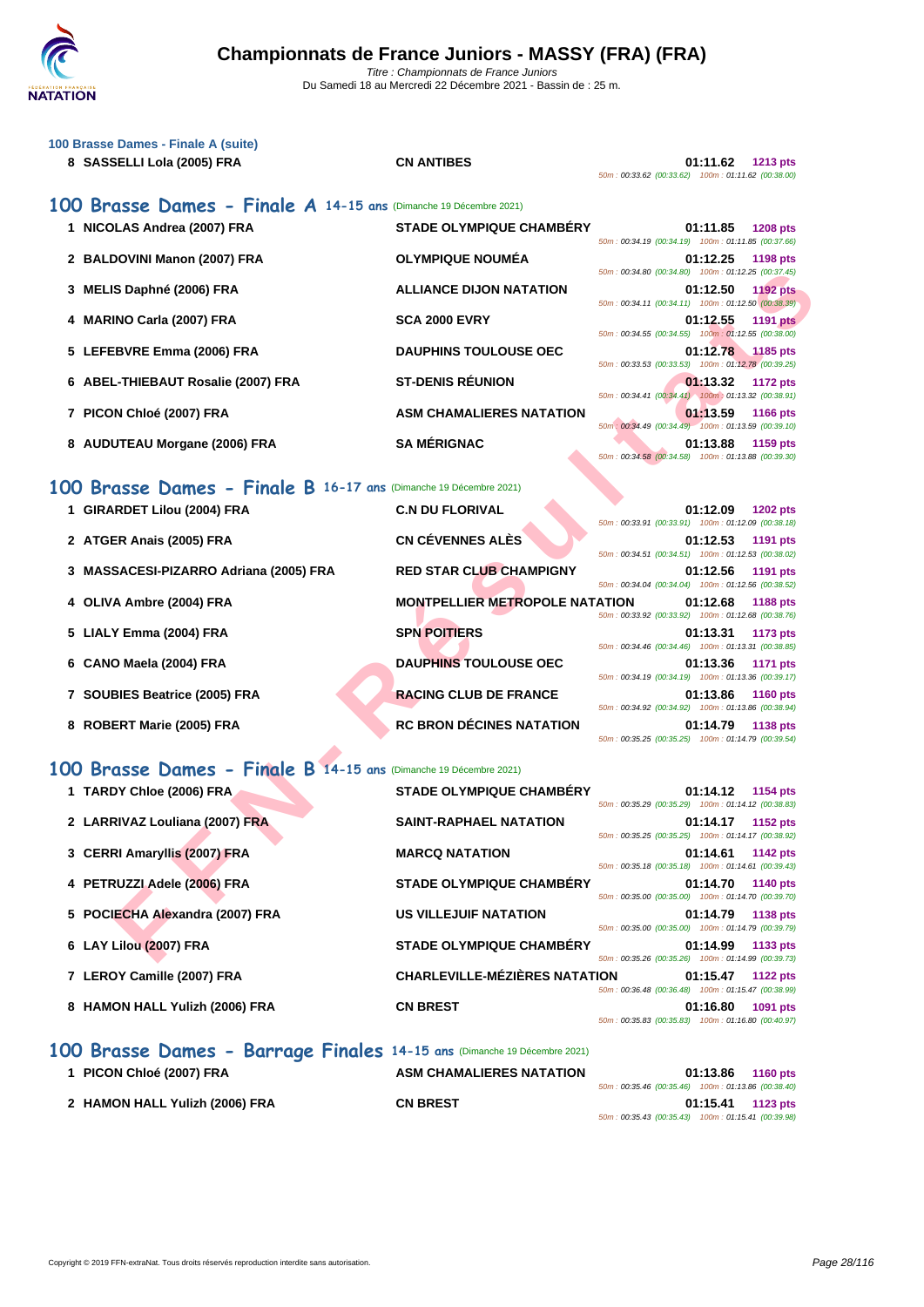### 100 Brasse Dames - Finale A (suite)

| Rang | Nom | Club | Temps | Points | Splits |
|---|---|---|---|---|---|
| 8 | SASSELLI Lola (2005) FRA | CN ANTIBES | 01:11.62 | 1213 pts | 50m : 00:33.62 (00:33.62) 100m : 01:11.62 (00:38.00) |

## 100 Brasse Dames - Finale A 14-15 ans (Dimanche 19 Décembre 2021)

| Rang | Nom | Club | Temps | Points | Splits |
|---|---|---|---|---|---|
| 1 | NICOLAS Andrea (2007) FRA | STADE OLYMPIQUE CHAMBÉRY | 01:11.85 | 1208 pts | 50m : 00:34.19 (00:34.19) 100m : 01:11.85 (00:37.66) |
| 2 | BALDOVINI Manon (2007) FRA | OLYMPIQUE NOUMÉA | 01:12.25 | 1198 pts | 50m : 00:34.80 (00:34.80) 100m : 01:12.25 (00:37.45) |
| 3 | MELIS Daphné (2006) FRA | ALLIANCE DIJON NATATION | 01:12.50 | 1192 pts | 50m : 00:34.11 (00:34.11) 100m : 01:12.50 (00:38.39) |
| 4 | MARINO Carla (2007) FRA | SCA 2000 EVRY | 01:12.55 | 1191 pts | 50m : 00:34.55 (00:34.55) 100m : 01:12.55 (00:38.00) |
| 5 | LEFEBVRE Emma (2006) FRA | DAUPHINS TOULOUSE OEC | 01:12.78 | 1185 pts | 50m : 00:33.53 (00:33.53) 100m : 01:12.78 (00:39.25) |
| 6 | ABEL-THIEBAUT Rosalie (2007) FRA | ST-DENIS RÉUNION | 01:13.32 | 1172 pts | 50m : 00:34.41 (00:34.41) 100m : 01:13.32 (00:38.91) |
| 7 | PICON Chloé (2007) FRA | ASM CHAMALIERES NATATION | 01:13.59 | 1166 pts | 50m : 00:34.49 (00:34.49) 100m : 01:13.59 (00:39.10) |
| 8 | AUDUTEAU Morgane (2006) FRA | SA MÉRIGNAC | 01:13.88 | 1159 pts | 50m : 00:34.58 (00:34.58) 100m : 01:13.88 (00:39.30) |

## 100 Brasse Dames - Finale B 16-17 ans (Dimanche 19 Décembre 2021)

| Rang | Nom | Club | Temps | Points | Splits |
|---|---|---|---|---|---|
| 1 | GIRARDET Lilou (2004) FRA | C.N DU FLORIVAL | 01:12.09 | 1202 pts | 50m : 00:33.91 (00:33.91) 100m : 01:12.09 (00:38.18) |
| 2 | ATGER Anais (2005) FRA | CN CÉVENNES ALÈS | 01:12.53 | 1191 pts | 50m : 00:34.51 (00:34.51) 100m : 01:12.53 (00:38.02) |
| 3 | MASSACESI-PIZARRO Adriana (2005) FRA | RED STAR CLUB CHAMPIGNY | 01:12.56 | 1191 pts | 50m : 00:34.04 (00:34.04) 100m : 01:12.56 (00:38.52) |
| 4 | OLIVA Ambre (2004) FRA | MONTPELLIER METROPOLE NATATION | 01:12.68 | 1188 pts | 50m : 00:33.92 (00:33.92) 100m : 01:12.68 (00:38.76) |
| 5 | LIALY Emma (2004) FRA | SPN POITIERS | 01:13.31 | 1173 pts | 50m : 00:34.46 (00:34.46) 100m : 01:13.31 (00:38.85) |
| 6 | CANO Maela (2004) FRA | DAUPHINS TOULOUSE OEC | 01:13.36 | 1171 pts | 50m : 00:34.19 (00:34.19) 100m : 01:13.36 (00:39.17) |
| 7 | SOUBIES Beatrice (2005) FRA | RACING CLUB DE FRANCE | 01:13.86 | 1160 pts | 50m : 00:34.92 (00:34.92) 100m : 01:13.86 (00:38.94) |
| 8 | ROBERT Marie (2005) FRA | RC BRON DÉCINES NATATION | 01:14.79 | 1138 pts | 50m : 00:35.25 (00:35.25) 100m : 01:14.79 (00:39.54) |

## 100 Brasse Dames - Finale B 14-15 ans (Dimanche 19 Décembre 2021)

| Rang | Nom | Club | Temps | Points | Splits |
|---|---|---|---|---|---|
| 1 | TARDY Chloe (2006) FRA | STADE OLYMPIQUE CHAMBÉRY | 01:14.12 | 1154 pts | 50m : 00:35.29 (00:35.29) 100m : 01:14.12 (00:38.83) |
| 2 | LARRIVAZ Louliana (2007) FRA | SAINT-RAPHAEL NATATION | 01:14.17 | 1152 pts | 50m : 00:35.25 (00:35.25) 100m : 01:14.17 (00:38.92) |
| 3 | CERRI Amaryllis (2007) FRA | MARCQ NATATION | 01:14.61 | 1142 pts | 50m : 00:35.18 (00:35.18) 100m : 01:14.61 (00:39.43) |
| 4 | PETRUZZI Adele (2006) FRA | STADE OLYMPIQUE CHAMBÉRY | 01:14.70 | 1140 pts | 50m : 00:35.00 (00:35.00) 100m : 01:14.70 (00:39.70) |
| 5 | POCIECHA Alexandra (2007) FRA | US VILLEJUIF NATATION | 01:14.79 | 1138 pts | 50m : 00:35.00 (00:35.00) 100m : 01:14.79 (00:39.79) |
| 6 | LAY Lilou (2007) FRA | STADE OLYMPIQUE CHAMBÉRY | 01:14.99 | 1133 pts | 50m : 00:35.26 (00:35.26) 100m : 01:14.99 (00:39.73) |
| 7 | LEROY Camille (2007) FRA | CHARLEVILLE-MÉZIÈRES NATATION | 01:15.47 | 1122 pts | 50m : 00:36.48 (00:36.48) 100m : 01:15.47 (00:38.99) |
| 8 | HAMON HALL Yulizh (2006) FRA | CN BREST | 01:16.80 | 1091 pts | 50m : 00:35.83 (00:35.83) 100m : 01:16.80 (00:40.97) |

## 100 Brasse Dames - Barrage Finales 14-15 ans (Dimanche 19 Décembre 2021)

| Rang | Nom | Club | Temps | Points | Splits |
|---|---|---|---|---|---|
| 1 | PICON Chloé (2007) FRA | ASM CHAMALIERES NATATION | 01:13.86 | 1160 pts | 50m : 00:35.46 (00:35.46) 100m : 01:13.86 (00:38.40) |
| 2 | HAMON HALL Yulizh (2006) FRA | CN BREST | 01:15.41 | 1123 pts | 50m : 00:35.43 (00:35.43) 100m : 01:15.41 (00:39.98) |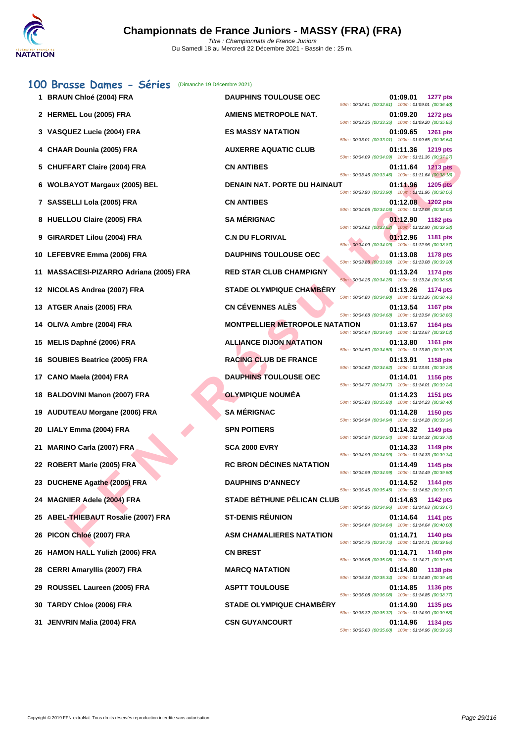# Championnats de France Juniors - MASSY (FRA) (FRA)

*Titre : Championnats de France Juniors*
Du Samedi 18 au Mercredi 22 Décembre 2021 - Bassin de : 25 m.

## 100 Brasse Dames - Séries (Dimanche 19 Décembre 2021)

| Rang | Nom | Club | Temps | Points | Splits |
|---|---|---|---|---|---|
| 1 | BRAUN Chloé (2004) FRA | DAUPHINS TOULOUSE OEC | 01:09.01 | 1277 pts | 50m : 00:32.61 (00:32.61) 100m : 01:09.01 (00:36.40) |
| 2 | HERMEL Lou (2005) FRA | AMIENS METROPOLE NAT. | 01:09.20 | 1272 pts | 50m : 00:33.35 (00:33.35) 100m : 01:09.20 (00:35.85) |
| 3 | VASQUEZ Lucie (2004) FRA | ES MASSY NATATION | 01:09.65 | 1261 pts | 50m : 00:33.01 (00:33.01) 100m : 01:09.65 (00:36.64) |
| 4 | CHAAR Dounia (2005) FRA | AUXERRE AQUATIC CLUB | 01:11.36 | 1219 pts | 50m : 00:34.09 (00:34.09) 100m : 01:11.36 (00:37.27) |
| 5 | CHUFFART Claire (2004) FRA | CN ANTIBES | 01:11.64 | 1213 pts | 50m : 00:33.46 (00:33.46) 100m : 01:11.64 (00:38.18) |
| 6 | WOLBAYOT Margaux (2005) BEL | DENAIN NAT. PORTE DU HAINAUT | 01:11.96 | 1205 pts | 50m : 00:33.90 (00:33.90) 100m : 01:11.96 (00:38.06) |
| 7 | SASSELLI Lola (2005) FRA | CN ANTIBES | 01:12.08 | 1202 pts | 50m : 00:34.05 (00:34.05) 100m : 01:12.08 (00:38.03) |
| 8 | HUELLOU Claire (2005) FRA | SA MÉRIGNAC | 01:12.90 | 1182 pts | 50m : 00:33.62 (00:33.62) 100m : 01:12.90 (00:39.28) |
| 9 | GIRARDET Lilou (2004) FRA | C.N DU FLORIVAL | 01:12.96 | 1181 pts | 50m : 00:34.09 (00:34.09) 100m : 01:12.96 (00:38.87) |
| 10 | LEFEBVRE Emma (2006) FRA | DAUPHINS TOULOUSE OEC | 01:13.08 | 1178 pts | 50m : 00:33.88 (00:33.88) 100m : 01:13.08 (00:39.20) |
| 11 | MASSACESI-PIZARRO Adriana (2005) FRA | RED STAR CLUB CHAMPIGNY | 01:13.24 | 1174 pts | 50m : 00:34.26 (00:34.26) 100m : 01:13.24 (00:38.98) |
| 12 | NICOLAS Andrea (2007) FRA | STADE OLYMPIQUE CHAMBÉRY | 01:13.26 | 1174 pts | 50m : 00:34.80 (00:34.80) 100m : 01:13.26 (00:38.46) |
| 13 | ATGER Anais (2005) FRA | CN CÉVENNES ALÈS | 01:13.54 | 1167 pts | 50m : 00:34.68 (00:34.68) 100m : 01:13.54 (00:38.86) |
| 14 | OLIVA Ambre (2004) FRA | MONTPELLIER METROPOLE NATATION | 01:13.67 | 1164 pts | 50m : 00:34.64 (00:34.64) 100m : 01:13.67 (00:39.03) |
| 15 | MELIS Daphné (2006) FRA | ALLIANCE DIJON NATATION | 01:13.80 | 1161 pts | 50m : 00:34.50 (00:34.50) 100m : 01:13.80 (00:39.30) |
| 16 | SOUBIES Beatrice (2005) FRA | RACING CLUB DE FRANCE | 01:13.91 | 1158 pts | 50m : 00:34.62 (00:34.62) 100m : 01:13.91 (00:39.29) |
| 17 | CANO Maela (2004) FRA | DAUPHINS TOULOUSE OEC | 01:14.01 | 1156 pts | 50m : 00:34.77 (00:34.77) 100m : 01:14.01 (00:39.24) |
| 18 | BALDOVINI Manon (2007) FRA | OLYMPIQUE NOUMÉA | 01:14.23 | 1151 pts | 50m : 00:35.83 (00:35.83) 100m : 01:14.23 (00:38.40) |
| 19 | AUDUTEAU Morgane (2006) FRA | SA MÉRIGNAC | 01:14.28 | 1150 pts | 50m : 00:34.94 (00:34.94) 100m : 01:14.28 (00:39.34) |
| 20 | LIALY Emma (2004) FRA | SPN POITIERS | 01:14.32 | 1149 pts | 50m : 00:34.54 (00:34.54) 100m : 01:14.32 (00:39.78) |
| 21 | MARINO Carla (2007) FRA | SCA 2000 EVRY | 01:14.33 | 1149 pts | 50m : 00:34.99 (00:34.99) 100m : 01:14.33 (00:39.34) |
| 22 | ROBERT Marie (2005) FRA | RC BRON DÉCINES NATATION | 01:14.49 | 1145 pts | 50m : 00:34.99 (00:34.99) 100m : 01:14.49 (00:39.50) |
| 23 | DUCHENE Agathe (2005) FRA | DAUPHINS D'ANNECY | 01:14.52 | 1144 pts | 50m : 00:35.45 (00:35.45) 100m : 01:14.52 (00:39.07) |
| 24 | MAGNIER Adele (2004) FRA | STADE BÉTHUNE PÉLICAN CLUB | 01:14.63 | 1142 pts | 50m : 00:34.96 (00:34.96) 100m : 01:14.63 (00:39.67) |
| 25 | ABEL-THIEBAUT Rosalie (2007) FRA | ST-DENIS RÉUNION | 01:14.64 | 1141 pts | 50m : 00:34.64 (00:34.64) 100m : 01:14.64 (00:40.00) |
| 26 | PICON Chloé (2007) FRA | ASM CHAMALIERES NATATION | 01:14.71 | 1140 pts | 50m : 00:34.75 (00:34.75) 100m : 01:14.71 (00:39.96) |
| 26 | HAMON HALL Yulizh (2006) FRA | CN BREST | 01:14.71 | 1140 pts | 50m : 00:35.08 (00:35.08) 100m : 01:14.71 (00:39.63) |
| 28 | CERRI Amaryllis (2007) FRA | MARCQ NATATION | 01:14.80 | 1138 pts | 50m : 00:35.34 (00:35.34) 100m : 01:14.80 (00:39.46) |
| 29 | ROUSSEL Laureen (2005) FRA | ASPTT TOULOUSE | 01:14.85 | 1136 pts | 50m : 00:36.08 (00:36.08) 100m : 01:14.85 (00:38.77) |
| 30 | TARDY Chloe (2006) FRA | STADE OLYMPIQUE CHAMBÉRY | 01:14.90 | 1135 pts | 50m : 00:35.32 (00:35.32) 100m : 01:14.90 (00:39.58) |
| 31 | JENVRIN Malia (2004) FRA | CSN GUYANCOURT | 01:14.96 | 1134 pts | 50m : 00:35.60 (00:35.60) 100m : 01:14.96 (00:39.36) |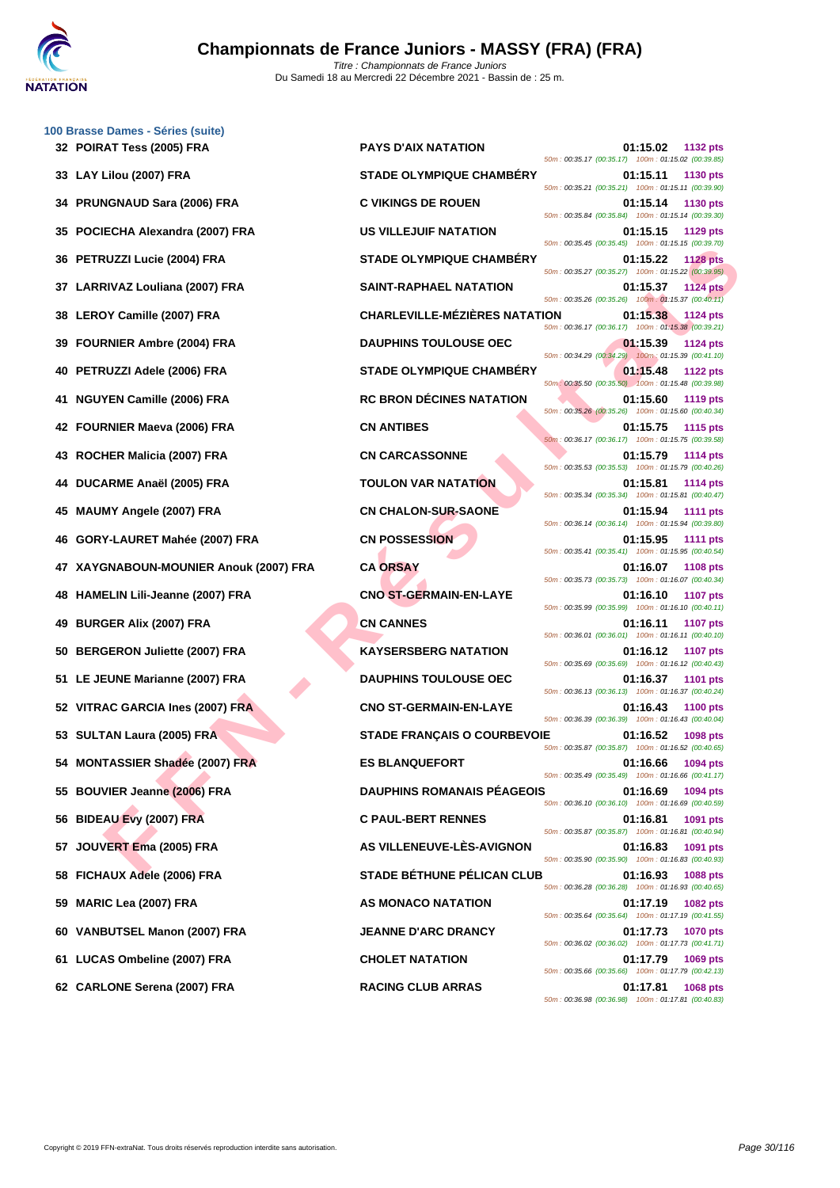### 100 Brasse Dames - Séries (suite)

| Rang | Nom | Club | Temps | Points | Splits |
|---|---|---|---|---|---|
| 32 | POIRAT Tess (2005) FRA | PAYS D'AIX NATATION | 01:15.02 | 1132 pts | 50m : 00:35.17 (00:35.17) 100m : 01:15.02 (00:39.85) |
| 33 | LAY Lilou (2007) FRA | STADE OLYMPIQUE CHAMBÉRY | 01:15.11 | 1130 pts | 50m : 00:35.21 (00:35.21) 100m : 01:15.11 (00:39.90) |
| 34 | PRUNGNAUD Sara (2006) FRA | C VIKINGS DE ROUEN | 01:15.14 | 1130 pts | 50m : 00:35.84 (00:35.84) 100m : 01:15.14 (00:39.30) |
| 35 | POCIECHA Alexandra (2007) FRA | US VILLEJUIF NATATION | 01:15.15 | 1129 pts | 50m : 00:35.45 (00:35.45) 100m : 01:15.15 (00:39.70) |
| 36 | PETRUZZI Lucie (2004) FRA | STADE OLYMPIQUE CHAMBÉRY | 01:15.22 | 1128 pts | 50m : 00:35.27 (00:35.27) 100m : 01:15.22 (00:39.95) |
| 37 | LARRIVAZ Louliana (2007) FRA | SAINT-RAPHAEL NATATION | 01:15.37 | 1124 pts | 50m : 00:35.26 (00:35.26) 100m : 01:15.37 (00:40.11) |
| 38 | LEROY Camille (2007) FRA | CHARLEVILLE-MÉZIÈRES NATATION | 01:15.38 | 1124 pts | 50m : 00:36.17 (00:36.17) 100m : 01:15.38 (00:39.21) |
| 39 | FOURNIER Ambre (2004) FRA | DAUPHINS TOULOUSE OEC | 01:15.39 | 1124 pts | 50m : 00:34.29 (00:34.29) 100m : 01:15.39 (00:41.10) |
| 40 | PETRUZZI Adele (2006) FRA | STADE OLYMPIQUE CHAMBÉRY | 01:15.48 | 1122 pts | 50m : 00:35.50 (00:35.50) 100m : 01:15.48 (00:39.98) |
| 41 | NGUYEN Camille (2006) FRA | RC BRON DÉCINES NATATION | 01:15.60 | 1119 pts | 50m : 00:35.26 (00:35.26) 100m : 01:15.60 (00:40.34) |
| 42 | FOURNIER Maeva (2006) FRA | CN ANTIBES | 01:15.75 | 1115 pts | 50m : 00:36.17 (00:36.17) 100m : 01:15.75 (00:39.58) |
| 43 | ROCHER Malicia (2007) FRA | CN CARCASSONNE | 01:15.79 | 1114 pts | 50m : 00:35.53 (00:35.53) 100m : 01:15.79 (00:40.26) |
| 44 | DUCARME Anaël (2005) FRA | TOULON VAR NATATION | 01:15.81 | 1114 pts | 50m : 00:35.34 (00:35.34) 100m : 01:15.81 (00:40.47) |
| 45 | MAUMY Angele (2007) FRA | CN CHALON-SUR-SAONE | 01:15.94 | 1111 pts | 50m : 00:36.14 (00:36.14) 100m : 01:15.94 (00:39.80) |
| 46 | GORY-LAURET Mahée (2007) FRA | CN POSSESSION | 01:15.95 | 1111 pts | 50m : 00:35.41 (00:35.41) 100m : 01:15.95 (00:40.54) |
| 47 | XAYGNABOUN-MOUNIER Anouk (2007) FRA | CA ORSAY | 01:16.07 | 1108 pts | 50m : 00:35.73 (00:35.73) 100m : 01:16.07 (00:40.34) |
| 48 | HAMELIN Lili-Jeanne (2007) FRA | CNO ST-GERMAIN-EN-LAYE | 01:16.10 | 1107 pts | 50m : 00:35.99 (00:35.99) 100m : 01:16.10 (00:40.11) |
| 49 | BURGER Alix (2007) FRA | CN CANNES | 01:16.11 | 1107 pts | 50m : 00:36.01 (00:36.01) 100m : 01:16.11 (00:40.10) |
| 50 | BERGERON Juliette (2007) FRA | KAYSERSBERG NATATION | 01:16.12 | 1107 pts | 50m : 00:35.69 (00:35.69) 100m : 01:16.12 (00:40.43) |
| 51 | LE JEUNE Marianne (2007) FRA | DAUPHINS TOULOUSE OEC | 01:16.37 | 1101 pts | 50m : 00:36.13 (00:36.13) 100m : 01:16.37 (00:40.24) |
| 52 | VITRAC GARCIA Ines (2007) FRA | CNO ST-GERMAIN-EN-LAYE | 01:16.43 | 1100 pts | 50m : 00:36.39 (00:36.39) 100m : 01:16.43 (00:40.04) |
| 53 | SULTAN Laura (2005) FRA | STADE FRANÇAIS O COURBEVOIE | 01:16.52 | 1098 pts | 50m : 00:35.87 (00:35.87) 100m : 01:16.52 (00:40.65) |
| 54 | MONTASSIER Shadée (2007) FRA | ES BLANQUEFORT | 01:16.66 | 1094 pts | 50m : 00:35.49 (00:35.49) 100m : 01:16.66 (00:41.17) |
| 55 | BOUVIER Jeanne (2006) FRA | DAUPHINS ROMANAIS PÉAGEOIS | 01:16.69 | 1094 pts | 50m : 00:36.10 (00:36.10) 100m : 01:16.69 (00:40.59) |
| 56 | BIDEAU Evy (2007) FRA | C PAUL-BERT RENNES | 01:16.81 | 1091 pts | 50m : 00:35.87 (00:35.87) 100m : 01:16.81 (00:40.94) |
| 57 | JOUVERT Ema (2005) FRA | AS VILLENEUVE-LÈS-AVIGNON | 01:16.83 | 1091 pts | 50m : 00:35.90 (00:35.90) 100m : 01:16.83 (00:40.93) |
| 58 | FICHAUX Adele (2006) FRA | STADE BÉTHUNE PÉLICAN CLUB | 01:16.93 | 1088 pts | 50m : 00:36.28 (00:36.28) 100m : 01:16.93 (00:40.65) |
| 59 | MARIC Lea (2007) FRA | AS MONACO NATATION | 01:17.19 | 1082 pts | 50m : 00:35.64 (00:35.64) 100m : 01:17.19 (00:41.55) |
| 60 | VANBUTSEL Manon (2007) FRA | JEANNE D'ARC DRANCY | 01:17.73 | 1070 pts | 50m : 00:36.02 (00:36.02) 100m : 01:17.73 (00:41.71) |
| 61 | LUCAS Ombeline (2007) FRA | CHOLET NATATION | 01:17.79 | 1069 pts | 50m : 00:35.66 (00:35.66) 100m : 01:17.79 (00:42.13) |
| 62 | CARLONE Serena (2007) FRA | RACING CLUB ARRAS | 01:17.81 | 1068 pts | 50m : 00:36.98 (00:36.98) 100m : 01:17.81 (00:40.83) |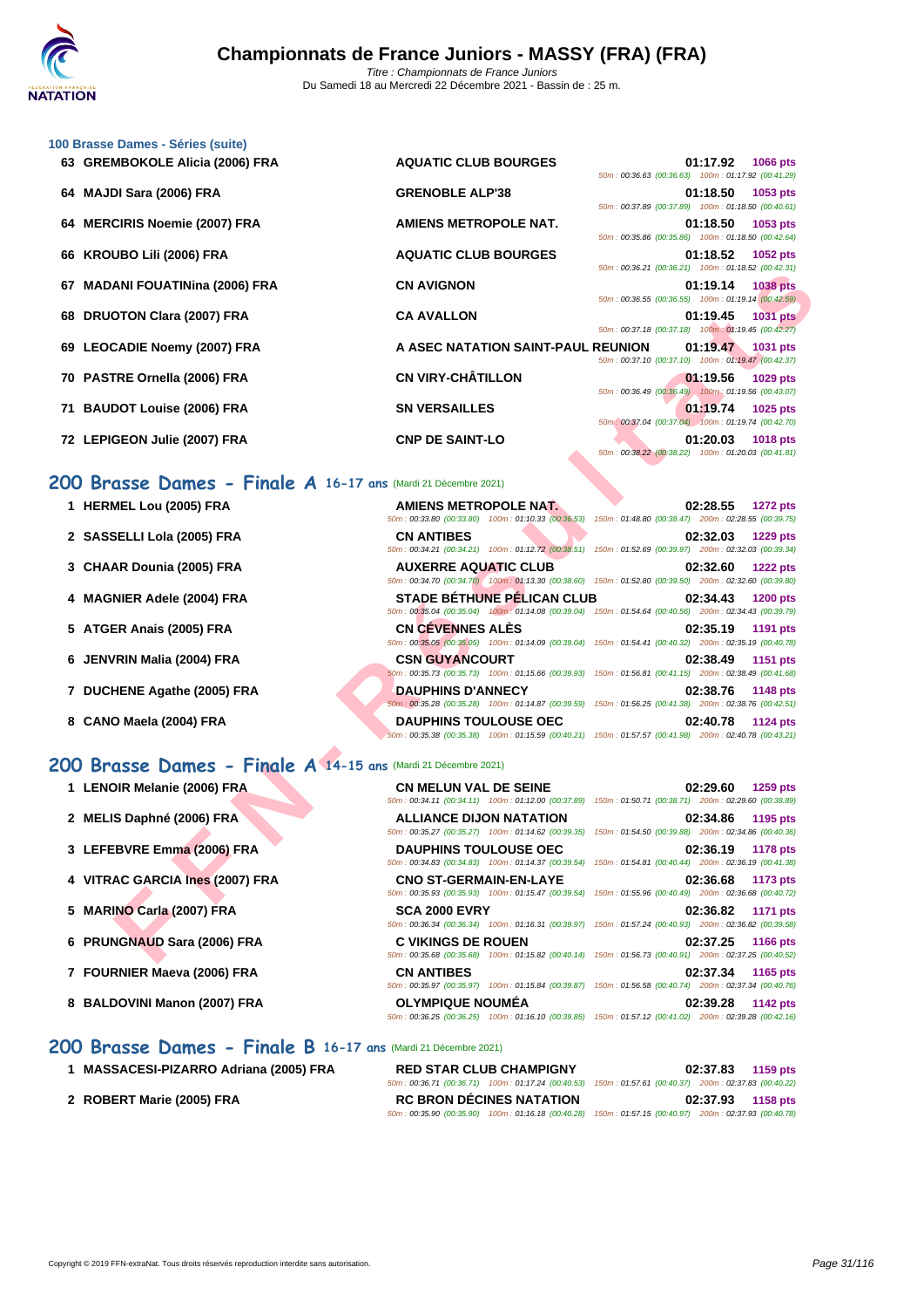### 100 Brasse Dames - Séries (suite)

| Rang | Nom | Club | Temps | Points |
|---|---|---|---|---|
| 63 | GREMBOKOLE Alicia (2006) FRA | AQUATIC CLUB BOURGES | 01:17.92 | 1066 pts |
| | | 50m : 00:36.63 (00:36.63) 100m : 01:17.92 (00:41.29) | | |
| 64 | MAJDI Sara (2006) FRA | GRENOBLE ALP'38 | 01:18.50 | 1053 pts |
| | | 50m : 00:37.89 (00:37.89) 100m : 01:18.50 (00:40.61) | | |
| 64 | MERCIRIS Noemie (2007) FRA | AMIENS METROPOLE NAT. | 01:18.50 | 1053 pts |
| | | 50m : 00:35.86 (00:35.86) 100m : 01:18.50 (00:42.64) | | |
| 66 | KROUBO Lili (2006) FRA | AQUATIC CLUB BOURGES | 01:18.52 | 1052 pts |
| | | 50m : 00:36.21 (00:36.21) 100m : 01:18.52 (00:42.31) | | |
| 67 | MADANI FOUATINina (2006) FRA | CN AVIGNON | 01:19.14 | 1038 pts |
| | | 50m : 00:36.55 (00:36.55) 100m : 01:19.14 (00:42.59) | | |
| 68 | DRUOTON Clara (2007) FRA | CA AVALLON | 01:19.45 | 1031 pts |
| | | 50m : 00:37.18 (00:37.18) 100m : 01:19.45 (00:42.27) | | |
| 69 | LEOCADIE Noemy (2007) FRA | A ASEC NATATION SAINT-PAUL REUNION | 01:19.47 | 1031 pts |
| | | 50m : 00:37.10 (00:37.10) 100m : 01:19.47 (00:42.37) | | |
| 70 | PASTRE Ornella (2006) FRA | CN VIRY-CHÂTILLON | 01:19.56 | 1029 pts |
| | | 50m : 00:36.49 (00:36.49) 100m : 01:19.56 (00:43.07) | | |
| 71 | BAUDOT Louise (2006) FRA | SN VERSAILLES | 01:19.74 | 1025 pts |
| | | 50m : 00:37.04 (00:37.04) 100m : 01:19.74 (00:42.70) | | |
| 72 | LEPIGEON Julie (2007) FRA | CNP DE SAINT-LO | 01:20.03 | 1018 pts |
| | | 50m : 00:38.22 (00:38.22) 100m : 01:20.03 (00:41.81) | | |

## 200 Brasse Dames - Finale A 16-17 ans (Mardi 21 Décembre 2021)

| Rang | Nom | Club | Temps | Points |
|---|---|---|---|---|
| 1 | HERMEL Lou (2005) FRA | AMIENS METROPOLE NAT. | 02:28.55 | 1272 pts |
| | | 50m : 00:33.80 (00:33.80) 100m : 01:10.33 (00:36.53) 150m : 01:48.80 (00:38.47) 200m : 02:28.55 (00:39.75) | | |
| 2 | SASSELLI Lola (2005) FRA | CN ANTIBES | 02:32.03 | 1229 pts |
| | | 50m : 00:34.21 (00:34.21) 100m : 01:12.72 (00:38.51) 150m : 01:52.69 (00:39.97) 200m : 02:32.03 (00:39.34) | | |
| 3 | CHAAR Dounia (2005) FRA | AUXERRE AQUATIC CLUB | 02:32.60 | 1222 pts |
| | | 50m : 00:34.70 (00:34.70) 100m : 01:13.30 (00:38.60) 150m : 01:52.80 (00:39.50) 200m : 02:32.60 (00:39.80) | | |
| 4 | MAGNIER Adele (2004) FRA | STADE BÉTHUNE PÉLICAN CLUB | 02:34.43 | 1200 pts |
| | | 50m : 00:35.04 (00:35.04) 100m : 01:14.08 (00:39.04) 150m : 01:54.64 (00:40.56) 200m : 02:34.43 (00:39.79) | | |
| 5 | ATGER Anais (2005) FRA | CN CÉVENNES ALÈS | 02:35.19 | 1191 pts |
| | | 50m : 00:35.05 (00:35.05) 100m : 01:14.09 (00:39.04) 150m : 01:54.41 (00:40.32) 200m : 02:35.19 (00:40.78) | | |
| 6 | JENVRIN Malia (2004) FRA | CSN GUYANCOURT | 02:38.49 | 1151 pts |
| | | 50m : 00:35.73 (00:35.73) 100m : 01:15.66 (00:39.93) 150m : 01:56.81 (00:41.15) 200m : 02:38.49 (00:41.68) | | |
| 7 | DUCHENE Agathe (2005) FRA | DAUPHINS D'ANNECY | 02:38.76 | 1148 pts |
| | | 50m : 00:35.28 (00:35.28) 100m : 01:14.87 (00:39.59) 150m : 01:56.25 (00:41.38) 200m : 02:38.76 (00:42.51) | | |
| 8 | CANO Maela (2004) FRA | DAUPHINS TOULOUSE OEC | 02:40.78 | 1124 pts |
| | | 50m : 00:35.38 (00:35.38) 100m : 01:15.59 (00:40.21) 150m : 01:57.57 (00:41.98) 200m : 02:40.78 (00:43.21) | | |

## 200 Brasse Dames - Finale A 14-15 ans (Mardi 21 Décembre 2021)

| Rang | Nom | Club | Temps | Points |
|---|---|---|---|---|
| 1 | LENOIR Melanie (2006) FRA | CN MELUN VAL DE SEINE | 02:29.60 | 1259 pts |
| | | 50m : 00:34.11 (00:34.11) 100m : 01:12.00 (00:37.89) 150m : 01:50.71 (00:38.71) 200m : 02:29.60 (00:38.89) | | |
| 2 | MELIS Daphné (2006) FRA | ALLIANCE DIJON NATATION | 02:34.86 | 1195 pts |
| | | 50m : 00:35.27 (00:35.27) 100m : 01:14.62 (00:39.35) 150m : 01:54.50 (00:39.88) 200m : 02:34.86 (00:40.36) | | |
| 3 | LEFEBVRE Emma (2006) FRA | DAUPHINS TOULOUSE OEC | 02:36.19 | 1178 pts |
| | | 50m : 00:34.83 (00:34.83) 100m : 01:14.37 (00:39.54) 150m : 01:54.81 (00:40.44) 200m : 02:36.19 (00:41.38) | | |
| 4 | VITRAC GARCIA Ines (2007) FRA | CNO ST-GERMAIN-EN-LAYE | 02:36.68 | 1173 pts |
| | | 50m : 00:35.93 (00:35.93) 100m : 01:15.47 (00:39.54) 150m : 01:55.96 (00:40.49) 200m : 02:36.68 (00:40.72) | | |
| 5 | MARINO Carla (2007) FRA | SCA 2000 EVRY | 02:36.82 | 1171 pts |
| | | 50m : 00:36.34 (00:36.34) 100m : 01:16.31 (00:39.97) 150m : 01:57.24 (00:40.93) 200m : 02:36.82 (00:39.58) | | |
| 6 | PRUNGNAUD Sara (2006) FRA | C VIKINGS DE ROUEN | 02:37.25 | 1166 pts |
| | | 50m : 00:35.68 (00:35.68) 100m : 01:15.82 (00:40.14) 150m : 01:56.73 (00:40.91) 200m : 02:37.25 (00:40.52) | | |
| 7 | FOURNIER Maeva (2006) FRA | CN ANTIBES | 02:37.34 | 1165 pts |
| | | 50m : 00:35.97 (00:35.97) 100m : 01:15.84 (00:39.87) 150m : 01:56.58 (00:40.74) 200m : 02:37.34 (00:40.76) | | |
| 8 | BALDOVINI Manon (2007) FRA | OLYMPIQUE NOUMÉA | 02:39.28 | 1142 pts |
| | | 50m : 00:36.25 (00:36.25) 100m : 01:16.10 (00:39.85) 150m : 01:57.12 (00:41.02) 200m : 02:39.28 (00:42.16) | | |

## 200 Brasse Dames - Finale B 16-17 ans (Mardi 21 Décembre 2021)

| Rang | Nom | Club | Temps | Points |
|---|---|---|---|---|
| 1 | MASSACESI-PIZARRO Adriana (2005) FRA | RED STAR CLUB CHAMPIGNY | 02:37.83 | 1159 pts |
| | | 50m : 00:36.71 (00:36.71) 100m : 01:17.24 (00:40.53) 150m : 01:57.61 (00:40.37) 200m : 02:37.83 (00:40.22) | | |
| 2 | ROBERT Marie (2005) FRA | RC BRON DÉCINES NATATION | 02:37.93 | 1158 pts |
| | | 50m : 00:35.90 (00:35.90) 100m : 01:16.18 (00:40.28) 150m : 01:57.15 (00:40.97) 200m : 02:37.93 (00:40.78) | | |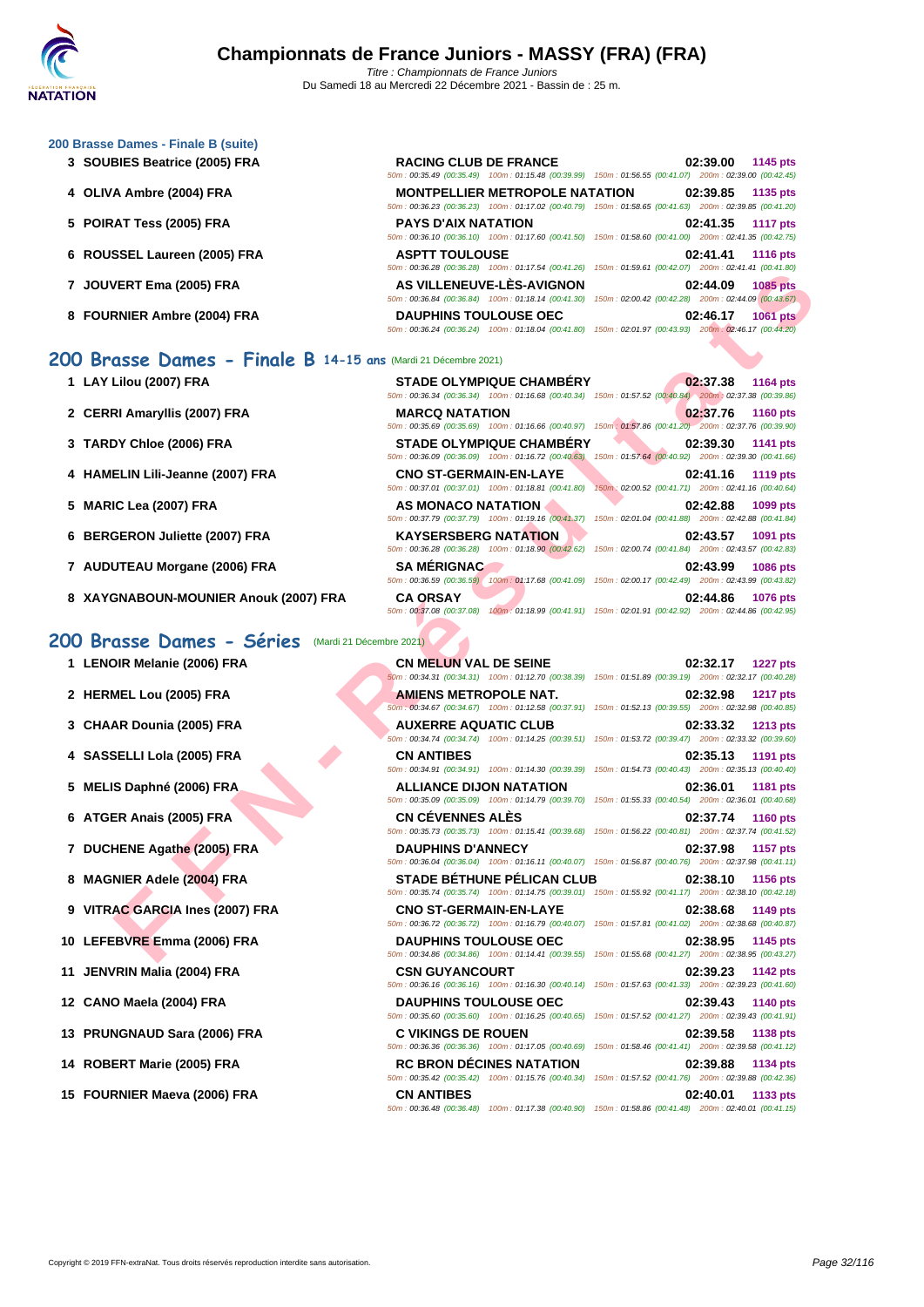# Championnats de France Juniors - MASSY (FRA) (FRA)

*Titre : Championnats de France Juniors*
Du Samedi 18 au Mercredi 22 Décembre 2021 - Bassin de : 25 m.

### 200 Brasse Dames - Finale B (suite)

| Rang | Nom | Club | Temps | Points |
|---|---|---|---|---|
| 3 | SOUBIES Beatrice (2005) FRA | RACING CLUB DE FRANCE | 02:39.00 | 1145 pts |
| | | 50m : 00:35.49 (00:35.49) 100m : 01:15.48 (00:39.99) 150m : 01:56.55 (00:41.07) 200m : 02:39.00 (00:42.45) | | |
| 4 | OLIVA Ambre (2004) FRA | MONTPELLIER METROPOLE NATATION | 02:39.85 | 1135 pts |
| | | 50m : 00:36.23 (00:36.23) 100m : 01:17.02 (00:40.79) 150m : 01:58.65 (00:41.63) 200m : 02:39.85 (00:41.20) | | |
| 5 | POIRAT Tess (2005) FRA | PAYS D'AIX NATATION | 02:41.35 | 1117 pts |
| | | 50m : 00:36.10 (00:36.10) 100m : 01:17.60 (00:41.50) 150m : 01:58.60 (00:41.00) 200m : 02:41.35 (00:42.75) | | |
| 6 | ROUSSEL Laureen (2005) FRA | ASPTT TOULOUSE | 02:41.41 | 1116 pts |
| | | 50m : 00:36.28 (00:36.28) 100m : 01:17.54 (00:41.26) 150m : 01:59.61 (00:42.07) 200m : 02:41.41 (00:41.80) | | |
| 7 | JOUVERT Ema (2005) FRA | AS VILLENEUVE-LÈS-AVIGNON | 02:44.09 | 1085 pts |
| | | 50m : 00:36.84 (00:36.84) 100m : 01:18.14 (00:41.30) 150m : 02:00.42 (00:42.28) 200m : 02:44.09 (00:43.67) | | |
| 8 | FOURNIER Ambre (2004) FRA | DAUPHINS TOULOUSE OEC | 02:46.17 | 1061 pts |
| | | 50m : 00:36.24 (00:36.24) 100m : 01:18.04 (00:41.80) 150m : 02:01.97 (00:43.93) 200m : 02:46.17 (00:44.20) | | |

## 200 Brasse Dames - Finale B 14-15 ans (Mardi 21 Décembre 2021)

| Rang | Nom | Club | Temps | Points |
|---|---|---|---|---|
| 1 | LAY Lilou (2007) FRA | STADE OLYMPIQUE CHAMBÉRY | 02:37.38 | 1164 pts |
| | | 50m : 00:36.34 (00:36.34) 100m : 01:16.68 (00:40.34) 150m : 01:57.52 (00:40.84) 200m : 02:37.38 (00:39.86) | | |
| 2 | CERRI Amaryllis (2007) FRA | MARCQ NATATION | 02:37.76 | 1160 pts |
| | | 50m : 00:35.69 (00:35.69) 100m : 01:16.66 (00:40.97) 150m : 01:57.86 (00:41.20) 200m : 02:37.76 (00:39.90) | | |
| 3 | TARDY Chloe (2006) FRA | STADE OLYMPIQUE CHAMBÉRY | 02:39.30 | 1141 pts |
| | | 50m : 00:36.09 (00:36.09) 100m : 01:16.72 (00:40.63) 150m : 01:57.64 (00:40.92) 200m : 02:39.30 (00:41.66) | | |
| 4 | HAMELIN Lili-Jeanne (2007) FRA | CNO ST-GERMAIN-EN-LAYE | 02:41.16 | 1119 pts |
| | | 50m : 00:37.01 (00:37.01) 100m : 01:18.81 (00:41.80) 150m : 02:00.52 (00:41.71) 200m : 02:41.16 (00:40.64) | | |
| 5 | MARIC Lea (2007) FRA | AS MONACO NATATION | 02:42.88 | 1099 pts |
| | | 50m : 00:37.79 (00:37.79) 100m : 01:19.16 (00:41.37) 150m : 02:01.04 (00:41.88) 200m : 02:42.88 (00:41.84) | | |
| 6 | BERGERON Juliette (2007) FRA | KAYSERSBERG NATATION | 02:43.57 | 1091 pts |
| | | 50m : 00:36.28 (00:36.28) 100m : 01:18.90 (00:42.62) 150m : 02:00.74 (00:41.84) 200m : 02:43.57 (00:42.83) | | |
| 7 | AUDUTEAU Morgane (2006) FRA | SA MÉRIGNAC | 02:43.99 | 1086 pts |
| | | 50m : 00:36.59 (00:36.59) 100m : 01:17.68 (00:41.09) 150m : 02:00.17 (00:42.49) 200m : 02:43.99 (00:43.82) | | |
| 8 | XAYGNABOUN-MOUNIER Anouk (2007) FRA | CA ORSAY | 02:44.86 | 1076 pts |
| | | 50m : 00:37.08 (00:37.08) 100m : 01:18.99 (00:41.91) 150m : 02:01.91 (00:42.92) 200m : 02:44.86 (00:42.95) | | |

## 200 Brasse Dames - Séries (Mardi 21 Décembre 2021)

| Rang | Nom | Club | Temps | Points |
|---|---|---|---|---|
| 1 | LENOIR Melanie (2006) FRA | CN MELUN VAL DE SEINE | 02:32.17 | 1227 pts |
| | | 50m : 00:34.31 (00:34.31) 100m : 01:12.70 (00:38.39) 150m : 01:51.89 (00:39.19) 200m : 02:32.17 (00:40.28) | | |
| 2 | HERMEL Lou (2005) FRA | AMIENS METROPOLE NAT. | 02:32.98 | 1217 pts |
| | | 50m : 00:34.67 (00:34.67) 100m : 01:12.58 (00:37.91) 150m : 01:52.13 (00:39.55) 200m : 02:32.98 (00:40.85) | | |
| 3 | CHAAR Dounia (2005) FRA | AUXERRE AQUATIC CLUB | 02:33.32 | 1213 pts |
| | | 50m : 00:34.74 (00:34.74) 100m : 01:14.25 (00:39.51) 150m : 01:53.72 (00:39.47) 200m : 02:33.32 (00:39.60) | | |
| 4 | SASSELLI Lola (2005) FRA | CN ANTIBES | 02:35.13 | 1191 pts |
| | | 50m : 00:34.91 (00:34.91) 100m : 01:14.30 (00:39.39) 150m : 01:54.73 (00:40.43) 200m : 02:35.13 (00:40.40) | | |
| 5 | MELIS Daphné (2006) FRA | ALLIANCE DIJON NATATION | 02:36.01 | 1181 pts |
| | | 50m : 00:35.09 (00:35.09) 100m : 01:14.79 (00:39.70) 150m : 01:55.33 (00:40.54) 200m : 02:36.01 (00:40.68) | | |
| 6 | ATGER Anais (2005) FRA | CN CÉVENNES ALÈS | 02:37.74 | 1160 pts |
| | | 50m : 00:35.73 (00:35.73) 100m : 01:15.41 (00:39.68) 150m : 01:56.22 (00:40.81) 200m : 02:37.74 (00:41.52) | | |
| 7 | DUCHENE Agathe (2005) FRA | DAUPHINS D'ANNECY | 02:37.98 | 1157 pts |
| | | 50m : 00:36.04 (00:36.04) 100m : 01:16.11 (00:40.07) 150m : 01:56.87 (00:40.76) 200m : 02:37.98 (00:41.11) | | |
| 8 | MAGNIER Adele (2004) FRA | STADE BÉTHUNE PÉLICAN CLUB | 02:38.10 | 1156 pts |
| | | 50m : 00:35.74 (00:35.74) 100m : 01:14.75 (00:39.01) 150m : 01:55.92 (00:41.17) 200m : 02:38.10 (00:42.18) | | |
| 9 | VITRAC GARCIA Ines (2007) FRA | CNO ST-GERMAIN-EN-LAYE | 02:38.68 | 1149 pts |
| | | 50m : 00:36.72 (00:36.72) 100m : 01:16.79 (00:40.07) 150m : 01:57.81 (00:41.02) 200m : 02:38.68 (00:40.87) | | |
| 10 | LEFEBVRE Emma (2006) FRA | DAUPHINS TOULOUSE OEC | 02:38.95 | 1145 pts |
| | | 50m : 00:34.86 (00:34.86) 100m : 01:14.41 (00:39.55) 150m : 01:55.68 (00:41.27) 200m : 02:38.95 (00:43.27) | | |
| 11 | JENVRIN Malia (2004) FRA | CSN GUYANCOURT | 02:39.23 | 1142 pts |
| | | 50m : 00:36.16 (00:36.16) 100m : 01:16.30 (00:40.14) 150m : 01:57.63 (00:41.33) 200m : 02:39.23 (00:41.60) | | |
| 12 | CANO Maela (2004) FRA | DAUPHINS TOULOUSE OEC | 02:39.43 | 1140 pts |
| | | 50m : 00:35.60 (00:35.60) 100m : 01:16.25 (00:40.65) 150m : 01:57.52 (00:41.27) 200m : 02:39.43 (00:41.91) | | |
| 13 | PRUNGNAUD Sara (2006) FRA | C VIKINGS DE ROUEN | 02:39.58 | 1138 pts |
| | | 50m : 00:36.36 (00:36.36) 100m : 01:17.05 (00:40.69) 150m : 01:58.46 (00:41.41) 200m : 02:39.58 (00:41.12) | | |
| 14 | ROBERT Marie (2005) FRA | RC BRON DÉCINES NATATION | 02:39.88 | 1134 pts |
| | | 50m : 00:35.42 (00:35.42) 100m : 01:15.76 (00:40.34) 150m : 01:57.52 (00:41.76) 200m : 02:39.88 (00:42.36) | | |
| 15 | FOURNIER Maeva (2006) FRA | CN ANTIBES | 02:40.01 | 1133 pts |
| | | 50m : 00:36.48 (00:36.48) 100m : 01:17.38 (00:40.90) 150m : 01:58.86 (00:41.48) 200m : 02:40.01 (00:41.15) | | |

Copyright © 2019 FFN-extraNat. Tous droits réservés reproduction interdite sans autorisation.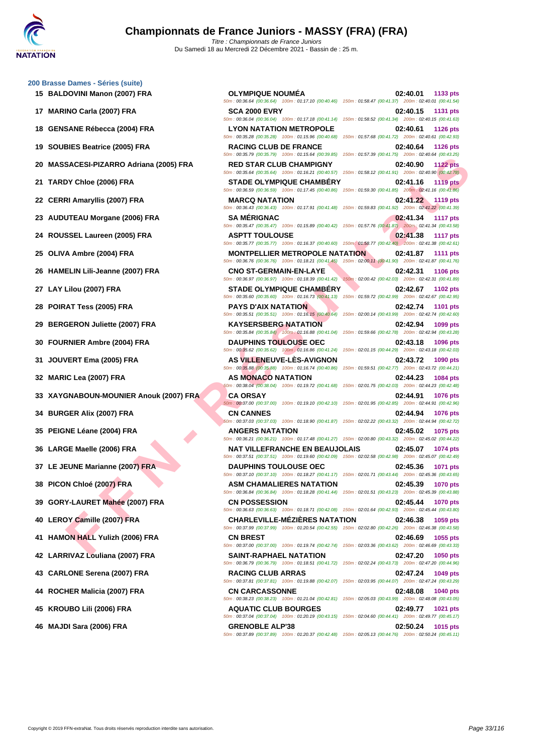# Championnats de France Juniors - MASSY (FRA) (FRA)

*Titre : Championnats de France Juniors*
Du Samedi 18 au Mercredi 22 Décembre 2021 - Bassin de : 25 m.

## 200 Brasse Dames - Séries (suite)

| Pl. | Nom | Club | Temps | Points |
|---|---|---|---|---|
| 15 | BALDOVINI Manon (2007) FRA | OLYMPIQUE NOUMÉA | 02:40.01 | 1133 pts |
| | | 50m : 00:36.64 (00:36.64) 100m : 01:17.10 (00:40.46) 150m : 01:58.47 (00:41.37) 200m : 02:40.01 (00:41.54) | | |
| 17 | MARINO Carla (2007) FRA | SCA 2000 EVRY | 02:40.15 | 1131 pts |
| | | 50m : 00:36.04 (00:36.04) 100m : 01:17.18 (00:41.14) 150m : 01:58.52 (00:41.34) 200m : 02:40.15 (00:41.63) | | |
| 18 | GENSANE Rébecca (2004) FRA | LYON NATATION METROPOLE | 02:40.61 | 1126 pts |
| | | 50m : 00:35.28 (00:35.28) 100m : 01:15.96 (00:40.68) 150m : 01:57.68 (00:41.72) 200m : 02:40.61 (00:42.93) | | |
| 19 | SOUBIES Beatrice (2005) FRA | RACING CLUB DE FRANCE | 02:40.64 | 1126 pts |
| | | 50m : 00:35.79 (00:35.79) 100m : 01:15.64 (00:39.85) 150m : 01:57.39 (00:41.75) 200m : 02:40.64 (00:43.25) | | |
| 20 | MASSACESI-PIZARRO Adriana (2005) FRA | RED STAR CLUB CHAMPIGNY | 02:40.90 | 1122 pts |
| | | 50m : 00:35.64 (00:35.64) 100m : 01:16.21 (00:40.57) 150m : 01:58.12 (00:41.91) 200m : 02:40.90 (00:42.78) | | |
| 21 | TARDY Chloe (2006) FRA | STADE OLYMPIQUE CHAMBÉRY | 02:41.16 | 1119 pts |
| | | 50m : 00:36.59 (00:36.59) 100m : 01:17.45 (00:40.86) 150m : 01:59.30 (00:41.85) 200m : 02:41.16 (00:41.86) | | |
| 22 | CERRI Amaryllis (2007) FRA | MARCQ NATATION | 02:41.22 | 1119 pts |
| | | 50m : 00:36.43 (00:36.43) 100m : 01:17.91 (00:41.48) 150m : 01:59.83 (00:41.92) 200m : 02:41.22 (00:41.39) | | |
| 23 | AUDUTEAU Morgane (2006) FRA | SA MÉRIGNAC | 02:41.34 | 1117 pts |
| | | 50m : 00:35.47 (00:35.47) 100m : 01:15.89 (00:40.42) 150m : 01:57.76 (00:41.87) 200m : 02:41.34 (00:43.58) | | |
| 24 | ROUSSEL Laureen (2005) FRA | ASPTT TOULOUSE | 02:41.38 | 1117 pts |
| | | 50m : 00:35.77 (00:35.77) 100m : 01:16.37 (00:40.60) 150m : 01:58.77 (00:42.40) 200m : 02:41.38 (00:42.61) | | |
| 25 | OLIVA Ambre (2004) FRA | MONTPELLIER METROPOLE NATATION | 02:41.87 | 1111 pts |
| | | 50m : 00:36.76 (00:36.76) 100m : 01:18.21 (00:41.45) 150m : 02:00.11 (00:41.90) 200m : 02:41.87 (00:41.76) | | |
| 26 | HAMELIN Lili-Jeanne (2007) FRA | CNO ST-GERMAIN-EN-LAYE | 02:42.31 | 1106 pts |
| | | 50m : 00:36.97 (00:36.97) 100m : 01:18.39 (00:41.42) 150m : 02:00.42 (00:42.03) 200m : 02:42.31 (00:41.89) | | |
| 27 | LAY Lilou (2007) FRA | STADE OLYMPIQUE CHAMBÉRY | 02:42.67 | 1102 pts |
| | | 50m : 00:35.60 (00:35.60) 100m : 01:16.73 (00:41.13) 150m : 01:59.72 (00:42.99) 200m : 02:42.67 (00:42.95) | | |
| 28 | POIRAT Tess (2005) FRA | PAYS D'AIX NATATION | 02:42.74 | 1101 pts |
| | | 50m : 00:35.51 (00:35.51) 100m : 01:16.15 (00:40.64) 150m : 02:00.14 (00:43.99) 200m : 02:42.74 (00:42.60) | | |
| 29 | BERGERON Juliette (2007) FRA | KAYSERSBERG NATATION | 02:42.94 | 1099 pts |
| | | 50m : 00:35.84 (00:35.84) 100m : 01:16.88 (00:41.04) 150m : 01:59.66 (00:42.78) 200m : 02:42.94 (00:43.28) | | |
| 30 | FOURNIER Ambre (2004) FRA | DAUPHINS TOULOUSE OEC | 02:43.18 | 1096 pts |
| | | 50m : 00:35.62 (00:35.62) 100m : 01:16.86 (00:41.24) 150m : 02:01.15 (00:44.29) 200m : 02:43.18 (00:42.03) | | |
| 31 | JOUVERT Ema (2005) FRA | AS VILLENEUVE-LÈS-AVIGNON | 02:43.72 | 1090 pts |
| | | 50m : 00:35.88 (00:35.88) 100m : 01:16.74 (00:40.86) 150m : 01:59.51 (00:42.77) 200m : 02:43.72 (00:44.21) | | |
| 32 | MARIC Lea (2007) FRA | AS MONACO NATATION | 02:44.23 | 1084 pts |
| | | 50m : 00:38.04 (00:38.04) 100m : 01:19.72 (00:41.68) 150m : 02:01.75 (00:42.03) 200m : 02:44.23 (00:42.48) | | |
| 33 | XAYGNABOUN-MOUNIER Anouk (2007) FRA | CA ORSAY | 02:44.91 | 1076 pts |
| | | 50m : 00:37.00 (00:37.00) 100m : 01:19.10 (00:42.10) 150m : 02:01.95 (00:42.85) 200m : 02:44.91 (00:42.96) | | |
| 34 | BURGER Alix (2007) FRA | CN CANNES | 02:44.94 | 1076 pts |
| | | 50m : 00:37.03 (00:37.03) 100m : 01:18.90 (00:41.87) 150m : 02:02.22 (00:43.32) 200m : 02:44.94 (00:42.72) | | |
| 35 | PEIGNE Léane (2004) FRA | ANGERS NATATION | 02:45.02 | 1075 pts |
| | | 50m : 00:36.21 (00:36.21) 100m : 01:17.48 (00:41.27) 150m : 02:00.80 (00:43.32) 200m : 02:45.02 (00:44.22) | | |
| 36 | LARGE Maelle (2006) FRA | NAT VILLEFRANCHE EN BEAUJOLAIS | 02:45.07 | 1074 pts |
| | | 50m : 00:37.51 (00:37.51) 100m : 01:19.60 (00:42.09) 150m : 02:02.58 (00:42.98) 200m : 02:45.07 (00:42.49) | | |
| 37 | LE JEUNE Marianne (2007) FRA | DAUPHINS TOULOUSE OEC | 02:45.36 | 1071 pts |
| | | 50m : 00:37.10 (00:37.10) 100m : 01:18.27 (00:41.17) 150m : 02:01.71 (00:43.44) 200m : 02:45.36 (00:43.65) | | |
| 38 | PICON Chloé (2007) FRA | ASM CHAMALIERES NATATION | 02:45.39 | 1070 pts |
| | | 50m : 00:36.84 (00:36.84) 100m : 01:18.28 (00:41.44) 150m : 02:01.51 (00:43.23) 200m : 02:45.39 (00:43.88) | | |
| 39 | GORY-LAURET Mahée (2007) FRA | CN POSSESSION | 02:45.44 | 1070 pts |
| | | 50m : 00:36.63 (00:36.63) 100m : 01:18.71 (00:42.08) 150m : 02:01.64 (00:42.93) 200m : 02:45.44 (00:43.80) | | |
| 40 | LEROY Camille (2007) FRA | CHARLEVILLE-MÉZIÈRES NATATION | 02:46.38 | 1059 pts |
| | | 50m : 00:37.99 (00:37.99) 100m : 01:20.54 (00:42.55) 150m : 02:02.80 (00:42.26) 200m : 02:46.38 (00:43.58) | | |
| 41 | HAMON HALL Yulizh (2006) FRA | CN BREST | 02:46.69 | 1055 pts |
| | | 50m : 00:37.00 (00:37.00) 100m : 01:19.74 (00:42.74) 150m : 02:03.36 (00:43.62) 200m : 02:46.69 (00:43.33) | | |
| 42 | LARRIVAZ Louliana (2007) FRA | SAINT-RAPHAEL NATATION | 02:47.20 | 1050 pts |
| | | 50m : 00:36.79 (00:36.79) 100m : 01:18.51 (00:41.72) 150m : 02:02.24 (00:43.73) 200m : 02:47.20 (00:44.96) | | |
| 43 | CARLONE Serena (2007) FRA | RACING CLUB ARRAS | 02:47.24 | 1049 pts |
| | | 50m : 00:37.81 (00:37.81) 100m : 01:19.88 (00:42.07) 150m : 02:03.95 (00:44.07) 200m : 02:47.24 (00:43.29) | | |
| 44 | ROCHER Malicia (2007) FRA | CN CARCASSONNE | 02:48.08 | 1040 pts |
| | | 50m : 00:38.23 (00:38.23) 100m : 01:21.04 (00:42.81) 150m : 02:05.03 (00:43.99) 200m : 02:48.08 (00:43.05) | | |
| 45 | KROUBO Lili (2006) FRA | AQUATIC CLUB BOURGES | 02:49.77 | 1021 pts |
| | | 50m : 00:37.04 (00:37.04) 100m : 01:20.19 (00:43.15) 150m : 02:04.60 (00:44.41) 200m : 02:49.77 (00:45.17) | | |
| 46 | MAJDI Sara (2006) FRA | GRENOBLE ALP'38 | 02:50.24 | 1015 pts |
| | | 50m : 00:37.89 (00:37.89) 100m : 01:20.37 (00:42.48) 150m : 02:05.13 (00:44.76) 200m : 02:50.24 (00:45.11) | | |

Copyright © 2019 FFN-extraNat. Tous droits réservés reproduction interdite sans autorisation.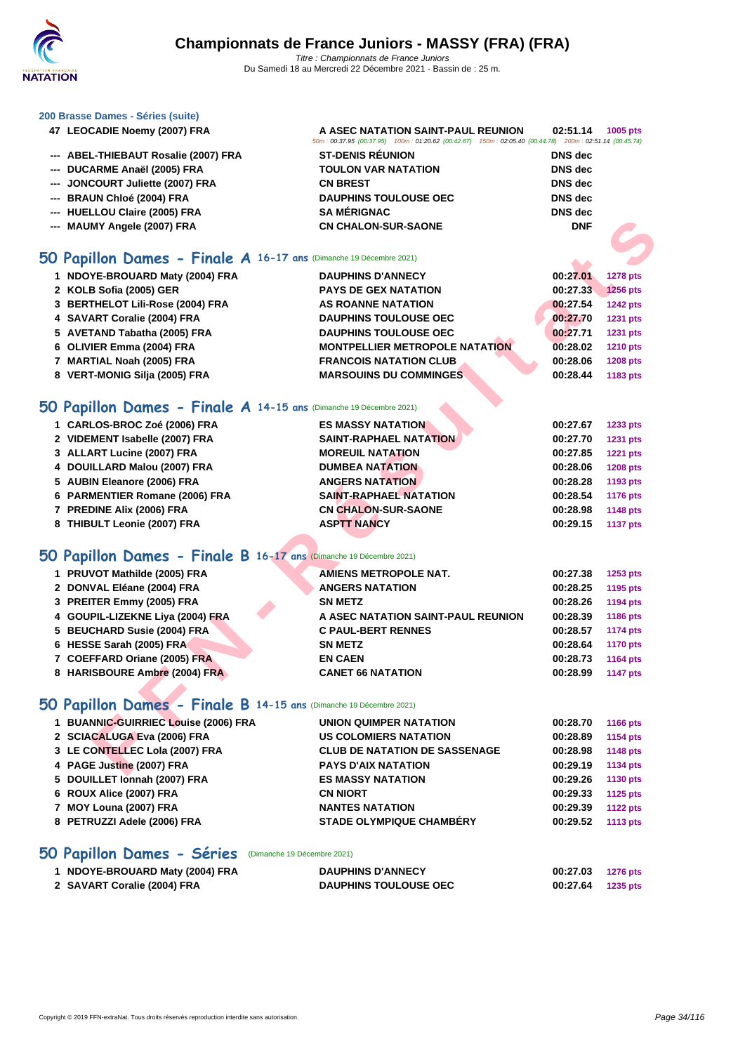### 200 Brasse Dames - Séries (suite)

| | | | | |
|---|---|---|---|---|
| 47 | LEOCADIE Noemy (2007) FRA | A ASEC NATATION SAINT-PAUL REUNION | 02:51.14 | 1005 pts |
| | | 50m : 00:37.95 (00:37.95) 100m : 01:20.62 (00:42.67) 150m : 02:05.40 (00:44.78) 200m : 02:51.14 (00:45.74) | | |
| --- | ABEL-THIEBAUT Rosalie (2007) FRA | ST-DENIS RÉUNION | DNS dec | |
| --- | DUCARME Anaël (2005) FRA | TOULON VAR NATATION | DNS dec | |
| --- | JONCOURT Juliette (2007) FRA | CN BREST | DNS dec | |
| --- | BRAUN Chloé (2004) FRA | DAUPHINS TOULOUSE OEC | DNS dec | |
| --- | HUELLOU Claire (2005) FRA | SA MÉRIGNAC | DNS dec | |
| --- | MAUMY Angele (2007) FRA | CN CHALON-SUR-SAONE | DNF | |

## 50 Papillon Dames - Finale A 16-17 ans (Dimanche 19 Décembre 2021)

| | | | | |
|---|---|---|---|---|
| 1 | NDOYE-BROUARD Maty (2004) FRA | DAUPHINS D'ANNECY | 00:27.01 | 1278 pts |
| 2 | KOLB Sofia (2005) GER | PAYS DE GEX NATATION | 00:27.33 | 1256 pts |
| 3 | BERTHELOT Lili-Rose (2004) FRA | AS ROANNE NATATION | 00:27.54 | 1242 pts |
| 4 | SAVART Coralie (2004) FRA | DAUPHINS TOULOUSE OEC | 00:27.70 | 1231 pts |
| 5 | AVETAND Tabatha (2005) FRA | DAUPHINS TOULOUSE OEC | 00:27.71 | 1231 pts |
| 6 | OLIVIER Emma (2004) FRA | MONTPELLIER METROPOLE NATATION | 00:28.02 | 1210 pts |
| 7 | MARTIAL Noah (2005) FRA | FRANCOIS NATATION CLUB | 00:28.06 | 1208 pts |
| 8 | VERT-MONIG Silja (2005) FRA | MARSOUINS DU COMMINGES | 00:28.44 | 1183 pts |

## 50 Papillon Dames - Finale A 14-15 ans (Dimanche 19 Décembre 2021)

| | | | | |
|---|---|---|---|---|
| 1 | CARLOS-BROC Zoé (2006) FRA | ES MASSY NATATION | 00:27.67 | 1233 pts |
| 2 | VIDEMENT Isabelle (2007) FRA | SAINT-RAPHAEL NATATION | 00:27.70 | 1231 pts |
| 3 | ALLART Lucine (2007) FRA | MOREUIL NATATION | 00:27.85 | 1221 pts |
| 4 | DOUILLARD Malou (2007) FRA | DUMBEA NATATION | 00:28.06 | 1208 pts |
| 5 | AUBIN Eleanore (2006) FRA | ANGERS NATATION | 00:28.28 | 1193 pts |
| 6 | PARMENTIER Romane (2006) FRA | SAINT-RAPHAEL NATATION | 00:28.54 | 1176 pts |
| 7 | PREDINE Alix (2006) FRA | CN CHALON-SUR-SAONE | 00:28.98 | 1148 pts |
| 8 | THIBULT Leonie (2007) FRA | ASPTT NANCY | 00:29.15 | 1137 pts |

## 50 Papillon Dames - Finale B 16-17 ans (Dimanche 19 Décembre 2021)

| | | | | |
|---|---|---|---|---|
| 1 | PRUVOT Mathilde (2005) FRA | AMIENS METROPOLE NAT. | 00:27.38 | 1253 pts |
| 2 | DONVAL Eléane (2004) FRA | ANGERS NATATION | 00:28.25 | 1195 pts |
| 3 | PREITER Emmy (2005) FRA | SN METZ | 00:28.26 | 1194 pts |
| 4 | GOUPIL-LIZEKNE Liya (2004) FRA | A ASEC NATATION SAINT-PAUL REUNION | 00:28.39 | 1186 pts |
| 5 | BEUCHARD Susie (2004) FRA | C PAUL-BERT RENNES | 00:28.57 | 1174 pts |
| 6 | HESSE Sarah (2005) FRA | SN METZ | 00:28.64 | 1170 pts |
| 7 | COEFFARD Oriane (2005) FRA | EN CAEN | 00:28.73 | 1164 pts |
| 8 | HARISBOURE Ambre (2004) FRA | CANET 66 NATATION | 00:28.99 | 1147 pts |

## 50 Papillon Dames - Finale B 14-15 ans (Dimanche 19 Décembre 2021)

| | | | | |
|---|---|---|---|---|
| 1 | BUANNIC-GUIRRIEC Louise (2006) FRA | UNION QUIMPER NATATION | 00:28.70 | 1166 pts |
| 2 | SCIACALUGA Eva (2006) FRA | US COLOMIERS NATATION | 00:28.89 | 1154 pts |
| 3 | LE CONTELLEC Lola (2007) FRA | CLUB DE NATATION DE SASSENAGE | 00:28.98 | 1148 pts |
| 4 | PAGE Justine (2007) FRA | PAYS D'AIX NATATION | 00:29.19 | 1134 pts |
| 5 | DOUILLET Ionnah (2007) FRA | ES MASSY NATATION | 00:29.26 | 1130 pts |
| 6 | ROUX Alice (2007) FRA | CN NIORT | 00:29.33 | 1125 pts |
| 7 | MOY Louna (2007) FRA | NANTES NATATION | 00:29.39 | 1122 pts |
| 8 | PETRUZZI Adele (2006) FRA | STADE OLYMPIQUE CHAMBÉRY | 00:29.52 | 1113 pts |

## 50 Papillon Dames - Séries (Dimanche 19 Décembre 2021)

| | | | | |
|---|---|---|---|---|
| 1 | NDOYE-BROUARD Maty (2004) FRA | DAUPHINS D'ANNECY | 00:27.03 | 1276 pts |
| 2 | SAVART Coralie (2004) FRA | DAUPHINS TOULOUSE OEC | 00:27.64 | 1235 pts |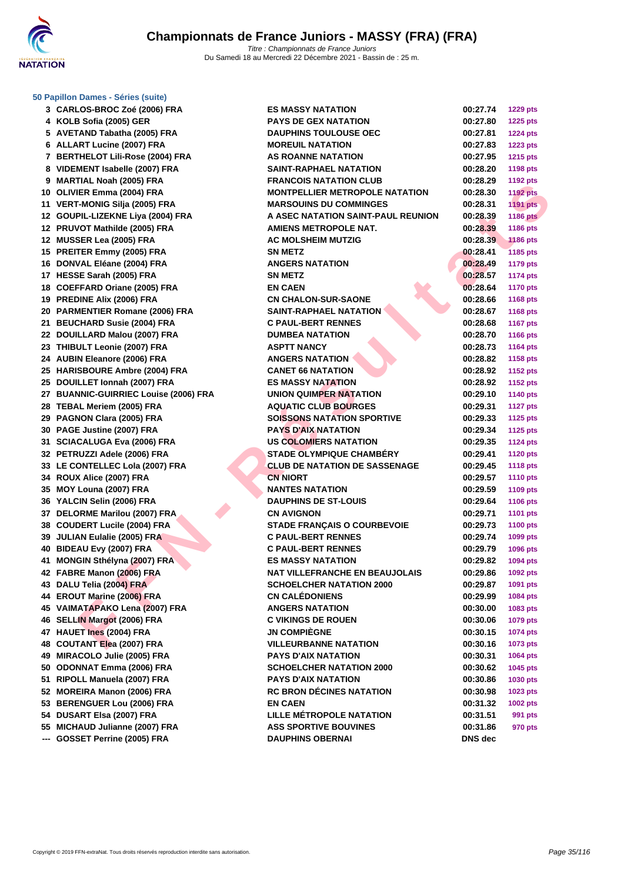# Championnats de France Juniors - MASSY (FRA) (FRA)

*Titre : Championnats de France Juniors*
Du Samedi 18 au Mercredi 22 Décembre 2021 - Bassin de : 25 m.

## 50 Papillon Dames - Séries (suite)

| | | | | |
|---|---|---|---|---|
| 3 | CARLOS-BROC Zoé (2006) FRA | ES MASSY NATATION | 00:27.74 | 1229 pts |
| 4 | KOLB Sofia (2005) GER | PAYS DE GEX NATATION | 00:27.80 | 1225 pts |
| 5 | AVETAND Tabatha (2005) FRA | DAUPHINS TOULOUSE OEC | 00:27.81 | 1224 pts |
| 6 | ALLART Lucine (2007) FRA | MOREUIL NATATION | 00:27.83 | 1223 pts |
| 7 | BERTHELOT Lili-Rose (2004) FRA | AS ROANNE NATATION | 00:27.95 | 1215 pts |
| 8 | VIDEMENT Isabelle (2007) FRA | SAINT-RAPHAEL NATATION | 00:28.20 | 1198 pts |
| 9 | MARTIAL Noah (2005) FRA | FRANCOIS NATATION CLUB | 00:28.29 | 1192 pts |
| 10 | OLIVIER Emma (2004) FRA | MONTPELLIER METROPOLE NATATION | 00:28.30 | 1192 pts |
| 11 | VERT-MONIG Silja (2005) FRA | MARSOUINS DU COMMINGES | 00:28.31 | 1191 pts |
| 12 | GOUPIL-LIZEKNE Liya (2004) FRA | A ASEC NATATION SAINT-PAUL REUNION | 00:28.39 | 1186 pts |
| 12 | PRUVOT Mathilde (2005) FRA | AMIENS METROPOLE NAT. | 00:28.39 | 1186 pts |
| 12 | MUSSER Lea (2005) FRA | AC MOLSHEIM MUTZIG | 00:28.39 | 1186 pts |
| 15 | PREITER Emmy (2005) FRA | SN METZ | 00:28.41 | 1185 pts |
| 16 | DONVAL Eléane (2004) FRA | ANGERS NATATION | 00:28.49 | 1179 pts |
| 17 | HESSE Sarah (2005) FRA | SN METZ | 00:28.57 | 1174 pts |
| 18 | COEFFARD Oriane (2005) FRA | EN CAEN | 00:28.64 | 1170 pts |
| 19 | PREDINE Alix (2006) FRA | CN CHALON-SUR-SAONE | 00:28.66 | 1168 pts |
| 20 | PARMENTIER Romane (2006) FRA | SAINT-RAPHAEL NATATION | 00:28.67 | 1168 pts |
| 21 | BEUCHARD Susie (2004) FRA | C PAUL-BERT RENNES | 00:28.68 | 1167 pts |
| 22 | DOUILLARD Malou (2007) FRA | DUMBEA NATATION | 00:28.70 | 1166 pts |
| 23 | THIBULT Leonie (2007) FRA | ASPTT NANCY | 00:28.73 | 1164 pts |
| 24 | AUBIN Eleanore (2006) FRA | ANGERS NATATION | 00:28.82 | 1158 pts |
| 25 | HARISBOURE Ambre (2004) FRA | CANET 66 NATATION | 00:28.92 | 1152 pts |
| 25 | DOUILLET Ionnah (2007) FRA | ES MASSY NATATION | 00:28.92 | 1152 pts |
| 27 | BUANNIC-GUIRRIEC Louise (2006) FRA | UNION QUIMPER NATATION | 00:29.10 | 1140 pts |
| 28 | TEBAL Meriem (2005) FRA | AQUATIC CLUB BOURGES | 00:29.31 | 1127 pts |
| 29 | PAGNON Clara (2005) FRA | SOISSONS NATATION SPORTIVE | 00:29.33 | 1125 pts |
| 30 | PAGE Justine (2007) FRA | PAYS D'AIX NATATION | 00:29.34 | 1125 pts |
| 31 | SCIACALUGA Eva (2006) FRA | US COLOMIERS NATATION | 00:29.35 | 1124 pts |
| 32 | PETRUZZI Adele (2006) FRA | STADE OLYMPIQUE CHAMBÉRY | 00:29.41 | 1120 pts |
| 33 | LE CONTELLEC Lola (2007) FRA | CLUB DE NATATION DE SASSENAGE | 00:29.45 | 1118 pts |
| 34 | ROUX Alice (2007) FRA | CN NIORT | 00:29.57 | 1110 pts |
| 35 | MOY Louna (2007) FRA | NANTES NATATION | 00:29.59 | 1109 pts |
| 36 | YALCIN Selin (2006) FRA | DAUPHINS DE ST-LOUIS | 00:29.64 | 1106 pts |
| 37 | DELORME Marilou (2007) FRA | CN AVIGNON | 00:29.71 | 1101 pts |
| 38 | COUDERT Lucile (2004) FRA | STADE FRANÇAIS O COURBEVOIE | 00:29.73 | 1100 pts |
| 39 | JULIAN Eulalie (2005) FRA | C PAUL-BERT RENNES | 00:29.74 | 1099 pts |
| 40 | BIDEAU Evy (2007) FRA | C PAUL-BERT RENNES | 00:29.79 | 1096 pts |
| 41 | MONGIN Sthélyna (2007) FRA | ES MASSY NATATION | 00:29.82 | 1094 pts |
| 42 | FABRE Manon (2006) FRA | NAT VILLEFRANCHE EN BEAUJOLAIS | 00:29.86 | 1092 pts |
| 43 | DALU Telia (2004) FRA | SCHOELCHER NATATION 2000 | 00:29.87 | 1091 pts |
| 44 | EROUT Marine (2006) FRA | CN CALÉDONIENS | 00:29.99 | 1084 pts |
| 45 | VAIMATAPAKO Lena (2007) FRA | ANGERS NATATION | 00:30.00 | 1083 pts |
| 46 | SELLIN Margot (2006) FRA | C VIKINGS DE ROUEN | 00:30.06 | 1079 pts |
| 47 | HAUET Ines (2004) FRA | JN COMPIÈGNE | 00:30.15 | 1074 pts |
| 48 | COUTANT Elea (2007) FRA | VILLEURBANNE NATATION | 00:30.16 | 1073 pts |
| 49 | MIRACOLO Julie (2005) FRA | PAYS D'AIX NATATION | 00:30.31 | 1064 pts |
| 50 | ODONNAT Emma (2006) FRA | SCHOELCHER NATATION 2000 | 00:30.62 | 1045 pts |
| 51 | RIPOLL Manuela (2007) FRA | PAYS D'AIX NATATION | 00:30.86 | 1030 pts |
| 52 | MOREIRA Manon (2006) FRA | RC BRON DÉCINES NATATION | 00:30.98 | 1023 pts |
| 53 | BERENGUER Lou (2006) FRA | EN CAEN | 00:31.32 | 1002 pts |
| 54 | DUSART Elsa (2007) FRA | LILLE MÉTROPOLE NATATION | 00:31.51 | 991 pts |
| 55 | MICHAUD Julianne (2007) FRA | ASS SPORTIVE BOUVINES | 00:31.86 | 970 pts |
| --- | GOSSET Perrine (2005) FRA | DAUPHINS OBERNAI | DNS dec | |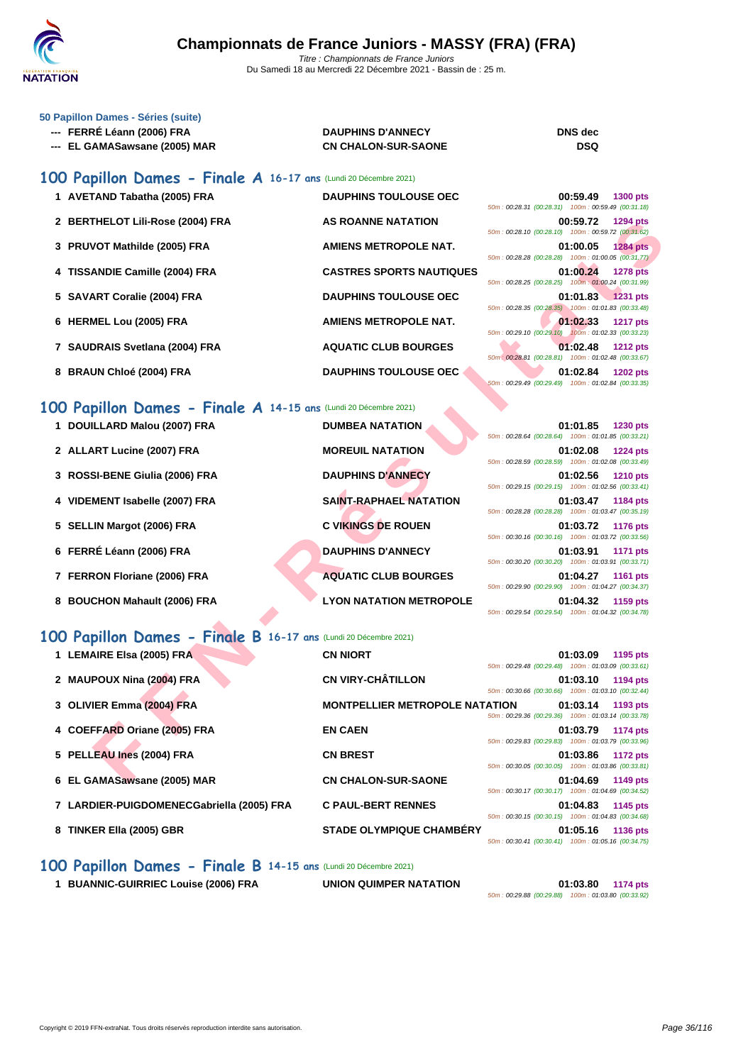# Championnats de France Juniors - MASSY (FRA) (FRA)

*Titre : Championnats de France Juniors*
Du Samedi 18 au Mercredi 22 Décembre 2021 - Bassin de : 25 m.

### 50 Papillon Dames - Séries (suite)

| | Nageur | Club | Temps |
|---|---|---|---|
| --- | FERRÉ Léann (2006) FRA | DAUPHINS D'ANNECY | DNS dec |
| --- | EL GAMASawsane (2005) MAR | CN CHALON-SUR-SAONE | DSQ |

## 100 Papillon Dames - Finale A 16-17 ans (Lundi 20 Décembre 2021)

| Rg | Nageur | Club | Temps | Points | Intermédiaires |
|---|---|---|---|---|---|
| 1 | AVETAND Tabatha (2005) FRA | DAUPHINS TOULOUSE OEC | 00:59.49 | 1300 pts | 50m : 00:28.31 (00:28.31) 100m : 00:59.49 (00:31.18) |
| 2 | BERTHELOT Lili-Rose (2004) FRA | AS ROANNE NATATION | 00:59.72 | 1294 pts | 50m : 00:28.10 (00:28.10) 100m : 00:59.72 (00:31.62) |
| 3 | PRUVOT Mathilde (2005) FRA | AMIENS METROPOLE NAT. | 01:00.05 | 1284 pts | 50m : 00:28.28 (00:28.28) 100m : 01:00.05 (00:31.77) |
| 4 | TISSANDIE Camille (2004) FRA | CASTRES SPORTS NAUTIQUES | 01:00.24 | 1278 pts | 50m : 00:28.25 (00:28.25) 100m : 01:00.24 (00:31.99) |
| 5 | SAVART Coralie (2004) FRA | DAUPHINS TOULOUSE OEC | 01:01.83 | 1231 pts | 50m : 00:28.35 (00:28.35) 100m : 01:01.83 (00:33.48) |
| 6 | HERMEL Lou (2005) FRA | AMIENS METROPOLE NAT. | 01:02.33 | 1217 pts | 50m : 00:29.10 (00:29.10) 100m : 01:02.33 (00:33.23) |
| 7 | SAUDRAIS Svetlana (2004) FRA | AQUATIC CLUB BOURGES | 01:02.48 | 1212 pts | 50m : 00:28.81 (00:28.81) 100m : 01:02.48 (00:33.67) |
| 8 | BRAUN Chloé (2004) FRA | DAUPHINS TOULOUSE OEC | 01:02.84 | 1202 pts | 50m : 00:29.49 (00:29.49) 100m : 01:02.84 (00:33.35) |

## 100 Papillon Dames - Finale A 14-15 ans (Lundi 20 Décembre 2021)

| Rg | Nageur | Club | Temps | Points | Intermédiaires |
|---|---|---|---|---|---|
| 1 | DOUILLARD Malou (2007) FRA | DUMBEA NATATION | 01:01.85 | 1230 pts | 50m : 00:28.64 (00:28.64) 100m : 01:01.85 (00:33.21) |
| 2 | ALLART Lucine (2007) FRA | MOREUIL NATATION | 01:02.08 | 1224 pts | 50m : 00:28.59 (00:28.59) 100m : 01:02.08 (00:33.49) |
| 3 | ROSSI-BENE Giulia (2006) FRA | DAUPHINS D'ANNECY | 01:02.56 | 1210 pts | 50m : 00:29.15 (00:29.15) 100m : 01:02.56 (00:33.41) |
| 4 | VIDEMENT Isabelle (2007) FRA | SAINT-RAPHAEL NATATION | 01:03.47 | 1184 pts | 50m : 00:28.28 (00:28.28) 100m : 01:03.47 (00:35.19) |
| 5 | SELLIN Margot (2006) FRA | C VIKINGS DE ROUEN | 01:03.72 | 1176 pts | 50m : 00:30.16 (00:30.16) 100m : 01:03.72 (00:33.56) |
| 6 | FERRÉ Léann (2006) FRA | DAUPHINS D'ANNECY | 01:03.91 | 1171 pts | 50m : 00:30.20 (00:30.20) 100m : 01:03.91 (00:33.71) |
| 7 | FERRON Floriane (2006) FRA | AQUATIC CLUB BOURGES | 01:04.27 | 1161 pts | 50m : 00:29.90 (00:29.90) 100m : 01:04.27 (00:34.37) |
| 8 | BOUCHON Mahault (2006) FRA | LYON NATATION METROPOLE | 01:04.32 | 1159 pts | 50m : 00:29.54 (00:29.54) 100m : 01:04.32 (00:34.78) |

## 100 Papillon Dames - Finale B 16-17 ans (Lundi 20 Décembre 2021)

| Rg | Nageur | Club | Temps | Points | Intermédiaires |
|---|---|---|---|---|---|
| 1 | LEMAIRE Elsa (2005) FRA | CN NIORT | 01:03.09 | 1195 pts | 50m : 00:29.48 (00:29.48) 100m : 01:03.09 (00:33.61) |
| 2 | MAUPOUX Nina (2004) FRA | CN VIRY-CHÂTILLON | 01:03.10 | 1194 pts | 50m : 00:30.66 (00:30.66) 100m : 01:03.10 (00:32.44) |
| 3 | OLIVIER Emma (2004) FRA | MONTPELLIER METROPOLE NATATION | 01:03.14 | 1193 pts | 50m : 00:29.36 (00:29.36) 100m : 01:03.14 (00:33.78) |
| 4 | COEFFARD Oriane (2005) FRA | EN CAEN | 01:03.79 | 1174 pts | 50m : 00:29.83 (00:29.83) 100m : 01:03.79 (00:33.96) |
| 5 | PELLEAU Ines (2004) FRA | CN BREST | 01:03.86 | 1172 pts | 50m : 00:30.05 (00:30.05) 100m : 01:03.86 (00:33.81) |
| 6 | EL GAMASawsane (2005) MAR | CN CHALON-SUR-SAONE | 01:04.69 | 1149 pts | 50m : 00:30.17 (00:30.17) 100m : 01:04.69 (00:34.52) |
| 7 | LARDIER-PUIGDOMENECGabriella (2005) FRA | C PAUL-BERT RENNES | 01:04.83 | 1145 pts | 50m : 00:30.15 (00:30.15) 100m : 01:04.83 (00:34.68) |
| 8 | TINKER Ella (2005) GBR | STADE OLYMPIQUE CHAMBÉRY | 01:05.16 | 1136 pts | 50m : 00:30.41 (00:30.41) 100m : 01:05.16 (00:34.75) |

## 100 Papillon Dames - Finale B 14-15 ans (Lundi 20 Décembre 2021)

| Rg | Nageur | Club | Temps | Points | Intermédiaires |
|---|---|---|---|---|---|
| 1 | BUANNIC-GUIRRIEC Louise (2006) FRA | UNION QUIMPER NATATION | 01:03.80 | 1174 pts | 50m : 00:29.88 (00:29.88) 100m : 01:03.80 (00:33.92) |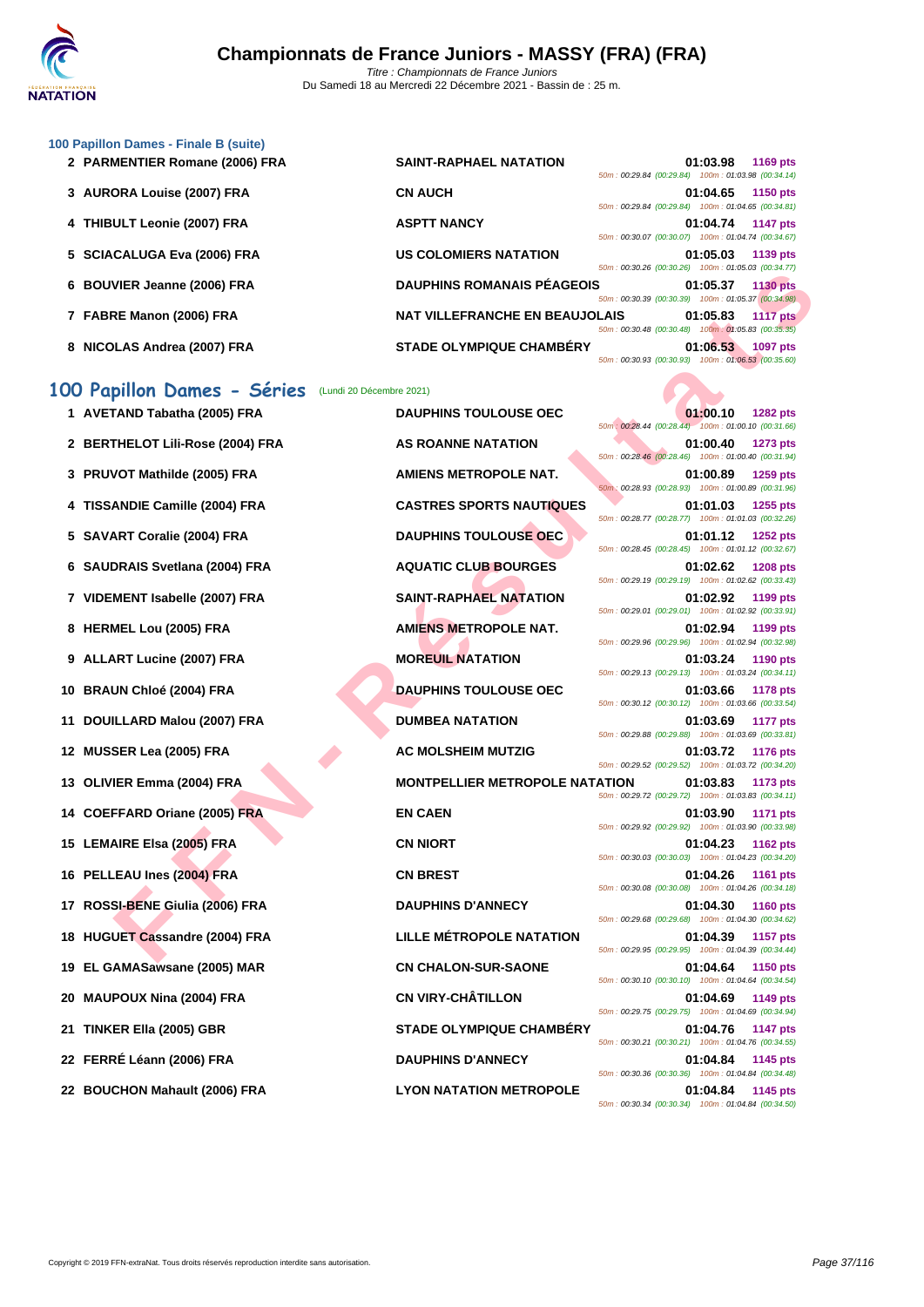# Championnats de France Juniors - MASSY (FRA) (FRA)

*Titre : Championnats de France Juniors*
Du Samedi 18 au Mercredi 22 Décembre 2021 - Bassin de : 25 m.

### 100 Papillon Dames - Finale B (suite)

| Place | Nom | Club | Temps | Points | Splits |
|---|---|---|---|---|---|
| 2 | PARMENTIER Romane (2006) FRA | SAINT-RAPHAEL NATATION | 01:03.98 | 1169 pts | 50m : 00:29.84 (00:29.84) 100m : 01:03.98 (00:34.14) |
| 3 | AURORA Louise (2007) FRA | CN AUCH | 01:04.65 | 1150 pts | 50m : 00:29.84 (00:29.84) 100m : 01:04.65 (00:34.81) |
| 4 | THIBULT Leonie (2007) FRA | ASPTT NANCY | 01:04.74 | 1147 pts | 50m : 00:30.07 (00:30.07) 100m : 01:04.74 (00:34.67) |
| 5 | SCIACALUGA Eva (2006) FRA | US COLOMIERS NATATION | 01:05.03 | 1139 pts | 50m : 00:30.26 (00:30.26) 100m : 01:05.03 (00:34.77) |
| 6 | BOUVIER Jeanne (2006) FRA | DAUPHINS ROMANAIS PÉAGEOIS | 01:05.37 | 1130 pts | 50m : 00:30.39 (00:30.39) 100m : 01:05.37 (00:34.98) |
| 7 | FABRE Manon (2006) FRA | NAT VILLEFRANCHE EN BEAUJOLAIS | 01:05.83 | 1117 pts | 50m : 00:30.48 (00:30.48) 100m : 01:05.83 (00:35.35) |
| 8 | NICOLAS Andrea (2007) FRA | STADE OLYMPIQUE CHAMBÉRY | 01:06.53 | 1097 pts | 50m : 00:30.93 (00:30.93) 100m : 01:06.53 (00:35.60) |

## 100 Papillon Dames - Séries (Lundi 20 Décembre 2021)

| Place | Nom | Club | Temps | Points | Splits |
|---|---|---|---|---|---|
| 1 | AVETAND Tabatha (2005) FRA | DAUPHINS TOULOUSE OEC | 01:00.10 | 1282 pts | 50m : 00:28.44 (00:28.44) 100m : 01:00.10 (00:31.66) |
| 2 | BERTHELOT Lili-Rose (2004) FRA | AS ROANNE NATATION | 01:00.40 | 1273 pts | 50m : 00:28.46 (00:28.46) 100m : 01:00.40 (00:31.94) |
| 3 | PRUVOT Mathilde (2005) FRA | AMIENS METROPOLE NAT. | 01:00.89 | 1259 pts | 50m : 00:28.93 (00:28.93) 100m : 01:00.89 (00:31.96) |
| 4 | TISSANDIE Camille (2004) FRA | CASTRES SPORTS NAUTIQUES | 01:01.03 | 1255 pts | 50m : 00:28.77 (00:28.77) 100m : 01:01.03 (00:32.26) |
| 5 | SAVART Coralie (2004) FRA | DAUPHINS TOULOUSE OEC | 01:01.12 | 1252 pts | 50m : 00:28.45 (00:28.45) 100m : 01:01.12 (00:32.67) |
| 6 | SAUDRAIS Svetlana (2004) FRA | AQUATIC CLUB BOURGES | 01:02.62 | 1208 pts | 50m : 00:29.19 (00:29.19) 100m : 01:02.62 (00:33.43) |
| 7 | VIDEMENT Isabelle (2007) FRA | SAINT-RAPHAEL NATATION | 01:02.92 | 1199 pts | 50m : 00:29.01 (00:29.01) 100m : 01:02.92 (00:33.91) |
| 8 | HERMEL Lou (2005) FRA | AMIENS METROPOLE NAT. | 01:02.94 | 1199 pts | 50m : 00:29.96 (00:29.96) 100m : 01:02.94 (00:32.98) |
| 9 | ALLART Lucine (2007) FRA | MOREUIL NATATION | 01:03.24 | 1190 pts | 50m : 00:29.13 (00:29.13) 100m : 01:03.24 (00:34.11) |
| 10 | BRAUN Chloé (2004) FRA | DAUPHINS TOULOUSE OEC | 01:03.66 | 1178 pts | 50m : 00:30.12 (00:30.12) 100m : 01:03.66 (00:33.54) |
| 11 | DOUILLARD Malou (2007) FRA | DUMBEA NATATION | 01:03.69 | 1177 pts | 50m : 00:29.88 (00:29.88) 100m : 01:03.69 (00:33.81) |
| 12 | MUSSER Lea (2005) FRA | AC MOLSHEIM MUTZIG | 01:03.72 | 1176 pts | 50m : 00:29.52 (00:29.52) 100m : 01:03.72 (00:34.20) |
| 13 | OLIVIER Emma (2004) FRA | MONTPELLIER METROPOLE NATATION | 01:03.83 | 1173 pts | 50m : 00:29.72 (00:29.72) 100m : 01:03.83 (00:34.11) |
| 14 | COEFFARD Oriane (2005) FRA | EN CAEN | 01:03.90 | 1171 pts | 50m : 00:29.92 (00:29.92) 100m : 01:03.90 (00:33.98) |
| 15 | LEMAIRE Elsa (2005) FRA | CN NIORT | 01:04.23 | 1162 pts | 50m : 00:30.03 (00:30.03) 100m : 01:04.23 (00:34.20) |
| 16 | PELLEAU Ines (2004) FRA | CN BREST | 01:04.26 | 1161 pts | 50m : 00:30.08 (00:30.08) 100m : 01:04.26 (00:34.18) |
| 17 | ROSSI-BENE Giulia (2006) FRA | DAUPHINS D'ANNECY | 01:04.30 | 1160 pts | 50m : 00:29.68 (00:29.68) 100m : 01:04.30 (00:34.62) |
| 18 | HUGUET Cassandre (2004) FRA | LILLE MÉTROPOLE NATATION | 01:04.39 | 1157 pts | 50m : 00:29.95 (00:29.95) 100m : 01:04.39 (00:34.44) |
| 19 | EL GAMASawsane (2005) MAR | CN CHALON-SUR-SAONE | 01:04.64 | 1150 pts | 50m : 00:30.10 (00:30.10) 100m : 01:04.64 (00:34.54) |
| 20 | MAUPOUX Nina (2004) FRA | CN VIRY-CHÂTILLON | 01:04.69 | 1149 pts | 50m : 00:29.75 (00:29.75) 100m : 01:04.69 (00:34.94) |
| 21 | TINKER Ella (2005) GBR | STADE OLYMPIQUE CHAMBÉRY | 01:04.76 | 1147 pts | 50m : 00:30.21 (00:30.21) 100m : 01:04.76 (00:34.55) |
| 22 | FERRÉ Léann (2006) FRA | DAUPHINS D'ANNECY | 01:04.84 | 1145 pts | 50m : 00:30.36 (00:30.36) 100m : 01:04.84 (00:34.48) |
| 22 | BOUCHON Mahault (2006) FRA | LYON NATATION METROPOLE | 01:04.84 | 1145 pts | 50m : 00:30.34 (00:30.34) 100m : 01:04.84 (00:34.50) |

Copyright © 2019 FFN-extraNat. Tous droits réservés reproduction interdite sans autorisation.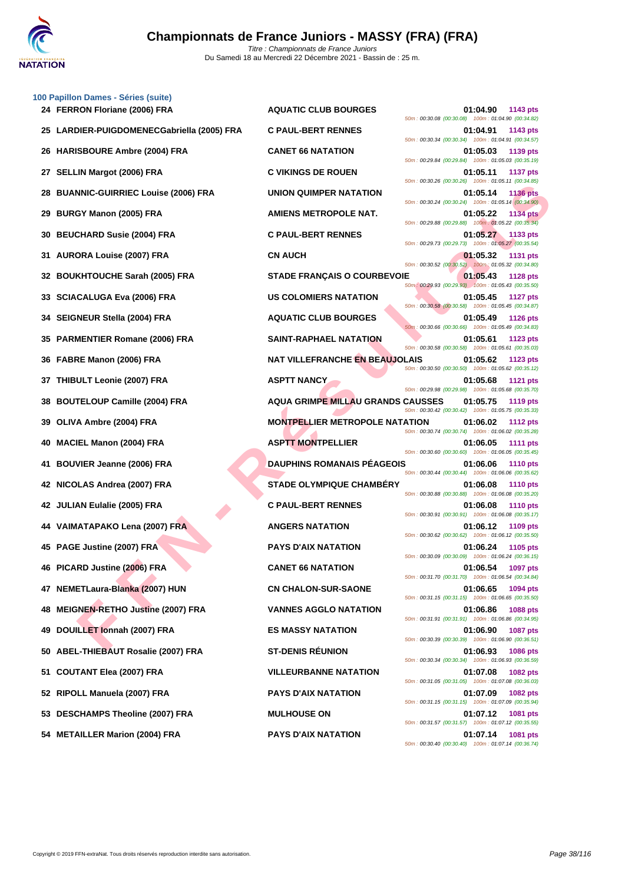### 100 Papillon Dames - Séries (suite)

| Place | Nom | Club | Temps | Points | Splits |
|---|---|---|---|---|---|
| 24 | FERRON Floriane (2006) FRA | AQUATIC CLUB BOURGES | 01:04.90 | 1143 pts | 50m : 00:30.08 (00:30.08) 100m : 01:04.90 (00:34.82) |
| 25 | LARDIER-PUIGDOMENECGabriella (2005) FRA | C PAUL-BERT RENNES | 01:04.91 | 1143 pts | 50m : 00:30.34 (00:30.34) 100m : 01:04.91 (00:34.57) |
| 26 | HARISBOURE Ambre (2004) FRA | CANET 66 NATATION | 01:05.03 | 1139 pts | 50m : 00:29.84 (00:29.84) 100m : 01:05.03 (00:35.19) |
| 27 | SELLIN Margot (2006) FRA | C VIKINGS DE ROUEN | 01:05.11 | 1137 pts | 50m : 00:30.26 (00:30.26) 100m : 01:05.11 (00:34.85) |
| 28 | BUANNIC-GUIRRIEC Louise (2006) FRA | UNION QUIMPER NATATION | 01:05.14 | 1136 pts | 50m : 00:30.24 (00:30.24) 100m : 01:05.14 (00:34.90) |
| 29 | BURGY Manon (2005) FRA | AMIENS METROPOLE NAT. | 01:05.22 | 1134 pts | 50m : 00:29.88 (00:29.88) 100m : 01:05.22 (00:35.34) |
| 30 | BEUCHARD Susie (2004) FRA | C PAUL-BERT RENNES | 01:05.27 | 1133 pts | 50m : 00:29.73 (00:29.73) 100m : 01:05.27 (00:35.54) |
| 31 | AURORA Louise (2007) FRA | CN AUCH | 01:05.32 | 1131 pts | 50m : 00:30.52 (00:30.52) 100m : 01:05.32 (00:34.80) |
| 32 | BOUKHTOUCHE Sarah (2005) FRA | STADE FRANÇAIS O COURBEVOIE | 01:05.43 | 1128 pts | 50m : 00:29.93 (00:29.93) 100m : 01:05.43 (00:35.50) |
| 33 | SCIACALUGA Eva (2006) FRA | US COLOMIERS NATATION | 01:05.45 | 1127 pts | 50m : 00:30.58 (00:30.58) 100m : 01:05.45 (00:34.87) |
| 34 | SEIGNEUR Stella (2004) FRA | AQUATIC CLUB BOURGES | 01:05.49 | 1126 pts | 50m : 00:30.66 (00:30.66) 100m : 01:05.49 (00:34.83) |
| 35 | PARMENTIER Romane (2006) FRA | SAINT-RAPHAEL NATATION | 01:05.61 | 1123 pts | 50m : 00:30.58 (00:30.58) 100m : 01:05.61 (00:35.03) |
| 36 | FABRE Manon (2006) FRA | NAT VILLEFRANCHE EN BEAUJOLAIS | 01:05.62 | 1123 pts | 50m : 00:30.50 (00:30.50) 100m : 01:05.62 (00:35.12) |
| 37 | THIBULT Leonie (2007) FRA | ASPTT NANCY | 01:05.68 | 1121 pts | 50m : 00:29.98 (00:29.98) 100m : 01:05.68 (00:35.70) |
| 38 | BOUTELOUP Camille (2004) FRA | AQUA GRIMPE MILLAU GRANDS CAUSSES | 01:05.75 | 1119 pts | 50m : 00:30.42 (00:30.42) 100m : 01:05.75 (00:35.33) |
| 39 | OLIVA Ambre (2004) FRA | MONTPELLIER METROPOLE NATATION | 01:06.02 | 1112 pts | 50m : 00:30.74 (00:30.74) 100m : 01:06.02 (00:35.28) |
| 40 | MACIEL Manon (2004) FRA | ASPTT MONTPELLIER | 01:06.05 | 1111 pts | 50m : 00:30.60 (00:30.60) 100m : 01:06.05 (00:35.45) |
| 41 | BOUVIER Jeanne (2006) FRA | DAUPHINS ROMANAIS PÉAGEOIS | 01:06.06 | 1110 pts | 50m : 00:30.44 (00:30.44) 100m : 01:06.06 (00:35.62) |
| 42 | NICOLAS Andrea (2007) FRA | STADE OLYMPIQUE CHAMBÉRY | 01:06.08 | 1110 pts | 50m : 00:30.88 (00:30.88) 100m : 01:06.08 (00:35.20) |
| 42 | JULIAN Eulalie (2005) FRA | C PAUL-BERT RENNES | 01:06.08 | 1110 pts | 50m : 00:30.91 (00:30.91) 100m : 01:06.08 (00:35.17) |
| 44 | VAIMATAPAKO Lena (2007) FRA | ANGERS NATATION | 01:06.12 | 1109 pts | 50m : 00:30.62 (00:30.62) 100m : 01:06.12 (00:35.50) |
| 45 | PAGE Justine (2007) FRA | PAYS D'AIX NATATION | 01:06.24 | 1105 pts | 50m : 00:30.09 (00:30.09) 100m : 01:06.24 (00:36.15) |
| 46 | PICARD Justine (2006) FRA | CANET 66 NATATION | 01:06.54 | 1097 pts | 50m : 00:31.70 (00:31.70) 100m : 01:06.54 (00:34.84) |
| 47 | NEMETLaura-Blanka (2007) HUN | CN CHALON-SUR-SAONE | 01:06.65 | 1094 pts | 50m : 00:31.15 (00:31.15) 100m : 01:06.65 (00:35.50) |
| 48 | MEIGNEN-RETHO Justine (2007) FRA | VANNES AGGLO NATATION | 01:06.86 | 1088 pts | 50m : 00:31.91 (00:31.91) 100m : 01:06.86 (00:34.95) |
| 49 | DOUILLET Ionnah (2007) FRA | ES MASSY NATATION | 01:06.90 | 1087 pts | 50m : 00:30.39 (00:30.39) 100m : 01:06.90 (00:36.51) |
| 50 | ABEL-THIEBAUT Rosalie (2007) FRA | ST-DENIS RÉUNION | 01:06.93 | 1086 pts | 50m : 00:30.34 (00:30.34) 100m : 01:06.93 (00:36.59) |
| 51 | COUTANT Elea (2007) FRA | VILLEURBANNE NATATION | 01:07.08 | 1082 pts | 50m : 00:31.05 (00:31.05) 100m : 01:07.08 (00:36.03) |
| 52 | RIPOLL Manuela (2007) FRA | PAYS D'AIX NATATION | 01:07.09 | 1082 pts | 50m : 00:31.15 (00:31.15) 100m : 01:07.09 (00:35.94) |
| 53 | DESCHAMPS Theoline (2007) FRA | MULHOUSE ON | 01:07.12 | 1081 pts | 50m : 00:31.57 (00:31.57) 100m : 01:07.12 (00:35.55) |
| 54 | METAILLER Marion (2004) FRA | PAYS D'AIX NATATION | 01:07.14 | 1081 pts | 50m : 00:30.40 (00:30.40) 100m : 01:07.14 (00:36.74) |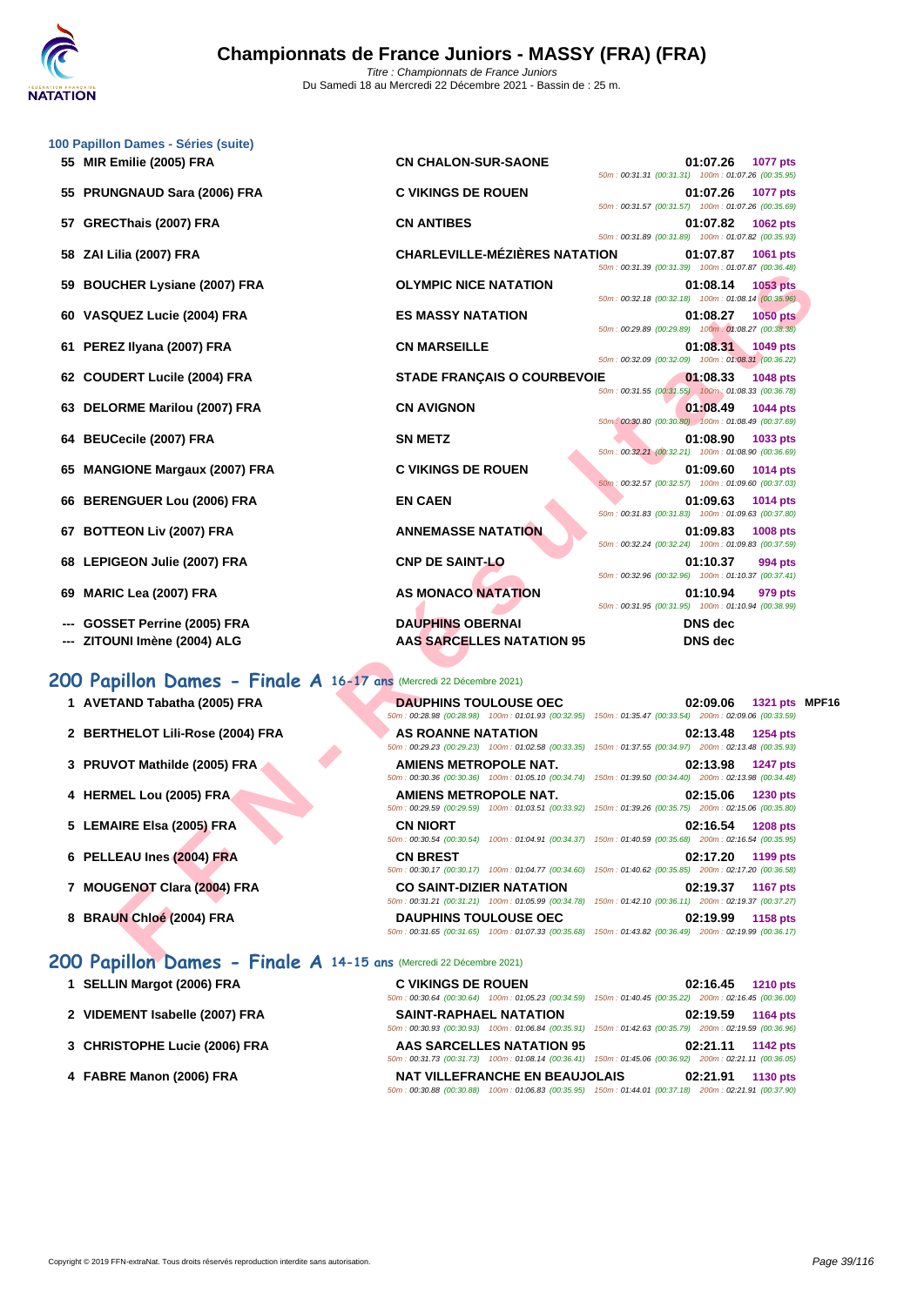### 100 Papillon Dames - Séries (suite)

| Rang | Nom | Club | Temps | Points | Splits |
|---|---|---|---|---|---|
| 55 | MIR Emilie (2005) FRA | CN CHALON-SUR-SAONE | 01:07.26 | 1077 pts | 50m : 00:31.31 (00:31.31) 100m : 01:07.26 (00:35.95) |
| 55 | PRUNGNAUD Sara (2006) FRA | C VIKINGS DE ROUEN | 01:07.26 | 1077 pts | 50m : 00:31.57 (00:31.57) 100m : 01:07.26 (00:35.69) |
| 57 | GRECThais (2007) FRA | CN ANTIBES | 01:07.82 | 1062 pts | 50m : 00:31.89 (00:31.89) 100m : 01:07.82 (00:35.93) |
| 58 | ZAI Lilia (2007) FRA | CHARLEVILLE-MÉZIÈRES NATATION | 01:07.87 | 1061 pts | 50m : 00:31.39 (00:31.39) 100m : 01:07.87 (00:36.48) |
| 59 | BOUCHER Lysiane (2007) FRA | OLYMPIC NICE NATATION | 01:08.14 | 1053 pts | 50m : 00:32.18 (00:32.18) 100m : 01:08.14 (00:35.96) |
| 60 | VASQUEZ Lucie (2004) FRA | ES MASSY NATATION | 01:08.27 | 1050 pts | 50m : 00:29.89 (00:29.89) 100m : 01:08.27 (00:38.38) |
| 61 | PEREZ Ilyana (2007) FRA | CN MARSEILLE | 01:08.31 | 1049 pts | 50m : 00:32.09 (00:32.09) 100m : 01:08.31 (00:36.22) |
| 62 | COUDERT Lucile (2004) FRA | STADE FRANÇAIS O COURBEVOIE | 01:08.33 | 1048 pts | 50m : 00:31.55 (00:31.55) 100m : 01:08.33 (00:36.78) |
| 63 | DELORME Marilou (2007) FRA | CN AVIGNON | 01:08.49 | 1044 pts | 50m : 00:30.80 (00:30.80) 100m : 01:08.49 (00:37.69) |
| 64 | BEUCecile (2007) FRA | SN METZ | 01:08.90 | 1033 pts | 50m : 00:32.21 (00:32.21) 100m : 01:08.90 (00:36.69) |
| 65 | MANGIONE Margaux (2007) FRA | C VIKINGS DE ROUEN | 01:09.60 | 1014 pts | 50m : 00:32.57 (00:32.57) 100m : 01:09.60 (00:37.03) |
| 66 | BERENGUER Lou (2006) FRA | EN CAEN | 01:09.63 | 1014 pts | 50m : 00:31.83 (00:31.83) 100m : 01:09.63 (00:37.80) |
| 67 | BOTTEON Liv (2007) FRA | ANNEMASSE NATATION | 01:09.83 | 1008 pts | 50m : 00:32.24 (00:32.24) 100m : 01:09.83 (00:37.59) |
| 68 | LEPIGEON Julie (2007) FRA | CNP DE SAINT-LO | 01:10.37 | 994 pts | 50m : 00:32.96 (00:32.96) 100m : 01:10.37 (00:37.41) |
| 69 | MARIC Lea (2007) FRA | AS MONACO NATATION | 01:10.94 | 979 pts | 50m : 00:31.95 (00:31.95) 100m : 01:10.94 (00:38.99) |
| --- | GOSSET Perrine (2005) FRA | DAUPHINS OBERNAI | DNS dec | | |
| --- | ZITOUNI Imène (2004) ALG | AAS SARCELLES NATATION 95 | DNS dec | | |

## 200 Papillon Dames - Finale A 16-17 ans (Mercredi 22 Décembre 2021)

| Rang | Nom | Club | Temps | Points | Splits |
|---|---|---|---|---|---|
| 1 | AVETAND Tabatha (2005) FRA | DAUPHINS TOULOUSE OEC | 02:09.06 | 1321 pts MPF16 | 50m : 00:28.98 (00:28.98) 100m : 01:01.93 (00:32.95) 150m : 01:35.47 (00:33.54) 200m : 02:09.06 (00:33.59) |
| 2 | BERTHELOT Lili-Rose (2004) FRA | AS ROANNE NATATION | 02:13.48 | 1254 pts | 50m : 00:29.23 (00:29.23) 100m : 01:02.58 (00:33.35) 150m : 01:37.55 (00:34.97) 200m : 02:13.48 (00:35.93) |
| 3 | PRUVOT Mathilde (2005) FRA | AMIENS METROPOLE NAT. | 02:13.98 | 1247 pts | 50m : 00:30.36 (00:30.36) 100m : 01:05.10 (00:34.74) 150m : 01:39.50 (00:34.40) 200m : 02:13.98 (00:34.48) |
| 4 | HERMEL Lou (2005) FRA | AMIENS METROPOLE NAT. | 02:15.06 | 1230 pts | 50m : 00:29.59 (00:29.59) 100m : 01:03.51 (00:33.92) 150m : 01:39.26 (00:35.75) 200m : 02:15.06 (00:35.80) |
| 5 | LEMAIRE Elsa (2005) FRA | CN NIORT | 02:16.54 | 1208 pts | 50m : 00:30.54 (00:30.54) 100m : 01:04.91 (00:34.37) 150m : 01:40.59 (00:35.68) 200m : 02:16.54 (00:35.95) |
| 6 | PELLEAU Ines (2004) FRA | CN BREST | 02:17.20 | 1199 pts | 50m : 00:30.17 (00:30.17) 100m : 01:04.77 (00:34.60) 150m : 01:40.62 (00:35.85) 200m : 02:17.20 (00:36.58) |
| 7 | MOUGENOT Clara (2004) FRA | CO SAINT-DIZIER NATATION | 02:19.37 | 1167 pts | 50m : 00:31.21 (00:31.21) 100m : 01:05.99 (00:34.78) 150m : 01:42.10 (00:36.11) 200m : 02:19.37 (00:37.27) |
| 8 | BRAUN Chloé (2004) FRA | DAUPHINS TOULOUSE OEC | 02:19.99 | 1158 pts | 50m : 00:31.65 (00:31.65) 100m : 01:07.33 (00:35.68) 150m : 01:43.82 (00:36.49) 200m : 02:19.99 (00:36.17) |

## 200 Papillon Dames - Finale A 14-15 ans (Mercredi 22 Décembre 2021)

| Rang | Nom | Club | Temps | Points | Splits |
|---|---|---|---|---|---|
| 1 | SELLIN Margot (2006) FRA | C VIKINGS DE ROUEN | 02:16.45 | 1210 pts | 50m : 00:30.64 (00:30.64) 100m : 01:05.23 (00:34.59) 150m : 01:40.45 (00:35.22) 200m : 02:16.45 (00:36.00) |
| 2 | VIDEMENT Isabelle (2007) FRA | SAINT-RAPHAEL NATATION | 02:19.59 | 1164 pts | 50m : 00:30.93 (00:30.93) 100m : 01:06.84 (00:35.91) 150m : 01:42.63 (00:35.79) 200m : 02:19.59 (00:36.96) |
| 3 | CHRISTOPHE Lucie (2006) FRA | AAS SARCELLES NATATION 95 | 02:21.11 | 1142 pts | 50m : 00:31.73 (00:31.73) 100m : 01:08.14 (00:36.41) 150m : 01:45.06 (00:36.92) 200m : 02:21.11 (00:36.05) |
| 4 | FABRE Manon (2006) FRA | NAT VILLEFRANCHE EN BEAUJOLAIS | 02:21.91 | 1130 pts | 50m : 00:30.88 (00:30.88) 100m : 01:06.83 (00:35.95) 150m : 01:44.01 (00:37.18) 200m : 02:21.91 (00:37.90) |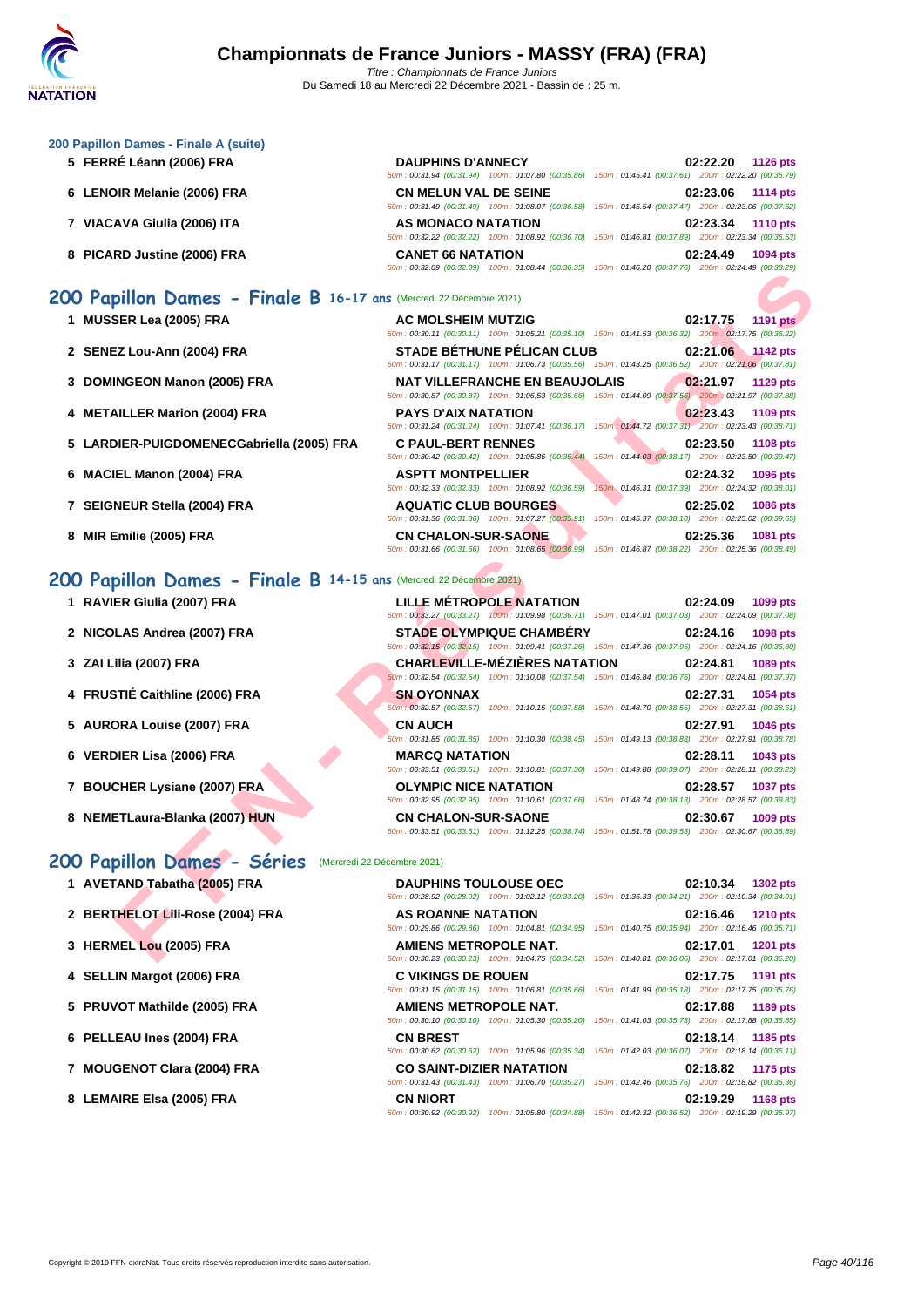### 200 Papillon Dames - Finale A (suite)

| Rang | Nageuse | Club | Temps | Points |
|---|---|---|---|---|
| 5 | FERRÉ Léann (2006) FRA | DAUPHINS D'ANNECY | 02:22.20 | 1126 pts |
| | | 50m : 00:31.94 (00:31.94) 100m : 01:07.80 (00:35.86) 150m : 01:45.41 (00:37.61) 200m : 02:22.20 (00:36.79) | | |
| 6 | LENOIR Melanie (2006) FRA | CN MELUN VAL DE SEINE | 02:23.06 | 1114 pts |
| | | 50m : 00:31.49 (00:31.49) 100m : 01:08.07 (00:36.58) 150m : 01:45.54 (00:37.47) 200m : 02:23.06 (00:37.52) | | |
| 7 | VIACAVA Giulia (2006) ITA | AS MONACO NATATION | 02:23.34 | 1110 pts |
| | | 50m : 00:32.22 (00:32.22) 100m : 01:08.92 (00:36.70) 150m : 01:46.81 (00:37.89) 200m : 02:23.34 (00:36.53) | | |
| 8 | PICARD Justine (2006) FRA | CANET 66 NATATION | 02:24.49 | 1094 pts |
| | | 50m : 00:32.09 (00:32.09) 100m : 01:08.44 (00:36.35) 150m : 01:46.20 (00:37.76) 200m : 02:24.49 (00:38.29) | | |

## 200 Papillon Dames - Finale B 16-17 ans (Mercredi 22 Décembre 2021)

| Rang | Nageuse | Club | Temps | Points |
|---|---|---|---|---|
| 1 | MUSSER Lea (2005) FRA | AC MOLSHEIM MUTZIG | 02:17.75 | 1191 pts |
| | | 50m : 00:30.11 (00:30.11) 100m : 01:05.21 (00:35.10) 150m : 01:41.53 (00:36.32) 200m : 02:17.75 (00:36.22) | | |
| 2 | SENEZ Lou-Ann (2004) FRA | STADE BÉTHUNE PÉLICAN CLUB | 02:21.06 | 1142 pts |
| | | 50m : 00:31.17 (00:31.17) 100m : 01:06.73 (00:35.56) 150m : 01:43.25 (00:36.52) 200m : 02:21.06 (00:37.81) | | |
| 3 | DOMINGEON Manon (2005) FRA | NAT VILLEFRANCHE EN BEAUJOLAIS | 02:21.97 | 1129 pts |
| | | 50m : 00:30.87 (00:30.87) 100m : 01:06.53 (00:35.66) 150m : 01:44.09 (00:37.56) 200m : 02:21.97 (00:37.88) | | |
| 4 | METAILLER Marion (2004) FRA | PAYS D'AIX NATATION | 02:23.43 | 1109 pts |
| | | 50m : 00:31.24 (00:31.24) 100m : 01:07.41 (00:36.17) 150m : 01:44.72 (00:37.31) 200m : 02:23.43 (00:38.71) | | |
| 5 | LARDIER-PUIGDOMENECGabriella (2005) FRA | C PAUL-BERT RENNES | 02:23.50 | 1108 pts |
| | | 50m : 00:30.42 (00:30.42) 100m : 01:05.86 (00:35.44) 150m : 01:44.03 (00:38.17) 200m : 02:23.50 (00:39.47) | | |
| 6 | MACIEL Manon (2004) FRA | ASPTT MONTPELLIER | 02:24.32 | 1096 pts |
| | | 50m : 00:32.33 (00:32.33) 100m : 01:08.92 (00:36.59) 150m : 01:46.31 (00:37.39) 200m : 02:24.32 (00:38.01) | | |
| 7 | SEIGNEUR Stella (2004) FRA | AQUATIC CLUB BOURGES | 02:25.02 | 1086 pts |
| | | 50m : 00:31.36 (00:31.36) 100m : 01:07.27 (00:35.91) 150m : 01:45.37 (00:38.10) 200m : 02:25.02 (00:39.65) | | |
| 8 | MIR Emilie (2005) FRA | CN CHALON-SUR-SAONE | 02:25.36 | 1081 pts |
| | | 50m : 00:31.66 (00:31.66) 100m : 01:08.65 (00:36.99) 150m : 01:46.87 (00:38.22) 200m : 02:25.36 (00:38.49) | | |

## 200 Papillon Dames - Finale B 14-15 ans (Mercredi 22 Décembre 2021)

| Rang | Nageuse | Club | Temps | Points |
|---|---|---|---|---|
| 1 | RAVIER Giulia (2007) FRA | LILLE MÉTROPOLE NATATION | 02:24.09 | 1099 pts |
| | | 50m : 00:33.27 (00:33.27) 100m : 01:09.98 (00:36.71) 150m : 01:47.01 (00:37.03) 200m : 02:24.09 (00:37.08) | | |
| 2 | NICOLAS Andrea (2007) FRA | STADE OLYMPIQUE CHAMBÉRY | 02:24.16 | 1098 pts |
| | | 50m : 00:32.15 (00:32.15) 100m : 01:09.41 (00:37.26) 150m : 01:47.36 (00:37.95) 200m : 02:24.16 (00:36.80) | | |
| 3 | ZAI Lilia (2007) FRA | CHARLEVILLE-MÉZIÈRES NATATION | 02:24.81 | 1089 pts |
| | | 50m : 00:32.54 (00:32.54) 100m : 01:10.08 (00:37.54) 150m : 01:46.84 (00:36.76) 200m : 02:24.81 (00:37.97) | | |
| 4 | FRUSTIÉ Caithline (2006) FRA | SN OYONNAX | 02:27.31 | 1054 pts |
| | | 50m : 00:32.57 (00:32.57) 100m : 01:10.15 (00:37.58) 150m : 01:48.70 (00:38.55) 200m : 02:27.31 (00:38.61) | | |
| 5 | AURORA Louise (2007) FRA | CN AUCH | 02:27.91 | 1046 pts |
| | | 50m : 00:31.85 (00:31.85) 100m : 01:10.30 (00:38.45) 150m : 01:49.13 (00:38.83) 200m : 02:27.91 (00:38.78) | | |
| 6 | VERDIER Lisa (2006) FRA | MARCQ NATATION | 02:28.11 | 1043 pts |
| | | 50m : 00:33.51 (00:33.51) 100m : 01:10.81 (00:37.30) 150m : 01:49.88 (00:39.07) 200m : 02:28.11 (00:38.23) | | |
| 7 | BOUCHER Lysiane (2007) FRA | OLYMPIC NICE NATATION | 02:28.57 | 1037 pts |
| | | 50m : 00:32.95 (00:32.95) 100m : 01:10.61 (00:37.66) 150m : 01:48.74 (00:38.13) 200m : 02:28.57 (00:39.83) | | |
| 8 | NEMETLaura-Blanka (2007) HUN | CN CHALON-SUR-SAONE | 02:30.67 | 1009 pts |
| | | 50m : 00:33.51 (00:33.51) 100m : 01:12.25 (00:38.74) 150m : 01:51.78 (00:39.53) 200m : 02:30.67 (00:38.89) | | |

## 200 Papillon Dames - Séries (Mercredi 22 Décembre 2021)

| Rang | Nageuse | Club | Temps | Points |
|---|---|---|---|---|
| 1 | AVETAND Tabatha (2005) FRA | DAUPHINS TOULOUSE OEC | 02:10.34 | 1302 pts |
| | | 50m : 00:28.92 (00:28.92) 100m : 01:02.12 (00:33.20) 150m : 01:36.33 (00:34.21) 200m : 02:10.34 (00:34.01) | | |
| 2 | BERTHELOT Lili-Rose (2004) FRA | AS ROANNE NATATION | 02:16.46 | 1210 pts |
| | | 50m : 00:29.86 (00:29.86) 100m : 01:04.81 (00:34.95) 150m : 01:40.75 (00:35.94) 200m : 02:16.46 (00:35.71) | | |
| 3 | HERMEL Lou (2005) FRA | AMIENS METROPOLE NAT. | 02:17.01 | 1201 pts |
| | | 50m : 00:30.23 (00:30.23) 100m : 01:04.75 (00:34.52) 150m : 01:40.81 (00:36.06) 200m : 02:17.01 (00:36.20) | | |
| 4 | SELLIN Margot (2006) FRA | C VIKINGS DE ROUEN | 02:17.75 | 1191 pts |
| | | 50m : 00:31.15 (00:31.15) 100m : 01:06.81 (00:35.66) 150m : 01:41.99 (00:35.18) 200m : 02:17.75 (00:35.76) | | |
| 5 | PRUVOT Mathilde (2005) FRA | AMIENS METROPOLE NAT. | 02:17.88 | 1189 pts |
| | | 50m : 00:30.10 (00:30.10) 100m : 01:05.30 (00:35.20) 150m : 01:41.03 (00:35.73) 200m : 02:17.88 (00:36.85) | | |
| 6 | PELLEAU Ines (2004) FRA | CN BREST | 02:18.14 | 1185 pts |
| | | 50m : 00:30.62 (00:30.62) 100m : 01:05.96 (00:35.34) 150m : 01:42.03 (00:36.07) 200m : 02:18.14 (00:36.11) | | |
| 7 | MOUGENOT Clara (2004) FRA | CO SAINT-DIZIER NATATION | 02:18.82 | 1175 pts |
| | | 50m : 00:31.43 (00:31.43) 100m : 01:06.70 (00:35.27) 150m : 01:42.46 (00:35.76) 200m : 02:18.82 (00:36.36) | | |
| 8 | LEMAIRE Elsa (2005) FRA | CN NIORT | 02:19.29 | 1168 pts |
| | | 50m : 00:30.92 (00:30.92) 100m : 01:05.80 (00:34.88) 150m : 01:42.32 (00:36.52) 200m : 02:19.29 (00:36.97) | | |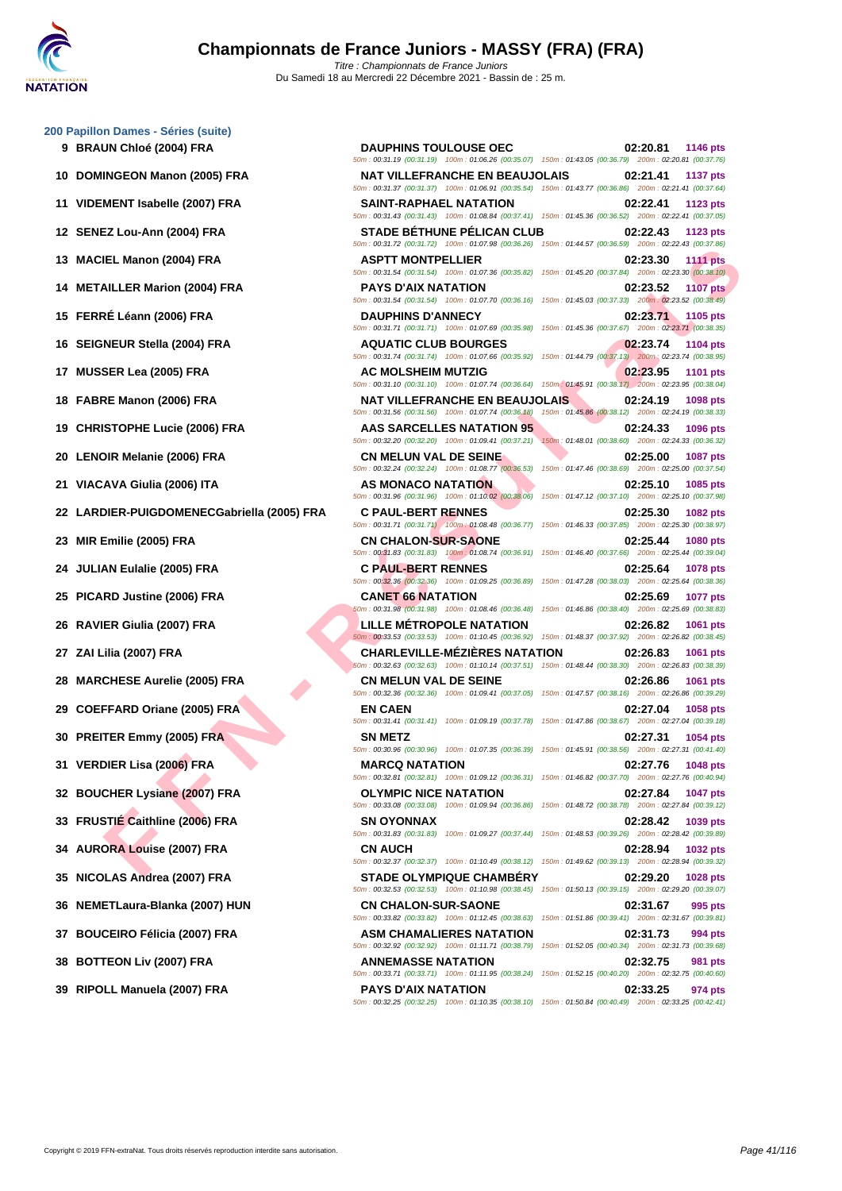# Championnats de France Juniors - MASSY (FRA) (FRA)

*Titre : Championnats de France Juniors*
Du Samedi 18 au Mercredi 22 Décembre 2021 - Bassin de : 25 m.

## 200 Papillon Dames - Séries (suite)

| Rg | Nom | Club | Temps | Points |
|---|---|---|---|---|
| 9 | BRAUN Chloé (2004) FRA | DAUPHINS TOULOUSE OEC | 02:20.81 | 1146 pts |
| | | 50m : 00:31.19 (00:31.19) 100m : 01:06.26 (00:35.07) 150m : 01:43.05 (00:36.79) 200m : 02:20.81 (00:37.76) | | |
| 10 | DOMINGEON Manon (2005) FRA | NAT VILLEFRANCHE EN BEAUJOLAIS | 02:21.41 | 1137 pts |
| | | 50m : 00:31.37 (00:31.37) 100m : 01:06.91 (00:35.54) 150m : 01:43.77 (00:36.86) 200m : 02:21.41 (00:37.64) | | |
| 11 | VIDEMENT Isabelle (2007) FRA | SAINT-RAPHAEL NATATION | 02:22.41 | 1123 pts |
| | | 50m : 00:31.43 (00:31.43) 100m : 01:08.84 (00:37.41) 150m : 01:45.36 (00:36.52) 200m : 02:22.41 (00:37.05) | | |
| 12 | SENEZ Lou-Ann (2004) FRA | STADE BÉTHUNE PÉLICAN CLUB | 02:22.43 | 1123 pts |
| | | 50m : 00:31.72 (00:31.72) 100m : 01:07.98 (00:36.26) 150m : 01:44.57 (00:36.59) 200m : 02:22.43 (00:37.86) | | |
| 13 | MACIEL Manon (2004) FRA | ASPTT MONTPELLIER | 02:23.30 | 1111 pts |
| | | 50m : 00:31.54 (00:31.54) 100m : 01:07.36 (00:35.82) 150m : 01:45.20 (00:37.84) 200m : 02:23.30 (00:38.10) | | |
| 14 | METAILLER Marion (2004) FRA | PAYS D'AIX NATATION | 02:23.52 | 1107 pts |
| | | 50m : 00:31.54 (00:31.54) 100m : 01:07.70 (00:36.16) 150m : 01:45.03 (00:37.33) 200m : 02:23.52 (00:38.49) | | |
| 15 | FERRÉ Léann (2006) FRA | DAUPHINS D'ANNECY | 02:23.71 | 1105 pts |
| | | 50m : 00:31.71 (00:31.71) 100m : 01:07.69 (00:35.98) 150m : 01:45.36 (00:37.67) 200m : 02:23.71 (00:38.35) | | |
| 16 | SEIGNEUR Stella (2004) FRA | AQUATIC CLUB BOURGES | 02:23.74 | 1104 pts |
| | | 50m : 00:31.74 (00:31.74) 100m : 01:07.66 (00:35.92) 150m : 01:44.79 (00:37.13) 200m : 02:23.74 (00:38.95) | | |
| 17 | MUSSER Lea (2005) FRA | AC MOLSHEIM MUTZIG | 02:23.95 | 1101 pts |
| | | 50m : 00:31.10 (00:31.10) 100m : 01:07.74 (00:36.64) 150m : 01:45.91 (00:38.17) 200m : 02:23.95 (00:38.04) | | |
| 18 | FABRE Manon (2006) FRA | NAT VILLEFRANCHE EN BEAUJOLAIS | 02:24.19 | 1098 pts |
| | | 50m : 00:31.56 (00:31.56) 100m : 01:07.74 (00:36.18) 150m : 01:45.86 (00:38.12) 200m : 02:24.19 (00:38.33) | | |
| 19 | CHRISTOPHE Lucie (2006) FRA | AAS SARCELLES NATATION 95 | 02:24.33 | 1096 pts |
| | | 50m : 00:32.20 (00:32.20) 100m : 01:09.41 (00:37.21) 150m : 01:48.01 (00:38.60) 200m : 02:24.33 (00:36.32) | | |
| 20 | LENOIR Melanie (2006) FRA | CN MELUN VAL DE SEINE | 02:25.00 | 1087 pts |
| | | 50m : 00:32.24 (00:32.24) 100m : 01:08.77 (00:36.53) 150m : 01:47.46 (00:38.69) 200m : 02:25.00 (00:37.54) | | |
| 21 | VIACAVA Giulia (2006) ITA | AS MONACO NATATION | 02:25.10 | 1085 pts |
| | | 50m : 00:31.96 (00:31.96) 100m : 01:10.02 (00:38.06) 150m : 01:47.12 (00:37.10) 200m : 02:25.10 (00:37.98) | | |
| 22 | LARDIER-PUIGDOMENECGabriella (2005) FRA | C PAUL-BERT RENNES | 02:25.30 | 1082 pts |
| | | 50m : 00:31.71 (00:31.71) 100m : 01:08.48 (00:36.77) 150m : 01:46.33 (00:37.85) 200m : 02:25.30 (00:38.97) | | |
| 23 | MIR Emilie (2005) FRA | CN CHALON-SUR-SAONE | 02:25.44 | 1080 pts |
| | | 50m : 00:31.83 (00:31.83) 100m : 01:08.74 (00:36.91) 150m : 01:46.40 (00:37.66) 200m : 02:25.44 (00:39.04) | | |
| 24 | JULIAN Eulalie (2005) FRA | C PAUL-BERT RENNES | 02:25.64 | 1078 pts |
| | | 50m : 00:32.36 (00:32.36) 100m : 01:09.25 (00:36.89) 150m : 01:47.28 (00:38.03) 200m : 02:25.64 (00:38.36) | | |
| 25 | PICARD Justine (2006) FRA | CANET 66 NATATION | 02:25.69 | 1077 pts |
| | | 50m : 00:31.98 (00:31.98) 100m : 01:08.46 (00:36.48) 150m : 01:46.86 (00:38.40) 200m : 02:25.69 (00:38.83) | | |
| 26 | RAVIER Giulia (2007) FRA | LILLE MÉTROPOLE NATATION | 02:26.82 | 1061 pts |
| | | 50m : 00:33.53 (00:33.53) 100m : 01:10.45 (00:36.92) 150m : 01:48.37 (00:37.92) 200m : 02:26.82 (00:38.45) | | |
| 27 | ZAI Lilia (2007) FRA | CHARLEVILLE-MÉZIÈRES NATATION | 02:26.83 | 1061 pts |
| | | 50m : 00:32.63 (00:32.63) 100m : 01:10.14 (00:37.51) 150m : 01:48.44 (00:38.30) 200m : 02:26.83 (00:38.39) | | |
| 28 | MARCHESE Aurelie (2005) FRA | CN MELUN VAL DE SEINE | 02:26.86 | 1061 pts |
| | | 50m : 00:32.36 (00:32.36) 100m : 01:09.41 (00:37.05) 150m : 01:47.57 (00:38.16) 200m : 02:26.86 (00:39.29) | | |
| 29 | COEFFARD Oriane (2005) FRA | EN CAEN | 02:27.04 | 1058 pts |
| | | 50m : 00:31.41 (00:31.41) 100m : 01:09.19 (00:37.78) 150m : 01:47.86 (00:38.67) 200m : 02:27.04 (00:39.18) | | |
| 30 | PREITER Emmy (2005) FRA | SN METZ | 02:27.31 | 1054 pts |
| | | 50m : 00:30.96 (00:30.96) 100m : 01:07.35 (00:36.39) 150m : 01:45.91 (00:38.56) 200m : 02:27.31 (00:41.40) | | |
| 31 | VERDIER Lisa (2006) FRA | MARCQ NATATION | 02:27.76 | 1048 pts |
| | | 50m : 00:32.81 (00:32.81) 100m : 01:09.12 (00:36.31) 150m : 01:46.82 (00:37.70) 200m : 02:27.76 (00:40.94) | | |
| 32 | BOUCHER Lysiane (2007) FRA | OLYMPIC NICE NATATION | 02:27.84 | 1047 pts |
| | | 50m : 00:33.08 (00:33.08) 100m : 01:09.94 (00:36.86) 150m : 01:48.72 (00:38.78) 200m : 02:27.84 (00:39.12) | | |
| 33 | FRUSTIÉ Caithline (2006) FRA | SN OYONNAX | 02:28.42 | 1039 pts |
| | | 50m : 00:31.83 (00:31.83) 100m : 01:09.27 (00:37.44) 150m : 01:48.53 (00:39.26) 200m : 02:28.42 (00:39.89) | | |
| 34 | AURORA Louise (2007) FRA | CN AUCH | 02:28.94 | 1032 pts |
| | | 50m : 00:32.37 (00:32.37) 100m : 01:10.49 (00:38.12) 150m : 01:49.62 (00:39.13) 200m : 02:28.94 (00:39.32) | | |
| 35 | NICOLAS Andrea (2007) FRA | STADE OLYMPIQUE CHAMBÉRY | 02:29.20 | 1028 pts |
| | | 50m : 00:32.53 (00:32.53) 100m : 01:10.98 (00:38.45) 150m : 01:50.13 (00:39.15) 200m : 02:29.20 (00:39.07) | | |
| 36 | NEMETLaura-Blanka (2007) HUN | CN CHALON-SUR-SAONE | 02:31.67 | 995 pts |
| | | 50m : 00:33.82 (00:33.82) 100m : 01:12.45 (00:38.63) 150m : 01:51.86 (00:39.41) 200m : 02:31.67 (00:39.81) | | |
| 37 | BOUCEIRO Félicia (2007) FRA | ASM CHAMALIERES NATATION | 02:31.73 | 994 pts |
| | | 50m : 00:32.92 (00:32.92) 100m : 01:11.71 (00:38.79) 150m : 01:52.05 (00:40.34) 200m : 02:31.73 (00:39.68) | | |
| 38 | BOTTEON Liv (2007) FRA | ANNEMASSE NATATION | 02:32.75 | 981 pts |
| | | 50m : 00:33.71 (00:33.71) 100m : 01:11.95 (00:38.24) 150m : 01:52.15 (00:40.20) 200m : 02:32.75 (00:40.60) | | |
| 39 | RIPOLL Manuela (2007) FRA | PAYS D'AIX NATATION | 02:33.25 | 974 pts |
| | | 50m : 00:32.25 (00:32.25) 100m : 01:10.35 (00:38.10) 150m : 01:50.84 (00:40.49) 200m : 02:33.25 (00:42.41) | | |

Copyright © 2019 FFN-extraNat. Tous droits réservés reproduction interdite sans autorisation.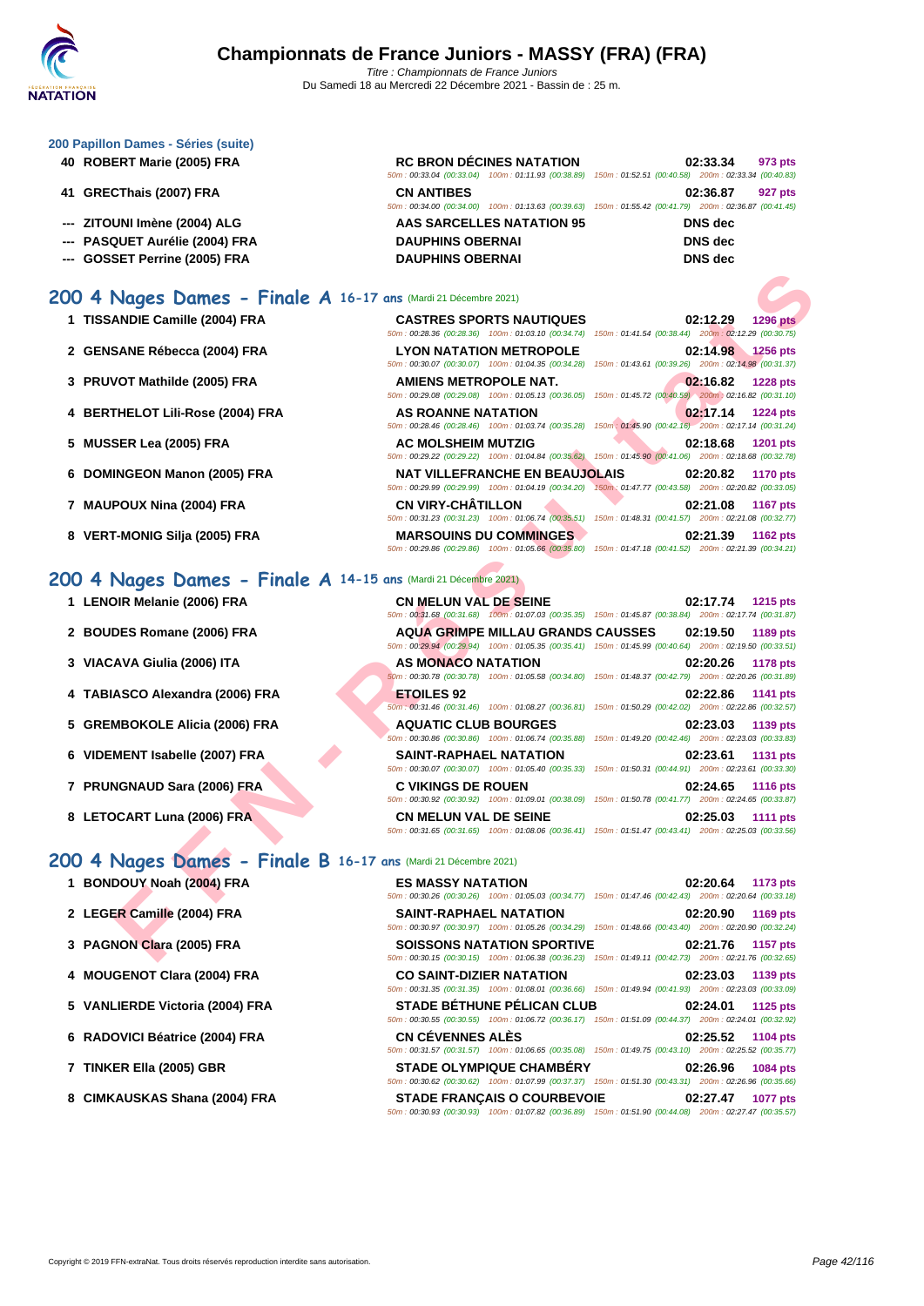# Championnats de France Juniors - MASSY (FRA) (FRA)

*Titre : Championnats de France Juniors*
Du Samedi 18 au Mercredi 22 Décembre 2021 - Bassin de : 25 m.

### 200 Papillon Dames - Séries (suite)

| Rang | Nom | Club | Temps | Points |
|---|---|---|---|---|
| 40 | ROBERT Marie (2005) FRA | RC BRON DÉCINES NATATION | 02:33.34 | 973 pts |
| | | 50m : 00:33.04 (00:33.04) 100m : 01:11.93 (00:38.89) 150m : 01:52.51 (00:40.58) 200m : 02:33.34 (00:40.83) | | |
| 41 | GRECThais (2007) FRA | CN ANTIBES | 02:36.87 | 927 pts |
| | | 50m : 00:34.00 (00:34.00) 100m : 01:13.63 (00:39.63) 150m : 01:55.42 (00:41.79) 200m : 02:36.87 (00:41.45) | | |
| --- | ZITOUNI Imène (2004) ALG | AAS SARCELLES NATATION 95 | DNS dec | |
| --- | PASQUET Aurélie (2004) FRA | DAUPHINS OBERNAI | DNS dec | |
| --- | GOSSET Perrine (2005) FRA | DAUPHINS OBERNAI | DNS dec | |

## 200 4 Nages Dames - Finale A 16-17 ans (Mardi 21 Décembre 2021)

| Rang | Nom | Club | Temps | Points |
|---|---|---|---|---|
| 1 | TISSANDIE Camille (2004) FRA | CASTRES SPORTS NAUTIQUES | 02:12.29 | 1296 pts |
| | | 50m : 00:28.36 (00:28.36) 100m : 01:03.10 (00:34.74) 150m : 01:41.54 (00:38.44) 200m : 02:12.29 (00:30.75) | | |
| 2 | GENSANE Rébecca (2004) FRA | LYON NATATION METROPOLE | 02:14.98 | 1256 pts |
| | | 50m : 00:30.07 (00:30.07) 100m : 01:04.35 (00:34.28) 150m : 01:43.61 (00:39.26) 200m : 02:14.98 (00:31.37) | | |
| 3 | PRUVOT Mathilde (2005) FRA | AMIENS METROPOLE NAT. | 02:16.82 | 1228 pts |
| | | 50m : 00:29.08 (00:29.08) 100m : 01:05.13 (00:36.05) 150m : 01:45.72 (00:40.59) 200m : 02:16.82 (00:31.10) | | |
| 4 | BERTHELOT Lili-Rose (2004) FRA | AS ROANNE NATATION | 02:17.14 | 1224 pts |
| | | 50m : 00:28.46 (00:28.46) 100m : 01:03.74 (00:35.28) 150m : 01:45.90 (00:42.16) 200m : 02:17.14 (00:31.24) | | |
| 5 | MUSSER Lea (2005) FRA | AC MOLSHEIM MUTZIG | 02:18.68 | 1201 pts |
| | | 50m : 00:29.22 (00:29.22) 100m : 01:04.84 (00:35.62) 150m : 01:45.90 (00:41.06) 200m : 02:18.68 (00:32.78) | | |
| 6 | DOMINGEON Manon (2005) FRA | NAT VILLEFRANCHE EN BEAUJOLAIS | 02:20.82 | 1170 pts |
| | | 50m : 00:29.99 (00:29.99) 100m : 01:04.19 (00:34.20) 150m : 01:47.77 (00:43.58) 200m : 02:20.82 (00:33.05) | | |
| 7 | MAUPOUX Nina (2004) FRA | CN VIRY-CHÂTILLON | 02:21.08 | 1167 pts |
| | | 50m : 00:31.23 (00:31.23) 100m : 01:06.74 (00:35.51) 150m : 01:48.31 (00:41.57) 200m : 02:21.08 (00:32.77) | | |
| 8 | VERT-MONIG Silja (2005) FRA | MARSOUINS DU COMMINGES | 02:21.39 | 1162 pts |
| | | 50m : 00:29.86 (00:29.86) 100m : 01:05.66 (00:35.80) 150m : 01:47.18 (00:41.52) 200m : 02:21.39 (00:34.21) | | |

## 200 4 Nages Dames - Finale A 14-15 ans (Mardi 21 Décembre 2021)

| Rang | Nom | Club | Temps | Points |
|---|---|---|---|---|
| 1 | LENOIR Melanie (2006) FRA | CN MELUN VAL DE SEINE | 02:17.74 | 1215 pts |
| | | 50m : 00:31.68 (00:31.68) 100m : 01:07.03 (00:35.35) 150m : 01:45.87 (00:38.84) 200m : 02:17.74 (00:31.87) | | |
| 2 | BOUDES Romane (2006) FRA | AQUA GRIMPE MILLAU GRANDS CAUSSES | 02:19.50 | 1189 pts |
| | | 50m : 00:29.94 (00:29.94) 100m : 01:05.35 (00:35.41) 150m : 01:45.99 (00:40.64) 200m : 02:19.50 (00:33.51) | | |
| 3 | VIACAVA Giulia (2006) ITA | AS MONACO NATATION | 02:20.26 | 1178 pts |
| | | 50m : 00:30.78 (00:30.78) 100m : 01:05.58 (00:34.80) 150m : 01:48.37 (00:42.79) 200m : 02:20.26 (00:31.89) | | |
| 4 | TABIASCO Alexandra (2006) FRA | ETOILES 92 | 02:22.86 | 1141 pts |
| | | 50m : 00:31.46 (00:31.46) 100m : 01:08.27 (00:36.81) 150m : 01:50.29 (00:42.02) 200m : 02:22.86 (00:32.57) | | |
| 5 | GREMBOKOLE Alicia (2006) FRA | AQUATIC CLUB BOURGES | 02:23.03 | 1139 pts |
| | | 50m : 00:30.86 (00:30.86) 100m : 01:06.74 (00:35.88) 150m : 01:49.20 (00:42.46) 200m : 02:23.03 (00:33.83) | | |
| 6 | VIDEMENT Isabelle (2007) FRA | SAINT-RAPHAEL NATATION | 02:23.61 | 1131 pts |
| | | 50m : 00:30.07 (00:30.07) 100m : 01:05.40 (00:35.33) 150m : 01:50.31 (00:44.91) 200m : 02:23.61 (00:33.30) | | |
| 7 | PRUNGNAUD Sara (2006) FRA | C VIKINGS DE ROUEN | 02:24.65 | 1116 pts |
| | | 50m : 00:30.92 (00:30.92) 100m : 01:09.01 (00:38.09) 150m : 01:50.78 (00:41.77) 200m : 02:24.65 (00:33.87) | | |
| 8 | LETOCART Luna (2006) FRA | CN MELUN VAL DE SEINE | 02:25.03 | 1111 pts |
| | | 50m : 00:31.65 (00:31.65) 100m : 01:08.06 (00:36.41) 150m : 01:51.47 (00:43.41) 200m : 02:25.03 (00:33.56) | | |

## 200 4 Nages Dames - Finale B 16-17 ans (Mardi 21 Décembre 2021)

| Rang | Nom | Club | Temps | Points |
|---|---|---|---|---|
| 1 | BONDOUY Noah (2004) FRA | ES MASSY NATATION | 02:20.64 | 1173 pts |
| | | 50m : 00:30.26 (00:30.26) 100m : 01:05.03 (00:34.77) 150m : 01:47.46 (00:42.43) 200m : 02:20.64 (00:33.18) | | |
| 2 | LEGER Camille (2004) FRA | SAINT-RAPHAEL NATATION | 02:20.90 | 1169 pts |
| | | 50m : 00:30.97 (00:30.97) 100m : 01:05.26 (00:34.29) 150m : 01:48.66 (00:43.40) 200m : 02:20.90 (00:32.24) | | |
| 3 | PAGNON Clara (2005) FRA | SOISSONS NATATION SPORTIVE | 02:21.76 | 1157 pts |
| | | 50m : 00:30.15 (00:30.15) 100m : 01:06.38 (00:36.23) 150m : 01:49.11 (00:42.73) 200m : 02:21.76 (00:32.65) | | |
| 4 | MOUGENOT Clara (2004) FRA | CO SAINT-DIZIER NATATION | 02:23.03 | 1139 pts |
| | | 50m : 00:31.35 (00:31.35) 100m : 01:08.01 (00:36.66) 150m : 01:49.94 (00:41.93) 200m : 02:23.03 (00:33.09) | | |
| 5 | VANLIERDE Victoria (2004) FRA | STADE BÉTHUNE PÉLICAN CLUB | 02:24.01 | 1125 pts |
| | | 50m : 00:30.55 (00:30.55) 100m : 01:06.72 (00:36.17) 150m : 01:51.09 (00:44.37) 200m : 02:24.01 (00:32.92) | | |
| 6 | RADOVICI Béatrice (2004) FRA | CN CÉVENNES ALÈS | 02:25.52 | 1104 pts |
| | | 50m : 00:31.57 (00:31.57) 100m : 01:06.65 (00:35.08) 150m : 01:49.75 (00:43.10) 200m : 02:25.52 (00:35.77) | | |
| 7 | TINKER Ella (2005) GBR | STADE OLYMPIQUE CHAMBÉRY | 02:26.96 | 1084 pts |
| | | 50m : 00:30.62 (00:30.62) 100m : 01:07.99 (00:37.37) 150m : 01:51.30 (00:43.31) 200m : 02:26.96 (00:35.66) | | |
| 8 | CIMKAUSKAS Shana (2004) FRA | STADE FRANÇAIS O COURBEVOIE | 02:27.47 | 1077 pts |
| | | 50m : 00:30.93 (00:30.93) 100m : 01:07.82 (00:36.89) 150m : 01:51.90 (00:44.08) 200m : 02:27.47 (00:35.57) | | |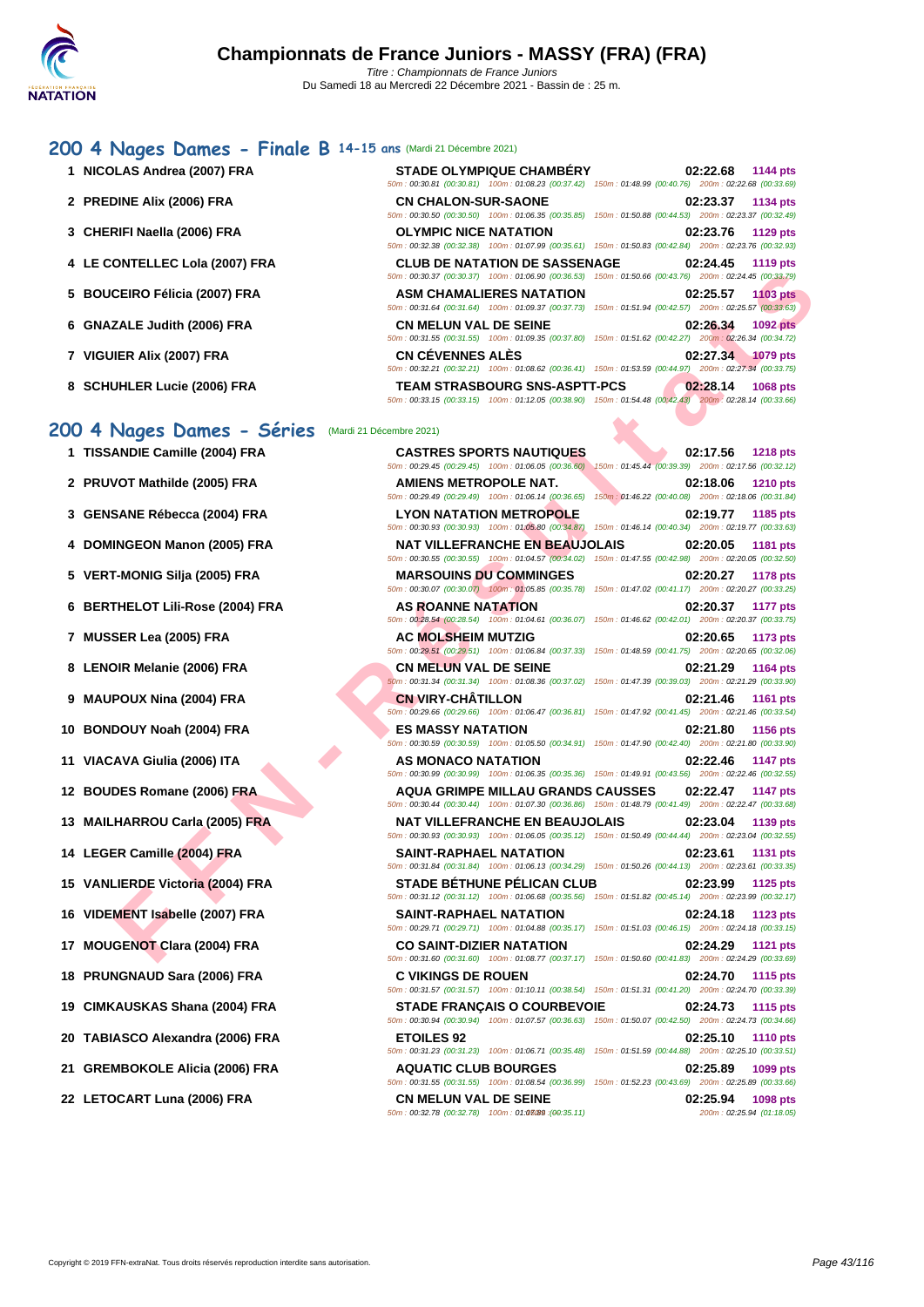# Championnats de France Juniors - MASSY (FRA) (FRA)

Titre : Championnats de France Juniors
Du Samedi 18 au Mercredi 22 Décembre 2021 - Bassin de : 25 m.

## 200 4 Nages Dames - Finale B 14-15 ans (Mardi 21 Décembre 2021)

| Rang | Nom | Club | Temps | Points |
|---|---|---|---|---|
| 1 | NICOLAS Andrea (2007) FRA | STADE OLYMPIQUE CHAMBÉRY | 02:22.68 | 1144 pts |
| | | 50m : 00:30.81 (00:30.81) 100m : 01:08.23 (00:37.42) 150m : 01:48.99 (00:40.76) 200m : 02:22.68 (00:33.69) | | |
| 2 | PREDINE Alix (2006) FRA | CN CHALON-SUR-SAONE | 02:23.37 | 1134 pts |
| | | 50m : 00:30.50 (00:30.50) 100m : 01:06.35 (00:35.85) 150m : 01:50.88 (00:44.53) 200m : 02:23.37 (00:32.49) | | |
| 3 | CHERIFI Naella (2006) FRA | OLYMPIC NICE NATATION | 02:23.76 | 1129 pts |
| | | 50m : 00:32.38 (00:32.38) 100m : 01:07.99 (00:35.61) 150m : 01:50.83 (00:42.84) 200m : 02:23.76 (00:32.93) | | |
| 4 | LE CONTELLEC Lola (2007) FRA | CLUB DE NATATION DE SASSENAGE | 02:24.45 | 1119 pts |
| | | 50m : 00:30.37 (00:30.37) 100m : 01:06.90 (00:36.53) 150m : 01:50.66 (00:43.76) 200m : 02:24.45 (00:33.79) | | |
| 5 | BOUCEIRO Félicia (2007) FRA | ASM CHAMALIERES NATATION | 02:25.57 | 1103 pts |
| | | 50m : 00:31.64 (00:31.64) 100m : 01:09.37 (00:37.73) 150m : 01:51.94 (00:42.57) 200m : 02:25.57 (00:33.63) | | |
| 6 | GNAZALE Judith (2006) FRA | CN MELUN VAL DE SEINE | 02:26.34 | 1092 pts |
| | | 50m : 00:31.55 (00:31.55) 100m : 01:09.35 (00:37.80) 150m : 01:51.62 (00:42.27) 200m : 02:26.34 (00:34.72) | | |
| 7 | VIGUIER Alix (2007) FRA | CN CÉVENNES ALÈS | 02:27.34 | 1079 pts |
| | | 50m : 00:32.21 (00:32.21) 100m : 01:08.62 (00:36.41) 150m : 01:53.59 (00:44.97) 200m : 02:27.34 (00:33.75) | | |
| 8 | SCHUHLER Lucie (2006) FRA | TEAM STRASBOURG SNS-ASPTT-PCS | 02:28.14 | 1068 pts |
| | | 50m : 00:33.15 (00:33.15) 100m : 01:12.05 (00:38.90) 150m : 01:54.48 (00:42.43) 200m : 02:28.14 (00:33.66) | | |

## 200 4 Nages Dames - Séries (Mardi 21 Décembre 2021)

| Rang | Nom | Club | Temps | Points |
|---|---|---|---|---|
| 1 | TISSANDIE Camille (2004) FRA | CASTRES SPORTS NAUTIQUES | 02:17.56 | 1218 pts |
| | | 50m : 00:29.45 (00:29.45) 100m : 01:06.05 (00:36.60) 150m : 01:45.44 (00:39.39) 200m : 02:17.56 (00:32.12) | | |
| 2 | PRUVOT Mathilde (2005) FRA | AMIENS METROPOLE NAT. | 02:18.06 | 1210 pts |
| | | 50m : 00:29.49 (00:29.49) 100m : 01:06.14 (00:36.65) 150m : 01:46.22 (00:40.08) 200m : 02:18.06 (00:31.84) | | |
| 3 | GENSANE Rébecca (2004) FRA | LYON NATATION METROPOLE | 02:19.77 | 1185 pts |
| | | 50m : 00:30.93 (00:30.93) 100m : 01:05.80 (00:34.87) 150m : 01:46.14 (00:40.34) 200m : 02:19.77 (00:33.63) | | |
| 4 | DOMINGEON Manon (2005) FRA | NAT VILLEFRANCHE EN BEAUJOLAIS | 02:20.05 | 1181 pts |
| | | 50m : 00:30.55 (00:30.55) 100m : 01:04.57 (00:34.02) 150m : 01:47.55 (00:42.98) 200m : 02:20.05 (00:32.50) | | |
| 5 | VERT-MONIG Silja (2005) FRA | MARSOUINS DU COMMINGES | 02:20.27 | 1178 pts |
| | | 50m : 00:30.07 (00:30.07) 100m : 01:05.85 (00:35.78) 150m : 01:47.02 (00:41.17) 200m : 02:20.27 (00:33.25) | | |
| 6 | BERTHELOT Lili-Rose (2004) FRA | AS ROANNE NATATION | 02:20.37 | 1177 pts |
| | | 50m : 00:28.54 (00:28.54) 100m : 01:04.61 (00:36.07) 150m : 01:46.62 (00:42.01) 200m : 02:20.37 (00:33.75) | | |
| 7 | MUSSER Lea (2005) FRA | AC MOLSHEIM MUTZIG | 02:20.65 | 1173 pts |
| | | 50m : 00:29.51 (00:29.51) 100m : 01:06.84 (00:37.33) 150m : 01:48.59 (00:41.75) 200m : 02:20.65 (00:32.06) | | |
| 8 | LENOIR Melanie (2006) FRA | CN MELUN VAL DE SEINE | 02:21.29 | 1164 pts |
| | | 50m : 00:31.34 (00:31.34) 100m : 01:08.36 (00:37.02) 150m : 01:47.39 (00:39.03) 200m : 02:21.29 (00:33.90) | | |
| 9 | MAUPOUX Nina (2004) FRA | CN VIRY-CHÂTILLON | 02:21.46 | 1161 pts |
| | | 50m : 00:29.66 (00:29.66) 100m : 01:06.47 (00:36.81) 150m : 01:47.92 (00:41.45) 200m : 02:21.46 (00:33.54) | | |
| 10 | BONDOUY Noah (2004) FRA | ES MASSY NATATION | 02:21.80 | 1156 pts |
| | | 50m : 00:30.59 (00:30.59) 100m : 01:05.50 (00:34.91) 150m : 01:47.90 (00:42.40) 200m : 02:21.80 (00:33.90) | | |
| 11 | VIACAVA Giulia (2006) ITA | AS MONACO NATATION | 02:22.46 | 1147 pts |
| | | 50m : 00:30.99 (00:30.99) 100m : 01:06.35 (00:35.36) 150m : 01:49.91 (00:43.56) 200m : 02:22.46 (00:32.55) | | |
| 12 | BOUDES Romane (2006) FRA | AQUA GRIMPE MILLAU GRANDS CAUSSES | 02:22.47 | 1147 pts |
| | | 50m : 00:30.44 (00:30.44) 100m : 01:07.30 (00:36.86) 150m : 01:48.79 (00:41.49) 200m : 02:22.47 (00:33.68) | | |
| 13 | MAILHARROU Carla (2005) FRA | NAT VILLEFRANCHE EN BEAUJOLAIS | 02:23.04 | 1139 pts |
| | | 50m : 00:30.93 (00:30.93) 100m : 01:06.05 (00:35.12) 150m : 01:50.49 (00:44.44) 200m : 02:23.04 (00:32.55) | | |
| 14 | LEGER Camille (2004) FRA | SAINT-RAPHAEL NATATION | 02:23.61 | 1131 pts |
| | | 50m : 00:31.84 (00:31.84) 100m : 01:06.13 (00:34.29) 150m : 01:50.26 (00:44.13) 200m : 02:23.61 (00:33.35) | | |
| 15 | VANLIERDE Victoria (2004) FRA | STADE BÉTHUNE PÉLICAN CLUB | 02:23.99 | 1125 pts |
| | | 50m : 00:31.12 (00:31.12) 100m : 01:06.68 (00:35.56) 150m : 01:51.82 (00:45.14) 200m : 02:23.99 (00:32.17) | | |
| 16 | VIDEMENT Isabelle (2007) FRA | SAINT-RAPHAEL NATATION | 02:24.18 | 1123 pts |
| | | 50m : 00:29.71 (00:29.71) 100m : 01:04.88 (00:35.17) 150m : 01:51.03 (00:46.15) 200m : 02:24.18 (00:33.15) | | |
| 17 | MOUGENOT Clara (2004) FRA | CO SAINT-DIZIER NATATION | 02:24.29 | 1121 pts |
| | | 50m : 00:31.60 (00:31.60) 100m : 01:08.77 (00:37.17) 150m : 01:50.60 (00:41.83) 200m : 02:24.29 (00:33.69) | | |
| 18 | PRUNGNAUD Sara (2006) FRA | C VIKINGS DE ROUEN | 02:24.70 | 1115 pts |
| | | 50m : 00:31.57 (00:31.57) 100m : 01:10.11 (00:38.54) 150m : 01:51.31 (00:41.20) 200m : 02:24.70 (00:33.39) | | |
| 19 | CIMKAUSKAS Shana (2004) FRA | STADE FRANÇAIS O COURBEVOIE | 02:24.73 | 1115 pts |
| | | 50m : 00:30.94 (00:30.94) 100m : 01:07.57 (00:36.63) 150m : 01:50.07 (00:42.50) 200m : 02:24.73 (00:34.66) | | |
| 20 | TABIASCO Alexandra (2006) FRA | ETOILES 92 | 02:25.10 | 1110 pts |
| | | 50m : 00:31.23 (00:31.23) 100m : 01:06.71 (00:35.48) 150m : 01:51.59 (00:44.88) 200m : 02:25.10 (00:33.51) | | |
| 21 | GREMBOKOLE Alicia (2006) FRA | AQUATIC CLUB BOURGES | 02:25.89 | 1099 pts |
| | | 50m : 00:31.55 (00:31.55) 100m : 01:08.54 (00:36.99) 150m : 01:52.23 (00:43.69) 200m : 02:25.89 (00:33.66) | | |
| 22 | LETOCART Luna (2006) FRA | CN MELUN VAL DE SEINE | 02:25.94 | 1098 pts |
| | | 50m : 00:32.78 (00:32.78) 100m : 01:07.89 (00:35.11) 200m : 02:25.94 (01:18.05) | | |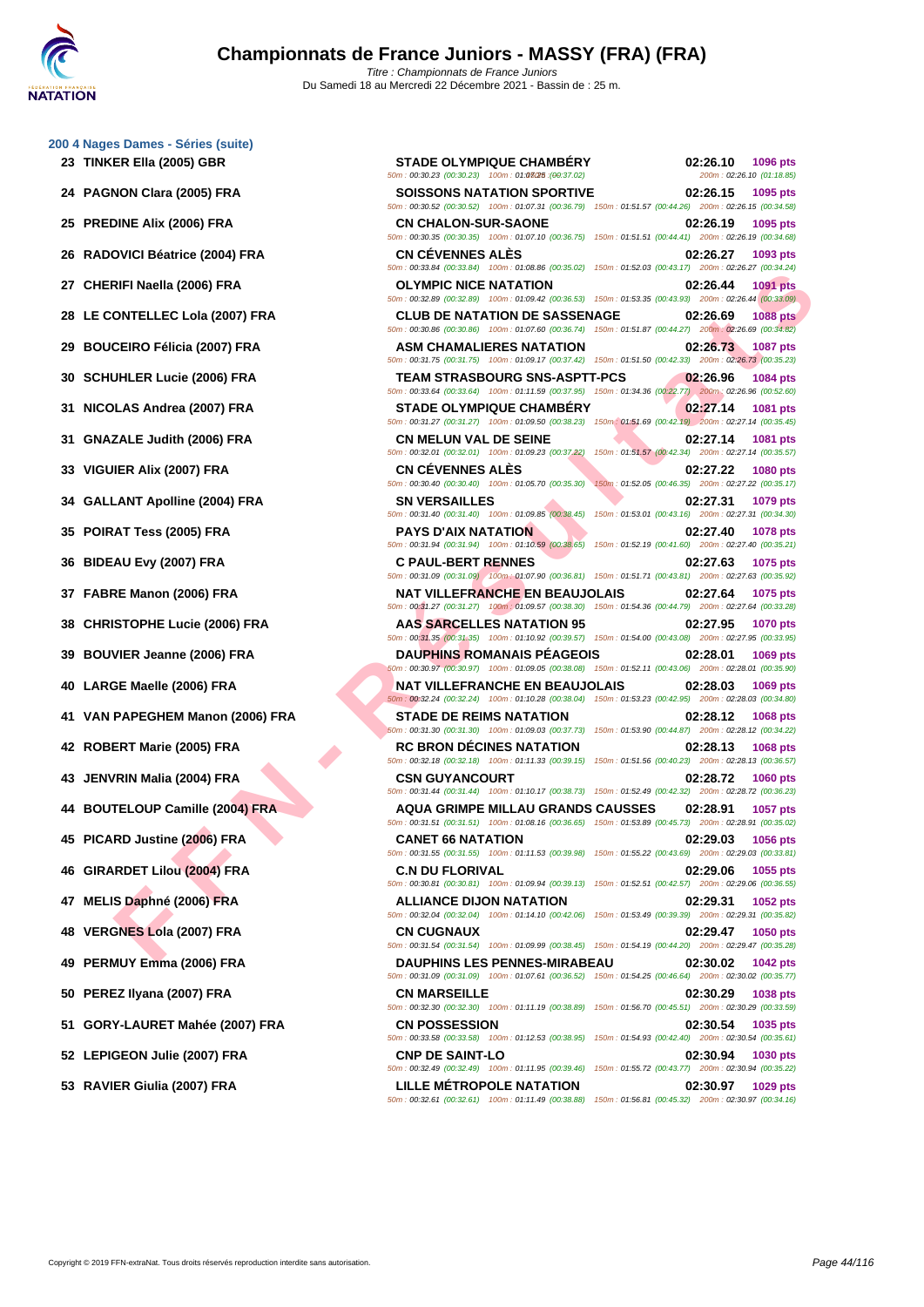## 200 4 Nages Dames - Séries (suite)

| Rang | Nom | Club | Temps | Points |
|---|---|---|---|---|
| 23 | TINKER Ella (2005) GBR | STADE OLYMPIQUE CHAMBÉRY | 02:26.10 | 1096 pts |
| | | 50m : 00:30.23 (00:30.23) 100m : 01:07.25 (00:37.02) 200m : 02:26.10 (01:18.85) | | |
| 24 | PAGNON Clara (2005) FRA | SOISSONS NATATION SPORTIVE | 02:26.15 | 1095 pts |
| | | 50m : 00:30.52 (00:30.52) 100m : 01:07.31 (00:36.79) 150m : 01:51.57 (00:44.26) 200m : 02:26.15 (00:34.58) | | |
| 25 | PREDINE Alix (2006) FRA | CN CHALON-SUR-SAONE | 02:26.19 | 1095 pts |
| | | 50m : 00:30.35 (00:30.35) 100m : 01:07.10 (00:36.75) 150m : 01:51.51 (00:44.41) 200m : 02:26.19 (00:34.68) | | |
| 26 | RADOVICI Béatrice (2004) FRA | CN CÉVENNES ALÈS | 02:26.27 | 1093 pts |
| | | 50m : 00:33.84 (00:33.84) 100m : 01:08.86 (00:35.02) 150m : 01:52.03 (00:43.17) 200m : 02:26.27 (00:34.24) | | |
| 27 | CHERIFI Naella (2006) FRA | OLYMPIC NICE NATATION | 02:26.44 | 1091 pts |
| | | 50m : 00:32.89 (00:32.89) 100m : 01:09.42 (00:36.53) 150m : 01:53.35 (00:43.93) 200m : 02:26.44 (00:33.09) | | |
| 28 | LE CONTELLEC Lola (2007) FRA | CLUB DE NATATION DE SASSENAGE | 02:26.69 | 1088 pts |
| | | 50m : 00:30.86 (00:30.86) 100m : 01:07.60 (00:36.74) 150m : 01:51.87 (00:44.27) 200m : 02:26.69 (00:34.82) | | |
| 29 | BOUCEIRO Félicia (2007) FRA | ASM CHAMALIERES NATATION | 02:26.73 | 1087 pts |
| | | 50m : 00:31.75 (00:31.75) 100m : 01:09.17 (00:37.42) 150m : 01:51.50 (00:42.33) 200m : 02:26.73 (00:35.23) | | |
| 30 | SCHUHLER Lucie (2006) FRA | TEAM STRASBOURG SNS-ASPTT-PCS | 02:26.96 | 1084 pts |
| | | 50m : 00:33.64 (00:33.64) 100m : 01:11.59 (00:37.95) 150m : 01:34.36 (00:22.77) 200m : 02:26.96 (00:52.60) | | |
| 31 | NICOLAS Andrea (2007) FRA | STADE OLYMPIQUE CHAMBÉRY | 02:27.14 | 1081 pts |
| | | 50m : 00:31.27 (00:31.27) 100m : 01:09.50 (00:38.23) 150m : 01:51.69 (00:42.19) 200m : 02:27.14 (00:35.45) | | |
| 31 | GNAZALE Judith (2006) FRA | CN MELUN VAL DE SEINE | 02:27.14 | 1081 pts |
| | | 50m : 00:32.01 (00:32.01) 100m : 01:09.23 (00:37.22) 150m : 01:51.57 (00:42.34) 200m : 02:27.14 (00:35.57) | | |
| 33 | VIGUIER Alix (2007) FRA | CN CÉVENNES ALÈS | 02:27.22 | 1080 pts |
| | | 50m : 00:30.40 (00:30.40) 100m : 01:05.70 (00:35.30) 150m : 01:52.05 (00:46.35) 200m : 02:27.22 (00:35.17) | | |
| 34 | GALLANT Apolline (2004) FRA | SN VERSAILLES | 02:27.31 | 1079 pts |
| | | 50m : 00:31.40 (00:31.40) 100m : 01:09.85 (00:38.45) 150m : 01:53.01 (00:43.16) 200m : 02:27.31 (00:34.30) | | |
| 35 | POIRAT Tess (2005) FRA | PAYS D'AIX NATATION | 02:27.40 | 1078 pts |
| | | 50m : 00:31.94 (00:31.94) 100m : 01:10.59 (00:38.65) 150m : 01:52.19 (00:41.60) 200m : 02:27.40 (00:35.21) | | |
| 36 | BIDEAU Evy (2007) FRA | C PAUL-BERT RENNES | 02:27.63 | 1075 pts |
| | | 50m : 00:31.09 (00:31.09) 100m : 01:07.90 (00:36.81) 150m : 01:51.71 (00:43.81) 200m : 02:27.63 (00:35.92) | | |
| 37 | FABRE Manon (2006) FRA | NAT VILLEFRANCHE EN BEAUJOLAIS | 02:27.64 | 1075 pts |
| | | 50m : 00:31.27 (00:31.27) 100m : 01:09.57 (00:38.30) 150m : 01:54.36 (00:44.79) 200m : 02:27.64 (00:33.28) | | |
| 38 | CHRISTOPHE Lucie (2006) FRA | AAS SARCELLES NATATION 95 | 02:27.95 | 1070 pts |
| | | 50m : 00:31.35 (00:31.35) 100m : 01:10.92 (00:39.57) 150m : 01:54.00 (00:43.08) 200m : 02:27.95 (00:33.95) | | |
| 39 | BOUVIER Jeanne (2006) FRA | DAUPHINS ROMANAIS PÉAGEOIS | 02:28.01 | 1069 pts |
| | | 50m : 00:30.97 (00:30.97) 100m : 01:09.05 (00:38.08) 150m : 01:52.11 (00:43.06) 200m : 02:28.01 (00:35.90) | | |
| 40 | LARGE Maelle (2006) FRA | NAT VILLEFRANCHE EN BEAUJOLAIS | 02:28.03 | 1069 pts |
| | | 50m : 00:32.24 (00:32.24) 100m : 01:10.28 (00:38.04) 150m : 01:53.23 (00:42.95) 200m : 02:28.03 (00:34.80) | | |
| 41 | VAN PAPEGHEM Manon (2006) FRA | STADE DE REIMS NATATION | 02:28.12 | 1068 pts |
| | | 50m : 00:31.30 (00:31.30) 100m : 01:09.03 (00:37.73) 150m : 01:53.90 (00:44.87) 200m : 02:28.12 (00:34.22) | | |
| 42 | ROBERT Marie (2005) FRA | RC BRON DÉCINES NATATION | 02:28.13 | 1068 pts |
| | | 50m : 00:32.18 (00:32.18) 100m : 01:11.33 (00:39.15) 150m : 01:51.56 (00:40.23) 200m : 02:28.13 (00:36.57) | | |
| 43 | JENVRIN Malia (2004) FRA | CSN GUYANCOURT | 02:28.72 | 1060 pts |
| | | 50m : 00:31.44 (00:31.44) 100m : 01:10.17 (00:38.73) 150m : 01:52.49 (00:42.32) 200m : 02:28.72 (00:36.23) | | |
| 44 | BOUTELOUP Camille (2004) FRA | AQUA GRIMPE MILLAU GRANDS CAUSSES | 02:28.91 | 1057 pts |
| | | 50m : 00:31.51 (00:31.51) 100m : 01:08.16 (00:36.65) 150m : 01:53.89 (00:45.73) 200m : 02:28.91 (00:35.02) | | |
| 45 | PICARD Justine (2006) FRA | CANET 66 NATATION | 02:29.03 | 1056 pts |
| | | 50m : 00:31.55 (00:31.55) 100m : 01:11.53 (00:39.98) 150m : 01:55.22 (00:43.69) 200m : 02:29.03 (00:33.81) | | |
| 46 | GIRARDET Lilou (2004) FRA | C.N DU FLORIVAL | 02:29.06 | 1055 pts |
| | | 50m : 00:30.81 (00:30.81) 100m : 01:09.94 (00:39.13) 150m : 01:52.51 (00:42.57) 200m : 02:29.06 (00:36.55) | | |
| 47 | MELIS Daphné (2006) FRA | ALLIANCE DIJON NATATION | 02:29.31 | 1052 pts |
| | | 50m : 00:32.04 (00:32.04) 100m : 01:14.10 (00:42.06) 150m : 01:53.49 (00:39.39) 200m : 02:29.31 (00:35.82) | | |
| 48 | VERGNES Lola (2007) FRA | CN CUGNAUX | 02:29.47 | 1050 pts |
| | | 50m : 00:31.54 (00:31.54) 100m : 01:09.99 (00:38.45) 150m : 01:54.19 (00:44.20) 200m : 02:29.47 (00:35.28) | | |
| 49 | PERMUY Emma (2006) FRA | DAUPHINS LES PENNES-MIRABEAU | 02:30.02 | 1042 pts |
| | | 50m : 00:31.09 (00:31.09) 100m : 01:07.61 (00:36.52) 150m : 01:54.25 (00:46.64) 200m : 02:30.02 (00:35.77) | | |
| 50 | PEREZ Ilyana (2007) FRA | CN MARSEILLE | 02:30.29 | 1038 pts |
| | | 50m : 00:32.30 (00:32.30) 100m : 01:11.19 (00:38.89) 150m : 01:56.70 (00:45.51) 200m : 02:30.29 (00:33.59) | | |
| 51 | GORY-LAURET Mahée (2007) FRA | CN POSSESSION | 02:30.54 | 1035 pts |
| | | 50m : 00:33.58 (00:33.58) 100m : 01:12.53 (00:38.95) 150m : 01:54.93 (00:42.40) 200m : 02:30.54 (00:35.61) | | |
| 52 | LEPIGEON Julie (2007) FRA | CNP DE SAINT-LO | 02:30.94 | 1030 pts |
| | | 50m : 00:32.49 (00:32.49) 100m : 01:11.95 (00:39.46) 150m : 01:55.72 (00:43.77) 200m : 02:30.94 (00:35.22) | | |
| 53 | RAVIER Giulia (2007) FRA | LILLE MÉTROPOLE NATATION | 02:30.97 | 1029 pts |
| | | 50m : 00:32.61 (00:32.61) 100m : 01:11.49 (00:38.88) 150m : 01:56.81 (00:45.32) 200m : 02:30.97 (00:34.16) | | |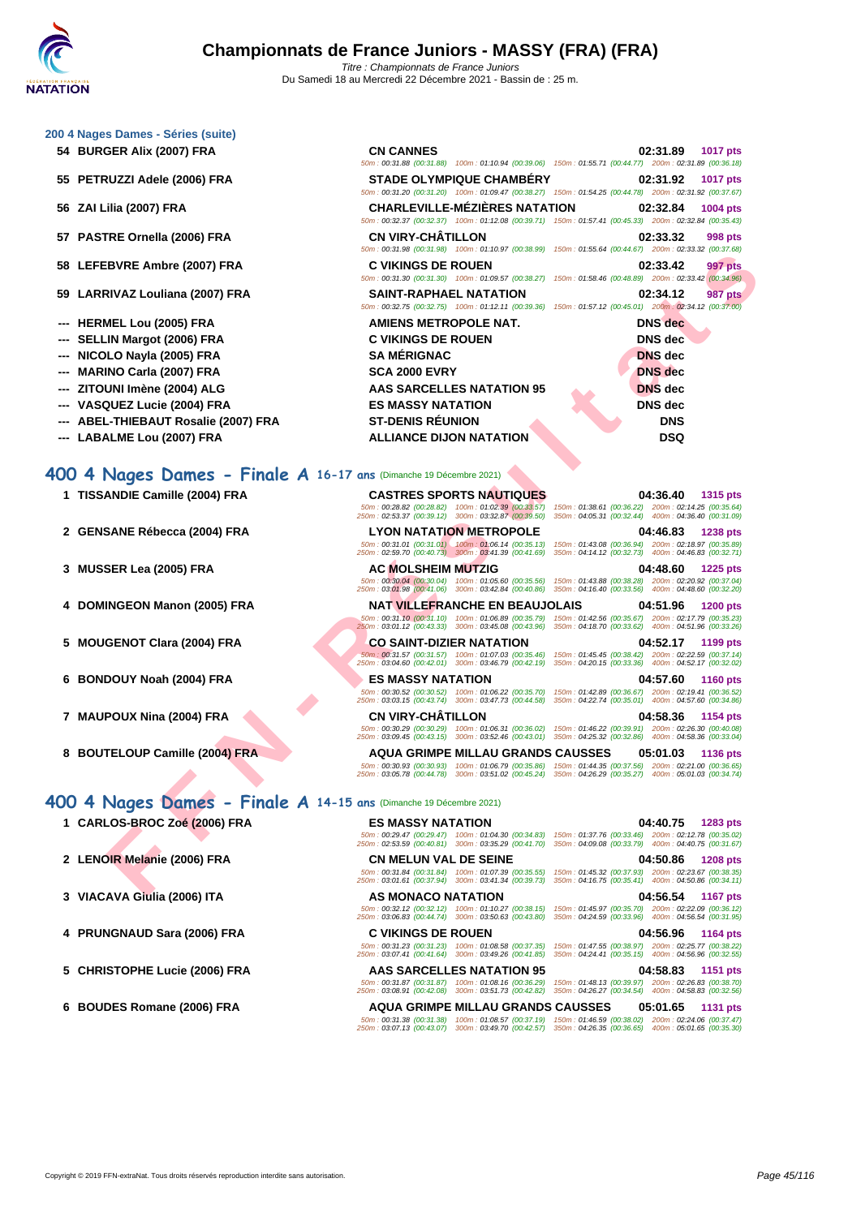# Championnats de France Juniors - MASSY (FRA) (FRA)

*Titre : Championnats de France Juniors*
Du Samedi 18 au Mercredi 22 Décembre 2021 - Bassin de : 25 m.

### 200 4 Nages Dames - Séries (suite)

| Rang | Nom | Club | Temps | Points |
|---|---|---|---|---|
| 54 | BURGER Alix (2007) FRA | CN CANNES | 02:31.89 | 1017 pts |
| | | 50m : 00:31.88 (00:31.88) 100m : 01:10.94 (00:39.06) 150m : 01:55.71 (00:44.77) 200m : 02:31.89 (00:36.18) | | |
| 55 | PETRUZZI Adele (2006) FRA | STADE OLYMPIQUE CHAMBÉRY | 02:31.92 | 1017 pts |
| | | 50m : 00:31.20 (00:31.20) 100m : 01:09.47 (00:38.27) 150m : 01:54.25 (00:44.78) 200m : 02:31.92 (00:37.67) | | |
| 56 | ZAI Lilia (2007) FRA | CHARLEVILLE-MÉZIÈRES NATATION | 02:32.84 | 1004 pts |
| | | 50m : 00:32.37 (00:32.37) 100m : 01:12.08 (00:39.71) 150m : 01:57.41 (00:45.33) 200m : 02:32.84 (00:35.43) | | |
| 57 | PASTRE Ornella (2006) FRA | CN VIRY-CHÂTILLON | 02:33.32 | 998 pts |
| | | 50m : 00:31.98 (00:31.98) 100m : 01:10.97 (00:38.99) 150m : 01:55.64 (00:44.67) 200m : 02:33.32 (00:37.68) | | |
| 58 | LEFEBVRE Ambre (2007) FRA | C VIKINGS DE ROUEN | 02:33.42 | 997 pts |
| | | 50m : 00:31.30 (00:31.30) 100m : 01:09.57 (00:38.27) 150m : 01:58.46 (00:48.89) 200m : 02:33.42 (00:34.96) | | |
| 59 | LARRIVAZ Louliana (2007) FRA | SAINT-RAPHAEL NATATION | 02:34.12 | 987 pts |
| | | 50m : 00:32.75 (00:32.75) 100m : 01:12.11 (00:39.36) 150m : 01:57.12 (00:45.01) 200m : 02:34.12 (00:37.00) | | |
| --- | HERMEL Lou (2005) FRA | AMIENS METROPOLE NAT. | DNS dec | |
| --- | SELLIN Margot (2006) FRA | C VIKINGS DE ROUEN | DNS dec | |
| --- | NICOLO Nayla (2005) FRA | SA MÉRIGNAC | DNS dec | |
| --- | MARINO Carla (2007) FRA | SCA 2000 EVRY | DNS dec | |
| --- | ZITOUNI Imène (2004) ALG | AAS SARCELLES NATATION 95 | DNS dec | |
| --- | VASQUEZ Lucie (2004) FRA | ES MASSY NATATION | DNS dec | |
| --- | ABEL-THIEBAUT Rosalie (2007) FRA | ST-DENIS RÉUNION | DNS | |
| --- | LABALME Lou (2007) FRA | ALLIANCE DIJON NATATION | DSQ | |

## 400 4 Nages Dames - Finale A 16-17 ans (Dimanche 19 Décembre 2021)

| Rang | Nom | Club | Temps | Points |
|---|---|---|---|---|
| 1 | TISSANDIE Camille (2004) FRA | CASTRES SPORTS NAUTIQUES | 04:36.40 | 1315 pts |
| | | 50m : 00:28.82 (00:28.82) 100m : 01:02.39 (00:33.57) 150m : 01:38.61 (00:36.22) 200m : 02:14.25 (00:35.64) 250m : 02:53.37 (00:39.12) 300m : 03:32.87 (00:39.50) 350m : 04:05.31 (00:32.44) 400m : 04:36.40 (00:31.09) | | |
| 2 | GENSANE Rébecca (2004) FRA | LYON NATATION METROPOLE | 04:46.83 | 1238 pts |
| | | 50m : 00:31.01 (00:31.01) 100m : 01:06.14 (00:35.13) 150m : 01:43.08 (00:36.94) 200m : 02:18.97 (00:35.89) 250m : 02:59.70 (00:40.73) 300m : 03:41.39 (00:41.69) 350m : 04:14.12 (00:32.73) 400m : 04:46.83 (00:32.71) | | |
| 3 | MUSSER Lea (2005) FRA | AC MOLSHEIM MUTZIG | 04:48.60 | 1225 pts |
| | | 50m : 00:30.04 (00:30.04) 100m : 01:05.60 (00:35.56) 150m : 01:43.88 (00:38.28) 200m : 02:20.92 (00:37.04) 250m : 03:01.98 (00:41.06) 300m : 03:42.84 (00:40.86) 350m : 04:16.40 (00:33.56) 400m : 04:48.60 (00:32.20) | | |
| 4 | DOMINGEON Manon (2005) FRA | NAT VILLEFRANCHE EN BEAUJOLAIS | 04:51.96 | 1200 pts |
| | | 50m : 00:31.10 (00:31.10) 100m : 01:06.89 (00:35.79) 150m : 01:42.56 (00:35.67) 200m : 02:17.79 (00:35.23) 250m : 03:01.12 (00:43.33) 300m : 03:45.08 (00:43.96) 350m : 04:18.70 (00:33.62) 400m : 04:51.96 (00:33.26) | | |
| 5 | MOUGENOT Clara (2004) FRA | CO SAINT-DIZIER NATATION | 04:52.17 | 1199 pts |
| | | 50m : 00:31.57 (00:31.57) 100m : 01:07.03 (00:35.46) 150m : 01:45.45 (00:38.42) 200m : 02:22.59 (00:37.14) 250m : 03:04.60 (00:42.01) 300m : 03:46.79 (00:42.19) 350m : 04:20.15 (00:33.36) 400m : 04:52.17 (00:32.02) | | |
| 6 | BONDOUY Noah (2004) FRA | ES MASSY NATATION | 04:57.60 | 1160 pts |
| | | 50m : 00:30.52 (00:30.52) 100m : 01:06.22 (00:35.70) 150m : 01:42.89 (00:36.67) 200m : 02:19.41 (00:36.52) 250m : 03:03.15 (00:43.74) 300m : 03:47.73 (00:44.58) 350m : 04:22.74 (00:35.01) 400m : 04:57.60 (00:34.86) | | |
| 7 | MAUPOUX Nina (2004) FRA | CN VIRY-CHÂTILLON | 04:58.36 | 1154 pts |
| | | 50m : 00:30.29 (00:30.29) 100m : 01:06.31 (00:36.02) 150m : 01:46.22 (00:39.91) 200m : 02:26.30 (00:40.08) 250m : 03:09.45 (00:43.15) 300m : 03:52.46 (00:43.01) 350m : 04:25.32 (00:32.86) 400m : 04:58.36 (00:33.04) | | |
| 8 | BOUTELOUP Camille (2004) FRA | AQUA GRIMPE MILLAU GRANDS CAUSSES | 05:01.03 | 1136 pts |
| | | 50m : 00:30.93 (00:30.93) 100m : 01:06.79 (00:35.86) 150m : 01:44.35 (00:37.56) 200m : 02:21.00 (00:36.65) 250m : 03:05.78 (00:44.78) 300m : 03:51.02 (00:45.24) 350m : 04:26.29 (00:35.27) 400m : 05:01.03 (00:34.74) | | |

## 400 4 Nages Dames - Finale A 14-15 ans (Dimanche 19 Décembre 2021)

| Rang | Nom | Club | Temps | Points |
|---|---|---|---|---|
| 1 | CARLOS-BROC Zoé (2006) FRA | ES MASSY NATATION | 04:40.75 | 1283 pts |
| | | 50m : 00:29.47 (00:29.47) 100m : 01:04.30 (00:34.83) 150m : 01:37.76 (00:33.46) 200m : 02:12.78 (00:35.02) 250m : 02:53.59 (00:40.81) 300m : 03:35.29 (00:41.70) 350m : 04:09.08 (00:33.79) 400m : 04:40.75 (00:31.67) | | |
| 2 | LENOIR Melanie (2006) FRA | CN MELUN VAL DE SEINE | 04:50.86 | 1208 pts |
| | | 50m : 00:31.84 (00:31.84) 100m : 01:07.39 (00:35.55) 150m : 01:45.32 (00:37.93) 200m : 02:23.67 (00:38.35) 250m : 03:01.61 (00:37.94) 300m : 03:41.34 (00:39.73) 350m : 04:16.75 (00:35.41) 400m : 04:50.86 (00:34.11) | | |
| 3 | VIACAVA Giulia (2006) ITA | AS MONACO NATATION | 04:56.54 | 1167 pts |
| | | 50m : 00:32.12 (00:32.12) 100m : 01:10.27 (00:38.15) 150m : 01:45.97 (00:35.70) 200m : 02:22.09 (00:36.12) 250m : 03:06.83 (00:44.74) 300m : 03:50.63 (00:43.80) 350m : 04:24.59 (00:33.96) 400m : 04:56.54 (00:31.95) | | |
| 4 | PRUNGNAUD Sara (2006) FRA | C VIKINGS DE ROUEN | 04:56.96 | 1164 pts |
| | | 50m : 00:31.23 (00:31.23) 100m : 01:08.58 (00:37.35) 150m : 01:47.55 (00:38.97) 200m : 02:25.77 (00:38.22) 250m : 03:07.41 (00:41.64) 300m : 03:49.26 (00:41.85) 350m : 04:24.41 (00:35.15) 400m : 04:56.96 (00:32.55) | | |
| 5 | CHRISTOPHE Lucie (2006) FRA | AAS SARCELLES NATATION 95 | 04:58.83 | 1151 pts |
| | | 50m : 00:31.87 (00:31.87) 100m : 01:08.16 (00:36.29) 150m : 01:48.13 (00:39.97) 200m : 02:26.83 (00:38.70) 250m : 03:08.91 (00:42.08) 300m : 03:51.73 (00:42.82) 350m : 04:26.27 (00:34.54) 400m : 04:58.83 (00:32.56) | | |
| 6 | BOUDES Romane (2006) FRA | AQUA GRIMPE MILLAU GRANDS CAUSSES | 05:01.65 | 1131 pts |
| | | 50m : 00:31.38 (00:31.38) 100m : 01:08.57 (00:37.19) 150m : 01:46.59 (00:38.02) 200m : 02:24.06 (00:37.47) 250m : 03:07.13 (00:43.07) 300m : 03:49.70 (00:42.57) 350m : 04:26.35 (00:36.65) 400m : 05:01.65 (00:35.30) | | |

Copyright © 2019 FFN-extraNat. Tous droits réservés reproduction interdite sans autorisation.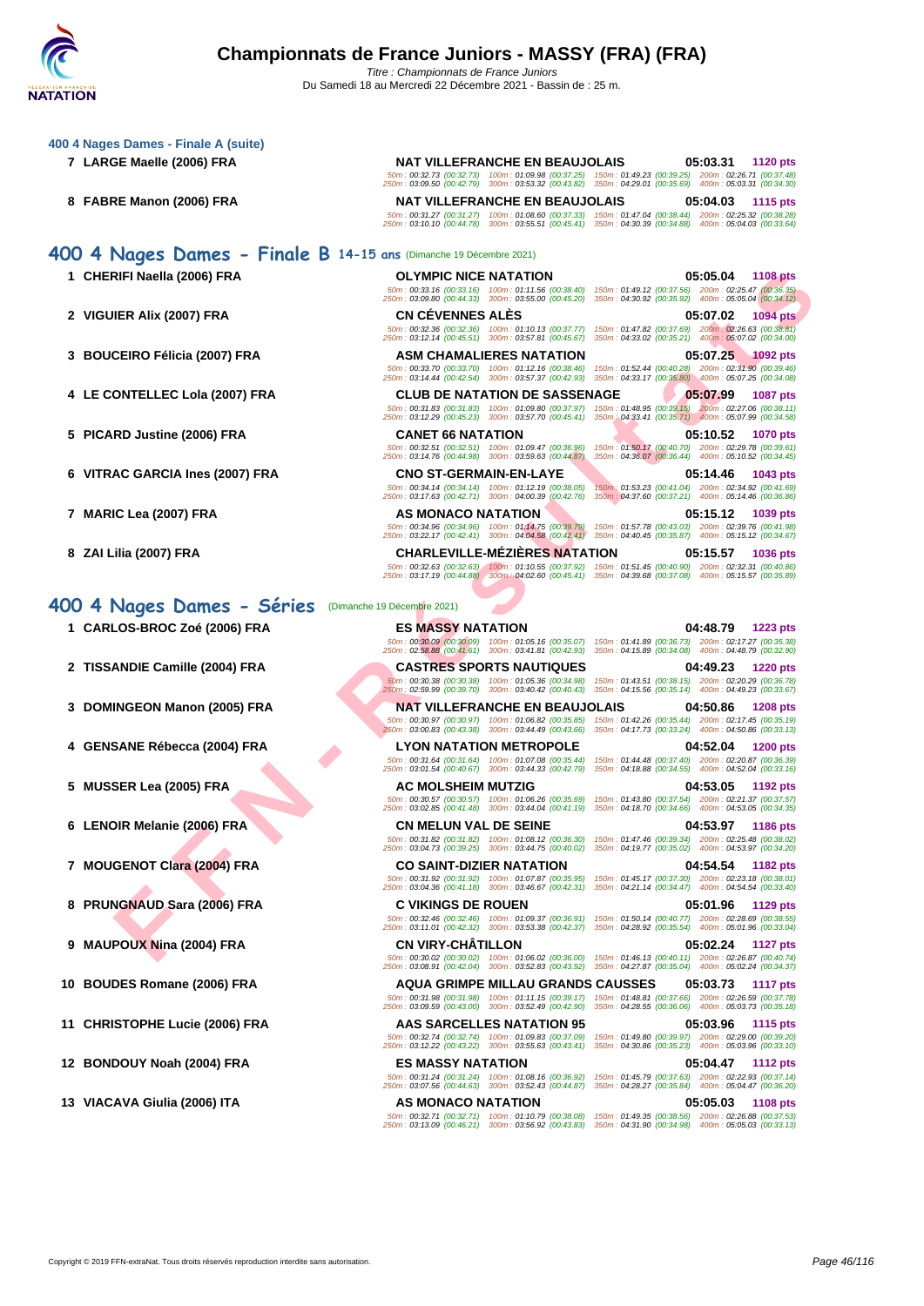### 400 4 Nages Dames - Finale A (suite)

| Pl. | Nom | Club | Temps | Pts |
|---|---|---|---|---|
| 7 | LARGE Maelle (2006) FRA | NAT VILLEFRANCHE EN BEAUJOLAIS | 05:03.31 | 1120 pts |
| | | 50m : 00:32.73 (00:32.73) 100m : 01:09.98 (00:37.25) 150m : 01:49.23 (00:39.25) 200m : 02:26.71 (00:37.48) 250m : 03:09.50 (00:42.79) 300m : 03:53.32 (00:43.82) 350m : 04:29.01 (00:35.69) 400m : 05:03.31 (00:34.30) | | |
| 8 | FABRE Manon (2006) FRA | NAT VILLEFRANCHE EN BEAUJOLAIS | 05:04.03 | 1115 pts |
| | | 50m : 00:31.27 (00:31.27) 100m : 01:08.60 (00:37.33) 150m : 01:47.04 (00:38.44) 200m : 02:25.32 (00:38.28) 250m : 03:10.10 (00:44.78) 300m : 03:55.51 (00:45.41) 350m : 04:30.39 (00:34.88) 400m : 05:04.03 (00:33.64) | | |

## 400 4 Nages Dames - Finale B 14-15 ans (Dimanche 19 Décembre 2021)

| Pl. | Nom | Club | Temps | Pts |
|---|---|---|---|---|
| 1 | CHERIFI Naella (2006) FRA | OLYMPIC NICE NATATION | 05:05.04 | 1108 pts |
| | | 50m : 00:33.16 (00:33.16) 100m : 01:11.56 (00:38.40) 150m : 01:49.12 (00:37.56) 200m : 02:25.47 (00:36.35) 250m : 03:09.80 (00:44.33) 300m : 03:55.00 (00:45.20) 350m : 04:30.92 (00:35.92) 400m : 05:05.04 (00:34.12) | | |
| 2 | VIGUIER Alix (2007) FRA | CN CÉVENNES ALÈS | 05:07.02 | 1094 pts |
| | | 50m : 00:32.36 (00:32.36) 100m : 01:10.13 (00:37.77) 150m : 01:47.82 (00:37.69) 200m : 02:26.63 (00:38.81) 250m : 03:12.14 (00:45.51) 300m : 03:57.81 (00:45.67) 350m : 04:33.02 (00:35.21) 400m : 05:07.02 (00:34.00) | | |
| 3 | BOUCEIRO Félicia (2007) FRA | ASM CHAMALIERES NATATION | 05:07.25 | 1092 pts |
| | | 50m : 00:33.70 (00:33.70) 100m : 01:12.16 (00:38.46) 150m : 01:52.44 (00:40.28) 200m : 02:31.90 (00:39.46) 250m : 03:14.44 (00:42.54) 300m : 03:57.37 (00:42.93) 350m : 04:33.17 (00:35.80) 400m : 05:07.25 (00:34.08) | | |
| 4 | LE CONTELLEC Lola (2007) FRA | CLUB DE NATATION DE SASSENAGE | 05:07.99 | 1087 pts |
| | | 50m : 00:31.83 (00:31.83) 100m : 01:09.80 (00:37.97) 150m : 01:48.95 (00:39.15) 200m : 02:27.06 (00:38.11) 250m : 03:12.29 (00:45.23) 300m : 03:57.70 (00:45.41) 350m : 04:33.41 (00:35.71) 400m : 05:07.99 (00:34.58) | | |
| 5 | PICARD Justine (2006) FRA | CANET 66 NATATION | 05:10.52 | 1070 pts |
| | | 50m : 00:32.51 (00:32.51) 100m : 01:09.47 (00:36.96) 150m : 01:50.17 (00:40.70) 200m : 02:29.78 (00:39.61) 250m : 03:14.76 (00:44.98) 300m : 03:59.63 (00:44.87) 350m : 04:36.07 (00:36.44) 400m : 05:10.52 (00:34.45) | | |
| 6 | VITRAC GARCIA Ines (2007) FRA | CNO ST-GERMAIN-EN-LAYE | 05:14.46 | 1043 pts |
| | | 50m : 00:34.14 (00:34.14) 100m : 01:12.19 (00:38.05) 150m : 01:53.23 (00:41.04) 200m : 02:34.92 (00:41.69) 250m : 03:17.63 (00:42.71) 300m : 04:00.39 (00:42.76) 350m : 04:37.60 (00:37.21) 400m : 05:14.46 (00:36.86) | | |
| 7 | MARIC Lea (2007) FRA | AS MONACO NATATION | 05:15.12 | 1039 pts |
| | | 50m : 00:34.96 (00:34.96) 100m : 01:14.75 (00:39.79) 150m : 01:57.78 (00:43.03) 200m : 02:39.76 (00:41.98) 250m : 03:22.17 (00:42.41) 300m : 04:04.58 (00:42.41) 350m : 04:40.45 (00:35.87) 400m : 05:15.12 (00:34.67) | | |
| 8 | ZAI Lilia (2007) FRA | CHARLEVILLE-MÉZIÈRES NATATION | 05:15.57 | 1036 pts |
| | | 50m : 00:32.63 (00:32.63) 100m : 01:10.55 (00:37.92) 150m : 01:51.45 (00:40.90) 200m : 02:32.31 (00:40.86) 250m : 03:17.19 (00:44.88) 300m : 04:02.60 (00:45.41) 350m : 04:39.68 (00:37.08) 400m : 05:15.57 (00:35.89) | | |

## 400 4 Nages Dames - Séries (Dimanche 19 Décembre 2021)

| Pl. | Nom | Club | Temps | Pts |
|---|---|---|---|---|
| 1 | CARLOS-BROC Zoé (2006) FRA | ES MASSY NATATION | 04:48.79 | 1223 pts |
| | | 50m : 00:30.09 (00:30.09) 100m : 01:05.16 (00:35.07) 150m : 01:41.89 (00:36.73) 200m : 02:17.27 (00:35.38) 250m : 02:58.88 (00:41.61) 300m : 03:41.81 (00:42.93) 350m : 04:15.89 (00:34.08) 400m : 04:48.79 (00:32.90) | | |
| 2 | TISSANDIE Camille (2004) FRA | CASTRES SPORTS NAUTIQUES | 04:49.23 | 1220 pts |
| | | 50m : 00:30.38 (00:30.38) 100m : 01:05.36 (00:34.98) 150m : 01:43.51 (00:38.15) 200m : 02:20.29 (00:36.78) 250m : 02:59.99 (00:39.70) 300m : 03:40.42 (00:40.43) 350m : 04:15.56 (00:35.14) 400m : 04:49.23 (00:33.67) | | |
| 3 | DOMINGEON Manon (2005) FRA | NAT VILLEFRANCHE EN BEAUJOLAIS | 04:50.86 | 1208 pts |
| | | 50m : 00:30.97 (00:30.97) 100m : 01:06.82 (00:35.85) 150m : 01:42.26 (00:35.44) 200m : 02:17.45 (00:35.19) 250m : 03:00.83 (00:43.38) 300m : 03:44.49 (00:43.66) 350m : 04:17.73 (00:33.24) 400m : 04:50.86 (00:33.13) | | |
| 4 | GENSANE Rébecca (2004) FRA | LYON NATATION METROPOLE | 04:52.04 | 1200 pts |
| | | 50m : 00:31.64 (00:31.64) 100m : 01:07.08 (00:35.44) 150m : 01:44.48 (00:37.40) 200m : 02:20.87 (00:36.39) 250m : 03:01.54 (00:40.67) 300m : 03:44.33 (00:42.79) 350m : 04:18.88 (00:34.55) 400m : 04:52.04 (00:33.16) | | |
| 5 | MUSSER Lea (2005) FRA | AC MOLSHEIM MUTZIG | 04:53.05 | 1192 pts |
| | | 50m : 00:30.57 (00:30.57) 100m : 01:06.26 (00:35.69) 150m : 01:43.80 (00:37.54) 200m : 02:21.37 (00:37.57) 250m : 03:02.85 (00:41.48) 300m : 03:44.04 (00:41.19) 350m : 04:18.70 (00:34.66) 400m : 04:53.05 (00:34.35) | | |
| 6 | LENOIR Melanie (2006) FRA | CN MELUN VAL DE SEINE | 04:53.97 | 1186 pts |
| | | 50m : 00:31.82 (00:31.82) 100m : 01:08.12 (00:36.30) 150m : 01:47.46 (00:39.34) 200m : 02:25.48 (00:38.02) 250m : 03:04.73 (00:39.25) 300m : 03:44.75 (00:40.02) 350m : 04:19.77 (00:35.02) 400m : 04:53.97 (00:34.20) | | |
| 7 | MOUGENOT Clara (2004) FRA | CO SAINT-DIZIER NATATION | 04:54.54 | 1182 pts |
| | | 50m : 00:31.92 (00:31.92) 100m : 01:07.87 (00:35.95) 150m : 01:45.17 (00:37.30) 200m : 02:23.18 (00:38.01) 250m : 03:04.36 (00:41.18) 300m : 03:46.67 (00:42.31) 350m : 04:21.14 (00:34.47) 400m : 04:54.54 (00:33.40) | | |
| 8 | PRUNGNAUD Sara (2006) FRA | C VIKINGS DE ROUEN | 05:01.96 | 1129 pts |
| | | 50m : 00:32.46 (00:32.46) 100m : 01:09.37 (00:36.91) 150m : 01:50.14 (00:40.77) 200m : 02:28.69 (00:38.55) 250m : 03:11.01 (00:42.32) 300m : 03:53.38 (00:42.37) 350m : 04:28.92 (00:35.54) 400m : 05:01.96 (00:33.04) | | |
| 9 | MAUPOUX Nina (2004) FRA | CN VIRY-CHÂTILLON | 05:02.24 | 1127 pts |
| | | 50m : 00:30.02 (00:30.02) 100m : 01:06.02 (00:36.00) 150m : 01:46.13 (00:40.11) 200m : 02:26.87 (00:40.74) 250m : 03:08.91 (00:42.04) 300m : 03:52.83 (00:43.92) 350m : 04:27.87 (00:35.04) 400m : 05:02.24 (00:34.37) | | |
| 10 | BOUDES Romane (2006) FRA | AQUA GRIMPE MILLAU GRANDS CAUSSES | 05:03.73 | 1117 pts |
| | | 50m : 00:31.98 (00:31.98) 100m : 01:11.15 (00:39.17) 150m : 01:48.81 (00:37.66) 200m : 02:26.59 (00:37.78) 250m : 03:09.59 (00:43.00) 300m : 03:52.49 (00:42.90) 350m : 04:28.55 (00:36.06) 400m : 05:03.73 (00:35.18) | | |
| 11 | CHRISTOPHE Lucie (2006) FRA | AAS SARCELLES NATATION 95 | 05:03.96 | 1115 pts |
| | | 50m : 00:32.74 (00:32.74) 100m : 01:09.83 (00:37.09) 150m : 01:49.80 (00:39.97) 200m : 02:29.00 (00:39.20) 250m : 03:12.22 (00:43.22) 300m : 03:55.63 (00:43.41) 350m : 04:30.86 (00:35.23) 400m : 05:03.96 (00:33.10) | | |
| 12 | BONDOUY Noah (2004) FRA | ES MASSY NATATION | 05:04.47 | 1112 pts |
| | | 50m : 00:31.24 (00:31.24) 100m : 01:08.16 (00:36.92) 150m : 01:45.79 (00:37.63) 200m : 02:22.93 (00:37.14) 250m : 03:07.56 (00:44.63) 300m : 03:52.43 (00:44.87) 350m : 04:28.27 (00:35.84) 400m : 05:04.47 (00:36.20) | | |
| 13 | VIACAVA Giulia (2006) ITA | AS MONACO NATATION | 05:05.03 | 1108 pts |
| | | 50m : 00:32.71 (00:32.71) 100m : 01:10.79 (00:38.08) 150m : 01:49.35 (00:38.56) 200m : 02:26.88 (00:37.53) 250m : 03:13.09 (00:46.21) 300m : 03:56.92 (00:43.83) 350m : 04:31.90 (00:34.98) 400m : 05:05.03 (00:33.13) | | |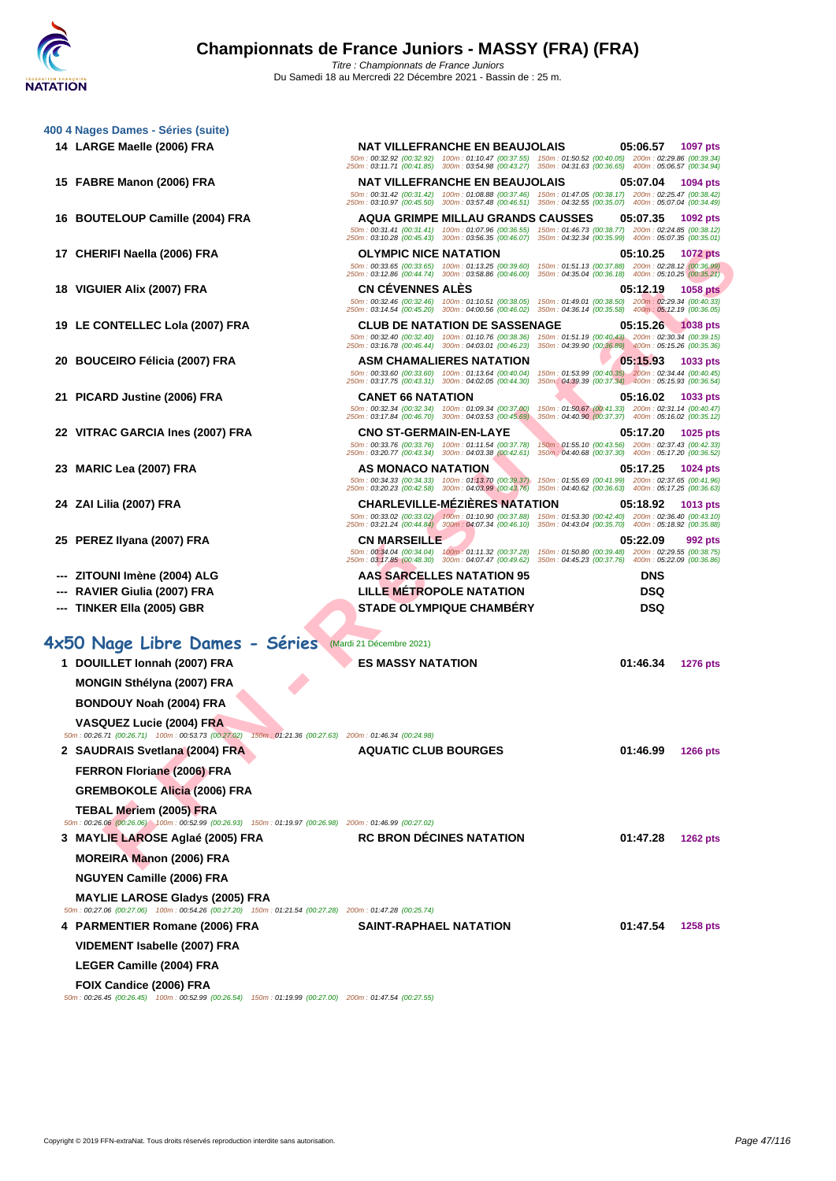## 400 4 Nages Dames - Séries (suite)

| Rang | Nom | Club | Temps | Points |
|---|---|---|---|---|
| 14 | LARGE Maelle (2006) FRA | NAT VILLEFRANCHE EN BEAUJOLAIS | 05:06.57 | 1097 pts |
| | 50m : 00:32.92 (00:32.92) 100m : 01:10.47 (00:37.55) 150m : 01:50.52 (00:40.05) 200m : 02:29.86 (00:39.34) 250m : 03:11.71 (00:41.85) 300m : 03:54.98 (00:43.27) 350m : 04:31.63 (00:36.65) 400m : 05:06.57 (00:34.94) | | | |
| 15 | FABRE Manon (2006) FRA | NAT VILLEFRANCHE EN BEAUJOLAIS | 05:07.04 | 1094 pts |
| | 50m : 00:31.42 (00:31.42) 100m : 01:08.88 (00:37.46) 150m : 01:47.05 (00:38.17) 200m : 02:25.47 (00:38.42) 250m : 03:10.97 (00:45.50) 300m : 03:57.48 (00:46.51) 350m : 04:32.55 (00:35.07) 400m : 05:07.04 (00:34.49) | | | |
| 16 | BOUTELOUP Camille (2004) FRA | AQUA GRIMPE MILLAU GRANDS CAUSSES | 05:07.35 | 1092 pts |
| | 50m : 00:31.41 (00:31.41) 100m : 01:07.96 (00:36.55) 150m : 01:46.73 (00:38.77) 200m : 02:24.85 (00:38.12) 250m : 03:10.28 (00:45.43) 300m : 03:56.35 (00:46.07) 350m : 04:32.34 (00:35.99) 400m : 05:07.35 (00:35.01) | | | |
| 17 | CHERIFI Naella (2006) FRA | OLYMPIC NICE NATATION | 05:10.25 | 1072 pts |
| | 50m : 00:33.65 (00:33.65) 100m : 01:13.25 (00:39.60) 150m : 01:51.13 (00:37.88) 200m : 02:28.12 (00:36.99) 250m : 03:12.86 (00:44.74) 300m : 03:58.86 (00:46.00) 350m : 04:35.04 (00:36.18) 400m : 05:10.25 (00:35.21) | | | |
| 18 | VIGUIER Alix (2007) FRA | CN CÉVENNES ALÈS | 05:12.19 | 1058 pts |
| | 50m : 00:32.46 (00:32.46) 100m : 01:10.51 (00:38.05) 150m : 01:49.01 (00:38.50) 200m : 02:29.34 (00:40.33) 250m : 03:14.54 (00:45.20) 300m : 04:00.56 (00:46.02) 350m : 04:36.14 (00:35.58) 400m : 05:12.19 (00:36.05) | | | |
| 19 | LE CONTELLEC Lola (2007) FRA | CLUB DE NATATION DE SASSENAGE | 05:15.26 | 1038 pts |
| | 50m : 00:32.40 (00:32.40) 100m : 01:10.76 (00:38.36) 150m : 01:51.19 (00:40.43) 200m : 02:30.34 (00:39.15) 250m : 03:16.78 (00:46.44) 300m : 04:03.01 (00:46.23) 350m : 04:39.90 (00:36.89) 400m : 05:15.26 (00:35.36) | | | |
| 20 | BOUCEIRO Félicia (2007) FRA | ASM CHAMALIERES NATATION | 05:15.93 | 1033 pts |
| | 50m : 00:33.60 (00:33.60) 100m : 01:13.64 (00:40.04) 150m : 01:53.99 (00:40.35) 200m : 02:34.44 (00:40.45) 250m : 03:17.75 (00:43.31) 300m : 04:02.05 (00:44.30) 350m : 04:39.39 (00:37.34) 400m : 05:15.93 (00:36.54) | | | |
| 21 | PICARD Justine (2006) FRA | CANET 66 NATATION | 05:16.02 | 1033 pts |
| | 50m : 00:32.34 (00:32.34) 100m : 01:09.34 (00:37.00) 150m : 01:50.67 (00:41.33) 200m : 02:31.14 (00:40.47) 250m : 03:17.84 (00:46.70) 300m : 04:03.53 (00:45.69) 350m : 04:40.90 (00:37.37) 400m : 05:16.02 (00:35.12) | | | |
| 22 | VITRAC GARCIA Ines (2007) FRA | CNO ST-GERMAIN-EN-LAYE | 05:17.20 | 1025 pts |
| | 50m : 00:33.76 (00:33.76) 100m : 01:11.54 (00:37.78) 150m : 01:55.10 (00:43.56) 200m : 02:37.43 (00:42.33) 250m : 03:20.77 (00:43.34) 300m : 04:03.38 (00:42.61) 350m : 04:40.68 (00:37.30) 400m : 05:17.20 (00:36.52) | | | |
| 23 | MARIC Lea (2007) FRA | AS MONACO NATATION | 05:17.25 | 1024 pts |
| | 50m : 00:34.33 (00:34.33) 100m : 01:13.70 (00:39.37) 150m : 01:55.69 (00:41.99) 200m : 02:37.65 (00:41.96) 250m : 03:20.23 (00:42.58) 300m : 04:03.99 (00:43.76) 350m : 04:40.62 (00:36.63) 400m : 05:17.25 (00:36.63) | | | |
| 24 | ZAI Lilia (2007) FRA | CHARLEVILLE-MÉZIÈRES NATATION | 05:18.92 | 1013 pts |
| | 50m : 00:33.02 (00:33.02) 100m : 01:10.90 (00:37.88) 150m : 01:53.30 (00:42.40) 200m : 02:36.40 (00:43.10) 250m : 03:21.24 (00:44.84) 300m : 04:07.34 (00:46.10) 350m : 04:43.04 (00:35.70) 400m : 05:18.92 (00:35.88) | | | |
| 25 | PEREZ Ilyana (2007) FRA | CN MARSEILLE | 05:22.09 | 992 pts |
| | 50m : 00:34.04 (00:34.04) 100m : 01:11.32 (00:37.28) 150m : 01:50.80 (00:39.48) 200m : 02:29.55 (00:38.75) 250m : 03:17.85 (00:48.30) 300m : 04:07.47 (00:49.62) 350m : 04:45.23 (00:37.76) 400m : 05:22.09 (00:36.86) | | | |
| --- | ZITOUNI Imène (2004) ALG | AAS SARCELLES NATATION 95 | DNS | |
| --- | RAVIER Giulia (2007) FRA | LILLE MÉTROPOLE NATATION | DSQ | |
| --- | TINKER Ella (2005) GBR | STADE OLYMPIQUE CHAMBÉRY | DSQ | |

## 4x50 Nage Libre Dames - Séries (Mardi 21 Décembre 2021)

| Rang | Nageuses | Club | Temps | Points |
|---|---|---|---|---|
| 1 | DOUILLET Ionnah (2007) FRA<br>MONGIN Sthélyna (2007) FRA<br>BONDOUY Noah (2004) FRA<br>VASQUEZ Lucie (2004) FRA | ES MASSY NATATION | 01:46.34 | 1276 pts |
| | 50m : 00:26.71 (00:26.71) 100m : 00:53.73 (00:27.02) 150m : 01:21.36 (00:27.63) 200m : 01:46.34 (00:24.98) | | | |
| 2 | SAUDRAIS Svetlana (2004) FRA<br>FERRON Floriane (2006) FRA<br>GREMBOKOLE Alicia (2006) FRA<br>TEBAL Meriem (2005) FRA | AQUATIC CLUB BOURGES | 01:46.99 | 1266 pts |
| | 50m : 00:26.06 (00:26.06) 100m : 00:52.99 (00:26.93) 150m : 01:19.97 (00:26.98) 200m : 01:46.99 (00:27.02) | | | |
| 3 | MAYLIE LAROSE Aglaé (2005) FRA<br>MOREIRA Manon (2006) FRA<br>NGUYEN Camille (2006) FRA<br>MAYLIE LAROSE Gladys (2005) FRA | RC BRON DÉCINES NATATION | 01:47.28 | 1262 pts |
| | 50m : 00:27.06 (00:27.06) 100m : 00:54.26 (00:27.20) 150m : 01:21.54 (00:27.28) 200m : 01:47.28 (00:25.74) | | | |
| 4 | PARMENTIER Romane (2006) FRA<br>VIDEMENT Isabelle (2007) FRA<br>LEGER Camille (2004) FRA<br>FOIX Candice (2006) FRA | SAINT-RAPHAEL NATATION | 01:47.54 | 1258 pts |
| | 50m : 00:26.45 (00:26.45) 100m : 00:52.99 (00:26.54) 150m : 01:19.99 (00:27.00) 200m : 01:47.54 (00:27.55) | | | |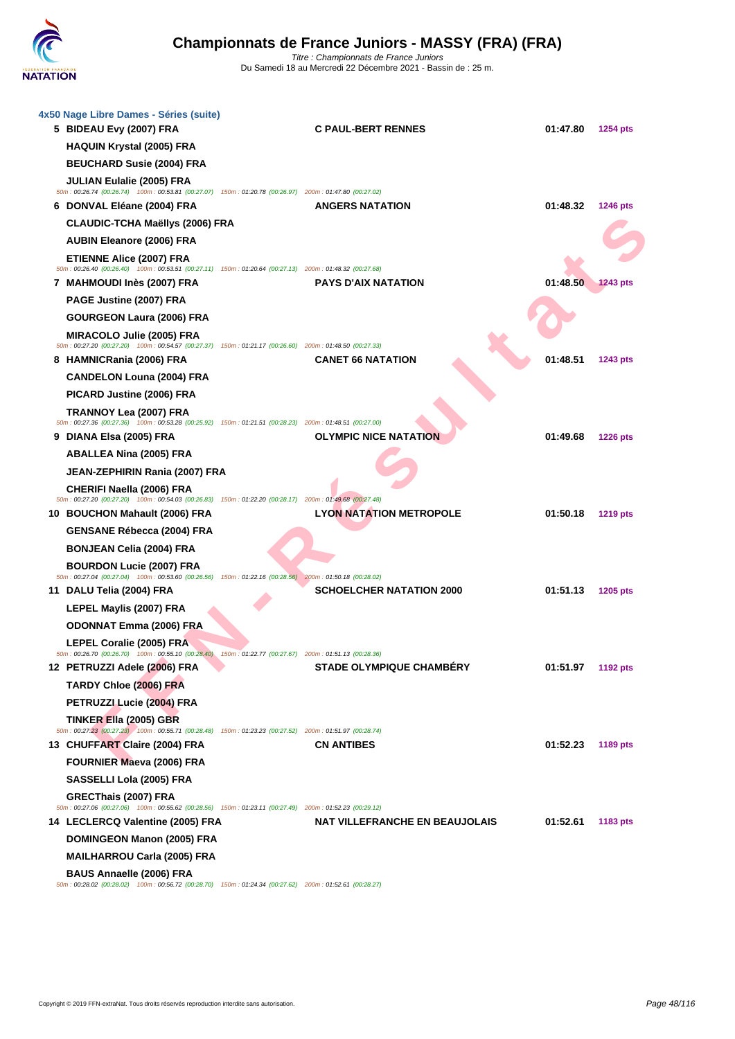# Championnats de France Juniors - MASSY (FRA) (FRA)

*Titre : Championnats de France Juniors*
Du Samedi 18 au Mercredi 22 Décembre 2021 - Bassin de : 25 m.

## 4x50 Nage Libre Dames - Séries (suite)

| Rg | Nageurs | Club | Temps | Points |
|---|---|---|---|---|
| 5 | BIDEAU Evy (2007) FRA | C PAUL-BERT RENNES | 01:47.80 | 1254 pts |
| | HAQUIN Krystal (2005) FRA | | | |
| | BEUCHARD Susie (2004) FRA | | | |
| | JULIAN Eulalie (2005) FRA | | | |
| | *50m : 00:26.74 (00:26.74) 100m : 00:53.81 (00:27.07) 150m : 01:20.78 (00:26.97) 200m : 01:47.80 (00:27.02)* | | | |
| 6 | DONVAL Eléane (2004) FRA | ANGERS NATATION | 01:48.32 | 1246 pts |
| | CLAUDIC-TCHA Maëllys (2006) FRA | | | |
| | AUBIN Eleanore (2006) FRA | | | |
| | ETIENNE Alice (2007) FRA | | | |
| | *50m : 00:26.40 (00:26.40) 100m : 00:53.51 (00:27.11) 150m : 01:20.64 (00:27.13) 200m : 01:48.32 (00:27.68)* | | | |
| 7 | MAHMOUDI Inès (2007) FRA | PAYS D'AIX NATATION | 01:48.50 | 1243 pts |
| | PAGE Justine (2007) FRA | | | |
| | GOURGEON Laura (2006) FRA | | | |
| | MIRACOLO Julie (2005) FRA | | | |
| | *50m : 00:27.20 (00:27.20) 100m : 00:54.57 (00:27.37) 150m : 01:21.17 (00:26.60) 200m : 01:48.50 (00:27.33)* | | | |
| 8 | HAMNICRania (2006) FRA | CANET 66 NATATION | 01:48.51 | 1243 pts |
| | CANDELON Louna (2004) FRA | | | |
| | PICARD Justine (2006) FRA | | | |
| | TRANNOY Lea (2007) FRA | | | |
| | *50m : 00:27.36 (00:27.36) 100m : 00:53.28 (00:25.92) 150m : 01:21.51 (00:28.23) 200m : 01:48.51 (00:27.00)* | | | |
| 9 | DIANA Elsa (2005) FRA | OLYMPIC NICE NATATION | 01:49.68 | 1226 pts |
| | ABALLEA Nina (2005) FRA | | | |
| | JEAN-ZEPHIRIN Rania (2007) FRA | | | |
| | CHERIFI Naella (2006) FRA | | | |
| | *50m : 00:27.20 (00:27.20) 100m : 00:54.03 (00:26.83) 150m : 01:22.20 (00:28.17) 200m : 01:49.68 (00:27.48)* | | | |
| 10 | BOUCHON Mahault (2006) FRA | LYON NATATION METROPOLE | 01:50.18 | 1219 pts |
| | GENSANE Rébecca (2004) FRA | | | |
| | BONJEAN Celia (2004) FRA | | | |
| | BOURDON Lucie (2007) FRA | | | |
| | *50m : 00:27.04 (00:27.04) 100m : 00:53.60 (00:26.56) 150m : 01:22.16 (00:28.56) 200m : 01:50.18 (00:28.02)* | | | |
| 11 | DALU Telia (2004) FRA | SCHOELCHER NATATION 2000 | 01:51.13 | 1205 pts |
| | LEPEL Maylis (2007) FRA | | | |
| | ODONNAT Emma (2006) FRA | | | |
| | LEPEL Coralie (2005) FRA | | | |
| | *50m : 00:26.70 (00:26.70) 100m : 00:55.10 (00:28.40) 150m : 01:22.77 (00:27.67) 200m : 01:51.13 (00:28.36)* | | | |
| 12 | PETRUZZI Adele (2006) FRA | STADE OLYMPIQUE CHAMBÉRY | 01:51.97 | 1192 pts |
| | TARDY Chloe (2006) FRA | | | |
| | PETRUZZI Lucie (2004) FRA | | | |
| | TINKER Ella (2005) GBR | | | |
| | *50m : 00:27.23 (00:27.23) 100m : 00:55.71 (00:28.48) 150m : 01:23.23 (00:27.52) 200m : 01:51.97 (00:28.74)* | | | |
| 13 | CHUFFART Claire (2004) FRA | CN ANTIBES | 01:52.23 | 1189 pts |
| | FOURNIER Maeva (2006) FRA | | | |
| | SASSELLI Lola (2005) FRA | | | |
| | GRECThais (2007) FRA | | | |
| | *50m : 00:27.06 (00:27.06) 100m : 00:55.62 (00:28.56) 150m : 01:23.11 (00:27.49) 200m : 01:52.23 (00:29.12)* | | | |
| 14 | LECLERCQ Valentine (2005) FRA | NAT VILLEFRANCHE EN BEAUJOLAIS | 01:52.61 | 1183 pts |
| | DOMINGEON Manon (2005) FRA | | | |
| | MAILHARROU Carla (2005) FRA | | | |
| | BAUS Annaelle (2006) FRA | | | |
| | *50m : 00:28.02 (00:28.02) 100m : 00:56.72 (00:28.70) 150m : 01:24.34 (00:27.62) 200m : 01:52.61 (00:28.27)* | | | |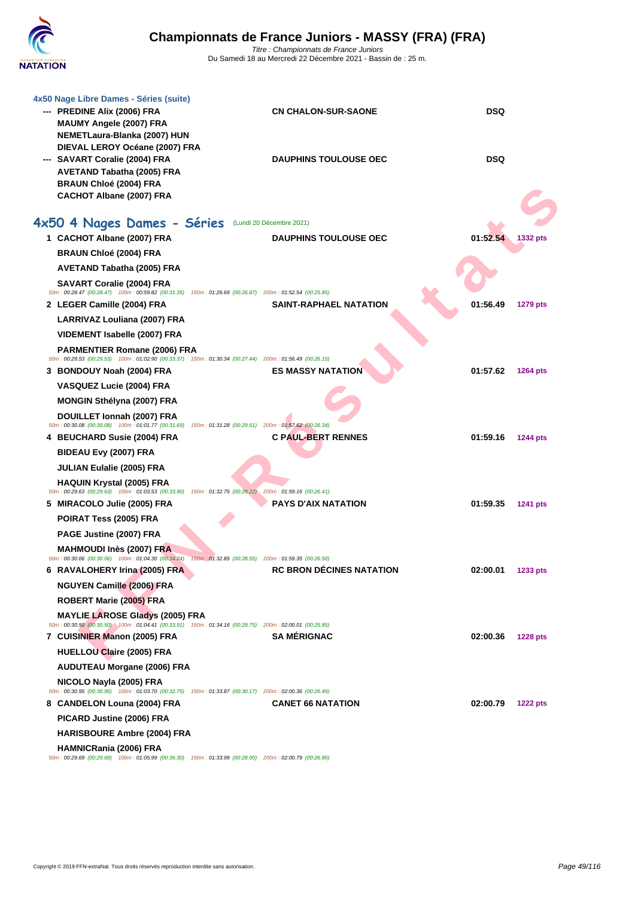### 4x50 Nage Libre Dames - Séries (suite)

| Rang | Nageuses | Club | Temps | Points |
|---|---|---|---|---|
| --- | PREDINE Alix (2006) FRA<br>MAUMY Angele (2007) FRA<br>NEMETLaura-Blanka (2007) HUN<br>DIEVAL LEROY Océane (2007) FRA | CN CHALON-SUR-SAONE | DSQ | |
| --- | SAVART Coralie (2004) FRA<br>AVETAND Tabatha (2005) FRA<br>BRAUN Chloé (2004) FRA<br>CACHOT Albane (2007) FRA | DAUPHINS TOULOUSE OEC | DSQ | |

## 4x50 4 Nages Dames - Séries (Lundi 20 Décembre 2021)

| Rang | Nageuses | Club | Temps | Points |
|---|---|---|---|---|
| 1 | CACHOT Albane (2007) FRA<br>BRAUN Chloé (2004) FRA<br>AVETAND Tabatha (2005) FRA<br>SAVART Coralie (2004) FRA<br>*50m : 00:28.47 (00:28.47) 100m : 00:59.82 (00:31.35) 150m : 01:26.69 (00:26.87) 200m : 01:52.54 (00:25.85)* | DAUPHINS TOULOUSE OEC | 01:52.54 | 1332 pts |
| 2 | LEGER Camille (2004) FRA<br>LARRIVAZ Louliana (2007) FRA<br>VIDEMENT Isabelle (2007) FRA<br>PARMENTIER Romane (2006) FRA<br>*50m : 00:29.53 (00:29.53) 100m : 01:02.90 (00:33.37) 150m : 01:30.34 (00:27.44) 200m : 01:56.49 (00:26.15)* | SAINT-RAPHAEL NATATION | 01:56.49 | 1279 pts |
| 3 | BONDOUY Noah (2004) FRA<br>VASQUEZ Lucie (2004) FRA<br>MONGIN Sthélyna (2007) FRA<br>DOUILLET Ionnah (2007) FRA<br>*50m : 00:30.08 (00:30.08) 100m : 01:01.77 (00:31.69) 150m : 01:31.28 (00:29.51) 200m : 01:57.62 (00:26.34)* | ES MASSY NATATION | 01:57.62 | 1264 pts |
| 4 | BEUCHARD Susie (2004) FRA<br>BIDEAU Evy (2007) FRA<br>JULIAN Eulalie (2005) FRA<br>HAQUIN Krystal (2005) FRA<br>*50m : 00:29.63 (00:29.63) 100m : 01:03.53 (00:33.90) 150m : 01:32.75 (00:29.22) 200m : 01:59.16 (00:26.41)* | C PAUL-BERT RENNES | 01:59.16 | 1244 pts |
| 5 | MIRACOLO Julie (2005) FRA<br>POIRAT Tess (2005) FRA<br>PAGE Justine (2007) FRA<br>MAHMOUDI Inès (2007) FRA<br>*50m : 00:30.06 (00:30.06) 100m : 01:04.30 (00:34.24) 150m : 01:32.85 (00:28.55) 200m : 01:59.35 (00:26.50)* | PAYS D'AIX NATATION | 01:59.35 | 1241 pts |
| 6 | RAVALOHERY Irina (2005) FRA<br>NGUYEN Camille (2006) FRA<br>ROBERT Marie (2005) FRA<br>MAYLIE LAROSE Gladys (2005) FRA<br>*50m : 00:30.50 (00:30.50) 100m : 01:04.41 (00:33.91) 150m : 01:34.16 (00:29.75) 200m : 02:00.01 (00:25.85)* | RC BRON DÉCINES NATATION | 02:00.01 | 1233 pts |
| 7 | CUISINIER Manon (2005) FRA<br>HUELLOU Claire (2005) FRA<br>AUDUTEAU Morgane (2006) FRA<br>NICOLO Nayla (2005) FRA<br>*50m : 00:30.95 (00:30.95) 100m : 01:03.70 (00:32.75) 150m : 01:33.87 (00:30.17) 200m : 02:00.36 (00:26.49)* | SA MÉRIGNAC | 02:00.36 | 1228 pts |
| 8 | CANDELON Louna (2004) FRA<br>PICARD Justine (2006) FRA<br>HARISBOURE Ambre (2004) FRA<br>HAMNICRania (2006) FRA<br>*50m : 00:29.69 (00:29.69) 100m : 01:05.99 (00:36.30) 150m : 01:33.99 (00:28.00) 200m : 02:00.79 (00:26.80)* | CANET 66 NATATION | 02:00.79 | 1222 pts |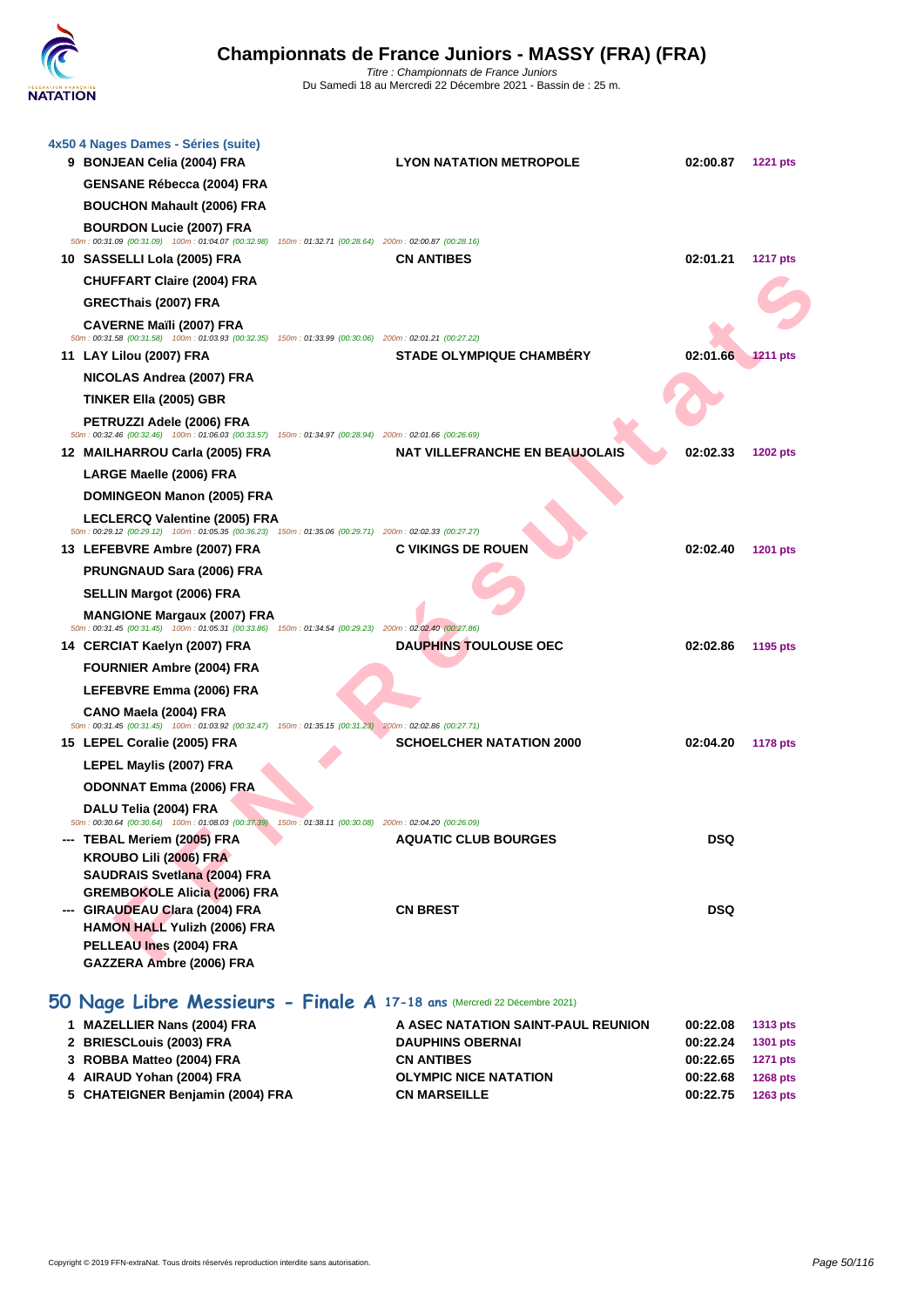# Championnats de France Juniors - MASSY (FRA) (FRA)

*Titre : Championnats de France Juniors*
Du Samedi 18 au Mercredi 22 Décembre 2021 - Bassin de : 25 m.

### 4x50 4 Nages Dames - Séries (suite)

| Rang | Nageurs | Club | Temps | Points |
|---|---|---|---|---|
| 9 | BONJEAN Celia (2004) FRA | LYON NATATION METROPOLE | 02:00.87 | 1221 pts |
| | GENSANE Rébecca (2004) FRA | | | |
| | BOUCHON Mahault (2006) FRA | | | |
| | BOURDON Lucie (2007) FRA | | | |
| | 50m : 00:31.09 (00:31.09) 100m : 01:04.07 (00:32.98) 150m : 01:32.71 (00:28.64) 200m : 02:00.87 (00:28.16) | | | |
| 10 | SASSELLI Lola (2005) FRA | CN ANTIBES | 02:01.21 | 1217 pts |
| | CHUFFART Claire (2004) FRA | | | |
| | GRECThais (2007) FRA | | | |
| | CAVERNE Maïli (2007) FRA | | | |
| | 50m : 00:31.58 (00:31.58) 100m : 01:03.93 (00:32.35) 150m : 01:33.99 (00:30.06) 200m : 02:01.21 (00:27.22) | | | |
| 11 | LAY Lilou (2007) FRA | STADE OLYMPIQUE CHAMBÉRY | 02:01.66 | 1211 pts |
| | NICOLAS Andrea (2007) FRA | | | |
| | TINKER Ella (2005) GBR | | | |
| | PETRUZZI Adele (2006) FRA | | | |
| | 50m : 00:32.46 (00:32.46) 100m : 01:06.03 (00:33.57) 150m : 01:34.97 (00:28.94) 200m : 02:01.66 (00:26.69) | | | |
| 12 | MAILHARROU Carla (2005) FRA | NAT VILLEFRANCHE EN BEAUJOLAIS | 02:02.33 | 1202 pts |
| | LARGE Maelle (2006) FRA | | | |
| | DOMINGEON Manon (2005) FRA | | | |
| | LECLERCQ Valentine (2005) FRA | | | |
| | 50m : 00:29.12 (00:29.12) 100m : 01:05.35 (00:36.23) 150m : 01:35.06 (00:29.71) 200m : 02:02.33 (00:27.27) | | | |
| 13 | LEFEBVRE Ambre (2007) FRA | C VIKINGS DE ROUEN | 02:02.40 | 1201 pts |
| | PRUNGNAUD Sara (2006) FRA | | | |
| | SELLIN Margot (2006) FRA | | | |
| | MANGIONE Margaux (2007) FRA | | | |
| | 50m : 00:31.45 (00:31.45) 100m : 01:05.31 (00:33.86) 150m : 01:34.54 (00:29.23) 200m : 02:02.40 (00:27.86) | | | |
| 14 | CERCIAT Kaelyn (2007) FRA | DAUPHINS TOULOUSE OEC | 02:02.86 | 1195 pts |
| | FOURNIER Ambre (2004) FRA | | | |
| | LEFEBVRE Emma (2006) FRA | | | |
| | CANO Maela (2004) FRA | | | |
| | 50m : 00:31.45 (00:31.45) 100m : 01:03.92 (00:32.47) 150m : 01:35.15 (00:31.23) 200m : 02:02.86 (00:27.71) | | | |
| 15 | LEPEL Coralie (2005) FRA | SCHOELCHER NATATION 2000 | 02:04.20 | 1178 pts |
| | LEPEL Maylis (2007) FRA | | | |
| | ODONNAT Emma (2006) FRA | | | |
| | DALU Telia (2004) FRA | | | |
| | 50m : 00:30.64 (00:30.64) 100m : 01:08.03 (00:37.39) 150m : 01:38.11 (00:30.08) 200m : 02:04.20 (00:26.09) | | | |
| --- | TEBAL Meriem (2005) FRA | AQUATIC CLUB BOURGES | DSQ | |
| | KROUBO Lili (2006) FRA | | | |
| | SAUDRAIS Svetlana (2004) FRA | | | |
| | GREMBOKOLE Alicia (2006) FRA | | | |
| --- | GIRAUDEAU Clara (2004) FRA | CN BREST | DSQ | |
| | HAMON HALL Yulizh (2006) FRA | | | |
| | PELLEAU Ines (2004) FRA | | | |
| | GAZZERA Ambre (2006) FRA | | | |

## 50 Nage Libre Messieurs - Finale A 17-18 ans (Mercredi 22 Décembre 2021)

| Rang | Nageur | Club | Temps | Points |
|---|---|---|---|---|
| 1 | MAZELLIER Nans (2004) FRA | A ASEC NATATION SAINT-PAUL REUNION | 00:22.08 | 1313 pts |
| 2 | BRIESCLouis (2003) FRA | DAUPHINS OBERNAI | 00:22.24 | 1301 pts |
| 3 | ROBBA Matteo (2004) FRA | CN ANTIBES | 00:22.65 | 1271 pts |
| 4 | AIRAUD Yohan (2004) FRA | OLYMPIC NICE NATATION | 00:22.68 | 1268 pts |
| 5 | CHATEIGNER Benjamin (2004) FRA | CN MARSEILLE | 00:22.75 | 1263 pts |

Copyright © 2019 FFN-extraNat. Tous droits réservés reproduction interdite sans autorisation.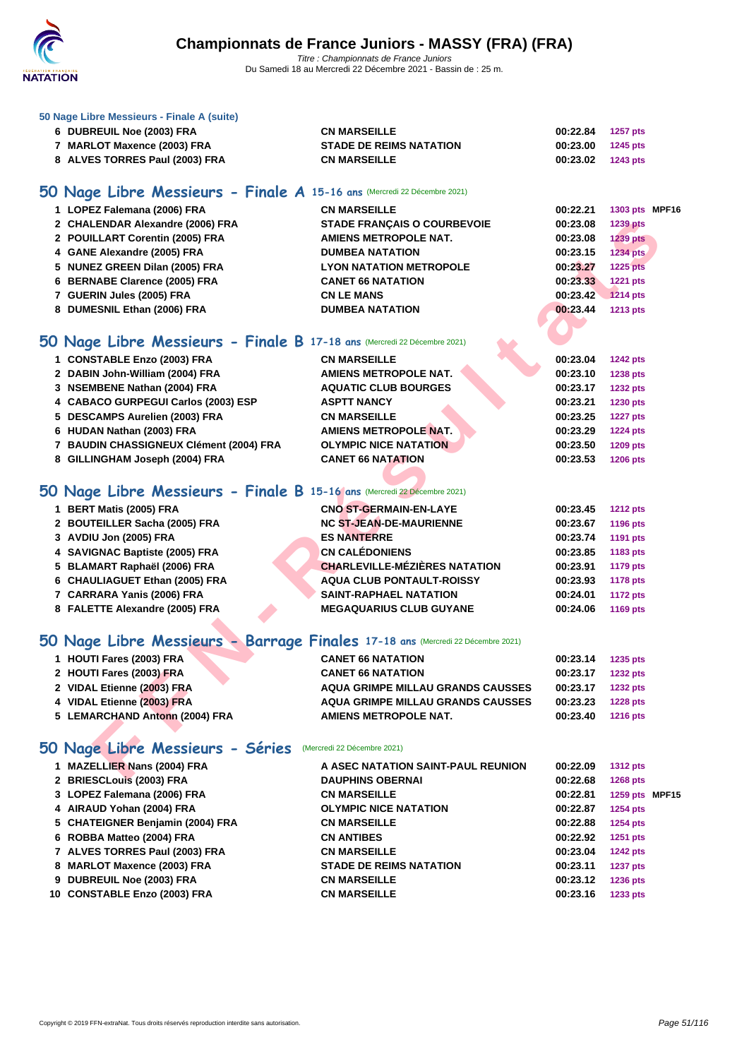# Championnats de France Juniors - MASSY (FRA) (FRA)

*Titre : Championnats de France Juniors*
Du Samedi 18 au Mercredi 22 Décembre 2021 - Bassin de : 25 m.

### 50 Nage Libre Messieurs - Finale A (suite)

| | | | | | |
|---|---|---|---|---|---|
| 6 | DUBREUIL Noe (2003) FRA | CN MARSEILLE | 00:22.84 | 1257 pts | |
| 7 | MARLOT Maxence (2003) FRA | STADE DE REIMS NATATION | 00:23.00 | 1245 pts | |
| 8 | ALVES TORRES Paul (2003) FRA | CN MARSEILLE | 00:23.02 | 1243 pts | |

## 50 Nage Libre Messieurs - Finale A 15-16 ans (Mercredi 22 Décembre 2021)

| | | | | | |
|---|---|---|---|---|---|
| 1 | LOPEZ Falemana (2006) FRA | CN MARSEILLE | 00:22.21 | 1303 pts | MPF16 |
| 2 | CHALENDAR Alexandre (2006) FRA | STADE FRANÇAIS O COURBEVOIE | 00:23.08 | 1239 pts | |
| 2 | POUILLART Corentin (2005) FRA | AMIENS METROPOLE NAT. | 00:23.08 | 1239 pts | |
| 4 | GANE Alexandre (2005) FRA | DUMBEA NATATION | 00:23.15 | 1234 pts | |
| 5 | NUNEZ GREEN Dilan (2005) FRA | LYON NATATION METROPOLE | 00:23.27 | 1225 pts | |
| 6 | BERNABE Clarence (2005) FRA | CANET 66 NATATION | 00:23.33 | 1221 pts | |
| 7 | GUERIN Jules (2005) FRA | CN LE MANS | 00:23.42 | 1214 pts | |
| 8 | DUMESNIL Ethan (2006) FRA | DUMBEA NATATION | 00:23.44 | 1213 pts | |

## 50 Nage Libre Messieurs - Finale B 17-18 ans (Mercredi 22 Décembre 2021)

| | | | | |
|---|---|---|---|---|
| 1 | CONSTABLE Enzo (2003) FRA | CN MARSEILLE | 00:23.04 | 1242 pts |
| 2 | DABIN John-William (2004) FRA | AMIENS METROPOLE NAT. | 00:23.10 | 1238 pts |
| 3 | NSEMBENE Nathan (2004) FRA | AQUATIC CLUB BOURGES | 00:23.17 | 1232 pts |
| 4 | CABACO GURPEGUI Carlos (2003) ESP | ASPTT NANCY | 00:23.21 | 1230 pts |
| 5 | DESCAMPS Aurelien (2003) FRA | CN MARSEILLE | 00:23.25 | 1227 pts |
| 6 | HUDAN Nathan (2003) FRA | AMIENS METROPOLE NAT. | 00:23.29 | 1224 pts |
| 7 | BAUDIN CHASSIGNEUX Clément (2004) FRA | OLYMPIC NICE NATATION | 00:23.50 | 1209 pts |
| 8 | GILLINGHAM Joseph (2004) FRA | CANET 66 NATATION | 00:23.53 | 1206 pts |

## 50 Nage Libre Messieurs - Finale B 15-16 ans (Mercredi 22 Décembre 2021)

| | | | | |
|---|---|---|---|---|
| 1 | BERT Matis (2005) FRA | CNO ST-GERMAIN-EN-LAYE | 00:23.45 | 1212 pts |
| 2 | BOUTEILLER Sacha (2005) FRA | NC ST-JEAN-DE-MAURIENNE | 00:23.67 | 1196 pts |
| 3 | AVDIU Jon (2005) FRA | ES NANTERRE | 00:23.74 | 1191 pts |
| 4 | SAVIGNAC Baptiste (2005) FRA | CN CALÉDONIENS | 00:23.85 | 1183 pts |
| 5 | BLAMART Raphaël (2006) FRA | CHARLEVILLE-MÉZIÈRES NATATION | 00:23.91 | 1179 pts |
| 6 | CHAULIAGUET Ethan (2005) FRA | AQUA CLUB PONTAULT-ROISSY | 00:23.93 | 1178 pts |
| 7 | CARRARA Yanis (2006) FRA | SAINT-RAPHAEL NATATION | 00:24.01 | 1172 pts |
| 8 | FALETTE Alexandre (2005) FRA | MEGAQUARIUS CLUB GUYANE | 00:24.06 | 1169 pts |

## 50 Nage Libre Messieurs - Barrage Finales 17-18 ans (Mercredi 22 Décembre 2021)

| | | | | |
|---|---|---|---|---|
| 1 | HOUTI Fares (2003) FRA | CANET 66 NATATION | 00:23.14 | 1235 pts |
| 2 | HOUTI Fares (2003) FRA | CANET 66 NATATION | 00:23.17 | 1232 pts |
| 2 | VIDAL Etienne (2003) FRA | AQUA GRIMPE MILLAU GRANDS CAUSSES | 00:23.17 | 1232 pts |
| 4 | VIDAL Etienne (2003) FRA | AQUA GRIMPE MILLAU GRANDS CAUSSES | 00:23.23 | 1228 pts |
| 5 | LEMARCHAND Antonn (2004) FRA | AMIENS METROPOLE NAT. | 00:23.40 | 1216 pts |

## 50 Nage Libre Messieurs - Séries (Mercredi 22 Décembre 2021)

| | | | | | |
|---|---|---|---|---|---|
| 1 | MAZELLIER Nans (2004) FRA | A ASEC NATATION SAINT-PAUL REUNION | 00:22.09 | 1312 pts | |
| 2 | BRIESCLouis (2003) FRA | DAUPHINS OBERNAI | 00:22.68 | 1268 pts | |
| 3 | LOPEZ Falemana (2006) FRA | CN MARSEILLE | 00:22.81 | 1259 pts | MPF15 |
| 4 | AIRAUD Yohan (2004) FRA | OLYMPIC NICE NATATION | 00:22.87 | 1254 pts | |
| 5 | CHATEIGNER Benjamin (2004) FRA | CN MARSEILLE | 00:22.88 | 1254 pts | |
| 6 | ROBBA Matteo (2004) FRA | CN ANTIBES | 00:22.92 | 1251 pts | |
| 7 | ALVES TORRES Paul (2003) FRA | CN MARSEILLE | 00:23.04 | 1242 pts | |
| 8 | MARLOT Maxence (2003) FRA | STADE DE REIMS NATATION | 00:23.11 | 1237 pts | |
| 9 | DUBREUIL Noe (2003) FRA | CN MARSEILLE | 00:23.12 | 1236 pts | |
| 10 | CONSTABLE Enzo (2003) FRA | CN MARSEILLE | 00:23.16 | 1233 pts | |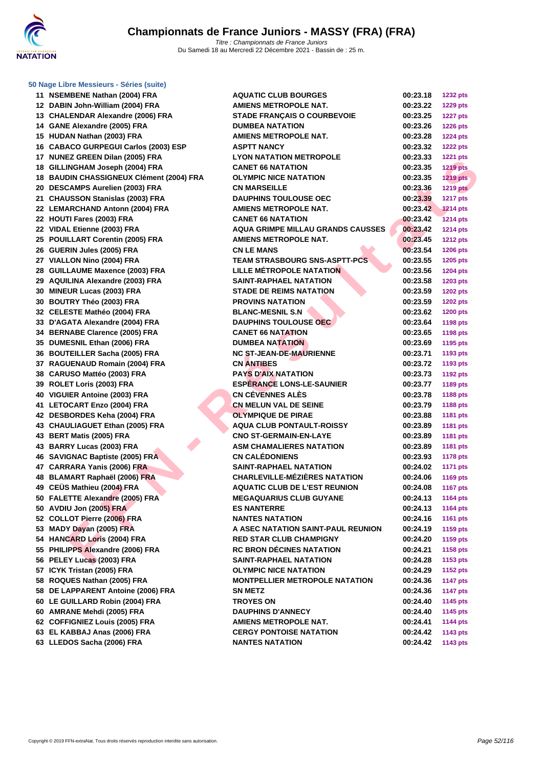### 50 Nage Libre Messieurs - Séries (suite)

| | | | | |
|---|---|---|---|---|
| 11 | NSEMBENE Nathan (2004) FRA | AQUATIC CLUB BOURGES | 00:23.18 | 1232 pts |
| 12 | DABIN John-William (2004) FRA | AMIENS METROPOLE NAT. | 00:23.22 | 1229 pts |
| 13 | CHALENDAR Alexandre (2006) FRA | STADE FRANÇAIS O COURBEVOIE | 00:23.25 | 1227 pts |
| 14 | GANE Alexandre (2005) FRA | DUMBEA NATATION | 00:23.26 | 1226 pts |
| 15 | HUDAN Nathan (2003) FRA | AMIENS METROPOLE NAT. | 00:23.28 | 1224 pts |
| 16 | CABACO GURPEGUI Carlos (2003) ESP | ASPTT NANCY | 00:23.32 | 1222 pts |
| 17 | NUNEZ GREEN Dilan (2005) FRA | LYON NATATION METROPOLE | 00:23.33 | 1221 pts |
| 18 | GILLINGHAM Joseph (2004) FRA | CANET 66 NATATION | 00:23.35 | 1219 pts |
| 18 | BAUDIN CHASSIGNEUX Clément (2004) FRA | OLYMPIC NICE NATATION | 00:23.35 | 1219 pts |
| 20 | DESCAMPS Aurelien (2003) FRA | CN MARSEILLE | 00:23.36 | 1219 pts |
| 21 | CHAUSSON Stanislas (2003) FRA | DAUPHINS TOULOUSE OEC | 00:23.39 | 1217 pts |
| 22 | LEMARCHAND Antonn (2004) FRA | AMIENS METROPOLE NAT. | 00:23.42 | 1214 pts |
| 22 | HOUTI Fares (2003) FRA | CANET 66 NATATION | 00:23.42 | 1214 pts |
| 22 | VIDAL Etienne (2003) FRA | AQUA GRIMPE MILLAU GRANDS CAUSSES | 00:23.42 | 1214 pts |
| 25 | POUILLART Corentin (2005) FRA | AMIENS METROPOLE NAT. | 00:23.45 | 1212 pts |
| 26 | GUERIN Jules (2005) FRA | CN LE MANS | 00:23.54 | 1206 pts |
| 27 | VIALLON Nino (2004) FRA | TEAM STRASBOURG SNS-ASPTT-PCS | 00:23.55 | 1205 pts |
| 28 | GUILLAUME Maxence (2003) FRA | LILLE MÉTROPOLE NATATION | 00:23.56 | 1204 pts |
| 29 | AQUILINA Alexandre (2003) FRA | SAINT-RAPHAEL NATATION | 00:23.58 | 1203 pts |
| 30 | MINEUR Lucas (2003) FRA | STADE DE REIMS NATATION | 00:23.59 | 1202 pts |
| 30 | BOUTRY Théo (2003) FRA | PROVINS NATATION | 00:23.59 | 1202 pts |
| 32 | CELESTE Mathéo (2004) FRA | BLANC-MESNIL S.N | 00:23.62 | 1200 pts |
| 33 | D'AGATA Alexandre (2004) FRA | DAUPHINS TOULOUSE OEC | 00:23.64 | 1198 pts |
| 34 | BERNABE Clarence (2005) FRA | CANET 66 NATATION | 00:23.65 | 1198 pts |
| 35 | DUMESNIL Ethan (2006) FRA | DUMBEA NATATION | 00:23.69 | 1195 pts |
| 36 | BOUTEILLER Sacha (2005) FRA | NC ST-JEAN-DE-MAURIENNE | 00:23.71 | 1193 pts |
| 37 | RAGUENAUD Romain (2004) FRA | CN ANTIBES | 00:23.72 | 1193 pts |
| 38 | CARUSO Mattéo (2003) FRA | PAYS D'AIX NATATION | 00:23.73 | 1192 pts |
| 39 | ROLET Loris (2003) FRA | ESPÉRANCE LONS-LE-SAUNIER | 00:23.77 | 1189 pts |
| 40 | VIGUIER Antoine (2003) FRA | CN CÉVENNES ALÈS | 00:23.78 | 1188 pts |
| 41 | LETOCART Enzo (2004) FRA | CN MELUN VAL DE SEINE | 00:23.79 | 1188 pts |
| 42 | DESBORDES Keha (2004) FRA | OLYMPIQUE DE PIRAE | 00:23.88 | 1181 pts |
| 43 | CHAULIAGUET Ethan (2005) FRA | AQUA CLUB PONTAULT-ROISSY | 00:23.89 | 1181 pts |
| 43 | BERT Matis (2005) FRA | CNO ST-GERMAIN-EN-LAYE | 00:23.89 | 1181 pts |
| 43 | BARRY Lucas (2003) FRA | ASM CHAMALIERES NATATION | 00:23.89 | 1181 pts |
| 46 | SAVIGNAC Baptiste (2005) FRA | CN CALÉDONIENS | 00:23.93 | 1178 pts |
| 47 | CARRARA Yanis (2006) FRA | SAINT-RAPHAEL NATATION | 00:24.02 | 1171 pts |
| 48 | BLAMART Raphaël (2006) FRA | CHARLEVILLE-MÉZIÈRES NATATION | 00:24.06 | 1169 pts |
| 49 | CEÜS Mathieu (2004) FRA | AQUATIC CLUB DE L'EST REUNION | 00:24.08 | 1167 pts |
| 50 | FALETTE Alexandre (2005) FRA | MEGAQUARIUS CLUB GUYANE | 00:24.13 | 1164 pts |
| 50 | AVDIU Jon (2005) FRA | ES NANTERRE | 00:24.13 | 1164 pts |
| 52 | COLLOT Pierre (2006) FRA | NANTES NATATION | 00:24.16 | 1161 pts |
| 53 | MADY Dayan (2005) FRA | A ASEC NATATION SAINT-PAUL REUNION | 00:24.19 | 1159 pts |
| 54 | HANCARD Loris (2004) FRA | RED STAR CLUB CHAMPIGNY | 00:24.20 | 1159 pts |
| 55 | PHILIPPS Alexandre (2006) FRA | RC BRON DÉCINES NATATION | 00:24.21 | 1158 pts |
| 56 | PELEY Lucas (2003) FRA | SAINT-RAPHAEL NATATION | 00:24.28 | 1153 pts |
| 57 | ICYK Tristan (2005) FRA | OLYMPIC NICE NATATION | 00:24.29 | 1152 pts |
| 58 | ROQUES Nathan (2005) FRA | MONTPELLIER METROPOLE NATATION | 00:24.36 | 1147 pts |
| 58 | DE LAPPARENT Antoine (2006) FRA | SN METZ | 00:24.36 | 1147 pts |
| 60 | LE GUILLARD Robin (2004) FRA | TROYES ON | 00:24.40 | 1145 pts |
| 60 | AMRANE Mehdi (2005) FRA | DAUPHINS D'ANNECY | 00:24.40 | 1145 pts |
| 62 | COFFIGNIEZ Louis (2005) FRA | AMIENS METROPOLE NAT. | 00:24.41 | 1144 pts |
| 63 | EL KABBAJ Anas (2006) FRA | CERGY PONTOISE NATATION | 00:24.42 | 1143 pts |
| 63 | LLEDOS Sacha (2006) FRA | NANTES NATATION | 00:24.42 | 1143 pts |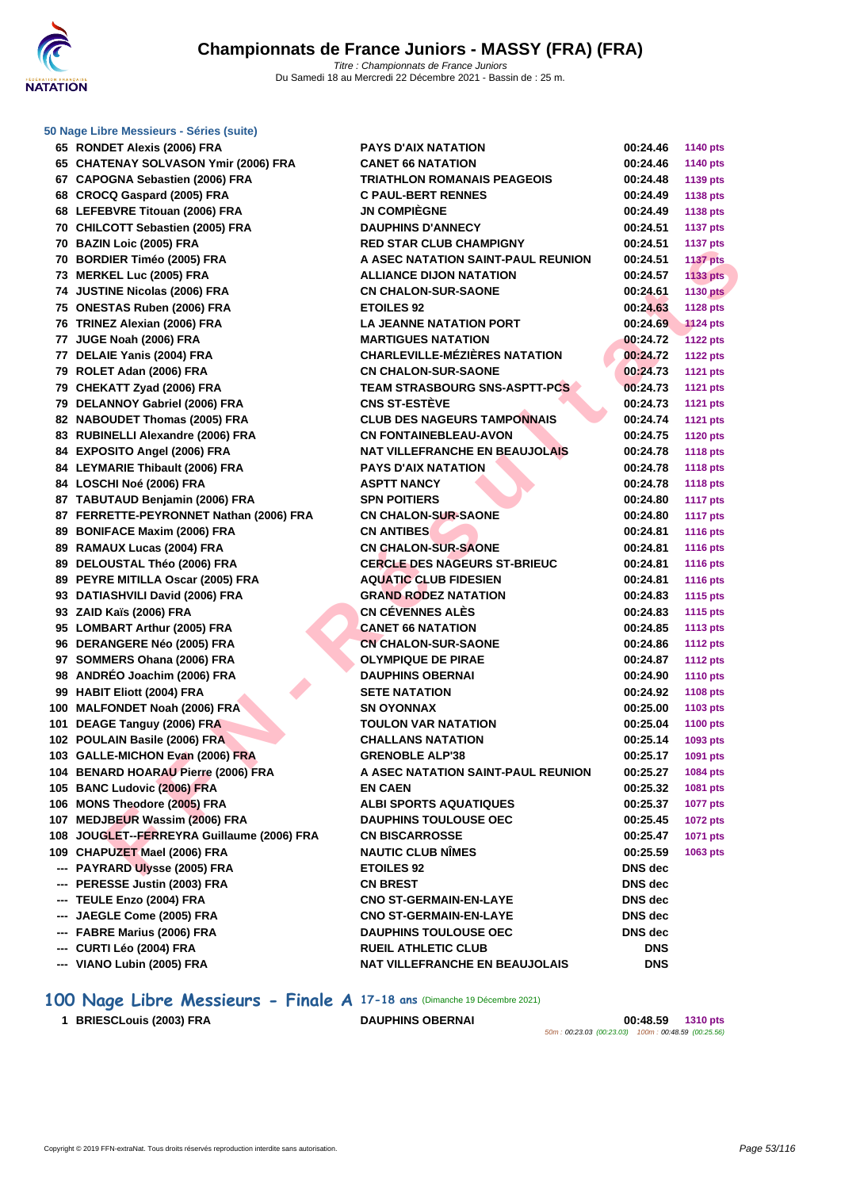# Championnats de France Juniors - MASSY (FRA) (FRA)

*Titre : Championnats de France Juniors*
Du Samedi 18 au Mercredi 22 Décembre 2021 - Bassin de : 25 m.

### 50 Nage Libre Messieurs - Séries (suite)

| Rang | Nom | Club | Temps | Points |
|---|---|---|---|---|
| 65 | RONDET Alexis (2006) FRA | PAYS D'AIX NATATION | 00:24.46 | 1140 pts |
| 65 | CHATENAY SOLVASON Ymir (2006) FRA | CANET 66 NATATION | 00:24.46 | 1140 pts |
| 67 | CAPOGNA Sebastien (2006) FRA | TRIATHLON ROMANAIS PEAGEOIS | 00:24.48 | 1139 pts |
| 68 | CROCQ Gaspard (2005) FRA | C PAUL-BERT RENNES | 00:24.49 | 1138 pts |
| 68 | LEFEBVRE Titouan (2006) FRA | JN COMPIÈGNE | 00:24.49 | 1138 pts |
| 70 | CHILCOTT Sebastien (2005) FRA | DAUPHINS D'ANNECY | 00:24.51 | 1137 pts |
| 70 | BAZIN Loic (2005) FRA | RED STAR CLUB CHAMPIGNY | 00:24.51 | 1137 pts |
| 70 | BORDIER Timéo (2005) FRA | A ASEC NATATION SAINT-PAUL REUNION | 00:24.51 | 1137 pts |
| 73 | MERKEL Luc (2005) FRA | ALLIANCE DIJON NATATION | 00:24.57 | 1133 pts |
| 74 | JUSTINE Nicolas (2006) FRA | CN CHALON-SUR-SAONE | 00:24.61 | 1130 pts |
| 75 | ONESTAS Ruben (2006) FRA | ETOILES 92 | 00:24.63 | 1128 pts |
| 76 | TRINEZ Alexian (2006) FRA | LA JEANNE NATATION PORT | 00:24.69 | 1124 pts |
| 77 | JUGE Noah (2006) FRA | MARTIGUES NATATION | 00:24.72 | 1122 pts |
| 77 | DELAIE Yanis (2004) FRA | CHARLEVILLE-MÉZIÈRES NATATION | 00:24.72 | 1122 pts |
| 79 | ROLET Adan (2006) FRA | CN CHALON-SUR-SAONE | 00:24.73 | 1121 pts |
| 79 | CHEKATT Zyad (2006) FRA | TEAM STRASBOURG SNS-ASPTT-PCS | 00:24.73 | 1121 pts |
| 79 | DELANNOY Gabriel (2006) FRA | CNS ST-ESTÈVE | 00:24.73 | 1121 pts |
| 82 | NABOUDET Thomas (2005) FRA | CLUB DES NAGEURS TAMPONNAIS | 00:24.74 | 1121 pts |
| 83 | RUBINELLI Alexandre (2006) FRA | CN FONTAINEBLEAU-AVON | 00:24.75 | 1120 pts |
| 84 | EXPOSITO Angel (2006) FRA | NAT VILLEFRANCHE EN BEAUJOLAIS | 00:24.78 | 1118 pts |
| 84 | LEYMARIE Thibault (2006) FRA | PAYS D'AIX NATATION | 00:24.78 | 1118 pts |
| 84 | LOSCHI Noé (2006) FRA | ASPTT NANCY | 00:24.78 | 1118 pts |
| 87 | TABUTAUD Benjamin (2006) FRA | SPN POITIERS | 00:24.80 | 1117 pts |
| 87 | FERRETTE-PEYRONNET Nathan (2006) FRA | CN CHALON-SUR-SAONE | 00:24.80 | 1117 pts |
| 89 | BONIFACE Maxim (2006) FRA | CN ANTIBES | 00:24.81 | 1116 pts |
| 89 | RAMAUX Lucas (2004) FRA | CN CHALON-SUR-SAONE | 00:24.81 | 1116 pts |
| 89 | DELOUSTAL Théo (2006) FRA | CERCLE DES NAGEURS ST-BRIEUC | 00:24.81 | 1116 pts |
| 89 | PEYRE MITILLA Oscar (2005) FRA | AQUATIC CLUB FIDESIEN | 00:24.81 | 1116 pts |
| 93 | DATIASHVILI David (2006) FRA | GRAND RODEZ NATATION | 00:24.83 | 1115 pts |
| 93 | ZAID Kaïs (2006) FRA | CN CÉVENNES ALÈS | 00:24.83 | 1115 pts |
| 95 | LOMBART Arthur (2005) FRA | CANET 66 NATATION | 00:24.85 | 1113 pts |
| 96 | DERANGERE Néo (2005) FRA | CN CHALON-SUR-SAONE | 00:24.86 | 1112 pts |
| 97 | SOMMERS Ohana (2006) FRA | OLYMPIQUE DE PIRAE | 00:24.87 | 1112 pts |
| 98 | ANDRÉO Joachim (2006) FRA | DAUPHINS OBERNAI | 00:24.90 | 1110 pts |
| 99 | HABIT Eliott (2004) FRA | SETE NATATION | 00:24.92 | 1108 pts |
| 100 | MALFONDET Noah (2006) FRA | SN OYONNAX | 00:25.00 | 1103 pts |
| 101 | DEAGE Tanguy (2006) FRA | TOULON VAR NATATION | 00:25.04 | 1100 pts |
| 102 | POULAIN Basile (2006) FRA | CHALLANS NATATION | 00:25.14 | 1093 pts |
| 103 | GALLE-MICHON Evan (2006) FRA | GRENOBLE ALP'38 | 00:25.17 | 1091 pts |
| 104 | BENARD HOARAU Pierre (2006) FRA | A ASEC NATATION SAINT-PAUL REUNION | 00:25.27 | 1084 pts |
| 105 | BANC Ludovic (2006) FRA | EN CAEN | 00:25.32 | 1081 pts |
| 106 | MONS Theodore (2005) FRA | ALBI SPORTS AQUATIQUES | 00:25.37 | 1077 pts |
| 107 | MEDJBEUR Wassim (2006) FRA | DAUPHINS TOULOUSE OEC | 00:25.45 | 1072 pts |
| 108 | JOUGLET--FERREYRA Guillaume (2006) FRA | CN BISCARROSSE | 00:25.47 | 1071 pts |
| 109 | CHAPUZET Mael (2006) FRA | NAUTIC CLUB NÎMES | 00:25.59 | 1063 pts |
| --- | PAYRARD Ulysse (2005) FRA | ETOILES 92 | DNS dec | |
| --- | PERESSE Justin (2003) FRA | CN BREST | DNS dec | |
| --- | TEULE Enzo (2004) FRA | CNO ST-GERMAIN-EN-LAYE | DNS dec | |
| --- | JAEGLE Come (2005) FRA | CNO ST-GERMAIN-EN-LAYE | DNS dec | |
| --- | FABRE Marius (2006) FRA | DAUPHINS TOULOUSE OEC | DNS dec | |
| --- | CURTI Léo (2004) FRA | RUEIL ATHLETIC CLUB | DNS | |
| --- | VIANO Lubin (2005) FRA | NAT VILLEFRANCHE EN BEAUJOLAIS | DNS | |

## 100 Nage Libre Messieurs - Finale A 17-18 ans (Dimanche 19 Décembre 2021)

| Rang | Nom | Club | Temps | Points |
|---|---|---|---|---|
| 1 | BRIESCLouis (2003) FRA | DAUPHINS OBERNAI | 00:48.59 | 1310 pts |

50m : 00:23.03 (00:23.03) 100m : 00:48.59 (00:25.56)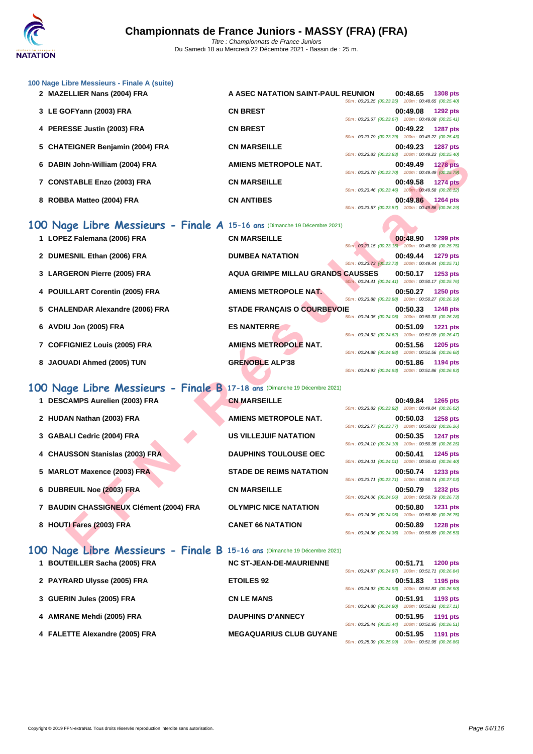## 100 Nage Libre Messieurs - Finale A (suite)

| Rang | Nom | Club | Temps | Points | Splits |
|---|---|---|---|---|---|
| 2 | MAZELLIER Nans (2004) FRA | A ASEC NATATION SAINT-PAUL REUNION | 00:48.65 | 1308 pts | 50m : 00:23.25 (00:23.25) 100m : 00:48.65 (00:25.40) |
| 3 | LE GOFYann (2003) FRA | CN BREST | 00:49.08 | 1292 pts | 50m : 00:23.67 (00:23.67) 100m : 00:49.08 (00:25.41) |
| 4 | PERESSE Justin (2003) FRA | CN BREST | 00:49.22 | 1287 pts | 50m : 00:23.79 (00:23.79) 100m : 00:49.22 (00:25.43) |
| 5 | CHATEIGNER Benjamin (2004) FRA | CN MARSEILLE | 00:49.23 | 1287 pts | 50m : 00:23.83 (00:23.83) 100m : 00:49.23 (00:25.40) |
| 6 | DABIN John-William (2004) FRA | AMIENS METROPOLE NAT. | 00:49.49 | 1278 pts | 50m : 00:23.70 (00:23.70) 100m : 00:49.49 (00:25.79) |
| 7 | CONSTABLE Enzo (2003) FRA | CN MARSEILLE | 00:49.58 | 1274 pts | 50m : 00:23.46 (00:23.46) 100m : 00:49.58 (00:26.12) |
| 8 | ROBBA Matteo (2004) FRA | CN ANTIBES | 00:49.86 | 1264 pts | 50m : 00:23.57 (00:23.57) 100m : 00:49.86 (00:26.29) |

## 100 Nage Libre Messieurs - Finale A 15-16 ans (Dimanche 19 Décembre 2021)

| Rang | Nom | Club | Temps | Points | Splits |
|---|---|---|---|---|---|
| 1 | LOPEZ Falemana (2006) FRA | CN MARSEILLE | 00:48.90 | 1299 pts | 50m : 00:23.15 (00:23.15) 100m : 00:48.90 (00:25.75) |
| 2 | DUMESNIL Ethan (2006) FRA | DUMBEA NATATION | 00:49.44 | 1279 pts | 50m : 00:23.73 (00:23.73) 100m : 00:49.44 (00:25.71) |
| 3 | LARGERON Pierre (2005) FRA | AQUA GRIMPE MILLAU GRANDS CAUSSES | 00:50.17 | 1253 pts | 50m : 00:24.41 (00:24.41) 100m : 00:50.17 (00:25.76) |
| 4 | POUILLART Corentin (2005) FRA | AMIENS METROPOLE NAT. | 00:50.27 | 1250 pts | 50m : 00:23.88 (00:23.88) 100m : 00:50.27 (00:26.39) |
| 5 | CHALENDAR Alexandre (2006) FRA | STADE FRANÇAIS O COURBEVOIE | 00:50.33 | 1248 pts | 50m : 00:24.05 (00:24.05) 100m : 00:50.33 (00:26.28) |
| 6 | AVDIU Jon (2005) FRA | ES NANTERRE | 00:51.09 | 1221 pts | 50m : 00:24.62 (00:24.62) 100m : 00:51.09 (00:26.47) |
| 7 | COFFIGNIEZ Louis (2005) FRA | AMIENS METROPOLE NAT. | 00:51.56 | 1205 pts | 50m : 00:24.88 (00:24.88) 100m : 00:51.56 (00:26.68) |
| 8 | JAOUADI Ahmed (2005) TUN | GRENOBLE ALP'38 | 00:51.86 | 1194 pts | 50m : 00:24.93 (00:24.93) 100m : 00:51.86 (00:26.93) |

## 100 Nage Libre Messieurs - Finale B 17-18 ans (Dimanche 19 Décembre 2021)

| Rang | Nom | Club | Temps | Points | Splits |
|---|---|---|---|---|---|
| 1 | DESCAMPS Aurelien (2003) FRA | CN MARSEILLE | 00:49.84 | 1265 pts | 50m : 00:23.82 (00:23.82) 100m : 00:49.84 (00:26.02) |
| 2 | HUDAN Nathan (2003) FRA | AMIENS METROPOLE NAT. | 00:50.03 | 1258 pts | 50m : 00:23.77 (00:23.77) 100m : 00:50.03 (00:26.26) |
| 3 | GABALI Cedric (2004) FRA | US VILLEJUIF NATATION | 00:50.35 | 1247 pts | 50m : 00:24.10 (00:24.10) 100m : 00:50.35 (00:26.25) |
| 4 | CHAUSSON Stanislas (2003) FRA | DAUPHINS TOULOUSE OEC | 00:50.41 | 1245 pts | 50m : 00:24.01 (00:24.01) 100m : 00:50.41 (00:26.40) |
| 5 | MARLOT Maxence (2003) FRA | STADE DE REIMS NATATION | 00:50.74 | 1233 pts | 50m : 00:23.71 (00:23.71) 100m : 00:50.74 (00:27.03) |
| 6 | DUBREUIL Noe (2003) FRA | CN MARSEILLE | 00:50.79 | 1232 pts | 50m : 00:24.06 (00:24.06) 100m : 00:50.79 (00:26.73) |
| 7 | BAUDIN CHASSIGNEUX Clément (2004) FRA | OLYMPIC NICE NATATION | 00:50.80 | 1231 pts | 50m : 00:24.05 (00:24.05) 100m : 00:50.80 (00:26.75) |
| 8 | HOUTI Fares (2003) FRA | CANET 66 NATATION | 00:50.89 | 1228 pts | 50m : 00:24.36 (00:24.36) 100m : 00:50.89 (00:26.53) |

## 100 Nage Libre Messieurs - Finale B 15-16 ans (Dimanche 19 Décembre 2021)

| Rang | Nom | Club | Temps | Points | Splits |
|---|---|---|---|---|---|
| 1 | BOUTEILLER Sacha (2005) FRA | NC ST-JEAN-DE-MAURIENNE | 00:51.71 | 1200 pts | 50m : 00:24.87 (00:24.87) 100m : 00:51.71 (00:26.84) |
| 2 | PAYRARD Ulysse (2005) FRA | ETOILES 92 | 00:51.83 | 1195 pts | 50m : 00:24.93 (00:24.93) 100m : 00:51.83 (00:26.90) |
| 3 | GUERIN Jules (2005) FRA | CN LE MANS | 00:51.91 | 1193 pts | 50m : 00:24.80 (00:24.80) 100m : 00:51.91 (00:27.11) |
| 4 | AMRANE Mehdi (2005) FRA | DAUPHINS D'ANNECY | 00:51.95 | 1191 pts | 50m : 00:25.44 (00:25.44) 100m : 00:51.95 (00:26.51) |
| 4 | FALETTE Alexandre (2005) FRA | MEGAQUARIUS CLUB GUYANE | 00:51.95 | 1191 pts | 50m : 00:25.09 (00:25.09) 100m : 00:51.95 (00:26.86) |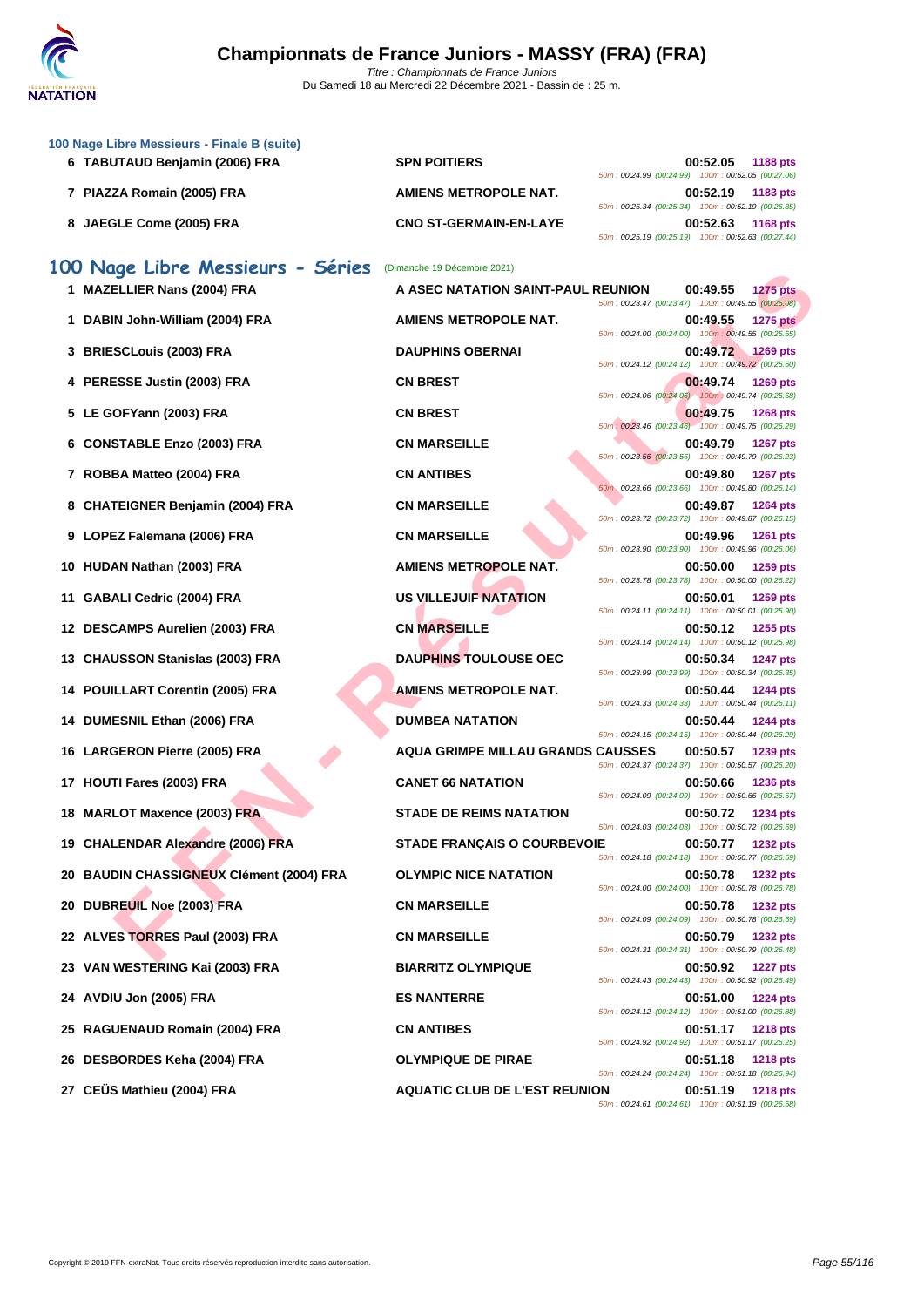### 100 Nage Libre Messieurs - Finale B (suite)

| Place | Nom | Club | Temps | Points | Splits |
|---|---|---|---|---|---|
| 6 | TABUTAUD Benjamin (2006) FRA | SPN POITIERS | 00:52.05 | 1188 pts | 50m : 00:24.99 (00:24.99) 100m : 00:52.05 (00:27.06) |
| 7 | PIAZZA Romain (2005) FRA | AMIENS METROPOLE NAT. | 00:52.19 | 1183 pts | 50m : 00:25.34 (00:25.34) 100m : 00:52.19 (00:26.85) |
| 8 | JAEGLE Come (2005) FRA | CNO ST-GERMAIN-EN-LAYE | 00:52.63 | 1168 pts | 50m : 00:25.19 (00:25.19) 100m : 00:52.63 (00:27.44) |

## 100 Nage Libre Messieurs - Séries

(Dimanche 19 Décembre 2021)

| Place | Nom | Club | Temps | Points | Splits |
|---|---|---|---|---|---|
| 1 | MAZELLIER Nans (2004) FRA | A ASEC NATATION SAINT-PAUL REUNION | 00:49.55 | 1275 pts | 50m : 00:23.47 (00:23.47) 100m : 00:49.55 (00:26.08) |
| 1 | DABIN John-William (2004) FRA | AMIENS METROPOLE NAT. | 00:49.55 | 1275 pts | 50m : 00:24.00 (00:24.00) 100m : 00:49.55 (00:25.55) |
| 3 | BRIESCLouis (2003) FRA | DAUPHINS OBERNAI | 00:49.72 | 1269 pts | 50m : 00:24.12 (00:24.12) 100m : 00:49.72 (00:25.60) |
| 4 | PERESSE Justin (2003) FRA | CN BREST | 00:49.74 | 1269 pts | 50m : 00:24.06 (00:24.06) 100m : 00:49.74 (00:25.68) |
| 5 | LE GOFYann (2003) FRA | CN BREST | 00:49.75 | 1268 pts | 50m : 00:23.46 (00:23.46) 100m : 00:49.75 (00:26.29) |
| 6 | CONSTABLE Enzo (2003) FRA | CN MARSEILLE | 00:49.79 | 1267 pts | 50m : 00:23.56 (00:23.56) 100m : 00:49.79 (00:26.23) |
| 7 | ROBBA Matteo (2004) FRA | CN ANTIBES | 00:49.80 | 1267 pts | 50m : 00:23.66 (00:23.66) 100m : 00:49.80 (00:26.14) |
| 8 | CHATEIGNER Benjamin (2004) FRA | CN MARSEILLE | 00:49.87 | 1264 pts | 50m : 00:23.72 (00:23.72) 100m : 00:49.87 (00:26.15) |
| 9 | LOPEZ Falemana (2006) FRA | CN MARSEILLE | 00:49.96 | 1261 pts | 50m : 00:23.90 (00:23.90) 100m : 00:49.96 (00:26.06) |
| 10 | HUDAN Nathan (2003) FRA | AMIENS METROPOLE NAT. | 00:50.00 | 1259 pts | 50m : 00:23.78 (00:23.78) 100m : 00:50.00 (00:26.22) |
| 11 | GABALI Cedric (2004) FRA | US VILLEJUIF NATATION | 00:50.01 | 1259 pts | 50m : 00:24.11 (00:24.11) 100m : 00:50.01 (00:25.90) |
| 12 | DESCAMPS Aurelien (2003) FRA | CN MARSEILLE | 00:50.12 | 1255 pts | 50m : 00:24.14 (00:24.14) 100m : 00:50.12 (00:25.98) |
| 13 | CHAUSSON Stanislas (2003) FRA | DAUPHINS TOULOUSE OEC | 00:50.34 | 1247 pts | 50m : 00:23.99 (00:23.99) 100m : 00:50.34 (00:26.35) |
| 14 | POUILLART Corentin (2005) FRA | AMIENS METROPOLE NAT. | 00:50.44 | 1244 pts | 50m : 00:24.33 (00:24.33) 100m : 00:50.44 (00:26.11) |
| 14 | DUMESNIL Ethan (2006) FRA | DUMBEA NATATION | 00:50.44 | 1244 pts | 50m : 00:24.15 (00:24.15) 100m : 00:50.44 (00:26.29) |
| 16 | LARGERON Pierre (2005) FRA | AQUA GRIMPE MILLAU GRANDS CAUSSES | 00:50.57 | 1239 pts | 50m : 00:24.37 (00:24.37) 100m : 00:50.57 (00:26.20) |
| 17 | HOUTI Fares (2003) FRA | CANET 66 NATATION | 00:50.66 | 1236 pts | 50m : 00:24.09 (00:24.09) 100m : 00:50.66 (00:26.57) |
| 18 | MARLOT Maxence (2003) FRA | STADE DE REIMS NATATION | 00:50.72 | 1234 pts | 50m : 00:24.03 (00:24.03) 100m : 00:50.72 (00:26.69) |
| 19 | CHALENDAR Alexandre (2006) FRA | STADE FRANÇAIS O COURBEVOIE | 00:50.77 | 1232 pts | 50m : 00:24.18 (00:24.18) 100m : 00:50.77 (00:26.59) |
| 20 | BAUDIN CHASSIGNEUX Clément (2004) FRA | OLYMPIC NICE NATATION | 00:50.78 | 1232 pts | 50m : 00:24.00 (00:24.00) 100m : 00:50.78 (00:26.78) |
| 20 | DUBREUIL Noe (2003) FRA | CN MARSEILLE | 00:50.78 | 1232 pts | 50m : 00:24.09 (00:24.09) 100m : 00:50.78 (00:26.69) |
| 22 | ALVES TORRES Paul (2003) FRA | CN MARSEILLE | 00:50.79 | 1232 pts | 50m : 00:24.31 (00:24.31) 100m : 00:50.79 (00:26.48) |
| 23 | VAN WESTERING Kai (2003) FRA | BIARRITZ OLYMPIQUE | 00:50.92 | 1227 pts | 50m : 00:24.43 (00:24.43) 100m : 00:50.92 (00:26.49) |
| 24 | AVDIU Jon (2005) FRA | ES NANTERRE | 00:51.00 | 1224 pts | 50m : 00:24.12 (00:24.12) 100m : 00:51.00 (00:26.88) |
| 25 | RAGUENAUD Romain (2004) FRA | CN ANTIBES | 00:51.17 | 1218 pts | 50m : 00:24.92 (00:24.92) 100m : 00:51.17 (00:26.25) |
| 26 | DESBORDES Keha (2004) FRA | OLYMPIQUE DE PIRAE | 00:51.18 | 1218 pts | 50m : 00:24.24 (00:24.24) 100m : 00:51.18 (00:26.94) |
| 27 | CEÜS Mathieu (2004) FRA | AQUATIC CLUB DE L'EST REUNION | 00:51.19 | 1218 pts | 50m : 00:24.61 (00:24.61) 100m : 00:51.19 (00:26.58) |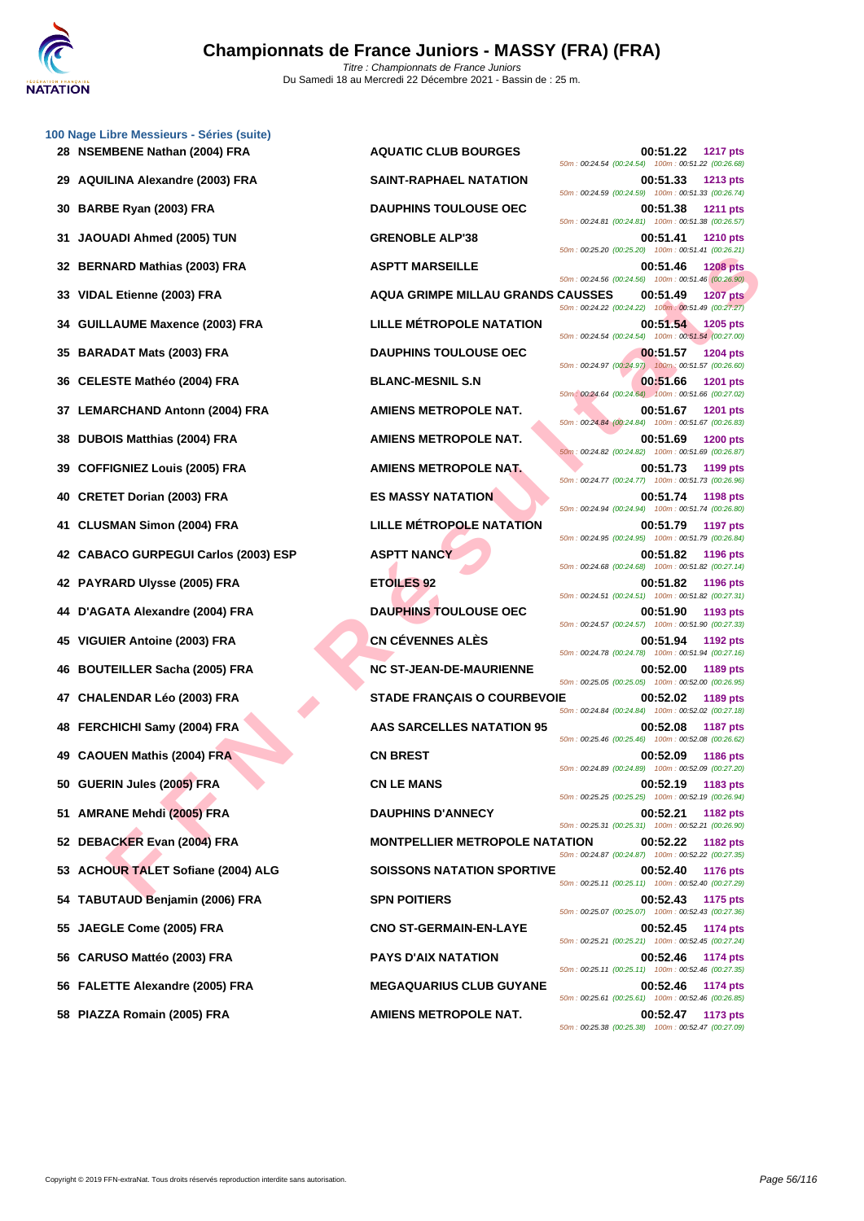# Championnats de France Juniors - MASSY (FRA) (FRA)

*Titre : Championnats de France Juniors*
Du Samedi 18 au Mercredi 22 Décembre 2021 - Bassin de : 25 m.

### 100 Nage Libre Messieurs - Séries (suite)

| Rang | Nom | Club | Temps | Points | Splits |
|---|---|---|---|---|---|
| 28 | NSEMBENE Nathan (2004) FRA | AQUATIC CLUB BOURGES | 00:51.22 | 1217 pts | 50m : 00:24.54 (00:24.54) 100m : 00:51.22 (00:26.68) |
| 29 | AQUILINA Alexandre (2003) FRA | SAINT-RAPHAEL NATATION | 00:51.33 | 1213 pts | 50m : 00:24.59 (00:24.59) 100m : 00:51.33 (00:26.74) |
| 30 | BARBE Ryan (2003) FRA | DAUPHINS TOULOUSE OEC | 00:51.38 | 1211 pts | 50m : 00:24.81 (00:24.81) 100m : 00:51.38 (00:26.57) |
| 31 | JAOUADI Ahmed (2005) TUN | GRENOBLE ALP'38 | 00:51.41 | 1210 pts | 50m : 00:25.20 (00:25.20) 100m : 00:51.41 (00:26.21) |
| 32 | BERNARD Mathias (2003) FRA | ASPTT MARSEILLE | 00:51.46 | 1208 pts | 50m : 00:24.56 (00:24.56) 100m : 00:51.46 (00:26.90) |
| 33 | VIDAL Etienne (2003) FRA | AQUA GRIMPE MILLAU GRANDS CAUSSES | 00:51.49 | 1207 pts | 50m : 00:24.22 (00:24.22) 100m : 00:51.49 (00:27.27) |
| 34 | GUILLAUME Maxence (2003) FRA | LILLE MÉTROPOLE NATATION | 00:51.54 | 1205 pts | 50m : 00:24.54 (00:24.54) 100m : 00:51.54 (00:27.00) |
| 35 | BARADAT Mats (2003) FRA | DAUPHINS TOULOUSE OEC | 00:51.57 | 1204 pts | 50m : 00:24.97 (00:24.97) 100m : 00:51.57 (00:26.60) |
| 36 | CELESTE Mathéo (2004) FRA | BLANC-MESNIL S.N | 00:51.66 | 1201 pts | 50m : 00:24.64 (00:24.64) 100m : 00:51.66 (00:27.02) |
| 37 | LEMARCHAND Antonn (2004) FRA | AMIENS METROPOLE NAT. | 00:51.67 | 1201 pts | 50m : 00:24.84 (00:24.84) 100m : 00:51.67 (00:26.83) |
| 38 | DUBOIS Matthias (2004) FRA | AMIENS METROPOLE NAT. | 00:51.69 | 1200 pts | 50m : 00:24.82 (00:24.82) 100m : 00:51.69 (00:26.87) |
| 39 | COFFIGNIEZ Louis (2005) FRA | AMIENS METROPOLE NAT. | 00:51.73 | 1199 pts | 50m : 00:24.77 (00:24.77) 100m : 00:51.73 (00:26.96) |
| 40 | CRETET Dorian (2003) FRA | ES MASSY NATATION | 00:51.74 | 1198 pts | 50m : 00:24.94 (00:24.94) 100m : 00:51.74 (00:26.80) |
| 41 | CLUSMAN Simon (2004) FRA | LILLE MÉTROPOLE NATATION | 00:51.79 | 1197 pts | 50m : 00:24.95 (00:24.95) 100m : 00:51.79 (00:26.84) |
| 42 | CABACO GURPEGUI Carlos (2003) ESP | ASPTT NANCY | 00:51.82 | 1196 pts | 50m : 00:24.68 (00:24.68) 100m : 00:51.82 (00:27.14) |
| 42 | PAYRARD Ulysse (2005) FRA | ETOILES 92 | 00:51.82 | 1196 pts | 50m : 00:24.51 (00:24.51) 100m : 00:51.82 (00:27.31) |
| 44 | D'AGATA Alexandre (2004) FRA | DAUPHINS TOULOUSE OEC | 00:51.90 | 1193 pts | 50m : 00:24.57 (00:24.57) 100m : 00:51.90 (00:27.33) |
| 45 | VIGUIER Antoine (2003) FRA | CN CÉVENNES ALÈS | 00:51.94 | 1192 pts | 50m : 00:24.78 (00:24.78) 100m : 00:51.94 (00:27.16) |
| 46 | BOUTEILLER Sacha (2005) FRA | NC ST-JEAN-DE-MAURIENNE | 00:52.00 | 1189 pts | 50m : 00:25.05 (00:25.05) 100m : 00:52.00 (00:26.95) |
| 47 | CHALENDAR Léo (2003) FRA | STADE FRANÇAIS O COURBEVOIE | 00:52.02 | 1189 pts | 50m : 00:24.84 (00:24.84) 100m : 00:52.02 (00:27.18) |
| 48 | FERCHICHI Samy (2004) FRA | AAS SARCELLES NATATION 95 | 00:52.08 | 1187 pts | 50m : 00:25.46 (00:25.46) 100m : 00:52.08 (00:26.62) |
| 49 | CAOUEN Mathis (2004) FRA | CN BREST | 00:52.09 | 1186 pts | 50m : 00:24.89 (00:24.89) 100m : 00:52.09 (00:27.20) |
| 50 | GUERIN Jules (2005) FRA | CN LE MANS | 00:52.19 | 1183 pts | 50m : 00:25.25 (00:25.25) 100m : 00:52.19 (00:26.94) |
| 51 | AMRANE Mehdi (2005) FRA | DAUPHINS D'ANNECY | 00:52.21 | 1182 pts | 50m : 00:25.31 (00:25.31) 100m : 00:52.21 (00:26.90) |
| 52 | DEBACKER Evan (2004) FRA | MONTPELLIER METROPOLE NATATION | 00:52.22 | 1182 pts | 50m : 00:24.87 (00:24.87) 100m : 00:52.22 (00:27.35) |
| 53 | ACHOUR TALET Sofiane (2004) ALG | SOISSONS NATATION SPORTIVE | 00:52.40 | 1176 pts | 50m : 00:25.11 (00:25.11) 100m : 00:52.40 (00:27.29) |
| 54 | TABUTAUD Benjamin (2006) FRA | SPN POITIERS | 00:52.43 | 1175 pts | 50m : 00:25.07 (00:25.07) 100m : 00:52.43 (00:27.36) |
| 55 | JAEGLE Come (2005) FRA | CNO ST-GERMAIN-EN-LAYE | 00:52.45 | 1174 pts | 50m : 00:25.21 (00:25.21) 100m : 00:52.45 (00:27.24) |
| 56 | CARUSO Mattéo (2003) FRA | PAYS D'AIX NATATION | 00:52.46 | 1174 pts | 50m : 00:25.11 (00:25.11) 100m : 00:52.46 (00:27.35) |
| 56 | FALETTE Alexandre (2005) FRA | MEGAQUARIUS CLUB GUYANE | 00:52.46 | 1174 pts | 50m : 00:25.61 (00:25.61) 100m : 00:52.46 (00:26.85) |
| 58 | PIAZZA Romain (2005) FRA | AMIENS METROPOLE NAT. | 00:52.47 | 1173 pts | 50m : 00:25.38 (00:25.38) 100m : 00:52.47 (00:27.09) |

Copyright © 2019 FFN-extraNat. Tous droits réservés reproduction interdite sans autorisation.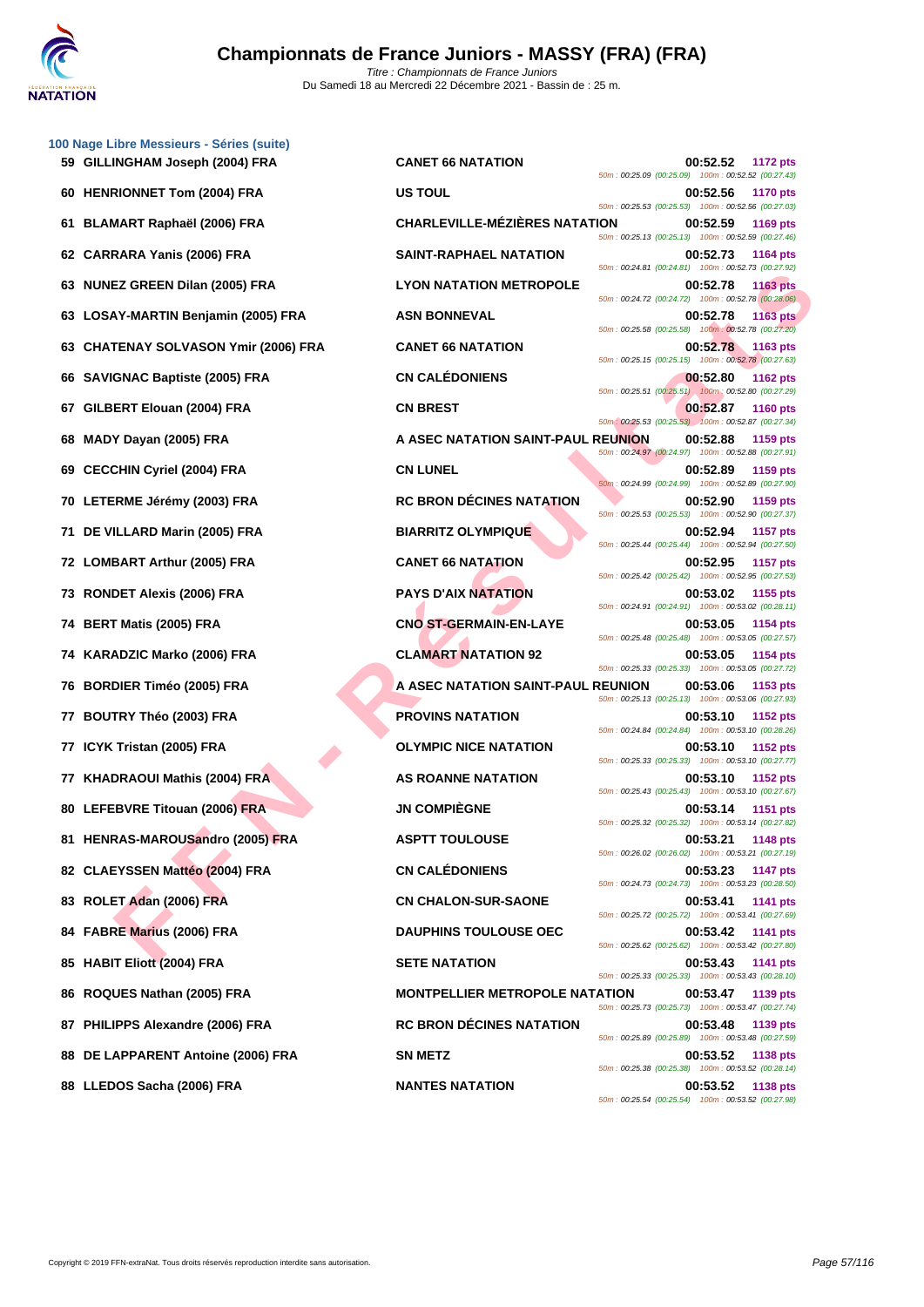# Championnats de France Juniors - MASSY (FRA) (FRA)

*Titre : Championnats de France Juniors*
Du Samedi 18 au Mercredi 22 Décembre 2021 - Bassin de : 25 m.

## 100 Nage Libre Messieurs - Séries (suite)

| Rang | Nom | Club | Temps | Points | Splits |
|---|---|---|---|---|---|
| 59 | GILLINGHAM Joseph (2004) FRA | CANET 66 NATATION | 00:52.52 | 1172 pts | 50m : 00:25.09 (00:25.09) 100m : 00:52.52 (00:27.43) |
| 60 | HENRIONNET Tom (2004) FRA | US TOUL | 00:52.56 | 1170 pts | 50m : 00:25.53 (00:25.53) 100m : 00:52.56 (00:27.03) |
| 61 | BLAMART Raphaël (2006) FRA | CHARLEVILLE-MÉZIÈRES NATATION | 00:52.59 | 1169 pts | 50m : 00:25.13 (00:25.13) 100m : 00:52.59 (00:27.46) |
| 62 | CARRARA Yanis (2006) FRA | SAINT-RAPHAEL NATATION | 00:52.73 | 1164 pts | 50m : 00:24.81 (00:24.81) 100m : 00:52.73 (00:27.92) |
| 63 | NUNEZ GREEN Dilan (2005) FRA | LYON NATATION METROPOLE | 00:52.78 | 1163 pts | 50m : 00:24.72 (00:24.72) 100m : 00:52.78 (00:28.06) |
| 63 | LOSAY-MARTIN Benjamin (2005) FRA | ASN BONNEVAL | 00:52.78 | 1163 pts | 50m : 00:25.58 (00:25.58) 100m : 00:52.78 (00:27.20) |
| 63 | CHATENAY SOLVASON Ymir (2006) FRA | CANET 66 NATATION | 00:52.78 | 1163 pts | 50m : 00:25.15 (00:25.15) 100m : 00:52.78 (00:27.63) |
| 66 | SAVIGNAC Baptiste (2005) FRA | CN CALÉDONIENS | 00:52.80 | 1162 pts | 50m : 00:25.51 (00:25.51) 100m : 00:52.80 (00:27.29) |
| 67 | GILBERT Elouan (2004) FRA | CN BREST | 00:52.87 | 1160 pts | 50m : 00:25.53 (00:25.53) 100m : 00:52.87 (00:27.34) |
| 68 | MADY Dayan (2005) FRA | A ASEC NATATION SAINT-PAUL REUNION | 00:52.88 | 1159 pts | 50m : 00:24.97 (00:24.97) 100m : 00:52.88 (00:27.91) |
| 69 | CECCHIN Cyriel (2004) FRA | CN LUNEL | 00:52.89 | 1159 pts | 50m : 00:24.99 (00:24.99) 100m : 00:52.89 (00:27.90) |
| 70 | LETERME Jérémy (2003) FRA | RC BRON DÉCINES NATATION | 00:52.90 | 1159 pts | 50m : 00:25.53 (00:25.53) 100m : 00:52.90 (00:27.37) |
| 71 | DE VILLARD Marin (2005) FRA | BIARRITZ OLYMPIQUE | 00:52.94 | 1157 pts | 50m : 00:25.44 (00:25.44) 100m : 00:52.94 (00:27.50) |
| 72 | LOMBART Arthur (2005) FRA | CANET 66 NATATION | 00:52.95 | 1157 pts | 50m : 00:25.42 (00:25.42) 100m : 00:52.95 (00:27.53) |
| 73 | RONDET Alexis (2006) FRA | PAYS D'AIX NATATION | 00:53.02 | 1155 pts | 50m : 00:24.91 (00:24.91) 100m : 00:53.02 (00:28.11) |
| 74 | BERT Matis (2005) FRA | CNO ST-GERMAIN-EN-LAYE | 00:53.05 | 1154 pts | 50m : 00:25.48 (00:25.48) 100m : 00:53.05 (00:27.57) |
| 74 | KARADZIC Marko (2006) FRA | CLAMART NATATION 92 | 00:53.05 | 1154 pts | 50m : 00:25.33 (00:25.33) 100m : 00:53.05 (00:27.72) |
| 76 | BORDIER Timéo (2005) FRA | A ASEC NATATION SAINT-PAUL REUNION | 00:53.06 | 1153 pts | 50m : 00:25.13 (00:25.13) 100m : 00:53.06 (00:27.93) |
| 77 | BOUTRY Théo (2003) FRA | PROVINS NATATION | 00:53.10 | 1152 pts | 50m : 00:24.84 (00:24.84) 100m : 00:53.10 (00:28.26) |
| 77 | ICYK Tristan (2005) FRA | OLYMPIC NICE NATATION | 00:53.10 | 1152 pts | 50m : 00:25.33 (00:25.33) 100m : 00:53.10 (00:27.77) |
| 77 | KHADRAOUI Mathis (2004) FRA | AS ROANNE NATATION | 00:53.10 | 1152 pts | 50m : 00:25.43 (00:25.43) 100m : 00:53.10 (00:27.67) |
| 80 | LEFEBVRE Titouan (2006) FRA | JN COMPIÈGNE | 00:53.14 | 1151 pts | 50m : 00:25.32 (00:25.32) 100m : 00:53.14 (00:27.82) |
| 81 | HENRAS-MAROUSandro (2005) FRA | ASPTT TOULOUSE | 00:53.21 | 1148 pts | 50m : 00:26.02 (00:26.02) 100m : 00:53.21 (00:27.19) |
| 82 | CLAEYSSEN Mattéo (2004) FRA | CN CALÉDONIENS | 00:53.23 | 1147 pts | 50m : 00:24.73 (00:24.73) 100m : 00:53.23 (00:28.50) |
| 83 | ROLET Adan (2006) FRA | CN CHALON-SUR-SAONE | 00:53.41 | 1141 pts | 50m : 00:25.72 (00:25.72) 100m : 00:53.41 (00:27.69) |
| 84 | FABRE Marius (2006) FRA | DAUPHINS TOULOUSE OEC | 00:53.42 | 1141 pts | 50m : 00:25.62 (00:25.62) 100m : 00:53.42 (00:27.80) |
| 85 | HABIT Eliott (2004) FRA | SETE NATATION | 00:53.43 | 1141 pts | 50m : 00:25.33 (00:25.33) 100m : 00:53.43 (00:28.10) |
| 86 | ROQUES Nathan (2005) FRA | MONTPELLIER METROPOLE NATATION | 00:53.47 | 1139 pts | 50m : 00:25.73 (00:25.73) 100m : 00:53.47 (00:27.74) |
| 87 | PHILIPPS Alexandre (2006) FRA | RC BRON DÉCINES NATATION | 00:53.48 | 1139 pts | 50m : 00:25.89 (00:25.89) 100m : 00:53.48 (00:27.59) |
| 88 | DE LAPPARENT Antoine (2006) FRA | SN METZ | 00:53.52 | 1138 pts | 50m : 00:25.38 (00:25.38) 100m : 00:53.52 (00:28.14) |
| 88 | LLEDOS Sacha (2006) FRA | NANTES NATATION | 00:53.52 | 1138 pts | 50m : 00:25.54 (00:25.54) 100m : 00:53.52 (00:27.98) |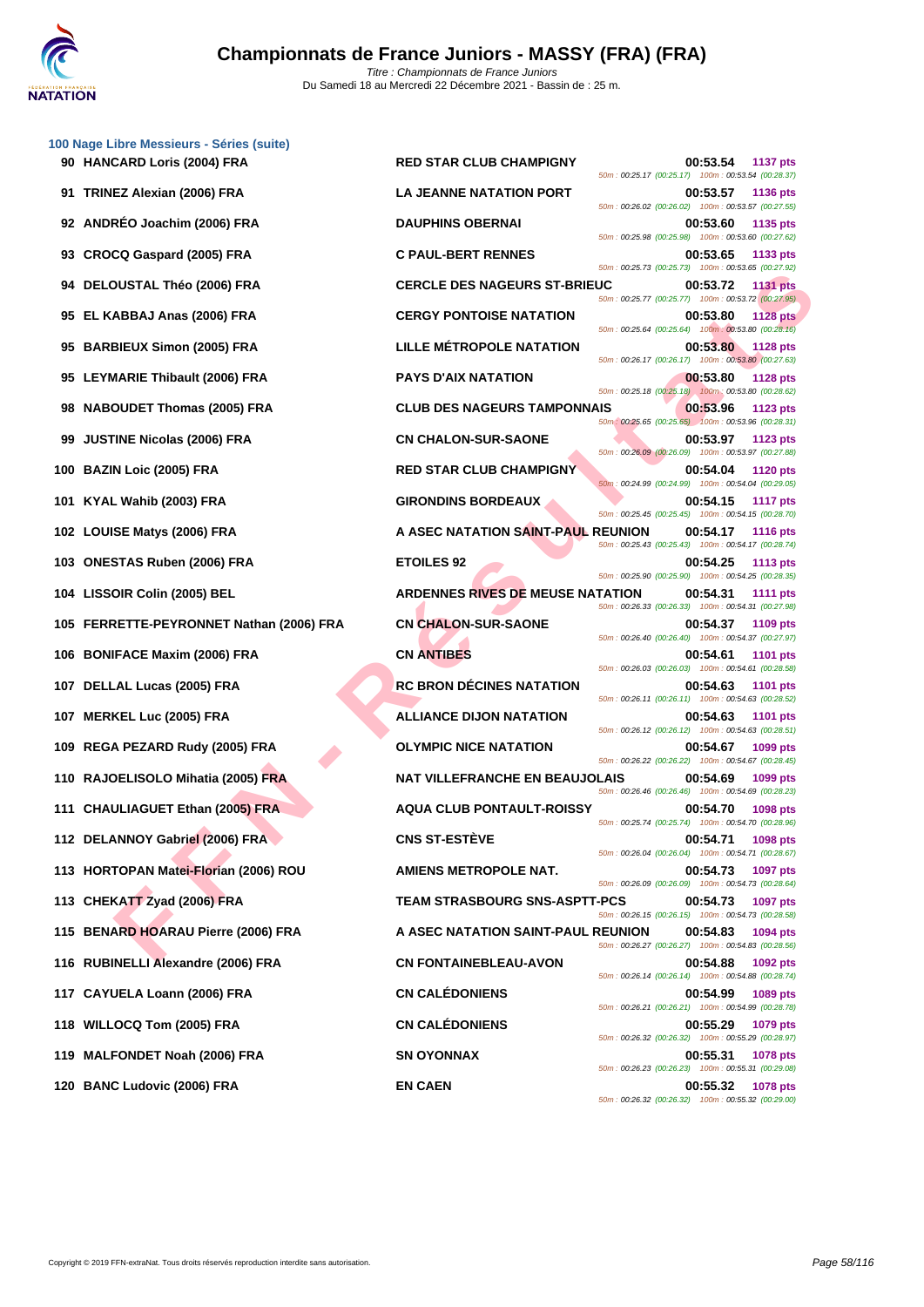## Championnats de France Juniors - MASSY (FRA) (FRA)

*Titre : Championnats de France Juniors*
Du Samedi 18 au Mercredi 22 Décembre 2021 - Bassin de : 25 m.

### 100 Nage Libre Messieurs - Séries (suite)

| Rang | Nom | Club | Temps | Points | Splits |
|---|---|---|---|---|---|
| 90 | HANCARD Loris (2004) FRA | RED STAR CLUB CHAMPIGNY | 00:53.54 | 1137 pts | 50m : 00:25.17 (00:25.17) 100m : 00:53.54 (00:28.37) |
| 91 | TRINEZ Alexian (2006) FRA | LA JEANNE NATATION PORT | 00:53.57 | 1136 pts | 50m : 00:26.02 (00:26.02) 100m : 00:53.57 (00:27.55) |
| 92 | ANDRÉO Joachim (2006) FRA | DAUPHINS OBERNAI | 00:53.60 | 1135 pts | 50m : 00:25.98 (00:25.98) 100m : 00:53.60 (00:27.62) |
| 93 | CROCQ Gaspard (2005) FRA | C PAUL-BERT RENNES | 00:53.65 | 1133 pts | 50m : 00:25.73 (00:25.73) 100m : 00:53.65 (00:27.92) |
| 94 | DELOUSTAL Théo (2006) FRA | CERCLE DES NAGEURS ST-BRIEUC | 00:53.72 | 1131 pts | 50m : 00:25.77 (00:25.77) 100m : 00:53.72 (00:27.95) |
| 95 | EL KABBAJ Anas (2006) FRA | CERGY PONTOISE NATATION | 00:53.80 | 1128 pts | 50m : 00:25.64 (00:25.64) 100m : 00:53.80 (00:28.16) |
| 95 | BARBIEUX Simon (2005) FRA | LILLE MÉTROPOLE NATATION | 00:53.80 | 1128 pts | 50m : 00:26.17 (00:26.17) 100m : 00:53.80 (00:27.63) |
| 95 | LEYMARIE Thibault (2006) FRA | PAYS D'AIX NATATION | 00:53.80 | 1128 pts | 50m : 00:25.18 (00:25.18) 100m : 00:53.80 (00:28.62) |
| 98 | NABOUDET Thomas (2005) FRA | CLUB DES NAGEURS TAMPONNAIS | 00:53.96 | 1123 pts | 50m : 00:25.65 (00:25.65) 100m : 00:53.96 (00:28.31) |
| 99 | JUSTINE Nicolas (2006) FRA | CN CHALON-SUR-SAONE | 00:53.97 | 1123 pts | 50m : 00:26.09 (00:26.09) 100m : 00:53.97 (00:27.88) |
| 100 | BAZIN Loic (2005) FRA | RED STAR CLUB CHAMPIGNY | 00:54.04 | 1120 pts | 50m : 00:24.99 (00:24.99) 100m : 00:54.04 (00:29.05) |
| 101 | KYAL Wahib (2003) FRA | GIRONDINS BORDEAUX | 00:54.15 | 1117 pts | 50m : 00:25.45 (00:25.45) 100m : 00:54.15 (00:28.70) |
| 102 | LOUISE Matys (2006) FRA | A ASEC NATATION SAINT-PAUL REUNION | 00:54.17 | 1116 pts | 50m : 00:25.43 (00:25.43) 100m : 00:54.17 (00:28.74) |
| 103 | ONESTAS Ruben (2006) FRA | ETOILES 92 | 00:54.25 | 1113 pts | 50m : 00:25.90 (00:25.90) 100m : 00:54.25 (00:28.35) |
| 104 | LISSOIR Colin (2005) BEL | ARDENNES RIVES DE MEUSE NATATION | 00:54.31 | 1111 pts | 50m : 00:26.33 (00:26.33) 100m : 00:54.31 (00:27.98) |
| 105 | FERRETTE-PEYRONNET Nathan (2006) FRA | CN CHALON-SUR-SAONE | 00:54.37 | 1109 pts | 50m : 00:26.40 (00:26.40) 100m : 00:54.37 (00:27.97) |
| 106 | BONIFACE Maxim (2006) FRA | CN ANTIBES | 00:54.61 | 1101 pts | 50m : 00:26.03 (00:26.03) 100m : 00:54.61 (00:28.58) |
| 107 | DELLAL Lucas (2005) FRA | RC BRON DÉCINES NATATION | 00:54.63 | 1101 pts | 50m : 00:26.11 (00:26.11) 100m : 00:54.63 (00:28.52) |
| 107 | MERKEL Luc (2005) FRA | ALLIANCE DIJON NATATION | 00:54.63 | 1101 pts | 50m : 00:26.12 (00:26.12) 100m : 00:54.63 (00:28.51) |
| 109 | REGA PEZARD Rudy (2005) FRA | OLYMPIC NICE NATATION | 00:54.67 | 1099 pts | 50m : 00:26.22 (00:26.22) 100m : 00:54.67 (00:28.45) |
| 110 | RAJOELISOLO Mihatia (2005) FRA | NAT VILLEFRANCHE EN BEAUJOLAIS | 00:54.69 | 1099 pts | 50m : 00:26.46 (00:26.46) 100m : 00:54.69 (00:28.23) |
| 111 | CHAULIAGUET Ethan (2005) FRA | AQUA CLUB PONTAULT-ROISSY | 00:54.70 | 1098 pts | 50m : 00:25.74 (00:25.74) 100m : 00:54.70 (00:28.96) |
| 112 | DELANNOY Gabriel (2006) FRA | CNS ST-ESTÈVE | 00:54.71 | 1098 pts | 50m : 00:26.04 (00:26.04) 100m : 00:54.71 (00:28.67) |
| 113 | HORTOPAN Matei-Florian (2006) ROU | AMIENS METROPOLE NAT. | 00:54.73 | 1097 pts | 50m : 00:26.09 (00:26.09) 100m : 00:54.73 (00:28.64) |
| 113 | CHEKATT Zyad (2006) FRA | TEAM STRASBOURG SNS-ASPTT-PCS | 00:54.73 | 1097 pts | 50m : 00:26.15 (00:26.15) 100m : 00:54.73 (00:28.58) |
| 115 | BENARD HOARAU Pierre (2006) FRA | A ASEC NATATION SAINT-PAUL REUNION | 00:54.83 | 1094 pts | 50m : 00:26.27 (00:26.27) 100m : 00:54.83 (00:28.56) |
| 116 | RUBINELLI Alexandre (2006) FRA | CN FONTAINEBLEAU-AVON | 00:54.88 | 1092 pts | 50m : 00:26.14 (00:26.14) 100m : 00:54.88 (00:28.74) |
| 117 | CAYUELA Loann (2006) FRA | CN CALÉDONIENS | 00:54.99 | 1089 pts | 50m : 00:26.21 (00:26.21) 100m : 00:54.99 (00:28.78) |
| 118 | WILLOCQ Tom (2005) FRA | CN CALÉDONIENS | 00:55.29 | 1079 pts | 50m : 00:26.32 (00:26.32) 100m : 00:55.29 (00:28.97) |
| 119 | MALFONDET Noah (2006) FRA | SN OYONNAX | 00:55.31 | 1078 pts | 50m : 00:26.23 (00:26.23) 100m : 00:55.31 (00:29.08) |
| 120 | BANC Ludovic (2006) FRA | EN CAEN | 00:55.32 | 1078 pts | 50m : 00:26.32 (00:26.32) 100m : 00:55.32 (00:29.00) |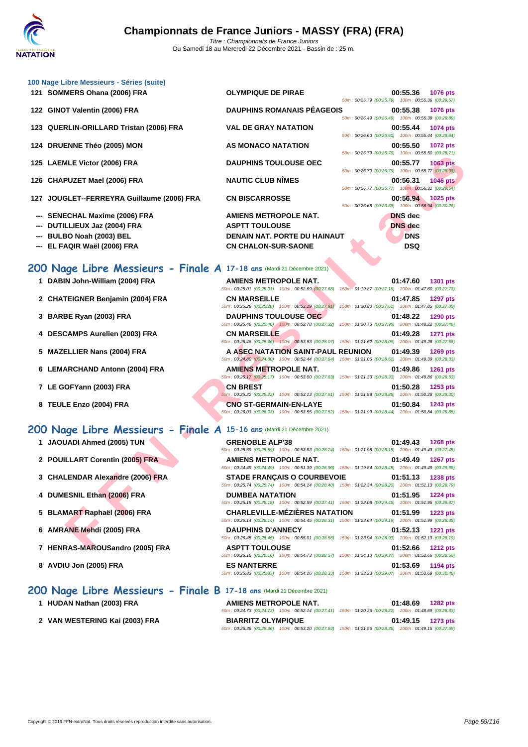### 100 Nage Libre Messieurs - Séries (suite)

| Rang | Nom | Club | Temps | Points |
|---|---|---|---|---|
| 121 | SOMMERS Ohana (2006) FRA | OLYMPIQUE DE PIRAE | 00:55.36 | 1076 pts |
| | | 50m : 00:25.79 (00:25.79) 100m : 00:55.36 (00:29.57) | | |
| 122 | GINOT Valentin (2006) FRA | DAUPHINS ROMANAIS PÉAGEOIS | 00:55.38 | 1076 pts |
| | | 50m : 00:26.49 (00:26.49) 100m : 00:55.38 (00:28.89) | | |
| 123 | QUERLIN-ORILLARD Tristan (2006) FRA | VAL DE GRAY NATATION | 00:55.44 | 1074 pts |
| | | 50m : 00:26.60 (00:26.60) 100m : 00:55.44 (00:28.84) | | |
| 124 | DRUENNE Théo (2005) MON | AS MONACO NATATION | 00:55.50 | 1072 pts |
| | | 50m : 00:26.79 (00:26.79) 100m : 00:55.50 (00:28.71) | | |
| 125 | LAEMLE Victor (2006) FRA | DAUPHINS TOULOUSE OEC | 00:55.77 | 1063 pts |
| | | 50m : 00:26.79 (00:26.79) 100m : 00:55.77 (00:28.98) | | |
| 126 | CHAPUZET Mael (2006) FRA | NAUTIC CLUB NÎMES | 00:56.31 | 1046 pts |
| | | 50m : 00:26.77 (00:26.77) 100m : 00:56.31 (00:29.54) | | |
| 127 | JOUGLET--FERREYRA Guillaume (2006) FRA | CN BISCARROSSE | 00:56.94 | 1025 pts |
| | | 50m : 00:26.68 (00:26.68) 100m : 00:56.94 (00:30.26) | | |
| --- | SENECHAL Maxime (2006) FRA | AMIENS METROPOLE NAT. | DNS dec | |
| --- | DUTILLIEUX Jaz (2004) FRA | ASPTT TOULOUSE | DNS dec | |
| --- | BULBO Noah (2003) BEL | DENAIN NAT. PORTE DU HAINAUT | DNS | |
| --- | EL FAQIR Waël (2006) FRA | CN CHALON-SUR-SAONE | DSQ | |

## 200 Nage Libre Messieurs - Finale A 17-18 ans (Mardi 21 Décembre 2021)

| Rang | Nom | Club | Temps | Points |
|---|---|---|---|---|
| 1 | DABIN John-William (2004) FRA | AMIENS METROPOLE NAT. | 01:47.60 | 1301 pts |
| | | 50m : 00:25.01 (00:25.01) 100m : 00:52.69 (00:27.68) 150m : 01:19.87 (00:27.18) 200m : 01:47.60 (00:27.73) | | |
| 2 | CHATEIGNER Benjamin (2004) FRA | CN MARSEILLE | 01:47.85 | 1297 pts |
| | | 50m : 00:25.28 (00:25.28) 100m : 00:53.19 (00:27.91) 150m : 01:20.80 (00:27.61) 200m : 01:47.85 (00:27.05) | | |
| 3 | BARBE Ryan (2003) FRA | DAUPHINS TOULOUSE OEC | 01:48.22 | 1290 pts |
| | | 50m : 00:25.46 (00:25.46) 100m : 00:52.78 (00:27.32) 150m : 01:20.76 (00:27.98) 200m : 01:48.22 (00:27.46) | | |
| 4 | DESCAMPS Aurelien (2003) FRA | CN MARSEILLE | 01:49.28 | 1271 pts |
| | | 50m : 00:25.46 (00:25.46) 100m : 00:53.53 (00:28.07) 150m : 01:21.62 (00:28.09) 200m : 01:49.28 (00:27.66) | | |
| 5 | MAZELLIER Nans (2004) FRA | A ASEC NATATION SAINT-PAUL REUNION | 01:49.39 | 1269 pts |
| | | 50m : 00:24.80 (00:24.80) 100m : 00:52.44 (00:27.64) 150m : 01:21.06 (00:28.62) 200m : 01:49.39 (00:28.33) | | |
| 6 | LEMARCHAND Antonn (2004) FRA | AMIENS METROPOLE NAT. | 01:49.86 | 1261 pts |
| | | 50m : 00:25.17 (00:25.17) 100m : 00:53.00 (00:27.83) 150m : 01:21.33 (00:28.33) 200m : 01:49.86 (00:28.53) | | |
| 7 | LE GOFYann (2003) FRA | CN BREST | 01:50.28 | 1253 pts |
| | | 50m : 00:25.22 (00:25.22) 100m : 00:53.13 (00:27.91) 150m : 01:21.98 (00:28.85) 200m : 01:50.28 (00:28.30) | | |
| 8 | TEULE Enzo (2004) FRA | CNO ST-GERMAIN-EN-LAYE | 01:50.84 | 1243 pts |
| | | 50m : 00:26.03 (00:26.03) 100m : 00:53.55 (00:27.52) 150m : 01:21.99 (00:28.44) 200m : 01:50.84 (00:28.85) | | |

## 200 Nage Libre Messieurs - Finale A 15-16 ans (Mardi 21 Décembre 2021)

| Rang | Nom | Club | Temps | Points |
|---|---|---|---|---|
| 1 | JAOUADI Ahmed (2005) TUN | GRENOBLE ALP'38 | 01:49.43 | 1268 pts |
| | | 50m : 00:25.59 (00:25.59) 100m : 00:53.83 (00:28.24) 150m : 01:21.98 (00:28.15) 200m : 01:49.43 (00:27.45) | | |
| 2 | POUILLART Corentin (2005) FRA | AMIENS METROPOLE NAT. | 01:49.49 | 1267 pts |
| | | 50m : 00:24.49 (00:24.49) 100m : 00:51.39 (00:26.90) 150m : 01:19.84 (00:28.45) 200m : 01:49.49 (00:29.65) | | |
| 3 | CHALENDAR Alexandre (2006) FRA | STADE FRANÇAIS O COURBEVOIE | 01:51.13 | 1238 pts |
| | | 50m : 00:25.74 (00:25.74) 100m : 00:54.14 (00:28.40) 150m : 01:22.34 (00:28.20) 200m : 01:51.13 (00:28.79) | | |
| 4 | DUMESNIL Ethan (2006) FRA | DUMBEA NATATION | 01:51.95 | 1224 pts |
| | | 50m : 00:25.18 (00:25.18) 100m : 00:52.59 (00:27.41) 150m : 01:22.08 (00:29.49) 200m : 01:51.95 (00:29.87) | | |
| 5 | BLAMART Raphaël (2006) FRA | CHARLEVILLE-MÉZIÈRES NATATION | 01:51.99 | 1223 pts |
| | | 50m : 00:26.14 (00:26.14) 100m : 00:54.45 (00:28.31) 150m : 01:23.64 (00:29.19) 200m : 01:51.99 (00:28.35) | | |
| 6 | AMRANE Mehdi (2005) FRA | DAUPHINS D'ANNECY | 01:52.13 | 1221 pts |
| | | 50m : 00:26.45 (00:26.45) 100m : 00:55.01 (00:28.56) 150m : 01:23.94 (00:28.93) 200m : 01:52.13 (00:28.19) | | |
| 7 | HENRAS-MAROUSandro (2005) FRA | ASPTT TOULOUSE | 01:52.66 | 1212 pts |
| | | 50m : 00:26.16 (00:26.16) 100m : 00:54.73 (00:28.57) 150m : 01:24.10 (00:29.37) 200m : 01:52.66 (00:28.56) | | |
| 8 | AVDIU Jon (2005) FRA | ES NANTERRE | 01:53.69 | 1194 pts |
| | | 50m : 00:25.83 (00:25.83) 100m : 00:54.16 (00:28.33) 150m : 01:23.23 (00:29.07) 200m : 01:53.69 (00:30.46) | | |

## 200 Nage Libre Messieurs - Finale B 17-18 ans (Mardi 21 Décembre 2021)

| Rang | Nom | Club | Temps | Points |
|---|---|---|---|---|
| 1 | HUDAN Nathan (2003) FRA | AMIENS METROPOLE NAT. | 01:48.69 | 1282 pts |
| | | 50m : 00:24.73 (00:24.73) 100m : 00:52.14 (00:27.41) 150m : 01:20.36 (00:28.22) 200m : 01:48.69 (00:28.33) | | |
| 2 | VAN WESTERING Kai (2003) FRA | BIARRITZ OLYMPIQUE | 01:49.15 | 1273 pts |
| | | 50m : 00:25.36 (00:25.36) 100m : 00:53.20 (00:27.84) 150m : 01:21.56 (00:28.36) 200m : 01:49.15 (00:27.59) | | |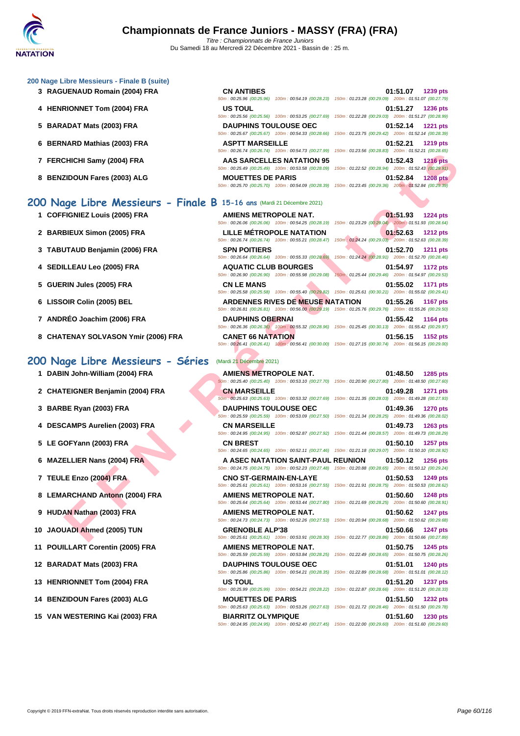### 200 Nage Libre Messieurs - Finale B (suite)

| Rang | Nom | Club | Temps | Points |
|---|---|---|---|---|
| 3 | RAGUENAUD Romain (2004) FRA | CN ANTIBES | 01:51.07 | 1239 pts |
| | | 50m : 00:25.96 (00:25.96) 100m : 00:54.19 (00:28.23) 150m : 01:23.28 (00:29.09) 200m : 01:51.07 (00:27.79) | | |
| 4 | HENRIONNET Tom (2004) FRA | US TOUL | 01:51.27 | 1236 pts |
| | | 50m : 00:25.56 (00:25.56) 100m : 00:53.25 (00:27.69) 150m : 01:22.28 (00:29.03) 200m : 01:51.27 (00:28.99) | | |
| 5 | BARADAT Mats (2003) FRA | DAUPHINS TOULOUSE OEC | 01:52.14 | 1221 pts |
| | | 50m : 00:25.67 (00:25.67) 100m : 00:54.33 (00:28.66) 150m : 01:23.75 (00:29.42) 200m : 01:52.14 (00:28.39) | | |
| 6 | BERNARD Mathias (2003) FRA | ASPTT MARSEILLE | 01:52.21 | 1219 pts |
| | | 50m : 00:26.74 (00:26.74) 100m : 00:54.73 (00:27.99) 150m : 01:23.56 (00:28.83) 200m : 01:52.21 (00:28.65) | | |
| 7 | FERCHICHI Samy (2004) FRA | AAS SARCELLES NATATION 95 | 01:52.43 | 1216 pts |
| | | 50m : 00:25.49 (00:25.49) 100m : 00:53.58 (00:28.09) 150m : 01:22.52 (00:28.94) 200m : 01:52.43 (00:29.91) | | |
| 8 | BENZIDOUN Fares (2003) ALG | MOUETTES DE PARIS | 01:52.84 | 1208 pts |
| | | 50m : 00:25.70 (00:25.70) 100m : 00:54.09 (00:28.39) 150m : 01:23.45 (00:29.36) 200m : 01:52.84 (00:29.39) | | |

## 200 Nage Libre Messieurs - Finale B 15-16 ans (Mardi 21 Décembre 2021)

| Rang | Nom | Club | Temps | Points |
|---|---|---|---|---|
| 1 | COFFIGNIEZ Louis (2005) FRA | AMIENS METROPOLE NAT. | 01:51.93 | 1224 pts |
| | | 50m : 00:26.06 (00:26.06) 100m : 00:54.25 (00:28.19) 150m : 01:23.29 (00:29.04) 200m : 01:51.93 (00:28.64) | | |
| 2 | BARBIEUX Simon (2005) FRA | LILLE MÉTROPOLE NATATION | 01:52.63 | 1212 pts |
| | | 50m : 00:26.74 (00:26.74) 100m : 00:55.21 (00:28.47) 150m : 01:24.24 (00:29.03) 200m : 01:52.63 (00:28.39) | | |
| 3 | TABUTAUD Benjamin (2006) FRA | SPN POITIERS | 01:52.70 | 1211 pts |
| | | 50m : 00:26.64 (00:26.64) 100m : 00:55.33 (00:28.69) 150m : 01:24.24 (00:28.91) 200m : 01:52.70 (00:28.46) | | |
| 4 | SEDILLEAU Leo (2005) FRA | AQUATIC CLUB BOURGES | 01:54.97 | 1172 pts |
| | | 50m : 00:26.90 (00:26.90) 100m : 00:55.98 (00:29.08) 150m : 01:25.44 (00:29.46) 200m : 01:54.97 (00:29.53) | | |
| 5 | GUERIN Jules (2005) FRA | CN LE MANS | 01:55.02 | 1171 pts |
| | | 50m : 00:25.58 (00:25.58) 100m : 00:55.40 (00:29.82) 150m : 01:25.61 (00:30.21) 200m : 01:55.02 (00:29.41) | | |
| 6 | LISSOIR Colin (2005) BEL | ARDENNES RIVES DE MEUSE NATATION | 01:55.26 | 1167 pts |
| | | 50m : 00:26.81 (00:26.81) 100m : 00:56.00 (00:29.19) 150m : 01:25.76 (00:29.76) 200m : 01:55.26 (00:29.50) | | |
| 7 | ANDRÉO Joachim (2006) FRA | DAUPHINS OBERNAI | 01:55.42 | 1164 pts |
| | | 50m : 00:26.36 (00:26.36) 100m : 00:55.32 (00:28.96) 150m : 01:25.45 (00:30.13) 200m : 01:55.42 (00:29.97) | | |
| 8 | CHATENAY SOLVASON Ymir (2006) FRA | CANET 66 NATATION | 01:56.15 | 1152 pts |
| | | 50m : 00:26.41 (00:26.41) 100m : 00:56.41 (00:30.00) 150m : 01:27.15 (00:30.74) 200m : 01:56.15 (00:29.00) | | |

## 200 Nage Libre Messieurs - Séries (Mardi 21 Décembre 2021)

| Rang | Nom | Club | Temps | Points |
|---|---|---|---|---|
| 1 | DABIN John-William (2004) FRA | AMIENS METROPOLE NAT. | 01:48.50 | 1285 pts |
| | | 50m : 00:25.40 (00:25.40) 100m : 00:53.10 (00:27.70) 150m : 01:20.90 (00:27.80) 200m : 01:48.50 (00:27.60) | | |
| 2 | CHATEIGNER Benjamin (2004) FRA | CN MARSEILLE | 01:49.28 | 1271 pts |
| | | 50m : 00:25.63 (00:25.63) 100m : 00:53.32 (00:27.69) 150m : 01:21.35 (00:28.03) 200m : 01:49.28 (00:27.93) | | |
| 3 | BARBE Ryan (2003) FRA | DAUPHINS TOULOUSE OEC | 01:49.36 | 1270 pts |
| | | 50m : 00:25.59 (00:25.59) 100m : 00:53.09 (00:27.50) 150m : 01:21.34 (00:28.25) 200m : 01:49.36 (00:28.02) | | |
| 4 | DESCAMPS Aurelien (2003) FRA | CN MARSEILLE | 01:49.73 | 1263 pts |
| | | 50m : 00:24.95 (00:24.95) 100m : 00:52.87 (00:27.92) 150m : 01:21.44 (00:28.57) 200m : 01:49.73 (00:28.29) | | |
| 5 | LE GOFYann (2003) FRA | CN BREST | 01:50.10 | 1257 pts |
| | | 50m : 00:24.65 (00:24.65) 100m : 00:52.11 (00:27.46) 150m : 01:21.18 (00:29.07) 200m : 01:50.10 (00:28.92) | | |
| 6 | MAZELLIER Nans (2004) FRA | A ASEC NATATION SAINT-PAUL REUNION | 01:50.12 | 1256 pts |
| | | 50m : 00:24.75 (00:24.75) 100m : 00:52.23 (00:27.48) 150m : 01:20.88 (00:28.65) 200m : 01:50.12 (00:29.24) | | |
| 7 | TEULE Enzo (2004) FRA | CNO ST-GERMAIN-EN-LAYE | 01:50.53 | 1249 pts |
| | | 50m : 00:25.61 (00:25.61) 100m : 00:53.16 (00:27.55) 150m : 01:21.91 (00:28.75) 200m : 01:50.53 (00:28.62) | | |
| 8 | LEMARCHAND Antonn (2004) FRA | AMIENS METROPOLE NAT. | 01:50.60 | 1248 pts |
| | | 50m : 00:25.64 (00:25.64) 100m : 00:53.44 (00:27.80) 150m : 01:21.69 (00:28.25) 200m : 01:50.60 (00:28.91) | | |
| 9 | HUDAN Nathan (2003) FRA | AMIENS METROPOLE NAT. | 01:50.62 | 1247 pts |
| | | 50m : 00:24.73 (00:24.73) 100m : 00:52.26 (00:27.53) 150m : 01:20.94 (00:28.68) 200m : 01:50.62 (00:29.68) | | |
| 10 | JAOUADI Ahmed (2005) TUN | GRENOBLE ALP'38 | 01:50.66 | 1247 pts |
| | | 50m : 00:25.61 (00:25.61) 100m : 00:53.91 (00:28.30) 150m : 01:22.77 (00:28.86) 200m : 01:50.66 (00:27.89) | | |
| 11 | POUILLART Corentin (2005) FRA | AMIENS METROPOLE NAT. | 01:50.75 | 1245 pts |
| | | 50m : 00:25.59 (00:25.59) 100m : 00:53.84 (00:28.25) 150m : 01:22.49 (00:28.65) 200m : 01:50.75 (00:28.26) | | |
| 12 | BARADAT Mats (2003) FRA | DAUPHINS TOULOUSE OEC | 01:51.01 | 1240 pts |
| | | 50m : 00:25.86 (00:25.86) 100m : 00:54.21 (00:28.35) 150m : 01:22.89 (00:28.68) 200m : 01:51.01 (00:28.12) | | |
| 13 | HENRIONNET Tom (2004) FRA | US TOUL | 01:51.20 | 1237 pts |
| | | 50m : 00:25.99 (00:25.99) 100m : 00:54.21 (00:28.22) 150m : 01:22.87 (00:28.66) 200m : 01:51.20 (00:28.33) | | |
| 14 | BENZIDOUN Fares (2003) ALG | MOUETTES DE PARIS | 01:51.50 | 1232 pts |
| | | 50m : 00:25.63 (00:25.63) 100m : 00:53.26 (00:27.63) 150m : 01:21.72 (00:28.46) 200m : 01:51.50 (00:29.78) | | |
| 15 | VAN WESTERING Kai (2003) FRA | BIARRITZ OLYMPIQUE | 01:51.60 | 1230 pts |
| | | 50m : 00:24.95 (00:24.95) 100m : 00:52.40 (00:27.45) 150m : 01:22.00 (00:29.60) 200m : 01:51.60 (00:29.60) | | |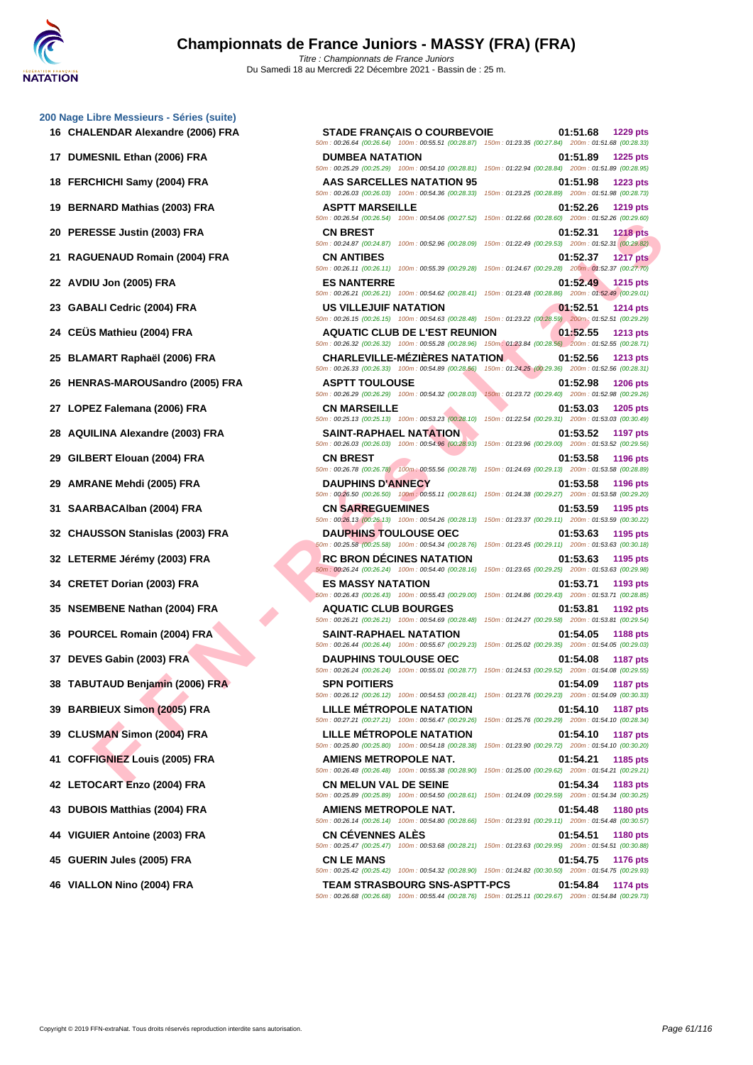# Championnats de France Juniors - MASSY (FRA) (FRA)

*Titre : Championnats de France Juniors*
Du Samedi 18 au Mercredi 22 Décembre 2021 - Bassin de : 25 m.

## 200 Nage Libre Messieurs - Séries (suite)

| Rang | Nom | Club | Temps | Points |
|---|---|---|---|---|
| 16 | CHALENDAR Alexandre (2006) FRA | STADE FRANÇAIS O COURBEVOIE | 01:51.68 | 1229 pts |
| | | 50m : 00:26.64 (00:26.64) 100m : 00:55.51 (00:28.87) 150m : 01:23.35 (00:27.84) 200m : 01:51.68 (00:28.33) | | |
| 17 | DUMESNIL Ethan (2006) FRA | DUMBEA NATATION | 01:51.89 | 1225 pts |
| | | 50m : 00:25.29 (00:25.29) 100m : 00:54.10 (00:28.81) 150m : 01:22.94 (00:28.84) 200m : 01:51.89 (00:28.95) | | |
| 18 | FERCHICHI Samy (2004) FRA | AAS SARCELLES NATATION 95 | 01:51.98 | 1223 pts |
| | | 50m : 00:26.03 (00:26.03) 100m : 00:54.36 (00:28.33) 150m : 01:23.25 (00:28.89) 200m : 01:51.98 (00:28.73) | | |
| 19 | BERNARD Mathias (2003) FRA | ASPTT MARSEILLE | 01:52.26 | 1219 pts |
| | | 50m : 00:26.54 (00:26.54) 100m : 00:54.06 (00:27.52) 150m : 01:22.66 (00:28.60) 200m : 01:52.26 (00:29.60) | | |
| 20 | PERESSE Justin (2003) FRA | CN BREST | 01:52.31 | 1218 pts |
| | | 50m : 00:24.87 (00:24.87) 100m : 00:52.96 (00:28.09) 150m : 01:22.49 (00:29.53) 200m : 01:52.31 (00:29.82) | | |
| 21 | RAGUENAUD Romain (2004) FRA | CN ANTIBES | 01:52.37 | 1217 pts |
| | | 50m : 00:26.11 (00:26.11) 100m : 00:55.39 (00:29.28) 150m : 01:24.67 (00:29.28) 200m : 01:52.37 (00:27.70) | | |
| 22 | AVDIU Jon (2005) FRA | ES NANTERRE | 01:52.49 | 1215 pts |
| | | 50m : 00:26.21 (00:26.21) 100m : 00:54.62 (00:28.41) 150m : 01:23.48 (00:28.86) 200m : 01:52.49 (00:29.01) | | |
| 23 | GABALI Cedric (2004) FRA | US VILLEJUIF NATATION | 01:52.51 | 1214 pts |
| | | 50m : 00:26.15 (00:26.15) 100m : 00:54.63 (00:28.48) 150m : 01:23.22 (00:28.59) 200m : 01:52.51 (00:29.29) | | |
| 24 | CEÜS Mathieu (2004) FRA | AQUATIC CLUB DE L'EST REUNION | 01:52.55 | 1213 pts |
| | | 50m : 00:26.32 (00:26.32) 100m : 00:55.28 (00:28.96) 150m : 01:23.84 (00:28.56) 200m : 01:52.55 (00:28.71) | | |
| 25 | BLAMART Raphaël (2006) FRA | CHARLEVILLE-MÉZIÈRES NATATION | 01:52.56 | 1213 pts |
| | | 50m : 00:26.33 (00:26.33) 100m : 00:54.89 (00:28.56) 150m : 01:24.25 (00:29.36) 200m : 01:52.56 (00:28.31) | | |
| 26 | HENRAS-MAROUSandro (2005) FRA | ASPTT TOULOUSE | 01:52.98 | 1206 pts |
| | | 50m : 00:26.29 (00:26.29) 100m : 00:54.32 (00:28.03) 150m : 01:23.72 (00:29.40) 200m : 01:52.98 (00:29.26) | | |
| 27 | LOPEZ Falemana (2006) FRA | CN MARSEILLE | 01:53.03 | 1205 pts |
| | | 50m : 00:25.13 (00:25.13) 100m : 00:53.23 (00:28.10) 150m : 01:22.54 (00:29.31) 200m : 01:53.03 (00:30.49) | | |
| 28 | AQUILINA Alexandre (2003) FRA | SAINT-RAPHAEL NATATION | 01:53.52 | 1197 pts |
| | | 50m : 00:26.03 (00:26.03) 100m : 00:54.96 (00:28.93) 150m : 01:23.96 (00:29.00) 200m : 01:53.52 (00:29.56) | | |
| 29 | GILBERT Elouan (2004) FRA | CN BREST | 01:53.58 | 1196 pts |
| | | 50m : 00:26.78 (00:26.78) 100m : 00:55.56 (00:28.78) 150m : 01:24.69 (00:29.13) 200m : 01:53.58 (00:28.89) | | |
| 29 | AMRANE Mehdi (2005) FRA | DAUPHINS D'ANNECY | 01:53.58 | 1196 pts |
| | | 50m : 00:26.50 (00:26.50) 100m : 00:55.11 (00:28.61) 150m : 01:24.38 (00:29.27) 200m : 01:53.58 (00:29.20) | | |
| 31 | SAARBACAlban (2004) FRA | CN SARREGUEMINES | 01:53.59 | 1195 pts |
| | | 50m : 00:26.13 (00:26.13) 100m : 00:54.26 (00:28.13) 150m : 01:23.37 (00:29.11) 200m : 01:53.59 (00:30.22) | | |
| 32 | CHAUSSON Stanislas (2003) FRA | DAUPHINS TOULOUSE OEC | 01:53.63 | 1195 pts |
| | | 50m : 00:25.58 (00:25.58) 100m : 00:54.34 (00:28.76) 150m : 01:23.45 (00:29.11) 200m : 01:53.63 (00:30.18) | | |
| 32 | LETERME Jérémy (2003) FRA | RC BRON DÉCINES NATATION | 01:53.63 | 1195 pts |
| | | 50m : 00:26.24 (00:26.24) 100m : 00:54.40 (00:28.16) 150m : 01:23.65 (00:29.25) 200m : 01:53.63 (00:29.98) | | |
| 34 | CRETET Dorian (2003) FRA | ES MASSY NATATION | 01:53.71 | 1193 pts |
| | | 50m : 00:26.43 (00:26.43) 100m : 00:55.43 (00:29.00) 150m : 01:24.86 (00:29.43) 200m : 01:53.71 (00:28.85) | | |
| 35 | NSEMBENE Nathan (2004) FRA | AQUATIC CLUB BOURGES | 01:53.81 | 1192 pts |
| | | 50m : 00:26.21 (00:26.21) 100m : 00:54.69 (00:28.48) 150m : 01:24.27 (00:29.58) 200m : 01:53.81 (00:29.54) | | |
| 36 | POURCEL Romain (2004) FRA | SAINT-RAPHAEL NATATION | 01:54.05 | 1188 pts |
| | | 50m : 00:26.44 (00:26.44) 100m : 00:55.67 (00:29.23) 150m : 01:25.02 (00:29.35) 200m : 01:54.05 (00:29.03) | | |
| 37 | DEVES Gabin (2003) FRA | DAUPHINS TOULOUSE OEC | 01:54.08 | 1187 pts |
| | | 50m : 00:26.24 (00:26.24) 100m : 00:55.01 (00:28.77) 150m : 01:24.53 (00:29.52) 200m : 01:54.08 (00:29.55) | | |
| 38 | TABUTAUD Benjamin (2006) FRA | SPN POITIERS | 01:54.09 | 1187 pts |
| | | 50m : 00:26.12 (00:26.12) 100m : 00:54.53 (00:28.41) 150m : 01:23.76 (00:29.23) 200m : 01:54.09 (00:30.33) | | |
| 39 | BARBIEUX Simon (2005) FRA | LILLE MÉTROPOLE NATATION | 01:54.10 | 1187 pts |
| | | 50m : 00:27.21 (00:27.21) 100m : 00:56.47 (00:29.26) 150m : 01:25.76 (00:29.29) 200m : 01:54.10 (00:28.34) | | |
| 39 | CLUSMAN Simon (2004) FRA | LILLE MÉTROPOLE NATATION | 01:54.10 | 1187 pts |
| | | 50m : 00:25.80 (00:25.80) 100m : 00:54.18 (00:28.38) 150m : 01:23.90 (00:29.72) 200m : 01:54.10 (00:30.20) | | |
| 41 | COFFIGNIEZ Louis (2005) FRA | AMIENS METROPOLE NAT. | 01:54.21 | 1185 pts |
| | | 50m : 00:26.48 (00:26.48) 100m : 00:55.38 (00:28.90) 150m : 01:25.00 (00:29.62) 200m : 01:54.21 (00:29.21) | | |
| 42 | LETOCART Enzo (2004) FRA | CN MELUN VAL DE SEINE | 01:54.34 | 1183 pts |
| | | 50m : 00:25.89 (00:25.89) 100m : 00:54.50 (00:28.61) 150m : 01:24.09 (00:29.59) 200m : 01:54.34 (00:30.25) | | |
| 43 | DUBOIS Matthias (2004) FRA | AMIENS METROPOLE NAT. | 01:54.48 | 1180 pts |
| | | 50m : 00:26.14 (00:26.14) 100m : 00:54.80 (00:28.66) 150m : 01:23.91 (00:29.11) 200m : 01:54.48 (00:30.57) | | |
| 44 | VIGUIER Antoine (2003) FRA | CN CÉVENNES ALÈS | 01:54.51 | 1180 pts |
| | | 50m : 00:25.47 (00:25.47) 100m : 00:53.68 (00:28.21) 150m : 01:23.63 (00:29.95) 200m : 01:54.51 (00:30.88) | | |
| 45 | GUERIN Jules (2005) FRA | CN LE MANS | 01:54.75 | 1176 pts |
| | | 50m : 00:25.42 (00:25.42) 100m : 00:54.32 (00:28.90) 150m : 01:24.82 (00:30.50) 200m : 01:54.75 (00:29.93) | | |
| 46 | VIALLON Nino (2004) FRA | TEAM STRASBOURG SNS-ASPTT-PCS | 01:54.84 | 1174 pts |
| | | 50m : 00:26.68 (00:26.68) 100m : 00:55.44 (00:28.76) 150m : 01:25.11 (00:29.67) 200m : 01:54.84 (00:29.73) | | |

Copyright © 2019 FFN-extraNat. Tous droits réservés reproduction interdite sans autorisation.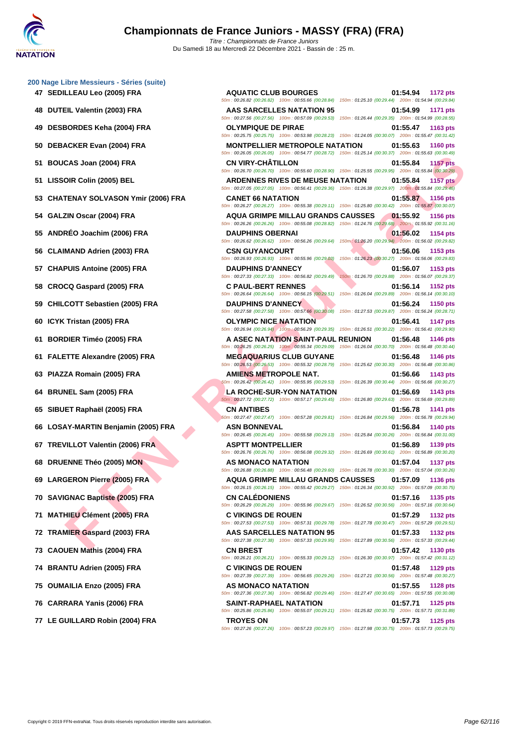# Championnats de France Juniors - MASSY (FRA) (FRA)

*Titre : Championnats de France Juniors*
Du Samedi 18 au Mercredi 22 Décembre 2021 - Bassin de : 25 m.

## 200 Nage Libre Messieurs - Séries (suite)

| Rang | Nom | Club | Temps | Points | Intermédiaires |
|---|---|---|---|---|---|
| 47 | SEDILLEAU Leo (2005) FRA | AQUATIC CLUB BOURGES | 01:54.94 | 1172 pts | 50m : 00:26.82 (00:26.82) 100m : 00:55.66 (00:28.84) 150m : 01:25.10 (00:29.44) 200m : 01:54.94 (00:29.84) |
| 48 | DUTEIL Valentin (2003) FRA | AAS SARCELLES NATATION 95 | 01:54.99 | 1171 pts | 50m : 00:27.56 (00:27.56) 100m : 00:57.09 (00:29.53) 150m : 01:26.44 (00:29.35) 200m : 01:54.99 (00:28.55) |
| 49 | DESBORDES Keha (2004) FRA | OLYMPIQUE DE PIRAE | 01:55.47 | 1163 pts | 50m : 00:25.75 (00:25.75) 100m : 00:53.98 (00:28.23) 150m : 01:24.05 (00:30.07) 200m : 01:55.47 (00:31.42) |
| 50 | DEBACKER Evan (2004) FRA | MONTPELLIER METROPOLE NATATION | 01:55.63 | 1160 pts | 50m : 00:26.05 (00:26.05) 100m : 00:54.77 (00:28.72) 150m : 01:25.14 (00:30.37) 200m : 01:55.63 (00:30.49) |
| 51 | BOUCAS Joan (2004) FRA | CN VIRY-CHÂTILLON | 01:55.84 | 1157 pts | 50m : 00:26.70 (00:26.70) 100m : 00:55.60 (00:28.90) 150m : 01:25.55 (00:29.95) 200m : 01:55.84 (00:30.29) |
| 51 | LISSOIR Colin (2005) BEL | ARDENNES RIVES DE MEUSE NATATION | 01:55.84 | 1157 pts | 50m : 00:27.05 (00:27.05) 100m : 00:56.41 (00:29.36) 150m : 01:26.38 (00:29.97) 200m : 01:55.84 (00:29.46) |
| 53 | CHATENAY SOLVASON Ymir (2006) FRA | CANET 66 NATATION | 01:55.87 | 1156 pts | 50m : 00:26.27 (00:26.27) 100m : 00:55.38 (00:29.11) 150m : 01:25.80 (00:30.42) 200m : 01:55.87 (00:30.07) |
| 54 | GALZIN Oscar (2004) FRA | AQUA GRIMPE MILLAU GRANDS CAUSSES | 01:55.92 | 1156 pts | 50m : 00:26.26 (00:26.26) 100m : 00:55.08 (00:28.82) 150m : 01:24.76 (00:29.68) 200m : 01:55.92 (00:31.16) |
| 55 | ANDRÉO Joachim (2006) FRA | DAUPHINS OBERNAI | 01:56.02 | 1154 pts | 50m : 00:26.62 (00:26.62) 100m : 00:56.26 (00:29.64) 150m : 01:26.20 (00:29.94) 200m : 01:56.02 (00:29.82) |
| 56 | CLAIMAND Adrien (2003) FRA | CSN GUYANCOURT | 01:56.06 | 1153 pts | 50m : 00:26.93 (00:26.93) 100m : 00:55.96 (00:29.03) 150m : 01:26.23 (00:30.27) 200m : 01:56.06 (00:29.83) |
| 57 | CHAPUIS Antoine (2005) FRA | DAUPHINS D'ANNECY | 01:56.07 | 1153 pts | 50m : 00:27.33 (00:27.33) 100m : 00:56.82 (00:29.49) 150m : 01:26.70 (00:29.88) 200m : 01:56.07 (00:29.37) |
| 58 | CROCQ Gaspard (2005) FRA | C PAUL-BERT RENNES | 01:56.14 | 1152 pts | 50m : 00:26.64 (00:26.64) 100m : 00:56.15 (00:29.51) 150m : 01:26.04 (00:29.89) 200m : 01:56.14 (00:30.10) |
| 59 | CHILCOTT Sebastien (2005) FRA | DAUPHINS D'ANNECY | 01:56.24 | 1150 pts | 50m : 00:27.58 (00:27.58) 100m : 00:57.66 (00:30.08) 150m : 01:27.53 (00:29.87) 200m : 01:56.24 (00:28.71) |
| 60 | ICYK Tristan (2005) FRA | OLYMPIC NICE NATATION | 01:56.41 | 1147 pts | 50m : 00:26.94 (00:26.94) 100m : 00:56.29 (00:29.35) 150m : 01:26.51 (00:30.22) 200m : 01:56.41 (00:29.90) |
| 61 | BORDIER Timéo (2005) FRA | A ASEC NATATION SAINT-PAUL REUNION | 01:56.48 | 1146 pts | 50m : 00:26.25 (00:26.25) 100m : 00:55.34 (00:29.09) 150m : 01:26.04 (00:30.70) 200m : 01:56.48 (00:30.44) |
| 61 | FALETTE Alexandre (2005) FRA | MEGAQUARIUS CLUB GUYANE | 01:56.48 | 1146 pts | 50m : 00:26.53 (00:26.53) 100m : 00:55.32 (00:28.79) 150m : 01:25.62 (00:30.30) 200m : 01:56.48 (00:30.86) |
| 63 | PIAZZA Romain (2005) FRA | AMIENS METROPOLE NAT. | 01:56.66 | 1143 pts | 50m : 00:26.42 (00:26.42) 100m : 00:55.95 (00:29.53) 150m : 01:26.39 (00:30.44) 200m : 01:56.66 (00:30.27) |
| 64 | BRUNEL Sam (2005) FRA | LA ROCHE-SUR-YON NATATION | 01:56.69 | 1143 pts | 50m : 00:27.72 (00:27.72) 100m : 00:57.17 (00:29.45) 150m : 01:26.80 (00:29.63) 200m : 01:56.69 (00:29.89) |
| 65 | SIBUET Raphaël (2005) FRA | CN ANTIBES | 01:56.78 | 1141 pts | 50m : 00:27.47 (00:27.47) 100m : 00:57.28 (00:29.81) 150m : 01:26.84 (00:29.56) 200m : 01:56.78 (00:29.94) |
| 66 | LOSAY-MARTIN Benjamin (2005) FRA | ASN BONNEVAL | 01:56.84 | 1140 pts | 50m : 00:26.45 (00:26.45) 100m : 00:55.58 (00:29.13) 150m : 01:25.84 (00:30.26) 200m : 01:56.84 (00:31.00) |
| 67 | TREVILLOT Valentin (2006) FRA | ASPTT MONTPELLIER | 01:56.89 | 1139 pts | 50m : 00:26.76 (00:26.76) 100m : 00:56.08 (00:29.32) 150m : 01:26.69 (00:30.61) 200m : 01:56.89 (00:30.20) |
| 68 | DRUENNE Théo (2005) MON | AS MONACO NATATION | 01:57.04 | 1137 pts | 50m : 00:26.88 (00:26.88) 100m : 00:56.48 (00:29.60) 150m : 01:26.78 (00:30.30) 200m : 01:57.04 (00:30.26) |
| 69 | LARGERON Pierre (2005) FRA | AQUA GRIMPE MILLAU GRANDS CAUSSES | 01:57.09 | 1136 pts | 50m : 00:26.15 (00:26.15) 100m : 00:55.42 (00:29.27) 150m : 01:26.34 (00:30.92) 200m : 01:57.09 (00:30.75) |
| 70 | SAVIGNAC Baptiste (2005) FRA | CN CALÉDONIENS | 01:57.16 | 1135 pts | 50m : 00:26.29 (00:26.29) 100m : 00:55.96 (00:29.67) 150m : 01:26.52 (00:30.56) 200m : 01:57.16 (00:30.64) |
| 71 | MATHIEU Clément (2005) FRA | C VIKINGS DE ROUEN | 01:57.29 | 1132 pts | 50m : 00:27.53 (00:27.53) 100m : 00:57.31 (00:29.78) 150m : 01:27.78 (00:30.47) 200m : 01:57.29 (00:29.51) |
| 72 | TRAMIER Gaspard (2003) FRA | AAS SARCELLES NATATION 95 | 01:57.33 | 1132 pts | 50m : 00:27.38 (00:27.38) 100m : 00:57.33 (00:29.95) 150m : 01:27.89 (00:30.56) 200m : 01:57.33 (00:29.44) |
| 73 | CAOUEN Mathis (2004) FRA | CN BREST | 01:57.42 | 1130 pts | 50m : 00:26.21 (00:26.21) 100m : 00:55.33 (00:29.12) 150m : 01:26.30 (00:30.97) 200m : 01:57.42 (00:31.12) |
| 74 | BRANTU Adrien (2005) FRA | C VIKINGS DE ROUEN | 01:57.48 | 1129 pts | 50m : 00:27.39 (00:27.39) 100m : 00:56.65 (00:29.26) 150m : 01:27.21 (00:30.56) 200m : 01:57.48 (00:30.27) |
| 75 | OUMAILIA Enzo (2005) FRA | AS MONACO NATATION | 01:57.55 | 1128 pts | 50m : 00:27.36 (00:27.36) 100m : 00:56.82 (00:29.46) 150m : 01:27.47 (00:30.65) 200m : 01:57.55 (00:30.08) |
| 76 | CARRARA Yanis (2006) FRA | SAINT-RAPHAEL NATATION | 01:57.71 | 1125 pts | 50m : 00:25.86 (00:25.86) 100m : 00:55.07 (00:29.21) 150m : 01:25.82 (00:30.75) 200m : 01:57.71 (00:31.89) |
| 77 | LE GUILLARD Robin (2004) FRA | TROYES ON | 01:57.73 | 1125 pts | 50m : 00:27.26 (00:27.26) 100m : 00:57.23 (00:29.97) 150m : 01:27.98 (00:30.75) 200m : 01:57.73 (00:29.75) |

Copyright © 2019 FFN-extraNat. Tous droits réservés reproduction interdite sans autorisation.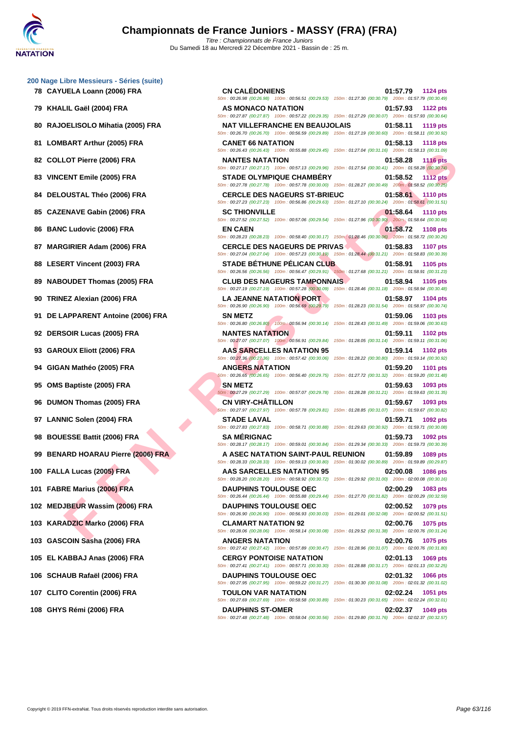# Championnats de France Juniors - MASSY (FRA) (FRA)

*Titre : Championnats de France Juniors*
Du Samedi 18 au Mercredi 22 Décembre 2021 - Bassin de : 25 m.

## 200 Nage Libre Messieurs - Séries (suite)

| Rang | Nageur | Club | Temps | Points |
|---|---|---|---|---|
| 78 | CAYUELA Loann (2006) FRA | CN CALÉDONIENS | 01:57.79 | 1124 pts |
| | | 50m : 00:26.98 (00:26.98) 100m : 00:56.51 (00:29.53) 150m : 01:27.30 (00:30.79) 200m : 01:57.79 (00:30.49) | | |
| 79 | KHALIL Gaël (2004) FRA | AS MONACO NATATION | 01:57.93 | 1122 pts |
| | | 50m : 00:27.87 (00:27.87) 100m : 00:57.22 (00:29.35) 150m : 01:27.29 (00:30.07) 200m : 01:57.93 (00:30.64) | | |
| 80 | RAJOELISOLO Mihatia (2005) FRA | NAT VILLEFRANCHE EN BEAUJOLAIS | 01:58.11 | 1119 pts |
| | | 50m : 00:26.70 (00:26.70) 100m : 00:56.59 (00:29.89) 150m : 01:27.19 (00:30.60) 200m : 01:58.11 (00:30.92) | | |
| 81 | LOMBART Arthur (2005) FRA | CANET 66 NATATION | 01:58.13 | 1118 pts |
| | | 50m : 00:26.43 (00:26.43) 100m : 00:55.88 (00:29.45) 150m : 01:27.04 (00:31.16) 200m : 01:58.13 (00:31.09) | | |
| 82 | COLLOT Pierre (2006) FRA | NANTES NATATION | 01:58.28 | 1116 pts |
| | | 50m : 00:27.17 (00:27.17) 100m : 00:57.13 (00:29.96) 150m : 01:27.54 (00:30.41) 200m : 01:58.28 (00:30.74) | | |
| 83 | VINCENT Emile (2005) FRA | STADE OLYMPIQUE CHAMBÉRY | 01:58.52 | 1112 pts |
| | | 50m : 00:27.78 (00:27.78) 100m : 00:57.78 (00:30.00) 150m : 01:28.27 (00:30.49) 200m : 01:58.52 (00:30.25) | | |
| 84 | DELOUSTAL Théo (2006) FRA | CERCLE DES NAGEURS ST-BRIEUC | 01:58.61 | 1110 pts |
| | | 50m : 00:27.23 (00:27.23) 100m : 00:56.86 (00:29.63) 150m : 01:27.10 (00:30.24) 200m : 01:58.61 (00:31.51) | | |
| 85 | CAZENAVE Gabin (2006) FRA | SC THIONVILLE | 01:58.64 | 1110 pts |
| | | 50m : 00:27.52 (00:27.52) 100m : 00:57.06 (00:29.54) 150m : 01:27.96 (00:30.90) 200m : 01:58.64 (00:30.68) | | |
| 86 | BANC Ludovic (2006) FRA | EN CAEN | 01:58.72 | 1108 pts |
| | | 50m : 00:28.23 (00:28.23) 100m : 00:58.40 (00:30.17) 150m : 01:28.46 (00:30.06) 200m : 01:58.72 (00:30.26) | | |
| 87 | MARGIRIER Adam (2006) FRA | CERCLE DES NAGEURS DE PRIVAS | 01:58.83 | 1107 pts |
| | | 50m : 00:27.04 (00:27.04) 100m : 00:57.23 (00:30.19) 150m : 01:28.44 (00:31.21) 200m : 01:58.83 (00:30.39) | | |
| 88 | LESERT Vincent (2003) FRA | STADE BÉTHUNE PÉLICAN CLUB | 01:58.91 | 1105 pts |
| | | 50m : 00:26.56 (00:26.56) 100m : 00:56.47 (00:29.91) 150m : 01:27.68 (00:31.21) 200m : 01:58.91 (00:31.23) | | |
| 89 | NABOUDET Thomas (2005) FRA | CLUB DES NAGEURS TAMPONNAIS | 01:58.94 | 1105 pts |
| | | 50m : 00:27.19 (00:27.19) 100m : 00:57.28 (00:30.09) 150m : 01:28.46 (00:31.18) 200m : 01:58.94 (00:30.48) | | |
| 90 | TRINEZ Alexian (2006) FRA | LA JEANNE NATATION PORT | 01:58.97 | 1104 pts |
| | | 50m : 00:26.90 (00:26.90) 100m : 00:56.69 (00:29.79) 150m : 01:28.23 (00:31.54) 200m : 01:58.97 (00:30.74) | | |
| 91 | DE LAPPARENT Antoine (2006) FRA | SN METZ | 01:59.06 | 1103 pts |
| | | 50m : 00:26.80 (00:26.80) 100m : 00:56.94 (00:30.14) 150m : 01:28.43 (00:31.49) 200m : 01:59.06 (00:30.63) | | |
| 92 | DERSOIR Lucas (2005) FRA | NANTES NATATION | 01:59.11 | 1102 pts |
| | | 50m : 00:27.07 (00:27.07) 100m : 00:56.91 (00:29.84) 150m : 01:28.05 (00:31.14) 200m : 01:59.11 (00:31.06) | | |
| 93 | GAROUX Eliott (2006) FRA | AAS SARCELLES NATATION 95 | 01:59.14 | 1102 pts |
| | | 50m : 00:27.36 (00:27.36) 100m : 00:57.42 (00:30.06) 150m : 01:28.22 (00:30.80) 200m : 01:59.14 (00:30.92) | | |
| 94 | GIGAN Mathéo (2005) FRA | ANGERS NATATION | 01:59.20 | 1101 pts |
| | | 50m : 00:26.65 (00:26.65) 100m : 00:56.40 (00:29.75) 150m : 01:27.72 (00:31.32) 200m : 01:59.20 (00:31.48) | | |
| 95 | OMS Baptiste (2005) FRA | SN METZ | 01:59.63 | 1093 pts |
| | | 50m : 00:27.29 (00:27.29) 100m : 00:57.07 (00:29.78) 150m : 01:28.28 (00:31.21) 200m : 01:59.63 (00:31.35) | | |
| 96 | DUMON Thomas (2005) FRA | CN VIRY-CHÂTILLON | 01:59.67 | 1093 pts |
| | | 50m : 00:27.97 (00:27.97) 100m : 00:57.78 (00:29.81) 150m : 01:28.85 (00:31.07) 200m : 01:59.67 (00:30.82) | | |
| 97 | LANNIC Solen (2004) FRA | STADE LAVAL | 01:59.71 | 1092 pts |
| | | 50m : 00:27.83 (00:27.83) 100m : 00:58.71 (00:30.88) 150m : 01:29.63 (00:30.92) 200m : 01:59.71 (00:30.08) | | |
| 98 | BOUESSE Battit (2006) FRA | SA MÉRIGNAC | 01:59.73 | 1092 pts |
| | | 50m : 00:28.17 (00:28.17) 100m : 00:59.01 (00:30.84) 150m : 01:29.34 (00:30.33) 200m : 01:59.73 (00:30.39) | | |
| 99 | BENARD HOARAU Pierre (2006) FRA | A ASEC NATATION SAINT-PAUL REUNION | 01:59.89 | 1089 pts |
| | | 50m : 00:28.33 (00:28.33) 100m : 00:59.13 (00:30.80) 150m : 01:30.02 (00:30.89) 200m : 01:59.89 (00:29.87) | | |
| 100 | FALLA Lucas (2005) FRA | AAS SARCELLES NATATION 95 | 02:00.08 | 1086 pts |
| | | 50m : 00:28.20 (00:28.20) 100m : 00:58.92 (00:30.72) 150m : 01:29.92 (00:31.00) 200m : 02:00.08 (00:30.16) | | |
| 101 | FABRE Marius (2006) FRA | DAUPHINS TOULOUSE OEC | 02:00.29 | 1083 pts |
| | | 50m : 00:26.44 (00:26.44) 100m : 00:55.88 (00:29.44) 150m : 01:27.70 (00:31.82) 200m : 02:00.29 (00:32.59) | | |
| 102 | MEDJBEUR Wassim (2006) FRA | DAUPHINS TOULOUSE OEC | 02:00.52 | 1079 pts |
| | | 50m : 00:26.90 (00:26.90) 100m : 00:56.93 (00:30.03) 150m : 01:29.01 (00:32.08) 200m : 02:00.52 (00:31.51) | | |
| 103 | KARADZIC Marko (2006) FRA | CLAMART NATATION 92 | 02:00.76 | 1075 pts |
| | | 50m : 00:28.06 (00:28.06) 100m : 00:58.14 (00:30.08) 150m : 01:29.52 (00:31.38) 200m : 02:00.76 (00:31.24) | | |
| 103 | GASCOIN Sasha (2006) FRA | ANGERS NATATION | 02:00.76 | 1075 pts |
| | | 50m : 00:27.42 (00:27.42) 100m : 00:57.89 (00:30.47) 150m : 01:28.96 (00:31.07) 200m : 02:00.76 (00:31.80) | | |
| 105 | EL KABBAJ Anas (2006) FRA | CERGY PONTOISE NATATION | 02:01.13 | 1069 pts |
| | | 50m : 00:27.41 (00:27.41) 100m : 00:57.71 (00:30.30) 150m : 01:28.88 (00:31.17) 200m : 02:01.13 (00:32.25) | | |
| 106 | SCHAUB Rafaël (2006) FRA | DAUPHINS TOULOUSE OEC | 02:01.32 | 1066 pts |
| | | 50m : 00:27.95 (00:27.95) 100m : 00:59.22 (00:31.27) 150m : 01:30.30 (00:31.08) 200m : 02:01.32 (00:31.02) | | |
| 107 | CLITO Corentin (2006) FRA | TOULON VAR NATATION | 02:02.24 | 1051 pts |
| | | 50m : 00:27.69 (00:27.69) 100m : 00:58.58 (00:30.89) 150m : 01:30.23 (00:31.65) 200m : 02:02.24 (00:32.01) | | |
| 108 | GHYS Rémi (2006) FRA | DAUPHINS ST-OMER | 02:02.37 | 1049 pts |
| | | 50m : 00:27.48 (00:27.48) 100m : 00:58.04 (00:30.56) 150m : 01:29.80 (00:31.76) 200m : 02:02.37 (00:32.57) | | |

Copyright © 2019 FFN-extraNat. Tous droits réservés reproduction interdite sans autorisation.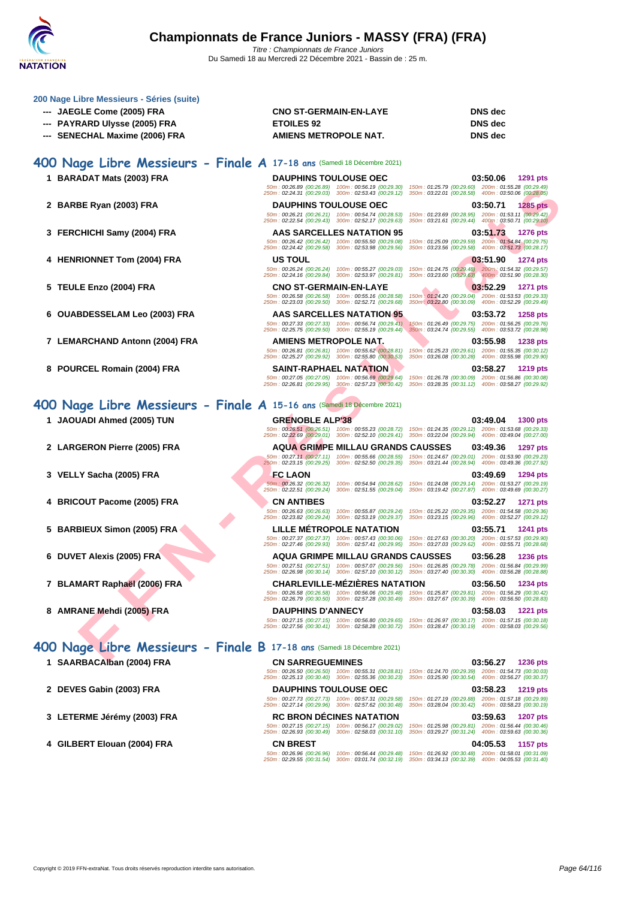**200 Nage Libre Messieurs - Séries (suite)**

| | | | |
|---|---|---|---|
| --- | JAEGLE Come (2005) FRA | CNO ST-GERMAIN-EN-LAYE | DNS dec |
| --- | PAYRARD Ulysse (2005) FRA | ETOILES 92 | DNS dec |
| --- | SENECHAL Maxime (2006) FRA | AMIENS METROPOLE NAT. | DNS dec |

## 400 Nage Libre Messieurs - Finale A 17-18 ans (Samedi 18 Décembre 2021)

| Rang | Nageur | Club | Temps | Points |
|---|---|---|---|---|
| 1 | BARADAT Mats (2003) FRA | DAUPHINS TOULOUSE OEC | 03:50.06 | 1291 pts |
| | | 50m : 00:26.89 (00:26.89) 100m : 00:56.19 (00:29.30) 150m : 01:25.79 (00:29.60) 200m : 01:55.28 (00:29.49) 250m : 02:24.31 (00:29.03) 300m : 02:53.43 (00:29.12) 350m : 03:22.01 (00:28.58) 400m : 03:50.06 (00:28.05) | | |
| 2 | BARBE Ryan (2003) FRA | DAUPHINS TOULOUSE OEC | 03:50.71 | 1285 pts |
| | | 50m : 00:26.21 (00:26.21) 100m : 00:54.74 (00:28.53) 150m : 01:23.69 (00:28.95) 200m : 01:53.11 (00:29.42) 250m : 02:22.54 (00:29.43) 300m : 02:52.17 (00:29.63) 350m : 03:21.61 (00:29.44) 400m : 03:50.71 (00:29.10) | | |
| 3 | FERCHICHI Samy (2004) FRA | AAS SARCELLES NATATION 95 | 03:51.73 | 1276 pts |
| | | 50m : 00:26.42 (00:26.42) 100m : 00:55.50 (00:29.08) 150m : 01:25.09 (00:29.59) 200m : 01:54.84 (00:29.75) 250m : 02:24.42 (00:29.58) 300m : 02:53.98 (00:29.56) 350m : 03:23.56 (00:29.58) 400m : 03:51.73 (00:28.17) | | |
| 4 | HENRIONNET Tom (2004) FRA | US TOUL | 03:51.90 | 1274 pts |
| | | 50m : 00:26.24 (00:26.24) 100m : 00:55.27 (00:29.03) 150m : 01:24.75 (00:29.48) 200m : 01:54.32 (00:29.57) 250m : 02:24.16 (00:29.84) 300m : 02:53.97 (00:29.81) 350m : 03:23.60 (00:29.63) 400m : 03:51.90 (00:28.30) | | |
| 5 | TEULE Enzo (2004) FRA | CNO ST-GERMAIN-EN-LAYE | 03:52.29 | 1271 pts |
| | | 50m : 00:26.58 (00:26.58) 100m : 00:55.16 (00:28.58) 150m : 01:24.20 (00:29.04) 200m : 01:53.53 (00:29.33) 250m : 02:23.03 (00:29.50) 300m : 02:52.71 (00:29.68) 350m : 03:22.80 (00:30.09) 400m : 03:52.29 (00:29.49) | | |
| 6 | OUABDESSELAM Leo (2003) FRA | AAS SARCELLES NATATION 95 | 03:53.72 | 1258 pts |
| | | 50m : 00:27.33 (00:27.33) 100m : 00:56.74 (00:29.41) 150m : 01:26.49 (00:29.75) 200m : 01:56.25 (00:29.76) 250m : 02:25.75 (00:29.50) 300m : 02:55.19 (00:29.44) 350m : 03:24.74 (00:29.55) 400m : 03:53.72 (00:28.98) | | |
| 7 | LEMARCHAND Antonn (2004) FRA | AMIENS METROPOLE NAT. | 03:55.98 | 1238 pts |
| | | 50m : 00:26.81 (00:26.81) 100m : 00:55.62 (00:28.81) 150m : 01:25.23 (00:29.61) 200m : 01:55.35 (00:30.12) 250m : 02:25.27 (00:29.92) 300m : 02:55.80 (00:30.53) 350m : 03:26.08 (00:30.28) 400m : 03:55.98 (00:29.90) | | |
| 8 | POURCEL Romain (2004) FRA | SAINT-RAPHAEL NATATION | 03:58.27 | 1219 pts |
| | | 50m : 00:27.05 (00:27.05) 100m : 00:56.69 (00:29.64) 150m : 01:26.78 (00:30.09) 200m : 01:56.86 (00:30.08) 250m : 02:26.81 (00:29.95) 300m : 02:57.23 (00:30.42) 350m : 03:28.35 (00:31.12) 400m : 03:58.27 (00:29.92) | | |

## 400 Nage Libre Messieurs - Finale A 15-16 ans (Samedi 18 Décembre 2021)

| Rang | Nageur | Club | Temps | Points |
|---|---|---|---|---|
| 1 | JAOUADI Ahmed (2005) TUN | GRENOBLE ALP'38 | 03:49.04 | 1300 pts |
| | | 50m : 00:26.51 (00:26.51) 100m : 00:55.23 (00:28.72) 150m : 01:24.35 (00:29.12) 200m : 01:53.68 (00:29.33) 250m : 02:22.69 (00:29.01) 300m : 02:52.10 (00:29.41) 350m : 03:22.04 (00:29.94) 400m : 03:49.04 (00:27.00) | | |
| 2 | LARGERON Pierre (2005) FRA | AQUA GRIMPE MILLAU GRANDS CAUSSES | 03:49.36 | 1297 pts |
| | | 50m : 00:27.11 (00:27.11) 100m : 00:55.66 (00:28.55) 150m : 01:24.67 (00:29.01) 200m : 01:53.90 (00:29.23) 250m : 02:23.15 (00:29.25) 300m : 02:52.50 (00:29.35) 350m : 03:21.44 (00:28.94) 400m : 03:49.36 (00:27.92) | | |
| 3 | VELLY Sacha (2005) FRA | FC LAON | 03:49.69 | 1294 pts |
| | | 50m : 00:26.32 (00:26.32) 100m : 00:54.94 (00:28.62) 150m : 01:24.08 (00:29.14) 200m : 01:53.27 (00:29.19) 250m : 02:22.51 (00:29.24) 300m : 02:51.55 (00:29.04) 350m : 03:19.42 (00:27.87) 400m : 03:49.69 (00:30.27) | | |
| 4 | BRICOUT Pacome (2005) FRA | CN ANTIBES | 03:52.27 | 1271 pts |
| | | 50m : 00:26.63 (00:26.63) 100m : 00:55.87 (00:29.24) 150m : 01:25.22 (00:29.35) 200m : 01:54.58 (00:29.36) 250m : 02:23.82 (00:29.24) 300m : 02:53.19 (00:29.37) 350m : 03:23.15 (00:29.96) 400m : 03:52.27 (00:29.12) | | |
| 5 | BARBIEUX Simon (2005) FRA | LILLE MÉTROPOLE NATATION | 03:55.71 | 1241 pts |
| | | 50m : 00:27.37 (00:27.37) 100m : 00:57.43 (00:30.06) 150m : 01:27.63 (00:30.20) 200m : 01:57.53 (00:29.90) 250m : 02:27.46 (00:29.93) 300m : 02:57.41 (00:29.95) 350m : 03:27.03 (00:29.62) 400m : 03:55.71 (00:28.68) | | |
| 6 | DUVET Alexis (2005) FRA | AQUA GRIMPE MILLAU GRANDS CAUSSES | 03:56.28 | 1236 pts |
| | | 50m : 00:27.51 (00:27.51) 100m : 00:57.07 (00:29.56) 150m : 01:26.85 (00:29.78) 200m : 01:56.84 (00:29.99) 250m : 02:26.98 (00:30.14) 300m : 02:57.10 (00:30.12) 350m : 03:27.40 (00:30.30) 400m : 03:56.28 (00:28.88) | | |
| 7 | BLAMART Raphaël (2006) FRA | CHARLEVILLE-MÉZIÈRES NATATION | 03:56.50 | 1234 pts |
| | | 50m : 00:26.58 (00:26.58) 100m : 00:56.06 (00:29.48) 150m : 01:25.87 (00:29.81) 200m : 01:56.29 (00:30.42) 250m : 02:26.79 (00:30.50) 300m : 02:57.28 (00:30.49) 350m : 03:27.67 (00:30.39) 400m : 03:56.50 (00:28.83) | | |
| 8 | AMRANE Mehdi (2005) FRA | DAUPHINS D'ANNECY | 03:58.03 | 1221 pts |
| | | 50m : 00:27.15 (00:27.15) 100m : 00:56.80 (00:29.65) 150m : 01:26.97 (00:30.17) 200m : 01:57.15 (00:30.18) 250m : 02:27.56 (00:30.41) 300m : 02:58.28 (00:30.72) 350m : 03:28.47 (00:30.19) 400m : 03:58.03 (00:29.56) | | |

## 400 Nage Libre Messieurs - Finale B 17-18 ans (Samedi 18 Décembre 2021)

| Rang | Nageur | Club | Temps | Points |
|---|---|---|---|---|
| 1 | SAARBACAlban (2004) FRA | CN SARREGUEMINES | 03:56.27 | 1236 pts |
| | | 50m : 00:26.50 (00:26.50) 100m : 00:55.31 (00:28.81) 150m : 01:24.70 (00:29.39) 200m : 01:54.73 (00:30.03) 250m : 02:25.13 (00:30.40) 300m : 02:55.36 (00:30.23) 350m : 03:25.90 (00:30.54) 400m : 03:56.27 (00:30.37) | | |
| 2 | DEVES Gabin (2003) FRA | DAUPHINS TOULOUSE OEC | 03:58.23 | 1219 pts |
| | | 50m : 00:27.73 (00:27.73) 100m : 00:57.31 (00:29.58) 150m : 01:27.19 (00:29.88) 200m : 01:57.18 (00:29.99) 250m : 02:27.14 (00:29.96) 300m : 02:57.62 (00:30.48) 350m : 03:28.04 (00:30.42) 400m : 03:58.23 (00:30.19) | | |
| 3 | LETERME Jérémy (2003) FRA | RC BRON DÉCINES NATATION | 03:59.63 | 1207 pts |
| | | 50m : 00:27.15 (00:27.15) 100m : 00:56.17 (00:29.02) 150m : 01:25.98 (00:29.81) 200m : 01:56.44 (00:30.46) 250m : 02:26.93 (00:30.49) 300m : 02:58.03 (00:31.10) 350m : 03:29.27 (00:31.24) 400m : 03:59.63 (00:30.36) | | |
| 4 | GILBERT Elouan (2004) FRA | CN BREST | 04:05.53 | 1157 pts |
| | | 50m : 00:26.96 (00:26.96) 100m : 00:56.44 (00:29.48) 150m : 01:26.92 (00:30.48) 200m : 01:58.01 (00:31.09) 250m : 02:29.55 (00:31.54) 300m : 03:01.74 (00:32.19) 350m : 03:34.13 (00:32.39) 400m : 04:05.53 (00:31.40) | | |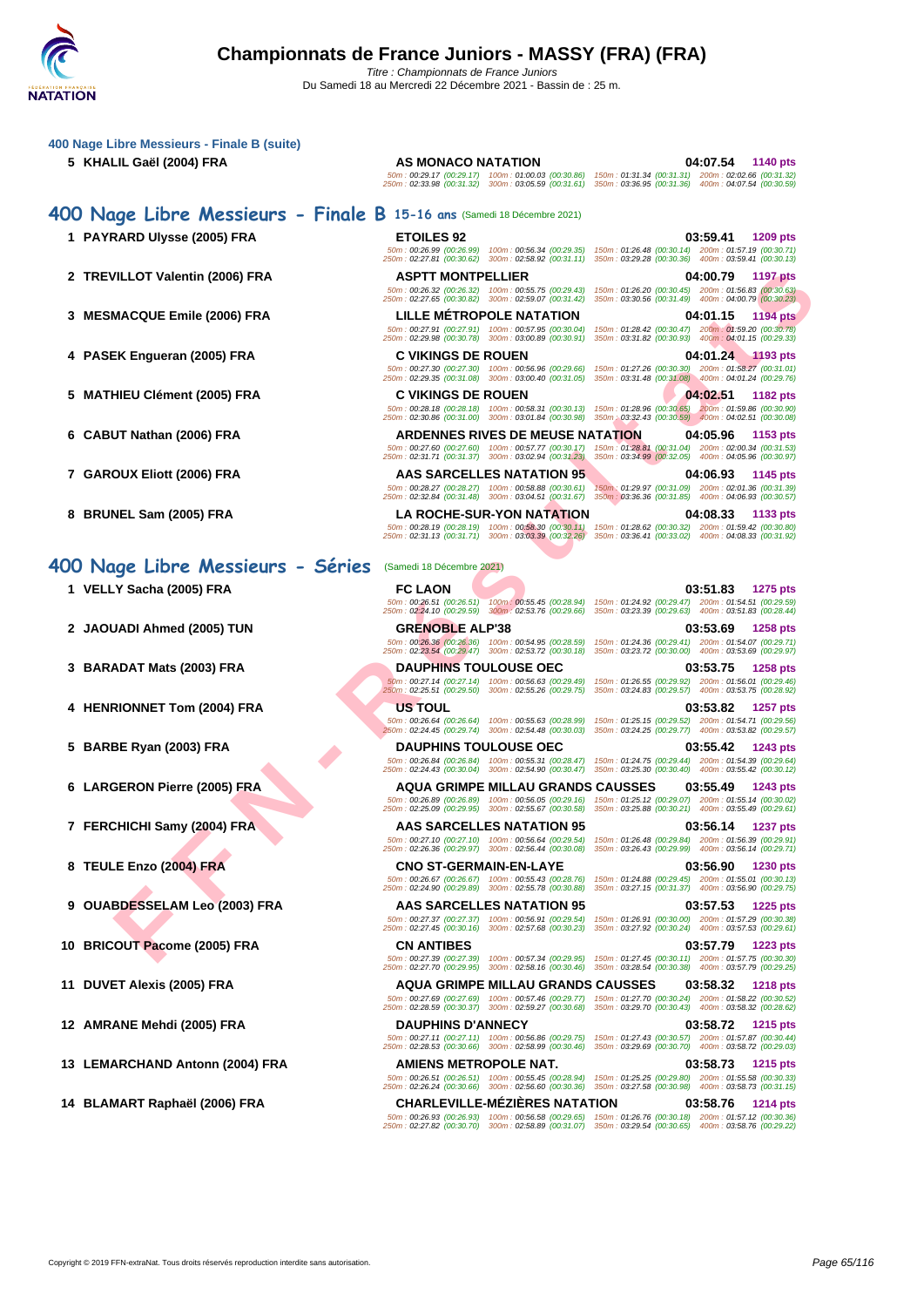### 400 Nage Libre Messieurs - Finale B (suite)

| Rang | Nom | Club | Temps | Points |
|---|---|---|---|---|
| 5 | KHALIL Gaël (2004) FRA | AS MONACO NATATION | 04:07.54 | 1140 pts |
| | 50m : 00:29.17 (00:29.17) 100m : 01:00.03 (00:30.86) 150m : 01:31.34 (00:31.31) 200m : 02:02.66 (00:31.32) 250m : 02:33.98 (00:31.32) 300m : 03:05.59 (00:31.61) 350m : 03:36.95 (00:31.36) 400m : 04:07.54 (00:30.59) | | | |

## 400 Nage Libre Messieurs - Finale B 15-16 ans (Samedi 18 Décembre 2021)

| Rang | Nom | Club | Temps | Points |
|---|---|---|---|---|
| 1 | PAYRARD Ulysse (2005) FRA | ETOILES 92 | 03:59.41 | 1209 pts |
| | 50m : 00:26.99 (00:26.99) 100m : 00:56.34 (00:29.35) 150m : 01:26.48 (00:30.14) 200m : 01:57.19 (00:30.71) 250m : 02:27.81 (00:30.62) 300m : 02:58.92 (00:31.11) 350m : 03:29.28 (00:30.36) 400m : 03:59.41 (00:30.13) | | | |
| 2 | TREVILLOT Valentin (2006) FRA | ASPTT MONTPELLIER | 04:00.79 | 1197 pts |
| | 50m : 00:26.32 (00:26.32) 100m : 00:55.75 (00:29.43) 150m : 01:26.20 (00:30.45) 200m : 01:56.83 (00:30.63) 250m : 02:27.65 (00:30.82) 300m : 02:59.07 (00:31.42) 350m : 03:30.56 (00:31.49) 400m : 04:00.79 (00:30.23) | | | |
| 3 | MESMACQUE Emile (2006) FRA | LILLE MÉTROPOLE NATATION | 04:01.15 | 1194 pts |
| | 50m : 00:27.91 (00:27.91) 100m : 00:57.95 (00:30.04) 150m : 01:28.42 (00:30.47) 200m : 01:59.20 (00:30.78) 250m : 02:29.98 (00:30.78) 300m : 03:00.89 (00:30.91) 350m : 03:31.82 (00:30.93) 400m : 04:01.15 (00:29.33) | | | |
| 4 | PASEK Engueran (2005) FRA | C VIKINGS DE ROUEN | 04:01.24 | 1193 pts |
| | 50m : 00:27.30 (00:27.30) 100m : 00:56.96 (00:29.66) 150m : 01:27.26 (00:30.30) 200m : 01:58.27 (00:31.01) 250m : 02:29.35 (00:31.08) 300m : 03:00.40 (00:31.05) 350m : 03:31.48 (00:31.08) 400m : 04:01.24 (00:29.76) | | | |
| 5 | MATHIEU Clément (2005) FRA | C VIKINGS DE ROUEN | 04:02.51 | 1182 pts |
| | 50m : 00:28.18 (00:28.18) 100m : 00:58.31 (00:30.13) 150m : 01:28.96 (00:30.65) 200m : 01:59.86 (00:30.90) 250m : 02:30.86 (00:31.00) 300m : 03:01.84 (00:30.98) 350m : 03:32.43 (00:30.59) 400m : 04:02.51 (00:30.08) | | | |
| 6 | CABUT Nathan (2006) FRA | ARDENNES RIVES DE MEUSE NATATION | 04:05.96 | 1153 pts |
| | 50m : 00:27.60 (00:27.60) 100m : 00:57.77 (00:30.17) 150m : 01:28.81 (00:31.04) 200m : 02:00.34 (00:31.53) 250m : 02:31.71 (00:31.37) 300m : 03:02.94 (00:31.23) 350m : 03:34.99 (00:32.05) 400m : 04:05.96 (00:30.97) | | | |
| 7 | GAROUX Eliott (2006) FRA | AAS SARCELLES NATATION 95 | 04:06.93 | 1145 pts |
| | 50m : 00:28.27 (00:28.27) 100m : 00:58.88 (00:30.61) 150m : 01:29.97 (00:31.09) 200m : 02:01.36 (00:31.39) 250m : 02:32.84 (00:31.48) 300m : 03:04.51 (00:31.67) 350m : 03:36.36 (00:31.85) 400m : 04:06.93 (00:30.57) | | | |
| 8 | BRUNEL Sam (2005) FRA | LA ROCHE-SUR-YON NATATION | 04:08.33 | 1133 pts |
| | 50m : 00:28.19 (00:28.19) 100m : 00:58.30 (00:30.11) 150m : 01:28.62 (00:30.32) 200m : 01:59.42 (00:30.80) 250m : 02:31.13 (00:31.71) 300m : 03:03.39 (00:32.26) 350m : 03:36.41 (00:33.02) 400m : 04:08.33 (00:31.92) | | | |

## 400 Nage Libre Messieurs - Séries (Samedi 18 Décembre 2021)

| Rang | Nom | Club | Temps | Points |
|---|---|---|---|---|
| 1 | VELLY Sacha (2005) FRA | FC LAON | 03:51.83 | 1275 pts |
| | 50m : 00:26.51 (00:26.51) 100m : 00:55.45 (00:28.94) 150m : 01:24.92 (00:29.47) 200m : 01:54.51 (00:29.59) 250m : 02:24.10 (00:29.59) 300m : 02:53.76 (00:29.66) 350m : 03:23.39 (00:29.63) 400m : 03:51.83 (00:28.44) | | | |
| 2 | JAOUADI Ahmed (2005) TUN | GRENOBLE ALP'38 | 03:53.69 | 1258 pts |
| | 50m : 00:26.36 (00:26.36) 100m : 00:54.95 (00:28.59) 150m : 01:24.36 (00:29.41) 200m : 01:54.07 (00:29.71) 250m : 02:23.54 (00:29.47) 300m : 02:53.72 (00:30.18) 350m : 03:23.72 (00:30.00) 400m : 03:53.69 (00:29.97) | | | |
| 3 | BARADAT Mats (2003) FRA | DAUPHINS TOULOUSE OEC | 03:53.75 | 1258 pts |
| | 50m : 00:27.14 (00:27.14) 100m : 00:56.63 (00:29.49) 150m : 01:26.55 (00:29.92) 200m : 01:56.01 (00:29.46) 250m : 02:25.51 (00:29.50) 300m : 02:55.26 (00:29.75) 350m : 03:24.83 (00:29.57) 400m : 03:53.75 (00:28.92) | | | |
| 4 | HENRIONNET Tom (2004) FRA | US TOUL | 03:53.82 | 1257 pts |
| | 50m : 00:26.64 (00:26.64) 100m : 00:55.63 (00:28.99) 150m : 01:25.15 (00:29.52) 200m : 01:54.71 (00:29.56) 250m : 02:24.45 (00:29.74) 300m : 02:54.48 (00:30.03) 350m : 03:24.25 (00:29.77) 400m : 03:53.82 (00:29.57) | | | |
| 5 | BARBE Ryan (2003) FRA | DAUPHINS TOULOUSE OEC | 03:55.42 | 1243 pts |
| | 50m : 00:26.84 (00:26.84) 100m : 00:55.31 (00:28.47) 150m : 01:24.75 (00:29.44) 200m : 01:54.39 (00:29.64) 250m : 02:24.43 (00:30.04) 300m : 02:54.90 (00:30.47) 350m : 03:25.30 (00:30.40) 400m : 03:55.42 (00:30.12) | | | |
| 6 | LARGERON Pierre (2005) FRA | AQUA GRIMPE MILLAU GRANDS CAUSSES | 03:55.49 | 1243 pts |
| | 50m : 00:26.89 (00:26.89) 100m : 00:56.05 (00:29.16) 150m : 01:25.12 (00:29.07) 200m : 01:55.14 (00:30.02) 250m : 02:25.09 (00:29.95) 300m : 02:55.67 (00:30.58) 350m : 03:25.88 (00:30.21) 400m : 03:55.49 (00:29.61) | | | |
| 7 | FERCHICHI Samy (2004) FRA | AAS SARCELLES NATATION 95 | 03:56.14 | 1237 pts |
| | 50m : 00:27.10 (00:27.10) 100m : 00:56.64 (00:29.54) 150m : 01:26.48 (00:29.84) 200m : 01:56.39 (00:29.91) 250m : 02:26.36 (00:29.97) 300m : 02:56.44 (00:30.08) 350m : 03:26.43 (00:29.99) 400m : 03:56.14 (00:29.71) | | | |
| 8 | TEULE Enzo (2004) FRA | CNO ST-GERMAIN-EN-LAYE | 03:56.90 | 1230 pts |
| | 50m : 00:26.67 (00:26.67) 100m : 00:55.43 (00:28.76) 150m : 01:24.88 (00:29.45) 200m : 01:55.01 (00:30.13) 250m : 02:24.90 (00:29.89) 300m : 02:55.78 (00:30.88) 350m : 03:27.15 (00:31.37) 400m : 03:56.90 (00:29.75) | | | |
| 9 | OUABDESSELAM Leo (2003) FRA | AAS SARCELLES NATATION 95 | 03:57.53 | 1225 pts |
| | 50m : 00:27.37 (00:27.37) 100m : 00:56.91 (00:29.54) 150m : 01:26.91 (00:30.00) 200m : 01:57.29 (00:30.38) 250m : 02:27.45 (00:30.16) 300m : 02:57.68 (00:30.23) 350m : 03:27.92 (00:30.24) 400m : 03:57.53 (00:29.61) | | | |
| 10 | BRICOUT Pacome (2005) FRA | CN ANTIBES | 03:57.79 | 1223 pts |
| | 50m : 00:27.39 (00:27.39) 100m : 00:57.34 (00:29.95) 150m : 01:27.45 (00:30.11) 200m : 01:57.75 (00:30.30) 250m : 02:27.70 (00:29.95) 300m : 02:58.16 (00:30.46) 350m : 03:28.54 (00:30.38) 400m : 03:57.79 (00:29.25) | | | |
| 11 | DUVET Alexis (2005) FRA | AQUA GRIMPE MILLAU GRANDS CAUSSES | 03:58.32 | 1218 pts |
| | 50m : 00:27.69 (00:27.69) 100m : 00:57.46 (00:29.77) 150m : 01:27.70 (00:30.24) 200m : 01:58.22 (00:30.52) 250m : 02:28.59 (00:30.37) 300m : 02:59.27 (00:30.68) 350m : 03:29.70 (00:30.43) 400m : 03:58.32 (00:28.62) | | | |
| 12 | AMRANE Mehdi (2005) FRA | DAUPHINS D'ANNECY | 03:58.72 | 1215 pts |
| | 50m : 00:27.11 (00:27.11) 100m : 00:56.86 (00:29.75) 150m : 01:27.43 (00:30.57) 200m : 01:57.87 (00:30.44) 250m : 02:28.53 (00:30.66) 300m : 02:58.99 (00:30.46) 350m : 03:29.69 (00:30.70) 400m : 03:58.72 (00:29.03) | | | |
| 13 | LEMARCHAND Antonn (2004) FRA | AMIENS METROPOLE NAT. | 03:58.73 | 1215 pts |
| | 50m : 00:26.51 (00:26.51) 100m : 00:55.45 (00:28.94) 150m : 01:25.25 (00:29.80) 200m : 01:55.58 (00:30.33) 250m : 02:26.24 (00:30.66) 300m : 02:56.60 (00:30.36) 350m : 03:27.58 (00:30.98) 400m : 03:58.73 (00:31.15) | | | |
| 14 | BLAMART Raphaël (2006) FRA | CHARLEVILLE-MÉZIÈRES NATATION | 03:58.76 | 1214 pts |
| | 50m : 00:26.93 (00:26.93) 100m : 00:56.58 (00:29.65) 150m : 01:26.76 (00:30.18) 200m : 01:57.12 (00:30.36) 250m : 02:27.82 (00:30.70) 300m : 02:58.89 (00:31.07) 350m : 03:29.54 (00:30.65) 400m : 03:58.76 (00:29.22) | | | |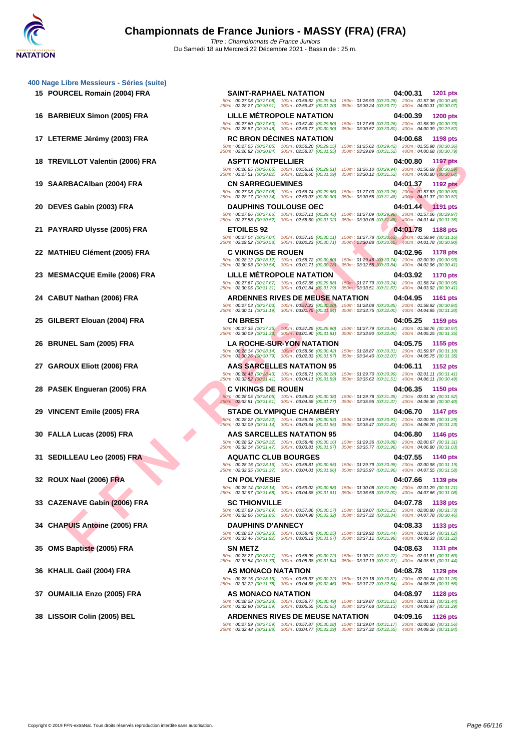# Championnats de France Juniors - MASSY (FRA) (FRA)

*Titre : Championnats de France Juniors*

Du Samedi 18 au Mercredi 22 Décembre 2021 - Bassin de : 25 m.

## 400 Nage Libre Messieurs - Séries (suite)

| Rang | Nageur | Club | Temps | Points |
|---|---|---|---|---|
| 15 | POURCEL Romain (2004) FRA | SAINT-RAPHAEL NATATION | 04:00.31 | 1201 pts |
| | | 50m : 00:27.08 (00:27.08) 100m : 00:56.62 (00:29.54) 150m : 01:26.90 (00:30.28) 200m : 01:57.36 (00:30.46) 250m : 02:28.27 (00:30.91) 300m : 02:59.47 (00:31.20) 350m : 03:30.24 (00:30.77) 400m : 04:00.31 (00:30.07) | | |
| 16 | BARBIEUX Simon (2005) FRA | LILLE MÉTROPOLE NATATION | 04:00.39 | 1200 pts |
| | | 50m : 00:27.60 (00:27.60) 100m : 00:57.40 (00:29.80) 150m : 01:27.66 (00:30.26) 200m : 01:58.39 (00:30.73) 250m : 02:28.87 (00:30.48) 300m : 02:59.77 (00:30.90) 350m : 03:30.57 (00:30.80) 400m : 04:00.39 (00:29.82) | | |
| 17 | LETERME Jérémy (2003) FRA | RC BRON DÉCINES NATATION | 04:00.68 | 1198 pts |
| | | 50m : 00:27.05 (00:27.05) 100m : 00:56.20 (00:29.15) 150m : 01:25.62 (00:29.42) 200m : 01:55.98 (00:30.36) 250m : 02:26.82 (00:30.84) 300m : 02:58.37 (00:31.55) 350m : 03:29.89 (00:31.52) 400m : 04:00.68 (00:30.79) | | |
| 18 | TREVILLOT Valentin (2006) FRA | ASPTT MONTPELLIER | 04:00.80 | 1197 pts |
| | | 50m : 00:26.65 (00:26.65) 100m : 00:56.16 (00:29.51) 150m : 01:26.10 (00:29.94) 200m : 01:56.69 (00:30.59) 250m : 02:27.51 (00:30.82) 300m : 02:58.60 (00:31.09) 350m : 03:30.12 (00:31.52) 400m : 04:00.80 (00:30.68) | | |
| 19 | SAARBACAlban (2004) FRA | CN SARREGUEMINES | 04:01.37 | 1192 pts |
| | | 50m : 00:27.08 (00:27.08) 100m : 00:56.74 (00:29.66) 150m : 01:27.00 (00:30.26) 200m : 01:57.83 (00:30.83) 250m : 02:28.17 (00:30.34) 300m : 02:59.07 (00:30.90) 350m : 03:30.55 (00:31.48) 400m : 04:01.37 (00:30.82) | | |
| 20 | DEVES Gabin (2003) FRA | DAUPHINS TOULOUSE OEC | 04:01.44 | 1191 pts |
| | | 50m : 00:27.66 (00:27.66) 100m : 00:57.11 (00:29.45) 150m : 01:27.09 (00:29.98) 200m : 01:57.06 (00:29.97) 250m : 02:27.58 (00:30.52) 300m : 02:58.60 (00:31.02) 350m : 03:30.08 (00:31.48) 400m : 04:01.44 (00:31.36) | | |
| 21 | PAYRARD Ulysse (2005) FRA | ETOILES 92 | 04:01.78 | 1188 pts |
| | | 50m : 00:27.04 (00:27.04) 100m : 00:57.15 (00:30.11) 150m : 01:27.78 (00:30.63) 200m : 01:58.94 (00:31.16) 250m : 02:29.52 (00:30.58) 300m : 03:00.23 (00:30.71) 350m : 03:30.88 (00:30.65) 400m : 04:01.78 (00:30.90) | | |
| 22 | MATHIEU Clément (2005) FRA | C VIKINGS DE ROUEN | 04:02.96 | 1178 pts |
| | | 50m : 00:28.12 (00:28.12) 100m : 00:58.72 (00:30.60) 150m : 01:29.46 (00:30.74) 200m : 02:00.39 (00:30.93) 250m : 02:30.93 (00:30.54) 300m : 03:01.71 (00:30.78) 350m : 03:32.55 (00:30.84) 400m : 04:02.96 (00:30.41) | | |
| 23 | MESMACQUE Emile (2006) FRA | LILLE MÉTROPOLE NATATION | 04:03.92 | 1170 pts |
| | | 50m : 00:27.67 (00:27.67) 100m : 00:57.55 (00:29.88) 150m : 01:27.79 (00:30.24) 200m : 01:58.74 (00:30.95) 250m : 02:30.05 (00:31.31) 300m : 03:01.84 (00:31.79) 350m : 03:33.51 (00:31.67) 400m : 04:03.92 (00:30.41) | | |
| 24 | CABUT Nathan (2006) FRA | ARDENNES RIVES DE MEUSE NATATION | 04:04.95 | 1161 pts |
| | | 50m : 00:27.03 (00:27.03) 100m : 00:57.23 (00:30.20) 150m : 01:28.08 (00:30.85) 200m : 01:58.92 (00:30.84) 250m : 02:30.11 (00:31.19) 300m : 03:01.75 (00:31.64) 350m : 03:33.75 (00:32.00) 400m : 04:04.95 (00:31.20) | | |
| 25 | GILBERT Elouan (2004) FRA | CN BREST | 04:05.25 | 1159 pts |
| | | 50m : 00:27.35 (00:27.35) 100m : 00:57.25 (00:29.90) 150m : 01:27.79 (00:30.54) 200m : 01:58.76 (00:30.97) 250m : 02:30.09 (00:31.33) 300m : 03:01.90 (00:31.81) 350m : 03:33.90 (00:32.00) 400m : 04:05.25 (00:31.35) | | |
| 26 | BRUNEL Sam (2005) FRA | LA ROCHE-SUR-YON NATATION | 04:05.75 | 1155 pts |
| | | 50m : 00:28.14 (00:28.14) 100m : 00:58.56 (00:30.42) 150m : 01:28.87 (00:30.31) 200m : 01:59.97 (00:31.10) 250m : 02:30.76 (00:30.79) 300m : 03:02.33 (00:31.57) 350m : 03:34.40 (00:32.07) 400m : 04:05.75 (00:31.35) | | |
| 27 | GAROUX Eliott (2006) FRA | AAS SARCELLES NATATION 95 | 04:06.11 | 1152 pts |
| | | 50m : 00:28.43 (00:28.43) 100m : 00:58.71 (00:30.28) 150m : 01:29.70 (00:30.99) 200m : 02:01.11 (00:31.41) 250m : 02:32.52 (00:31.41) 300m : 03:04.11 (00:31.59) 350m : 03:35.62 (00:31.51) 400m : 04:06.11 (00:30.49) | | |
| 28 | PASEK Engueran (2005) FRA | C VIKINGS DE ROUEN | 04:06.35 | 1150 pts |
| | | 50m : 00:28.05 (00:28.05) 100m : 00:58.43 (00:30.38) 150m : 01:29.78 (00:31.35) 200m : 02:01.30 (00:31.52) 250m : 02:32.81 (00:31.51) 300m : 03:04.58 (00:31.77) 350m : 03:35.95 (00:31.37) 400m : 04:06.35 (00:30.40) | | |
| 29 | VINCENT Emile (2005) FRA | STADE OLYMPIQUE CHAMBÉRY | 04:06.70 | 1147 pts |
| | | 50m : 00:28.22 (00:28.22) 100m : 00:58.75 (00:30.53) 150m : 01:29.66 (00:30.91) 200m : 02:00.95 (00:31.29) 250m : 02:32.09 (00:31.14) 300m : 03:03.64 (00:31.55) 350m : 03:35.47 (00:31.83) 400m : 04:06.70 (00:31.23) | | |
| 30 | FALLA Lucas (2005) FRA | AAS SARCELLES NATATION 95 | 04:06.80 | 1146 pts |
| | | 50m : 00:28.32 (00:28.32) 100m : 00:58.48 (00:30.16) 150m : 01:29.36 (00:30.88) 200m : 02:00.67 (00:31.31) 250m : 02:32.14 (00:31.47) 300m : 03:03.81 (00:31.67) 350m : 03:35.77 (00:31.96) 400m : 04:06.80 (00:31.03) | | |
| 31 | SEDILLEAU Leo (2005) FRA | AQUATIC CLUB BOURGES | 04:07.55 | 1140 pts |
| | | 50m : 00:28.16 (00:28.16) 100m : 00:58.81 (00:30.65) 150m : 01:29.79 (00:30.98) 200m : 02:00.98 (00:31.19) 250m : 02:32.35 (00:31.37) 300m : 03:04.01 (00:31.66) 350m : 03:35.97 (00:31.96) 400m : 04:07.55 (00:31.58) | | |
| 32 | ROUX Nael (2006) FRA | CN POLYNESIE | 04:07.66 | 1139 pts |
| | | 50m : 00:28.14 (00:28.14) 100m : 00:59.02 (00:30.88) 150m : 01:30.08 (00:31.06) 200m : 02:01.29 (00:31.21) 250m : 02:32.97 (00:31.68) 300m : 03:04.58 (00:31.61) 350m : 03:36.58 (00:32.00) 400m : 04:07.66 (00:31.08) | | |
| 33 | CAZENAVE Gabin (2006) FRA | SC THIONVILLE | 04:07.78 | 1138 pts |
| | | 50m : 00:27.69 (00:27.69) 100m : 00:57.86 (00:30.17) 150m : 01:29.07 (00:31.21) 200m : 02:00.80 (00:31.73) 250m : 02:32.66 (00:31.86) 300m : 03:04.98 (00:32.32) 350m : 03:37.32 (00:32.34) 400m : 04:07.78 (00:30.46) | | |
| 34 | CHAPUIS Antoine (2005) FRA | DAUPHINS D'ANNECY | 04:08.33 | 1133 pts |
| | | 50m : 00:28.23 (00:28.23) 100m : 00:58.48 (00:30.25) 150m : 01:29.92 (00:31.44) 200m : 02:01.54 (00:31.62) 250m : 02:33.46 (00:31.92) 300m : 03:05.13 (00:31.67) 350m : 03:37.11 (00:31.98) 400m : 04:08.33 (00:31.22) | | |
| 35 | OMS Baptiste (2005) FRA | SN METZ | 04:08.63 | 1131 pts |
| | | 50m : 00:28.27 (00:28.27) 100m : 00:58.99 (00:30.72) 150m : 01:30.21 (00:31.22) 200m : 02:01.81 (00:31.60) 250m : 02:33.54 (00:31.73) 300m : 03:05.38 (00:31.84) 350m : 03:37.19 (00:31.81) 400m : 04:08.63 (00:31.44) | | |
| 36 | KHALIL Gaël (2004) FRA | AS MONACO NATATION | 04:08.78 | 1129 pts |
| | | 50m : 00:28.15 (00:28.15) 100m : 00:58.37 (00:30.22) 150m : 01:29.18 (00:30.81) 200m : 02:00.44 (00:31.26) 250m : 02:32.22 (00:31.78) 300m : 03:04.68 (00:32.46) 350m : 03:37.22 (00:32.54) 400m : 04:08.78 (00:31.56) | | |
| 37 | OUMAILIA Enzo (2005) FRA | AS MONACO NATATION | 04:08.97 | 1128 pts |
| | | 50m : 00:28.28 (00:28.28) 100m : 00:58.77 (00:30.49) 150m : 01:29.87 (00:31.10) 200m : 02:01.31 (00:31.44) 250m : 02:32.90 (00:31.59) 300m : 03:05.55 (00:32.65) 350m : 03:37.68 (00:32.13) 400m : 04:08.97 (00:31.29) | | |
| 38 | LISSOIR Colin (2005) BEL | ARDENNES RIVES DE MEUSE NATATION | 04:09.16 | 1126 pts |
| | | 50m : 00:27.59 (00:27.59) 100m : 00:57.87 (00:30.28) 150m : 01:29.04 (00:31.17) 200m : 02:00.60 (00:31.56) 250m : 02:32.48 (00:31.88) 300m : 03:04.77 (00:32.29) 350m : 03:37.32 (00:32.55) 400m : 04:09.16 (00:31.84) | | |

Copyright © 2019 FFN-extraNat. Tous droits réservés reproduction interdite sans autorisation.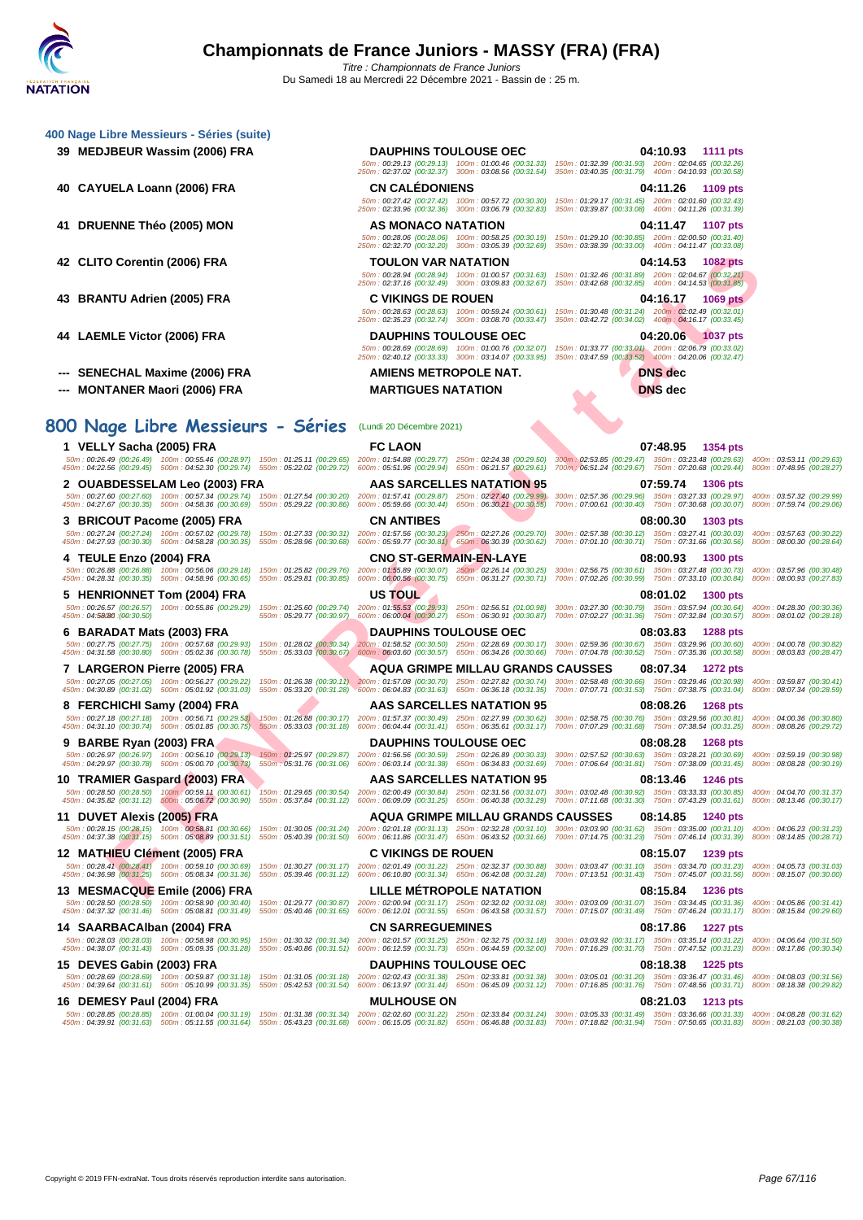# Championnats de France Juniors - MASSY (FRA) (FRA)

Titre : Championnats de France Juniors
Du Samedi 18 au Mercredi 22 Décembre 2021 - Bassin de : 25 m.

## 400 Nage Libre Messieurs - Séries (suite)

**39 MEDJBEUR Wassim (2006) FRA** — DAUPHINS TOULOUSE OEC — 04:10.93 — 1111 pts
50m : 00:29.13 (00:29.13) 100m : 01:00.46 (00:31.33) 150m : 01:32.39 (00:31.93) 200m : 02:04.65 (00:32.26)
250m : 02:37.02 (00:32.37) 300m : 03:08.56 (00:31.54) 350m : 03:40.35 (00:31.79) 400m : 04:10.93 (00:30.58)

**40 CAYUELA Loann (2006) FRA** — CN CALÉDONIENS — 04:11.26 — 1109 pts
50m : 00:27.42 (00:27.42) 100m : 00:57.72 (00:30.30) 150m : 01:29.17 (00:31.45) 200m : 02:01.60 (00:32.43)
250m : 02:33.96 (00:32.36) 300m : 03:06.79 (00:32.83) 350m : 03:39.87 (00:33.08) 400m : 04:11.26 (00:31.39)

**41 DRUENNE Théo (2005) MON** — AS MONACO NATATION — 04:11.47 — 1107 pts
50m : 00:28.06 (00:28.06) 100m : 00:58.25 (00:30.19) 150m : 01:29.10 (00:30.85) 200m : 02:00.50 (00:31.40)
250m : 02:32.70 (00:32.20) 300m : 03:05.39 (00:32.69) 350m : 03:38.39 (00:33.00) 400m : 04:11.47 (00:33.08)

**42 CLITO Corentin (2006) FRA** — TOULON VAR NATATION — 04:14.53 — 1082 pts
50m : 00:28.94 (00:28.94) 100m : 01:00.57 (00:31.63) 150m : 01:32.46 (00:31.89) 200m : 02:04.67 (00:32.21)
250m : 02:37.16 (00:32.49) 300m : 03:09.83 (00:32.67) 350m : 03:42.68 (00:32.85) 400m : 04:14.53 (00:31.85)

**43 BRANTU Adrien (2005) FRA** — C VIKINGS DE ROUEN — 04:16.17 — 1069 pts
50m : 00:28.63 (00:28.63) 100m : 00:59.24 (00:30.61) 150m : 01:30.48 (00:31.24) 200m : 02:02.49 (00:32.01)
250m : 02:35.23 (00:32.74) 300m : 03:08.70 (00:33.47) 350m : 03:42.72 (00:34.02) 400m : 04:16.17 (00:33.45)

**44 LAEMLE Victor (2006) FRA** — DAUPHINS TOULOUSE OEC — 04:20.06 — 1037 pts
50m : 00:28.69 (00:28.69) 100m : 01:00.76 (00:32.07) 150m : 01:33.77 (00:33.01) 200m : 02:06.79 (00:33.02)
250m : 02:40.12 (00:33.33) 300m : 03:14.07 (00:33.95) 350m : 03:47.59 (00:33.52) 400m : 04:20.06 (00:32.47)

**--- SENECHAL Maxime (2006) FRA** — AMIENS METROPOLE NAT. — DNS dec

**--- MONTANER Maori (2006) FRA** — MARTIGUES NATATION — DNS dec

## 800 Nage Libre Messieurs - Séries (Lundi 20 Décembre 2021)

**1 VELLY Sacha (2005) FRA** — FC LAON — 07:48.95 — 1354 pts
50m : 00:26.49 (00:26.49) 100m : 00:55.46 (00:28.97) 150m : 01:25.11 (00:29.65) 200m : 01:54.88 (00:29.77) 250m : 02:24.38 (00:29.50) 300m : 02:53.85 (00:29.47) 350m : 03:23.48 (00:29.63) 400m : 03:53.11 (00:29.63)
450m : 04:22.56 (00:29.45) 500m : 04:52.30 (00:29.74) 550m : 05:22.02 (00:29.72) 600m : 05:51.96 (00:29.94) 650m : 06:21.57 (00:29.61) 700m : 06:51.24 (00:29.67) 750m : 07:20.68 (00:29.44) 800m : 07:48.95 (00:28.27)

**2 OUABDESSELAM Leo (2003) FRA** — AAS SARCELLES NATATION 95 — 07:59.74 — 1306 pts
50m : 00:27.60 (00:27.60) 100m : 00:57.34 (00:29.74) 150m : 01:27.54 (00:30.20) 200m : 01:57.41 (00:29.87) 250m : 02:27.40 (00:29.99) 300m : 02:57.36 (00:29.96) 350m : 03:27.33 (00:29.97) 400m : 03:57.32 (00:29.99)
450m : 04:27.67 (00:30.35) 500m : 04:58.36 (00:30.69) 550m : 05:29.22 (00:30.86) 600m : 05:59.66 (00:30.44) 650m : 06:30.21 (00:30.55) 700m : 07:00.61 (00:30.40) 750m : 07:30.68 (00:30.07) 800m : 07:59.74 (00:29.06)

**3 BRICOUT Pacome (2005) FRA** — CN ANTIBES — 08:00.30 — 1303 pts
50m : 00:27.24 (00:27.24) 100m : 00:57.02 (00:29.78) 150m : 01:27.33 (00:30.31) 200m : 01:57.56 (00:30.23) 250m : 02:27.26 (00:29.70) 300m : 02:57.38 (00:30.12) 350m : 03:27.41 (00:30.03) 400m : 03:57.63 (00:30.22)
450m : 04:27.93 (00:30.30) 500m : 04:58.28 (00:30.35) 550m : 05:28.96 (00:30.68) 600m : 05:59.77 (00:30.81) 650m : 06:30.39 (00:30.62) 700m : 07:01.10 (00:30.71) 750m : 07:31.66 (00:30.56) 800m : 08:00.30 (00:28.64)

**4 TEULE Enzo (2004) FRA** — CNO ST-GERMAIN-EN-LAYE — 08:00.93 — 1300 pts
50m : 00:26.88 (00:26.88) 100m : 00:56.06 (00:29.18) 150m : 01:25.82 (00:29.76) 200m : 01:55.89 (00:30.07) 250m : 02:26.14 (00:30.25) 300m : 02:56.75 (00:30.61) 350m : 03:27.48 (00:30.73) 400m : 03:57.96 (00:30.48)
450m : 04:28.31 (00:30.35) 500m : 04:58.96 (00:30.65) 550m : 05:29.81 (00:30.85) 600m : 06:00.56 (00:30.75) 650m : 06:31.27 (00:30.71) 700m : 07:02.26 (00:30.99) 750m : 07:33.10 (00:30.84) 800m : 08:00.93 (00:27.83)

**5 HENRIONNET Tom (2004) FRA** — US TOUL — 08:01.02 — 1300 pts
50m : 00:26.57 (00:26.57) 100m : 00:55.86 (00:29.29) 150m : 01:25.60 (00:29.74) 200m : 01:55.53 (00:29.93) 250m : 02:56.51 (01:00.98) 300m : 03:27.30 (00:30.79) 350m : 03:57.94 (00:30.64) 400m : 04:28.30 (00:30.36)
450m : 04:58.80 (00:30.50) 550m : 05:29.77 (00:30.97) 600m : 06:00.04 (00:30.27) 650m : 06:30.91 (00:30.87) 700m : 07:02.27 (00:31.36) 750m : 07:32.84 (00:30.57) 800m : 08:01.02 (00:28.18)

**6 BARADAT Mats (2003) FRA** — DAUPHINS TOULOUSE OEC — 08:03.83 — 1288 pts
50m : 00:27.75 (00:27.75) 100m : 00:57.68 (00:29.93) 150m : 01:28.02 (00:30.34) 200m : 01:58.52 (00:30.50) 250m : 02:28.69 (00:30.17) 300m : 02:59.36 (00:30.67) 350m : 03:29.96 (00:30.60) 400m : 04:00.78 (00:30.82)
450m : 04:31.58 (00:30.80) 500m : 05:02.36 (00:30.78) 550m : 05:33.03 (00:30.67) 600m : 06:03.60 (00:30.57) 650m : 06:34.26 (00:30.66) 700m : 07:04.78 (00:30.52) 750m : 07:35.36 (00:30.58) 800m : 08:03.83 (00:28.47)

**7 LARGERON Pierre (2005) FRA** — AQUA GRIMPE MILLAU GRANDS CAUSSES — 08:07.34 — 1272 pts
50m : 00:27.05 (00:27.05) 100m : 00:56.27 (00:29.22) 150m : 01:26.38 (00:30.11) 200m : 01:57.08 (00:30.70) 250m : 02:27.82 (00:30.74) 300m : 02:58.48 (00:30.66) 350m : 03:29.46 (00:30.98) 400m : 03:59.87 (00:30.41)
450m : 04:30.89 (00:31.02) 500m : 05:01.92 (00:31.03) 550m : 05:33.20 (00:31.28) 600m : 06:04.83 (00:31.63) 650m : 06:36.18 (00:31.35) 700m : 07:07.71 (00:31.53) 750m : 07:38.75 (00:31.04) 800m : 08:07.34 (00:28.59)

**8 FERCHICHI Samy (2004) FRA** — AAS SARCELLES NATATION 95 — 08:08.26 — 1268 pts
50m : 00:27.18 (00:27.18) 100m : 00:56.71 (00:29.53) 150m : 01:26.88 (00:30.17) 200m : 01:57.37 (00:30.49) 250m : 02:27.99 (00:30.62) 300m : 02:58.75 (00:30.76) 350m : 03:29.56 (00:30.81) 400m : 04:00.36 (00:30.80)
450m : 04:31.10 (00:30.74) 500m : 05:01.85 (00:30.75) 550m : 05:33.03 (00:31.18) 600m : 06:04.44 (00:31.41) 650m : 06:35.61 (00:31.17) 700m : 07:07.29 (00:31.68) 750m : 07:38.54 (00:31.25) 800m : 08:08.26 (00:29.72)

**9 BARBE Ryan (2003) FRA** — DAUPHINS TOULOUSE OEC — 08:08.28 — 1268 pts
50m : 00:26.97 (00:26.97) 100m : 00:56.10 (00:29.13) 150m : 01:25.97 (00:29.87) 200m : 01:56.56 (00:30.59) 250m : 02:26.89 (00:30.33) 300m : 02:57.52 (00:30.63) 350m : 03:28.21 (00:30.69) 400m : 03:59.19 (00:30.98)
450m : 04:29.97 (00:30.78) 500m : 05:00.70 (00:30.73) 550m : 05:31.76 (00:31.06) 600m : 06:03.14 (00:31.38) 650m : 06:34.83 (00:31.69) 700m : 07:06.64 (00:31.81) 750m : 07:38.09 (00:31.45) 800m : 08:08.28 (00:30.19)

**10 TRAMIER Gaspard (2003) FRA** — AAS SARCELLES NATATION 95 — 08:13.46 — 1246 pts
50m : 00:28.50 (00:28.50) 100m : 00:59.11 (00:30.61) 150m : 01:29.65 (00:30.54) 200m : 02:00.49 (00:30.84) 250m : 02:31.56 (00:31.07) 300m : 03:02.48 (00:30.92) 350m : 03:33.33 (00:30.85) 400m : 04:04.70 (00:31.37)
450m : 04:35.82 (00:31.12) 500m : 05:06.72 (00:30.90) 550m : 05:37.84 (00:31.12) 600m : 06:09.09 (00:31.25) 650m : 06:40.38 (00:31.29) 700m : 07:11.68 (00:31.30) 750m : 07:43.29 (00:31.61) 800m : 08:13.46 (00:30.17)

**11 DUVET Alexis (2005) FRA** — AQUA GRIMPE MILLAU GRANDS CAUSSES — 08:14.85 — 1240 pts
50m : 00:28.15 (00:28.15) 100m : 00:58.81 (00:30.66) 150m : 01:30.05 (00:31.24) 200m : 02:01.18 (00:31.13) 250m : 02:32.28 (00:31.10) 300m : 03:03.90 (00:31.62) 350m : 03:35.00 (00:31.10) 400m : 04:06.23 (00:31.23)
450m : 04:37.38 (00:31.15) 500m : 05:08.89 (00:31.51) 550m : 05:40.39 (00:31.50) 600m : 06:11.86 (00:31.47) 650m : 06:43.52 (00:31.66) 700m : 07:14.75 (00:31.23) 750m : 07:46.14 (00:31.39) 800m : 08:14.85 (00:28.71)

**12 MATHIEU Clément (2005) FRA** — C VIKINGS DE ROUEN — 08:15.07 — 1239 pts
50m : 00:28.41 (00:28.41) 100m : 00:59.10 (00:30.69) 150m : 01:30.27 (00:31.17) 200m : 02:01.49 (00:31.22) 250m : 02:32.37 (00:30.88) 300m : 03:03.47 (00:31.10) 350m : 03:34.70 (00:31.23) 400m : 04:05.73 (00:31.03)
450m : 04:36.98 (00:31.25) 500m : 05:08.34 (00:31.36) 550m : 05:39.46 (00:31.12) 600m : 06:10.80 (00:31.34) 650m : 06:42.08 (00:31.28) 700m : 07:13.51 (00:31.43) 750m : 07:45.07 (00:31.56) 800m : 08:15.07 (00:30.00)

**13 MESMACQUE Emile (2006) FRA** — LILLE MÉTROPOLE NATATION — 08:15.84 — 1236 pts
50m : 00:28.50 (00:28.50) 100m : 00:58.90 (00:30.40) 150m : 01:29.77 (00:30.87) 200m : 02:00.94 (00:31.17) 250m : 02:32.02 (00:31.08) 300m : 03:03.09 (00:31.07) 350m : 03:34.45 (00:31.36) 400m : 04:05.86 (00:31.41)
450m : 04:37.32 (00:31.46) 500m : 05:08.81 (00:31.49) 550m : 05:40.46 (00:31.65) 600m : 06:12.01 (00:31.55) 650m : 06:43.58 (00:31.57) 700m : 07:15.07 (00:31.49) 750m : 07:46.24 (00:31.17) 800m : 08:15.84 (00:29.60)

**14 SAARBACAlban (2004) FRA** — CN SARREGUEMINES — 08:17.86 — 1227 pts
50m : 00:28.03 (00:28.03) 100m : 00:58.98 (00:30.95) 150m : 01:30.32 (00:31.34) 200m : 02:01.57 (00:31.25) 250m : 02:32.75 (00:31.18) 300m : 03:03.92 (00:31.17) 350m : 03:35.14 (00:31.22) 400m : 04:06.64 (00:31.50)
450m : 04:38.07 (00:31.43) 500m : 05:09.35 (00:31.28) 550m : 05:40.86 (00:31.51) 600m : 06:12.59 (00:31.73) 650m : 06:44.59 (00:32.00) 700m : 07:16.29 (00:31.70) 750m : 07:47.52 (00:31.23) 800m : 08:17.86 (00:30.34)

**15 DEVES Gabin (2003) FRA** — DAUPHINS TOULOUSE OEC — 08:18.38 — 1225 pts
50m : 00:28.69 (00:28.69) 100m : 00:59.87 (00:31.18) 150m : 01:31.05 (00:31.18) 200m : 02:02.43 (00:31.38) 250m : 02:33.81 (00:31.38) 300m : 03:05.01 (00:31.20) 350m : 03:36.47 (00:31.46) 400m : 04:08.03 (00:31.56)
450m : 04:39.64 (00:31.61) 500m : 05:10.99 (00:31.35) 550m : 05:42.53 (00:31.54) 600m : 06:13.97 (00:31.44) 650m : 06:45.09 (00:31.12) 700m : 07:16.85 (00:31.76) 750m : 07:48.56 (00:31.71) 800m : 08:18.38 (00:29.82)

**16 DEMESY Paul (2004) FRA** — MULHOUSE ON — 08:21.03 — 1213 pts
50m : 00:28.85 (00:28.85) 100m : 01:00.04 (00:31.19) 150m : 01:31.38 (00:31.34) 200m : 02:02.60 (00:31.22) 250m : 02:33.84 (00:31.24) 300m : 03:05.33 (00:31.49) 350m : 03:36.66 (00:31.33) 400m : 04:08.28 (00:31.62)
450m : 04:39.91 (00:31.63) 500m : 05:11.55 (00:31.64) 550m : 05:43.23 (00:31.68) 600m : 06:15.05 (00:31.82) 650m : 06:46.88 (00:31.83) 700m : 07:18.82 (00:31.94) 750m : 07:50.65 (00:31.83) 800m : 08:21.03 (00:30.38)

Copyright © 2019 FFN-extraNat. Tous droits réservés reproduction interdite sans autorisation.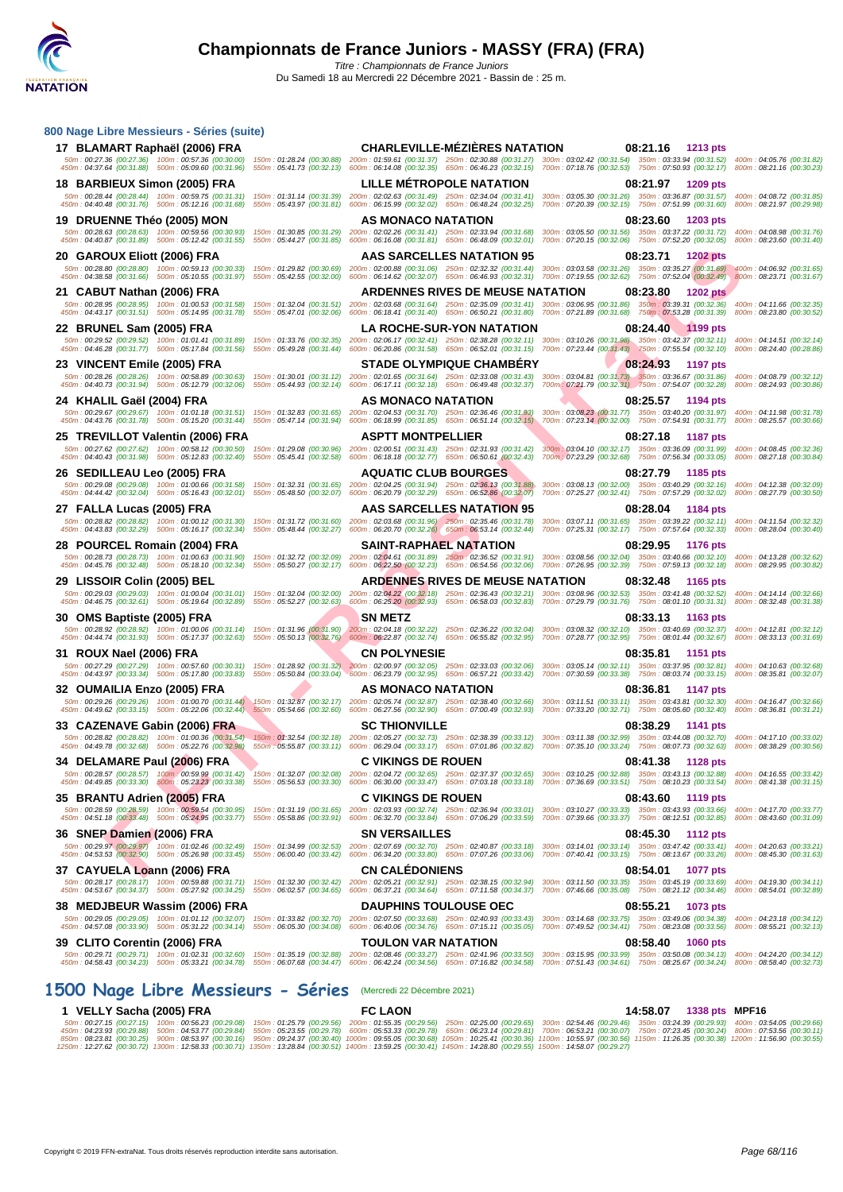# Championnats de France Juniors - MASSY (FRA) (FRA)

*Titre : Championnats de France Juniors*

Du Samedi 18 au Mercredi 22 Décembre 2021 - Bassin de : 25 m.

## 800 Nage Libre Messieurs - Séries (suite)

**17 BLAMART Raphaël (2006) FRA** — CHARLEVILLE-MÉZIÈRES NATATION — 08:21.16 — 1213 pts

50m : 00:27.36 (00:27.36) 100m : 00:57.36 (00:30.00) 150m : 01:28.24 (00:30.88) 200m : 01:59.61 (00:31.37) 250m : 02:30.88 (00:31.27) 300m : 03:02.42 (00:31.54) 350m : 03:33.94 (00:31.52) 400m : 04:05.76 (00:31.82)
450m : 04:37.64 (00:31.88) 500m : 05:09.60 (00:31.96) 550m : 05:41.73 (00:32.13) 600m : 06:14.08 (00:32.35) 650m : 06:46.23 (00:32.15) 700m : 07:18.76 (00:32.53) 750m : 07:50.93 (00:32.17) 800m : 08:21.16 (00:30.23)

**18 BARBIEUX Simon (2005) FRA** — LILLE MÉTROPOLE NATATION — 08:21.97 — 1209 pts

50m : 00:28.44 (00:28.44) 100m : 00:59.75 (00:31.31) 150m : 01:31.14 (00:31.39) 200m : 02:02.63 (00:31.49) 250m : 02:34.04 (00:31.41) 300m : 03:05.30 (00:31.26) 350m : 03:36.87 (00:31.57) 400m : 04:08.72 (00:31.85)
450m : 04:40.48 (00:31.76) 500m : 05:12.16 (00:31.68) 550m : 05:43.97 (00:31.81) 600m : 06:15.99 (00:32.02) 650m : 06:48.24 (00:32.25) 700m : 07:20.39 (00:32.15) 750m : 07:51.99 (00:31.60) 800m : 08:21.97 (00:29.98)

**19 DRUENNE Théo (2005) MON** — AS MONACO NATATION — 08:23.60 — 1203 pts

50m : 00:28.63 (00:28.63) 100m : 00:59.56 (00:30.93) 150m : 01:30.85 (00:31.29) 200m : 02:02.26 (00:31.41) 250m : 02:33.94 (00:31.68) 300m : 03:05.50 (00:31.56) 350m : 03:37.22 (00:31.72) 400m : 04:08.98 (00:31.76)
450m : 04:40.87 (00:31.89) 500m : 05:12.42 (00:31.55) 550m : 05:44.27 (00:31.85) 600m : 06:16.08 (00:31.81) 650m : 06:48.09 (00:32.01) 700m : 07:20.15 (00:32.06) 750m : 07:52.20 (00:32.05) 800m : 08:23.60 (00:31.40)

**20 GAROUX Eliott (2006) FRA** — AAS SARCELLES NATATION 95 — 08:23.71 — 1202 pts

50m : 00:28.80 (00:28.80) 100m : 00:59.13 (00:30.33) 150m : 01:29.82 (00:30.69) 200m : 02:00.88 (00:31.06) 250m : 02:32.32 (00:31.44) 300m : 03:03.58 (00:31.26) 350m : 03:35.27 (00:31.69) 400m : 04:06.92 (00:31.65)
450m : 04:38.58 (00:31.66) 500m : 05:10.55 (00:31.97) 550m : 05:42.55 (00:32.00) 600m : 06:14.62 (00:32.07) 650m : 06:46.93 (00:32.31) 700m : 07:19.55 (00:32.62) 750m : 07:52.04 (00:32.49) 800m : 08:23.71 (00:31.67)

**21 CABUT Nathan (2006) FRA** — ARDENNES RIVES DE MEUSE NATATION — 08:23.80 — 1202 pts

50m : 00:28.95 (00:28.95) 100m : 01:00.53 (00:31.58) 150m : 01:32.04 (00:31.51) 200m : 02:03.68 (00:31.64) 250m : 02:35.09 (00:31.41) 300m : 03:06.95 (00:31.86) 350m : 03:39.31 (00:32.36) 400m : 04:11.66 (00:32.35)
450m : 04:43.17 (00:31.51) 500m : 05:14.95 (00:31.78) 550m : 05:47.01 (00:32.06) 600m : 06:18.41 (00:31.40) 650m : 06:50.21 (00:31.80) 700m : 07:21.89 (00:31.68) 750m : 07:53.28 (00:31.39) 800m : 08:23.80 (00:30.52)

**22 BRUNEL Sam (2005) FRA** — LA ROCHE-SUR-YON NATATION — 08:24.40 — 1199 pts

50m : 00:29.52 (00:29.52) 100m : 01:01.41 (00:31.89) 150m : 01:33.76 (00:32.35) 200m : 02:06.17 (00:32.41) 250m : 02:38.28 (00:32.11) 300m : 03:10.26 (00:31.98) 350m : 03:42.37 (00:32.11) 400m : 04:14.51 (00:32.14)
450m : 04:46.28 (00:31.77) 500m : 05:17.84 (00:31.56) 550m : 05:49.28 (00:31.44) 600m : 06:20.86 (00:31.58) 650m : 06:52.01 (00:31.15) 700m : 07:23.44 (00:31.43) 750m : 07:55.54 (00:32.10) 800m : 08:24.40 (00:28.86)

**23 VINCENT Emile (2005) FRA** — STADE OLYMPIQUE CHAMBÉRY — 08:24.93 — 1197 pts

50m : 00:28.26 (00:28.26) 100m : 00:58.89 (00:30.63) 150m : 01:30.01 (00:31.12) 200m : 02:01.65 (00:31.64) 250m : 02:33.08 (00:31.43) 300m : 03:04.81 (00:31.73) 350m : 03:36.67 (00:31.86) 400m : 04:08.79 (00:32.12)
450m : 04:40.73 (00:31.94) 500m : 05:12.79 (00:32.06) 550m : 05:44.93 (00:32.14) 600m : 06:17.11 (00:32.18) 650m : 06:49.48 (00:32.37) 700m : 07:21.79 (00:32.31) 750m : 07:54.07 (00:32.28) 800m : 08:24.93 (00:30.86)

**24 KHALIL Gaël (2004) FRA** — AS MONACO NATATION — 08:25.57 — 1194 pts

50m : 00:29.67 (00:29.67) 100m : 01:01.18 (00:31.51) 150m : 01:32.83 (00:31.65) 200m : 02:04.53 (00:31.70) 250m : 02:36.46 (00:31.93) 300m : 03:08.23 (00:31.77) 350m : 03:40.20 (00:31.97) 400m : 04:11.98 (00:31.78)
450m : 04:43.76 (00:31.78) 500m : 05:15.20 (00:31.44) 550m : 05:47.14 (00:31.94) 600m : 06:18.99 (00:31.85) 650m : 06:51.14 (00:32.15) 700m : 07:23.14 (00:32.00) 750m : 07:54.91 (00:31.77) 800m : 08:25.57 (00:30.66)

**25 TREVILLOT Valentin (2006) FRA** — ASPTT MONTPELLIER — 08:27.18 — 1187 pts

50m : 00:27.62 (00:27.62) 100m : 00:58.12 (00:30.50) 150m : 01:29.08 (00:30.96) 200m : 02:00.51 (00:31.43) 250m : 02:31.93 (00:31.42) 300m : 03:04.10 (00:32.17) 350m : 03:36.09 (00:31.99) 400m : 04:08.45 (00:32.36)
450m : 04:40.43 (00:31.98) 500m : 05:12.83 (00:32.40) 550m : 05:45.41 (00:32.58) 600m : 06:18.18 (00:32.77) 650m : 06:50.61 (00:32.43) 700m : 07:23.29 (00:32.68) 750m : 07:56.34 (00:33.05) 800m : 08:27.18 (00:30.84)

**26 SEDILLEAU Leo (2005) FRA** — AQUATIC CLUB BOURGES — 08:27.79 — 1185 pts

50m : 00:29.08 (00:29.08) 100m : 01:00.66 (00:31.58) 150m : 01:32.31 (00:31.65) 200m : 02:04.25 (00:31.94) 250m : 02:36.13 (00:31.88) 300m : 03:08.13 (00:32.00) 350m : 03:40.29 (00:32.16) 400m : 04:12.38 (00:32.09)
450m : 04:44.42 (00:32.04) 500m : 05:16.43 (00:32.01) 550m : 05:48.50 (00:32.07) 600m : 06:20.79 (00:32.29) 650m : 06:52.86 (00:32.07) 700m : 07:25.27 (00:32.41) 750m : 07:57.29 (00:32.02) 800m : 08:27.79 (00:30.50)

**27 FALLA Lucas (2005) FRA** — AAS SARCELLES NATATION 95 — 08:28.04 — 1184 pts

50m : 00:28.82 (00:28.82) 100m : 01:00.12 (00:31.30) 150m : 01:31.72 (00:31.60) 200m : 02:03.68 (00:31.96) 250m : 02:35.46 (00:31.78) 300m : 03:07.11 (00:31.65) 350m : 03:39.22 (00:32.11) 400m : 04:11.54 (00:32.32)
450m : 04:43.83 (00:32.29) 500m : 05:16.17 (00:32.34) 550m : 05:48.44 (00:32.27) 600m : 06:20.70 (00:32.26) 650m : 06:53.14 (00:32.44) 700m : 07:25.31 (00:32.17) 750m : 07:57.64 (00:32.33) 800m : 08:28.04 (00:30.40)

**28 POURCEL Romain (2004) FRA** — SAINT-RAPHAËL NATATION — 08:29.95 — 1176 pts

50m : 00:28.73 (00:28.73) 100m : 01:00.63 (00:31.90) 150m : 01:32.72 (00:32.09) 200m : 02:04.61 (00:31.89) 250m : 02:36.52 (00:31.91) 300m : 03:08.56 (00:32.04) 350m : 03:40.66 (00:32.10) 400m : 04:13.28 (00:32.62)
450m : 04:45.76 (00:32.48) 500m : 05:18.10 (00:32.34) 550m : 05:50.27 (00:32.17) 600m : 06:22.50 (00:32.23) 650m : 06:54.56 (00:32.06) 700m : 07:26.95 (00:32.39) 750m : 07:59.13 (00:32.18) 800m : 08:29.95 (00:30.82)

**29 LISSOIR Colin (2005) BEL** — ARDENNES RIVES DE MEUSE NATATION — 08:32.48 — 1165 pts

50m : 00:29.03 (00:29.03) 100m : 01:00.04 (00:31.01) 150m : 01:32.04 (00:32.00) 200m : 02:04.22 (00:32.18) 250m : 02:36.43 (00:32.21) 300m : 03:08.96 (00:32.53) 350m : 03:41.48 (00:32.52) 400m : 04:14.14 (00:32.66)
450m : 04:46.75 (00:32.61) 500m : 05:19.64 (00:32.89) 550m : 05:52.27 (00:32.63) 600m : 06:25.20 (00:32.93) 650m : 06:58.03 (00:32.83) 700m : 07:29.79 (00:31.76) 750m : 08:01.10 (00:31.31) 800m : 08:32.48 (00:31.38)

**30 OMS Baptiste (2005) FRA** — SN METZ — 08:33.13 — 1163 pts

50m : 00:28.92 (00:28.92) 100m : 01:00.06 (00:31.14) 150m : 01:31.96 (00:31.90) 200m : 02:04.18 (00:32.22) 250m : 02:36.22 (00:32.04) 300m : 03:08.32 (00:32.10) 350m : 03:40.69 (00:32.37) 400m : 04:12.81 (00:32.12)
450m : 04:44.74 (00:31.93) 500m : 05:17.37 (00:32.63) 550m : 05:50.13 (00:32.76) 600m : 06:22.87 (00:32.74) 650m : 06:55.82 (00:32.95) 700m : 07:28.77 (00:32.95) 750m : 08:01.44 (00:32.67) 800m : 08:33.13 (00:31.69)

**31 ROUX Nael (2006) FRA** — CN POLYNESIE — 08:35.81 — 1151 pts

50m : 00:27.29 (00:27.29) 100m : 00:57.60 (00:30.31) 150m : 01:28.92 (00:31.32) 200m : 02:00.97 (00:32.05) 250m : 02:33.03 (00:32.06) 300m : 03:05.14 (00:32.11) 350m : 03:37.95 (00:32.81) 400m : 04:10.63 (00:32.68)
450m : 04:43.97 (00:33.34) 500m : 05:17.80 (00:33.83) 550m : 05:50.84 (00:33.04) 600m : 06:23.79 (00:32.95) 650m : 06:57.21 (00:33.42) 700m : 07:30.59 (00:33.38) 750m : 08:03.74 (00:33.15) 800m : 08:35.81 (00:32.07)

**32 OUMAILIA Enzo (2005) FRA** — AS MONACO NATATION — 08:36.81 — 1147 pts

50m : 00:29.26 (00:29.26) 100m : 01:00.70 (00:31.44) 150m : 01:32.87 (00:32.17) 200m : 02:05.74 (00:32.87) 250m : 02:38.40 (00:32.66) 300m : 03:11.51 (00:33.11) 350m : 03:43.81 (00:32.30) 400m : 04:16.47 (00:32.66)
450m : 04:49.62 (00:33.15) 500m : 05:22.06 (00:32.44) 550m : 05:54.66 (00:32.60) 600m : 06:27.56 (00:32.90) 650m : 07:00.49 (00:32.93) 700m : 07:33.20 (00:32.71) 750m : 08:05.60 (00:32.40) 800m : 08:36.81 (00:31.21)

**33 CAZENAVE Gabin (2006) FRA** — SC THIONVILLE — 08:38.29 — 1141 pts

50m : 00:28.82 (00:28.82) 100m : 01:00.36 (00:31.54) 150m : 01:32.54 (00:32.18) 200m : 02:05.27 (00:32.73) 250m : 02:38.39 (00:33.12) 300m : 03:11.38 (00:32.99) 350m : 03:44.08 (00:32.70) 400m : 04:17.10 (00:33.02)
450m : 04:49.78 (00:32.68) 500m : 05:22.76 (00:32.98) 550m : 05:55.87 (00:33.11) 600m : 06:29.04 (00:33.17) 650m : 07:01.86 (00:32.82) 700m : 07:35.10 (00:33.24) 750m : 08:07.73 (00:32.63) 800m : 08:38.29 (00:30.56)

**34 DELAMARE Paul (2006) FRA** — C VIKINGS DE ROUEN — 08:41.38 — 1128 pts

50m : 00:28.57 (00:28.57) 100m : 00:59.99 (00:31.42) 150m : 01:32.07 (00:32.08) 200m : 02:04.72 (00:32.65) 250m : 02:37.37 (00:32.65) 300m : 03:10.25 (00:32.88) 350m : 03:43.13 (00:32.88) 400m : 04:16.55 (00:33.42)
450m : 04:49.85 (00:33.30) 500m : 05:23.23 (00:33.38) 550m : 05:56.53 (00:33.30) 600m : 06:30.00 (00:33.47) 650m : 07:03.18 (00:33.18) 700m : 07:36.69 (00:33.51) 750m : 08:10.23 (00:33.54) 800m : 08:41.38 (00:31.15)

**35 BRANTU Adrien (2005) FRA** — C VIKINGS DE ROUEN — 08:43.60 — 1119 pts

50m : 00:28.59 (00:28.59) 100m : 00:59.54 (00:30.95) 150m : 01:31.19 (00:31.65) 200m : 02:03.93 (00:32.74) 250m : 02:36.94 (00:33.01) 300m : 03:10.27 (00:33.33) 350m : 03:43.93 (00:33.66) 400m : 04:17.70 (00:33.77)
450m : 04:51.18 (00:33.48) 500m : 05:24.95 (00:33.77) 550m : 05:58.86 (00:33.91) 600m : 06:32.70 (00:33.84) 650m : 07:06.29 (00:33.59) 700m : 07:39.66 (00:33.37) 750m : 08:12.51 (00:32.85) 800m : 08:43.60 (00:31.09)

**36 SNEP Damien (2006) FRA** — SN VERSAILLES — 08:45.30 — 1112 pts

50m : 00:29.97 (00:29.97) 100m : 01:02.46 (00:32.49) 150m : 01:34.99 (00:32.53) 200m : 02:07.69 (00:32.70) 250m : 02:40.87 (00:33.18) 300m : 03:14.01 (00:33.14) 350m : 03:47.42 (00:33.41) 400m : 04:20.63 (00:33.21)
450m : 04:53.53 (00:32.90) 500m : 05:26.98 (00:33.45) 550m : 06:00.40 (00:33.42) 600m : 06:34.20 (00:33.80) 650m : 07:07.26 (00:33.06) 700m : 07:40.41 (00:33.15) 750m : 08:13.67 (00:33.26) 800m : 08:45.30 (00:31.63)

**37 CAYUELA Loann (2006) FRA** — CN CALÉDONIENS — 08:54.01 — 1077 pts

50m : 00:28.17 (00:28.17) 100m : 00:59.88 (00:31.71) 150m : 01:32.30 (00:32.42) 200m : 02:05.21 (00:32.91) 250m : 02:38.15 (00:32.94) 300m : 03:11.50 (00:33.35) 350m : 03:45.19 (00:33.69) 400m : 04:19.30 (00:34.11)
450m : 04:53.67 (00:34.37) 500m : 05:27.92 (00:34.25) 550m : 06:02.57 (00:34.65) 600m : 06:37.21 (00:34.64) 650m : 07:11.58 (00:34.37) 700m : 07:46.66 (00:35.08) 750m : 08:21.12 (00:34.46) 800m : 08:54.01 (00:32.89)

**38 MEDJBEUR Wassim (2006) FRA** — DAUPHINS TOULOUSE OEC — 08:55.21 — 1073 pts

50m : 00:29.05 (00:29.05) 100m : 01:01.12 (00:32.07) 150m : 01:33.82 (00:32.70) 200m : 02:07.50 (00:33.68) 250m : 02:40.93 (00:33.43) 300m : 03:14.68 (00:33.75) 350m : 03:49.06 (00:34.38) 400m : 04:23.18 (00:34.12)
450m : 04:57.08 (00:33.90) 500m : 05:31.22 (00:34.14) 550m : 06:05.30 (00:34.08) 600m : 06:40.06 (00:34.76) 650m : 07:15.11 (00:35.05) 700m : 07:49.52 (00:34.41) 750m : 08:23.08 (00:33.56) 800m : 08:55.21 (00:32.13)

**39 CLITO Corentin (2006) FRA** — TOULON VAR NATATION — 08:58.40 — 1060 pts

50m : 00:29.71 (00:29.71) 100m : 01:02.31 (00:32.60) 150m : 01:35.19 (00:32.88) 200m : 02:08.46 (00:33.27) 250m : 02:41.96 (00:33.50) 300m : 03:15.95 (00:33.99) 350m : 03:50.08 (00:34.13) 400m : 04:24.20 (00:34.12)
450m : 04:58.43 (00:34.23) 500m : 05:33.21 (00:34.78) 550m : 06:07.68 (00:34.47) 600m : 06:42.24 (00:34.56) 650m : 07:16.82 (00:34.58) 700m : 07:51.43 (00:34.61) 750m : 08:25.67 (00:34.24) 800m : 08:58.40 (00:32.73)

## 1500 Nage Libre Messieurs - Séries (Mercredi 22 Décembre 2021)

**1 VELLY Sacha (2005) FRA** — FC LAON — 14:58.07 — 1338 pts — MPF16

50m : 00:27.15 (00:27.15) 100m : 00:56.23 (00:29.08) 150m : 01:25.79 (00:29.56) 200m : 01:55.35 (00:29.56) 250m : 02:25.00 (00:29.65) 300m : 02:54.46 (00:29.46) 350m : 03:24.39 (00:29.93) 400m : 03:54.05 (00:29.66)
450m : 04:23.93 (00:29.88) 500m : 04:53.77 (00:29.84) 550m : 05:23.55 (00:29.78) 600m : 05:53.33 (00:29.78) 650m : 06:23.14 (00:29.81) 700m : 06:53.21 (00:30.07) 750m : 07:23.45 (00:30.24) 800m : 07:53.56 (00:30.11)
850m : 08:23.81 (00:30.25) 900m : 08:53.97 (00:30.16) 950m : 09:24.37 (00:30.40) 1000m : 09:55.05 (00:30.68) 1050m : 10:25.41 (00:30.36) 1100m : 10:55.97 (00:30.56) 1150m : 11:26.35 (00:30.38) 1200m : 11:56.90 (00:30.55)
1250m : 12:27.62 (00:30.72) 1300m : 12:58.33 (00:30.71) 1350m : 13:28.84 (00:30.51) 1400m : 13:59.25 (00:30.41) 1450m : 14:28.80 (00:29.55) 1500m : 14:58.07 (00:29.27)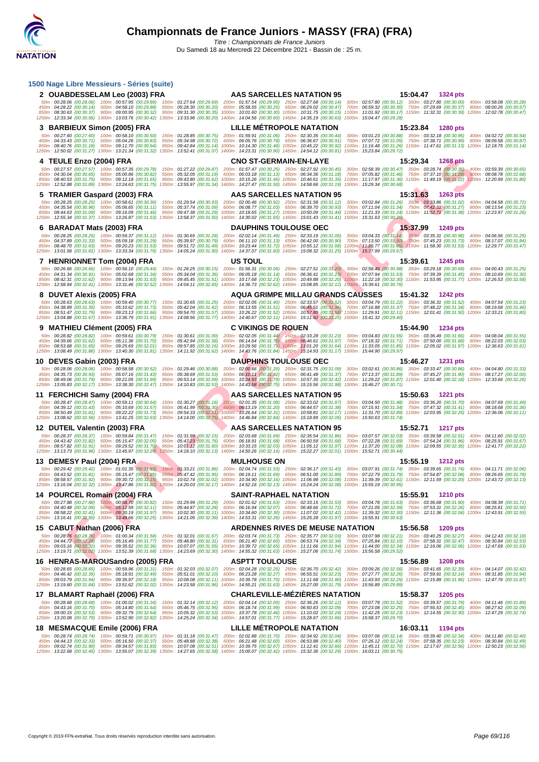# Championnats de France Juniors - MASSY (FRA) (FRA)

*Titre : Championnats de France Juniors*

Du Samedi 18 au Mercredi 22 Décembre 2021 - Bassin de : 25 m.

## 1500 Nage Libre Messieurs - Séries (suite)

**2 OUABDESSELAM Leo (2003) FRA** — AAS SARCELLES NATATION 95 — 15:04.47 — 1324 pts

50m : 00:28.06 (00:28.06) 100m : 00:57.95 (00:29.89) 150m : 01:27.64 (00:29.69) 200m : 01:57.54 (00:29.90) 250m : 02:27.68 (00:30.14) 300m : 02:57.80 (00:30.12) 350m : 03:27.80 (00:30.00) 400m : 03:58.08 (00:30.28)
450m : 04:28.22 (00:30.14) 500m : 04:58.10 (00:29.88) 550m : 05:28.30 (00:30.20) 600m : 05:58.55 (00:30.25) 650m : 06:29.02 (00:30.47) 700m : 06:59.32 (00:30.30) 750m : 07:29.69 (00:30.37) 800m : 08:00.26 (00:30.57)
850m : 08:30.63 (00:30.37) 900m : 09:00.95 (00:30.32) 950m : 09:31.30 (00:30.35) 1000m : 10:01.60 (00:30.30) 1050m : 10:31.75 (00:30.15) 1100m : 11:01.92 (00:30.17) 1150m : 11:32.31 (00:30.39) 1200m : 12:02.78 (00:30.47)
1250m : 12:33.34 (00:30.56) 1300m : 13:03.76 (00:30.42) 1350m : 13:33.96 (00:30.20) 1400m : 14:04.56 (00:30.60) 1450m : 14:35.19 (00:30.63) 1500m : 15:04.47 (00:29.28)

**3 BARBIEUX Simon (2005) FRA** — LILLE MÉTROPOLE NATATION — 15:23.84 — 1280 pts

50m : 00:27.60 (00:27.60) 100m : 00:58.10 (00:30.50) 150m : 01:28.85 (00:30.75) 200m : 01:59.91 (00:31.06) 250m : 02:30.35 (00:30.44) 300m : 03:01.23 (00:30.88) 350m : 03:32.18 (00:30.95) 400m : 04:02.72 (00:30.54)
450m : 04:33.43 (00:30.71) 500m : 05:04.26 (00:30.83) 550m : 05:34.98 (00:30.72) 600m : 06:05.76 (00:30.78) 650m : 06:36.67 (00:30.91) 700m : 07:07.72 (00:31.05) 750m : 07:38.71 (00:30.99) 800m : 08:09.58 (00:30.87)
850m : 08:40.76 (00:31.18) 900m : 09:11.70 (00:30.94) 950m : 09:42.84 (00:31.14) 1000m : 10:14.30 (00:31.46) 1050m : 10:45.22 (00:30.92) 1100m : 11:16.48 (00:31.26) 1150m : 11:47.61 (00:31.13) 1200m : 12:18.75 (00:31.14)
1250m : 12:50.02 (00:31.27) 1300m : 13:21.34 (00:31.32) 1350m : 13:52.41 (00:31.07) 1400m : 14:23.31 (00:30.90) 1450m : 14:54.12 (00:30.81) 1500m : 15:23.84 (00:29.72)

**4 TEULE Enzo (2004) FRA** — CNO ST-GERMAIN-EN-LAYE — 15:29.34 — 1268 pts

50m : 00:27.57 (00:27.57) 100m : 00:57.35 (00:29.78) 150m : 01:27.22 (00:29.87) 200m : 01:57.47 (00:30.25) 250m : 02:27.92 (00:30.45) 300m : 02:58.39 (00:30.47) 350m : 03:28.74 (00:30.35) 400m : 03:59.39 (00:30.65)
450m : 04:30.04 (00:30.65) 500m : 05:00.86 (00:30.82) 550m : 05:32.05 (00:31.19) 600m : 06:03.18 (00:31.13) 650m : 06:34.36 (00:31.18) 700m : 07:05.82 (00:31.46) 750m : 07:37.10 (00:31.28) 800m : 08:08.78 (00:31.68)
850m : 08:40.53 (00:31.75) 900m : 09:12.18 (00:31.65) 950m : 09:43.80 (00:31.62) 1000m : 10:15.26 (00:31.46) 1050m : 10:46.61 (00:31.35) 1100m : 11:17.97 (00:31.36) 1150m : 11:49.19 (00:31.22) 1200m : 12:20.99 (00:31.80)
1250m : 12:52.88 (00:31.89) 1300m : 13:24.63 (00:31.75) 1350m : 13:55.97 (00:31.34) 1400m : 14:27.47 (00:31.50) 1450m : 14:58.66 (00:31.19) 1500m : 15:29.34 (00:30.68)

**5 TRAMIER Gaspard (2003) FRA** — AAS SARCELLES NATATION 95 — 15:31.63 — 1263 pts

50m : 00:28.25 (00:28.25) 100m : 00:58.61 (00:30.36) 150m : 01:29.54 (00:30.93) 200m : 02:00.46 (00:30.92) 250m : 02:31.58 (00:31.12) 300m : 03:02.84 (00:31.26) 350m : 03:33.86 (00:31.02) 400m : 04:04.58 (00:30.72)
450m : 04:35.54 (00:30.96) 500m : 05:06.65 (00:31.11) 550m : 05:37.74 (00:31.09) 600m : 06:08.77 (00:31.03) 650m : 06:39.70 (00:30.93) 700m : 07:11.04 (00:31.34) 750m : 07:42.31 (00:31.27) 800m : 08:13.54 (00:31.23)
850m : 08:44.63 (00:31.09) 900m : 09:16.09 (00:31.46) 950m : 09:47.38 (00:31.29) 1000m : 10:18.65 (00:31.27) 1050m : 10:50.09 (00:31.44) 1100m : 11:21.33 (00:31.24) 1150m : 11:52.71 (00:31.38) 1200m : 12:23.97 (00:31.26)
1250m : 12:55.34 (00:31.37) 1300m : 13:26.87 (00:31.53) 1350m : 13:58.37 (00:31.50) 1400m : 14:30.02 (00:31.65) 1450m : 15:01.43 (00:31.41) 1500m : 15:31.63 (00:30.20)

**6 BARADAT Mats (2003) FRA** — DAUPHINS TOULOUSE OEC — 15:37.99 — 1249 pts

50m : 00:28.25 (00:28.25) 100m : 00:59.37 (00:31.12) 150m : 01:30.65 (00:31.28) 200m : 02:02.14 (00:31.49) 250m : 02:33.19 (00:31.05) 300m : 03:04.33 (00:31.14) 350m : 03:35.31 (00:30.98) 400m : 04:06.56 (00:31.25)
450m : 04:37.89 (00:31.33) 500m : 05:09.18 (00:31.29) 550m : 05:39.97 (00:30.79) 600m : 06:11.10 (00:31.13) 650m : 06:42.00 (00:30.90) 700m : 07:13.50 (00:31.50) 750m : 07:45.23 (00:31.73) 800m : 08:17.07 (00:31.84)
850m : 08:48.70 (00:31.63) 900m : 09:20.23 (00:31.53) 950m : 09:51.72 (00:31.49) 1000m : 10:23.44 (00:31.72) 1050m : 10:55.12 (00:31.68) 1100m : 11:26.77 (00:31.65) 1150m : 11:58.30 (00:31.53) 1200m : 12:29.77 (00:31.47)
1250m : 13:01.58 (00:31.81) 1300m : 13:33.34 (00:31.76) 1350m : 14:05.24 (00:31.90) 1400m : 14:37.07 (00:31.83) 1450m : 15:08.32 (00:31.25) 1500m : 15:37.99 (00:29.67)

**7 HENRIONNET Tom (2004) FRA** — US TOUL — 15:39.61 — 1245 pts

50m : 00:26.66 (00:26.66) 100m : 00:56.10 (00:29.44) 150m : 01:26.25 (00:30.15) 200m : 01:56.31 (00:30.06) 250m : 02:27.51 (00:31.20) 300m : 02:58.49 (00:30.98) 350m : 03:29.18 (00:30.69) 400m : 04:00.43 (00:31.25)
450m : 04:31.34 (00:30.91) 500m : 05:02.68 (00:31.34) 550m : 05:34.04 (00:31.36) 600m : 06:05.18 (00:31.14) 650m : 06:36.41 (00:31.23) 700m : 07:07.94 (00:31.53) 750m : 07:39.39 (00:31.45) 800m : 08:10.69 (00:31.30)
850m : 08:42.31 (00:31.62) 900m : 09:13.94 (00:31.63) 950m : 09:45.45 (00:31.51) 1000m : 10:17.68 (00:32.23) 1050m : 10:49.88 (00:32.20) 1100m : 11:22.18 (00:32.30) 1150m : 11:53.95 (00:31.77) 1200m : 12:26.53 (00:32.58)
1250m : 12:58.94 (00:32.41) 1300m : 13:31.46 (00:32.52) 1350m : 14:04.11 (00:32.65) 1400m : 14:36.73 (00:32.62) 1450m : 15:08.85 (00:32.12) 1500m : 15:39.61 (00:30.76)

**8 DUVET Alexis (2005) FRA** — AQUA GRIMPE MILLAU GRANDS CAUSSES — 15:41.32 — 1242 pts

50m : 00:28.63 (00:28.63) 100m : 00:59.40 (00:30.77) 150m : 01:30.65 (00:31.25) 200m : 02:02.05 (00:31.40) 250m : 02:33.57 (00:31.52) 300m : 03:04.79 (00:31.22) 350m : 03:36.31 (00:31.52) 400m : 04:07.54 (00:31.23)
450m : 04:38.89 (00:31.35) 500m : 05:10.62 (00:31.73) 550m : 05:42.04 (00:31.42) 600m : 06:13.55 (00:31.51) 650m : 06:45.51 (00:31.96) 700m : 07:16.88 (00:31.37) 750m : 07:48.22 (00:31.34) 800m : 08:19.68 (00:31.46)
850m : 08:51.47 (00:31.79) 900m : 09:23.13 (00:31.66) 950m : 09:54.70 (00:31.57) 1000m : 10:26.22 (00:31.52) 1050m : 10:57.80 (00:31.58) 1100m : 11:29.91 (00:32.11) 1150m : 12:01.41 (00:31.50) 1200m : 12:33.21 (00:31.80)
1250m : 13:04.88 (00:31.67) 1300m : 13:36.79 (00:31.91) 1350m : 14:08.56 (00:31.77) 1400m : 14:40.67 (00:32.11) 1450m : 15:11.92 (00:31.25) 1500m : 15:41.32 (00:29.40)

**9 MATHIEU Clément (2005) FRA** — C VIKINGS DE ROUEN — 15:44.90 — 1234 pts

50m : 00:28.82 (00:28.82) 100m : 00:59.61 (00:30.79) 150m : 01:30.61 (00:31.00) 200m : 02:02.05 (00:31.44) 250m : 02:33.28 (00:31.23) 300m : 03:04.83 (00:31.55) 350m : 03:36.49 (00:31.66) 400m : 04:08.04 (00:31.55)
450m : 04:39.66 (00:31.62) 500m : 05:11.36 (00:31.70) 550m : 05:42.94 (00:31.58) 600m : 06:14.64 (00:31.70) 650m : 06:46.61 (00:31.97) 700m : 07:18.32 (00:31.71) 750m : 07:50.00 (00:31.68) 800m : 08:22.03 (00:32.03)
850m : 08:53.68 (00:31.65) 900m : 09:25.69 (00:32.01) 950m : 09:57.85 (00:32.16) 1000m : 10:29.56 (00:31.71) 1050m : 11:01.20 (00:31.64) 1100m : 11:33.05 (00:31.85) 1150m : 12:05.02 (00:31.97) 1200m : 12:36.63 (00:31.61)
1250m : 13:08.49 (00:31.86) 1300m : 13:40.30 (00:31.81) 1350m : 14:11.92 (00:31.62) 1400m : 14:43.76 (00:31.84) 1450m : 15:14.93 (00:31.17) 1500m : 15:44.90 (00:29.97)

**10 DEVES Gabin (2003) FRA** — DAUPHINS TOULOUSE OEC — 15:46.27 — 1231 pts

50m : 00:28.06 (00:28.06) 100m : 00:58.58 (00:30.52) 150m : 01:29.46 (00:30.88) 200m : 02:00.66 (00:31.20) 250m : 02:31.75 (00:31.09) 300m : 03:02.61 (00:30.86) 350m : 03:33.47 (00:30.86) 400m : 04:04.80 (00:31.33)
450m : 04:35.73 (00:30.93) 500m : 05:07.16 (00:31.43) 550m : 05:38.69 (00:31.53) 600m : 06:10.11 (00:31.42) 650m : 06:41.48 (00:31.37) 700m : 07:13.37 (00:31.89) 750m : 07:45.27 (00:31.90) 800m : 08:17.27 (00:32.00)
850m : 08:49.06 (00:31.79) 900m : 09:21.05 (00:31.99) 950m : 09:53.14 (00:32.09) 1000m : 10:24.93 (00:31.79) 1050m : 10:57.35 (00:32.42) 1100m : 11:29.22 (00:31.87) 1150m : 12:01.40 (00:32.18) 1200m : 12:33.66 (00:32.26)
1250m : 13:05.83 (00:32.17) 1300m : 13:38.30 (00:32.47) 1350m : 14:10.83 (00:32.53) 1400m : 14:43.58 (00:32.75) 1450m : 15:15.56 (00:31.98) 1500m : 15:46.27 (00:30.71)

**11 FERCHICHI Samy (2004) FRA** — AAS SARCELLES NATATION 95 — 15:50.63 — 1221 pts

50m : 00:28.47 (00:28.47) 100m : 00:59.11 (00:30.64) 150m : 01:30.27 (00:31.16) 200m : 02:01.35 (00:31.08) 250m : 02:33.02 (00:31.67) 300m : 03:04.50 (00:31.48) 350m : 03:36.20 (00:31.70) 400m : 04:07.69 (00:31.49)
450m : 04:39.12 (00:31.43) 500m : 05:10.69 (00:31.57) 550m : 05:41.99 (00:31.30) 600m : 06:13.19 (00:31.20) 650m : 06:44.57 (00:31.38) 700m : 07:15.91 (00:31.34) 750m : 07:47.32 (00:31.41) 800m : 08:18.68 (00:31.36)
850m : 08:50.49 (00:31.81) 900m : 09:22.22 (00:31.73) 950m : 09:54.33 (00:32.11) 1000m : 10:26.64 (00:32.31) 1050m : 10:58.81 (00:32.17) 1100m : 11:31.70 (00:32.89) 1150m : 12:03.95 (00:32.25) 1200m : 12:36.06 (00:32.11)
1250m : 13:08.62 (00:32.56) 1300m : 13:41.25 (00:32.63) 1350m : 14:14.00 (00:32.75) 1400m : 14:46.84 (00:32.84) 1450m : 15:18.89 (00:32.05) 1500m : 15:50.63 (00:31.74)

**12 DUTEIL Valentin (2003) FRA** — AAS SARCELLES NATATION 95 — 15:52.71 — 1217 pts

50m : 00:28.37 (00:28.37) 100m : 00:59.84 (00:31.47) 150m : 01:31.99 (00:32.15) 200m : 02:03.68 (00:31.69) 250m : 02:35.54 (00:31.86) 300m : 03:07.57 (00:32.03) 350m : 03:39.58 (00:32.01) 400m : 04:11.60 (00:32.02)
450m : 04:43.42 (00:31.82) 500m : 05:15.47 (00:32.05) 550m : 05:47.23 (00:31.76) 600m : 06:18.91 (00:31.68) 650m : 06:50.59 (00:31.68) 700m : 07:22.28 (00:31.69) 750m : 07:54.24 (00:31.96) 800m : 08:25.91 (00:31.67)
850m : 08:57.82 (00:31.91) 900m : 09:29.52 (00:31.70) 950m : 10:01.12 (00:31.60) 1000m : 10:33.15 (00:32.03) 1050m : 11:05.12 (00:31.97) 1100m : 11:37.20 (00:32.08) 1150m : 12:09.55 (00:32.35) 1200m : 12:41.77 (00:32.22)
1250m : 13:13.73 (00:31.96) 1300m : 13:45.97 (00:32.24) 1350m : 14:18.10 (00:32.13) 1400m : 14:50.26 (00:32.16) 1450m : 15:22.27 (00:32.01) 1500m : 15:52.71 (00:30.44)

**13 DEMESY Paul (2004) FRA** — MULHOUSE ON — 15:55.19 — 1212 pts

50m : 00:29.42 (00:29.42) 100m : 01:01.35 (00:31.93) 150m : 01:33.21 (00:31.86) 200m : 02:04.74 (00:31.53) 250m : 02:36.17 (00:31.43) 300m : 03:07.91 (00:31.74) 350m : 03:39.65 (00:31.74) 400m : 04:11.71 (00:32.06)
450m : 04:43.52 (00:31.81) 500m : 05:15.47 (00:31.95) 550m : 05:47.42 (00:31.95) 600m : 06:19.11 (00:31.69) 650m : 06:51.00 (00:31.89) 700m : 07:22.79 (00:31.79) 750m : 07:54.87 (00:32.08) 800m : 08:26.65 (00:31.78)
850m : 08:58.57 (00:31.92) 900m : 09:30.72 (00:32.15) 950m : 10:02.74 (00:32.02) 1000m : 10:34.90 (00:32.16) 1050m : 11:06.98 (00:32.08) 1100m : 11:39.39 (00:32.41) 1150m : 12:11.59 (00:32.20) 1200m : 12:43.72 (00:32.13)
1250m : 13:16.04 (00:32.32) 1300m : 13:47.86 (00:31.82) 1350m : 14:20.03 (00:32.17) 1400m : 14:52.16 (00:32.13) 1450m : 15:24.24 (00:32.08) 1500m : 15:55.19 (00:30.95)

**14 POURCEL Romain (2004) FRA** — SAINT-RAPHAEL NATATION — 15:55.91 — 1210 pts

50m : 00:27.88 (00:27.88) 100m : 00:58.70 (00:30.82) 150m : 01:29.99 (00:31.29) 200m : 02:01.62 (00:31.63) 250m : 02:33.15 (00:31.53) 300m : 03:04.78 (00:31.63) 350m : 03:36.68 (00:31.90) 400m : 04:08.39 (00:31.71)
450m : 04:40.48 (00:32.09) 500m : 05:12.59 (00:32.11) 550m : 05:44.87 (00:32.28) 600m : 06:16.94 (00:32.07) 650m : 06:48.66 (00:31.72) 700m : 07:21.05 (00:32.39) 750m : 07:53.31 (00:32.26) 800m : 08:25.81 (00:32.50)
850m : 08:58.22 (00:32.41) 900m : 09:30.19 (00:31.97) 950m : 10:02.30 (00:32.11) 1000m : 10:34.60 (00:32.30) 1050m : 11:07.02 (00:32.42) 1100m : 11:39.32 (00:32.30) 1150m : 12:11.36 (00:32.04) 1200m : 12:43.91 (00:32.55)
1250m : 13:16.41 (00:32.50) 1300m : 13:48.66 (00:32.25) 1350m : 14:21.05 (00:32.39) 1400m : 14:53.31 (00:32.26) 1450m : 15:25.28 (00:31.97) 1500m : 15:55.91 (00:30.63)

**15 CABUT Nathan (2006) FRA** — ARDENNES RIVES DE MEUSE NATATION — 15:56.58 — 1209 pts

50m : 00:28.76 (00:28.76) 100m : 01:00.34 (00:31.58) 150m : 01:32.01 (00:31.67) 200m : 02:03.74 (00:31.73) 250m : 02:35.77 (00:32.03) 300m : 03:07.98 (00:32.21) 350m : 03:40.25 (00:32.27) 400m : 04:12.43 (00:32.18)
450m : 04:44.72 (00:32.29) 500m : 05:16.49 (00:31.77) 550m : 05:48.80 (00:32.31) 600m : 06:21.40 (00:32.60) 650m : 06:53.74 (00:32.34) 700m : 07:25.84 (00:32.10) 750m : 07:58.31 (00:32.47) 800m : 08:30.84 (00:32.53)
850m : 09:03.16 (00:32.32) 900m : 09:35.52 (00:32.36) 950m : 10:07.07 (00:31.55) 1000m : 10:39.72 (00:32.65) 1050m : 11:11.66 (00:31.94) 1100m : 11:44.00 (00:32.34) 1150m : 12:16.06 (00:32.06) 1200m : 12:47.69 (00:31.63)
1250m : 13:19.71 (00:32.02) 1300m : 13:51.39 (00:31.68) 1350m : 14:23.69 (00:32.30) 1400m : 14:55.32 (00:31.63) 1450m : 15:27.06 (00:31.74) 1500m : 15:56.58 (00:29.52)

**16 HENRAS-MAROUSandro (2005) FRA** — ASPTT TOULOUSE — 15:56.89 — 1208 pts

50m : 00:28.65 (00:28.65) 100m : 00:59.96 (00:31.31) 150m : 01:32.03 (00:32.07) 200m : 02:04.28 (00:32.25) 250m : 02:36.70 (00:32.42) 300m : 03:09.26 (00:32.56) 350m : 03:41.65 (00:32.39) 400m : 04:14.07 (00:32.42)
450m : 04:46.42 (00:32.35) 500m : 05:18.91 (00:32.49) 550m : 05:51.01 (00:32.10) 600m : 06:23.28 (00:32.27) 650m : 06:55.51 (00:32.23) 700m : 07:27.77 (00:32.26) 750m : 07:59.91 (00:32.14) 800m : 08:31.85 (00:31.94)
850m : 09:03.79 (00:31.94) 900m : 09:35.97 (00:32.18) 950m : 10:08.08 (00:32.11) 1000m : 10:39.78 (00:31.70) 1050m : 11:11.68 (00:31.90) 1100m : 11:43.93 (00:32.25) 1150m : 12:15.89 (00:31.96) 1200m : 12:47.76 (00:31.87)
1250m : 13:19.60 (00:31.84) 1300m : 13:51.62 (00:32.02) 1350m : 14:23.58 (00:31.96) 1400m : 14:55.21 (00:31.63) 1450m : 15:27.00 (00:31.79) 1500m : 15:56.89 (00:29.89)

**17 BLAMART Raphaël (2006) FRA** — CHARLEVILLE-MÉZIÈRES NATATION — 15:58.37 — 1205 pts

50m : 00:28.68 (00:28.68) 100m : 01:00.02 (00:31.34) 150m : 01:32.14 (00:32.12) 200m : 02:04.14 (00:32.00) 250m : 02:36.26 (00:32.12) 300m : 03:07.78 (00:31.52) 350m : 03:39.57 (00:31.79) 400m : 04:11.46 (00:31.89)
450m : 04:43.16 (00:31.70) 500m : 05:14.80 (00:31.64) 550m : 05:46.75 (00:31.95) 600m : 06:18.74 (00:31.99) 650m : 06:50.83 (00:32.09) 700m : 07:23.08 (00:32.25) 750m : 07:55.53 (00:32.45) 800m : 08:27.62 (00:32.09)
850m : 09:00.15 (00:32.53) 900m : 09:32.79 (00:32.64) 950m : 10:05.32 (00:32.53) 1000m : 10:37.78 (00:32.46) 1050m : 11:10.02 (00:32.24) 1100m : 11:42.25 (00:32.23) 1150m : 12:14.55 (00:32.30) 1200m : 12:47.29 (00:32.74)
1250m : 13:20.08 (00:32.79) 1300m : 13:52.90 (00:32.82) 1350m : 14:25.24 (00:32.34) 1400m : 14:57.01 (00:31.77) 1450m : 15:28.67 (00:31.66) 1500m : 15:58.37 (00:29.70)

**18 MESMACQUE Emile (2006) FRA** — LILLE MÉTROPOLE NATATION — 16:03.11 — 1194 pts

50m : 00:28.74 (00:28.74) 100m : 00:59.71 (00:30.97) 150m : 01:31.18 (00:31.47) 200m : 02:02.88 (00:31.70) 250m : 02:34.92 (00:32.04) 300m : 03:07.06 (00:32.14) 350m : 03:39.40 (00:32.34) 400m : 04:11.80 (00:32.40)
450m : 04:44.13 (00:32.33) 500m : 05:16.50 (00:32.37) 550m : 05:48.88 (00:32.38) 600m : 06:21.48 (00:32.60) 650m : 06:53.88 (00:32.40) 700m : 07:26.12 (00:32.24) 750m : 07:58.35 (00:32.23) 800m : 08:30.84 (00:32.49)
850m : 09:02.74 (00:31.90) 900m : 09:34.57 (00:31.83) 950m : 10:07.08 (00:32.51) 1000m : 10:39.75 (00:32.67) 1050m : 11:12.41 (00:32.66) 1100m : 11:45.11 (00:32.70) 1150m : 12:17.67 (00:32.56) 1200m : 12:50.23 (00:32.56)
1250m : 13:22.68 (00:32.45) 1300m : 13:55.07 (00:32.39) 1350m : 14:27.65 (00:32.58) 1400m : 15:00.07 (00:32.42) 1450m : 15:32.36 (00:32.29) 1500m : 16:03.11 (00:30.75)

Copyright © 2019 FFN-extraNat. Tous droits réservés reproduction interdite sans autorisation.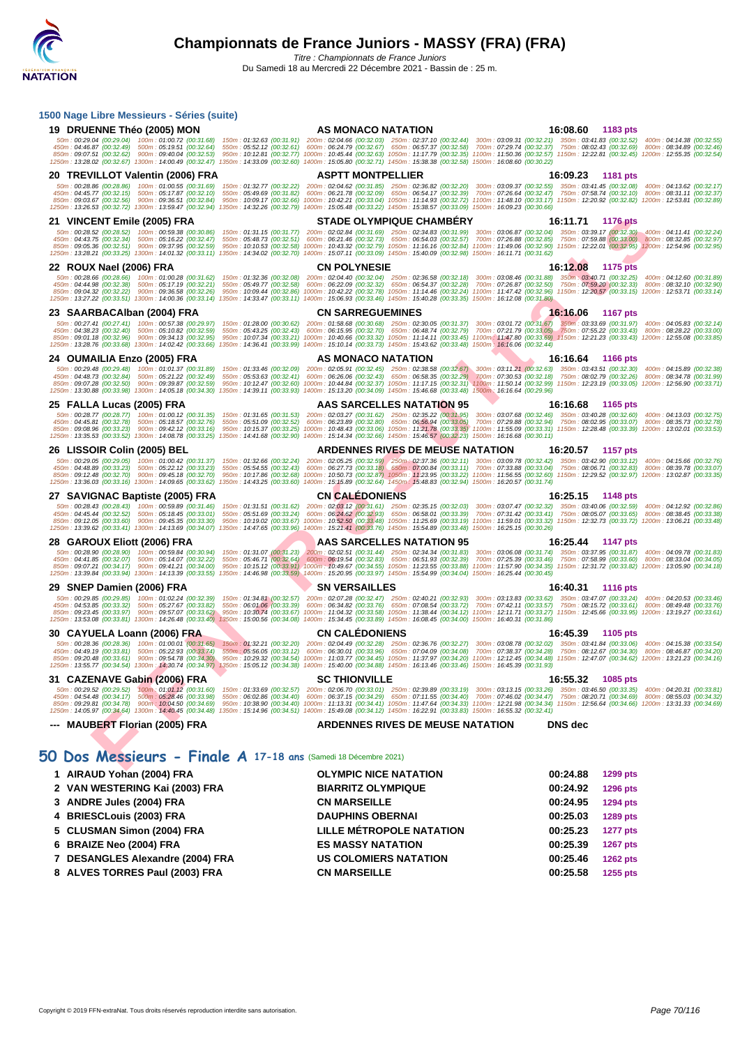# Championnats de France Juniors - MASSY (FRA) (FRA)

*Titre : Championnats de France Juniors*

Du Samedi 18 au Mercredi 22 Décembre 2021 - Bassin de : 25 m.

## 1500 Nage Libre Messieurs - Séries (suite)

**19 DRUENNE Théo (2005) MON** — AS MONACO NATATION — 16:08.60 — 1183 pts

50m : 00:29.04 (00:29.04) 100m : 01:00.72 (00:31.68) 150m : 01:32.63 (00:31.91) 200m : 02:04.66 (00:32.03) 250m : 02:37.10 (00:32.44) 300m : 03:09.31 (00:32.21) 350m : 03:41.83 (00:32.52) 400m : 04:14.38 (00:32.55)
450m : 04:46.87 (00:32.49) 500m : 05:19.51 (00:32.64) 550m : 05:52.12 (00:32.61) 600m : 06:24.79 (00:32.67) 650m : 06:57.37 (00:32.58) 700m : 07:29.74 (00:32.37) 750m : 08:02.43 (00:32.69) 800m : 08:34.89 (00:32.46)
850m : 09:07.51 (00:32.62) 900m : 09:40.04 (00:32.53) 950m : 10:12.81 (00:32.77) 1000m : 10:45.44 (00:32.63) 1050m : 11:17.79 (00:32.35) 1100m : 11:50.36 (00:32.57) 1150m : 12:22.81 (00:32.45) 1200m : 12:55.35 (00:32.54)
1250m : 13:28.02 (00:32.67) 1300m : 14:00.49 (00:32.47) 1350m : 14:33.09 (00:32.60) 1400m : 15:05.80 (00:32.71) 1450m : 15:38.38 (00:32.58) 1500m : 16:08.60 (00:30.22)

**20 TREVILLOT Valentin (2006) FRA** — ASPTT MONTPELLIER — 16:09.23 — 1181 pts

50m : 00:28.86 (00:28.86) 100m : 01:00.55 (00:31.69) 150m : 01:32.77 (00:32.22) 200m : 02:04.62 (00:31.85) 250m : 02:36.82 (00:32.20) 300m : 03:09.37 (00:32.55) 350m : 03:41.45 (00:32.08) 400m : 04:13.62 (00:32.17)
450m : 04:45.77 (00:32.15) 500m : 05:17.87 (00:32.10) 550m : 05:49.69 (00:31.82) 600m : 06:21.78 (00:32.09) 650m : 06:54.17 (00:32.39) 700m : 07:26.64 (00:32.47) 750m : 07:58.74 (00:32.10) 800m : 08:31.11 (00:32.37)
850m : 09:03.67 (00:32.56) 900m : 09:36.51 (00:32.84) 950m : 10:09.17 (00:32.66) 1000m : 10:42.21 (00:33.04) 1050m : 11:14.93 (00:32.72) 1100m : 11:48.10 (00:33.17) 1150m : 12:20.92 (00:32.82) 1200m : 12:53.81 (00:32.89)
1250m : 13:26.53 (00:32.72) 1300m : 13:59.47 (00:32.94) 1350m : 14:32.26 (00:32.79) 1400m : 15:05.48 (00:33.22) 1450m : 15:38.57 (00:33.09) 1500m : 16:09.23 (00:30.66)

**21 VINCENT Emile (2005) FRA** — STADE OLYMPIQUE CHAMBÉRY — 16:11.71 — 1176 pts

50m : 00:28.52 (00:28.52) 100m : 00:59.38 (00:30.86) 150m : 01:31.15 (00:31.77) 200m : 02:02.84 (00:31.69) 250m : 02:34.83 (00:31.99) 300m : 03:06.87 (00:32.04) 350m : 03:39.17 (00:32.30) 400m : 04:11.41 (00:32.24)
450m : 04:43.75 (00:32.34) 500m : 05:16.22 (00:32.47) 550m : 05:48.73 (00:32.51) 600m : 06:21.46 (00:32.73) 650m : 06:54.03 (00:32.57) 700m : 07:26.88 (00:32.85) 750m : 07:59.88 (00:33.00) 800m : 08:32.85 (00:32.97)
850m : 09:05.36 (00:32.51) 900m : 09:37.95 (00:32.59) 950m : 10:10.53 (00:32.58) 1000m : 10:43.32 (00:32.79) 1050m : 11:16.16 (00:32.84) 1100m : 11:49.06 (00:32.90) 1150m : 12:22.01 (00:32.95) 1200m : 12:54.96 (00:32.95)
1250m : 13:28.21 (00:33.25) 1300m : 14:01.32 (00:33.11) 1350m : 14:34.02 (00:32.70) 1400m : 15:07.11 (00:33.09) 1450m : 15:40.09 (00:32.98) 1500m : 16:11.71 (00:31.62)

**22 ROUX Nael (2006) FRA** — CN POLYNESIE — 16:12.08 — 1175 pts

50m : 00:28.66 (00:28.66) 100m : 01:00.28 (00:31.62) 150m : 01:32.36 (00:32.08) 200m : 02:04.40 (00:32.04) 250m : 02:36.58 (00:32.18) 300m : 03:08.46 (00:31.88) 350m : 03:40.71 (00:32.25) 400m : 04:12.60 (00:31.89)
450m : 04:44.98 (00:32.38) 500m : 05:17.19 (00:32.21) 550m : 05:49.77 (00:32.58) 600m : 06:22.09 (00:32.32) 650m : 06:54.37 (00:32.28) 700m : 07:26.87 (00:32.50) 750m : 07:59.20 (00:32.33) 800m : 08:32.10 (00:32.90)
850m : 09:04.32 (00:32.22) 900m : 09:36.58 (00:32.26) 950m : 10:09.44 (00:32.86) 1000m : 10:42.22 (00:32.78) 1050m : 11:14.46 (00:32.24) 1100m : 11:47.42 (00:32.96) 1150m : 12:20.57 (00:33.15) 1200m : 12:53.71 (00:33.14)
1250m : 13:27.22 (00:33.51) 1300m : 14:00.36 (00:33.14) 1350m : 14:33.47 (00:33.11) 1400m : 15:06.93 (00:33.46) 1450m : 15:40.28 (00:33.35) 1500m : 16:12.08 (00:31.80)

**23 SAARBACAlban (2004) FRA** — CN SARREGUEMINES — 16:16.06 — 1167 pts

50m : 00:27.41 (00:27.41) 100m : 00:57.38 (00:29.97) 150m : 01:28.00 (00:30.62) 200m : 01:58.68 (00:30.68) 250m : 02:30.05 (00:31.37) 300m : 03:01.72 (00:31.67) 350m : 03:33.69 (00:31.97) 400m : 04:05.83 (00:32.14)
450m : 04:38.23 (00:32.40) 500m : 05:10.82 (00:32.59) 550m : 05:43.25 (00:32.43) 600m : 06:15.95 (00:32.70) 650m : 06:48.74 (00:32.79) 700m : 07:21.79 (00:33.05) 750m : 07:55.22 (00:33.43) 800m : 08:28.22 (00:33.00)
850m : 09:01.18 (00:32.96) 900m : 09:34.13 (00:32.95) 950m : 10:07.34 (00:33.21) 1000m : 10:40.66 (00:33.32) 1050m : 11:14.11 (00:33.45) 1100m : 11:47.80 (00:33.69) 1150m : 12:21.23 (00:33.43) 1200m : 12:55.08 (00:33.85)
1250m : 13:28.76 (00:33.68) 1300m : 14:02.42 (00:33.66) 1350m : 14:36.41 (00:33.99) 1400m : 15:10.14 (00:33.73) 1450m : 15:43.62 (00:33.48) 1500m : 16:16.06 (00:32.44)

**24 OUMAILIA Enzo (2005) FRA** — AS MONACO NATATION — 16:16.64 — 1166 pts

50m : 00:29.48 (00:29.48) 100m : 01:01.37 (00:31.89) 150m : 01:33.46 (00:32.09) 200m : 02:05.91 (00:32.45) 250m : 02:38.58 (00:32.67) 300m : 03:11.21 (00:32.63) 350m : 03:43.51 (00:32.30) 400m : 04:15.89 (00:32.38)
450m : 04:48.73 (00:32.84) 500m : 05:21.22 (00:32.49) 550m : 05:53.63 (00:32.41) 600m : 06:26.06 (00:32.43) 650m : 06:58.35 (00:32.29) 700m : 07:30.53 (00:32.18) 750m : 08:02.79 (00:32.26) 800m : 08:34.78 (00:31.99)
850m : 09:07.28 (00:32.50) 900m : 09:39.87 (00:32.59) 950m : 10:12.47 (00:32.60) 1000m : 10:44.84 (00:32.37) 1050m : 11:17.15 (00:32.31) 1100m : 11:50.14 (00:32.99) 1150m : 12:23.19 (00:33.05) 1200m : 12:56.90 (00:33.71)
1250m : 13:30.88 (00:33.98) 1300m : 14:05.18 (00:34.30) 1350m : 14:39.11 (00:33.93) 1400m : 15:13.20 (00:34.09) 1450m : 15:46.68 (00:33.48) 1500m : 16:16.64 (00:29.96)

**25 FALLA Lucas (2005) FRA** — AAS SARCELLES NATATION 95 — 16:16.68 — 1165 pts

50m : 00:28.77 (00:28.77) 100m : 01:00.12 (00:31.35) 150m : 01:31.65 (00:31.53) 200m : 02:03.27 (00:31.62) 250m : 02:35.22 (00:31.95) 300m : 03:07.68 (00:32.46) 350m : 03:40.28 (00:32.60) 400m : 04:13.03 (00:32.75)
450m : 04:45.81 (00:32.78) 500m : 05:18.57 (00:32.76) 550m : 05:51.09 (00:32.52) 600m : 06:23.89 (00:32.80) 650m : 06:56.94 (00:33.05) 700m : 07:29.88 (00:32.94) 750m : 08:02.95 (00:33.07) 800m : 08:35.73 (00:32.78)
850m : 09:08.96 (00:33.23) 900m : 09:42.12 (00:33.16) 950m : 10:15.37 (00:33.25) 1000m : 10:48.43 (00:33.06) 1050m : 11:21.78 (00:33.35) 1100m : 11:55.09 (00:33.31) 1150m : 12:28.48 (00:33.39) 1200m : 13:02.01 (00:33.53)
1250m : 13:35.53 (00:33.52) 1300m : 14:08.78 (00:33.25) 1350m : 14:41.68 (00:32.90) 1400m : 15:14.34 (00:32.66) 1450m : 15:46.57 (00:32.23) 1500m : 16:16.68 (00:30.11)

**26 LISSOIR Colin (2005) BEL** — ARDENNES RIVES DE MEUSE NATATION — 16:20.57 — 1157 pts

50m : 00:29.05 (00:29.05) 100m : 01:00.42 (00:31.37) 150m : 01:32.66 (00:32.24) 200m : 02:05.25 (00:32.59) 250m : 02:37.36 (00:32.11) 300m : 03:09.78 (00:32.42) 350m : 03:42.90 (00:33.12) 400m : 04:15.66 (00:32.76)
450m : 04:48.89 (00:33.23) 500m : 05:22.12 (00:33.23) 550m : 05:54.55 (00:32.43) 600m : 06:27.73 (00:33.18) 650m : 07:00.84 (00:33.11) 700m : 07:33.88 (00:33.04) 750m : 08:06.71 (00:32.83) 800m : 08:39.78 (00:33.07)
850m : 09:12.48 (00:32.70) 900m : 09:45.18 (00:32.70) 950m : 10:17.86 (00:32.68) 1000m : 10:50.73 (00:32.87) 1050m : 11:23.95 (00:33.22) 1100m : 11:56.55 (00:32.60) 1150m : 12:29.52 (00:32.97) 1200m : 13:02.87 (00:33.35)
1250m : 13:36.03 (00:33.16) 1300m : 14:09.65 (00:33.62) 1350m : 14:43.25 (00:33.60) 1400m : 15:15.89 (00:32.64) 1450m : 15:48.83 (00:32.94) 1500m : 16:20.57 (00:31.74)

**27 SAVIGNAC Baptiste (2005) FRA** — CN CALÉDONIENS — 16:25.15 — 1148 pts

50m : 00:28.43 (00:28.43) 100m : 00:59.89 (00:31.46) 150m : 01:31.51 (00:31.62) 200m : 02:03.12 (00:31.61) 250m : 02:35.15 (00:32.03) 300m : 03:07.47 (00:32.32) 350m : 03:40.06 (00:32.59) 400m : 04:12.92 (00:32.86)
450m : 04:45.44 (00:32.52) 500m : 05:18.45 (00:33.01) 550m : 05:51.69 (00:33.24) 600m : 06:24.62 (00:32.93) 650m : 06:58.01 (00:33.39) 700m : 07:31.42 (00:33.41) 750m : 08:05.07 (00:33.65) 800m : 08:38.45 (00:33.38)
850m : 09:12.05 (00:33.60) 900m : 09:45.35 (00:33.30) 950m : 10:19.02 (00:33.67) 1000m : 10:52.50 (00:33.48) 1050m : 11:25.69 (00:33.19) 1100m : 11:59.01 (00:33.32) 1150m : 12:32.73 (00:33.72) 1200m : 13:06.21 (00:33.48)
1250m : 13:39.62 (00:33.41) 1300m : 14:13.69 (00:34.07) 1350m : 14:47.65 (00:33.96) 1400m : 15:21.41 (00:33.76) 1450m : 15:54.89 (00:33.48) 1500m : 16:25.15 (00:30.26)

**28 GAROUX Eliott (2006) FRA** — AAS SARCELLES NATATION 95 — 16:25.44 — 1147 pts

50m : 00:28.90 (00:28.90) 100m : 00:59.84 (00:30.94) 150m : 01:31.07 (00:31.23) 200m : 02:02.51 (00:31.44) 250m : 02:34.34 (00:31.83) 300m : 03:06.08 (00:31.74) 350m : 03:37.95 (00:31.87) 400m : 04:09.78 (00:31.83)
450m : 04:41.85 (00:32.07) 500m : 05:14.07 (00:32.22) 550m : 05:46.71 (00:32.64) 600m : 06:19.54 (00:32.83) 650m : 06:51.93 (00:32.39) 700m : 07:25.39 (00:33.46) 750m : 07:58.99 (00:33.60) 800m : 08:33.04 (00:34.05)
850m : 09:07.21 (00:34.17) 900m : 09:41.21 (00:34.00) 950m : 10:15.12 (00:33.91) 1000m : 10:49.67 (00:34.55) 1050m : 11:23.55 (00:33.88) 1100m : 11:57.90 (00:34.35) 1150m : 12:31.72 (00:33.82) 1200m : 13:05.90 (00:34.18)
1250m : 13:39.84 (00:33.94) 1300m : 14:13.39 (00:33.55) 1350m : 14:46.98 (00:33.59) 1400m : 15:20.95 (00:33.97) 1450m : 15:54.99 (00:34.04) 1500m : 16:25.44 (00:30.45)

**29 SNEP Damien (2006) FRA** — SN VERSAILLES — 16:40.31 — 1116 pts

50m : 00:29.85 (00:29.85) 100m : 01:02.24 (00:32.39) 150m : 01:34.81 (00:32.57) 200m : 02:07.28 (00:32.47) 250m : 02:40.21 (00:32.93) 300m : 03:13.83 (00:33.62) 350m : 03:47.07 (00:33.24) 400m : 04:20.53 (00:33.46)
450m : 04:53.85 (00:33.32) 500m : 05:27.67 (00:33.82) 550m : 06:01.06 (00:33.39) 600m : 06:34.82 (00:33.76) 650m : 07:08.54 (00:33.72) 700m : 07:42.11 (00:33.57) 750m : 08:15.72 (00:33.61) 800m : 08:49.48 (00:33.76)
850m : 09:23.45 (00:33.97) 900m : 09:57.07 (00:33.62) 950m : 10:30.74 (00:33.67) 1000m : 11:04.32 (00:33.58) 1050m : 11:38.44 (00:34.12) 1100m : 12:11.71 (00:33.27) 1150m : 12:45.66 (00:33.95) 1200m : 13:19.27 (00:33.61)
1250m : 13:53.08 (00:33.81) 1300m : 14:26.48 (00:33.40) 1350m : 15:00.56 (00:34.08) 1400m : 15:34.45 (00:33.89) 1450m : 16:08.45 (00:34.00) 1500m : 16:40.31 (00:31.86)

**30 CAYUELA Loann (2006) FRA** — CN CALÉDONIENS — 16:45.39 — 1105 pts

50m : 00:28.36 (00:28.36) 100m : 01:00.01 (00:31.65) 150m : 01:32.21 (00:32.20) 200m : 02:04.49 (00:32.28) 250m : 02:36.76 (00:32.27) 300m : 03:08.78 (00:32.02) 350m : 03:41.84 (00:33.06) 400m : 04:15.38 (00:33.54)
450m : 04:49.19 (00:33.81) 500m : 05:22.93 (00:33.74) 550m : 05:56.05 (00:33.12) 600m : 06:30.01 (00:33.96) 650m : 07:04.09 (00:34.08) 700m : 07:38.37 (00:34.28) 750m : 08:12.67 (00:34.30) 800m : 08:46.87 (00:34.20)
850m : 09:20.48 (00:33.61) 900m : 09:54.78 (00:34.30) 950m : 10:29.32 (00:34.54) 1000m : 11:03.77 (00:34.45) 1050m : 11:37.97 (00:34.20) 1100m : 12:12.45 (00:34.48) 1150m : 12:47.07 (00:34.62) 1200m : 13:21.23 (00:34.16)
1250m : 13:55.77 (00:34.54) 1300m : 14:30.74 (00:34.97) 1350m : 15:05.12 (00:34.38) 1400m : 15:40.00 (00:34.88) 1450m : 16:13.46 (00:33.46) 1500m : 16:45.39 (00:31.93)

**31 CAZENAVE Gabin (2006) FRA** — SC THIONVILLE — 16:55.32 — 1085 pts

50m : 00:29.52 (00:29.52) 100m : 01:01.12 (00:31.60) 150m : 01:33.69 (00:32.57) 200m : 02:06.70 (00:33.01) 250m : 02:39.89 (00:33.19) 300m : 03:13.15 (00:33.26) 350m : 03:46.50 (00:33.35) 400m : 04:20.31 (00:33.81)
450m : 04:54.48 (00:34.17) 500m : 05:28.46 (00:33.98) 550m : 06:02.86 (00:34.40) 600m : 06:37.15 (00:34.29) 650m : 07:11.55 (00:34.40) 700m : 07:46.02 (00:34.47) 750m : 08:20.71 (00:34.69) 800m : 08:55.03 (00:34.32)
850m : 09:29.81 (00:34.78) 900m : 10:04.50 (00:34.69) 950m : 10:38.90 (00:34.40) 1000m : 11:13.31 (00:34.41) 1050m : 11:47.64 (00:34.33) 1100m : 12:21.98 (00:34.34) 1150m : 12:56.64 (00:34.66) 1200m : 13:31.33 (00:34.69)
1250m : 14:05.97 (00:34.64) 1300m : 14:40.45 (00:34.48) 1350m : 15:14.96 (00:34.51) 1400m : 15:49.08 (00:34.12) 1450m : 16:22.91 (00:33.83) 1500m : 16:55.32 (00:32.41)

**--- MAUBERT Florian (2005) FRA** — ARDENNES RIVES DE MEUSE NATATION — DNS dec

## 50 Dos Messieurs - Finale A 17-18 ans (Samedi 18 Décembre 2021)

| Rang | Nageur | Club | Temps | Points |
|---|---|---|---|---|
| 1 | AIRAUD Yohan (2004) FRA | OLYMPIC NICE NATATION | 00:24.88 | 1299 pts |
| 2 | VAN WESTERING Kai (2003) FRA | BIARRITZ OLYMPIQUE | 00:24.92 | 1296 pts |
| 3 | ANDRE Jules (2004) FRA | CN MARSEILLE | 00:24.95 | 1294 pts |
| 4 | BRIESCLouis (2003) FRA | DAUPHINS OBERNAI | 00:25.03 | 1289 pts |
| 5 | CLUSMAN Simon (2004) FRA | LILLE MÉTROPOLE NATATION | 00:25.23 | 1277 pts |
| 6 | BRAIZE Neo (2004) FRA | ES MASSY NATATION | 00:25.39 | 1267 pts |
| 7 | DESANGLES Alexandre (2004) FRA | US COLOMIERS NATATION | 00:25.46 | 1262 pts |
| 8 | ALVES TORRES Paul (2003) FRA | CN MARSEILLE | 00:25.58 | 1255 pts |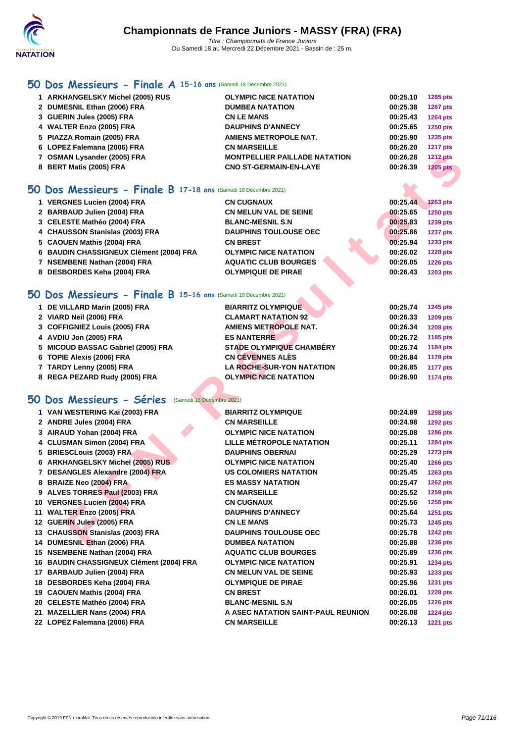## 50 Dos Messieurs - Finale A 15-16 ans (Samedi 18 Décembre 2021)

| | | | | |
|---|---|---|---|---|
| 1 | ARKHANGELSKY Michel (2005) RUS | OLYMPIC NICE NATATION | 00:25.10 | 1285 pts |
| 2 | DUMESNIL Ethan (2006) FRA | DUMBEA NATATION | 00:25.38 | 1267 pts |
| 3 | GUERIN Jules (2005) FRA | CN LE MANS | 00:25.43 | 1264 pts |
| 4 | WALTER Enzo (2005) FRA | DAUPHINS D'ANNECY | 00:25.65 | 1250 pts |
| 5 | PIAZZA Romain (2005) FRA | AMIENS METROPOLE NAT. | 00:25.90 | 1235 pts |
| 6 | LOPEZ Falemana (2006) FRA | CN MARSEILLE | 00:26.20 | 1217 pts |
| 7 | OSMAN Lysander (2005) FRA | MONTPELLIER PAILLADE NATATION | 00:26.28 | 1212 pts |
| 8 | BERT Matis (2005) FRA | CNO ST-GERMAIN-EN-LAYE | 00:26.39 | 1205 pts |

## 50 Dos Messieurs - Finale B 17-18 ans (Samedi 18 Décembre 2021)

| | | | | |
|---|---|---|---|---|
| 1 | VERGNES Lucien (2004) FRA | CN CUGNAUX | 00:25.44 | 1263 pts |
| 2 | BARBAUD Julien (2004) FRA | CN MELUN VAL DE SEINE | 00:25.65 | 1250 pts |
| 3 | CELESTE Mathéo (2004) FRA | BLANC-MESNIL S.N | 00:25.83 | 1239 pts |
| 4 | CHAUSSON Stanislas (2003) FRA | DAUPHINS TOULOUSE OEC | 00:25.86 | 1237 pts |
| 5 | CAOUEN Mathis (2004) FRA | CN BREST | 00:25.94 | 1233 pts |
| 6 | BAUDIN CHASSIGNEUX Clément (2004) FRA | OLYMPIC NICE NATATION | 00:26.02 | 1228 pts |
| 7 | NSEMBENE Nathan (2004) FRA | AQUATIC CLUB BOURGES | 00:26.05 | 1226 pts |
| 8 | DESBORDES Keha (2004) FRA | OLYMPIQUE DE PIRAE | 00:26.43 | 1203 pts |

## 50 Dos Messieurs - Finale B 15-16 ans (Samedi 18 Décembre 2021)

| | | | | |
|---|---|---|---|---|
| 1 | DE VILLARD Marin (2005) FRA | BIARRITZ OLYMPIQUE | 00:25.74 | 1245 pts |
| 2 | VIARD Neil (2006) FRA | CLAMART NATATION 92 | 00:26.33 | 1209 pts |
| 3 | COFFIGNIEZ Louis (2005) FRA | AMIENS METROPOLE NAT. | 00:26.34 | 1208 pts |
| 4 | AVDIU Jon (2005) FRA | ES NANTERRE | 00:26.72 | 1185 pts |
| 5 | MICOUD BASSAC Gabriel (2005) FRA | STADE OLYMPIQUE CHAMBÉRY | 00:26.74 | 1184 pts |
| 6 | TOPIE Alexis (2006) FRA | CN CÉVENNES ALÈS | 00:26.84 | 1178 pts |
| 7 | TARDY Lenny (2005) FRA | LA ROCHE-SUR-YON NATATION | 00:26.85 | 1177 pts |
| 8 | REGA PEZARD Rudy (2005) FRA | OLYMPIC NICE NATATION | 00:26.90 | 1174 pts |

## 50 Dos Messieurs - Séries (Samedi 18 Décembre 2021)

| | | | | |
|---|---|---|---|---|
| 1 | VAN WESTERING Kai (2003) FRA | BIARRITZ OLYMPIQUE | 00:24.89 | 1298 pts |
| 2 | ANDRE Jules (2004) FRA | CN MARSEILLE | 00:24.98 | 1292 pts |
| 3 | AIRAUD Yohan (2004) FRA | OLYMPIC NICE NATATION | 00:25.08 | 1286 pts |
| 4 | CLUSMAN Simon (2004) FRA | LILLE MÉTROPOLE NATATION | 00:25.11 | 1284 pts |
| 5 | BRIESCLouis (2003) FRA | DAUPHINS OBERNAI | 00:25.29 | 1273 pts |
| 6 | ARKHANGELSKY Michel (2005) RUS | OLYMPIC NICE NATATION | 00:25.40 | 1266 pts |
| 7 | DESANGLES Alexandre (2004) FRA | US COLOMIERS NATATION | 00:25.45 | 1263 pts |
| 8 | BRAIZE Neo (2004) FRA | ES MASSY NATATION | 00:25.47 | 1262 pts |
| 9 | ALVES TORRES Paul (2003) FRA | CN MARSEILLE | 00:25.52 | 1259 pts |
| 10 | VERGNES Lucien (2004) FRA | CN CUGNAUX | 00:25.56 | 1256 pts |
| 11 | WALTER Enzo (2005) FRA | DAUPHINS D'ANNECY | 00:25.64 | 1251 pts |
| 12 | GUERIN Jules (2005) FRA | CN LE MANS | 00:25.73 | 1245 pts |
| 13 | CHAUSSON Stanislas (2003) FRA | DAUPHINS TOULOUSE OEC | 00:25.78 | 1242 pts |
| 14 | DUMESNIL Ethan (2006) FRA | DUMBEA NATATION | 00:25.88 | 1236 pts |
| 15 | NSEMBENE Nathan (2004) FRA | AQUATIC CLUB BOURGES | 00:25.89 | 1236 pts |
| 16 | BAUDIN CHASSIGNEUX Clément (2004) FRA | OLYMPIC NICE NATATION | 00:25.91 | 1234 pts |
| 17 | BARBAUD Julien (2004) FRA | CN MELUN VAL DE SEINE | 00:25.93 | 1233 pts |
| 18 | DESBORDES Keha (2004) FRA | OLYMPIQUE DE PIRAE | 00:25.96 | 1231 pts |
| 19 | CAOUEN Mathis (2004) FRA | CN BREST | 00:26.01 | 1228 pts |
| 20 | CELESTE Mathéo (2004) FRA | BLANC-MESNIL S.N | 00:26.05 | 1226 pts |
| 21 | MAZELLIER Nans (2004) FRA | A ASEC NATATION SAINT-PAUL REUNION | 00:26.08 | 1224 pts |
| 22 | LOPEZ Falemana (2006) FRA | CN MARSEILLE | 00:26.13 | 1221 pts |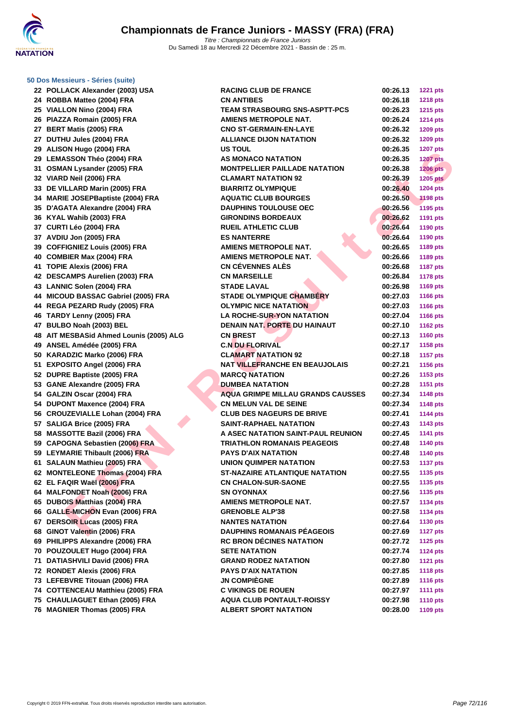# Championnats de France Juniors - MASSY (FRA) (FRA)

*Titre : Championnats de France Juniors*
Du Samedi 18 au Mercredi 22 Décembre 2021 - Bassin de : 25 m.

### 50 Dos Messieurs - Séries (suite)

| | | | | |
|---|---|---|---|---|
| 22 | POLLACK Alexander (2003) USA | RACING CLUB DE FRANCE | 00:26.13 | 1221 pts |
| 24 | ROBBA Matteo (2004) FRA | CN ANTIBES | 00:26.18 | 1218 pts |
| 25 | VIALLON Nino (2004) FRA | TEAM STRASBOURG SNS-ASPTT-PCS | 00:26.23 | 1215 pts |
| 26 | PIAZZA Romain (2005) FRA | AMIENS METROPOLE NAT. | 00:26.24 | 1214 pts |
| 27 | BERT Matis (2005) FRA | CNO ST-GERMAIN-EN-LAYE | 00:26.32 | 1209 pts |
| 27 | DUTHU Jules (2004) FRA | ALLIANCE DIJON NATATION | 00:26.32 | 1209 pts |
| 29 | ALISON Hugo (2004) FRA | US TOUL | 00:26.35 | 1207 pts |
| 29 | LEMASSON Théo (2004) FRA | AS MONACO NATATION | 00:26.35 | 1207 pts |
| 31 | OSMAN Lysander (2005) FRA | MONTPELLIER PAILLADE NATATION | 00:26.38 | 1206 pts |
| 32 | VIARD Neil (2006) FRA | CLAMART NATATION 92 | 00:26.39 | 1205 pts |
| 33 | DE VILLARD Marin (2005) FRA | BIARRITZ OLYMPIQUE | 00:26.40 | 1204 pts |
| 34 | MARIE JOSEPBaptiste (2004) FRA | AQUATIC CLUB BOURGES | 00:26.50 | 1198 pts |
| 35 | D'AGATA Alexandre (2004) FRA | DAUPHINS TOULOUSE OEC | 00:26.56 | 1195 pts |
| 36 | KYAL Wahib (2003) FRA | GIRONDINS BORDEAUX | 00:26.62 | 1191 pts |
| 37 | CURTI Léo (2004) FRA | RUEIL ATHLETIC CLUB | 00:26.64 | 1190 pts |
| 37 | AVDIU Jon (2005) FRA | ES NANTERRE | 00:26.64 | 1190 pts |
| 39 | COFFIGNIEZ Louis (2005) FRA | AMIENS METROPOLE NAT. | 00:26.65 | 1189 pts |
| 40 | COMBIER Max (2004) FRA | AMIENS METROPOLE NAT. | 00:26.66 | 1189 pts |
| 41 | TOPIE Alexis (2006) FRA | CN CÉVENNES ALÈS | 00:26.68 | 1187 pts |
| 42 | DESCAMPS Aurelien (2003) FRA | CN MARSEILLE | 00:26.84 | 1178 pts |
| 43 | LANNIC Solen (2004) FRA | STADE LAVAL | 00:26.98 | 1169 pts |
| 44 | MICOUD BASSAC Gabriel (2005) FRA | STADE OLYMPIQUE CHAMBÉRY | 00:27.03 | 1166 pts |
| 44 | REGA PEZARD Rudy (2005) FRA | OLYMPIC NICE NATATION | 00:27.03 | 1166 pts |
| 46 | TARDY Lenny (2005) FRA | LA ROCHE-SUR-YON NATATION | 00:27.04 | 1166 pts |
| 47 | BULBO Noah (2003) BEL | DENAIN NAT. PORTE DU HAINAUT | 00:27.10 | 1162 pts |
| 48 | AIT MESBASid Ahmed Lounis (2005) ALG | CN BREST | 00:27.13 | 1160 pts |
| 49 | ANSEL Amédée (2005) FRA | C.N DU FLORIVAL | 00:27.17 | 1158 pts |
| 50 | KARADZIC Marko (2006) FRA | CLAMART NATATION 92 | 00:27.18 | 1157 pts |
| 51 | EXPOSITO Angel (2006) FRA | NAT VILLEFRANCHE EN BEAUJOLAIS | 00:27.21 | 1156 pts |
| 52 | DUPRE Baptiste (2005) FRA | MARCQ NATATION | 00:27.26 | 1153 pts |
| 53 | GANE Alexandre (2005) FRA | DUMBEA NATATION | 00:27.28 | 1151 pts |
| 54 | GALZIN Oscar (2004) FRA | AQUA GRIMPE MILLAU GRANDS CAUSSES | 00:27.34 | 1148 pts |
| 54 | DUPONT Maxence (2004) FRA | CN MELUN VAL DE SEINE | 00:27.34 | 1148 pts |
| 56 | CROUZEVIALLE Lohan (2004) FRA | CLUB DES NAGEURS DE BRIVE | 00:27.41 | 1144 pts |
| 57 | SALIGA Brice (2005) FRA | SAINT-RAPHAEL NATATION | 00:27.43 | 1143 pts |
| 58 | MASSOTTE Bazil (2006) FRA | A ASEC NATATION SAINT-PAUL REUNION | 00:27.45 | 1141 pts |
| 59 | CAPOGNA Sebastien (2006) FRA | TRIATHLON ROMANAIS PEAGEOIS | 00:27.48 | 1140 pts |
| 59 | LEYMARIE Thibault (2006) FRA | PAYS D'AIX NATATION | 00:27.48 | 1140 pts |
| 61 | SALAUN Mathieu (2005) FRA | UNION QUIMPER NATATION | 00:27.53 | 1137 pts |
| 62 | MONTELEONE Thomas (2004) FRA | ST-NAZAIRE ATLANTIQUE NATATION | 00:27.55 | 1135 pts |
| 62 | EL FAQIR Waël (2006) FRA | CN CHALON-SUR-SAONE | 00:27.55 | 1135 pts |
| 64 | MALFONDET Noah (2006) FRA | SN OYONNAX | 00:27.56 | 1135 pts |
| 65 | DUBOIS Matthias (2004) FRA | AMIENS METROPOLE NAT. | 00:27.57 | 1134 pts |
| 66 | GALLE-MICHON Evan (2006) FRA | GRENOBLE ALP'38 | 00:27.58 | 1134 pts |
| 67 | DERSOIR Lucas (2005) FRA | NANTES NATATION | 00:27.64 | 1130 pts |
| 68 | GINOT Valentin (2006) FRA | DAUPHINS ROMANAIS PÉAGEOIS | 00:27.69 | 1127 pts |
| 69 | PHILIPPS Alexandre (2006) FRA | RC BRON DÉCINES NATATION | 00:27.72 | 1125 pts |
| 70 | POUZOULET Hugo (2004) FRA | SETE NATATION | 00:27.74 | 1124 pts |
| 71 | DATIASHVILI David (2006) FRA | GRAND RODEZ NATATION | 00:27.80 | 1121 pts |
| 72 | RONDET Alexis (2006) FRA | PAYS D'AIX NATATION | 00:27.85 | 1118 pts |
| 73 | LEFEBVRE Titouan (2006) FRA | JN COMPIÈGNE | 00:27.89 | 1116 pts |
| 74 | COTTENCEAU Matthieu (2005) FRA | C VIKINGS DE ROUEN | 00:27.97 | 1111 pts |
| 75 | CHAULIAGUET Ethan (2005) FRA | AQUA CLUB PONTAULT-ROISSY | 00:27.98 | 1110 pts |
| 76 | MAGNIER Thomas (2005) FRA | ALBERT SPORT NATATION | 00:28.00 | 1109 pts |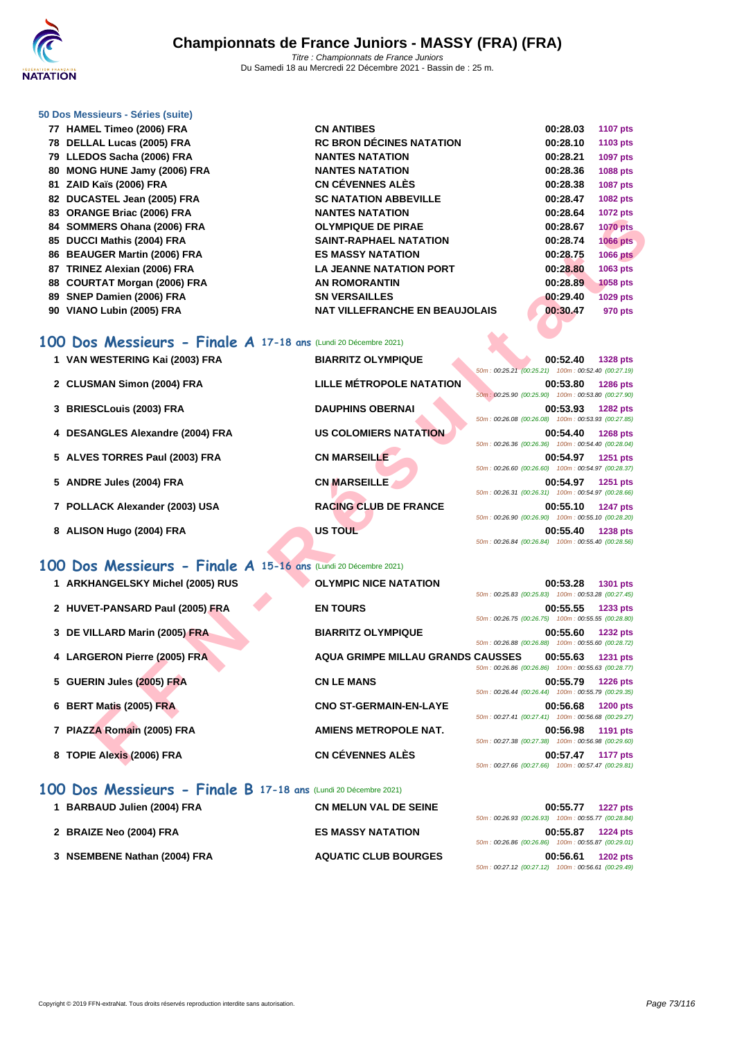# Championnats de France Juniors - MASSY (FRA) (FRA)

*Titre : Championnats de France Juniors*
Du Samedi 18 au Mercredi 22 Décembre 2021 - Bassin de : 25 m.

### 50 Dos Messieurs - Séries (suite)

| | | | | |
|---|---|---|---|---|
| 77 | HAMEL Timeo (2006) FRA | CN ANTIBES | 00:28.03 | 1107 pts |
| 78 | DELLAL Lucas (2005) FRA | RC BRON DÉCINES NATATION | 00:28.10 | 1103 pts |
| 79 | LLEDOS Sacha (2006) FRA | NANTES NATATION | 00:28.21 | 1097 pts |
| 80 | MONG HUNE Jamy (2006) FRA | NANTES NATATION | 00:28.36 | 1088 pts |
| 81 | ZAID Kaïs (2006) FRA | CN CÉVENNES ALÈS | 00:28.38 | 1087 pts |
| 82 | DUCASTEL Jean (2005) FRA | SC NATATION ABBEVILLE | 00:28.47 | 1082 pts |
| 83 | ORANGE Briac (2006) FRA | NANTES NATATION | 00:28.64 | 1072 pts |
| 84 | SOMMERS Ohana (2006) FRA | OLYMPIQUE DE PIRAE | 00:28.67 | 1070 pts |
| 85 | DUCCI Mathis (2004) FRA | SAINT-RAPHAEL NATATION | 00:28.74 | 1066 pts |
| 86 | BEAUGER Martin (2006) FRA | ES MASSY NATATION | 00:28.75 | 1066 pts |
| 87 | TRINEZ Alexian (2006) FRA | LA JEANNE NATATION PORT | 00:28.80 | 1063 pts |
| 88 | COURTAT Morgan (2006) FRA | AN ROMORANTIN | 00:28.89 | 1058 pts |
| 89 | SNEP Damien (2006) FRA | SN VERSAILLES | 00:29.40 | 1029 pts |
| 90 | VIANO Lubin (2005) FRA | NAT VILLEFRANCHE EN BEAUJOLAIS | 00:30.47 | 970 pts |

## 100 Dos Messieurs - Finale A 17-18 ans (Lundi 20 Décembre 2021)

| | | | | | |
|---|---|---|---|---|---|
| 1 | VAN WESTERING Kai (2003) FRA | BIARRITZ OLYMPIQUE | 00:52.40 | 1328 pts | 50m : 00:25.21 (00:25.21) 100m : 00:52.40 (00:27.19) |
| 2 | CLUSMAN Simon (2004) FRA | LILLE MÉTROPOLE NATATION | 00:53.80 | 1286 pts | 50m : 00:25.90 (00:25.90) 100m : 00:53.80 (00:27.90) |
| 3 | BRIESCLouis (2003) FRA | DAUPHINS OBERNAI | 00:53.93 | 1282 pts | 50m : 00:26.08 (00:26.08) 100m : 00:53.93 (00:27.85) |
| 4 | DESANGLES Alexandre (2004) FRA | US COLOMIERS NATATION | 00:54.40 | 1268 pts | 50m : 00:26.36 (00:26.36) 100m : 00:54.40 (00:28.04) |
| 5 | ALVES TORRES Paul (2003) FRA | CN MARSEILLE | 00:54.97 | 1251 pts | 50m : 00:26.60 (00:26.60) 100m : 00:54.97 (00:28.37) |
| 5 | ANDRE Jules (2004) FRA | CN MARSEILLE | 00:54.97 | 1251 pts | 50m : 00:26.31 (00:26.31) 100m : 00:54.97 (00:28.66) |
| 7 | POLLACK Alexander (2003) USA | RACING CLUB DE FRANCE | 00:55.10 | 1247 pts | 50m : 00:26.90 (00:26.90) 100m : 00:55.10 (00:28.20) |
| 8 | ALISON Hugo (2004) FRA | US TOUL | 00:55.40 | 1238 pts | 50m : 00:26.84 (00:26.84) 100m : 00:55.40 (00:28.56) |

## 100 Dos Messieurs - Finale A 15-16 ans (Lundi 20 Décembre 2021)

| | | | | | |
|---|---|---|---|---|---|
| 1 | ARKHANGELSKY Michel (2005) RUS | OLYMPIC NICE NATATION | 00:53.28 | 1301 pts | 50m : 00:25.83 (00:25.83) 100m : 00:53.28 (00:27.45) |
| 2 | HUVET-PANSARD Paul (2005) FRA | EN TOURS | 00:55.55 | 1233 pts | 50m : 00:26.75 (00:26.75) 100m : 00:55.55 (00:28.80) |
| 3 | DE VILLARD Marin (2005) FRA | BIARRITZ OLYMPIQUE | 00:55.60 | 1232 pts | 50m : 00:26.88 (00:26.88) 100m : 00:55.60 (00:28.72) |
| 4 | LARGERON Pierre (2005) FRA | AQUA GRIMPE MILLAU GRANDS CAUSSES | 00:55.63 | 1231 pts | 50m : 00:26.86 (00:26.86) 100m : 00:55.63 (00:28.77) |
| 5 | GUERIN Jules (2005) FRA | CN LE MANS | 00:55.79 | 1226 pts | 50m : 00:26.44 (00:26.44) 100m : 00:55.79 (00:29.35) |
| 6 | BERT Matis (2005) FRA | CNO ST-GERMAIN-EN-LAYE | 00:56.68 | 1200 pts | 50m : 00:27.41 (00:27.41) 100m : 00:56.68 (00:29.27) |
| 7 | PIAZZA Romain (2005) FRA | AMIENS METROPOLE NAT. | 00:56.98 | 1191 pts | 50m : 00:27.38 (00:27.38) 100m : 00:56.98 (00:29.60) |
| 8 | TOPIE Alexis (2006) FRA | CN CÉVENNES ALÈS | 00:57.47 | 1177 pts | 50m : 00:27.66 (00:27.66) 100m : 00:57.47 (00:29.81) |

## 100 Dos Messieurs - Finale B 17-18 ans (Lundi 20 Décembre 2021)

| | | | | | |
|---|---|---|---|---|---|
| 1 | BARBAUD Julien (2004) FRA | CN MELUN VAL DE SEINE | 00:55.77 | 1227 pts | 50m : 00:26.93 (00:26.93) 100m : 00:55.77 (00:28.84) |
| 2 | BRAIZE Neo (2004) FRA | ES MASSY NATATION | 00:55.87 | 1224 pts | 50m : 00:26.86 (00:26.86) 100m : 00:55.87 (00:29.01) |
| 3 | NSEMBENE Nathan (2004) FRA | AQUATIC CLUB BOURGES | 00:56.61 | 1202 pts | 50m : 00:27.12 (00:27.12) 100m : 00:56.61 (00:29.49) |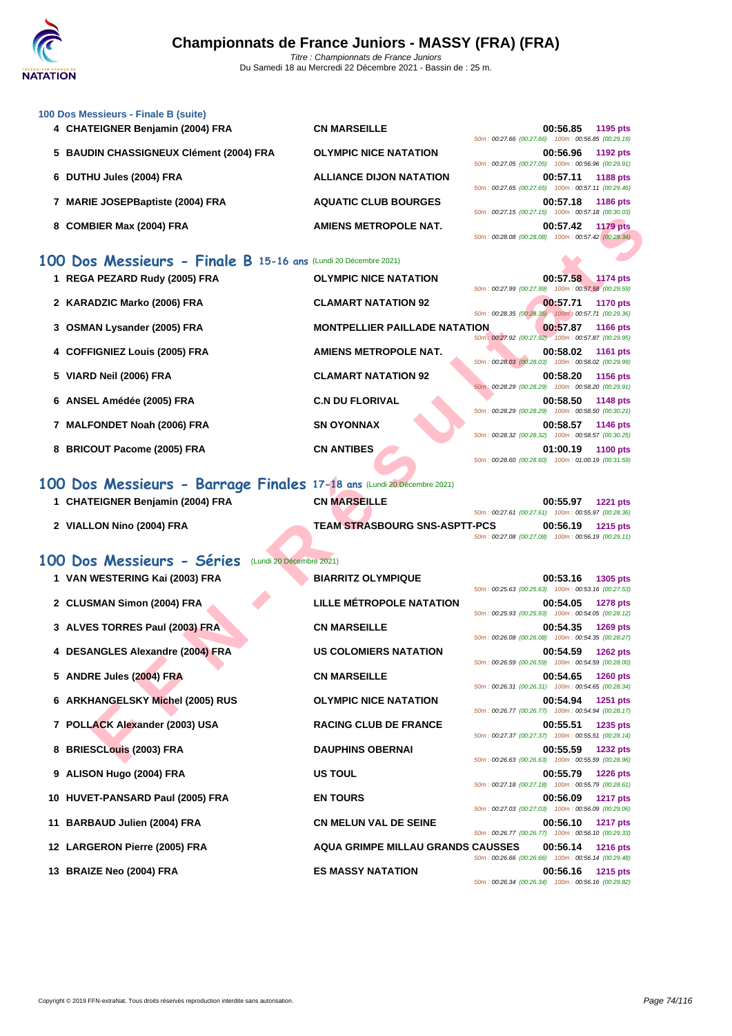### 100 Dos Messieurs - Finale B (suite)

| | | | | |
|---|---|---|---|---|
| 4 | CHATEIGNER Benjamin (2004) FRA | CN MARSEILLE | 00:56.85 | 1195 pts |
| | | | 50m : 00:27.66 (00:27.66) 100m : 00:56.85 (00:29.19) | |
| 5 | BAUDIN CHASSIGNEUX Clément (2004) FRA | OLYMPIC NICE NATATION | 00:56.96 | 1192 pts |
| | | | 50m : 00:27.05 (00:27.05) 100m : 00:56.96 (00:29.91) | |
| 6 | DUTHU Jules (2004) FRA | ALLIANCE DIJON NATATION | 00:57.11 | 1188 pts |
| | | | 50m : 00:27.65 (00:27.65) 100m : 00:57.11 (00:29.46) | |
| 7 | MARIE JOSEPBaptiste (2004) FRA | AQUATIC CLUB BOURGES | 00:57.18 | 1186 pts |
| | | | 50m : 00:27.15 (00:27.15) 100m : 00:57.18 (00:30.03) | |
| 8 | COMBIER Max (2004) FRA | AMIENS METROPOLE NAT. | 00:57.42 | 1179 pts |
| | | | 50m : 00:28.08 (00:28.08) 100m : 00:57.42 (00:29.34) | |

## 100 Dos Messieurs - Finale B 15-16 ans (Lundi 20 Décembre 2021)

| | | | | |
|---|---|---|---|---|
| 1 | REGA PEZARD Rudy (2005) FRA | OLYMPIC NICE NATATION | 00:57.58 | 1174 pts |
| | | | 50m : 00:27.99 (00:27.99) 100m : 00:57.58 (00:29.59) | |
| 2 | KARADZIC Marko (2006) FRA | CLAMART NATATION 92 | 00:57.71 | 1170 pts |
| | | | 50m : 00:28.35 (00:28.35) 100m : 00:57.71 (00:29.36) | |
| 3 | OSMAN Lysander (2005) FRA | MONTPELLIER PAILLADE NATATION | 00:57.87 | 1166 pts |
| | | | 50m : 00:27.92 (00:27.92) 100m : 00:57.87 (00:29.95) | |
| 4 | COFFIGNIEZ Louis (2005) FRA | AMIENS METROPOLE NAT. | 00:58.02 | 1161 pts |
| | | | 50m : 00:28.03 (00:28.03) 100m : 00:58.02 (00:29.99) | |
| 5 | VIARD Neil (2006) FRA | CLAMART NATATION 92 | 00:58.20 | 1156 pts |
| | | | 50m : 00:28.29 (00:28.29) 100m : 00:58.20 (00:29.91) | |
| 6 | ANSEL Amédée (2005) FRA | C.N DU FLORIVAL | 00:58.50 | 1148 pts |
| | | | 50m : 00:28.29 (00:28.29) 100m : 00:58.50 (00:30.21) | |
| 7 | MALFONDET Noah (2006) FRA | SN OYONNAX | 00:58.57 | 1146 pts |
| | | | 50m : 00:28.32 (00:28.32) 100m : 00:58.57 (00:30.25) | |
| 8 | BRICOUT Pacome (2005) FRA | CN ANTIBES | 01:00.19 | 1100 pts |
| | | | 50m : 00:28.60 (00:28.60) 100m : 01:00.19 (00:31.59) | |

## 100 Dos Messieurs - Barrage Finales 17-18 ans (Lundi 20 Décembre 2021)

| | | | | |
|---|---|---|---|---|
| 1 | CHATEIGNER Benjamin (2004) FRA | CN MARSEILLE | 00:55.97 | 1221 pts |
| | | | 50m : 00:27.61 (00:27.61) 100m : 00:55.97 (00:28.36) | |
| 2 | VIALLON Nino (2004) FRA | TEAM STRASBOURG SNS-ASPTT-PCS | 00:56.19 | 1215 pts |
| | | | 50m : 00:27.08 (00:27.08) 100m : 00:56.19 (00:29.11) | |

## 100 Dos Messieurs - Séries (Lundi 20 Décembre 2021)

| | | | | |
|---|---|---|---|---|
| 1 | VAN WESTERING Kai (2003) FRA | BIARRITZ OLYMPIQUE | 00:53.16 | 1305 pts |
| | | | 50m : 00:25.63 (00:25.63) 100m : 00:53.16 (00:27.53) | |
| 2 | CLUSMAN Simon (2004) FRA | LILLE MÉTROPOLE NATATION | 00:54.05 | 1278 pts |
| | | | 50m : 00:25.93 (00:25.93) 100m : 00:54.05 (00:28.12) | |
| 3 | ALVES TORRES Paul (2003) FRA | CN MARSEILLE | 00:54.35 | 1269 pts |
| | | | 50m : 00:26.08 (00:26.08) 100m : 00:54.35 (00:28.27) | |
| 4 | DESANGLES Alexandre (2004) FRA | US COLOMIERS NATATION | 00:54.59 | 1262 pts |
| | | | 50m : 00:26.59 (00:26.59) 100m : 00:54.59 (00:28.00) | |
| 5 | ANDRE Jules (2004) FRA | CN MARSEILLE | 00:54.65 | 1260 pts |
| | | | 50m : 00:26.31 (00:26.31) 100m : 00:54.65 (00:28.34) | |
| 6 | ARKHANGELSKY Michel (2005) RUS | OLYMPIC NICE NATATION | 00:54.94 | 1251 pts |
| | | | 50m : 00:26.77 (00:26.77) 100m : 00:54.94 (00:28.17) | |
| 7 | POLLACK Alexander (2003) USA | RACING CLUB DE FRANCE | 00:55.51 | 1235 pts |
| | | | 50m : 00:27.37 (00:27.37) 100m : 00:55.51 (00:28.14) | |
| 8 | BRIESCLouis (2003) FRA | DAUPHINS OBERNAI | 00:55.59 | 1232 pts |
| | | | 50m : 00:26.63 (00:26.63) 100m : 00:55.59 (00:28.96) | |
| 9 | ALISON Hugo (2004) FRA | US TOUL | 00:55.79 | 1226 pts |
| | | | 50m : 00:27.18 (00:27.18) 100m : 00:55.79 (00:28.61) | |
| 10 | HUVET-PANSARD Paul (2005) FRA | EN TOURS | 00:56.09 | 1217 pts |
| | | | 50m : 00:27.03 (00:27.03) 100m : 00:56.09 (00:29.06) | |
| 11 | BARBAUD Julien (2004) FRA | CN MELUN VAL DE SEINE | 00:56.10 | 1217 pts |
| | | | 50m : 00:26.77 (00:26.77) 100m : 00:56.10 (00:29.33) | |
| 12 | LARGERON Pierre (2005) FRA | AQUA GRIMPE MILLAU GRANDS CAUSSES | 00:56.14 | 1216 pts |
| | | | 50m : 00:26.66 (00:26.66) 100m : 00:56.14 (00:29.48) | |
| 13 | BRAIZE Neo (2004) FRA | ES MASSY NATATION | 00:56.16 | 1215 pts |
| | | | 50m : 00:26.34 (00:26.34) 100m : 00:56.16 (00:29.82) | |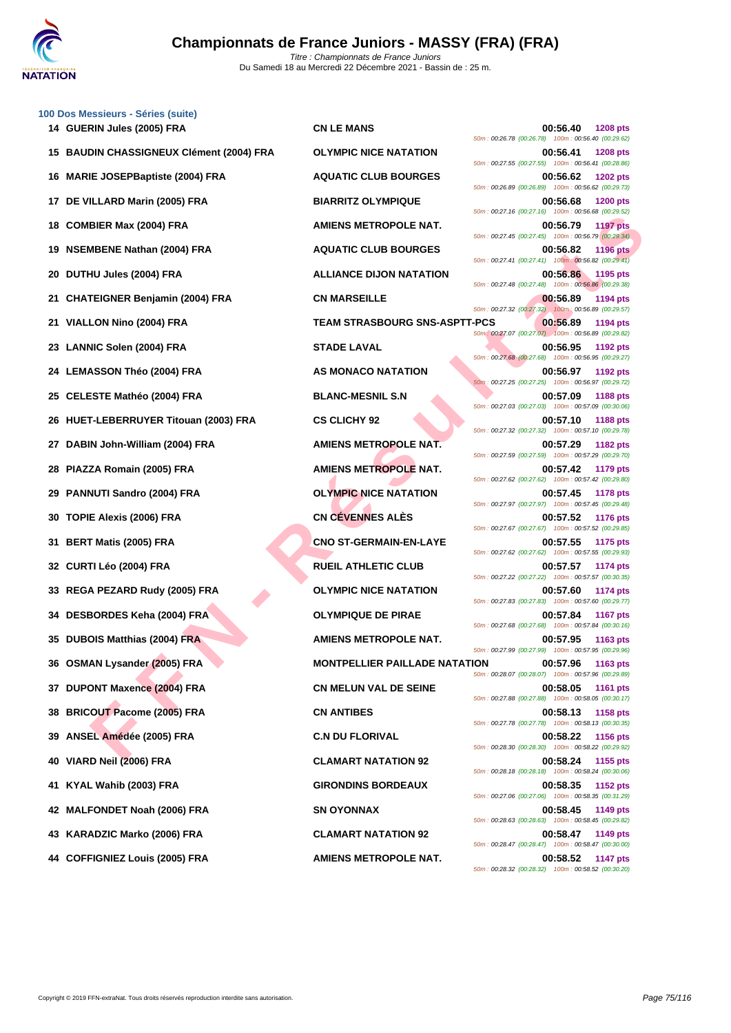# Championnats de France Juniors - MASSY (FRA) (FRA)

*Titre : Championnats de France Juniors*
Du Samedi 18 au Mercredi 22 Décembre 2021 - Bassin de : 25 m.

### 100 Dos Messieurs - Séries (suite)

| Rang | Nom | Club | Temps | Points | Splits |
|---|---|---|---|---|---|
| 14 | GUERIN Jules (2005) FRA | CN LE MANS | 00:56.40 | 1208 pts | 50m : 00:26.78 (00:26.78) 100m : 00:56.40 (00:29.62) |
| 15 | BAUDIN CHASSIGNEUX Clément (2004) FRA | OLYMPIC NICE NATATION | 00:56.41 | 1208 pts | 50m : 00:27.55 (00:27.55) 100m : 00:56.41 (00:28.86) |
| 16 | MARIE JOSEPBaptiste (2004) FRA | AQUATIC CLUB BOURGES | 00:56.62 | 1202 pts | 50m : 00:26.89 (00:26.89) 100m : 00:56.62 (00:29.73) |
| 17 | DE VILLARD Marin (2005) FRA | BIARRITZ OLYMPIQUE | 00:56.68 | 1200 pts | 50m : 00:27.16 (00:27.16) 100m : 00:56.68 (00:29.52) |
| 18 | COMBIER Max (2004) FRA | AMIENS METROPOLE NAT. | 00:56.79 | 1197 pts | 50m : 00:27.45 (00:27.45) 100m : 00:56.79 (00:29.34) |
| 19 | NSEMBENE Nathan (2004) FRA | AQUATIC CLUB BOURGES | 00:56.82 | 1196 pts | 50m : 00:27.41 (00:27.41) 100m : 00:56.82 (00:29.41) |
| 20 | DUTHU Jules (2004) FRA | ALLIANCE DIJON NATATION | 00:56.86 | 1195 pts | 50m : 00:27.48 (00:27.48) 100m : 00:56.86 (00:29.38) |
| 21 | CHATEIGNER Benjamin (2004) FRA | CN MARSEILLE | 00:56.89 | 1194 pts | 50m : 00:27.32 (00:27.32) 100m : 00:56.89 (00:29.57) |
| 21 | VIALLON Nino (2004) FRA | TEAM STRASBOURG SNS-ASPTT-PCS | 00:56.89 | 1194 pts | 50m : 00:27.07 (00:27.07) 100m : 00:56.89 (00:29.82) |
| 23 | LANNIC Solen (2004) FRA | STADE LAVAL | 00:56.95 | 1192 pts | 50m : 00:27.68 (00:27.68) 100m : 00:56.95 (00:29.27) |
| 24 | LEMASSON Théo (2004) FRA | AS MONACO NATATION | 00:56.97 | 1192 pts | 50m : 00:27.25 (00:27.25) 100m : 00:56.97 (00:29.72) |
| 25 | CELESTE Mathéo (2004) FRA | BLANC-MESNIL S.N | 00:57.09 | 1188 pts | 50m : 00:27.03 (00:27.03) 100m : 00:57.09 (00:30.06) |
| 26 | HUET-LEBERRUYER Titouan (2003) FRA | CS CLICHY 92 | 00:57.10 | 1188 pts | 50m : 00:27.32 (00:27.32) 100m : 00:57.10 (00:29.78) |
| 27 | DABIN John-William (2004) FRA | AMIENS METROPOLE NAT. | 00:57.29 | 1182 pts | 50m : 00:27.59 (00:27.59) 100m : 00:57.29 (00:29.70) |
| 28 | PIAZZA Romain (2005) FRA | AMIENS METROPOLE NAT. | 00:57.42 | 1179 pts | 50m : 00:27.62 (00:27.62) 100m : 00:57.42 (00:29.80) |
| 29 | PANNUTI Sandro (2004) FRA | OLYMPIC NICE NATATION | 00:57.45 | 1178 pts | 50m : 00:27.97 (00:27.97) 100m : 00:57.45 (00:29.48) |
| 30 | TOPIE Alexis (2006) FRA | CN CÉVENNES ALÈS | 00:57.52 | 1176 pts | 50m : 00:27.67 (00:27.67) 100m : 00:57.52 (00:29.85) |
| 31 | BERT Matis (2005) FRA | CNO ST-GERMAIN-EN-LAYE | 00:57.55 | 1175 pts | 50m : 00:27.62 (00:27.62) 100m : 00:57.55 (00:29.93) |
| 32 | CURTI Léo (2004) FRA | RUEIL ATHLETIC CLUB | 00:57.57 | 1174 pts | 50m : 00:27.22 (00:27.22) 100m : 00:57.57 (00:30.35) |
| 33 | REGA PEZARD Rudy (2005) FRA | OLYMPIC NICE NATATION | 00:57.60 | 1174 pts | 50m : 00:27.83 (00:27.83) 100m : 00:57.60 (00:29.77) |
| 34 | DESBORDES Keha (2004) FRA | OLYMPIQUE DE PIRAE | 00:57.84 | 1167 pts | 50m : 00:27.68 (00:27.68) 100m : 00:57.84 (00:30.16) |
| 35 | DUBOIS Matthias (2004) FRA | AMIENS METROPOLE NAT. | 00:57.95 | 1163 pts | 50m : 00:27.99 (00:27.99) 100m : 00:57.95 (00:29.96) |
| 36 | OSMAN Lysander (2005) FRA | MONTPELLIER PAILLADE NATATION | 00:57.96 | 1163 pts | 50m : 00:28.07 (00:28.07) 100m : 00:57.96 (00:29.89) |
| 37 | DUPONT Maxence (2004) FRA | CN MELUN VAL DE SEINE | 00:58.05 | 1161 pts | 50m : 00:27.88 (00:27.88) 100m : 00:58.05 (00:30.17) |
| 38 | BRICOUT Pacome (2005) FRA | CN ANTIBES | 00:58.13 | 1158 pts | 50m : 00:27.78 (00:27.78) 100m : 00:58.13 (00:30.35) |
| 39 | ANSEL Amédée (2005) FRA | C.N DU FLORIVAL | 00:58.22 | 1156 pts | 50m : 00:28.30 (00:28.30) 100m : 00:58.22 (00:29.92) |
| 40 | VIARD Neil (2006) FRA | CLAMART NATATION 92 | 00:58.24 | 1155 pts | 50m : 00:28.18 (00:28.18) 100m : 00:58.24 (00:30.06) |
| 41 | KYAL Wahib (2003) FRA | GIRONDINS BORDEAUX | 00:58.35 | 1152 pts | 50m : 00:27.06 (00:27.06) 100m : 00:58.35 (00:31.29) |
| 42 | MALFONDET Noah (2006) FRA | SN OYONNAX | 00:58.45 | 1149 pts | 50m : 00:28.63 (00:28.63) 100m : 00:58.45 (00:29.82) |
| 43 | KARADZIC Marko (2006) FRA | CLAMART NATATION 92 | 00:58.47 | 1149 pts | 50m : 00:28.47 (00:28.47) 100m : 00:58.47 (00:30.00) |
| 44 | COFFIGNIEZ Louis (2005) FRA | AMIENS METROPOLE NAT. | 00:58.52 | 1147 pts | 50m : 00:28.32 (00:28.32) 100m : 00:58.52 (00:30.20) |

Copyright © 2019 FFN-extraNat. Tous droits réservés reproduction interdite sans autorisation.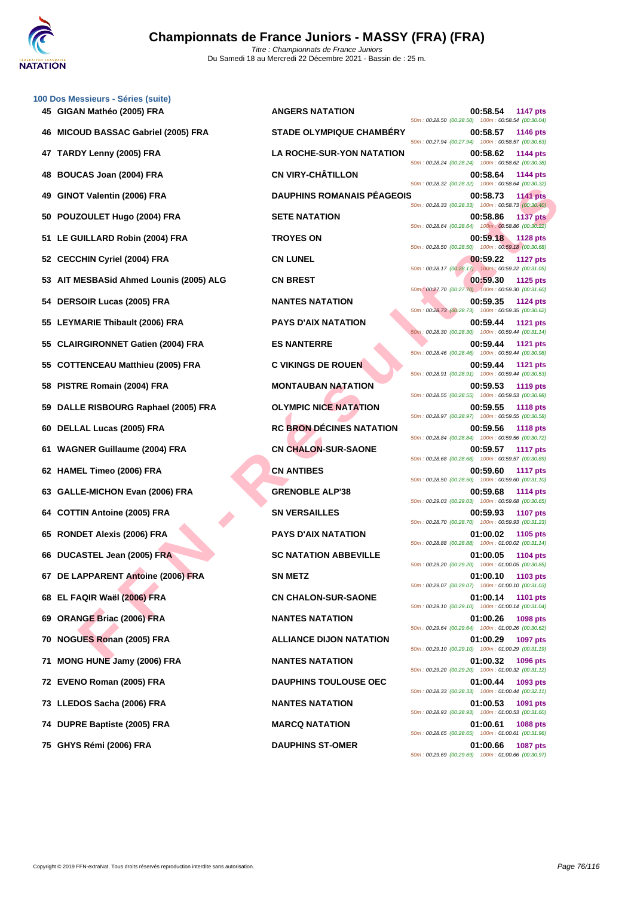# Championnats de France Juniors - MASSY (FRA) (FRA)

*Titre : Championnats de France Juniors*
Du Samedi 18 au Mercredi 22 Décembre 2021 - Bassin de : 25 m.

### 100 Dos Messieurs - Séries (suite)

| Rang | Nom | Club | Temps | Points | Splits |
|---|---|---|---|---|---|
| 45 | GIGAN Mathéo (2005) FRA | ANGERS NATATION | 00:58.54 | 1147 pts | 50m : 00:28.50 (00:28.50) 100m : 00:58.54 (00:30.04) |
| 46 | MICOUD BASSAC Gabriel (2005) FRA | STADE OLYMPIQUE CHAMBÉRY | 00:58.57 | 1146 pts | 50m : 00:27.94 (00:27.94) 100m : 00:58.57 (00:30.63) |
| 47 | TARDY Lenny (2005) FRA | LA ROCHE-SUR-YON NATATION | 00:58.62 | 1144 pts | 50m : 00:28.24 (00:28.24) 100m : 00:58.62 (00:30.38) |
| 48 | BOUCAS Joan (2004) FRA | CN VIRY-CHÂTILLON | 00:58.64 | 1144 pts | 50m : 00:28.32 (00:28.32) 100m : 00:58.64 (00:30.32) |
| 49 | GINOT Valentin (2006) FRA | DAUPHINS ROMANAIS PÉAGEOIS | 00:58.73 | 1141 pts | 50m : 00:28.33 (00:28.33) 100m : 00:58.73 (00:30.40) |
| 50 | POUZOULET Hugo (2004) FRA | SETE NATATION | 00:58.86 | 1137 pts | 50m : 00:28.64 (00:28.64) 100m : 00:58.86 (00:30.22) |
| 51 | LE GUILLARD Robin (2004) FRA | TROYES ON | 00:59.18 | 1128 pts | 50m : 00:28.50 (00:28.50) 100m : 00:59.18 (00:30.68) |
| 52 | CECCHIN Cyriel (2004) FRA | CN LUNEL | 00:59.22 | 1127 pts | 50m : 00:28.17 (00:28.17) 100m : 00:59.22 (00:31.05) |
| 53 | AIT MESBASid Ahmed Lounis (2005) ALG | CN BREST | 00:59.30 | 1125 pts | 50m : 00:27.70 (00:27.70) 100m : 00:59.30 (00:31.60) |
| 54 | DERSOIR Lucas (2005) FRA | NANTES NATATION | 00:59.35 | 1124 pts | 50m : 00:28.73 (00:28.73) 100m : 00:59.35 (00:30.62) |
| 55 | LEYMARIE Thibault (2006) FRA | PAYS D'AIX NATATION | 00:59.44 | 1121 pts | 50m : 00:28.30 (00:28.30) 100m : 00:59.44 (00:31.14) |
| 55 | CLAIRGIRONNET Gatien (2004) FRA | ES NANTERRE | 00:59.44 | 1121 pts | 50m : 00:28.46 (00:28.46) 100m : 00:59.44 (00:30.98) |
| 55 | COTTENCEAU Matthieu (2005) FRA | C VIKINGS DE ROUEN | 00:59.44 | 1121 pts | 50m : 00:28.91 (00:28.91) 100m : 00:59.44 (00:30.53) |
| 58 | PISTRE Romain (2004) FRA | MONTAUBAN NATATION | 00:59.53 | 1119 pts | 50m : 00:28.55 (00:28.55) 100m : 00:59.53 (00:30.98) |
| 59 | DALLE RISBOURG Raphael (2005) FRA | OLYMPIC NICE NATATION | 00:59.55 | 1118 pts | 50m : 00:28.97 (00:28.97) 100m : 00:59.55 (00:30.58) |
| 60 | DELLAL Lucas (2005) FRA | RC BRON DÉCINES NATATION | 00:59.56 | 1118 pts | 50m : 00:28.84 (00:28.84) 100m : 00:59.56 (00:30.72) |
| 61 | WAGNER Guillaume (2004) FRA | CN CHALON-SUR-SAONE | 00:59.57 | 1117 pts | 50m : 00:28.68 (00:28.68) 100m : 00:59.57 (00:30.89) |
| 62 | HAMEL Timeo (2006) FRA | CN ANTIBES | 00:59.60 | 1117 pts | 50m : 00:28.50 (00:28.50) 100m : 00:59.60 (00:31.10) |
| 63 | GALLE-MICHON Evan (2006) FRA | GRENOBLE ALP'38 | 00:59.68 | 1114 pts | 50m : 00:29.03 (00:29.03) 100m : 00:59.68 (00:30.65) |
| 64 | COTTIN Antoine (2005) FRA | SN VERSAILLES | 00:59.93 | 1107 pts | 50m : 00:28.70 (00:28.70) 100m : 00:59.93 (00:31.23) |
| 65 | RONDET Alexis (2006) FRA | PAYS D'AIX NATATION | 01:00.02 | 1105 pts | 50m : 00:28.88 (00:28.88) 100m : 01:00.02 (00:31.14) |
| 66 | DUCASTEL Jean (2005) FRA | SC NATATION ABBEVILLE | 01:00.05 | 1104 pts | 50m : 00:29.20 (00:29.20) 100m : 01:00.05 (00:30.85) |
| 67 | DE LAPPARENT Antoine (2006) FRA | SN METZ | 01:00.10 | 1103 pts | 50m : 00:29.07 (00:29.07) 100m : 01:00.10 (00:31.03) |
| 68 | EL FAQIR Waël (2006) FRA | CN CHALON-SUR-SAONE | 01:00.14 | 1101 pts | 50m : 00:29.10 (00:29.10) 100m : 01:00.14 (00:31.04) |
| 69 | ORANGE Briac (2006) FRA | NANTES NATATION | 01:00.26 | 1098 pts | 50m : 00:29.64 (00:29.64) 100m : 01:00.26 (00:30.62) |
| 70 | NOGUES Ronan (2005) FRA | ALLIANCE DIJON NATATION | 01:00.29 | 1097 pts | 50m : 00:29.10 (00:29.10) 100m : 01:00.29 (00:31.19) |
| 71 | MONG HUNE Jamy (2006) FRA | NANTES NATATION | 01:00.32 | 1096 pts | 50m : 00:29.20 (00:29.20) 100m : 01:00.32 (00:31.12) |
| 72 | EVENO Roman (2005) FRA | DAUPHINS TOULOUSE OEC | 01:00.44 | 1093 pts | 50m : 00:28.33 (00:28.33) 100m : 01:00.44 (00:32.11) |
| 73 | LLEDOS Sacha (2006) FRA | NANTES NATATION | 01:00.53 | 1091 pts | 50m : 00:28.93 (00:28.93) 100m : 01:00.53 (00:31.60) |
| 74 | DUPRE Baptiste (2005) FRA | MARCQ NATATION | 01:00.61 | 1088 pts | 50m : 00:28.65 (00:28.65) 100m : 01:00.61 (00:31.96) |
| 75 | GHYS Rémi (2006) FRA | DAUPHINS ST-OMER | 01:00.66 | 1087 pts | 50m : 00:29.69 (00:29.69) 100m : 01:00.66 (00:30.97) |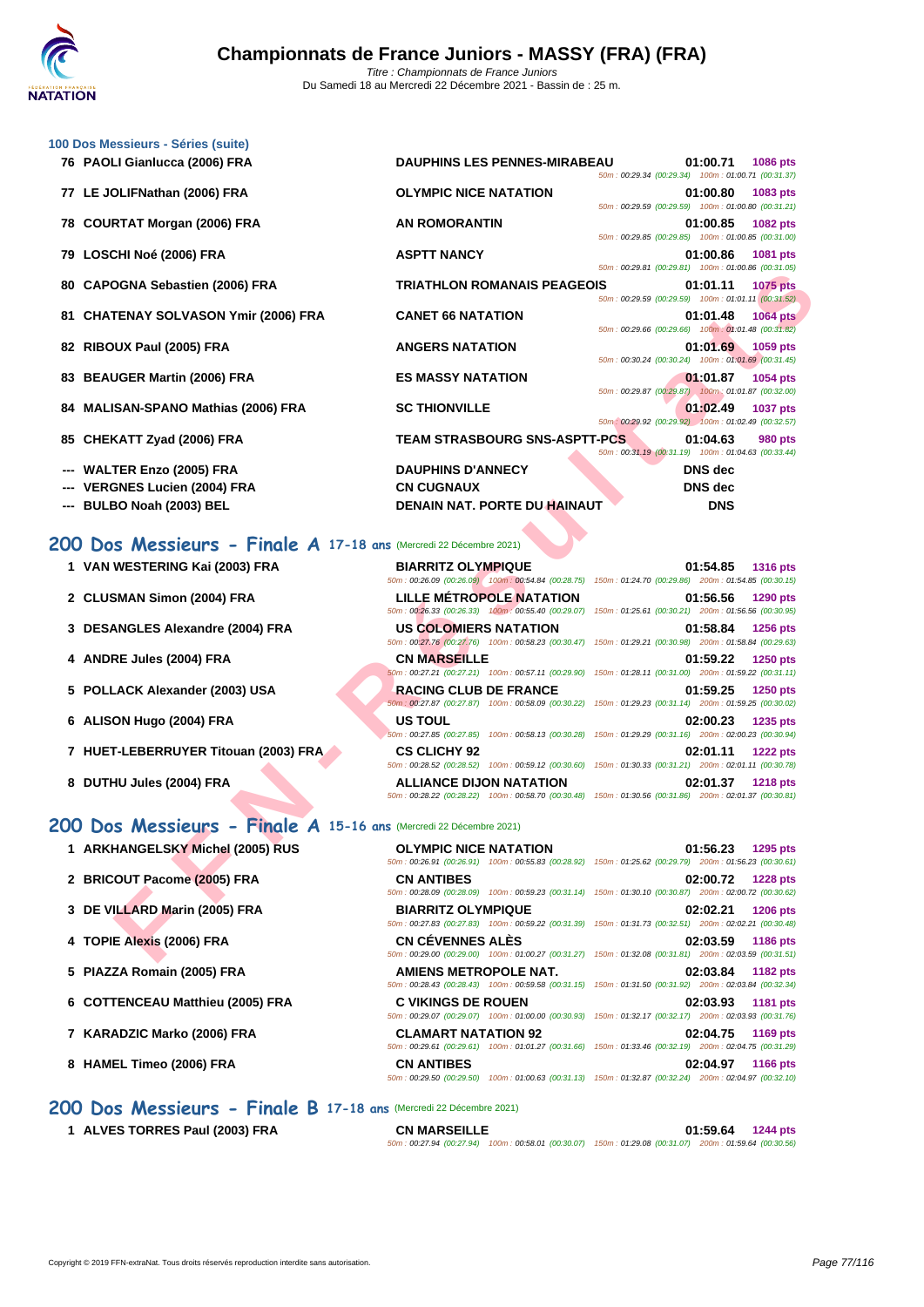### 100 Dos Messieurs - Séries (suite)

| Rg | Nom | Club | Temps | Points |
|---|---|---|---|---|
| 76 | PAOLI Gianlucca (2006) FRA | DAUPHINS LES PENNES-MIRABEAU | 01:00.71 | 1086 pts |
| | | 50m : 00:29.34 (00:29.34) 100m : 01:00.71 (00:31.37) | | |
| 77 | LE JOLIFNathan (2006) FRA | OLYMPIC NICE NATATION | 01:00.80 | 1083 pts |
| | | 50m : 00:29.59 (00:29.59) 100m : 01:00.80 (00:31.21) | | |
| 78 | COURTAT Morgan (2006) FRA | AN ROMORANTIN | 01:00.85 | 1082 pts |
| | | 50m : 00:29.85 (00:29.85) 100m : 01:00.85 (00:31.00) | | |
| 79 | LOSCHI Noé (2006) FRA | ASPTT NANCY | 01:00.86 | 1081 pts |
| | | 50m : 00:29.81 (00:29.81) 100m : 01:00.86 (00:31.05) | | |
| 80 | CAPOGNA Sebastien (2006) FRA | TRIATHLON ROMANAIS PEAGEOIS | 01:01.11 | 1075 pts |
| | | 50m : 00:29.59 (00:29.59) 100m : 01:01.11 (00:31.52) | | |
| 81 | CHATENAY SOLVASON Ymir (2006) FRA | CANET 66 NATATION | 01:01.48 | 1064 pts |
| | | 50m : 00:29.66 (00:29.66) 100m : 01:01.48 (00:31.82) | | |
| 82 | RIBOUX Paul (2005) FRA | ANGERS NATATION | 01:01.69 | 1059 pts |
| | | 50m : 00:30.24 (00:30.24) 100m : 01:01.69 (00:31.45) | | |
| 83 | BEAUGER Martin (2006) FRA | ES MASSY NATATION | 01:01.87 | 1054 pts |
| | | 50m : 00:29.87 (00:29.87) 100m : 01:01.87 (00:32.00) | | |
| 84 | MALISAN-SPANO Mathias (2006) FRA | SC THIONVILLE | 01:02.49 | 1037 pts |
| | | 50m : 00:29.92 (00:29.92) 100m : 01:02.49 (00:32.57) | | |
| 85 | CHEKATT Zyad (2006) FRA | TEAM STRASBOURG SNS-ASPTT-PCS | 01:04.63 | 980 pts |
| | | 50m : 00:31.19 (00:31.19) 100m : 01:04.63 (00:33.44) | | |
| --- | WALTER Enzo (2005) FRA | DAUPHINS D'ANNECY | DNS dec | |
| --- | VERGNES Lucien (2004) FRA | CN CUGNAUX | DNS dec | |
| --- | BULBO Noah (2003) BEL | DENAIN NAT. PORTE DU HAINAUT | DNS | |

## 200 Dos Messieurs - Finale A 17-18 ans (Mercredi 22 Décembre 2021)

| Rg | Nom | Club | Temps | Points |
|---|---|---|---|---|
| 1 | VAN WESTERING Kai (2003) FRA | BIARRITZ OLYMPIQUE | 01:54.85 | 1316 pts |
| | | 50m : 00:26.09 (00:26.09) 100m : 00:54.84 (00:28.75) 150m : 01:24.70 (00:29.86) 200m : 01:54.85 (00:30.15) | | |
| 2 | CLUSMAN Simon (2004) FRA | LILLE MÉTROPOLE NATATION | 01:56.56 | 1290 pts |
| | | 50m : 00:26.33 (00:26.33) 100m : 00:55.40 (00:29.07) 150m : 01:25.61 (00:30.21) 200m : 01:56.56 (00:30.95) | | |
| 3 | DESANGLES Alexandre (2004) FRA | US COLOMIERS NATATION | 01:58.84 | 1256 pts |
| | | 50m : 00:27.76 (00:27.76) 100m : 00:58.23 (00:30.47) 150m : 01:29.21 (00:30.98) 200m : 01:58.84 (00:29.63) | | |
| 4 | ANDRE Jules (2004) FRA | CN MARSEILLE | 01:59.22 | 1250 pts |
| | | 50m : 00:27.21 (00:27.21) 100m : 00:57.11 (00:29.90) 150m : 01:28.11 (00:31.00) 200m : 01:59.22 (00:31.11) | | |
| 5 | POLLACK Alexander (2003) USA | RACING CLUB DE FRANCE | 01:59.25 | 1250 pts |
| | | 50m : 00:27.87 (00:27.87) 100m : 00:58.09 (00:30.22) 150m : 01:29.23 (00:31.14) 200m : 01:59.25 (00:30.02) | | |
| 6 | ALISON Hugo (2004) FRA | US TOUL | 02:00.23 | 1235 pts |
| | | 50m : 00:27.85 (00:27.85) 100m : 00:58.13 (00:30.28) 150m : 01:29.29 (00:31.16) 200m : 02:00.23 (00:30.94) | | |
| 7 | HUET-LEBERRUYER Titouan (2003) FRA | CS CLICHY 92 | 02:01.11 | 1222 pts |
| | | 50m : 00:28.52 (00:28.52) 100m : 00:59.12 (00:30.60) 150m : 01:30.33 (00:31.21) 200m : 02:01.11 (00:30.78) | | |
| 8 | DUTHU Jules (2004) FRA | ALLIANCE DIJON NATATION | 02:01.37 | 1218 pts |
| | | 50m : 00:28.22 (00:28.22) 100m : 00:58.70 (00:30.48) 150m : 01:30.56 (00:31.86) 200m : 02:01.37 (00:30.81) | | |

## 200 Dos Messieurs - Finale A 15-16 ans (Mercredi 22 Décembre 2021)

| Rg | Nom | Club | Temps | Points |
|---|---|---|---|---|
| 1 | ARKHANGELSKY Michel (2005) RUS | OLYMPIC NICE NATATION | 01:56.23 | 1295 pts |
| | | 50m : 00:26.91 (00:26.91) 100m : 00:55.83 (00:28.92) 150m : 01:25.62 (00:29.79) 200m : 01:56.23 (00:30.61) | | |
| 2 | BRICOUT Pacome (2005) FRA | CN ANTIBES | 02:00.72 | 1228 pts |
| | | 50m : 00:28.09 (00:28.09) 100m : 00:59.23 (00:31.14) 150m : 01:30.10 (00:30.87) 200m : 02:00.72 (00:30.62) | | |
| 3 | DE VILLARD Marin (2005) FRA | BIARRITZ OLYMPIQUE | 02:02.21 | 1206 pts |
| | | 50m : 00:27.83 (00:27.83) 100m : 00:59.22 (00:31.39) 150m : 01:31.73 (00:32.51) 200m : 02:02.21 (00:30.48) | | |
| 4 | TOPIE Alexis (2006) FRA | CN CÉVENNES ALÈS | 02:03.59 | 1186 pts |
| | | 50m : 00:29.00 (00:29.00) 100m : 01:00.27 (00:31.27) 150m : 01:32.08 (00:31.81) 200m : 02:03.59 (00:31.51) | | |
| 5 | PIAZZA Romain (2005) FRA | AMIENS METROPOLE NAT. | 02:03.84 | 1182 pts |
| | | 50m : 00:28.43 (00:28.43) 100m : 00:59.58 (00:31.15) 150m : 01:31.50 (00:31.92) 200m : 02:03.84 (00:32.34) | | |
| 6 | COTTENCEAU Matthieu (2005) FRA | C VIKINGS DE ROUEN | 02:03.93 | 1181 pts |
| | | 50m : 00:29.07 (00:29.07) 100m : 01:00.00 (00:30.93) 150m : 01:32.17 (00:32.17) 200m : 02:03.93 (00:31.76) | | |
| 7 | KARADZIC Marko (2006) FRA | CLAMART NATATION 92 | 02:04.75 | 1169 pts |
| | | 50m : 00:29.61 (00:29.61) 100m : 01:01.27 (00:31.66) 150m : 01:33.46 (00:32.19) 200m : 02:04.75 (00:31.29) | | |
| 8 | HAMEL Timeo (2006) FRA | CN ANTIBES | 02:04.97 | 1166 pts |
| | | 50m : 00:29.50 (00:29.50) 100m : 01:00.63 (00:31.13) 150m : 01:32.87 (00:32.24) 200m : 02:04.97 (00:32.10) | | |

## 200 Dos Messieurs - Finale B 17-18 ans (Mercredi 22 Décembre 2021)

| Rg | Nom | Club | Temps | Points |
|---|---|---|---|---|
| 1 | ALVES TORRES Paul (2003) FRA | CN MARSEILLE | 01:59.64 | 1244 pts |
| | | 50m : 00:27.94 (00:27.94) 100m : 00:58.01 (00:30.07) 150m : 01:29.08 (00:31.07) 200m : 01:59.64 (00:30.56) | | |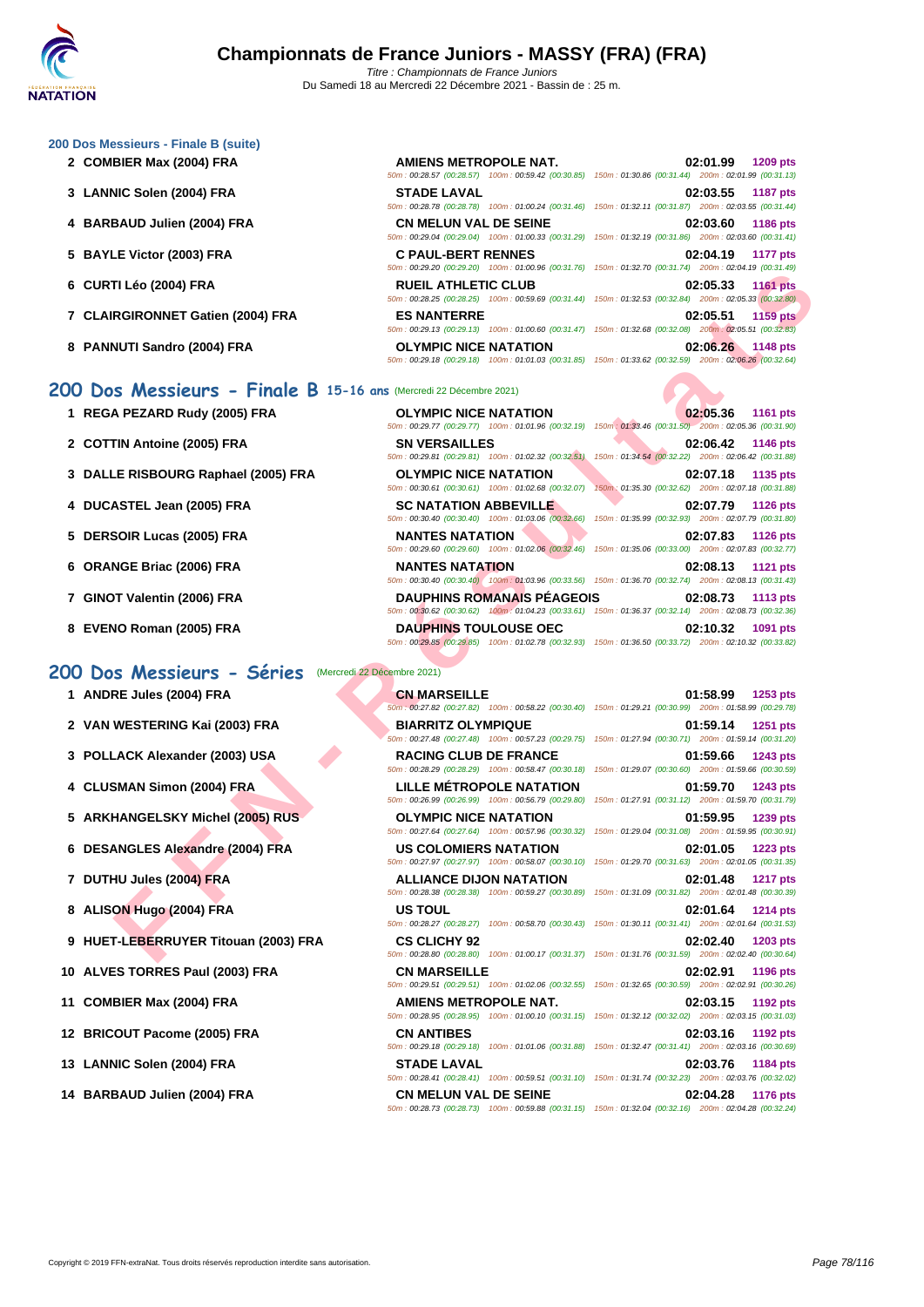# Championnats de France Juniors - MASSY (FRA) (FRA)

*Titre : Championnats de France Juniors*
Du Samedi 18 au Mercredi 22 Décembre 2021 - Bassin de : 25 m.

### 200 Dos Messieurs - Finale B (suite)

| Rang | Nageur | Club | Temps | Points |
|---|---|---|---|---|
| 2 | COMBIER Max (2004) FRA | AMIENS METROPOLE NAT. | 02:01.99 | 1209 pts |
| | | 50m : 00:28.57 (00:28.57) 100m : 00:59.42 (00:30.85) 150m : 01:30.86 (00:31.44) 200m : 02:01.99 (00:31.13) | | |
| 3 | LANNIC Solen (2004) FRA | STADE LAVAL | 02:03.55 | 1187 pts |
| | | 50m : 00:28.78 (00:28.78) 100m : 01:00.24 (00:31.46) 150m : 01:32.11 (00:31.87) 200m : 02:03.55 (00:31.44) | | |
| 4 | BARBAUD Julien (2004) FRA | CN MELUN VAL DE SEINE | 02:03.60 | 1186 pts |
| | | 50m : 00:29.04 (00:29.04) 100m : 01:00.33 (00:31.29) 150m : 01:32.19 (00:31.86) 200m : 02:03.60 (00:31.41) | | |
| 5 | BAYLE Victor (2003) FRA | C PAUL-BERT RENNES | 02:04.19 | 1177 pts |
| | | 50m : 00:29.20 (00:29.20) 100m : 01:00.96 (00:31.76) 150m : 01:32.70 (00:31.74) 200m : 02:04.19 (00:31.49) | | |
| 6 | CURTI Léo (2004) FRA | RUEIL ATHLETIC CLUB | 02:05.33 | 1161 pts |
| | | 50m : 00:28.25 (00:28.25) 100m : 00:59.69 (00:31.44) 150m : 01:32.53 (00:32.84) 200m : 02:05.33 (00:32.80) | | |
| 7 | CLAIRGIRONNET Gatien (2004) FRA | ES NANTERRE | 02:05.51 | 1159 pts |
| | | 50m : 00:29.13 (00:29.13) 100m : 01:00.60 (00:31.47) 150m : 01:32.68 (00:32.08) 200m : 02:05.51 (00:32.83) | | |
| 8 | PANNUTI Sandro (2004) FRA | OLYMPIC NICE NATATION | 02:06.26 | 1148 pts |
| | | 50m : 00:29.18 (00:29.18) 100m : 01:01.03 (00:31.85) 150m : 01:33.62 (00:32.59) 200m : 02:06.26 (00:32.64) | | |

## 200 Dos Messieurs - Finale B 15-16 ans (Mercredi 22 Décembre 2021)

| Rang | Nageur | Club | Temps | Points |
|---|---|---|---|---|
| 1 | REGA PEZARD Rudy (2005) FRA | OLYMPIC NICE NATATION | 02:05.36 | 1161 pts |
| | | 50m : 00:29.77 (00:29.77) 100m : 01:01.96 (00:32.19) 150m : 01:33.46 (00:31.50) 200m : 02:05.36 (00:31.90) | | |
| 2 | COTTIN Antoine (2005) FRA | SN VERSAILLES | 02:06.42 | 1146 pts |
| | | 50m : 00:29.81 (00:29.81) 100m : 01:02.32 (00:32.51) 150m : 01:34.54 (00:32.22) 200m : 02:06.42 (00:31.88) | | |
| 3 | DALLE RISBOURG Raphael (2005) FRA | OLYMPIC NICE NATATION | 02:07.18 | 1135 pts |
| | | 50m : 00:30.61 (00:30.61) 100m : 01:02.68 (00:32.07) 150m : 01:35.30 (00:32.62) 200m : 02:07.18 (00:31.88) | | |
| 4 | DUCASTEL Jean (2005) FRA | SC NATATION ABBEVILLE | 02:07.79 | 1126 pts |
| | | 50m : 00:30.40 (00:30.40) 100m : 01:03.06 (00:32.66) 150m : 01:35.99 (00:32.93) 200m : 02:07.79 (00:31.80) | | |
| 5 | DERSOIR Lucas (2005) FRA | NANTES NATATION | 02:07.83 | 1126 pts |
| | | 50m : 00:29.60 (00:29.60) 100m : 01:02.06 (00:32.46) 150m : 01:35.06 (00:33.00) 200m : 02:07.83 (00:32.77) | | |
| 6 | ORANGE Briac (2006) FRA | NANTES NATATION | 02:08.13 | 1121 pts |
| | | 50m : 00:30.40 (00:30.40) 100m : 01:03.96 (00:33.56) 150m : 01:36.70 (00:32.74) 200m : 02:08.13 (00:31.43) | | |
| 7 | GINOT Valentin (2006) FRA | DAUPHINS ROMANAIS PÉAGEOIS | 02:08.73 | 1113 pts |
| | | 50m : 00:30.62 (00:30.62) 100m : 01:04.23 (00:33.61) 150m : 01:36.37 (00:32.14) 200m : 02:08.73 (00:32.36) | | |
| 8 | EVENO Roman (2005) FRA | DAUPHINS TOULOUSE OEC | 02:10.32 | 1091 pts |
| | | 50m : 00:29.85 (00:29.85) 100m : 01:02.78 (00:32.93) 150m : 01:36.50 (00:33.72) 200m : 02:10.32 (00:33.82) | | |

## 200 Dos Messieurs - Séries (Mercredi 22 Décembre 2021)

| Rang | Nageur | Club | Temps | Points |
|---|---|---|---|---|
| 1 | ANDRE Jules (2004) FRA | CN MARSEILLE | 01:58.99 | 1253 pts |
| | | 50m : 00:27.82 (00:27.82) 100m : 00:58.22 (00:30.40) 150m : 01:29.21 (00:30.99) 200m : 01:58.99 (00:29.78) | | |
| 2 | VAN WESTERING Kai (2003) FRA | BIARRITZ OLYMPIQUE | 01:59.14 | 1251 pts |
| | | 50m : 00:27.48 (00:27.48) 100m : 00:57.23 (00:29.75) 150m : 01:27.94 (00:30.71) 200m : 01:59.14 (00:31.20) | | |
| 3 | POLLACK Alexander (2003) USA | RACING CLUB DE FRANCE | 01:59.66 | 1243 pts |
| | | 50m : 00:28.29 (00:28.29) 100m : 00:58.47 (00:30.18) 150m : 01:29.07 (00:30.60) 200m : 01:59.66 (00:30.59) | | |
| 4 | CLUSMAN Simon (2004) FRA | LILLE MÉTROPOLE NATATION | 01:59.70 | 1243 pts |
| | | 50m : 00:26.99 (00:26.99) 100m : 00:56.79 (00:29.80) 150m : 01:27.91 (00:31.12) 200m : 01:59.70 (00:31.79) | | |
| 5 | ARKHANGELSKY Michel (2005) RUS | OLYMPIC NICE NATATION | 01:59.95 | 1239 pts |
| | | 50m : 00:27.64 (00:27.64) 100m : 00:57.96 (00:30.32) 150m : 01:29.04 (00:31.08) 200m : 01:59.95 (00:30.91) | | |
| 6 | DESANGLES Alexandre (2004) FRA | US COLOMIERS NATATION | 02:01.05 | 1223 pts |
| | | 50m : 00:27.97 (00:27.97) 100m : 00:58.07 (00:30.10) 150m : 01:29.70 (00:31.63) 200m : 02:01.05 (00:31.35) | | |
| 7 | DUTHU Jules (2004) FRA | ALLIANCE DIJON NATATION | 02:01.48 | 1217 pts |
| | | 50m : 00:28.38 (00:28.38) 100m : 00:59.27 (00:30.89) 150m : 01:31.09 (00:31.82) 200m : 02:01.48 (00:30.39) | | |
| 8 | ALISON Hugo (2004) FRA | US TOUL | 02:01.64 | 1214 pts |
| | | 50m : 00:28.27 (00:28.27) 100m : 00:58.70 (00:30.43) 150m : 01:30.11 (00:31.41) 200m : 02:01.64 (00:31.53) | | |
| 9 | HUET-LEBERRUYER Titouan (2003) FRA | CS CLICHY 92 | 02:02.40 | 1203 pts |
| | | 50m : 00:28.80 (00:28.80) 100m : 01:00.17 (00:31.37) 150m : 01:31.76 (00:31.59) 200m : 02:02.40 (00:30.64) | | |
| 10 | ALVES TORRES Paul (2003) FRA | CN MARSEILLE | 02:02.91 | 1196 pts |
| | | 50m : 00:29.51 (00:29.51) 100m : 01:02.06 (00:32.55) 150m : 01:32.65 (00:30.59) 200m : 02:02.91 (00:30.26) | | |
| 11 | COMBIER Max (2004) FRA | AMIENS METROPOLE NAT. | 02:03.15 | 1192 pts |
| | | 50m : 00:28.95 (00:28.95) 100m : 01:00.10 (00:31.15) 150m : 01:32.12 (00:32.02) 200m : 02:03.15 (00:31.03) | | |
| 12 | BRICOUT Pacome (2005) FRA | CN ANTIBES | 02:03.16 | 1192 pts |
| | | 50m : 00:29.18 (00:29.18) 100m : 01:01.06 (00:31.88) 150m : 01:32.47 (00:31.41) 200m : 02:03.16 (00:30.69) | | |
| 13 | LANNIC Solen (2004) FRA | STADE LAVAL | 02:03.76 | 1184 pts |
| | | 50m : 00:28.41 (00:28.41) 100m : 00:59.51 (00:31.10) 150m : 01:31.74 (00:32.23) 200m : 02:03.76 (00:32.02) | | |
| 14 | BARBAUD Julien (2004) FRA | CN MELUN VAL DE SEINE | 02:04.28 | 1176 pts |
| | | 50m : 00:28.73 (00:28.73) 100m : 00:59.88 (00:31.15) 150m : 01:32.04 (00:32.16) 200m : 02:04.28 (00:32.24) | | |

Copyright © 2019 FFN-extraNat. Tous droits réservés reproduction interdite sans autorisation.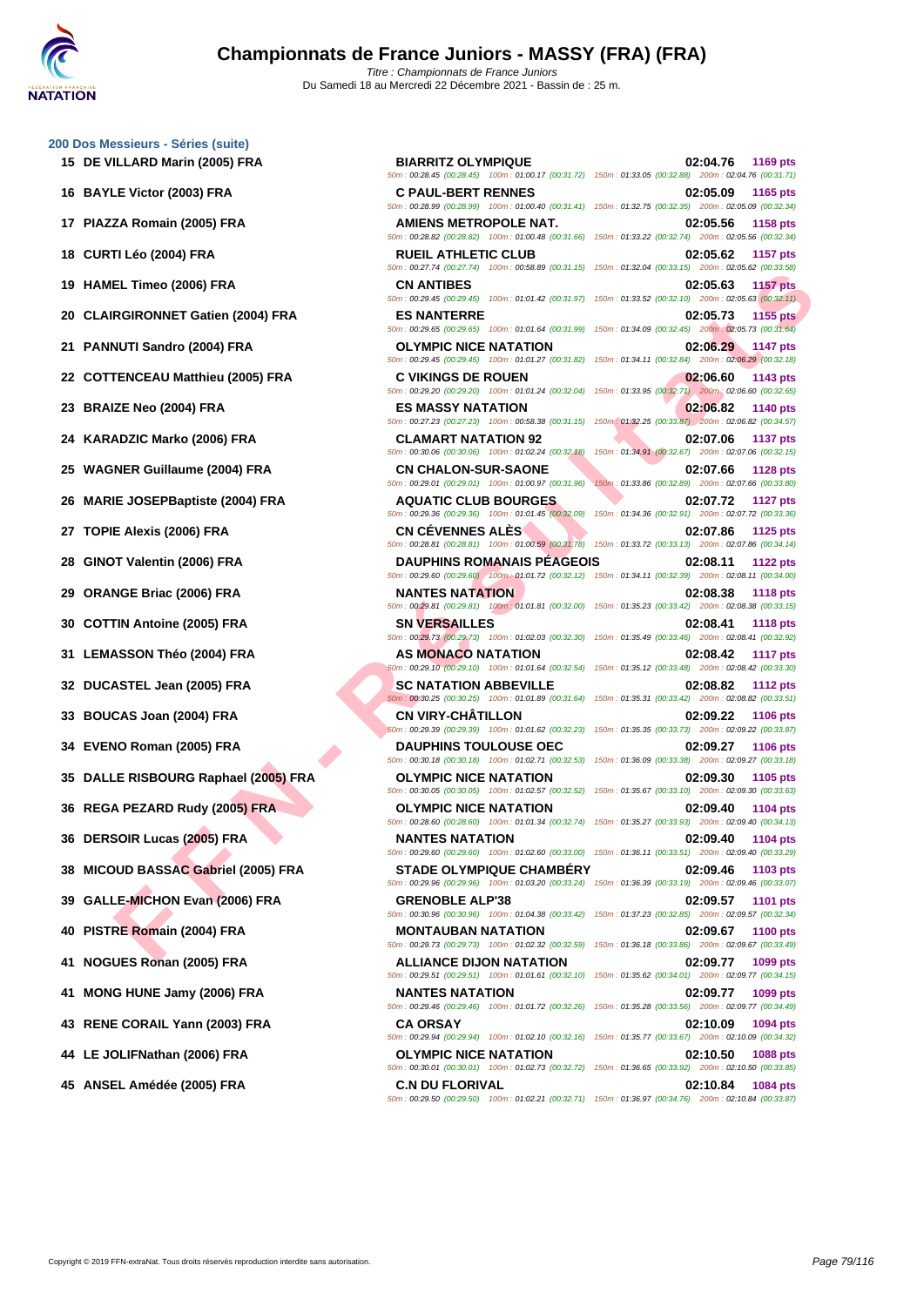# Championnats de France Juniors - MASSY (FRA) (FRA)

*Titre : Championnats de France Juniors*
Du Samedi 18 au Mercredi 22 Décembre 2021 - Bassin de : 25 m.

## 200 Dos Messieurs - Séries (suite)

| Rang | Nom | Club | Temps | Points |
|---|---|---|---|---|
| 15 | DE VILLARD Marin (2005) FRA | BIARRITZ OLYMPIQUE | 02:04.76 | 1169 pts |
| | | 50m : 00:28.45 (00:28.45) 100m : 01:00.17 (00:31.72) 150m : 01:33.05 (00:32.88) 200m : 02:04.76 (00:31.71) | | |
| 16 | BAYLE Victor (2003) FRA | C PAUL-BERT RENNES | 02:05.09 | 1165 pts |
| | | 50m : 00:28.99 (00:28.99) 100m : 01:00.40 (00:31.41) 150m : 01:32.75 (00:32.35) 200m : 02:05.09 (00:32.34) | | |
| 17 | PIAZZA Romain (2005) FRA | AMIENS METROPOLE NAT. | 02:05.56 | 1158 pts |
| | | 50m : 00:28.82 (00:28.82) 100m : 01:00.48 (00:31.66) 150m : 01:33.22 (00:32.74) 200m : 02:05.56 (00:32.34) | | |
| 18 | CURTI Léo (2004) FRA | RUEIL ATHLETIC CLUB | 02:05.62 | 1157 pts |
| | | 50m : 00:27.74 (00:27.74) 100m : 00:58.89 (00:31.15) 150m : 01:32.04 (00:33.15) 200m : 02:05.62 (00:33.58) | | |
| 19 | HAMEL Timeo (2006) FRA | CN ANTIBES | 02:05.63 | 1157 pts |
| | | 50m : 00:29.45 (00:29.45) 100m : 01:01.42 (00:31.97) 150m : 01:33.52 (00:32.10) 200m : 02:05.63 (00:32.11) | | |
| 20 | CLAIRGIRONNET Gatien (2004) FRA | ES NANTERRE | 02:05.73 | 1155 pts |
| | | 50m : 00:29.65 (00:29.65) 100m : 01:01.64 (00:31.99) 150m : 01:34.09 (00:32.45) 200m : 02:05.73 (00:31.64) | | |
| 21 | PANNUTI Sandro (2004) FRA | OLYMPIC NICE NATATION | 02:06.29 | 1147 pts |
| | | 50m : 00:29.45 (00:29.45) 100m : 01:01.27 (00:31.82) 150m : 01:34.11 (00:32.84) 200m : 02:06.29 (00:32.18) | | |
| 22 | COTTENCEAU Matthieu (2005) FRA | C VIKINGS DE ROUEN | 02:06.60 | 1143 pts |
| | | 50m : 00:29.20 (00:29.20) 100m : 01:01.24 (00:32.04) 150m : 01:33.95 (00:32.71) 200m : 02:06.60 (00:32.65) | | |
| 23 | BRAIZE Neo (2004) FRA | ES MASSY NATATION | 02:06.82 | 1140 pts |
| | | 50m : 00:27.23 (00:27.23) 100m : 00:58.38 (00:31.15) 150m : 01:32.25 (00:33.87) 200m : 02:06.82 (00:34.57) | | |
| 24 | KARADZIC Marko (2006) FRA | CLAMART NATATION 92 | 02:07.06 | 1137 pts |
| | | 50m : 00:30.06 (00:30.06) 100m : 01:02.24 (00:32.18) 150m : 01:34.91 (00:32.67) 200m : 02:07.06 (00:32.15) | | |
| 25 | WAGNER Guillaume (2004) FRA | CN CHALON-SUR-SAONE | 02:07.66 | 1128 pts |
| | | 50m : 00:29.01 (00:29.01) 100m : 01:00.97 (00:31.96) 150m : 01:33.86 (00:32.89) 200m : 02:07.66 (00:33.80) | | |
| 26 | MARIE JOSEPBaptiste (2004) FRA | AQUATIC CLUB BOURGES | 02:07.72 | 1127 pts |
| | | 50m : 00:29.36 (00:29.36) 100m : 01:01.45 (00:32.09) 150m : 01:34.36 (00:32.91) 200m : 02:07.72 (00:33.36) | | |
| 27 | TOPIE Alexis (2006) FRA | CN CÉVENNES ALÈS | 02:07.86 | 1125 pts |
| | | 50m : 00:28.81 (00:28.81) 100m : 01:00.59 (00:31.78) 150m : 01:33.72 (00:33.13) 200m : 02:07.86 (00:34.14) | | |
| 28 | GINOT Valentin (2006) FRA | DAUPHINS ROMANAIS PÉAGEOIS | 02:08.11 | 1122 pts |
| | | 50m : 00:29.60 (00:29.60) 100m : 01:01.72 (00:32.12) 150m : 01:34.11 (00:32.39) 200m : 02:08.11 (00:34.00) | | |
| 29 | ORANGE Briac (2006) FRA | NANTES NATATION | 02:08.38 | 1118 pts |
| | | 50m : 00:29.81 (00:29.81) 100m : 01:01.81 (00:32.00) 150m : 01:35.23 (00:33.42) 200m : 02:08.38 (00:33.15) | | |
| 30 | COTTIN Antoine (2005) FRA | SN VERSAILLES | 02:08.41 | 1118 pts |
| | | 50m : 00:29.73 (00:29.73) 100m : 01:02.03 (00:32.30) 150m : 01:35.49 (00:33.46) 200m : 02:08.41 (00:32.92) | | |
| 31 | LEMASSON Théo (2004) FRA | AS MONACO NATATION | 02:08.42 | 1117 pts |
| | | 50m : 00:29.10 (00:29.10) 100m : 01:01.64 (00:32.54) 150m : 01:35.12 (00:33.48) 200m : 02:08.42 (00:33.30) | | |
| 32 | DUCASTEL Jean (2005) FRA | SC NATATION ABBEVILLE | 02:08.82 | 1112 pts |
| | | 50m : 00:30.25 (00:30.25) 100m : 01:01.89 (00:31.64) 150m : 01:35.31 (00:33.42) 200m : 02:08.82 (00:33.51) | | |
| 33 | BOUCAS Joan (2004) FRA | CN VIRY-CHÂTILLON | 02:09.22 | 1106 pts |
| | | 50m : 00:29.39 (00:29.39) 100m : 01:01.62 (00:32.23) 150m : 01:35.35 (00:33.73) 200m : 02:09.22 (00:33.87) | | |
| 34 | EVENO Roman (2005) FRA | DAUPHINS TOULOUSE OEC | 02:09.27 | 1106 pts |
| | | 50m : 00:30.18 (00:30.18) 100m : 01:02.71 (00:32.53) 150m : 01:36.09 (00:33.38) 200m : 02:09.27 (00:33.18) | | |
| 35 | DALLE RISBOURG Raphael (2005) FRA | OLYMPIC NICE NATATION | 02:09.30 | 1105 pts |
| | | 50m : 00:30.05 (00:30.05) 100m : 01:02.57 (00:32.52) 150m : 01:35.67 (00:33.10) 200m : 02:09.30 (00:33.63) | | |
| 36 | REGA PEZARD Rudy (2005) FRA | OLYMPIC NICE NATATION | 02:09.40 | 1104 pts |
| | | 50m : 00:28.60 (00:28.60) 100m : 01:01.34 (00:32.74) 150m : 01:35.27 (00:33.93) 200m : 02:09.40 (00:34.13) | | |
| 36 | DERSOIR Lucas (2005) FRA | NANTES NATATION | 02:09.40 | 1104 pts |
| | | 50m : 00:29.60 (00:29.60) 100m : 01:02.60 (00:33.00) 150m : 01:36.11 (00:33.51) 200m : 02:09.40 (00:33.29) | | |
| 38 | MICOUD BASSAC Gabriel (2005) FRA | STADE OLYMPIQUE CHAMBÉRY | 02:09.46 | 1103 pts |
| | | 50m : 00:29.96 (00:29.96) 100m : 01:03.20 (00:33.24) 150m : 01:36.39 (00:33.19) 200m : 02:09.46 (00:33.07) | | |
| 39 | GALLE-MICHON Evan (2006) FRA | GRENOBLE ALP'38 | 02:09.57 | 1101 pts |
| | | 50m : 00:30.96 (00:30.96) 100m : 01:04.38 (00:33.42) 150m : 01:37.23 (00:32.85) 200m : 02:09.57 (00:32.34) | | |
| 40 | PISTRE Romain (2004) FRA | MONTAUBAN NATATION | 02:09.67 | 1100 pts |
| | | 50m : 00:29.73 (00:29.73) 100m : 01:02.32 (00:32.59) 150m : 01:36.18 (00:33.86) 200m : 02:09.67 (00:33.49) | | |
| 41 | NOGUES Ronan (2005) FRA | ALLIANCE DIJON NATATION | 02:09.77 | 1099 pts |
| | | 50m : 00:29.51 (00:29.51) 100m : 01:01.61 (00:32.10) 150m : 01:35.62 (00:34.01) 200m : 02:09.77 (00:34.15) | | |
| 41 | MONG HUNE Jamy (2006) FRA | NANTES NATATION | 02:09.77 | 1099 pts |
| | | 50m : 00:29.46 (00:29.46) 100m : 01:01.72 (00:32.26) 150m : 01:35.28 (00:33.56) 200m : 02:09.77 (00:34.49) | | |
| 43 | RENE CORAIL Yann (2003) FRA | CA ORSAY | 02:10.09 | 1094 pts |
| | | 50m : 00:29.94 (00:29.94) 100m : 01:02.10 (00:32.16) 150m : 01:35.77 (00:33.67) 200m : 02:10.09 (00:34.32) | | |
| 44 | LE JOLIFNathan (2006) FRA | OLYMPIC NICE NATATION | 02:10.50 | 1088 pts |
| | | 50m : 00:30.01 (00:30.01) 100m : 01:02.73 (00:32.72) 150m : 01:36.65 (00:33.92) 200m : 02:10.50 (00:33.85) | | |
| 45 | ANSEL Amédée (2005) FRA | C.N DU FLORIVAL | 02:10.84 | 1084 pts |
| | | 50m : 00:29.50 (00:29.50) 100m : 01:02.21 (00:32.71) 150m : 01:36.97 (00:34.76) 200m : 02:10.84 (00:33.87) | | |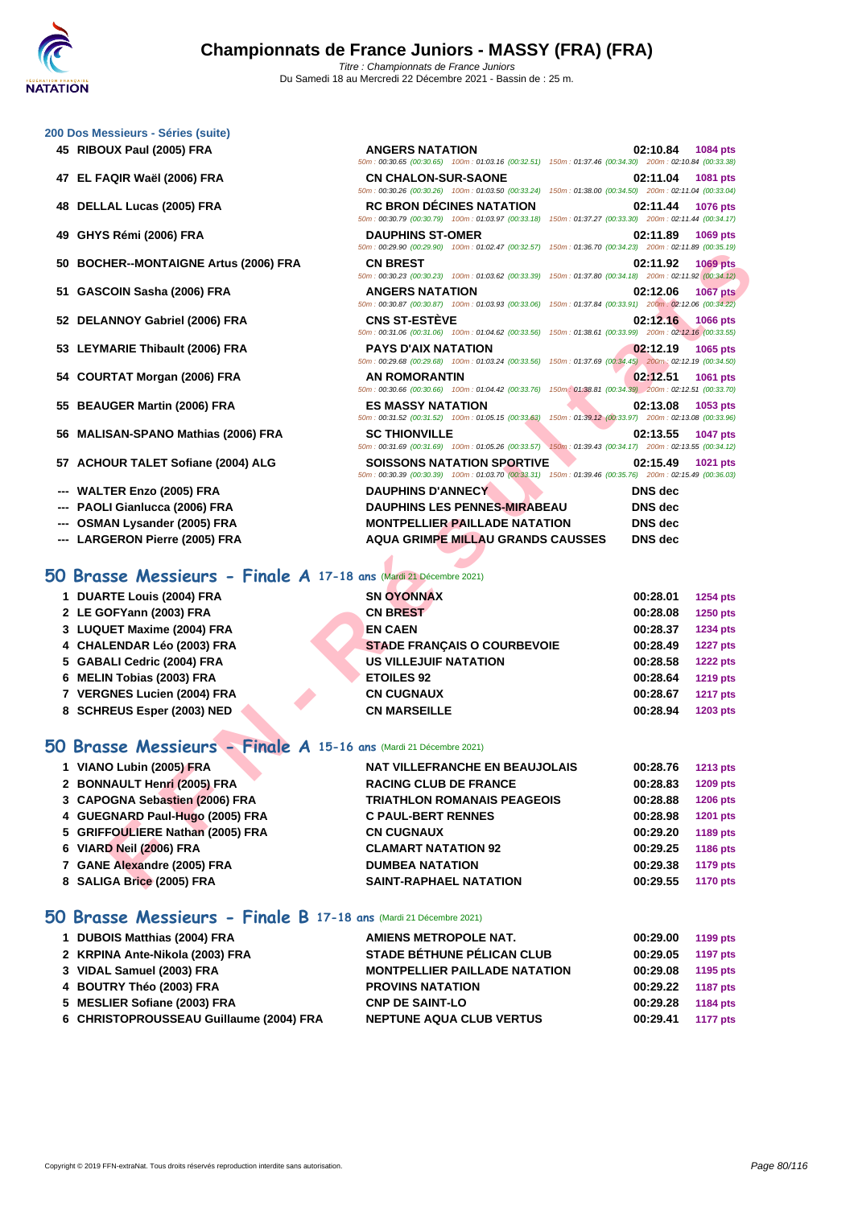### 200 Dos Messieurs - Séries (suite)

| Rang | Nom | Club | Temps | Points |
|---|---|---|---|---|
| 45 | RIBOUX Paul (2005) FRA | ANGERS NATATION | 02:10.84 | 1084 pts |
| | | 50m : 00:30.65 (00:30.65) 100m : 01:03.16 (00:32.51) 150m : 01:37.46 (00:34.30) 200m : 02:10.84 (00:33.38) | | |
| 47 | EL FAQIR Waël (2006) FRA | CN CHALON-SUR-SAONE | 02:11.04 | 1081 pts |
| | | 50m : 00:30.26 (00:30.26) 100m : 01:03.50 (00:33.24) 150m : 01:38.00 (00:34.50) 200m : 02:11.04 (00:33.04) | | |
| 48 | DELLAL Lucas (2005) FRA | RC BRON DÉCINES NATATION | 02:11.44 | 1076 pts |
| | | 50m : 00:30.79 (00:30.79) 100m : 01:03.97 (00:33.18) 150m : 01:37.27 (00:33.30) 200m : 02:11.44 (00:34.17) | | |
| 49 | GHYS Rémi (2006) FRA | DAUPHINS ST-OMER | 02:11.89 | 1069 pts |
| | | 50m : 00:29.90 (00:29.90) 100m : 01:02.47 (00:32.57) 150m : 01:36.70 (00:34.23) 200m : 02:11.89 (00:35.19) | | |
| 50 | BOCHER--MONTAIGNE Artus (2006) FRA | CN BREST | 02:11.92 | 1069 pts |
| | | 50m : 00:30.23 (00:30.23) 100m : 01:03.62 (00:33.39) 150m : 01:37.80 (00:34.18) 200m : 02:11.92 (00:34.12) | | |
| 51 | GASCOIN Sasha (2006) FRA | ANGERS NATATION | 02:12.06 | 1067 pts |
| | | 50m : 00:30.87 (00:30.87) 100m : 01:03.93 (00:33.06) 150m : 01:37.84 (00:33.91) 200m : 02:12.06 (00:34.22) | | |
| 52 | DELANNOY Gabriel (2006) FRA | CNS ST-ESTÈVE | 02:12.16 | 1066 pts |
| | | 50m : 00:31.06 (00:31.06) 100m : 01:04.62 (00:33.56) 150m : 01:38.61 (00:33.99) 200m : 02:12.16 (00:33.55) | | |
| 53 | LEYMARIE Thibault (2006) FRA | PAYS D'AIX NATATION | 02:12.19 | 1065 pts |
| | | 50m : 00:29.68 (00:29.68) 100m : 01:03.24 (00:33.56) 150m : 01:37.69 (00:34.45) 200m : 02:12.19 (00:34.50) | | |
| 54 | COURTAT Morgan (2006) FRA | AN ROMORANTIN | 02:12.51 | 1061 pts |
| | | 50m : 00:30.66 (00:30.66) 100m : 01:04.42 (00:33.76) 150m : 01:38.81 (00:34.39) 200m : 02:12.51 (00:33.70) | | |
| 55 | BEAUGER Martin (2006) FRA | ES MASSY NATATION | 02:13.08 | 1053 pts |
| | | 50m : 00:31.52 (00:31.52) 100m : 01:05.15 (00:33.63) 150m : 01:39.12 (00:33.97) 200m : 02:13.08 (00:33.96) | | |
| 56 | MALISAN-SPANO Mathias (2006) FRA | SC THIONVILLE | 02:13.55 | 1047 pts |
| | | 50m : 00:31.69 (00:31.69) 100m : 01:05.26 (00:33.57) 150m : 01:39.43 (00:34.17) 200m : 02:13.55 (00:34.12) | | |
| 57 | ACHOUR TALET Sofiane (2004) ALG | SOISSONS NATATION SPORTIVE | 02:15.49 | 1021 pts |
| | | 50m : 00:30.39 (00:30.39) 100m : 01:03.70 (00:33.31) 150m : 01:39.46 (00:35.76) 200m : 02:15.49 (00:36.03) | | |
| --- | WALTER Enzo (2005) FRA | DAUPHINS D'ANNECY | DNS dec | |
| --- | PAOLI Gianlucca (2006) FRA | DAUPHINS LES PENNES-MIRABEAU | DNS dec | |
| --- | OSMAN Lysander (2005) FRA | MONTPELLIER PAILLADE NATATION | DNS dec | |
| --- | LARGERON Pierre (2005) FRA | AQUA GRIMPE MILLAU GRANDS CAUSSES | DNS dec | |

## 50 Brasse Messieurs - Finale A 17-18 ans (Mardi 21 Décembre 2021)

| Rang | Nom | Club | Temps | Points |
|---|---|---|---|---|
| 1 | DUARTE Louis (2004) FRA | SN OYONNAX | 00:28.01 | 1254 pts |
| 2 | LE GOFYann (2003) FRA | CN BREST | 00:28.08 | 1250 pts |
| 3 | LUQUET Maxime (2004) FRA | EN CAEN | 00:28.37 | 1234 pts |
| 4 | CHALENDAR Léo (2003) FRA | STADE FRANÇAIS O COURBEVOIE | 00:28.49 | 1227 pts |
| 5 | GABALI Cedric (2004) FRA | US VILLEJUIF NATATION | 00:28.58 | 1222 pts |
| 6 | MELIN Tobias (2003) FRA | ETOILES 92 | 00:28.64 | 1219 pts |
| 7 | VERGNES Lucien (2004) FRA | CN CUGNAUX | 00:28.67 | 1217 pts |
| 8 | SCHREUS Esper (2003) NED | CN MARSEILLE | 00:28.94 | 1203 pts |

## 50 Brasse Messieurs - Finale A 15-16 ans (Mardi 21 Décembre 2021)

| Rang | Nom | Club | Temps | Points |
|---|---|---|---|---|
| 1 | VIANO Lubin (2005) FRA | NAT VILLEFRANCHE EN BEAUJOLAIS | 00:28.76 | 1213 pts |
| 2 | BONNAULT Henri (2005) FRA | RACING CLUB DE FRANCE | 00:28.83 | 1209 pts |
| 3 | CAPOGNA Sebastien (2006) FRA | TRIATHLON ROMANAIS PEAGEOIS | 00:28.88 | 1206 pts |
| 4 | GUEGNARD Paul-Hugo (2005) FRA | C PAUL-BERT RENNES | 00:28.98 | 1201 pts |
| 5 | GRIFFOULIERE Nathan (2005) FRA | CN CUGNAUX | 00:29.20 | 1189 pts |
| 6 | VIARD Neil (2006) FRA | CLAMART NATATION 92 | 00:29.25 | 1186 pts |
| 7 | GANE Alexandre (2005) FRA | DUMBEA NATATION | 00:29.38 | 1179 pts |
| 8 | SALIGA Brice (2005) FRA | SAINT-RAPHAEL NATATION | 00:29.55 | 1170 pts |

## 50 Brasse Messieurs - Finale B 17-18 ans (Mardi 21 Décembre 2021)

| Rang | Nom | Club | Temps | Points |
|---|---|---|---|---|
| 1 | DUBOIS Matthias (2004) FRA | AMIENS METROPOLE NAT. | 00:29.00 | 1199 pts |
| 2 | KRPINA Ante-Nikola (2003) FRA | STADE BÉTHUNE PÉLICAN CLUB | 00:29.05 | 1197 pts |
| 3 | VIDAL Samuel (2003) FRA | MONTPELLIER PAILLADE NATATION | 00:29.08 | 1195 pts |
| 4 | BOUTRY Théo (2003) FRA | PROVINS NATATION | 00:29.22 | 1187 pts |
| 5 | MESLIER Sofiane (2003) FRA | CNP DE SAINT-LO | 00:29.28 | 1184 pts |
| 6 | CHRISTOPROUSSEAU Guillaume (2004) FRA | NEPTUNE AQUA CLUB VERTUS | 00:29.41 | 1177 pts |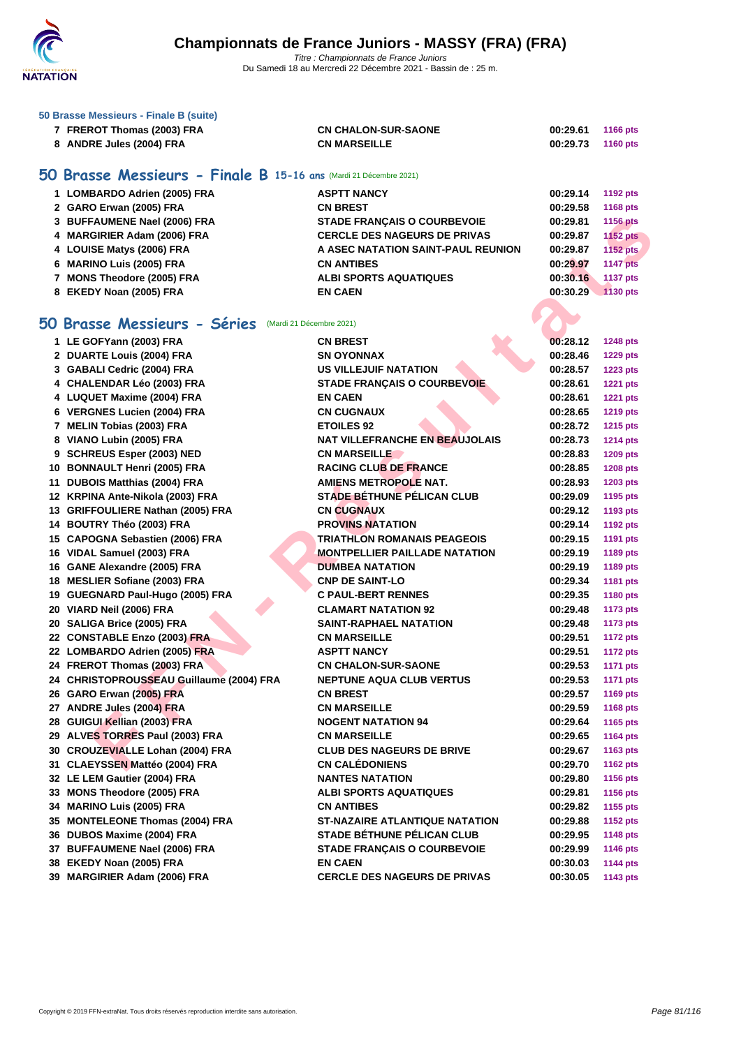### 50 Brasse Messieurs - Finale B (suite)

| | | | | |
|---|---|---|---|---|
| 7 | FREROT Thomas (2003) FRA | CN CHALON-SUR-SAONE | 00:29.61 | 1166 pts |
| 8 | ANDRE Jules (2004) FRA | CN MARSEILLE | 00:29.73 | 1160 pts |

## 50 Brasse Messieurs - Finale B 15-16 ans (Mardi 21 Décembre 2021)

| | | | | |
|---|---|---|---|---|
| 1 | LOMBARDO Adrien (2005) FRA | ASPTT NANCY | 00:29.14 | 1192 pts |
| 2 | GARO Erwan (2005) FRA | CN BREST | 00:29.58 | 1168 pts |
| 3 | BUFFAUMENE Nael (2006) FRA | STADE FRANÇAIS O COURBEVOIE | 00:29.81 | 1156 pts |
| 4 | MARGIRIER Adam (2006) FRA | CERCLE DES NAGEURS DE PRIVAS | 00:29.87 | 1152 pts |
| 4 | LOUISE Matys (2006) FRA | A ASEC NATATION SAINT-PAUL REUNION | 00:29.87 | 1152 pts |
| 6 | MARINO Luis (2005) FRA | CN ANTIBES | 00:29.97 | 1147 pts |
| 7 | MONS Theodore (2005) FRA | ALBI SPORTS AQUATIQUES | 00:30.16 | 1137 pts |
| 8 | EKEDY Noan (2005) FRA | EN CAEN | 00:30.29 | 1130 pts |

## 50 Brasse Messieurs - Séries (Mardi 21 Décembre 2021)

| | | | | |
|---|---|---|---|---|
| 1 | LE GOFYann (2003) FRA | CN BREST | 00:28.12 | 1248 pts |
| 2 | DUARTE Louis (2004) FRA | SN OYONNAX | 00:28.46 | 1229 pts |
| 3 | GABALI Cedric (2004) FRA | US VILLEJUIF NATATION | 00:28.57 | 1223 pts |
| 4 | CHALENDAR Léo (2003) FRA | STADE FRANÇAIS O COURBEVOIE | 00:28.61 | 1221 pts |
| 4 | LUQUET Maxime (2004) FRA | EN CAEN | 00:28.61 | 1221 pts |
| 6 | VERGNES Lucien (2004) FRA | CN CUGNAUX | 00:28.65 | 1219 pts |
| 7 | MELIN Tobias (2003) FRA | ETOILES 92 | 00:28.72 | 1215 pts |
| 8 | VIANO Lubin (2005) FRA | NAT VILLEFRANCHE EN BEAUJOLAIS | 00:28.73 | 1214 pts |
| 9 | SCHREUS Esper (2003) NED | CN MARSEILLE | 00:28.83 | 1209 pts |
| 10 | BONNAULT Henri (2005) FRA | RACING CLUB DE FRANCE | 00:28.85 | 1208 pts |
| 11 | DUBOIS Matthias (2004) FRA | AMIENS METROPOLE NAT. | 00:28.93 | 1203 pts |
| 12 | KRPINA Ante-Nikola (2003) FRA | STADE BÉTHUNE PÉLICAN CLUB | 00:29.09 | 1195 pts |
| 13 | GRIFFOULIERE Nathan (2005) FRA | CN CUGNAUX | 00:29.12 | 1193 pts |
| 14 | BOUTRY Théo (2003) FRA | PROVINS NATATION | 00:29.14 | 1192 pts |
| 15 | CAPOGNA Sebastien (2006) FRA | TRIATHLON ROMANAIS PEAGEOIS | 00:29.15 | 1191 pts |
| 16 | VIDAL Samuel (2003) FRA | MONTPELLIER PAILLADE NATATION | 00:29.19 | 1189 pts |
| 16 | GANE Alexandre (2005) FRA | DUMBEA NATATION | 00:29.19 | 1189 pts |
| 18 | MESLIER Sofiane (2003) FRA | CNP DE SAINT-LO | 00:29.34 | 1181 pts |
| 19 | GUEGNARD Paul-Hugo (2005) FRA | C PAUL-BERT RENNES | 00:29.35 | 1180 pts |
| 20 | VIARD Neil (2006) FRA | CLAMART NATATION 92 | 00:29.48 | 1173 pts |
| 20 | SALIGA Brice (2005) FRA | SAINT-RAPHAEL NATATION | 00:29.48 | 1173 pts |
| 22 | CONSTABLE Enzo (2003) FRA | CN MARSEILLE | 00:29.51 | 1172 pts |
| 22 | LOMBARDO Adrien (2005) FRA | ASPTT NANCY | 00:29.51 | 1172 pts |
| 24 | FREROT Thomas (2003) FRA | CN CHALON-SUR-SAONE | 00:29.53 | 1171 pts |
| 24 | CHRISTOPROUSSEAU Guillaume (2004) FRA | NEPTUNE AQUA CLUB VERTUS | 00:29.53 | 1171 pts |
| 26 | GARO Erwan (2005) FRA | CN BREST | 00:29.57 | 1169 pts |
| 27 | ANDRE Jules (2004) FRA | CN MARSEILLE | 00:29.59 | 1168 pts |
| 28 | GUIGUI Kellian (2003) FRA | NOGENT NATATION 94 | 00:29.64 | 1165 pts |
| 29 | ALVES TORRES Paul (2003) FRA | CN MARSEILLE | 00:29.65 | 1164 pts |
| 30 | CROUZEVIALLE Lohan (2004) FRA | CLUB DES NAGEURS DE BRIVE | 00:29.67 | 1163 pts |
| 31 | CLAEYSSEN Mattéo (2004) FRA | CN CALÉDONIENS | 00:29.70 | 1162 pts |
| 32 | LE LEM Gautier (2004) FRA | NANTES NATATION | 00:29.80 | 1156 pts |
| 33 | MONS Theodore (2005) FRA | ALBI SPORTS AQUATIQUES | 00:29.81 | 1156 pts |
| 34 | MARINO Luis (2005) FRA | CN ANTIBES | 00:29.82 | 1155 pts |
| 35 | MONTELEONE Thomas (2004) FRA | ST-NAZAIRE ATLANTIQUE NATATION | 00:29.88 | 1152 pts |
| 36 | DUBOS Maxime (2004) FRA | STADE BÉTHUNE PÉLICAN CLUB | 00:29.95 | 1148 pts |
| 37 | BUFFAUMENE Nael (2006) FRA | STADE FRANÇAIS O COURBEVOIE | 00:29.99 | 1146 pts |
| 38 | EKEDY Noan (2005) FRA | EN CAEN | 00:30.03 | 1144 pts |
| 39 | MARGIRIER Adam (2006) FRA | CERCLE DES NAGEURS DE PRIVAS | 00:30.05 | 1143 pts |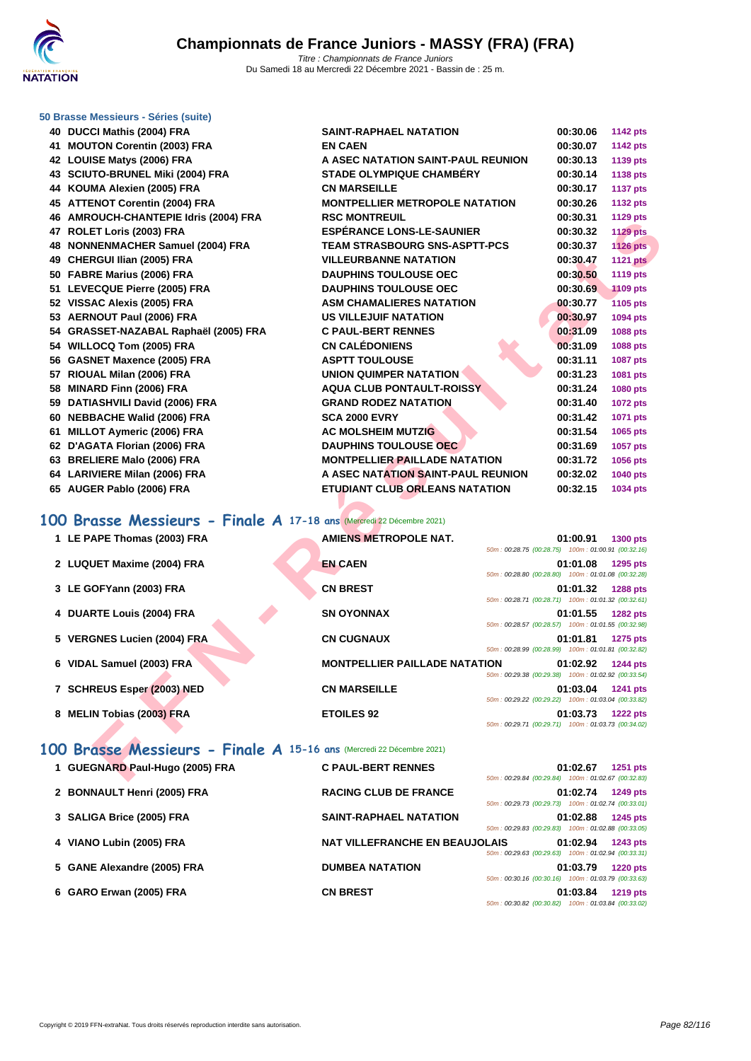### 50 Brasse Messieurs - Séries (suite)

| | | | | |
|---|---|---|---|---|
| 40 | DUCCI Mathis (2004) FRA | SAINT-RAPHAEL NATATION | 00:30.06 | 1142 pts |
| 41 | MOUTON Corentin (2003) FRA | EN CAEN | 00:30.07 | 1142 pts |
| 42 | LOUISE Matys (2006) FRA | A ASEC NATATION SAINT-PAUL REUNION | 00:30.13 | 1139 pts |
| 43 | SCIUTO-BRUNEL Miki (2004) FRA | STADE OLYMPIQUE CHAMBÉRY | 00:30.14 | 1138 pts |
| 44 | KOUMA Alexien (2005) FRA | CN MARSEILLE | 00:30.17 | 1137 pts |
| 45 | ATTENOT Corentin (2004) FRA | MONTPELLIER METROPOLE NATATION | 00:30.26 | 1132 pts |
| 46 | AMROUCH-CHANTEPIE Idris (2004) FRA | RSC MONTREUIL | 00:30.31 | 1129 pts |
| 47 | ROLET Loris (2003) FRA | ESPÉRANCE LONS-LE-SAUNIER | 00:30.32 | 1129 pts |
| 48 | NONNENMACHER Samuel (2004) FRA | TEAM STRASBOURG SNS-ASPTT-PCS | 00:30.37 | 1126 pts |
| 49 | CHERGUI Ilian (2005) FRA | VILLEURBANNE NATATION | 00:30.47 | 1121 pts |
| 50 | FABRE Marius (2006) FRA | DAUPHINS TOULOUSE OEC | 00:30.50 | 1119 pts |
| 51 | LEVECQUE Pierre (2005) FRA | DAUPHINS TOULOUSE OEC | 00:30.69 | 1109 pts |
| 52 | VISSAC Alexis (2005) FRA | ASM CHAMALIERES NATATION | 00:30.77 | 1105 pts |
| 53 | AERNOUT Paul (2006) FRA | US VILLEJUIF NATATION | 00:30.97 | 1094 pts |
| 54 | GRASSET-NAZABAL Raphaël (2005) FRA | C PAUL-BERT RENNES | 00:31.09 | 1088 pts |
| 54 | WILLOCQ Tom (2005) FRA | CN CALÉDONIENS | 00:31.09 | 1088 pts |
| 56 | GASNET Maxence (2005) FRA | ASPTT TOULOUSE | 00:31.11 | 1087 pts |
| 57 | RIOUAL Milan (2006) FRA | UNION QUIMPER NATATION | 00:31.23 | 1081 pts |
| 58 | MINARD Finn (2006) FRA | AQUA CLUB PONTAULT-ROISSY | 00:31.24 | 1080 pts |
| 59 | DATIASHVILI David (2006) FRA | GRAND RODEZ NATATION | 00:31.40 | 1072 pts |
| 60 | NEBBACHE Walid (2006) FRA | SCA 2000 EVRY | 00:31.42 | 1071 pts |
| 61 | MILLOT Aymeric (2006) FRA | AC MOLSHEIM MUTZIG | 00:31.54 | 1065 pts |
| 62 | D'AGATA Florian (2006) FRA | DAUPHINS TOULOUSE OEC | 00:31.69 | 1057 pts |
| 63 | BRELIERE Malo (2006) FRA | MONTPELLIER PAILLADE NATATION | 00:31.72 | 1056 pts |
| 64 | LARIVIERE Milan (2006) FRA | A ASEC NATATION SAINT-PAUL REUNION | 00:32.02 | 1040 pts |
| 65 | AUGER Pablo (2006) FRA | ETUDIANT CLUB ORLEANS NATATION | 00:32.15 | 1034 pts |

## 100 Brasse Messieurs - Finale A 17-18 ans (Mercredi 22 Décembre 2021)

| | | | | | |
|---|---|---|---|---|---|
| 1 | LE PAPE Thomas (2003) FRA | AMIENS METROPOLE NAT. | 01:00.91 | 1300 pts | 50m : 00:28.75 (00:28.75) 100m : 01:00.91 (00:32.16) |
| 2 | LUQUET Maxime (2004) FRA | EN CAEN | 01:01.08 | 1295 pts | 50m : 00:28.80 (00:28.80) 100m : 01:01.08 (00:32.28) |
| 3 | LE GOFYann (2003) FRA | CN BREST | 01:01.32 | 1288 pts | 50m : 00:28.71 (00:28.71) 100m : 01:01.32 (00:32.61) |
| 4 | DUARTE Louis (2004) FRA | SN OYONNAX | 01:01.55 | 1282 pts | 50m : 00:28.57 (00:28.57) 100m : 01:01.55 (00:32.98) |
| 5 | VERGNES Lucien (2004) FRA | CN CUGNAUX | 01:01.81 | 1275 pts | 50m : 00:28.99 (00:28.99) 100m : 01:01.81 (00:32.82) |
| 6 | VIDAL Samuel (2003) FRA | MONTPELLIER PAILLADE NATATION | 01:02.92 | 1244 pts | 50m : 00:29.38 (00:29.38) 100m : 01:02.92 (00:33.54) |
| 7 | SCHREUS Esper (2003) NED | CN MARSEILLE | 01:03.04 | 1241 pts | 50m : 00:29.22 (00:29.22) 100m : 01:03.04 (00:33.82) |
| 8 | MELIN Tobias (2003) FRA | ETOILES 92 | 01:03.73 | 1222 pts | 50m : 00:29.71 (00:29.71) 100m : 01:03.73 (00:34.02) |

## 100 Brasse Messieurs - Finale A 15-16 ans (Mercredi 22 Décembre 2021)

| | | | | | |
|---|---|---|---|---|---|
| 1 | GUEGNARD Paul-Hugo (2005) FRA | C PAUL-BERT RENNES | 01:02.67 | 1251 pts | 50m : 00:29.84 (00:29.84) 100m : 01:02.67 (00:32.83) |
| 2 | BONNAULT Henri (2005) FRA | RACING CLUB DE FRANCE | 01:02.74 | 1249 pts | 50m : 00:29.73 (00:29.73) 100m : 01:02.74 (00:33.01) |
| 3 | SALIGA Brice (2005) FRA | SAINT-RAPHAEL NATATION | 01:02.88 | 1245 pts | 50m : 00:29.83 (00:29.83) 100m : 01:02.88 (00:33.05) |
| 4 | VIANO Lubin (2005) FRA | NAT VILLEFRANCHE EN BEAUJOLAIS | 01:02.94 | 1243 pts | 50m : 00:29.63 (00:29.63) 100m : 01:02.94 (00:33.31) |
| 5 | GANE Alexandre (2005) FRA | DUMBEA NATATION | 01:03.79 | 1220 pts | 50m : 00:30.16 (00:30.16) 100m : 01:03.79 (00:33.63) |
| 6 | GARO Erwan (2005) FRA | CN BREST | 01:03.84 | 1219 pts | 50m : 00:30.82 (00:30.82) 100m : 01:03.84 (00:33.02) |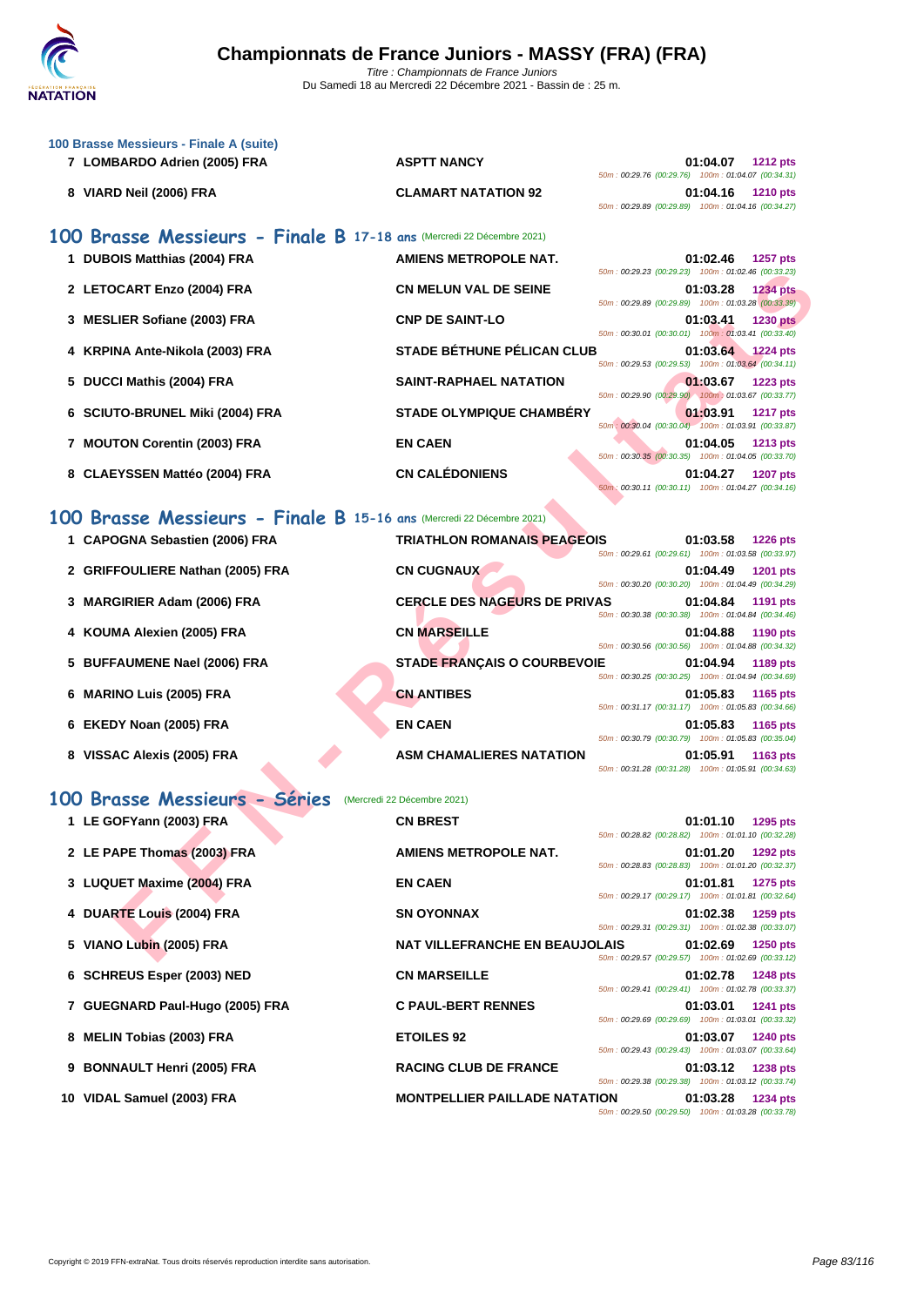### 100 Brasse Messieurs - Finale A (suite)

| Place | Nom | Club | Temps | Points | Splits |
|---|---|---|---|---|---|
| 7 | LOMBARDO Adrien (2005) FRA | ASPTT NANCY | 01:04.07 | 1212 pts | 50m : 00:29.76 (00:29.76) 100m : 01:04.07 (00:34.31) |
| 8 | VIARD Neil (2006) FRA | CLAMART NATATION 92 | 01:04.16 | 1210 pts | 50m : 00:29.89 (00:29.89) 100m : 01:04.16 (00:34.27) |

## 100 Brasse Messieurs - Finale B 17-18 ans (Mercredi 22 Décembre 2021)

| Place | Nom | Club | Temps | Points | Splits |
|---|---|---|---|---|---|
| 1 | DUBOIS Matthias (2004) FRA | AMIENS METROPOLE NAT. | 01:02.46 | 1257 pts | 50m : 00:29.23 (00:29.23) 100m : 01:02.46 (00:33.23) |
| 2 | LETOCART Enzo (2004) FRA | CN MELUN VAL DE SEINE | 01:03.28 | 1234 pts | 50m : 00:29.89 (00:29.89) 100m : 01:03.28 (00:33.39) |
| 3 | MESLIER Sofiane (2003) FRA | CNP DE SAINT-LO | 01:03.41 | 1230 pts | 50m : 00:30.01 (00:30.01) 100m : 01:03.41 (00:33.40) |
| 4 | KRPINA Ante-Nikola (2003) FRA | STADE BÉTHUNE PÉLICAN CLUB | 01:03.64 | 1224 pts | 50m : 00:29.53 (00:29.53) 100m : 01:03.64 (00:34.11) |
| 5 | DUCCI Mathis (2004) FRA | SAINT-RAPHAEL NATATION | 01:03.67 | 1223 pts | 50m : 00:29.90 (00:29.90) 100m : 01:03.67 (00:33.77) |
| 6 | SCIUTO-BRUNEL Miki (2004) FRA | STADE OLYMPIQUE CHAMBÉRY | 01:03.91 | 1217 pts | 50m : 00:30.04 (00:30.04) 100m : 01:03.91 (00:33.87) |
| 7 | MOUTON Corentin (2003) FRA | EN CAEN | 01:04.05 | 1213 pts | 50m : 00:30.35 (00:30.35) 100m : 01:04.05 (00:33.70) |
| 8 | CLAEYSSEN Mattéo (2004) FRA | CN CALÉDONIENS | 01:04.27 | 1207 pts | 50m : 00:30.11 (00:30.11) 100m : 01:04.27 (00:34.16) |

## 100 Brasse Messieurs - Finale B 15-16 ans (Mercredi 22 Décembre 2021)

| Place | Nom | Club | Temps | Points | Splits |
|---|---|---|---|---|---|
| 1 | CAPOGNA Sebastien (2006) FRA | TRIATHLON ROMANAIS PEAGEOIS | 01:03.58 | 1226 pts | 50m : 00:29.61 (00:29.61) 100m : 01:03.58 (00:33.97) |
| 2 | GRIFFOULIERE Nathan (2005) FRA | CN CUGNAUX | 01:04.49 | 1201 pts | 50m : 00:30.20 (00:30.20) 100m : 01:04.49 (00:34.29) |
| 3 | MARGIRIER Adam (2006) FRA | CERCLE DES NAGEURS DE PRIVAS | 01:04.84 | 1191 pts | 50m : 00:30.38 (00:30.38) 100m : 01:04.84 (00:34.46) |
| 4 | KOUMA Alexien (2005) FRA | CN MARSEILLE | 01:04.88 | 1190 pts | 50m : 00:30.56 (00:30.56) 100m : 01:04.88 (00:34.32) |
| 5 | BUFFAUMENE Nael (2006) FRA | STADE FRANÇAIS O COURBEVOIE | 01:04.94 | 1189 pts | 50m : 00:30.25 (00:30.25) 100m : 01:04.94 (00:34.69) |
| 6 | MARINO Luis (2005) FRA | CN ANTIBES | 01:05.83 | 1165 pts | 50m : 00:31.17 (00:31.17) 100m : 01:05.83 (00:34.66) |
| 6 | EKEDY Noan (2005) FRA | EN CAEN | 01:05.83 | 1165 pts | 50m : 00:30.79 (00:30.79) 100m : 01:05.83 (00:35.04) |
| 8 | VISSAC Alexis (2005) FRA | ASM CHAMALIERES NATATION | 01:05.91 | 1163 pts | 50m : 00:31.28 (00:31.28) 100m : 01:05.91 (00:34.63) |

## 100 Brasse Messieurs - Séries (Mercredi 22 Décembre 2021)

| Place | Nom | Club | Temps | Points | Splits |
|---|---|---|---|---|---|
| 1 | LE GOFYann (2003) FRA | CN BREST | 01:01.10 | 1295 pts | 50m : 00:28.82 (00:28.82) 100m : 01:01.10 (00:32.28) |
| 2 | LE PAPE Thomas (2003) FRA | AMIENS METROPOLE NAT. | 01:01.20 | 1292 pts | 50m : 00:28.83 (00:28.83) 100m : 01:01.20 (00:32.37) |
| 3 | LUQUET Maxime (2004) FRA | EN CAEN | 01:01.81 | 1275 pts | 50m : 00:29.17 (00:29.17) 100m : 01:01.81 (00:32.64) |
| 4 | DUARTE Louis (2004) FRA | SN OYONNAX | 01:02.38 | 1259 pts | 50m : 00:29.31 (00:29.31) 100m : 01:02.38 (00:33.07) |
| 5 | VIANO Lubin (2005) FRA | NAT VILLEFRANCHE EN BEAUJOLAIS | 01:02.69 | 1250 pts | 50m : 00:29.57 (00:29.57) 100m : 01:02.69 (00:33.12) |
| 6 | SCHREUS Esper (2003) NED | CN MARSEILLE | 01:02.78 | 1248 pts | 50m : 00:29.41 (00:29.41) 100m : 01:02.78 (00:33.37) |
| 7 | GUEGNARD Paul-Hugo (2005) FRA | C PAUL-BERT RENNES | 01:03.01 | 1241 pts | 50m : 00:29.69 (00:29.69) 100m : 01:03.01 (00:33.32) |
| 8 | MELIN Tobias (2003) FRA | ETOILES 92 | 01:03.07 | 1240 pts | 50m : 00:29.43 (00:29.43) 100m : 01:03.07 (00:33.64) |
| 9 | BONNAULT Henri (2005) FRA | RACING CLUB DE FRANCE | 01:03.12 | 1238 pts | 50m : 00:29.38 (00:29.38) 100m : 01:03.12 (00:33.74) |
| 10 | VIDAL Samuel (2003) FRA | MONTPELLIER PAILLADE NATATION | 01:03.28 | 1234 pts | 50m : 00:29.50 (00:29.50) 100m : 01:03.28 (00:33.78) |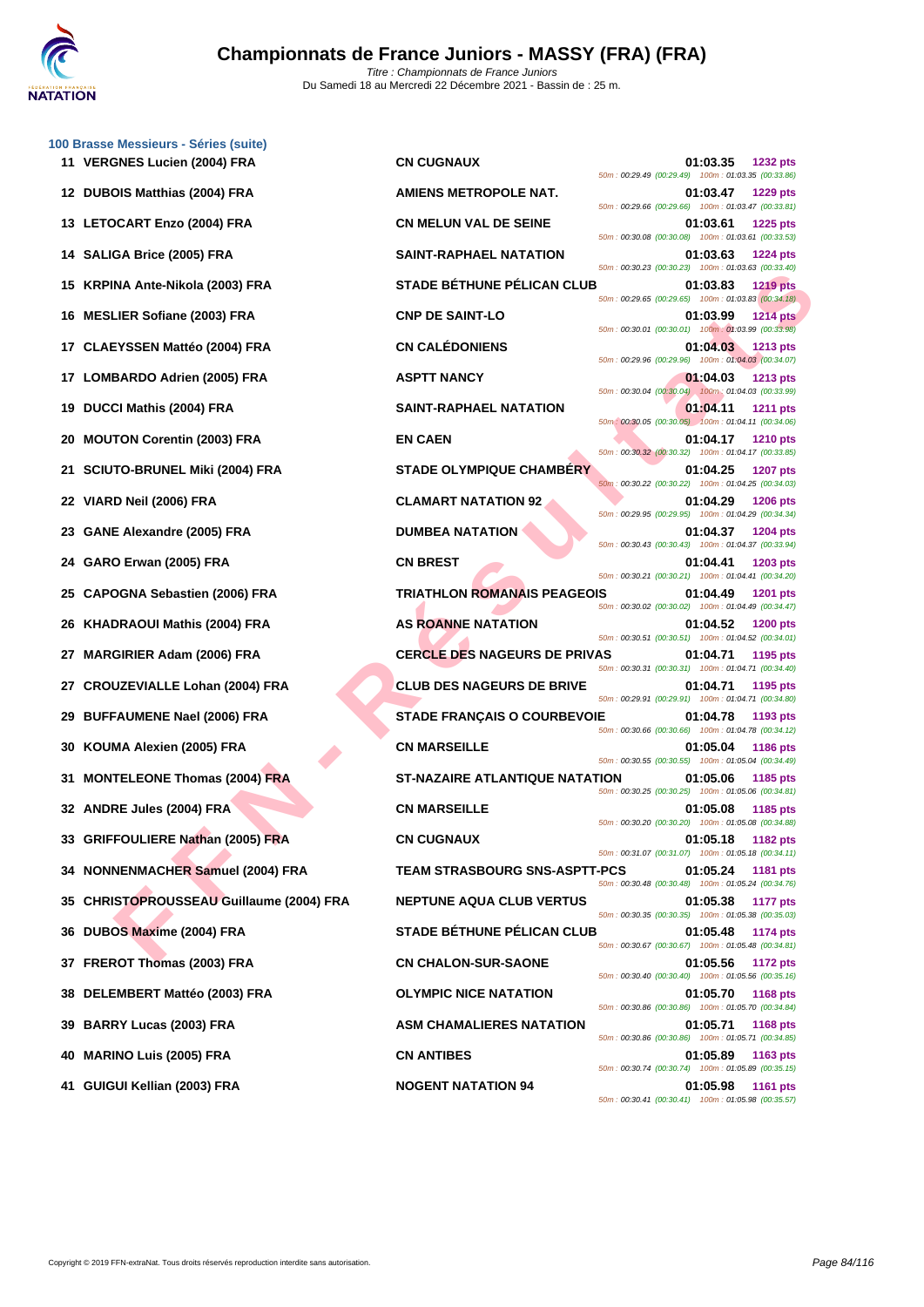### 100 Brasse Messieurs - Séries (suite)

| Rang | Nom | Club | Temps | Points | Splits |
|---|---|---|---|---|---|
| 11 | VERGNES Lucien (2004) FRA | CN CUGNAUX | 01:03.35 | 1232 pts | 50m : 00:29.49 (00:29.49) 100m : 01:03.35 (00:33.86) |
| 12 | DUBOIS Matthias (2004) FRA | AMIENS METROPOLE NAT. | 01:03.47 | 1229 pts | 50m : 00:29.66 (00:29.66) 100m : 01:03.47 (00:33.81) |
| 13 | LETOCART Enzo (2004) FRA | CN MELUN VAL DE SEINE | 01:03.61 | 1225 pts | 50m : 00:30.08 (00:30.08) 100m : 01:03.61 (00:33.53) |
| 14 | SALIGA Brice (2005) FRA | SAINT-RAPHAEL NATATION | 01:03.63 | 1224 pts | 50m : 00:30.23 (00:30.23) 100m : 01:03.63 (00:33.40) |
| 15 | KRPINA Ante-Nikola (2003) FRA | STADE BÉTHUNE PÉLICAN CLUB | 01:03.83 | 1219 pts | 50m : 00:29.65 (00:29.65) 100m : 01:03.83 (00:34.18) |
| 16 | MESLIER Sofiane (2003) FRA | CNP DE SAINT-LO | 01:03.99 | 1214 pts | 50m : 00:30.01 (00:30.01) 100m : 01:03.99 (00:33.98) |
| 17 | CLAEYSSEN Mattéo (2004) FRA | CN CALÉDONIENS | 01:04.03 | 1213 pts | 50m : 00:29.96 (00:29.96) 100m : 01:04.03 (00:34.07) |
| 17 | LOMBARDO Adrien (2005) FRA | ASPTT NANCY | 01:04.03 | 1213 pts | 50m : 00:30.04 (00:30.04) 100m : 01:04.03 (00:33.99) |
| 19 | DUCCI Mathis (2004) FRA | SAINT-RAPHAEL NATATION | 01:04.11 | 1211 pts | 50m : 00:30.05 (00:30.05) 100m : 01:04.11 (00:34.06) |
| 20 | MOUTON Corentin (2003) FRA | EN CAEN | 01:04.17 | 1210 pts | 50m : 00:30.32 (00:30.32) 100m : 01:04.17 (00:33.85) |
| 21 | SCIUTO-BRUNEL Miki (2004) FRA | STADE OLYMPIQUE CHAMBÉRY | 01:04.25 | 1207 pts | 50m : 00:30.22 (00:30.22) 100m : 01:04.25 (00:34.03) |
| 22 | VIARD Neil (2006) FRA | CLAMART NATATION 92 | 01:04.29 | 1206 pts | 50m : 00:29.95 (00:29.95) 100m : 01:04.29 (00:34.34) |
| 23 | GANE Alexandre (2005) FRA | DUMBEA NATATION | 01:04.37 | 1204 pts | 50m : 00:30.43 (00:30.43) 100m : 01:04.37 (00:33.94) |
| 24 | GARO Erwan (2005) FRA | CN BREST | 01:04.41 | 1203 pts | 50m : 00:30.21 (00:30.21) 100m : 01:04.41 (00:34.20) |
| 25 | CAPOGNA Sebastien (2006) FRA | TRIATHLON ROMANAIS PEAGEOIS | 01:04.49 | 1201 pts | 50m : 00:30.02 (00:30.02) 100m : 01:04.49 (00:34.47) |
| 26 | KHADRAOUI Mathis (2004) FRA | AS ROANNE NATATION | 01:04.52 | 1200 pts | 50m : 00:30.51 (00:30.51) 100m : 01:04.52 (00:34.01) |
| 27 | MARGIRIER Adam (2006) FRA | CERCLE DES NAGEURS DE PRIVAS | 01:04.71 | 1195 pts | 50m : 00:30.31 (00:30.31) 100m : 01:04.71 (00:34.40) |
| 27 | CROUZEVIALLE Lohan (2004) FRA | CLUB DES NAGEURS DE BRIVE | 01:04.71 | 1195 pts | 50m : 00:29.91 (00:29.91) 100m : 01:04.71 (00:34.80) |
| 29 | BUFFAUMENE Nael (2006) FRA | STADE FRANÇAIS O COURBEVOIE | 01:04.78 | 1193 pts | 50m : 00:30.66 (00:30.66) 100m : 01:04.78 (00:34.12) |
| 30 | KOUMA Alexien (2005) FRA | CN MARSEILLE | 01:05.04 | 1186 pts | 50m : 00:30.55 (00:30.55) 100m : 01:05.04 (00:34.49) |
| 31 | MONTELEONE Thomas (2004) FRA | ST-NAZAIRE ATLANTIQUE NATATION | 01:05.06 | 1185 pts | 50m : 00:30.25 (00:30.25) 100m : 01:05.06 (00:34.81) |
| 32 | ANDRE Jules (2004) FRA | CN MARSEILLE | 01:05.08 | 1185 pts | 50m : 00:30.20 (00:30.20) 100m : 01:05.08 (00:34.88) |
| 33 | GRIFFOULIERE Nathan (2005) FRA | CN CUGNAUX | 01:05.18 | 1182 pts | 50m : 00:31.07 (00:31.07) 100m : 01:05.18 (00:34.11) |
| 34 | NONNENMACHER Samuel (2004) FRA | TEAM STRASBOURG SNS-ASPTT-PCS | 01:05.24 | 1181 pts | 50m : 00:30.48 (00:30.48) 100m : 01:05.24 (00:34.76) |
| 35 | CHRISTOPPOUSSEAU Guillaume (2004) FRA | NEPTUNE AQUA CLUB VERTUS | 01:05.38 | 1177 pts | 50m : 00:30.35 (00:30.35) 100m : 01:05.38 (00:35.03) |
| 36 | DUBOS Maxime (2004) FRA | STADE BÉTHUNE PÉLICAN CLUB | 01:05.48 | 1174 pts | 50m : 00:30.67 (00:30.67) 100m : 01:05.48 (00:34.81) |
| 37 | FREROT Thomas (2003) FRA | CN CHALON-SUR-SAONE | 01:05.56 | 1172 pts | 50m : 00:30.40 (00:30.40) 100m : 01:05.56 (00:35.16) |
| 38 | DELEMBERT Mattéo (2003) FRA | OLYMPIC NICE NATATION | 01:05.70 | 1168 pts | 50m : 00:30.86 (00:30.86) 100m : 01:05.70 (00:34.84) |
| 39 | BARRY Lucas (2003) FRA | ASM CHAMALIERES NATATION | 01:05.71 | 1168 pts | 50m : 00:30.86 (00:30.86) 100m : 01:05.71 (00:34.85) |
| 40 | MARINO Luis (2005) FRA | CN ANTIBES | 01:05.89 | 1163 pts | 50m : 00:30.74 (00:30.74) 100m : 01:05.89 (00:35.15) |
| 41 | GUIGUI Kellian (2003) FRA | NOGENT NATATION 94 | 01:05.98 | 1161 pts | 50m : 00:30.41 (00:30.41) 100m : 01:05.98 (00:35.57) |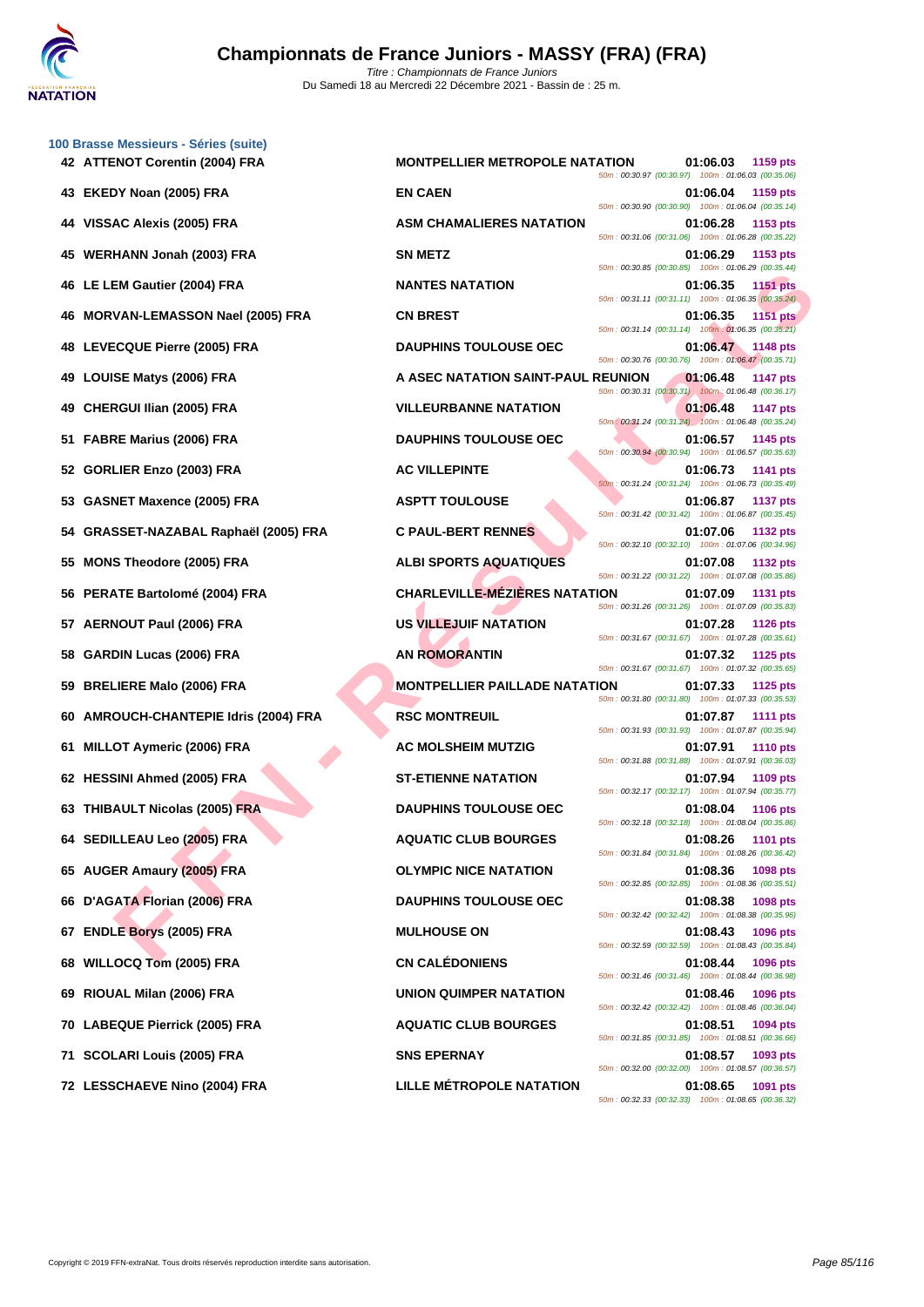# Championnats de France Juniors - MASSY (FRA) (FRA)

*Titre : Championnats de France Juniors*
Du Samedi 18 au Mercredi 22 Décembre 2021 - Bassin de : 25 m.

### 100 Brasse Messieurs - Séries (suite)

| Rang | Nom | Club | Temps | Points | Intermédiaires |
|---|---|---|---|---|---|
| 42 | ATTENOT Corentin (2004) FRA | MONTPELLIER METROPOLE NATATION | 01:06.03 | 1159 pts | 50m : 00:30.97 (00:30.97) 100m : 01:06.03 (00:35.06) |
| 43 | EKEDY Noan (2005) FRA | EN CAEN | 01:06.04 | 1159 pts | 50m : 00:30.90 (00:30.90) 100m : 01:06.04 (00:35.14) |
| 44 | VISSAC Alexis (2005) FRA | ASM CHAMALIERES NATATION | 01:06.28 | 1153 pts | 50m : 00:31.06 (00:31.06) 100m : 01:06.28 (00:35.22) |
| 45 | WERHANN Jonah (2003) FRA | SN METZ | 01:06.29 | 1153 pts | 50m : 00:30.85 (00:30.85) 100m : 01:06.29 (00:35.44) |
| 46 | LE LEM Gautier (2004) FRA | NANTES NATATION | 01:06.35 | 1151 pts | 50m : 00:31.11 (00:31.11) 100m : 01:06.35 (00:35.24) |
| 46 | MORVAN-LEMASSON Nael (2005) FRA | CN BREST | 01:06.35 | 1151 pts | 50m : 00:31.14 (00:31.14) 100m : 01:06.35 (00:35.21) |
| 48 | LEVECQUE Pierre (2005) FRA | DAUPHINS TOULOUSE OEC | 01:06.47 | 1148 pts | 50m : 00:30.76 (00:30.76) 100m : 01:06.47 (00:35.71) |
| 49 | LOUISE Matys (2006) FRA | A ASEC NATATION SAINT-PAUL REUNION | 01:06.48 | 1147 pts | 50m : 00:30.31 (00:30.31) 100m : 01:06.48 (00:36.17) |
| 49 | CHERGUI Ilian (2005) FRA | VILLEURBANNE NATATION | 01:06.48 | 1147 pts | 50m : 00:31.24 (00:31.24) 100m : 01:06.48 (00:35.24) |
| 51 | FABRE Marius (2006) FRA | DAUPHINS TOULOUSE OEC | 01:06.57 | 1145 pts | 50m : 00:30.94 (00:30.94) 100m : 01:06.57 (00:35.63) |
| 52 | GORLIER Enzo (2003) FRA | AC VILLEPINTE | 01:06.73 | 1141 pts | 50m : 00:31.24 (00:31.24) 100m : 01:06.73 (00:35.49) |
| 53 | GASNET Maxence (2005) FRA | ASPTT TOULOUSE | 01:06.87 | 1137 pts | 50m : 00:31.42 (00:31.42) 100m : 01:06.87 (00:35.45) |
| 54 | GRASSET-NAZABAL Raphaël (2005) FRA | C PAUL-BERT RENNES | 01:07.06 | 1132 pts | 50m : 00:32.10 (00:32.10) 100m : 01:07.06 (00:34.96) |
| 55 | MONS Theodore (2005) FRA | ALBI SPORTS AQUATIQUES | 01:07.08 | 1132 pts | 50m : 00:31.22 (00:31.22) 100m : 01:07.08 (00:35.86) |
| 56 | PERATE Bartolomé (2004) FRA | CHARLEVILLE-MÉZIÈRES NATATION | 01:07.09 | 1131 pts | 50m : 00:31.26 (00:31.26) 100m : 01:07.09 (00:35.83) |
| 57 | AERNOUT Paul (2006) FRA | US VILLEJUIF NATATION | 01:07.28 | 1126 pts | 50m : 00:31.67 (00:31.67) 100m : 01:07.28 (00:35.61) |
| 58 | GARDIN Lucas (2006) FRA | AN ROMORANTIN | 01:07.32 | 1125 pts | 50m : 00:31.67 (00:31.67) 100m : 01:07.32 (00:35.65) |
| 59 | BRELIERE Malo (2006) FRA | MONTPELLIER PAILLADE NATATION | 01:07.33 | 1125 pts | 50m : 00:31.80 (00:31.80) 100m : 01:07.33 (00:35.53) |
| 60 | AMROUCH-CHANTEPIE Idris (2004) FRA | RSC MONTREUIL | 01:07.87 | 1111 pts | 50m : 00:31.93 (00:31.93) 100m : 01:07.87 (00:35.94) |
| 61 | MILLOT Aymeric (2006) FRA | AC MOLSHEIM MUTZIG | 01:07.91 | 1110 pts | 50m : 00:31.88 (00:31.88) 100m : 01:07.91 (00:36.03) |
| 62 | HESSINI Ahmed (2005) FRA | ST-ETIENNE NATATION | 01:07.94 | 1109 pts | 50m : 00:32.17 (00:32.17) 100m : 01:07.94 (00:35.77) |
| 63 | THIBAULT Nicolas (2005) FRA | DAUPHINS TOULOUSE OEC | 01:08.04 | 1106 pts | 50m : 00:32.18 (00:32.18) 100m : 01:08.04 (00:35.86) |
| 64 | SEDILLEAU Leo (2005) FRA | AQUATIC CLUB BOURGES | 01:08.26 | 1101 pts | 50m : 00:31.84 (00:31.84) 100m : 01:08.26 (00:36.42) |
| 65 | AUGER Amaury (2005) FRA | OLYMPIC NICE NATATION | 01:08.36 | 1098 pts | 50m : 00:32.85 (00:32.85) 100m : 01:08.36 (00:35.51) |
| 66 | D'AGATA Florian (2006) FRA | DAUPHINS TOULOUSE OEC | 01:08.38 | 1098 pts | 50m : 00:32.42 (00:32.42) 100m : 01:08.38 (00:35.96) |
| 67 | ENDLE Borys (2005) FRA | MULHOUSE ON | 01:08.43 | 1096 pts | 50m : 00:32.59 (00:32.59) 100m : 01:08.43 (00:35.84) |
| 68 | WILLOCQ Tom (2005) FRA | CN CALÉDONIENS | 01:08.44 | 1096 pts | 50m : 00:31.46 (00:31.46) 100m : 01:08.44 (00:36.98) |
| 69 | RIOUAL Milan (2006) FRA | UNION QUIMPER NATATION | 01:08.46 | 1096 pts | 50m : 00:32.42 (00:32.42) 100m : 01:08.46 (00:36.04) |
| 70 | LABEQUE Pierrick (2005) FRA | AQUATIC CLUB BOURGES | 01:08.51 | 1094 pts | 50m : 00:31.85 (00:31.85) 100m : 01:08.51 (00:36.66) |
| 71 | SCOLARI Louis (2005) FRA | SNS EPERNAY | 01:08.57 | 1093 pts | 50m : 00:32.00 (00:32.00) 100m : 01:08.57 (00:36.57) |
| 72 | LESSCHAEVE Nino (2004) FRA | LILLE MÉTROPOLE NATATION | 01:08.65 | 1091 pts | 50m : 00:32.33 (00:32.33) 100m : 01:08.65 (00:36.32) |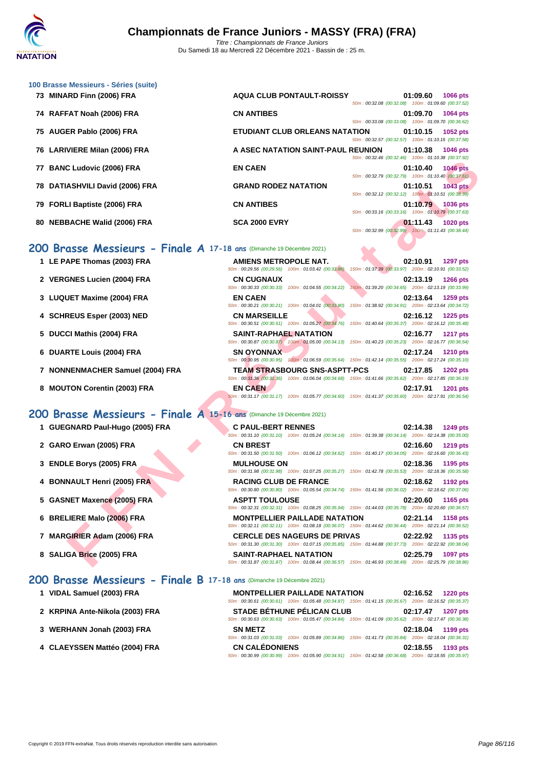# Championnats de France Juniors - MASSY (FRA) (FRA)

*Titre : Championnats de France Juniors*
Du Samedi 18 au Mercredi 22 Décembre 2021 - Bassin de : 25 m.

### 100 Brasse Messieurs - Séries (suite)

| Rang | Nom | Club | Temps | Points | Splits |
|---|---|---|---|---|---|
| 73 | MINARD Finn (2006) FRA | AQUA CLUB PONTAULT-ROISSY | 01:09.60 | 1066 pts | 50m : 00:32.08 (00:32.08) 100m : 01:09.60 (00:37.52) |
| 74 | RAFFAT Noah (2006) FRA | CN ANTIBES | 01:09.70 | 1064 pts | 50m : 00:33.08 (00:33.08) 100m : 01:09.70 (00:36.62) |
| 75 | AUGER Pablo (2006) FRA | ETUDIANT CLUB ORLEANS NATATION | 01:10.15 | 1052 pts | 50m : 00:32.57 (00:32.57) 100m : 01:10.15 (00:37.58) |
| 76 | LARIVIERE Milan (2006) FRA | A ASEC NATATION SAINT-PAUL REUNION | 01:10.38 | 1046 pts | 50m : 00:32.46 (00:32.46) 100m : 01:10.38 (00:37.92) |
| 77 | BANC Ludovic (2006) FRA | EN CAEN | 01:10.40 | 1046 pts | 50m : 00:32.79 (00:32.79) 100m : 01:10.40 (00:37.61) |
| 78 | DATIASHVILI David (2006) FRA | GRAND RODEZ NATATION | 01:10.51 | 1043 pts | 50m : 00:32.12 (00:32.12) 100m : 01:10.51 (00:38.39) |
| 79 | FORLI Baptiste (2006) FRA | CN ANTIBES | 01:10.79 | 1036 pts | 50m : 00:33.16 (00:33.16) 100m : 01:10.79 (00:37.63) |
| 80 | NEBBACHE Walid (2006) FRA | SCA 2000 EVRY | 01:11.43 | 1020 pts | 50m : 00:32.99 (00:32.99) 100m : 01:11.43 (00:38.44) |

## 200 Brasse Messieurs - Finale A 17-18 ans (Dimanche 19 Décembre 2021)

| Rang | Nom | Club | Temps | Points | Splits |
|---|---|---|---|---|---|
| 1 | LE PAPE Thomas (2003) FRA | AMIENS METROPOLE NAT. | 02:10.91 | 1297 pts | 50m : 00:29.56 (00:29.56) 100m : 01:03.42 (00:33.86) 150m : 01:37.39 (00:33.97) 200m : 02:10.91 (00:33.52) |
| 2 | VERGNES Lucien (2004) FRA | CN CUGNAUX | 02:13.19 | 1266 pts | 50m : 00:30.33 (00:30.33) 100m : 01:04.55 (00:34.22) 150m : 01:39.20 (00:34.65) 200m : 02:13.19 (00:33.99) |
| 3 | LUQUET Maxime (2004) FRA | EN CAEN | 02:13.64 | 1259 pts | 50m : 00:30.21 (00:30.21) 100m : 01:04.01 (00:33.80) 150m : 01:38.92 (00:34.91) 200m : 02:13.64 (00:34.72) |
| 4 | SCHREUS Esper (2003) NED | CN MARSEILLE | 02:16.12 | 1225 pts | 50m : 00:30.51 (00:30.51) 100m : 01:05.27 (00:34.76) 150m : 01:40.64 (00:35.37) 200m : 02:16.12 (00:35.48) |
| 5 | DUCCI Mathis (2004) FRA | SAINT-RAPHAEL NATATION | 02:16.77 | 1217 pts | 50m : 00:30.87 (00:30.87) 100m : 01:05.00 (00:34.13) 150m : 01:40.23 (00:35.23) 200m : 02:16.77 (00:36.54) |
| 6 | DUARTE Louis (2004) FRA | SN OYONNAX | 02:17.24 | 1210 pts | 50m : 00:30.95 (00:30.95) 100m : 01:06.59 (00:35.64) 150m : 01:42.14 (00:35.55) 200m : 02:17.24 (00:35.10) |
| 7 | NONNENMACHER Samuel (2004) FRA | TEAM STRASBOURG SNS-ASPTT-PCS | 02:17.85 | 1202 pts | 50m : 00:31.36 (00:31.36) 100m : 01:06.04 (00:34.68) 150m : 01:41.66 (00:35.62) 200m : 02:17.85 (00:36.19) |
| 8 | MOUTON Corentin (2003) FRA | EN CAEN | 02:17.91 | 1201 pts | 50m : 00:31.17 (00:31.17) 100m : 01:05.77 (00:34.60) 150m : 01:41.37 (00:35.60) 200m : 02:17.91 (00:36.54) |

## 200 Brasse Messieurs - Finale A 15-16 ans (Dimanche 19 Décembre 2021)

| Rang | Nom | Club | Temps | Points | Splits |
|---|---|---|---|---|---|
| 1 | GUEGNARD Paul-Hugo (2005) FRA | C PAUL-BERT RENNES | 02:14.38 | 1249 pts | 50m : 00:31.10 (00:31.10) 100m : 01:05.24 (00:34.14) 150m : 01:39.38 (00:34.14) 200m : 02:14.38 (00:35.00) |
| 2 | GARO Erwan (2005) FRA | CN BREST | 02:16.60 | 1219 pts | 50m : 00:31.50 (00:31.50) 100m : 01:06.12 (00:34.62) 150m : 01:40.17 (00:34.05) 200m : 02:16.60 (00:36.43) |
| 3 | ENDLE Borys (2005) FRA | MULHOUSE ON | 02:18.36 | 1195 pts | 50m : 00:31.98 (00:31.98) 100m : 01:07.25 (00:35.27) 150m : 01:42.78 (00:35.53) 200m : 02:18.36 (00:35.58) |
| 4 | BONNAULT Henri (2005) FRA | RACING CLUB DE FRANCE | 02:18.62 | 1192 pts | 50m : 00:30.80 (00:30.80) 100m : 01:05.54 (00:34.74) 150m : 01:41.56 (00:36.02) 200m : 02:18.62 (00:37.06) |
| 5 | GASNET Maxence (2005) FRA | ASPTT TOULOUSE | 02:20.60 | 1165 pts | 50m : 00:32.31 (00:32.31) 100m : 01:08.25 (00:35.94) 150m : 01:44.03 (00:35.78) 200m : 02:20.60 (00:36.57) |
| 6 | BRELIERE Malo (2006) FRA | MONTPELLIER PAILLADE NATATION | 02:21.14 | 1158 pts | 50m : 00:32.11 (00:32.11) 100m : 01:08.18 (00:36.07) 150m : 01:44.62 (00:36.44) 200m : 02:21.14 (00:36.52) |
| 7 | MARGIRIER Adam (2006) FRA | CERCLE DES NAGEURS DE PRIVAS | 02:22.92 | 1135 pts | 50m : 00:31.30 (00:31.30) 100m : 01:07.15 (00:35.85) 150m : 01:44.88 (00:37.73) 200m : 02:22.92 (00:38.04) |
| 8 | SALIGA Brice (2005) FRA | SAINT-RAPHAEL NATATION | 02:25.79 | 1097 pts | 50m : 00:31.87 (00:31.87) 100m : 01:08.44 (00:36.57) 150m : 01:46.93 (00:38.49) 200m : 02:25.79 (00:38.86) |

## 200 Brasse Messieurs - Finale B 17-18 ans (Dimanche 19 Décembre 2021)

| Rang | Nom | Club | Temps | Points | Splits |
|---|---|---|---|---|---|
| 1 | VIDAL Samuel (2003) FRA | MONTPELLIER PAILLADE NATATION | 02:16.52 | 1220 pts | 50m : 00:30.61 (00:30.61) 100m : 01:05.48 (00:34.87) 150m : 01:41.15 (00:35.67) 200m : 02:16.52 (00:35.37) |
| 2 | KRPINA Ante-Nikola (2003) FRA | STADE BÉTHUNE PÉLICAN CLUB | 02:17.47 | 1207 pts | 50m : 00:30.63 (00:30.63) 100m : 01:05.47 (00:34.84) 150m : 01:41.09 (00:35.62) 200m : 02:17.47 (00:36.38) |
| 3 | WERHANN Jonah (2003) FRA | SN METZ | 02:18.04 | 1199 pts | 50m : 00:31.03 (00:31.03) 100m : 01:05.89 (00:34.86) 150m : 01:41.73 (00:35.84) 200m : 02:18.04 (00:36.31) |
| 4 | CLAEYSSEN Mattéo (2004) FRA | CN CALÉDONIENS | 02:18.55 | 1193 pts | 50m : 00:30.99 (00:30.99) 100m : 01:05.90 (00:34.91) 150m : 01:42.58 (00:36.68) 200m : 02:18.55 (00:35.97) |

Copyright © 2019 FFN-extraNat. Tous droits réservés reproduction interdite sans autorisation.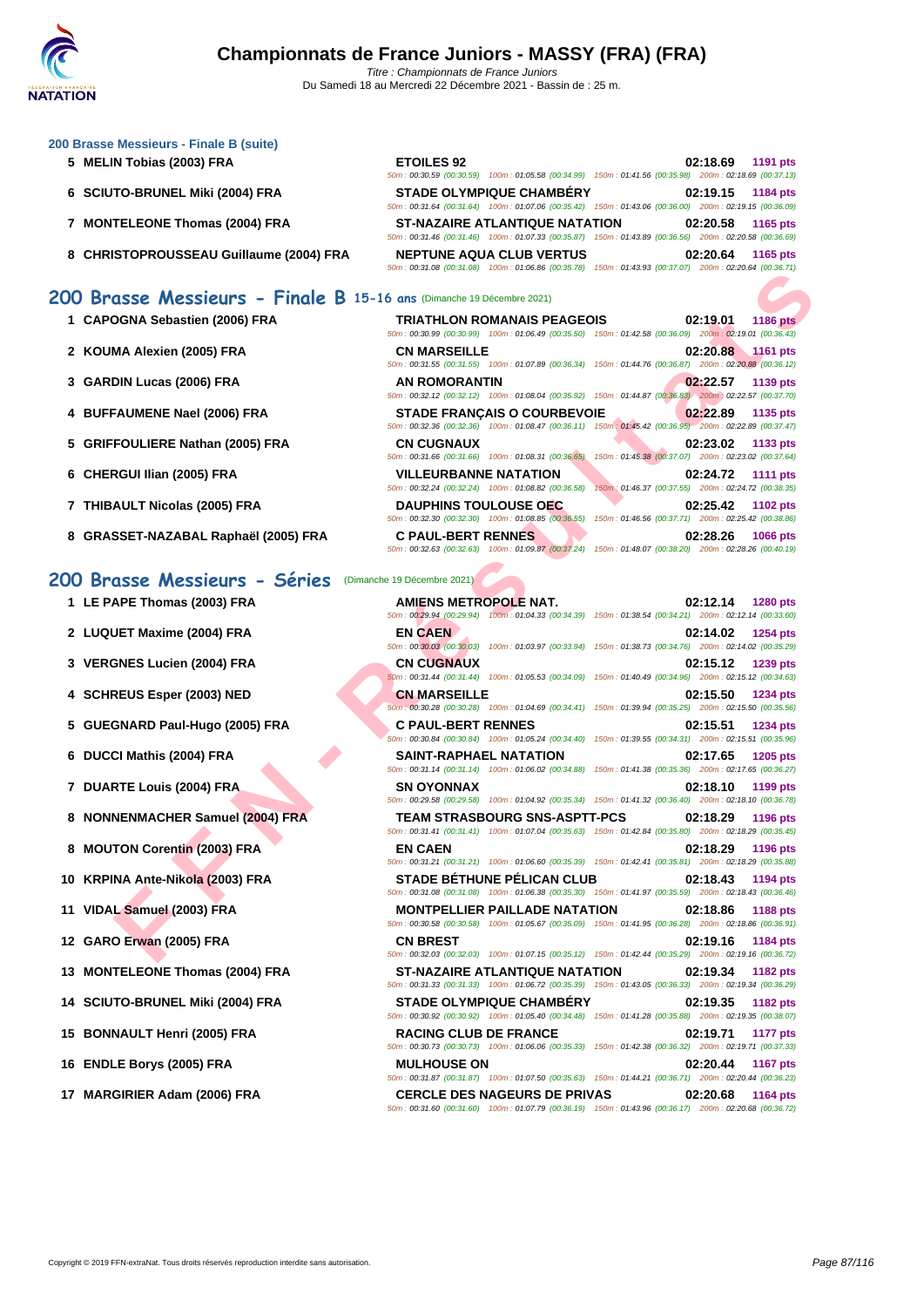### 200 Brasse Messieurs - Finale B (suite)

| Rang | Nom | Club | Temps | Points |
|---|---|---|---|---|
| 5 | MELIN Tobias (2003) FRA | ETOILES 92 | 02:18.69 | 1191 pts |
| | | 50m : 00:30.59 (00:30.59) 100m : 01:05.58 (00:34.99) 150m : 01:41.56 (00:35.98) 200m : 02:18.69 (00:37.13) | | |
| 6 | SCIUTO-BRUNEL Miki (2004) FRA | STADE OLYMPIQUE CHAMBÉRY | 02:19.15 | 1184 pts |
| | | 50m : 00:31.64 (00:31.64) 100m : 01:07.06 (00:35.42) 150m : 01:43.06 (00:36.00) 200m : 02:19.15 (00:36.09) | | |
| 7 | MONTELEONE Thomas (2004) FRA | ST-NAZAIRE ATLANTIQUE NATATION | 02:20.58 | 1165 pts |
| | | 50m : 00:31.46 (00:31.46) 100m : 01:07.33 (00:35.87) 150m : 01:43.89 (00:36.56) 200m : 02:20.58 (00:36.69) | | |
| 8 | CHRISTOPROUSSEAU Guillaume (2004) FRA | NEPTUNE AQUA CLUB VERTUS | 02:20.64 | 1165 pts |
| | | 50m : 00:31.08 (00:31.08) 100m : 01:06.86 (00:35.78) 150m : 01:43.93 (00:37.07) 200m : 02:20.64 (00:36.71) | | |

## 200 Brasse Messieurs - Finale B 15-16 ans (Dimanche 19 Décembre 2021)

| Rang | Nom | Club | Temps | Points |
|---|---|---|---|---|
| 1 | CAPOGNA Sebastien (2006) FRA | TRIATHLON ROMANAIS PEAGEOIS | 02:19.01 | 1186 pts |
| | | 50m : 00:30.99 (00:30.99) 100m : 01:06.49 (00:35.50) 150m : 01:42.58 (00:36.09) 200m : 02:19.01 (00:36.43) | | |
| 2 | KOUMA Alexien (2005) FRA | CN MARSEILLE | 02:20.88 | 1161 pts |
| | | 50m : 00:31.55 (00:31.55) 100m : 01:07.89 (00:36.34) 150m : 01:44.76 (00:36.87) 200m : 02:20.88 (00:36.12) | | |
| 3 | GARDIN Lucas (2006) FRA | AN ROMORANTIN | 02:22.57 | 1139 pts |
| | | 50m : 00:32.12 (00:32.12) 100m : 01:08.04 (00:35.92) 150m : 01:44.87 (00:36.83) 200m : 02:22.57 (00:37.70) | | |
| 4 | BUFFAUMENE Nael (2006) FRA | STADE FRANÇAIS O COURBEVOIE | 02:22.89 | 1135 pts |
| | | 50m : 00:32.36 (00:32.36) 100m : 01:08.47 (00:36.11) 150m : 01:45.42 (00:36.95) 200m : 02:22.89 (00:37.47) | | |
| 5 | GRIFFOULIERE Nathan (2005) FRA | CN CUGNAUX | 02:23.02 | 1133 pts |
| | | 50m : 00:31.66 (00:31.66) 100m : 01:08.31 (00:36.65) 150m : 01:45.38 (00:37.07) 200m : 02:23.02 (00:37.64) | | |
| 6 | CHERGUI Ilian (2005) FRA | VILLEURBANNE NATATION | 02:24.72 | 1111 pts |
| | | 50m : 00:32.24 (00:32.24) 100m : 01:08.82 (00:36.58) 150m : 01:46.37 (00:37.55) 200m : 02:24.72 (00:38.35) | | |
| 7 | THIBAULT Nicolas (2005) FRA | DAUPHINS TOULOUSE OEC | 02:25.42 | 1102 pts |
| | | 50m : 00:32.30 (00:32.30) 100m : 01:08.85 (00:36.55) 150m : 01:46.56 (00:37.71) 200m : 02:25.42 (00:38.86) | | |
| 8 | GRASSET-NAZABAL Raphaël (2005) FRA | C PAUL-BERT RENNES | 02:28.26 | 1066 pts |
| | | 50m : 00:32.63 (00:32.63) 100m : 01:09.87 (00:37.24) 150m : 01:48.07 (00:38.20) 200m : 02:28.26 (00:40.19) | | |

## 200 Brasse Messieurs - Séries (Dimanche 19 Décembre 2021)

| Rang | Nom | Club | Temps | Points |
|---|---|---|---|---|
| 1 | LE PAPE Thomas (2003) FRA | AMIENS METROPOLE NAT. | 02:12.14 | 1280 pts |
| | | 50m : 00:29.94 (00:29.94) 100m : 01:04.33 (00:34.39) 150m : 01:38.54 (00:34.21) 200m : 02:12.14 (00:33.60) | | |
| 2 | LUQUET Maxime (2004) FRA | EN CAEN | 02:14.02 | 1254 pts |
| | | 50m : 00:30.03 (00:30.03) 100m : 01:03.97 (00:33.94) 150m : 01:38.73 (00:34.76) 200m : 02:14.02 (00:35.29) | | |
| 3 | VERGNES Lucien (2004) FRA | CN CUGNAUX | 02:15.12 | 1239 pts |
| | | 50m : 00:31.44 (00:31.44) 100m : 01:05.53 (00:34.09) 150m : 01:40.49 (00:34.96) 200m : 02:15.12 (00:34.63) | | |
| 4 | SCHREUS Esper (2003) NED | CN MARSEILLE | 02:15.50 | 1234 pts |
| | | 50m : 00:30.28 (00:30.28) 100m : 01:04.69 (00:34.41) 150m : 01:39.94 (00:35.25) 200m : 02:15.50 (00:35.56) | | |
| 5 | GUEGNARD Paul-Hugo (2005) FRA | C PAUL-BERT RENNES | 02:15.51 | 1234 pts |
| | | 50m : 00:30.84 (00:30.84) 100m : 01:05.24 (00:34.40) 150m : 01:39.55 (00:34.31) 200m : 02:15.51 (00:35.96) | | |
| 6 | DUCCI Mathis (2004) FRA | SAINT-RAPHAEL NATATION | 02:17.65 | 1205 pts |
| | | 50m : 00:31.14 (00:31.14) 100m : 01:06.02 (00:34.88) 150m : 01:41.38 (00:35.36) 200m : 02:17.65 (00:36.27) | | |
| 7 | DUARTE Louis (2004) FRA | SN OYONNAX | 02:18.10 | 1199 pts |
| | | 50m : 00:29.58 (00:29.58) 100m : 01:04.92 (00:35.34) 150m : 01:41.32 (00:36.40) 200m : 02:18.10 (00:36.78) | | |
| 8 | NONNENMACHER Samuel (2004) FRA | TEAM STRASBOURG SNS-ASPTT-PCS | 02:18.29 | 1196 pts |
| | | 50m : 00:31.41 (00:31.41) 100m : 01:07.04 (00:35.63) 150m : 01:42.84 (00:35.80) 200m : 02:18.29 (00:35.45) | | |
| 8 | MOUTON Corentin (2003) FRA | EN CAEN | 02:18.29 | 1196 pts |
| | | 50m : 00:31.21 (00:31.21) 100m : 01:06.60 (00:35.39) 150m : 01:42.41 (00:35.81) 200m : 02:18.29 (00:35.88) | | |
| 10 | KRPINA Ante-Nikola (2003) FRA | STADE BÉTHUNE PÉLICAN CLUB | 02:18.43 | 1194 pts |
| | | 50m : 00:31.08 (00:31.08) 100m : 01:06.38 (00:35.30) 150m : 01:41.97 (00:35.59) 200m : 02:18.43 (00:36.46) | | |
| 11 | VIDAL Samuel (2003) FRA | MONTPELLIER PAILLADE NATATION | 02:18.86 | 1188 pts |
| | | 50m : 00:30.58 (00:30.58) 100m : 01:05.67 (00:35.09) 150m : 01:41.95 (00:36.28) 200m : 02:18.86 (00:36.91) | | |
| 12 | GARO Erwan (2005) FRA | CN BREST | 02:19.16 | 1184 pts |
| | | 50m : 00:32.03 (00:32.03) 100m : 01:07.15 (00:35.12) 150m : 01:42.44 (00:35.29) 200m : 02:19.16 (00:36.72) | | |
| 13 | MONTELEONE Thomas (2004) FRA | ST-NAZAIRE ATLANTIQUE NATATION | 02:19.34 | 1182 pts |
| | | 50m : 00:31.33 (00:31.33) 100m : 01:06.72 (00:35.39) 150m : 01:43.05 (00:36.33) 200m : 02:19.34 (00:36.29) | | |
| 14 | SCIUTO-BRUNEL Miki (2004) FRA | STADE OLYMPIQUE CHAMBÉRY | 02:19.35 | 1182 pts |
| | | 50m : 00:30.92 (00:30.92) 100m : 01:05.40 (00:34.48) 150m : 01:41.28 (00:35.88) 200m : 02:19.35 (00:38.07) | | |
| 15 | BONNAULT Henri (2005) FRA | RACING CLUB DE FRANCE | 02:19.71 | 1177 pts |
| | | 50m : 00:30.73 (00:30.73) 100m : 01:06.06 (00:35.33) 150m : 01:42.38 (00:36.32) 200m : 02:19.71 (00:37.33) | | |
| 16 | ENDLE Borys (2005) FRA | MULHOUSE ON | 02:20.44 | 1167 pts |
| | | 50m : 00:31.87 (00:31.87) 100m : 01:07.50 (00:35.63) 150m : 01:44.21 (00:36.71) 200m : 02:20.44 (00:36.23) | | |
| 17 | MARGIRIER Adam (2006) FRA | CERCLE DES NAGEURS DE PRIVAS | 02:20.68 | 1164 pts |
| | | 50m : 00:31.60 (00:31.60) 100m : 01:07.79 (00:36.19) 150m : 01:43.96 (00:36.17) 200m : 02:20.68 (00:36.72) | | |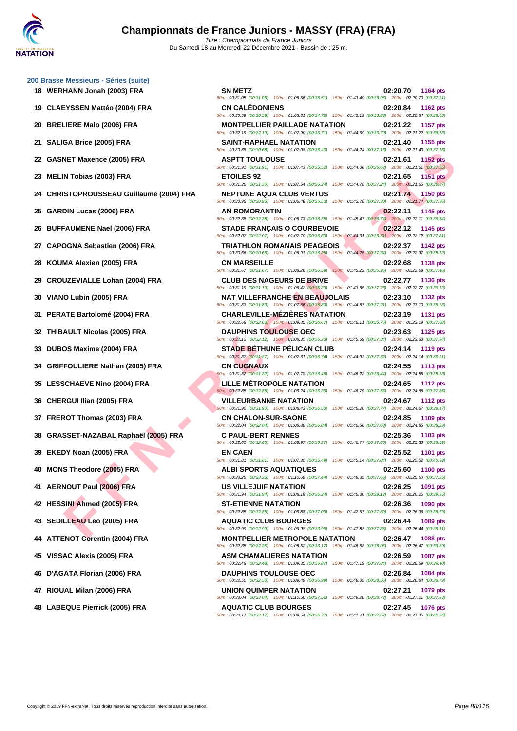## 200 Brasse Messieurs - Séries (suite)

| Rang | Nom | Club | Temps | Points | Splits |
|---|---|---|---|---|---|
| 18 | WERHANN Jonah (2003) FRA | SN METZ | 02:20.70 | 1164 pts | 50m : 00:31.05 (00:31.05) 100m : 01:06.56 (00:35.51) 150m : 01:43.49 (00:36.93) 200m : 02:20.70 (00:37.21) |
| 19 | CLAEYSSEN Mattéo (2004) FRA | CN CALÉDONIENS | 02:20.84 | 1162 pts | 50m : 00:30.59 (00:30.59) 100m : 01:05.31 (00:34.72) 150m : 01:42.19 (00:36.88) 200m : 02:20.84 (00:38.65) |
| 20 | BRELIERE Malo (2006) FRA | MONTPELLIER PAILLADE NATATION | 02:21.22 | 1157 pts | 50m : 00:32.19 (00:32.19) 100m : 01:07.90 (00:35.71) 150m : 01:44.69 (00:36.79) 200m : 02:21.22 (00:36.53) |
| 21 | SALIGA Brice (2005) FRA | SAINT-RAPHAEL NATATION | 02:21.40 | 1155 pts | 50m : 00:30.68 (00:30.68) 100m : 01:07.08 (00:36.40) 150m : 01:44.24 (00:37.16) 200m : 02:21.40 (00:37.16) |
| 22 | GASNET Maxence (2005) FRA | ASPTT TOULOUSE | 02:21.61 | 1152 pts | 50m : 00:31.91 (00:31.91) 100m : 01:07.43 (00:35.52) 150m : 01:44.06 (00:36.63) 200m : 02:21.61 (00:37.55) |
| 23 | MELIN Tobias (2003) FRA | ETOILES 92 | 02:21.65 | 1151 pts | 50m : 00:31.30 (00:31.30) 100m : 01:07.54 (00:36.24) 150m : 01:44.78 (00:37.24) 200m : 02:21.65 (00:36.87) |
| 24 | CHRISTOPROUSSEAU Guillaume (2004) FRA | NEPTUNE AQUA CLUB VERTUS | 02:21.74 | 1150 pts | 50m : 00:30.95 (00:30.95) 100m : 01:06.48 (00:35.53) 150m : 01:43.78 (00:37.30) 200m : 02:21.74 (00:37.96) |
| 25 | GARDIN Lucas (2006) FRA | AN ROMORANTIN | 02:22.11 | 1145 pts | 50m : 00:32.38 (00:32.38) 100m : 01:08.73 (00:36.35) 150m : 01:45.47 (00:36.74) 200m : 02:22.11 (00:36.64) |
| 26 | BUFFAUMENE Nael (2006) FRA | STADE FRANÇAIS O COURBEVOIE | 02:22.12 | 1145 pts | 50m : 00:32.07 (00:32.07) 100m : 01:07.70 (00:35.63) 150m : 01:44.31 (00:36.61) 200m : 02:22.12 (00:37.81) |
| 27 | CAPOGNA Sebastien (2006) FRA | TRIATHLON ROMANAIS PEAGEOIS | 02:22.37 | 1142 pts | 50m : 00:30.66 (00:30.66) 100m : 01:06.91 (00:36.25) 150m : 01:44.25 (00:37.34) 200m : 02:22.37 (00:38.12) |
| 28 | KOUMA Alexien (2005) FRA | CN MARSEILLE | 02:22.68 | 1138 pts | 50m : 00:31.67 (00:31.67) 100m : 01:08.26 (00:36.59) 150m : 01:45.22 (00:36.96) 200m : 02:22.68 (00:37.46) |
| 29 | CROUZEVIALLE Lohan (2004) FRA | CLUB DES NAGEURS DE BRIVE | 02:22.77 | 1136 pts | 50m : 00:31.19 (00:31.19) 100m : 01:06.42 (00:35.23) 150m : 01:43.65 (00:37.23) 200m : 02:22.77 (00:39.12) |
| 30 | VIANO Lubin (2005) FRA | NAT VILLEFRANCHE EN BEAUJOLAIS | 02:23.10 | 1132 pts | 50m : 00:31.83 (00:31.83) 100m : 01:07.66 (00:35.83) 150m : 01:44.87 (00:37.21) 200m : 02:23.10 (00:38.23) |
| 31 | PERATE Bartolomé (2004) FRA | CHARLEVILLE-MÉZIÈRES NATATION | 02:23.19 | 1131 pts | 50m : 00:32.68 (00:32.68) 100m : 01:09.35 (00:36.67) 150m : 01:46.11 (00:36.76) 200m : 02:23.19 (00:37.08) |
| 32 | THIBAULT Nicolas (2005) FRA | DAUPHINS TOULOUSE OEC | 02:23.63 | 1125 pts | 50m : 00:32.12 (00:32.12) 100m : 01:08.35 (00:36.23) 150m : 01:45.69 (00:37.34) 200m : 02:23.63 (00:37.94) |
| 33 | DUBOS Maxime (2004) FRA | STADE BÉTHUNE PÉLICAN CLUB | 02:24.14 | 1119 pts | 50m : 00:31.87 (00:31.87) 100m : 01:07.61 (00:35.74) 150m : 01:44.93 (00:37.32) 200m : 02:24.14 (00:39.21) |
| 34 | GRIFFOULIERE Nathan (2005) FRA | CN CUGNAUX | 02:24.55 | 1113 pts | 50m : 00:31.32 (00:31.32) 100m : 01:07.78 (00:36.46) 150m : 01:46.22 (00:38.44) 200m : 02:24.55 (00:38.33) |
| 35 | LESSCHAEVE Nino (2004) FRA | LILLE MÉTROPOLE NATATION | 02:24.65 | 1112 pts | 50m : 00:32.85 (00:32.85) 100m : 01:09.24 (00:36.39) 150m : 01:46.79 (00:37.55) 200m : 02:24.65 (00:37.86) |
| 36 | CHERGUI Ilian (2005) FRA | VILLEURBANNE NATATION | 02:24.67 | 1112 pts | 50m : 00:31.90 (00:31.90) 100m : 01:08.43 (00:36.53) 150m : 01:46.20 (00:37.77) 200m : 02:24.67 (00:38.47) |
| 37 | FREROT Thomas (2003) FRA | CN CHALON-SUR-SAONE | 02:24.85 | 1109 pts | 50m : 00:32.04 (00:32.04) 100m : 01:08.88 (00:36.84) 150m : 01:46.56 (00:37.68) 200m : 02:24.85 (00:38.29) |
| 38 | GRASSET-NAZABAL Raphaël (2005) FRA | C PAUL-BERT RENNES | 02:25.36 | 1103 pts | 50m : 00:32.60 (00:32.60) 100m : 01:08.97 (00:36.37) 150m : 01:46.77 (00:37.80) 200m : 02:25.36 (00:38.59) |
| 39 | EKEDY Noan (2005) FRA | EN CAEN | 02:25.52 | 1101 pts | 50m : 00:31.81 (00:31.81) 100m : 01:07.30 (00:35.49) 150m : 01:45.14 (00:37.84) 200m : 02:25.52 (00:40.38) |
| 40 | MONS Theodore (2005) FRA | ALBI SPORTS AQUATIQUES | 02:25.60 | 1100 pts | 50m : 00:33.25 (00:33.25) 100m : 01:10.69 (00:37.44) 150m : 01:48.35 (00:37.66) 200m : 02:25.60 (00:37.25) |
| 41 | AERNOUT Paul (2006) FRA | US VILLEJUIF NATATION | 02:26.25 | 1091 pts | 50m : 00:31.94 (00:31.94) 100m : 01:08.18 (00:36.24) 150m : 01:46.30 (00:38.12) 200m : 02:26.25 (00:39.95) |
| 42 | HESSINI Ahmed (2005) FRA | ST-ETIENNE NATATION | 02:26.36 | 1090 pts | 50m : 00:32.85 (00:32.85) 100m : 01:09.88 (00:37.03) 150m : 01:47.57 (00:37.69) 200m : 02:26.36 (00:38.79) |
| 43 | SEDILLEAU Leo (2005) FRA | AQUATIC CLUB BOURGES | 02:26.44 | 1089 pts | 50m : 00:32.99 (00:32.99) 100m : 01:09.98 (00:36.99) 150m : 01:47.83 (00:37.85) 200m : 02:26.44 (00:38.61) |
| 44 | ATTENOT Corentin (2004) FRA | MONTPELLIER METROPOLE NATATION | 02:26.47 | 1088 pts | 50m : 00:32.35 (00:32.35) 100m : 01:08.52 (00:36.17) 150m : 01:46.58 (00:38.06) 200m : 02:26.47 (00:39.89) |
| 45 | VISSAC Alexis (2005) FRA | ASM CHAMALIERES NATATION | 02:26.59 | 1087 pts | 50m : 00:32.48 (00:32.48) 100m : 01:09.35 (00:36.87) 150m : 01:47.19 (00:37.84) 200m : 02:26.59 (00:39.40) |
| 46 | D'AGATA Florian (2006) FRA | DAUPHINS TOULOUSE OEC | 02:26.84 | 1084 pts | 50m : 00:32.50 (00:32.50) 100m : 01:09.49 (00:36.99) 150m : 01:48.05 (00:38.56) 200m : 02:26.84 (00:38.79) |
| 47 | RIOUAL Milan (2006) FRA | UNION QUIMPER NATATION | 02:27.21 | 1079 pts | 50m : 00:33.04 (00:33.04) 100m : 01:10.56 (00:37.52) 150m : 01:49.28 (00:38.72) 200m : 02:27.21 (00:37.93) |
| 48 | LABEQUE Pierrick (2005) FRA | AQUATIC CLUB BOURGES | 02:27.45 | 1076 pts | 50m : 00:33.17 (00:33.17) 100m : 01:09.54 (00:36.37) 150m : 01:47.21 (00:37.67) 200m : 02:27.45 (00:40.24) |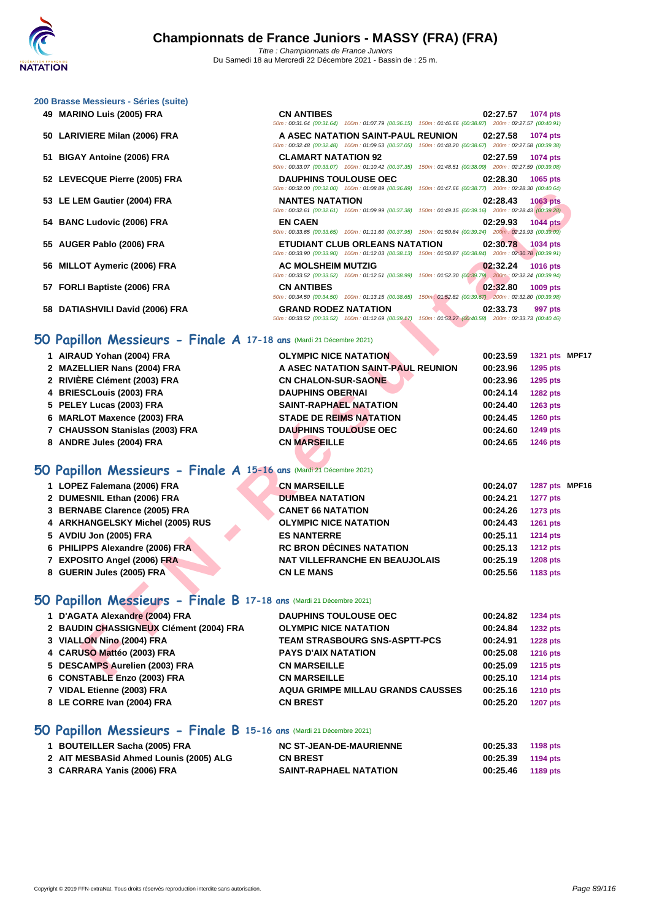### 200 Brasse Messieurs - Séries (suite)

| Place | Nom | Club | Temps | Points |
|---|---|---|---|---|
| 49 | MARINO Luis (2005) FRA | CN ANTIBES | 02:27.57 | 1074 pts |
| | | 50m : 00:31.64 (00:31.64) 100m : 01:07.79 (00:36.15) 150m : 01:46.66 (00:38.87) 200m : 02:27.57 (00:40.91) | | |
| 50 | LARIVIERE Milan (2006) FRA | A ASEC NATATION SAINT-PAUL REUNION | 02:27.58 | 1074 pts |
| | | 50m : 00:32.48 (00:32.48) 100m : 01:09.53 (00:37.05) 150m : 01:48.20 (00:38.67) 200m : 02:27.58 (00:39.38) | | |
| 51 | BIGAY Antoine (2006) FRA | CLAMART NATATION 92 | 02:27.59 | 1074 pts |
| | | 50m : 00:33.07 (00:33.07) 100m : 01:10.42 (00:37.35) 150m : 01:48.51 (00:38.09) 200m : 02:27.59 (00:39.08) | | |
| 52 | LEVECQUE Pierre (2005) FRA | DAUPHINS TOULOUSE OEC | 02:28.30 | 1065 pts |
| | | 50m : 00:32.00 (00:32.00) 100m : 01:08.89 (00:36.89) 150m : 01:47.66 (00:38.77) 200m : 02:28.30 (00:40.64) | | |
| 53 | LE LEM Gautier (2004) FRA | NANTES NATATION | 02:28.43 | 1063 pts |
| | | 50m : 00:32.61 (00:32.61) 100m : 01:09.99 (00:37.38) 150m : 01:49.15 (00:39.16) 200m : 02:28.43 (00:39.28) | | |
| 54 | BANC Ludovic (2006) FRA | EN CAEN | 02:29.93 | 1044 pts |
| | | 50m : 00:33.65 (00:33.65) 100m : 01:11.60 (00:37.95) 150m : 01:50.84 (00:39.24) 200m : 02:29.93 (00:39.09) | | |
| 55 | AUGER Pablo (2006) FRA | ETUDIANT CLUB ORLEANS NATATION | 02:30.78 | 1034 pts |
| | | 50m : 00:33.90 (00:33.90) 100m : 01:12.03 (00:38.13) 150m : 01:50.87 (00:38.84) 200m : 02:30.78 (00:39.91) | | |
| 56 | MILLOT Aymeric (2006) FRA | AC MOLSHEIM MUTZIG | 02:32.24 | 1016 pts |
| | | 50m : 00:33.52 (00:33.52) 100m : 01:12.51 (00:38.99) 150m : 01:52.30 (00:39.79) 200m : 02:32.24 (00:39.94) | | |
| 57 | FORLI Baptiste (2006) FRA | CN ANTIBES | 02:32.80 | 1009 pts |
| | | 50m : 00:34.50 (00:34.50) 100m : 01:13.15 (00:38.65) 150m : 01:52.82 (00:39.67) 200m : 02:32.80 (00:39.98) | | |
| 58 | DATIASHVILI David (2006) FRA | GRAND RODEZ NATATION | 02:33.73 | 997 pts |
| | | 50m : 00:33.52 (00:33.52) 100m : 01:12.69 (00:39.17) 150m : 01:53.27 (00:40.58) 200m : 02:33.73 (00:40.46) | | |

## 50 Papillon Messieurs - Finale A 17-18 ans (Mardi 21 Décembre 2021)

| Place | Nom | Club | Temps | Points | |
|---|---|---|---|---|---|
| 1 | AIRAUD Yohan (2004) FRA | OLYMPIC NICE NATATION | 00:23.59 | 1321 pts | MPF17 |
| 2 | MAZELLIER Nans (2004) FRA | A ASEC NATATION SAINT-PAUL REUNION | 00:23.96 | 1295 pts | |
| 2 | RIVIÈRE Clément (2003) FRA | CN CHALON-SUR-SAONE | 00:23.96 | 1295 pts | |
| 4 | BRIESCLouis (2003) FRA | DAUPHINS OBERNAI | 00:24.14 | 1282 pts | |
| 5 | PELEY Lucas (2003) FRA | SAINT-RAPHAEL NATATION | 00:24.40 | 1263 pts | |
| 6 | MARLOT Maxence (2003) FRA | STADE DE REIMS NATATION | 00:24.45 | 1260 pts | |
| 7 | CHAUSSON Stanislas (2003) FRA | DAUPHINS TOULOUSE OEC | 00:24.60 | 1249 pts | |
| 8 | ANDRE Jules (2004) FRA | CN MARSEILLE | 00:24.65 | 1246 pts | |

## 50 Papillon Messieurs - Finale A 15-16 ans (Mardi 21 Décembre 2021)

| Place | Nom | Club | Temps | Points | |
|---|---|---|---|---|---|
| 1 | LOPEZ Falemana (2006) FRA | CN MARSEILLE | 00:24.07 | 1287 pts | MPF16 |
| 2 | DUMESNIL Ethan (2006) FRA | DUMBEA NATATION | 00:24.21 | 1277 pts | |
| 3 | BERNABE Clarence (2005) FRA | CANET 66 NATATION | 00:24.26 | 1273 pts | |
| 4 | ARKHANGELSKY Michel (2005) RUS | OLYMPIC NICE NATATION | 00:24.43 | 1261 pts | |
| 5 | AVDIU Jon (2005) FRA | ES NANTERRE | 00:25.11 | 1214 pts | |
| 6 | PHILIPPS Alexandre (2006) FRA | RC BRON DÉCINES NATATION | 00:25.13 | 1212 pts | |
| 7 | EXPOSITO Angel (2006) FRA | NAT VILLEFRANCHE EN BEAUJOLAIS | 00:25.19 | 1208 pts | |
| 8 | GUERIN Jules (2005) FRA | CN LE MANS | 00:25.56 | 1183 pts | |

## 50 Papillon Messieurs - Finale B 17-18 ans (Mardi 21 Décembre 2021)

| Place | Nom | Club | Temps | Points |
|---|---|---|---|---|
| 1 | D'AGATA Alexandre (2004) FRA | DAUPHINS TOULOUSE OEC | 00:24.82 | 1234 pts |
| 2 | BAUDIN CHASSIGNEUX Clément (2004) FRA | OLYMPIC NICE NATATION | 00:24.84 | 1232 pts |
| 3 | VIALLON Nino (2004) FRA | TEAM STRASBOURG SNS-ASPTT-PCS | 00:24.91 | 1228 pts |
| 4 | CARUSO Mattéo (2003) FRA | PAYS D'AIX NATATION | 00:25.08 | 1216 pts |
| 5 | DESCAMPS Aurelien (2003) FRA | CN MARSEILLE | 00:25.09 | 1215 pts |
| 6 | CONSTABLE Enzo (2003) FRA | CN MARSEILLE | 00:25.10 | 1214 pts |
| 7 | VIDAL Etienne (2003) FRA | AQUA GRIMPE MILLAU GRANDS CAUSSES | 00:25.16 | 1210 pts |
| 8 | LE CORRE Ivan (2004) FRA | CN BREST | 00:25.20 | 1207 pts |

## 50 Papillon Messieurs - Finale B 15-16 ans (Mardi 21 Décembre 2021)

| Place | Nom | Club | Temps | Points |
|---|---|---|---|---|
| 1 | BOUTEILLER Sacha (2005) FRA | NC ST-JEAN-DE-MAURIENNE | 00:25.33 | 1198 pts |
| 2 | AIT MESBASid Ahmed Lounis (2005) ALG | CN BREST | 00:25.39 | 1194 pts |
| 3 | CARRARA Yanis (2006) FRA | SAINT-RAPHAEL NATATION | 00:25.46 | 1189 pts |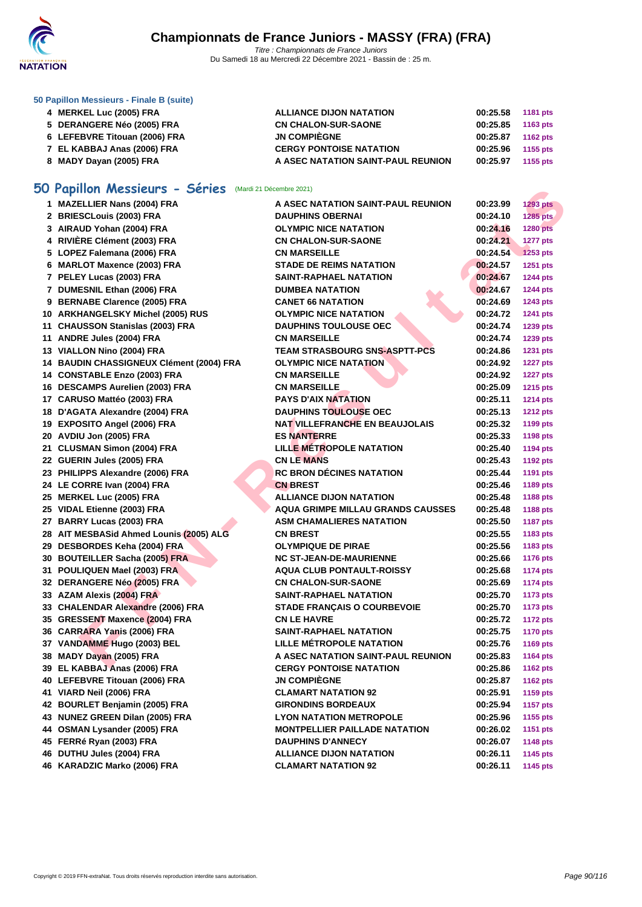### 50 Papillon Messieurs - Finale B (suite)

| | | | | |
|---|---|---|---|---|
| 4 | MERKEL Luc (2005) FRA | ALLIANCE DIJON NATATION | 00:25.58 | 1181 pts |
| 5 | DERANGERE Néo (2005) FRA | CN CHALON-SUR-SAONE | 00:25.85 | 1163 pts |
| 6 | LEFEBVRE Titouan (2006) FRA | JN COMPIÈGNE | 00:25.87 | 1162 pts |
| 7 | EL KABBAJ Anas (2006) FRA | CERGY PONTOISE NATATION | 00:25.96 | 1155 pts |
| 8 | MADY Dayan (2005) FRA | A ASEC NATATION SAINT-PAUL REUNION | 00:25.97 | 1155 pts |

## 50 Papillon Messieurs - Séries (Mardi 21 Décembre 2021)

| | | | | |
|---|---|---|---|---|
| 1 | MAZELLIER Nans (2004) FRA | A ASEC NATATION SAINT-PAUL REUNION | 00:23.99 | 1293 pts |
| 2 | BRIESCLouis (2003) FRA | DAUPHINS OBERNAI | 00:24.10 | 1285 pts |
| 3 | AIRAUD Yohan (2004) FRA | OLYMPIC NICE NATATION | 00:24.16 | 1280 pts |
| 4 | RIVIÈRE Clément (2003) FRA | CN CHALON-SUR-SAONE | 00:24.21 | 1277 pts |
| 5 | LOPEZ Falemana (2006) FRA | CN MARSEILLE | 00:24.54 | 1253 pts |
| 6 | MARLOT Maxence (2003) FRA | STADE DE REIMS NATATION | 00:24.57 | 1251 pts |
| 7 | PELEY Lucas (2003) FRA | SAINT-RAPHAEL NATATION | 00:24.67 | 1244 pts |
| 7 | DUMESNIL Ethan (2006) FRA | DUMBEA NATATION | 00:24.67 | 1244 pts |
| 9 | BERNABE Clarence (2005) FRA | CANET 66 NATATION | 00:24.69 | 1243 pts |
| 10 | ARKHANGELSKY Michel (2005) RUS | OLYMPIC NICE NATATION | 00:24.72 | 1241 pts |
| 11 | CHAUSSON Stanislas (2003) FRA | DAUPHINS TOULOUSE OEC | 00:24.74 | 1239 pts |
| 11 | ANDRE Jules (2004) FRA | CN MARSEILLE | 00:24.74 | 1239 pts |
| 13 | VIALLON Nino (2004) FRA | TEAM STRASBOURG SNS-ASPTT-PCS | 00:24.86 | 1231 pts |
| 14 | BAUDIN CHASSIGNEUX Clément (2004) FRA | OLYMPIC NICE NATATION | 00:24.92 | 1227 pts |
| 14 | CONSTABLE Enzo (2003) FRA | CN MARSEILLE | 00:24.92 | 1227 pts |
| 16 | DESCAMPS Aurelien (2003) FRA | CN MARSEILLE | 00:25.09 | 1215 pts |
| 17 | CARUSO Mattéo (2003) FRA | PAYS D'AIX NATATION | 00:25.11 | 1214 pts |
| 18 | D'AGATA Alexandre (2004) FRA | DAUPHINS TOULOUSE OEC | 00:25.13 | 1212 pts |
| 19 | EXPOSITO Angel (2006) FRA | NAT VILLEFRANCHE EN BEAUJOLAIS | 00:25.32 | 1199 pts |
| 20 | AVDIU Jon (2005) FRA | ES NANTERRE | 00:25.33 | 1198 pts |
| 21 | CLUSMAN Simon (2004) FRA | LILLE MÉTROPOLE NATATION | 00:25.40 | 1194 pts |
| 22 | GUERIN Jules (2005) FRA | CN LE MANS | 00:25.43 | 1192 pts |
| 23 | PHILIPPS Alexandre (2006) FRA | RC BRON DÉCINES NATATION | 00:25.44 | 1191 pts |
| 24 | LE CORRE Ivan (2004) FRA | CN BREST | 00:25.46 | 1189 pts |
| 25 | MERKEL Luc (2005) FRA | ALLIANCE DIJON NATATION | 00:25.48 | 1188 pts |
| 25 | VIDAL Etienne (2003) FRA | AQUA GRIMPE MILLAU GRANDS CAUSSES | 00:25.48 | 1188 pts |
| 27 | BARRY Lucas (2003) FRA | ASM CHAMALIERES NATATION | 00:25.50 | 1187 pts |
| 28 | AIT MESBASid Ahmed Lounis (2005) ALG | CN BREST | 00:25.55 | 1183 pts |
| 29 | DESBORDES Keha (2004) FRA | OLYMPIQUE DE PIRAE | 00:25.56 | 1183 pts |
| 30 | BOUTEILLER Sacha (2005) FRA | NC ST-JEAN-DE-MAURIENNE | 00:25.66 | 1176 pts |
| 31 | POULIQUEN Mael (2003) FRA | AQUA CLUB PONTAULT-ROISSY | 00:25.68 | 1174 pts |
| 32 | DERANGERE Néo (2005) FRA | CN CHALON-SUR-SAONE | 00:25.69 | 1174 pts |
| 33 | AZAM Alexis (2004) FRA | SAINT-RAPHAEL NATATION | 00:25.70 | 1173 pts |
| 33 | CHALENDAR Alexandre (2006) FRA | STADE FRANÇAIS O COURBEVOIE | 00:25.70 | 1173 pts |
| 35 | GRESSENT Maxence (2004) FRA | CN LE HAVRE | 00:25.72 | 1172 pts |
| 36 | CARRARA Yanis (2006) FRA | SAINT-RAPHAEL NATATION | 00:25.75 | 1170 pts |
| 37 | VANDAMME Hugo (2003) BEL | LILLE MÉTROPOLE NATATION | 00:25.76 | 1169 pts |
| 38 | MADY Dayan (2005) FRA | A ASEC NATATION SAINT-PAUL REUNION | 00:25.83 | 1164 pts |
| 39 | EL KABBAJ Anas (2006) FRA | CERGY PONTOISE NATATION | 00:25.86 | 1162 pts |
| 40 | LEFEBVRE Titouan (2006) FRA | JN COMPIÈGNE | 00:25.87 | 1162 pts |
| 41 | VIARD Neil (2006) FRA | CLAMART NATATION 92 | 00:25.91 | 1159 pts |
| 42 | BOURLET Benjamin (2005) FRA | GIRONDINS BORDEAUX | 00:25.94 | 1157 pts |
| 43 | NUNEZ GREEN Dilan (2005) FRA | LYON NATATION METROPOLE | 00:25.96 | 1155 pts |
| 44 | OSMAN Lysander (2005) FRA | MONTPELLIER PAILLADE NATATION | 00:26.02 | 1151 pts |
| 45 | FERRé Ryan (2003) FRA | DAUPHINS D'ANNECY | 00:26.07 | 1148 pts |
| 46 | DUTHU Jules (2004) FRA | ALLIANCE DIJON NATATION | 00:26.11 | 1145 pts |
| 46 | KARADZIC Marko (2006) FRA | CLAMART NATATION 92 | 00:26.11 | 1145 pts |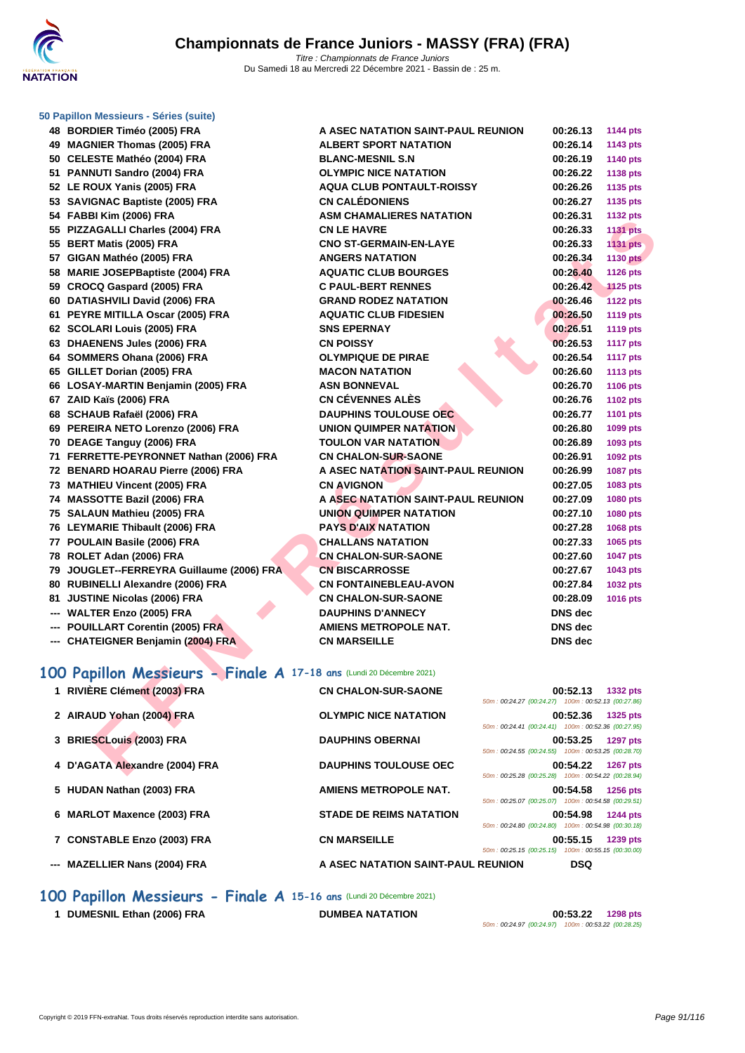# Championnats de France Juniors - MASSY (FRA) (FRA)

*Titre : Championnats de France Juniors*
Du Samedi 18 au Mercredi 22 Décembre 2021 - Bassin de : 25 m.

### 50 Papillon Messieurs - Séries (suite)

| | | | | |
|---|---|---|---|---|
| 48 | BORDIER Timéo (2005) FRA | A ASEC NATATION SAINT-PAUL REUNION | 00:26.13 | 1144 pts |
| 49 | MAGNIER Thomas (2005) FRA | ALBERT SPORT NATATION | 00:26.14 | 1143 pts |
| 50 | CELESTE Mathéo (2004) FRA | BLANC-MESNIL S.N | 00:26.19 | 1140 pts |
| 51 | PANNUTI Sandro (2004) FRA | OLYMPIC NICE NATATION | 00:26.22 | 1138 pts |
| 52 | LE ROUX Yanis (2005) FRA | AQUA CLUB PONTAULT-ROISSY | 00:26.26 | 1135 pts |
| 53 | SAVIGNAC Baptiste (2005) FRA | CN CALÉDONIENS | 00:26.27 | 1135 pts |
| 54 | FABBI Kim (2006) FRA | ASM CHAMALIERES NATATION | 00:26.31 | 1132 pts |
| 55 | PIZZAGALLI Charles (2004) FRA | CN LE HAVRE | 00:26.33 | 1131 pts |
| 55 | BERT Matis (2005) FRA | CNO ST-GERMAIN-EN-LAYE | 00:26.33 | 1131 pts |
| 57 | GIGAN Mathéo (2005) FRA | ANGERS NATATION | 00:26.34 | 1130 pts |
| 58 | MARIE JOSEPBaptiste (2004) FRA | AQUATIC CLUB BOURGES | 00:26.40 | 1126 pts |
| 59 | CROCQ Gaspard (2005) FRA | C PAUL-BERT RENNES | 00:26.42 | 1125 pts |
| 60 | DATIASHVILI David (2006) FRA | GRAND RODEZ NATATION | 00:26.46 | 1122 pts |
| 61 | PEYRE MITILLA Oscar (2005) FRA | AQUATIC CLUB FIDESIEN | 00:26.50 | 1119 pts |
| 62 | SCOLARI Louis (2005) FRA | SNS EPERNAY | 00:26.51 | 1119 pts |
| 63 | DHAENENS Jules (2006) FRA | CN POISSY | 00:26.53 | 1117 pts |
| 64 | SOMMERS Ohana (2006) FRA | OLYMPIQUE DE PIRAE | 00:26.54 | 1117 pts |
| 65 | GILLET Dorian (2005) FRA | MACON NATATION | 00:26.60 | 1113 pts |
| 66 | LOSAY-MARTIN Benjamin (2005) FRA | ASN BONNEVAL | 00:26.70 | 1106 pts |
| 67 | ZAID Kaïs (2006) FRA | CN CÉVENNES ALÈS | 00:26.76 | 1102 pts |
| 68 | SCHAUB Rafaël (2006) FRA | DAUPHINS TOULOUSE OEC | 00:26.77 | 1101 pts |
| 69 | PEREIRA NETO Lorenzo (2006) FRA | UNION QUIMPER NATATION | 00:26.80 | 1099 pts |
| 70 | DEAGE Tanguy (2006) FRA | TOULON VAR NATATION | 00:26.89 | 1093 pts |
| 71 | FERRETTE-PEYRONNET Nathan (2006) FRA | CN CHALON-SUR-SAONE | 00:26.91 | 1092 pts |
| 72 | BENARD HOARAU Pierre (2006) FRA | A ASEC NATATION SAINT-PAUL REUNION | 00:26.99 | 1087 pts |
| 73 | MATHIEU Vincent (2005) FRA | CN AVIGNON | 00:27.05 | 1083 pts |
| 74 | MASSOTTE Bazil (2006) FRA | A ASEC NATATION SAINT-PAUL REUNION | 00:27.09 | 1080 pts |
| 75 | SALAUN Mathieu (2005) FRA | UNION QUIMPER NATATION | 00:27.10 | 1080 pts |
| 76 | LEYMARIE Thibault (2006) FRA | PAYS D'AIX NATATION | 00:27.28 | 1068 pts |
| 77 | POULAIN Basile (2006) FRA | CHALLANS NATATION | 00:27.33 | 1065 pts |
| 78 | ROLET Adan (2006) FRA | CN CHALON-SUR-SAONE | 00:27.60 | 1047 pts |
| 79 | JOUGLET--FERREYRA Guillaume (2006) FRA | CN BISCARROSSE | 00:27.67 | 1043 pts |
| 80 | RUBINELLI Alexandre (2006) FRA | CN FONTAINEBLEAU-AVON | 00:27.84 | 1032 pts |
| 81 | JUSTINE Nicolas (2006) FRA | CN CHALON-SUR-SAONE | 00:28.09 | 1016 pts |
| --- | WALTER Enzo (2005) FRA | DAUPHINS D'ANNECY | DNS dec | |
| --- | POUILLART Corentin (2005) FRA | AMIENS METROPOLE NAT. | DNS dec | |
| --- | CHATEIGNER Benjamin (2004) FRA | CN MARSEILLE | DNS dec | |

## 100 Papillon Messieurs - Finale A 17-18 ans (Lundi 20 Décembre 2021)

| | | | | |
|---|---|---|---|---|
| 1 | RIVIÈRE Clément (2003) FRA | CN CHALON-SUR-SAONE | 00:52.13 | 1332 pts |
| | | | 50m : 00:24.27 (00:24.27) 100m : 00:52.13 (00:27.86) | |
| 2 | AIRAUD Yohan (2004) FRA | OLYMPIC NICE NATATION | 00:52.36 | 1325 pts |
| | | | 50m : 00:24.41 (00:24.41) 100m : 00:52.36 (00:27.95) | |
| 3 | BRIESCLouis (2003) FRA | DAUPHINS OBERNAI | 00:53.25 | 1297 pts |
| | | | 50m : 00:24.55 (00:24.55) 100m : 00:53.25 (00:28.70) | |
| 4 | D'AGATA Alexandre (2004) FRA | DAUPHINS TOULOUSE OEC | 00:54.22 | 1267 pts |
| | | | 50m : 00:25.28 (00:25.28) 100m : 00:54.22 (00:28.94) | |
| 5 | HUDAN Nathan (2003) FRA | AMIENS METROPOLE NAT. | 00:54.58 | 1256 pts |
| | | | 50m : 00:25.07 (00:25.07) 100m : 00:54.58 (00:29.51) | |
| 6 | MARLOT Maxence (2003) FRA | STADE DE REIMS NATATION | 00:54.98 | 1244 pts |
| | | | 50m : 00:24.80 (00:24.80) 100m : 00:54.98 (00:30.18) | |
| 7 | CONSTABLE Enzo (2003) FRA | CN MARSEILLE | 00:55.15 | 1239 pts |
| | | | 50m : 00:25.15 (00:25.15) 100m : 00:55.15 (00:30.00) | |
| --- | MAZELLIER Nans (2004) FRA | A ASEC NATATION SAINT-PAUL REUNION | DSQ | |

## 100 Papillon Messieurs - Finale A 15-16 ans (Lundi 20 Décembre 2021)

| | | | | |
|---|---|---|---|---|
| 1 | DUMESNIL Ethan (2006) FRA | DUMBEA NATATION | 00:53.22 | 1298 pts |
| | | | 50m : 00:24.97 (00:24.97) 100m : 00:53.22 (00:28.25) | |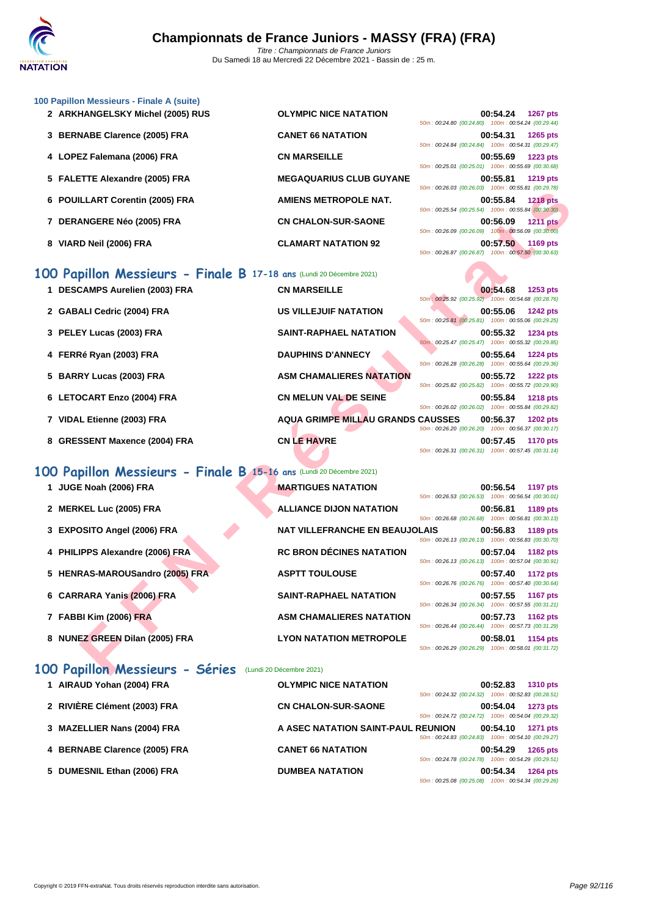### 100 Papillon Messieurs - Finale A (suite)

| Rang | Nom | Club | Temps | Points | Splits |
|---|---|---|---|---|---|
| 2 | ARKHANGELSKY Michel (2005) RUS | OLYMPIC NICE NATATION | 00:54.24 | 1267 pts | 50m : 00:24.80 (00:24.80) 100m : 00:54.24 (00:29.44) |
| 3 | BERNABE Clarence (2005) FRA | CANET 66 NATATION | 00:54.31 | 1265 pts | 50m : 00:24.84 (00:24.84) 100m : 00:54.31 (00:29.47) |
| 4 | LOPEZ Falemana (2006) FRA | CN MARSEILLE | 00:55.69 | 1223 pts | 50m : 00:25.01 (00:25.01) 100m : 00:55.69 (00:30.68) |
| 5 | FALETTE Alexandre (2005) FRA | MEGAQUARIUS CLUB GUYANE | 00:55.81 | 1219 pts | 50m : 00:26.03 (00:26.03) 100m : 00:55.81 (00:29.78) |
| 6 | POUILLART Corentin (2005) FRA | AMIENS METROPOLE NAT. | 00:55.84 | 1218 pts | 50m : 00:25.54 (00:25.54) 100m : 00:55.84 (00:30.30) |
| 7 | DERANGERE Néo (2005) FRA | CN CHALON-SUR-SAONE | 00:56.09 | 1211 pts | 50m : 00:26.09 (00:26.09) 100m : 00:56.09 (00:30.00) |
| 8 | VIARD Neil (2006) FRA | CLAMART NATATION 92 | 00:57.50 | 1169 pts | 50m : 00:26.87 (00:26.87) 100m : 00:57.50 (00:30.63) |

## 100 Papillon Messieurs - Finale B 17-18 ans (Lundi 20 Décembre 2021)

| Rang | Nom | Club | Temps | Points | Splits |
|---|---|---|---|---|---|
| 1 | DESCAMPS Aurelien (2003) FRA | CN MARSEILLE | 00:54.68 | 1253 pts | 50m : 00:25.92 (00:25.92) 100m : 00:54.68 (00:28.76) |
| 2 | GABALI Cedric (2004) FRA | US VILLEJUIF NATATION | 00:55.06 | 1242 pts | 50m : 00:25.81 (00:25.81) 100m : 00:55.06 (00:29.25) |
| 3 | PELEY Lucas (2003) FRA | SAINT-RAPHAEL NATATION | 00:55.32 | 1234 pts | 50m : 00:25.47 (00:25.47) 100m : 00:55.32 (00:29.85) |
| 4 | FERRé Ryan (2003) FRA | DAUPHINS D'ANNECY | 00:55.64 | 1224 pts | 50m : 00:26.28 (00:26.28) 100m : 00:55.64 (00:29.36) |
| 5 | BARRY Lucas (2003) FRA | ASM CHAMALIERES NATATION | 00:55.72 | 1222 pts | 50m : 00:25.82 (00:25.82) 100m : 00:55.72 (00:29.90) |
| 6 | LETOCART Enzo (2004) FRA | CN MELUN VAL DE SEINE | 00:55.84 | 1218 pts | 50m : 00:26.02 (00:26.02) 100m : 00:55.84 (00:29.82) |
| 7 | VIDAL Etienne (2003) FRA | AQUA GRIMPE MILLAU GRANDS CAUSSES | 00:56.37 | 1202 pts | 50m : 00:26.20 (00:26.20) 100m : 00:56.37 (00:30.17) |
| 8 | GRESSENT Maxence (2004) FRA | CN LE HAVRE | 00:57.45 | 1170 pts | 50m : 00:26.31 (00:26.31) 100m : 00:57.45 (00:31.14) |

## 100 Papillon Messieurs - Finale B 15-16 ans (Lundi 20 Décembre 2021)

| Rang | Nom | Club | Temps | Points | Splits |
|---|---|---|---|---|---|
| 1 | JUGE Noah (2006) FRA | MARTIGUES NATATION | 00:56.54 | 1197 pts | 50m : 00:26.53 (00:26.53) 100m : 00:56.54 (00:30.01) |
| 2 | MERKEL Luc (2005) FRA | ALLIANCE DIJON NATATION | 00:56.81 | 1189 pts | 50m : 00:26.68 (00:26.68) 100m : 00:56.81 (00:30.13) |
| 3 | EXPOSITO Angel (2006) FRA | NAT VILLEFRANCHE EN BEAUJOLAIS | 00:56.83 | 1189 pts | 50m : 00:26.13 (00:26.13) 100m : 00:56.83 (00:30.70) |
| 4 | PHILIPPS Alexandre (2006) FRA | RC BRON DÉCINES NATATION | 00:57.04 | 1182 pts | 50m : 00:26.13 (00:26.13) 100m : 00:57.04 (00:30.91) |
| 5 | HENRAS-MAROUSandro (2005) FRA | ASPTT TOULOUSE | 00:57.40 | 1172 pts | 50m : 00:26.76 (00:26.76) 100m : 00:57.40 (00:30.64) |
| 6 | CARRARA Yanis (2006) FRA | SAINT-RAPHAEL NATATION | 00:57.55 | 1167 pts | 50m : 00:26.34 (00:26.34) 100m : 00:57.55 (00:31.21) |
| 7 | FABBI Kim (2006) FRA | ASM CHAMALIERES NATATION | 00:57.73 | 1162 pts | 50m : 00:26.44 (00:26.44) 100m : 00:57.73 (00:31.29) |
| 8 | NUNEZ GREEN Dilan (2005) FRA | LYON NATATION METROPOLE | 00:58.01 | 1154 pts | 50m : 00:26.29 (00:26.29) 100m : 00:58.01 (00:31.72) |

## 100 Papillon Messieurs - Séries (Lundi 20 Décembre 2021)

| Rang | Nom | Club | Temps | Points | Splits |
|---|---|---|---|---|---|
| 1 | AIRAUD Yohan (2004) FRA | OLYMPIC NICE NATATION | 00:52.83 | 1310 pts | 50m : 00:24.32 (00:24.32) 100m : 00:52.83 (00:28.51) |
| 2 | RIVIÈRE Clément (2003) FRA | CN CHALON-SUR-SAONE | 00:54.04 | 1273 pts | 50m : 00:24.72 (00:24.72) 100m : 00:54.04 (00:29.32) |
| 3 | MAZELLIER Nans (2004) FRA | A ASEC NATATION SAINT-PAUL REUNION | 00:54.10 | 1271 pts | 50m : 00:24.83 (00:24.83) 100m : 00:54.10 (00:29.27) |
| 4 | BERNABE Clarence (2005) FRA | CANET 66 NATATION | 00:54.29 | 1265 pts | 50m : 00:24.78 (00:24.78) 100m : 00:54.29 (00:29.51) |
| 5 | DUMESNIL Ethan (2006) FRA | DUMBEA NATATION | 00:54.34 | 1264 pts | 50m : 00:25.08 (00:25.08) 100m : 00:54.34 (00:29.26) |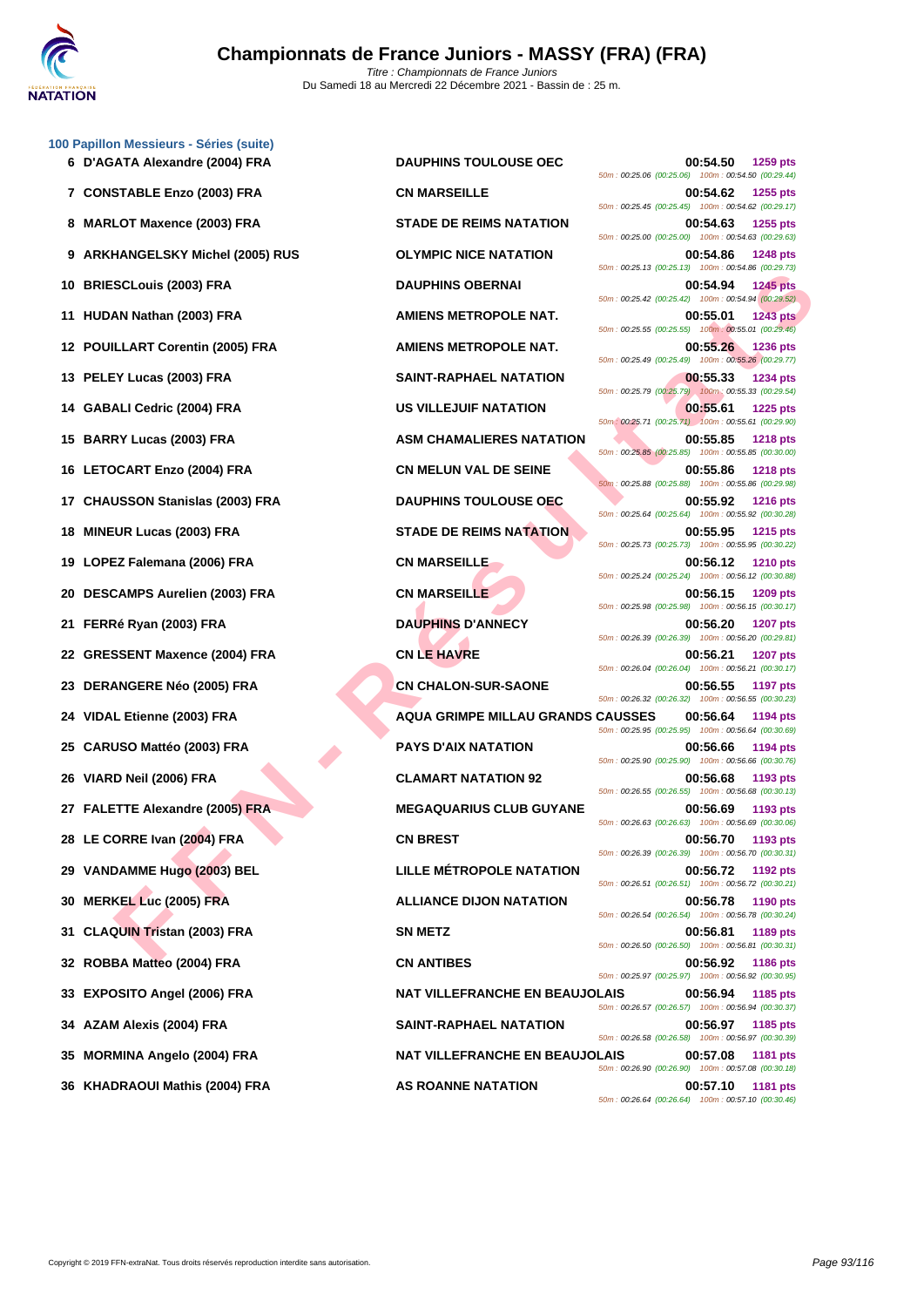# Championnats de France Juniors - MASSY (FRA) (FRA)

*Titre : Championnats de France Juniors*
Du Samedi 18 au Mercredi 22 Décembre 2021 - Bassin de : 25 m.

### 100 Papillon Messieurs - Séries (suite)

| Rang | Nom | Club | Temps | Points | Splits |
|---|---|---|---|---|---|
| 6 | D'AGATA Alexandre (2004) FRA | DAUPHINS TOULOUSE OEC | 00:54.50 | 1259 pts | 50m : 00:25.06 (00:25.06) 100m : 00:54.50 (00:29.44) |
| 7 | CONSTABLE Enzo (2003) FRA | CN MARSEILLE | 00:54.62 | 1255 pts | 50m : 00:25.45 (00:25.45) 100m : 00:54.62 (00:29.17) |
| 8 | MARLOT Maxence (2003) FRA | STADE DE REIMS NATATION | 00:54.63 | 1255 pts | 50m : 00:25.00 (00:25.00) 100m : 00:54.63 (00:29.63) |
| 9 | ARKHANGELSKY Michel (2005) RUS | OLYMPIC NICE NATATION | 00:54.86 | 1248 pts | 50m : 00:25.13 (00:25.13) 100m : 00:54.86 (00:29.73) |
| 10 | BRIESCLouis (2003) FRA | DAUPHINS OBERNAI | 00:54.94 | 1245 pts | 50m : 00:25.42 (00:25.42) 100m : 00:54.94 (00:29.52) |
| 11 | HUDAN Nathan (2003) FRA | AMIENS METROPOLE NAT. | 00:55.01 | 1243 pts | 50m : 00:25.55 (00:25.55) 100m : 00:55.01 (00:29.46) |
| 12 | POUILLART Corentin (2005) FRA | AMIENS METROPOLE NAT. | 00:55.26 | 1236 pts | 50m : 00:25.49 (00:25.49) 100m : 00:55.26 (00:29.77) |
| 13 | PELEY Lucas (2003) FRA | SAINT-RAPHAEL NATATION | 00:55.33 | 1234 pts | 50m : 00:25.79 (00:25.79) 100m : 00:55.33 (00:29.54) |
| 14 | GABALI Cedric (2004) FRA | US VILLEJUIF NATATION | 00:55.61 | 1225 pts | 50m : 00:25.71 (00:25.71) 100m : 00:55.61 (00:29.90) |
| 15 | BARRY Lucas (2003) FRA | ASM CHAMALIERES NATATION | 00:55.85 | 1218 pts | 50m : 00:25.85 (00:25.85) 100m : 00:55.85 (00:30.00) |
| 16 | LETOCART Enzo (2004) FRA | CN MELUN VAL DE SEINE | 00:55.86 | 1218 pts | 50m : 00:25.88 (00:25.88) 100m : 00:55.86 (00:29.98) |
| 17 | CHAUSSON Stanislas (2003) FRA | DAUPHINS TOULOUSE OEC | 00:55.92 | 1216 pts | 50m : 00:25.64 (00:25.64) 100m : 00:55.92 (00:30.28) |
| 18 | MINEUR Lucas (2003) FRA | STADE DE REIMS NATATION | 00:55.95 | 1215 pts | 50m : 00:25.73 (00:25.73) 100m : 00:55.95 (00:30.22) |
| 19 | LOPEZ Falemana (2006) FRA | CN MARSEILLE | 00:56.12 | 1210 pts | 50m : 00:25.24 (00:25.24) 100m : 00:56.12 (00:30.88) |
| 20 | DESCAMPS Aurelien (2003) FRA | CN MARSEILLE | 00:56.15 | 1209 pts | 50m : 00:25.98 (00:25.98) 100m : 00:56.15 (00:30.17) |
| 21 | FERRé Ryan (2003) FRA | DAUPHINS D'ANNECY | 00:56.20 | 1207 pts | 50m : 00:26.39 (00:26.39) 100m : 00:56.20 (00:29.81) |
| 22 | GRESSENT Maxence (2004) FRA | CN LE HAVRE | 00:56.21 | 1207 pts | 50m : 00:26.04 (00:26.04) 100m : 00:56.21 (00:30.17) |
| 23 | DERANGERE Néo (2005) FRA | CN CHALON-SUR-SAONE | 00:56.55 | 1197 pts | 50m : 00:26.32 (00:26.32) 100m : 00:56.55 (00:30.23) |
| 24 | VIDAL Etienne (2003) FRA | AQUA GRIMPE MILLAU GRANDS CAUSSES | 00:56.64 | 1194 pts | 50m : 00:25.95 (00:25.95) 100m : 00:56.64 (00:30.69) |
| 25 | CARUSO Mattéo (2003) FRA | PAYS D'AIX NATATION | 00:56.66 | 1194 pts | 50m : 00:25.90 (00:25.90) 100m : 00:56.66 (00:30.76) |
| 26 | VIARD Neil (2006) FRA | CLAMART NATATION 92 | 00:56.68 | 1193 pts | 50m : 00:26.55 (00:26.55) 100m : 00:56.68 (00:30.13) |
| 27 | FALETTE Alexandre (2005) FRA | MEGAQUARIUS CLUB GUYANE | 00:56.69 | 1193 pts | 50m : 00:26.63 (00:26.63) 100m : 00:56.69 (00:30.06) |
| 28 | LE CORRE Ivan (2004) FRA | CN BREST | 00:56.70 | 1193 pts | 50m : 00:26.39 (00:26.39) 100m : 00:56.70 (00:30.31) |
| 29 | VANDAMME Hugo (2003) BEL | LILLE MÉTROPOLE NATATION | 00:56.72 | 1192 pts | 50m : 00:26.51 (00:26.51) 100m : 00:56.72 (00:30.21) |
| 30 | MERKEL Luc (2005) FRA | ALLIANCE DIJON NATATION | 00:56.78 | 1190 pts | 50m : 00:26.54 (00:26.54) 100m : 00:56.78 (00:30.24) |
| 31 | CLAQUIN Tristan (2003) FRA | SN METZ | 00:56.81 | 1189 pts | 50m : 00:26.50 (00:26.50) 100m : 00:56.81 (00:30.31) |
| 32 | ROBBA Matteo (2004) FRA | CN ANTIBES | 00:56.92 | 1186 pts | 50m : 00:25.97 (00:25.97) 100m : 00:56.92 (00:30.95) |
| 33 | EXPOSITO Angel (2006) FRA | NAT VILLEFRANCHE EN BEAUJOLAIS | 00:56.94 | 1185 pts | 50m : 00:26.57 (00:26.57) 100m : 00:56.94 (00:30.37) |
| 34 | AZAM Alexis (2004) FRA | SAINT-RAPHAEL NATATION | 00:56.97 | 1185 pts | 50m : 00:26.58 (00:26.58) 100m : 00:56.97 (00:30.39) |
| 35 | MORMINA Angelo (2004) FRA | NAT VILLEFRANCHE EN BEAUJOLAIS | 00:57.08 | 1181 pts | 50m : 00:26.90 (00:26.90) 100m : 00:57.08 (00:30.18) |
| 36 | KHADRAOUI Mathis (2004) FRA | AS ROANNE NATATION | 00:57.10 | 1181 pts | 50m : 00:26.64 (00:26.64) 100m : 00:57.10 (00:30.46) |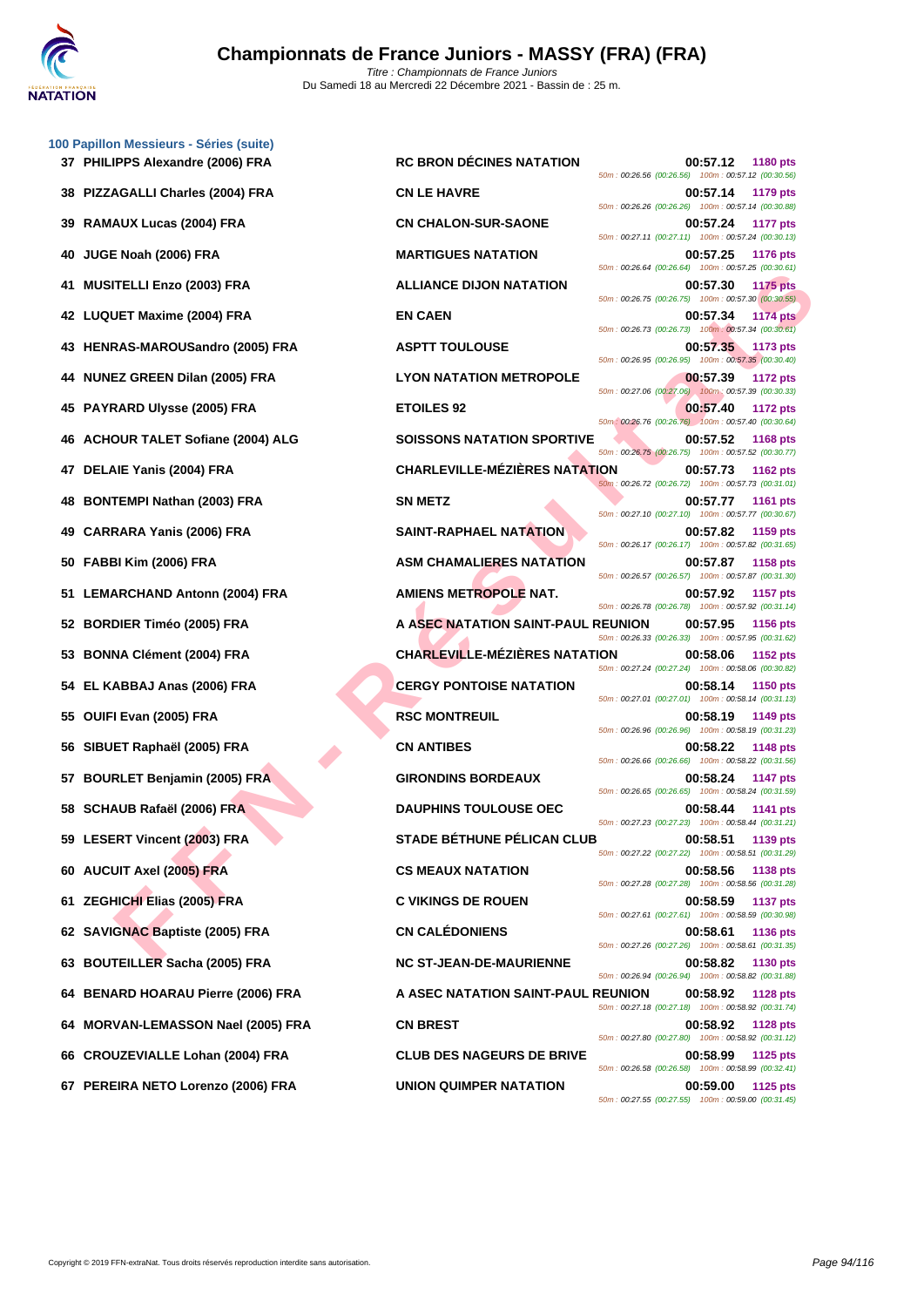# Championnats de France Juniors - MASSY (FRA) (FRA)

*Titre : Championnats de France Juniors*
Du Samedi 18 au Mercredi 22 Décembre 2021 - Bassin de : 25 m.

### 100 Papillon Messieurs - Séries (suite)

| Rang | Nom | Club | Temps | Points | Splits |
|---|---|---|---|---|---|
| 37 | PHILIPPS Alexandre (2006) FRA | RC BRON DÉCINES NATATION | 00:57.12 | 1180 pts | 50m : 00:26.56 (00:26.56) 100m : 00:57.12 (00:30.56) |
| 38 | PIZZAGALLI Charles (2004) FRA | CN LE HAVRE | 00:57.14 | 1179 pts | 50m : 00:26.26 (00:26.26) 100m : 00:57.14 (00:30.88) |
| 39 | RAMAUX Lucas (2004) FRA | CN CHALON-SUR-SAONE | 00:57.24 | 1177 pts | 50m : 00:27.11 (00:27.11) 100m : 00:57.24 (00:30.13) |
| 40 | JUGE Noah (2006) FRA | MARTIGUES NATATION | 00:57.25 | 1176 pts | 50m : 00:26.64 (00:26.64) 100m : 00:57.25 (00:30.61) |
| 41 | MUSITELLI Enzo (2003) FRA | ALLIANCE DIJON NATATION | 00:57.30 | 1175 pts | 50m : 00:26.75 (00:26.75) 100m : 00:57.30 (00:30.55) |
| 42 | LUQUET Maxime (2004) FRA | EN CAEN | 00:57.34 | 1174 pts | 50m : 00:26.73 (00:26.73) 100m : 00:57.34 (00:30.61) |
| 43 | HENRAS-MAROUSandro (2005) FRA | ASPTT TOULOUSE | 00:57.35 | 1173 pts | 50m : 00:26.95 (00:26.95) 100m : 00:57.35 (00:30.40) |
| 44 | NUNEZ GREEN Dilan (2005) FRA | LYON NATATION METROPOLE | 00:57.39 | 1172 pts | 50m : 00:27.06 (00:27.06) 100m : 00:57.39 (00:30.33) |
| 45 | PAYRARD Ulysse (2005) FRA | ETOILES 92 | 00:57.40 | 1172 pts | 50m : 00:26.76 (00:26.76) 100m : 00:57.40 (00:30.64) |
| 46 | ACHOUR TALET Sofiane (2004) ALG | SOISSONS NATATION SPORTIVE | 00:57.52 | 1168 pts | 50m : 00:26.75 (00:26.75) 100m : 00:57.52 (00:30.77) |
| 47 | DELAIE Yanis (2004) FRA | CHARLEVILLE-MÉZIÈRES NATATION | 00:57.73 | 1162 pts | 50m : 00:26.72 (00:26.72) 100m : 00:57.73 (00:31.01) |
| 48 | BONTEMPI Nathan (2003) FRA | SN METZ | 00:57.77 | 1161 pts | 50m : 00:27.10 (00:27.10) 100m : 00:57.77 (00:30.67) |
| 49 | CARRARA Yanis (2006) FRA | SAINT-RAPHAEL NATATION | 00:57.82 | 1159 pts | 50m : 00:26.17 (00:26.17) 100m : 00:57.82 (00:31.65) |
| 50 | FABBI Kim (2006) FRA | ASM CHAMALIERES NATATION | 00:57.87 | 1158 pts | 50m : 00:26.57 (00:26.57) 100m : 00:57.87 (00:31.30) |
| 51 | LEMARCHAND Antonn (2004) FRA | AMIENS METROPOLE NAT. | 00:57.92 | 1157 pts | 50m : 00:26.78 (00:26.78) 100m : 00:57.92 (00:31.14) |
| 52 | BORDIER Timéo (2005) FRA | A ASEC NATATION SAINT-PAUL REUNION | 00:57.95 | 1156 pts | 50m : 00:26.33 (00:26.33) 100m : 00:57.95 (00:31.62) |
| 53 | BONNA Clément (2004) FRA | CHARLEVILLE-MÉZIÈRES NATATION | 00:58.06 | 1152 pts | 50m : 00:27.24 (00:27.24) 100m : 00:58.06 (00:30.82) |
| 54 | EL KABBAJ Anas (2006) FRA | CERGY PONTOISE NATATION | 00:58.14 | 1150 pts | 50m : 00:27.01 (00:27.01) 100m : 00:58.14 (00:31.13) |
| 55 | OUIFI Evan (2005) FRA | RSC MONTREUIL | 00:58.19 | 1149 pts | 50m : 00:26.96 (00:26.96) 100m : 00:58.19 (00:31.23) |
| 56 | SIBUET Raphaël (2005) FRA | CN ANTIBES | 00:58.22 | 1148 pts | 50m : 00:26.66 (00:26.66) 100m : 00:58.22 (00:31.56) |
| 57 | BOURLET Benjamin (2005) FRA | GIRONDINS BORDEAUX | 00:58.24 | 1147 pts | 50m : 00:26.65 (00:26.65) 100m : 00:58.24 (00:31.59) |
| 58 | SCHAUB Rafaël (2006) FRA | DAUPHINS TOULOUSE OEC | 00:58.44 | 1141 pts | 50m : 00:27.23 (00:27.23) 100m : 00:58.44 (00:31.21) |
| 59 | LESERT Vincent (2003) FRA | STADE BÉTHUNE PÉLICAN CLUB | 00:58.51 | 1139 pts | 50m : 00:27.22 (00:27.22) 100m : 00:58.51 (00:31.29) |
| 60 | AUCUIT Axel (2005) FRA | CS MEAUX NATATION | 00:58.56 | 1138 pts | 50m : 00:27.28 (00:27.28) 100m : 00:58.56 (00:31.28) |
| 61 | ZEGHICHI Elias (2005) FRA | C VIKINGS DE ROUEN | 00:58.59 | 1137 pts | 50m : 00:27.61 (00:27.61) 100m : 00:58.59 (00:30.98) |
| 62 | SAVIGNAC Baptiste (2005) FRA | CN CALÉDONIENS | 00:58.61 | 1136 pts | 50m : 00:27.26 (00:27.26) 100m : 00:58.61 (00:31.35) |
| 63 | BOUTEILLER Sacha (2005) FRA | NC ST-JEAN-DE-MAURIENNE | 00:58.82 | 1130 pts | 50m : 00:26.94 (00:26.94) 100m : 00:58.82 (00:31.88) |
| 64 | BENARD HOARAU Pierre (2006) FRA | A ASEC NATATION SAINT-PAUL REUNION | 00:58.92 | 1128 pts | 50m : 00:27.18 (00:27.18) 100m : 00:58.92 (00:31.74) |
| 64 | MORVAN-LEMASSON Nael (2005) FRA | CN BREST | 00:58.92 | 1128 pts | 50m : 00:27.80 (00:27.80) 100m : 00:58.92 (00:31.12) |
| 66 | CROUZEVIALLE Lohan (2004) FRA | CLUB DES NAGEURS DE BRIVE | 00:58.99 | 1125 pts | 50m : 00:26.58 (00:26.58) 100m : 00:58.99 (00:32.41) |
| 67 | PEREIRA NETO Lorenzo (2006) FRA | UNION QUIMPER NATATION | 00:59.00 | 1125 pts | 50m : 00:27.55 (00:27.55) 100m : 00:59.00 (00:31.45) |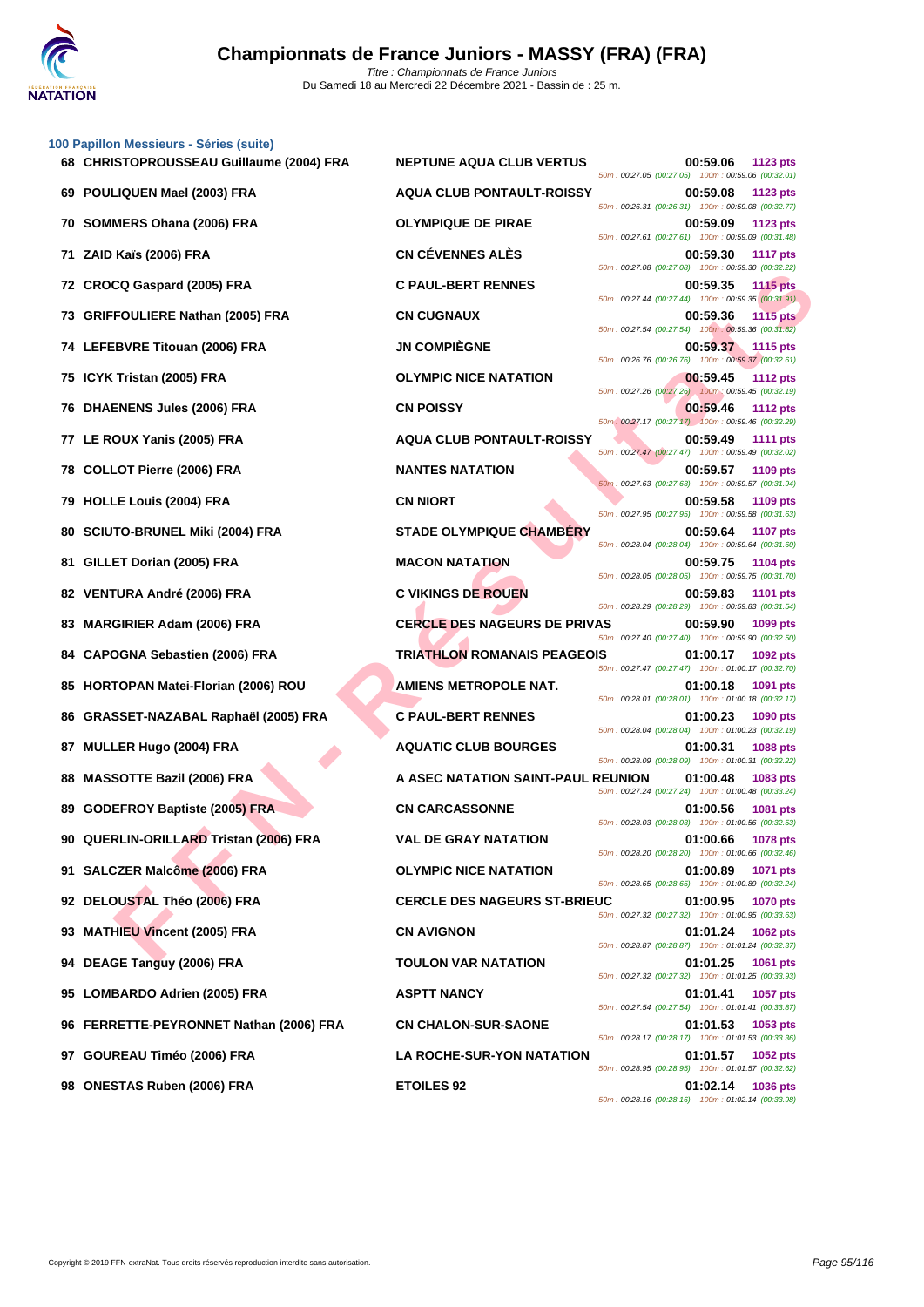# Championnats de France Juniors - MASSY (FRA) (FRA)

*Titre : Championnats de France Juniors*
Du Samedi 18 au Mercredi 22 Décembre 2021 - Bassin de : 25 m.

## 100 Papillon Messieurs - Séries (suite)

| Rang | Nom | Club | Temps | Points | Intermédiaires |
|---|---|---|---|---|---|
| 68 | CHRISTOPROUSSEAU Guillaume (2004) FRA | NEPTUNE AQUA CLUB VERTUS | 00:59.06 | 1123 pts | 50m : 00:27.05 (00:27.05) 100m : 00:59.06 (00:32.01) |
| 69 | POULIQUEN Mael (2003) FRA | AQUA CLUB PONTAULT-ROISSY | 00:59.08 | 1123 pts | 50m : 00:26.31 (00:26.31) 100m : 00:59.08 (00:32.77) |
| 70 | SOMMERS Ohana (2006) FRA | OLYMPIQUE DE PIRAE | 00:59.09 | 1123 pts | 50m : 00:27.61 (00:27.61) 100m : 00:59.09 (00:31.48) |
| 71 | ZAID Kaïs (2006) FRA | CN CÉVENNES ALÈS | 00:59.30 | 1117 pts | 50m : 00:27.08 (00:27.08) 100m : 00:59.30 (00:32.22) |
| 72 | CROCQ Gaspard (2005) FRA | C PAUL-BERT RENNES | 00:59.35 | 1115 pts | 50m : 00:27.44 (00:27.44) 100m : 00:59.35 (00:31.91) |
| 73 | GRIFFOULIERE Nathan (2005) FRA | CN CUGNAUX | 00:59.36 | 1115 pts | 50m : 00:27.54 (00:27.54) 100m : 00:59.36 (00:31.82) |
| 74 | LEFEBVRE Titouan (2006) FRA | JN COMPIÈGNE | 00:59.37 | 1115 pts | 50m : 00:26.76 (00:26.76) 100m : 00:59.37 (00:32.61) |
| 75 | ICYK Tristan (2005) FRA | OLYMPIC NICE NATATION | 00:59.45 | 1112 pts | 50m : 00:27.26 (00:27.26) 100m : 00:59.45 (00:32.19) |
| 76 | DHAENENS Jules (2006) FRA | CN POISSY | 00:59.46 | 1112 pts | 50m : 00:27.17 (00:27.17) 100m : 00:59.46 (00:32.29) |
| 77 | LE ROUX Yanis (2005) FRA | AQUA CLUB PONTAULT-ROISSY | 00:59.49 | 1111 pts | 50m : 00:27.47 (00:27.47) 100m : 00:59.49 (00:32.02) |
| 78 | COLLOT Pierre (2006) FRA | NANTES NATATION | 00:59.57 | 1109 pts | 50m : 00:27.63 (00:27.63) 100m : 00:59.57 (00:31.94) |
| 79 | HOLLE Louis (2004) FRA | CN NIORT | 00:59.58 | 1109 pts | 50m : 00:27.95 (00:27.95) 100m : 00:59.58 (00:31.63) |
| 80 | SCIUTO-BRUNEL Miki (2004) FRA | STADE OLYMPIQUE CHAMBÉRY | 00:59.64 | 1107 pts | 50m : 00:28.04 (00:28.04) 100m : 00:59.64 (00:31.60) |
| 81 | GILLET Dorian (2005) FRA | MACON NATATION | 00:59.75 | 1104 pts | 50m : 00:28.05 (00:28.05) 100m : 00:59.75 (00:31.70) |
| 82 | VENTURA André (2006) FRA | C VIKINGS DE ROUEN | 00:59.83 | 1101 pts | 50m : 00:28.29 (00:28.29) 100m : 00:59.83 (00:31.54) |
| 83 | MARGIRIER Adam (2006) FRA | CERCLE DES NAGEURS DE PRIVAS | 00:59.90 | 1099 pts | 50m : 00:27.40 (00:27.40) 100m : 00:59.90 (00:32.50) |
| 84 | CAPOGNA Sebastien (2006) FRA | TRIATHLON ROMANAIS PEAGEOIS | 01:00.17 | 1092 pts | 50m : 00:27.47 (00:27.47) 100m : 01:00.17 (00:32.70) |
| 85 | HORTOPAN Matei-Florian (2006) ROU | AMIENS METROPOLE NAT. | 01:00.18 | 1091 pts | 50m : 00:28.01 (00:28.01) 100m : 01:00.18 (00:32.17) |
| 86 | GRASSET-NAZABAL Raphaël (2005) FRA | C PAUL-BERT RENNES | 01:00.23 | 1090 pts | 50m : 00:28.04 (00:28.04) 100m : 01:00.23 (00:32.19) |
| 87 | MULLER Hugo (2004) FRA | AQUATIC CLUB BOURGES | 01:00.31 | 1088 pts | 50m : 00:28.09 (00:28.09) 100m : 01:00.31 (00:32.22) |
| 88 | MASSOTTE Bazil (2006) FRA | A ASEC NATATION SAINT-PAUL REUNION | 01:00.48 | 1083 pts | 50m : 00:27.24 (00:27.24) 100m : 01:00.48 (00:33.24) |
| 89 | GODEFROY Baptiste (2005) FRA | CN CARCASSONNE | 01:00.56 | 1081 pts | 50m : 00:28.03 (00:28.03) 100m : 01:00.56 (00:32.53) |
| 90 | QUERLIN-ORILLARD Tristan (2006) FRA | VAL DE GRAY NATATION | 01:00.66 | 1078 pts | 50m : 00:28.20 (00:28.20) 100m : 01:00.66 (00:32.46) |
| 91 | SALCZER Malcôme (2006) FRA | OLYMPIC NICE NATATION | 01:00.89 | 1071 pts | 50m : 00:28.65 (00:28.65) 100m : 01:00.89 (00:32.24) |
| 92 | DELOUSTAL Théo (2006) FRA | CERCLE DES NAGEURS ST-BRIEUC | 01:00.95 | 1070 pts | 50m : 00:27.32 (00:27.32) 100m : 01:00.95 (00:33.63) |
| 93 | MATHIEU Vincent (2005) FRA | CN AVIGNON | 01:01.24 | 1062 pts | 50m : 00:28.87 (00:28.87) 100m : 01:01.24 (00:32.37) |
| 94 | DEAGE Tanguy (2006) FRA | TOULON VAR NATATION | 01:01.25 | 1061 pts | 50m : 00:27.32 (00:27.32) 100m : 01:01.25 (00:33.93) |
| 95 | LOMBARDO Adrien (2005) FRA | ASPTT NANCY | 01:01.41 | 1057 pts | 50m : 00:27.54 (00:27.54) 100m : 01:01.41 (00:33.87) |
| 96 | FERRETTE-PEYRONNET Nathan (2006) FRA | CN CHALON-SUR-SAONE | 01:01.53 | 1053 pts | 50m : 00:28.17 (00:28.17) 100m : 01:01.53 (00:33.36) |
| 97 | GOUREAU Timéo (2006) FRA | LA ROCHE-SUR-YON NATATION | 01:01.57 | 1052 pts | 50m : 00:28.95 (00:28.95) 100m : 01:01.57 (00:32.62) |
| 98 | ONESTAS Ruben (2006) FRA | ETOILES 92 | 01:02.14 | 1036 pts | 50m : 00:28.16 (00:28.16) 100m : 01:02.14 (00:33.98) |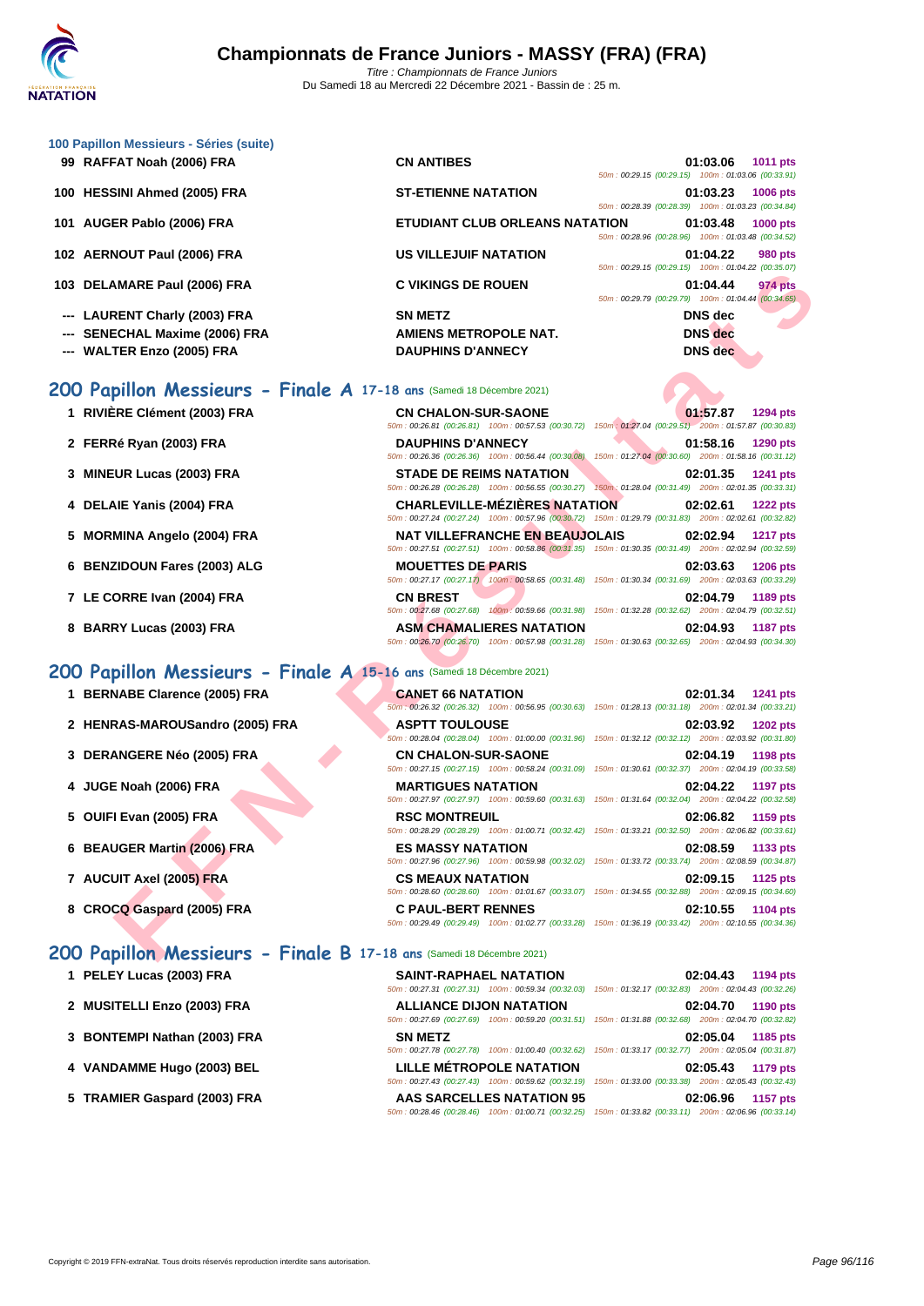### 100 Papillon Messieurs - Séries (suite)

| Rang | Nom | Club | Temps | Points |
|---|---|---|---|---|
| 99 | RAFFAT Noah (2006) FRA | CN ANTIBES | 01:03.06 | 1011 pts |
| | | 50m : 00:29.15 (00:29.15) 100m : 01:03.06 (00:33.91) | | |
| 100 | HESSINI Ahmed (2005) FRA | ST-ETIENNE NATATION | 01:03.23 | 1006 pts |
| | | 50m : 00:28.39 (00:28.39) 100m : 01:03.23 (00:34.84) | | |
| 101 | AUGER Pablo (2006) FRA | ETUDIANT CLUB ORLEANS NATATION | 01:03.48 | 1000 pts |
| | | 50m : 00:28.96 (00:28.96) 100m : 01:03.48 (00:34.52) | | |
| 102 | AERNOUT Paul (2006) FRA | US VILLEJUIF NATATION | 01:04.22 | 980 pts |
| | | 50m : 00:29.15 (00:29.15) 100m : 01:04.22 (00:35.07) | | |
| 103 | DELAMARE Paul (2006) FRA | C VIKINGS DE ROUEN | 01:04.44 | 974 pts |
| | | 50m : 00:29.79 (00:29.79) 100m : 01:04.44 (00:34.65) | | |
| --- | LAURENT Charly (2003) FRA | SN METZ | DNS dec | |
| --- | SENECHAL Maxime (2006) FRA | AMIENS METROPOLE NAT. | DNS dec | |
| --- | WALTER Enzo (2005) FRA | DAUPHINS D'ANNECY | DNS dec | |

## 200 Papillon Messieurs - Finale A 17-18 ans (Samedi 18 Décembre 2021)

| Rang | Nom | Club | Temps | Points |
|---|---|---|---|---|
| 1 | RIVIÈRE Clément (2003) FRA | CN CHALON-SUR-SAONE | 01:57.87 | 1294 pts |
| | | 50m : 00:26.81 (00:26.81) 100m : 00:57.53 (00:30.72) 150m : 01:27.04 (00:29.51) 200m : 01:57.87 (00:30.83) | | |
| 2 | FERRé Ryan (2003) FRA | DAUPHINS D'ANNECY | 01:58.16 | 1290 pts |
| | | 50m : 00:26.36 (00:26.36) 100m : 00:56.44 (00:30.08) 150m : 01:27.04 (00:30.60) 200m : 01:58.16 (00:31.12) | | |
| 3 | MINEUR Lucas (2003) FRA | STADE DE REIMS NATATION | 02:01.35 | 1241 pts |
| | | 50m : 00:26.28 (00:26.28) 100m : 00:56.55 (00:30.27) 150m : 01:28.04 (00:31.49) 200m : 02:01.35 (00:33.31) | | |
| 4 | DELAIE Yanis (2004) FRA | CHARLEVILLE-MÉZIÈRES NATATION | 02:02.61 | 1222 pts |
| | | 50m : 00:27.24 (00:27.24) 100m : 00:57.96 (00:30.72) 150m : 01:29.79 (00:31.83) 200m : 02:02.61 (00:32.82) | | |
| 5 | MORMINA Angelo (2004) FRA | NAT VILLEFRANCHE EN BEAUJOLAIS | 02:02.94 | 1217 pts |
| | | 50m : 00:27.51 (00:27.51) 100m : 00:58.86 (00:31.35) 150m : 01:30.35 (00:31.49) 200m : 02:02.94 (00:32.59) | | |
| 6 | BENZIDOUN Fares (2003) ALG | MOUETTES DE PARIS | 02:03.63 | 1206 pts |
| | | 50m : 00:27.17 (00:27.17) 100m : 00:58.65 (00:31.48) 150m : 01:30.34 (00:31.69) 200m : 02:03.63 (00:33.29) | | |
| 7 | LE CORRE Ivan (2004) FRA | CN BREST | 02:04.79 | 1189 pts |
| | | 50m : 00:27.68 (00:27.68) 100m : 00:59.66 (00:31.98) 150m : 01:32.28 (00:32.62) 200m : 02:04.79 (00:32.51) | | |
| 8 | BARRY Lucas (2003) FRA | ASM CHAMALIERES NATATION | 02:04.93 | 1187 pts |
| | | 50m : 00:26.70 (00:26.70) 100m : 00:57.98 (00:31.28) 150m : 01:30.63 (00:32.65) 200m : 02:04.93 (00:34.30) | | |

## 200 Papillon Messieurs - Finale A 15-16 ans (Samedi 18 Décembre 2021)

| Rang | Nom | Club | Temps | Points |
|---|---|---|---|---|
| 1 | BERNABE Clarence (2005) FRA | CANET 66 NATATION | 02:01.34 | 1241 pts |
| | | 50m : 00:26.32 (00:26.32) 100m : 00:56.95 (00:30.63) 150m : 01:28.13 (00:31.18) 200m : 02:01.34 (00:33.21) | | |
| 2 | HENRAS-MAROUSandro (2005) FRA | ASPTT TOULOUSE | 02:03.92 | 1202 pts |
| | | 50m : 00:28.04 (00:28.04) 100m : 01:00.00 (00:31.96) 150m : 01:32.12 (00:32.12) 200m : 02:03.92 (00:31.80) | | |
| 3 | DERANGERE Néo (2005) FRA | CN CHALON-SUR-SAONE | 02:04.19 | 1198 pts |
| | | 50m : 00:27.15 (00:27.15) 100m : 00:58.24 (00:31.09) 150m : 01:30.61 (00:32.37) 200m : 02:04.19 (00:33.58) | | |
| 4 | JUGE Noah (2006) FRA | MARTIGUES NATATION | 02:04.22 | 1197 pts |
| | | 50m : 00:27.97 (00:27.97) 100m : 00:59.60 (00:31.63) 150m : 01:31.64 (00:32.04) 200m : 02:04.22 (00:32.58) | | |
| 5 | OUIFI Evan (2005) FRA | RSC MONTREUIL | 02:06.82 | 1159 pts |
| | | 50m : 00:28.29 (00:28.29) 100m : 01:00.71 (00:32.42) 150m : 01:33.21 (00:32.50) 200m : 02:06.82 (00:33.61) | | |
| 6 | BEAUGER Martin (2006) FRA | ES MASSY NATATION | 02:08.59 | 1133 pts |
| | | 50m : 00:27.96 (00:27.96) 100m : 00:59.98 (00:32.02) 150m : 01:33.72 (00:33.74) 200m : 02:08.59 (00:34.87) | | |
| 7 | AUCUIT Axel (2005) FRA | CS MEAUX NATATION | 02:09.15 | 1125 pts |
| | | 50m : 00:28.60 (00:28.60) 100m : 01:01.67 (00:33.07) 150m : 01:34.55 (00:32.88) 200m : 02:09.15 (00:34.60) | | |
| 8 | CROCQ Gaspard (2005) FRA | C PAUL-BERT RENNES | 02:10.55 | 1104 pts |
| | | 50m : 00:29.49 (00:29.49) 100m : 01:02.77 (00:33.28) 150m : 01:36.19 (00:33.42) 200m : 02:10.55 (00:34.36) | | |

## 200 Papillon Messieurs - Finale B 17-18 ans (Samedi 18 Décembre 2021)

| Rang | Nom | Club | Temps | Points |
|---|---|---|---|---|
| 1 | PELEY Lucas (2003) FRA | SAINT-RAPHAEL NATATION | 02:04.43 | 1194 pts |
| | | 50m : 00:27.31 (00:27.31) 100m : 00:59.34 (00:32.03) 150m : 01:32.17 (00:32.83) 200m : 02:04.43 (00:32.26) | | |
| 2 | MUSITELLI Enzo (2003) FRA | ALLIANCE DIJON NATATION | 02:04.70 | 1190 pts |
| | | 50m : 00:27.69 (00:27.69) 100m : 00:59.20 (00:31.51) 150m : 01:31.88 (00:32.68) 200m : 02:04.70 (00:32.82) | | |
| 3 | BONTEMPI Nathan (2003) FRA | SN METZ | 02:05.04 | 1185 pts |
| | | 50m : 00:27.78 (00:27.78) 100m : 01:00.40 (00:32.62) 150m : 01:33.17 (00:32.77) 200m : 02:05.04 (00:31.87) | | |
| 4 | VANDAMME Hugo (2003) BEL | LILLE MÉTROPOLE NATATION | 02:05.43 | 1179 pts |
| | | 50m : 00:27.43 (00:27.43) 100m : 00:59.62 (00:32.19) 150m : 01:33.00 (00:33.38) 200m : 02:05.43 (00:32.43) | | |
| 5 | TRAMIER Gaspard (2003) FRA | AAS SARCELLES NATATION 95 | 02:06.96 | 1157 pts |
| | | 50m : 00:28.46 (00:28.46) 100m : 01:00.71 (00:32.25) 150m : 01:33.82 (00:33.11) 200m : 02:06.96 (00:33.14) | | |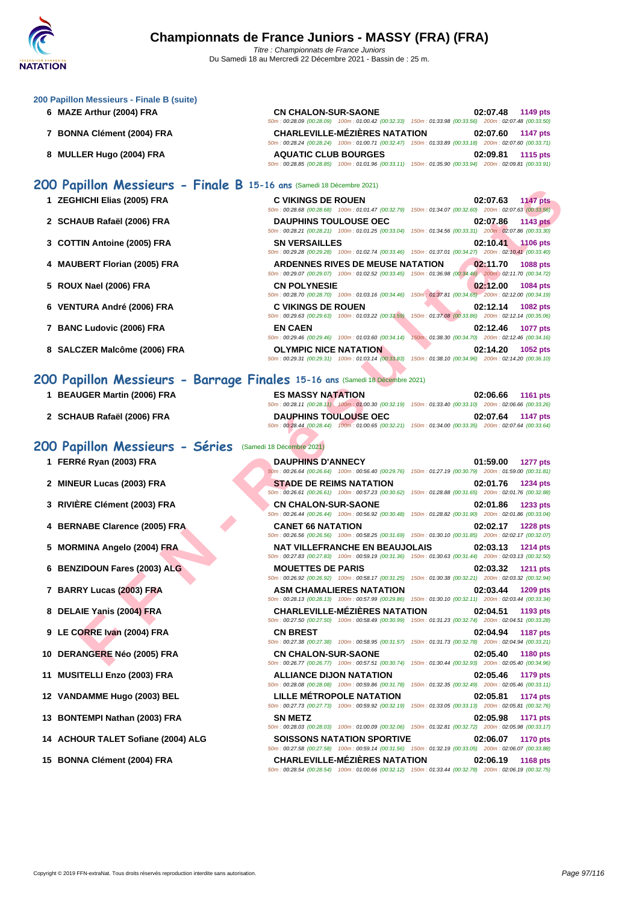### 200 Papillon Messieurs - Finale B (suite)

| | Nom | Club | Temps | Points |
|---|---|---|---|---|
| 6 | MAZE Arthur (2004) FRA | CN CHALON-SUR-SAONE | 02:07.48 | 1149 pts |
| | | 50m : 00:28.09 (00:28.09) 100m : 01:00.42 (00:32.33) 150m : 01:33.98 (00:33.56) 200m : 02:07.48 (00:33.50) | | |
| 7 | BONNA Clément (2004) FRA | CHARLEVILLE-MÉZIÈRES NATATION | 02:07.60 | 1147 pts |
| | | 50m : 00:28.24 (00:28.24) 100m : 01:00.71 (00:32.47) 150m : 01:33.89 (00:33.18) 200m : 02:07.60 (00:33.71) | | |
| 8 | MULLER Hugo (2004) FRA | AQUATIC CLUB BOURGES | 02:09.81 | 1115 pts |
| | | 50m : 00:28.85 (00:28.85) 100m : 01:01.96 (00:33.11) 150m : 01:35.90 (00:33.94) 200m : 02:09.81 (00:33.91) | | |

## 200 Papillon Messieurs - Finale B 15-16 ans (Samedi 18 Décembre 2021)

| | Nom | Club | Temps | Points |
|---|---|---|---|---|
| 1 | ZEGHICHI Elias (2005) FRA | C VIKINGS DE ROUEN | 02:07.63 | 1147 pts |
| | | 50m : 00:28.68 (00:28.68) 100m : 01:01.47 (00:32.79) 150m : 01:34.07 (00:32.60) 200m : 02:07.63 (00:33.56) | | |
| 2 | SCHAUB Rafaël (2006) FRA | DAUPHINS TOULOUSE OEC | 02:07.86 | 1143 pts |
| | | 50m : 00:28.21 (00:28.21) 100m : 01:01.25 (00:33.04) 150m : 01:34.56 (00:33.31) 200m : 02:07.86 (00:33.30) | | |
| 3 | COTTIN Antoine (2005) FRA | SN VERSAILLES | 02:10.41 | 1106 pts |
| | | 50m : 00:29.28 (00:29.28) 100m : 01:02.74 (00:33.46) 150m : 01:37.01 (00:34.27) 200m : 02:10.41 (00:33.40) | | |
| 4 | MAUBERT Florian (2005) FRA | ARDENNES RIVES DE MEUSE NATATION | 02:11.70 | 1088 pts |
| | | 50m : 00:29.07 (00:29.07) 100m : 01:02.52 (00:33.45) 150m : 01:36.98 (00:34.46) 200m : 02:11.70 (00:34.72) | | |
| 5 | ROUX Nael (2006) FRA | CN POLYNESIE | 02:12.00 | 1084 pts |
| | | 50m : 00:28.70 (00:28.70) 100m : 01:03.16 (00:34.46) 150m : 01:37.81 (00:34.65) 200m : 02:12.00 (00:34.19) | | |
| 6 | VENTURA André (2006) FRA | C VIKINGS DE ROUEN | 02:12.14 | 1082 pts |
| | | 50m : 00:29.63 (00:29.63) 100m : 01:03.22 (00:33.59) 150m : 01:37.08 (00:33.86) 200m : 02:12.14 (00:35.06) | | |
| 7 | BANC Ludovic (2006) FRA | EN CAEN | 02:12.46 | 1077 pts |
| | | 50m : 00:29.46 (00:29.46) 100m : 01:03.60 (00:34.14) 150m : 01:38.30 (00:34.70) 200m : 02:12.46 (00:34.16) | | |
| 8 | SALCZER Malcôme (2006) FRA | OLYMPIC NICE NATATION | 02:14.20 | 1052 pts |
| | | 50m : 00:29.31 (00:29.31) 100m : 01:03.14 (00:33.83) 150m : 01:38.10 (00:34.96) 200m : 02:14.20 (00:36.10) | | |

## 200 Papillon Messieurs - Barrage Finales 15-16 ans (Samedi 18 Décembre 2021)

| | Nom | Club | Temps | Points |
|---|---|---|---|---|
| 1 | BEAUGER Martin (2006) FRA | ES MASSY NATATION | 02:06.66 | 1161 pts |
| | | 50m : 00:28.11 (00:28.11) 100m : 01:00.30 (00:32.19) 150m : 01:33.40 (00:33.10) 200m : 02:06.66 (00:33.26) | | |
| 2 | SCHAUB Rafaël (2006) FRA | DAUPHINS TOULOUSE OEC | 02:07.64 | 1147 pts |
| | | 50m : 00:28.44 (00:28.44) 100m : 01:00.65 (00:32.21) 150m : 01:34.00 (00:33.35) 200m : 02:07.64 (00:33.64) | | |

## 200 Papillon Messieurs - Séries (Samedi 18 Décembre 2021)

| | Nom | Club | Temps | Points |
|---|---|---|---|---|
| 1 | FERRé Ryan (2003) FRA | DAUPHINS D'ANNECY | 01:59.00 | 1277 pts |
| | | 50m : 00:26.64 (00:26.64) 100m : 00:56.40 (00:29.76) 150m : 01:27.19 (00:30.79) 200m : 01:59.00 (00:31.81) | | |
| 2 | MINEUR Lucas (2003) FRA | STADE DE REIMS NATATION | 02:01.76 | 1234 pts |
| | | 50m : 00:26.61 (00:26.61) 100m : 00:57.23 (00:30.62) 150m : 01:28.88 (00:31.65) 200m : 02:01.76 (00:32.88) | | |
| 3 | RIVIÈRE Clément (2003) FRA | CN CHALON-SUR-SAONE | 02:01.86 | 1233 pts |
| | | 50m : 00:26.44 (00:26.44) 100m : 00:56.92 (00:30.48) 150m : 01:28.82 (00:31.90) 200m : 02:01.86 (00:33.04) | | |
| 4 | BERNABE Clarence (2005) FRA | CANET 66 NATATION | 02:02.17 | 1228 pts |
| | | 50m : 00:26.56 (00:26.56) 100m : 00:58.25 (00:31.69) 150m : 01:30.10 (00:31.85) 200m : 02:02.17 (00:32.07) | | |
| 5 | MORMINA Angelo (2004) FRA | NAT VILLEFRANCHE EN BEAUJOLAIS | 02:03.13 | 1214 pts |
| | | 50m : 00:27.83 (00:27.83) 100m : 00:59.19 (00:31.36) 150m : 01:30.63 (00:31.44) 200m : 02:03.13 (00:32.50) | | |
| 6 | BENZIDOUN Fares (2003) ALG | MOUETTES DE PARIS | 02:03.32 | 1211 pts |
| | | 50m : 00:26.92 (00:26.92) 100m : 00:58.17 (00:31.25) 150m : 01:30.38 (00:32.21) 200m : 02:03.32 (00:32.94) | | |
| 7 | BARRY Lucas (2003) FRA | ASM CHAMALIERES NATATION | 02:03.44 | 1209 pts |
| | | 50m : 00:28.13 (00:28.13) 100m : 00:57.99 (00:29.86) 150m : 01:30.10 (00:32.11) 200m : 02:03.44 (00:33.34) | | |
| 8 | DELAIE Yanis (2004) FRA | CHARLEVILLE-MÉZIÈRES NATATION | 02:04.51 | 1193 pts |
| | | 50m : 00:27.50 (00:27.50) 100m : 00:58.49 (00:30.99) 150m : 01:31.23 (00:32.74) 200m : 02:04.51 (00:33.28) | | |
| 9 | LE CORRE Ivan (2004) FRA | CN BREST | 02:04.94 | 1187 pts |
| | | 50m : 00:27.38 (00:27.38) 100m : 00:58.95 (00:31.57) 150m : 01:31.73 (00:32.78) 200m : 02:04.94 (00:33.21) | | |
| 10 | DERANGERE Néo (2005) FRA | CN CHALON-SUR-SAONE | 02:05.40 | 1180 pts |
| | | 50m : 00:26.77 (00:26.77) 100m : 00:57.51 (00:30.74) 150m : 01:30.44 (00:32.93) 200m : 02:05.40 (00:34.96) | | |
| 11 | MUSITELLI Enzo (2003) FRA | ALLIANCE DIJON NATATION | 02:05.46 | 1179 pts |
| | | 50m : 00:28.08 (00:28.08) 100m : 00:59.86 (00:31.78) 150m : 01:32.35 (00:32.49) 200m : 02:05.46 (00:33.11) | | |
| 12 | VANDAMME Hugo (2003) BEL | LILLE MÉTROPOLE NATATION | 02:05.81 | 1174 pts |
| | | 50m : 00:27.73 (00:27.73) 100m : 00:59.92 (00:32.19) 150m : 01:33.05 (00:33.13) 200m : 02:05.81 (00:32.76) | | |
| 13 | BONTEMPI Nathan (2003) FRA | SN METZ | 02:05.98 | 1171 pts |
| | | 50m : 00:28.03 (00:28.03) 100m : 01:00.09 (00:32.06) 150m : 01:32.81 (00:32.72) 200m : 02:05.98 (00:33.17) | | |
| 14 | ACHOUR TALET Sofiane (2004) ALG | SOISSONS NATATION SPORTIVE | 02:06.07 | 1170 pts |
| | | 50m : 00:27.58 (00:27.58) 100m : 00:59.14 (00:31.56) 150m : 01:32.19 (00:33.05) 200m : 02:06.07 (00:33.88) | | |
| 15 | BONNA Clément (2004) FRA | CHARLEVILLE-MÉZIÈRES NATATION | 02:06.19 | 1168 pts |
| | | 50m : 00:28.54 (00:28.54) 100m : 01:00.66 (00:32.12) 150m : 01:33.44 (00:32.78) 200m : 02:06.19 (00:32.75) | | |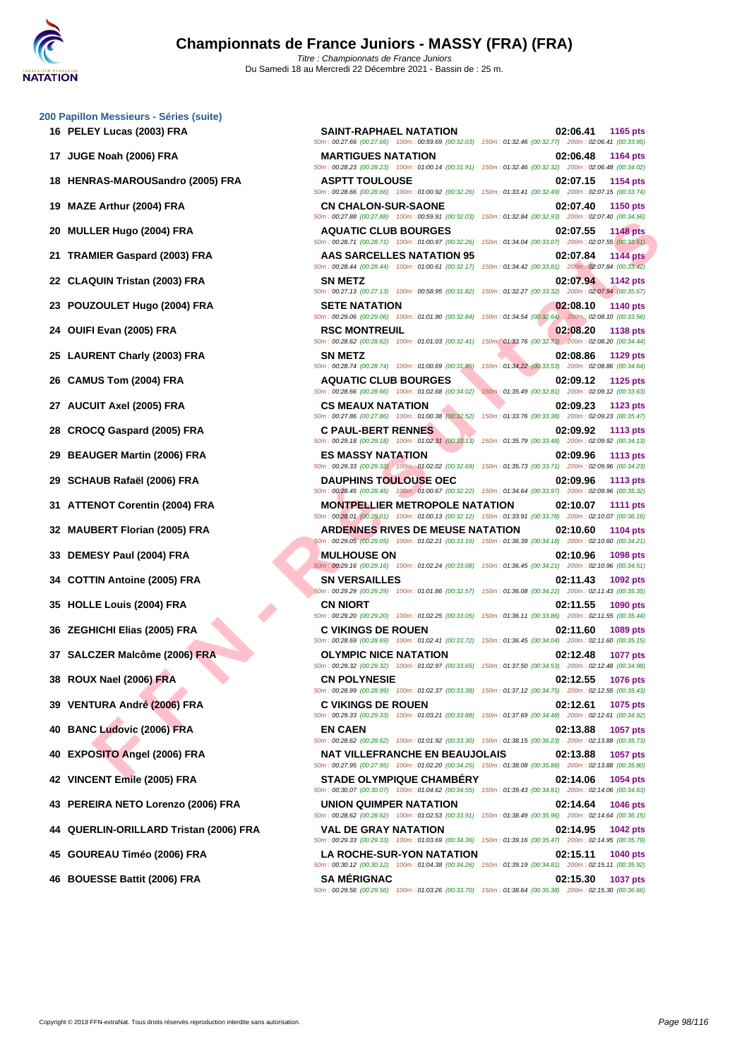# Championnats de France Juniors - MASSY (FRA) (FRA)

*Titre : Championnats de France Juniors*
Du Samedi 18 au Mercredi 22 Décembre 2021 - Bassin de : 25 m.

## 200 Papillon Messieurs - Séries (suite)

| Rang | Nom | Club | Temps | Points |
|---|---|---|---|---|
| 16 | PELEY Lucas (2003) FRA | SAINT-RAPHAEL NATATION | 02:06.41 | 1165 pts |
| | | 50m : 00:27.66 (00:27.66) 100m : 00:59.69 (00:32.03) 150m : 01:32.46 (00:32.77) 200m : 02:06.41 (00:33.95) | | |
| 17 | JUGE Noah (2006) FRA | MARTIGUES NATATION | 02:06.48 | 1164 pts |
| | | 50m : 00:28.23 (00:28.23) 100m : 01:00.14 (00:31.91) 150m : 01:32.46 (00:32.32) 200m : 02:06.48 (00:34.02) | | |
| 18 | HENRAS-MAROUSandro (2005) FRA | ASPTT TOULOUSE | 02:07.15 | 1154 pts |
| | | 50m : 00:28.66 (00:28.66) 100m : 01:00.92 (00:32.26) 150m : 01:33.41 (00:32.49) 200m : 02:07.15 (00:33.74) | | |
| 19 | MAZE Arthur (2004) FRA | CN CHALON-SUR-SAONE | 02:07.40 | 1150 pts |
| | | 50m : 00:27.88 (00:27.88) 100m : 00:59.91 (00:32.03) 150m : 01:32.84 (00:32.93) 200m : 02:07.40 (00:34.56) | | |
| 20 | MULLER Hugo (2004) FRA | AQUATIC CLUB BOURGES | 02:07.55 | 1148 pts |
| | | 50m : 00:28.71 (00:28.71) 100m : 01:00.97 (00:32.26) 150m : 01:34.04 (00:33.07) 200m : 02:07.55 (00:33.51) | | |
| 21 | TRAMIER Gaspard (2003) FRA | AAS SARCELLES NATATION 95 | 02:07.84 | 1144 pts |
| | | 50m : 00:28.44 (00:28.44) 100m : 01:00.61 (00:32.17) 150m : 01:34.42 (00:33.81) 200m : 02:07.84 (00:33.42) | | |
| 22 | CLAQUIN Tristan (2003) FRA | SN METZ | 02:07.94 | 1142 pts |
| | | 50m : 00:27.13 (00:27.13) 100m : 00:58.95 (00:31.82) 150m : 01:32.27 (00:33.32) 200m : 02:07.94 (00:35.67) | | |
| 23 | POUZOULET Hugo (2004) FRA | SETE NATATION | 02:08.10 | 1140 pts |
| | | 50m : 00:29.06 (00:29.06) 100m : 01:01.90 (00:32.84) 150m : 01:34.54 (00:32.64) 200m : 02:08.10 (00:33.56) | | |
| 24 | OUIFI Evan (2005) FRA | RSC MONTREUIL | 02:08.20 | 1138 pts |
| | | 50m : 00:28.62 (00:28.62) 100m : 01:01.03 (00:32.41) 150m : 01:33.76 (00:32.73) 200m : 02:08.20 (00:34.44) | | |
| 25 | LAURENT Charly (2003) FRA | SN METZ | 02:08.86 | 1129 pts |
| | | 50m : 00:28.74 (00:28.74) 100m : 01:00.69 (00:31.95) 150m : 01:34.22 (00:33.53) 200m : 02:08.86 (00:34.64) | | |
| 26 | CAMUS Tom (2004) FRA | AQUATIC CLUB BOURGES | 02:09.12 | 1125 pts |
| | | 50m : 00:28.66 (00:28.66) 100m : 01:02.68 (00:34.02) 150m : 01:35.49 (00:32.81) 200m : 02:09.12 (00:33.63) | | |
| 27 | AUCUIT Axel (2005) FRA | CS MEAUX NATATION | 02:09.23 | 1123 pts |
| | | 50m : 00:27.86 (00:27.86) 100m : 01:00.38 (00:32.52) 150m : 01:33.76 (00:33.38) 200m : 02:09.23 (00:35.47) | | |
| 28 | CROCQ Gaspard (2005) FRA | C PAUL-BERT RENNES | 02:09.92 | 1113 pts |
| | | 50m : 00:29.18 (00:29.18) 100m : 01:02.31 (00:33.13) 150m : 01:35.79 (00:33.48) 200m : 02:09.92 (00:34.13) | | |
| 29 | BEAUGER Martin (2006) FRA | ES MASSY NATATION | 02:09.96 | 1113 pts |
| | | 50m : 00:29.33 (00:29.33) 100m : 01:02.02 (00:32.69) 150m : 01:35.73 (00:33.71) 200m : 02:09.96 (00:34.23) | | |
| 29 | SCHAUB Rafaël (2006) FRA | DAUPHINS TOULOUSE OEC | 02:09.96 | 1113 pts |
| | | 50m : 00:28.45 (00:28.45) 100m : 01:00.67 (00:32.22) 150m : 01:34.64 (00:33.97) 200m : 02:09.96 (00:35.32) | | |
| 31 | ATTENOT Corentin (2004) FRA | MONTPELLIER METROPOLE NATATION | 02:10.07 | 1111 pts |
| | | 50m : 00:28.01 (00:28.01) 100m : 01:00.13 (00:32.12) 150m : 01:33.91 (00:33.78) 200m : 02:10.07 (00:36.16) | | |
| 32 | MAUBERT Florian (2005) FRA | ARDENNES RIVES DE MEUSE NATATION | 02:10.60 | 1104 pts |
| | | 50m : 00:29.05 (00:29.05) 100m : 01:02.21 (00:33.16) 150m : 01:36.39 (00:34.18) 200m : 02:10.60 (00:34.21) | | |
| 33 | DEMESY Paul (2004) FRA | MULHOUSE ON | 02:10.96 | 1098 pts |
| | | 50m : 00:29.16 (00:29.16) 100m : 01:02.24 (00:33.08) 150m : 01:36.45 (00:34.21) 200m : 02:10.96 (00:34.51) | | |
| 34 | COTTIN Antoine (2005) FRA | SN VERSAILLES | 02:11.43 | 1092 pts |
| | | 50m : 00:29.29 (00:29.29) 100m : 01:01.86 (00:32.57) 150m : 01:36.08 (00:34.22) 200m : 02:11.43 (00:35.35) | | |
| 35 | HOLLE Louis (2004) FRA | CN NIORT | 02:11.55 | 1090 pts |
| | | 50m : 00:29.20 (00:29.20) 100m : 01:02.25 (00:33.05) 150m : 01:36.11 (00:33.86) 200m : 02:11.55 (00:35.44) | | |
| 36 | ZEGHICHI Elias (2005) FRA | C VIKINGS DE ROUEN | 02:11.60 | 1089 pts |
| | | 50m : 00:28.69 (00:28.69) 100m : 01:02.41 (00:33.72) 150m : 01:36.45 (00:34.04) 200m : 02:11.60 (00:35.15) | | |
| 37 | SALCZER Malcôme (2006) FRA | OLYMPIC NICE NATATION | 02:12.48 | 1077 pts |
| | | 50m : 00:29.32 (00:29.32) 100m : 01:02.97 (00:33.65) 150m : 01:37.50 (00:34.53) 200m : 02:12.48 (00:34.98) | | |
| 38 | ROUX Nael (2006) FRA | CN POLYNESIE | 02:12.55 | 1076 pts |
| | | 50m : 00:28.99 (00:28.99) 100m : 01:02.37 (00:33.38) 150m : 01:37.12 (00:34.75) 200m : 02:12.55 (00:35.43) | | |
| 39 | VENTURA André (2006) FRA | C VIKINGS DE ROUEN | 02:12.61 | 1075 pts |
| | | 50m : 00:29.33 (00:29.33) 100m : 01:03.21 (00:33.88) 150m : 01:37.69 (00:34.48) 200m : 02:12.61 (00:34.92) | | |
| 40 | BANC Ludovic (2006) FRA | EN CAEN | 02:13.88 | 1057 pts |
| | | 50m : 00:28.62 (00:28.62) 100m : 01:01.92 (00:33.30) 150m : 01:38.15 (00:36.23) 200m : 02:13.88 (00:35.73) | | |
| 40 | EXPOSITO Angel (2006) FRA | NAT VILLEFRANCHE EN BEAUJOLAIS | 02:13.88 | 1057 pts |
| | | 50m : 00:27.95 (00:27.95) 100m : 01:02.20 (00:34.25) 150m : 01:38.08 (00:35.88) 200m : 02:13.88 (00:35.80) | | |
| 42 | VINCENT Emile (2005) FRA | STADE OLYMPIQUE CHAMBÉRY | 02:14.06 | 1054 pts |
| | | 50m : 00:30.07 (00:30.07) 100m : 01:04.62 (00:34.55) 150m : 01:39.43 (00:34.81) 200m : 02:14.06 (00:34.63) | | |
| 43 | PEREIRA NETO Lorenzo (2006) FRA | UNION QUIMPER NATATION | 02:14.64 | 1046 pts |
| | | 50m : 00:28.62 (00:28.62) 100m : 01:02.53 (00:33.91) 150m : 01:38.49 (00:35.96) 200m : 02:14.64 (00:36.15) | | |
| 44 | QUERLIN-ORILLARD Tristan (2006) FRA | VAL DE GRAY NATATION | 02:14.95 | 1042 pts |
| | | 50m : 00:29.33 (00:29.33) 100m : 01:03.69 (00:34.36) 150m : 01:39.16 (00:35.47) 200m : 02:14.95 (00:35.79) | | |
| 45 | GOUREAU Timéo (2006) FRA | LA ROCHE-SUR-YON NATATION | 02:15.11 | 1040 pts |
| | | 50m : 00:30.12 (00:30.12) 100m : 01:04.38 (00:34.26) 150m : 01:39.19 (00:34.81) 200m : 02:15.11 (00:35.92) | | |
| 46 | BOUESSE Battit (2006) FRA | SA MÉRIGNAC | 02:15.30 | 1037 pts |
| | | 50m : 00:29.56 (00:29.56) 100m : 01:03.26 (00:33.70) 150m : 01:38.64 (00:35.38) 200m : 02:15.30 (00:36.66) | | |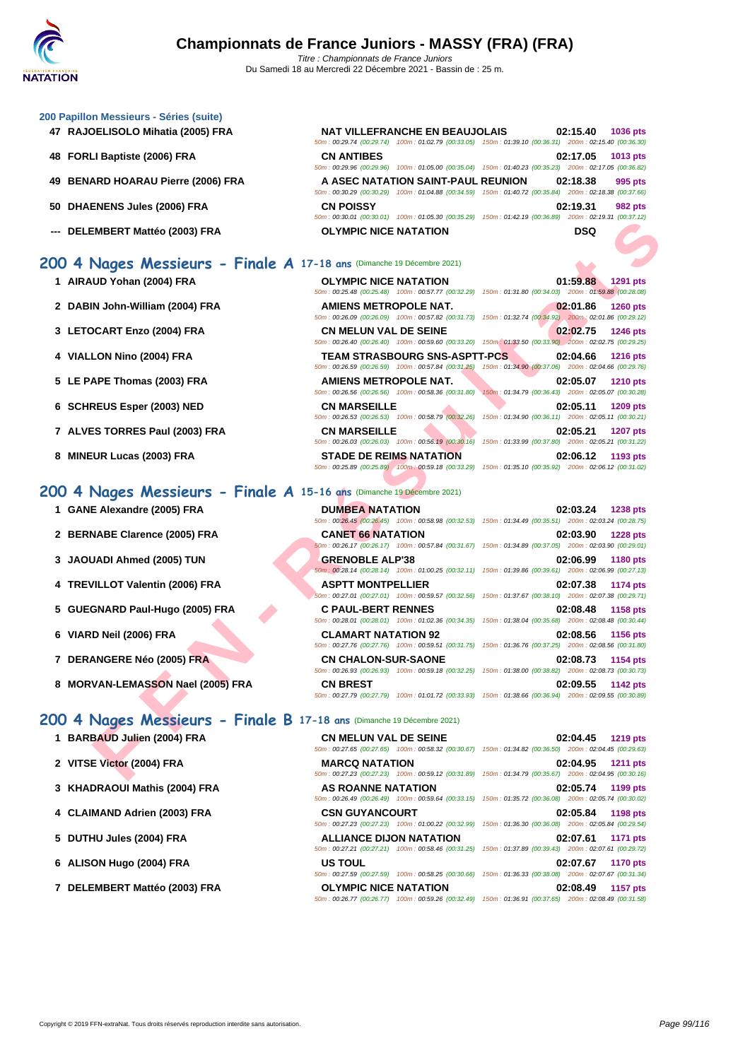# Championnats de France Juniors - MASSY (FRA) (FRA)

*Titre : Championnats de France Juniors*
Du Samedi 18 au Mercredi 22 Décembre 2021 - Bassin de : 25 m.

### 200 Papillon Messieurs - Séries (suite)

| Rang | Nom | Club | Temps | Points |
|---|---|---|---|---|
| 47 | RAJOELISOLO Mihatia (2005) FRA | NAT VILLEFRANCHE EN BEAUJOLAIS | 02:15.40 | 1036 pts |
| | | 50m : 00:29.74 (00:29.74) 100m : 01:02.79 (00:33.05) 150m : 01:39.10 (00:36.31) 200m : 02:15.40 (00:36.30) | | |
| 48 | FORLI Baptiste (2006) FRA | CN ANTIBES | 02:17.05 | 1013 pts |
| | | 50m : 00:29.96 (00:29.96) 100m : 01:05.00 (00:35.04) 150m : 01:40.23 (00:35.23) 200m : 02:17.05 (00:36.82) | | |
| 49 | BENARD HOARAU Pierre (2006) FRA | A ASEC NATATION SAINT-PAUL REUNION | 02:18.38 | 995 pts |
| | | 50m : 00:30.29 (00:30.29) 100m : 01:04.88 (00:34.59) 150m : 01:40.72 (00:35.84) 200m : 02:18.38 (00:37.66) | | |
| 50 | DHAENENS Jules (2006) FRA | CN POISSY | 02:19.31 | 982 pts |
| | | 50m : 00:30.01 (00:30.01) 100m : 01:05.30 (00:35.29) 150m : 01:42.19 (00:36.89) 200m : 02:19.31 (00:37.12) | | |
| --- | DELEMBERT Mattéo (2003) FRA | OLYMPIC NICE NATATION | DSQ | |

## 200 4 Nages Messieurs - Finale A 17-18 ans (Dimanche 19 Décembre 2021)

| Rang | Nom | Club | Temps | Points |
|---|---|---|---|---|
| 1 | AIRAUD Yohan (2004) FRA | OLYMPIC NICE NATATION | 01:59.88 | 1291 pts |
| | | 50m : 00:25.48 (00:25.48) 100m : 00:57.77 (00:32.29) 150m : 01:31.80 (00:34.03) 200m : 01:59.88 (00:28.08) | | |
| 2 | DABIN John-William (2004) FRA | AMIENS METROPOLE NAT. | 02:01.86 | 1260 pts |
| | | 50m : 00:26.09 (00:26.09) 100m : 00:57.82 (00:31.73) 150m : 01:32.74 (00:34.92) 200m : 02:01.86 (00:29.12) | | |
| 3 | LETOCART Enzo (2004) FRA | CN MELUN VAL DE SEINE | 02:02.75 | 1246 pts |
| | | 50m : 00:26.40 (00:26.40) 100m : 00:59.60 (00:33.20) 150m : 01:33.50 (00:33.90) 200m : 02:02.75 (00:29.25) | | |
| 4 | VIALLON Nino (2004) FRA | TEAM STRASBOURG SNS-ASPTT-PCS | 02:04.66 | 1216 pts |
| | | 50m : 00:26.59 (00:26.59) 100m : 00:57.84 (00:31.25) 150m : 01:34.90 (00:37.06) 200m : 02:04.66 (00:29.76) | | |
| 5 | LE PAPE Thomas (2003) FRA | AMIENS METROPOLE NAT. | 02:05.07 | 1210 pts |
| | | 50m : 00:26.56 (00:26.56) 100m : 00:58.36 (00:31.80) 150m : 01:34.79 (00:36.43) 200m : 02:05.07 (00:30.28) | | |
| 6 | SCHREUS Esper (2003) NED | CN MARSEILLE | 02:05.11 | 1209 pts |
| | | 50m : 00:26.53 (00:26.53) 100m : 00:58.79 (00:32.26) 150m : 01:34.90 (00:36.11) 200m : 02:05.11 (00:30.21) | | |
| 7 | ALVES TORRES Paul (2003) FRA | CN MARSEILLE | 02:05.21 | 1207 pts |
| | | 50m : 00:26.03 (00:26.03) 100m : 00:56.19 (00:30.16) 150m : 01:33.99 (00:37.80) 200m : 02:05.21 (00:31.22) | | |
| 8 | MINEUR Lucas (2003) FRA | STADE DE REIMS NATATION | 02:06.12 | 1193 pts |
| | | 50m : 00:25.89 (00:25.89) 100m : 00:59.18 (00:33.29) 150m : 01:35.10 (00:35.92) 200m : 02:06.12 (00:31.02) | | |

## 200 4 Nages Messieurs - Finale A 15-16 ans (Dimanche 19 Décembre 2021)

| Rang | Nom | Club | Temps | Points |
|---|---|---|---|---|
| 1 | GANE Alexandre (2005) FRA | DUMBEA NATATION | 02:03.24 | 1238 pts |
| | | 50m : 00:26.45 (00:26.45) 100m : 00:58.98 (00:32.53) 150m : 01:34.49 (00:35.51) 200m : 02:03.24 (00:28.75) | | |
| 2 | BERNABE Clarence (2005) FRA | CANET 66 NATATION | 02:03.90 | 1228 pts |
| | | 50m : 00:26.17 (00:26.17) 100m : 00:57.84 (00:31.67) 150m : 01:34.89 (00:37.05) 200m : 02:03.90 (00:29.01) | | |
| 3 | JAOUADI Ahmed (2005) TUN | GRENOBLE ALP'38 | 02:06.99 | 1180 pts |
| | | 50m : 00:28.14 (00:28.14) 100m : 01:00.25 (00:32.11) 150m : 01:39.86 (00:39.61) 200m : 02:06.99 (00:27.13) | | |
| 4 | TREVILLOT Valentin (2006) FRA | ASPTT MONTPELLIER | 02:07.38 | 1174 pts |
| | | 50m : 00:27.01 (00:27.01) 100m : 00:59.57 (00:32.56) 150m : 01:37.67 (00:38.10) 200m : 02:07.38 (00:29.71) | | |
| 5 | GUEGNARD Paul-Hugo (2005) FRA | C PAUL-BERT RENNES | 02:08.48 | 1158 pts |
| | | 50m : 00:28.01 (00:28.01) 100m : 01:02.36 (00:34.35) 150m : 01:38.04 (00:35.68) 200m : 02:08.48 (00:30.44) | | |
| 6 | VIARD Neil (2006) FRA | CLAMART NATATION 92 | 02:08.56 | 1156 pts |
| | | 50m : 00:27.76 (00:27.76) 100m : 00:59.51 (00:31.75) 150m : 01:36.76 (00:37.25) 200m : 02:08.56 (00:31.80) | | |
| 7 | DERANGERE Néo (2005) FRA | CN CHALON-SUR-SAONE | 02:08.73 | 1154 pts |
| | | 50m : 00:26.93 (00:26.93) 100m : 00:59.18 (00:32.25) 150m : 01:38.00 (00:38.82) 200m : 02:08.73 (00:30.73) | | |
| 8 | MORVAN-LEMASSON Nael (2005) FRA | CN BREST | 02:09.55 | 1142 pts |
| | | 50m : 00:27.79 (00:27.79) 100m : 01:01.72 (00:33.93) 150m : 01:38.66 (00:36.94) 200m : 02:09.55 (00:30.89) | | |

## 200 4 Nages Messieurs - Finale B 17-18 ans (Dimanche 19 Décembre 2021)

| Rang | Nom | Club | Temps | Points |
|---|---|---|---|---|
| 1 | BARBAUD Julien (2004) FRA | CN MELUN VAL DE SEINE | 02:04.45 | 1219 pts |
| | | 50m : 00:27.65 (00:27.65) 100m : 00:58.32 (00:30.67) 150m : 01:34.82 (00:36.50) 200m : 02:04.45 (00:29.63) | | |
| 2 | VITSE Victor (2004) FRA | MARCQ NATATION | 02:04.95 | 1211 pts |
| | | 50m : 00:27.23 (00:27.23) 100m : 00:59.12 (00:31.89) 150m : 01:34.79 (00:35.67) 200m : 02:04.95 (00:30.16) | | |
| 3 | KHADRAOUI Mathis (2004) FRA | AS ROANNE NATATION | 02:05.74 | 1199 pts |
| | | 50m : 00:26.49 (00:26.49) 100m : 00:59.64 (00:33.15) 150m : 01:35.72 (00:36.08) 200m : 02:05.74 (00:30.02) | | |
| 4 | CLAIMAND Adrien (2003) FRA | CSN GUYANCOURT | 02:05.84 | 1198 pts |
| | | 50m : 00:27.23 (00:27.23) 100m : 01:00.22 (00:32.99) 150m : 01:36.30 (00:36.08) 200m : 02:05.84 (00:29.54) | | |
| 5 | DUTHU Jules (2004) FRA | ALLIANCE DIJON NATATION | 02:07.61 | 1171 pts |
| | | 50m : 00:27.21 (00:27.21) 100m : 00:58.46 (00:31.25) 150m : 01:37.89 (00:39.43) 200m : 02:07.61 (00:29.72) | | |
| 6 | ALISON Hugo (2004) FRA | US TOUL | 02:07.67 | 1170 pts |
| | | 50m : 00:27.59 (00:27.59) 100m : 00:58.25 (00:30.66) 150m : 01:36.33 (00:38.08) 200m : 02:07.67 (00:31.34) | | |
| 7 | DELEMBERT Mattéo (2003) FRA | OLYMPIC NICE NATATION | 02:08.49 | 1157 pts |
| | | 50m : 00:26.77 (00:26.77) 100m : 00:59.26 (00:32.49) 150m : 01:36.91 (00:37.65) 200m : 02:08.49 (00:31.58) | | |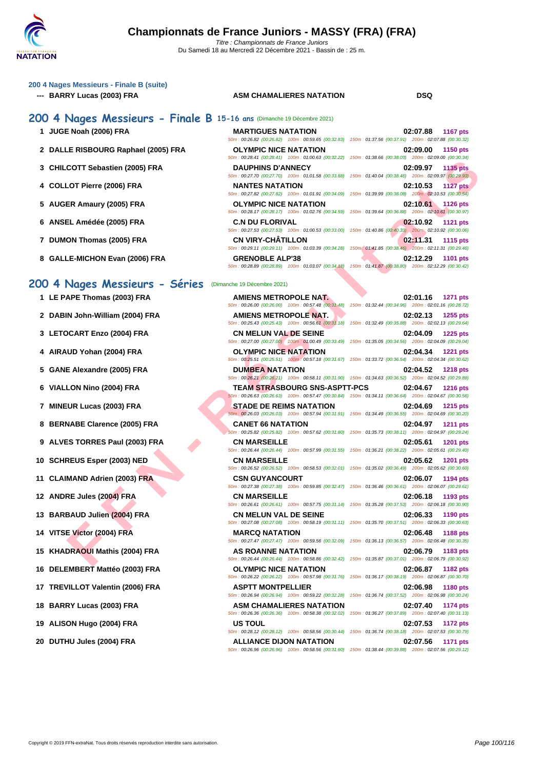# Championnats de France Juniors - MASSY (FRA) (FRA)

*Titre : Championnats de France Juniors*
Du Samedi 18 au Mercredi 22 Décembre 2021 - Bassin de : 25 m.

### 200 4 Nages Messieurs - Finale B (suite)

| Rang | Nom | Club | Temps | Points |
|---|---|---|---|---|
| --- | BARRY Lucas (2003) FRA | ASM CHAMALIERES NATATION | DSQ | |

## 200 4 Nages Messieurs - Finale B 15-16 ans (Dimanche 19 Décembre 2021)

| Rang | Nom | Club | Temps | Points |
|---|---|---|---|---|
| 1 | JUGE Noah (2006) FRA | MARTIGUES NATATION | 02:07.88 | 1167 pts |
| | | 50m : 00:26.82 (00:26.82) 100m : 00:59.65 (00:32.83) 150m : 01:37.56 (00:37.91) 200m : 02:07.88 (00:30.32) | | |
| 2 | DALLE RISBOURG Raphael (2005) FRA | OLYMPIC NICE NATATION | 02:09.00 | 1150 pts |
| | | 50m : 00:28.41 (00:28.41) 100m : 01:00.63 (00:32.22) 150m : 01:38.66 (00:38.03) 200m : 02:09.00 (00:30.34) | | |
| 3 | CHILCOTT Sebastien (2005) FRA | DAUPHINS D'ANNECY | 02:09.97 | 1135 pts |
| | | 50m : 00:27.70 (00:27.70) 100m : 01:01.58 (00:33.88) 150m : 01:40.04 (00:38.46) 200m : 02:09.97 (00:29.93) | | |
| 4 | COLLOT Pierre (2006) FRA | NANTES NATATION | 02:10.53 | 1127 pts |
| | | 50m : 00:27.82 (00:27.82) 100m : 01:01.91 (00:34.09) 150m : 01:39.99 (00:38.08) 200m : 02:10.53 (00:30.54) | | |
| 5 | AUGER Amaury (2005) FRA | OLYMPIC NICE NATATION | 02:10.61 | 1126 pts |
| | | 50m : 00:28.17 (00:28.17) 100m : 01:02.76 (00:34.59) 150m : 01:39.64 (00:36.88) 200m : 02:10.61 (00:30.97) | | |
| 6 | ANSEL Amédée (2005) FRA | C.N DU FLORIVAL | 02:10.92 | 1121 pts |
| | | 50m : 00:27.53 (00:27.53) 100m : 01:00.53 (00:33.00) 150m : 01:40.86 (00:40.33) 200m : 02:10.92 (00:30.06) | | |
| 7 | DUMON Thomas (2005) FRA | CN VIRY-CHÂTILLON | 02:11.31 | 1115 pts |
| | | 50m : 00:29.11 (00:29.11) 100m : 01:03.39 (00:34.28) 150m : 01:41.85 (00:38.46) 200m : 02:11.31 (00:29.46) | | |
| 8 | GALLE-MICHON Evan (2006) FRA | GRENOBLE ALP'38 | 02:12.29 | 1101 pts |
| | | 50m : 00:28.89 (00:28.89) 100m : 01:03.07 (00:34.18) 150m : 01:41.87 (00:38.80) 200m : 02:12.29 (00:30.42) | | |

## 200 4 Nages Messieurs - Séries (Dimanche 19 Décembre 2021)

| Rang | Nom | Club | Temps | Points |
|---|---|---|---|---|
| 1 | LE PAPE Thomas (2003) FRA | AMIENS METROPOLE NAT. | 02:01.16 | 1271 pts |
| | | 50m : 00:26.00 (00:26.00) 100m : 00:57.48 (00:31.48) 150m : 01:32.44 (00:34.96) 200m : 02:01.16 (00:28.72) | | |
| 2 | DABIN John-William (2004) FRA | AMIENS METROPOLE NAT. | 02:02.13 | 1255 pts |
| | | 50m : 00:25.43 (00:25.43) 100m : 00:56.61 (00:31.18) 150m : 01:32.49 (00:35.88) 200m : 02:02.13 (00:29.64) | | |
| 3 | LETOCART Enzo (2004) FRA | CN MELUN VAL DE SEINE | 02:04.09 | 1225 pts |
| | | 50m : 00:27.00 (00:27.00) 100m : 01:00.49 (00:33.49) 150m : 01:35.05 (00:34.56) 200m : 02:04.09 (00:29.04) | | |
| 4 | AIRAUD Yohan (2004) FRA | OLYMPIC NICE NATATION | 02:04.34 | 1221 pts |
| | | 50m : 00:25.51 (00:25.51) 100m : 00:57.18 (00:31.67) 150m : 01:33.72 (00:36.54) 200m : 02:04.34 (00:30.62) | | |
| 5 | GANE Alexandre (2005) FRA | DUMBEA NATATION | 02:04.52 | 1218 pts |
| | | 50m : 00:26.21 (00:26.21) 100m : 00:58.11 (00:31.90) 150m : 01:34.63 (00:36.52) 200m : 02:04.52 (00:29.89) | | |
| 6 | VIALLON Nino (2004) FRA | TEAM STRASBOURG SNS-ASPTT-PCS | 02:04.67 | 1216 pts |
| | | 50m : 00:26.63 (00:26.63) 100m : 00:57.47 (00:30.84) 150m : 01:34.11 (00:36.64) 200m : 02:04.67 (00:30.56) | | |
| 7 | MINEUR Lucas (2003) FRA | STADE DE REIMS NATATION | 02:04.69 | 1215 pts |
| | | 50m : 00:26.03 (00:26.03) 100m : 00:57.94 (00:31.91) 150m : 01:34.49 (00:36.55) 200m : 02:04.69 (00:30.20) | | |
| 8 | BERNABE Clarence (2005) FRA | CANET 66 NATATION | 02:04.97 | 1211 pts |
| | | 50m : 00:25.82 (00:25.82) 100m : 00:57.62 (00:31.80) 150m : 01:35.73 (00:38.11) 200m : 02:04.97 (00:29.24) | | |
| 9 | ALVES TORRES Paul (2003) FRA | CN MARSEILLE | 02:05.61 | 1201 pts |
| | | 50m : 00:26.44 (00:26.44) 100m : 00:57.99 (00:31.55) 150m : 01:36.21 (00:38.22) 200m : 02:05.61 (00:29.40) | | |
| 10 | SCHREUS Esper (2003) NED | CN MARSEILLE | 02:05.62 | 1201 pts |
| | | 50m : 00:26.52 (00:26.52) 100m : 00:58.53 (00:32.01) 150m : 01:35.02 (00:36.49) 200m : 02:05.62 (00:30.60) | | |
| 11 | CLAIMAND Adrien (2003) FRA | CSN GUYANCOURT | 02:06.07 | 1194 pts |
| | | 50m : 00:27.38 (00:27.38) 100m : 00:59.85 (00:32.47) 150m : 01:36.46 (00:36.61) 200m : 02:06.07 (00:29.61) | | |
| 12 | ANDRE Jules (2004) FRA | CN MARSEILLE | 02:06.18 | 1193 pts |
| | | 50m : 00:26.61 (00:26.61) 100m : 00:57.75 (00:31.14) 150m : 01:35.28 (00:37.53) 200m : 02:06.18 (00:30.90) | | |
| 13 | BARBAUD Julien (2004) FRA | CN MELUN VAL DE SEINE | 02:06.33 | 1190 pts |
| | | 50m : 00:27.08 (00:27.08) 100m : 00:58.19 (00:31.11) 150m : 01:35.70 (00:37.51) 200m : 02:06.33 (00:30.63) | | |
| 14 | VITSE Victor (2004) FRA | MARCQ NATATION | 02:06.48 | 1188 pts |
| | | 50m : 00:27.47 (00:27.47) 100m : 00:59.56 (00:32.09) 150m : 01:36.13 (00:36.57) 200m : 02:06.48 (00:30.35) | | |
| 15 | KHADRAOUI Mathis (2004) FRA | AS ROANNE NATATION | 02:06.79 | 1183 pts |
| | | 50m : 00:26.44 (00:26.44) 100m : 00:58.86 (00:32.42) 150m : 01:35.87 (00:37.01) 200m : 02:06.79 (00:30.92) | | |
| 16 | DELEMBERT Mattéo (2003) FRA | OLYMPIC NICE NATATION | 02:06.87 | 1182 pts |
| | | 50m : 00:26.22 (00:26.22) 100m : 00:57.98 (00:31.76) 150m : 01:36.17 (00:38.19) 200m : 02:06.87 (00:30.70) | | |
| 17 | TREVILLOT Valentin (2006) FRA | ASPTT MONTPELLIER | 02:06.98 | 1180 pts |
| | | 50m : 00:26.94 (00:26.94) 100m : 00:59.22 (00:32.28) 150m : 01:36.74 (00:37.52) 200m : 02:06.98 (00:30.24) | | |
| 18 | BARRY Lucas (2003) FRA | ASM CHAMALIERES NATATION | 02:07.40 | 1174 pts |
| | | 50m : 00:26.36 (00:26.36) 100m : 00:58.38 (00:32.02) 150m : 01:36.27 (00:37.89) 200m : 02:07.40 (00:31.13) | | |
| 19 | ALISON Hugo (2004) FRA | US TOUL | 02:07.53 | 1172 pts |
| | | 50m : 00:28.12 (00:28.12) 100m : 00:58.56 (00:30.44) 150m : 01:36.74 (00:38.18) 200m : 02:07.53 (00:30.79) | | |
| 20 | DUTHU Jules (2004) FRA | ALLIANCE DIJON NATATION | 02:07.56 | 1171 pts |
| | | 50m : 00:26.96 (00:26.96) 100m : 00:58.56 (00:31.60) 150m : 01:38.44 (00:39.88) 200m : 02:07.56 (00:29.12) | | |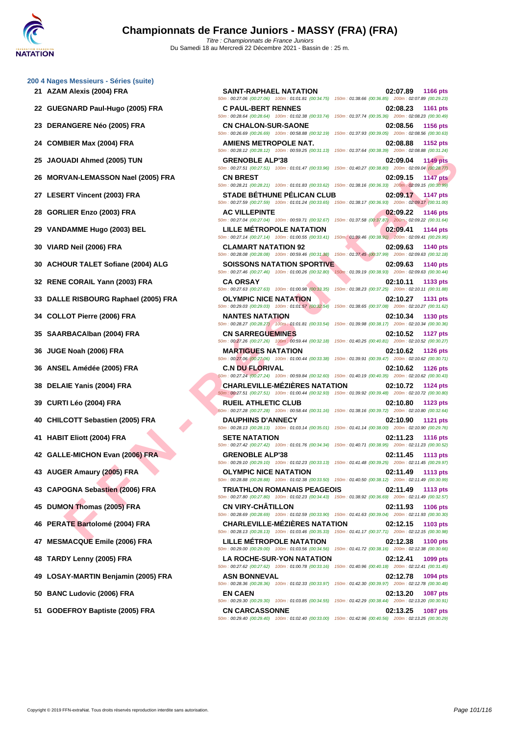# Championnats de France Juniors - MASSY (FRA) (FRA)

*Titre : Championnats de France Juniors*
Du Samedi 18 au Mercredi 22 Décembre 2021 - Bassin de : 25 m.

## 200 4 Nages Messieurs - Séries (suite)

| Rang | Nom | Club | Temps | Points | Splits |
|---|---|---|---|---|---|
| 21 | AZAM Alexis (2004) FRA | SAINT-RAPHAEL NATATION | 02:07.89 | 1166 pts | 50m : 00:27.06 (00:27.06) 100m : 01:01.81 (00:34.75) 150m : 01:38.66 (00:36.85) 200m : 02:07.89 (00:29.23) |
| 22 | GUEGNARD Paul-Hugo (2005) FRA | C PAUL-BERT RENNES | 02:08.23 | 1161 pts | 50m : 00:28.64 (00:28.64) 100m : 01:02.38 (00:33.74) 150m : 01:37.74 (00:35.36) 200m : 02:08.23 (00:30.49) |
| 23 | DERANGERE Néo (2005) FRA | CN CHALON-SUR-SAONE | 02:08.56 | 1156 pts | 50m : 00:26.69 (00:26.69) 100m : 00:58.88 (00:32.19) 150m : 01:37.93 (00:39.05) 200m : 02:08.56 (00:30.63) |
| 24 | COMBIER Max (2004) FRA | AMIENS METROPOLE NAT. | 02:08.88 | 1152 pts | 50m : 00:28.12 (00:28.12) 100m : 00:59.25 (00:31.13) 150m : 01:37.64 (00:38.39) 200m : 02:08.88 (00:31.24) |
| 25 | JAOUADI Ahmed (2005) TUN | GRENOBLE ALP'38 | 02:09.04 | 1149 pts | 50m : 00:27.51 (00:27.51) 100m : 01:01.47 (00:33.96) 150m : 01:40.27 (00:38.80) 200m : 02:09.04 (00:28.77) |
| 26 | MORVAN-LEMASSON Nael (2005) FRA | CN BREST | 02:09.15 | 1147 pts | 50m : 00:28.21 (00:28.21) 100m : 01:01.83 (00:33.62) 150m : 01:38.16 (00:36.33) 200m : 02:09.15 (00:30.99) |
| 27 | LESERT Vincent (2003) FRA | STADE BÉTHUNE PÉLICAN CLUB | 02:09.17 | 1147 pts | 50m : 00:27.59 (00:27.59) 100m : 01:01.24 (00:33.65) 150m : 01:38.17 (00:36.93) 200m : 02:09.17 (00:31.00) |
| 28 | GORLIER Enzo (2003) FRA | AC VILLEPINTE | 02:09.22 | 1146 pts | 50m : 00:27.04 (00:27.04) 100m : 00:59.71 (00:32.67) 150m : 01:37.58 (00:37.87) 200m : 02:09.22 (00:31.64) |
| 29 | VANDAMME Hugo (2003) BEL | LILLE MÉTROPOLE NATATION | 02:09.41 | 1144 pts | 50m : 00:27.14 (00:27.14) 100m : 01:00.55 (00:33.41) 150m : 01:39.46 (00:38.91) 200m : 02:09.41 (00:29.95) |
| 30 | VIARD Neil (2006) FRA | CLAMART NATATION 92 | 02:09.63 | 1140 pts | 50m : 00:28.08 (00:28.08) 100m : 00:59.46 (00:31.38) 150m : 01:37.45 (00:37.99) 200m : 02:09.63 (00:32.18) |
| 30 | ACHOUR TALET Sofiane (2004) ALG | SOISSONS NATATION SPORTIVE | 02:09.63 | 1140 pts | 50m : 00:27.46 (00:27.46) 100m : 01:00.26 (00:32.80) 150m : 01:39.19 (00:38.93) 200m : 02:09.63 (00:30.44) |
| 32 | RENE CORAIL Yann (2003) FRA | CA ORSAY | 02:10.11 | 1133 pts | 50m : 00:27.63 (00:27.63) 100m : 01:00.98 (00:33.35) 150m : 01:38.23 (00:37.25) 200m : 02:10.11 (00:31.88) |
| 33 | DALLE RISBOURG Raphael (2005) FRA | OLYMPIC NICE NATATION | 02:10.27 | 1131 pts | 50m : 00:29.03 (00:29.03) 100m : 01:01.57 (00:32.54) 150m : 01:38.65 (00:37.08) 200m : 02:10.27 (00:31.62) |
| 34 | COLLOT Pierre (2006) FRA | NANTES NATATION | 02:10.34 | 1130 pts | 50m : 00:28.27 (00:28.27) 100m : 01:01.81 (00:33.54) 150m : 01:39.98 (00:38.17) 200m : 02:10.34 (00:30.36) |
| 35 | SAARBACAlban (2004) FRA | CN SARREGUEMINES | 02:10.52 | 1127 pts | 50m : 00:27.26 (00:27.26) 100m : 00:59.44 (00:32.18) 150m : 01:40.25 (00:40.81) 200m : 02:10.52 (00:30.27) |
| 36 | JUGE Noah (2006) FRA | MARTIGUES NATATION | 02:10.62 | 1126 pts | 50m : 00:27.06 (00:27.06) 100m : 01:00.44 (00:33.38) 150m : 01:39.91 (00:39.47) 200m : 02:10.62 (00:30.71) |
| 36 | ANSEL Amédée (2005) FRA | C.N DU FLORIVAL | 02:10.62 | 1126 pts | 50m : 00:27.24 (00:27.24) 100m : 00:59.84 (00:32.60) 150m : 01:40.19 (00:40.35) 200m : 02:10.62 (00:30.43) |
| 38 | DELAIE Yanis (2004) FRA | CHARLEVILLE-MÉZIÈRES NATATION | 02:10.72 | 1124 pts | 50m : 00:27.51 (00:27.51) 100m : 01:00.44 (00:32.93) 150m : 01:39.92 (00:39.48) 200m : 02:10.72 (00:30.80) |
| 39 | CURTI Léo (2004) FRA | RUEIL ATHLETIC CLUB | 02:10.80 | 1123 pts | 50m : 00:27.28 (00:27.28) 100m : 00:58.44 (00:31.16) 150m : 01:38.16 (00:39.72) 200m : 02:10.80 (00:32.64) |
| 40 | CHILCOTT Sebastien (2005) FRA | DAUPHINS D'ANNECY | 02:10.90 | 1121 pts | 50m : 00:28.13 (00:28.13) 100m : 01:03.14 (00:35.01) 150m : 01:41.14 (00:38.00) 200m : 02:10.90 (00:29.76) |
| 41 | HABIT Eliott (2004) FRA | SETE NATATION | 02:11.23 | 1116 pts | 50m : 00:27.42 (00:27.42) 100m : 01:01.76 (00:34.34) 150m : 01:40.71 (00:38.95) 200m : 02:11.23 (00:30.52) |
| 42 | GALLE-MICHON Evan (2006) FRA | GRENOBLE ALP'38 | 02:11.45 | 1113 pts | 50m : 00:29.10 (00:29.10) 100m : 01:02.23 (00:33.13) 150m : 01:41.48 (00:39.25) 200m : 02:11.45 (00:29.97) |
| 43 | AUGER Amaury (2005) FRA | OLYMPIC NICE NATATION | 02:11.49 | 1113 pts | 50m : 00:28.88 (00:28.88) 100m : 01:02.38 (00:33.50) 150m : 01:40.50 (00:38.12) 200m : 02:11.49 (00:30.99) |
| 43 | CAPOGNA Sebastien (2006) FRA | TRIATHLON ROMANAIS PEAGEOIS | 02:11.49 | 1113 pts | 50m : 00:27.80 (00:27.80) 100m : 01:02.23 (00:34.43) 150m : 01:38.92 (00:36.69) 200m : 02:11.49 (00:32.57) |
| 45 | DUMON Thomas (2005) FRA | CN VIRY-CHÂTILLON | 02:11.93 | 1106 pts | 50m : 00:28.69 (00:28.69) 100m : 01:02.59 (00:33.90) 150m : 01:41.63 (00:39.04) 200m : 02:11.93 (00:30.30) |
| 46 | PERATE Bartolomé (2004) FRA | CHARLEVILLE-MÉZIÈRES NATATION | 02:12.15 | 1103 pts | 50m : 00:28.13 (00:28.13) 100m : 01:03.46 (00:35.33) 150m : 01:41.17 (00:37.71) 200m : 02:12.15 (00:30.98) |
| 47 | MESMACQUE Emile (2006) FRA | LILLE MÉTROPOLE NATATION | 02:12.38 | 1100 pts | 50m : 00:29.00 (00:29.00) 100m : 01:03.56 (00:34.56) 150m : 01:41.72 (00:38.16) 200m : 02:12.38 (00:30.66) |
| 48 | TARDY Lenny (2005) FRA | LA ROCHE-SUR-YON NATATION | 02:12.41 | 1099 pts | 50m : 00:27.62 (00:27.62) 100m : 01:00.78 (00:33.16) 150m : 01:40.96 (00:40.18) 200m : 02:12.41 (00:31.45) |
| 49 | LOSAY-MARTIN Benjamin (2005) FRA | ASN BONNEVAL | 02:12.78 | 1094 pts | 50m : 00:28.36 (00:28.36) 100m : 01:02.33 (00:33.97) 150m : 01:42.30 (00:39.97) 200m : 02:12.78 (00:30.48) |
| 50 | BANC Ludovic (2006) FRA | EN CAEN | 02:13.20 | 1087 pts | 50m : 00:29.30 (00:29.30) 100m : 01:03.85 (00:34.55) 150m : 01:42.29 (00:38.44) 200m : 02:13.20 (00:30.91) |
| 51 | GODEFROY Baptiste (2005) FRA | CN CARCASSONNE | 02:13.25 | 1087 pts | 50m : 00:29.40 (00:29.40) 100m : 01:02.40 (00:33.00) 150m : 01:42.96 (00:40.56) 200m : 02:13.25 (00:30.29) |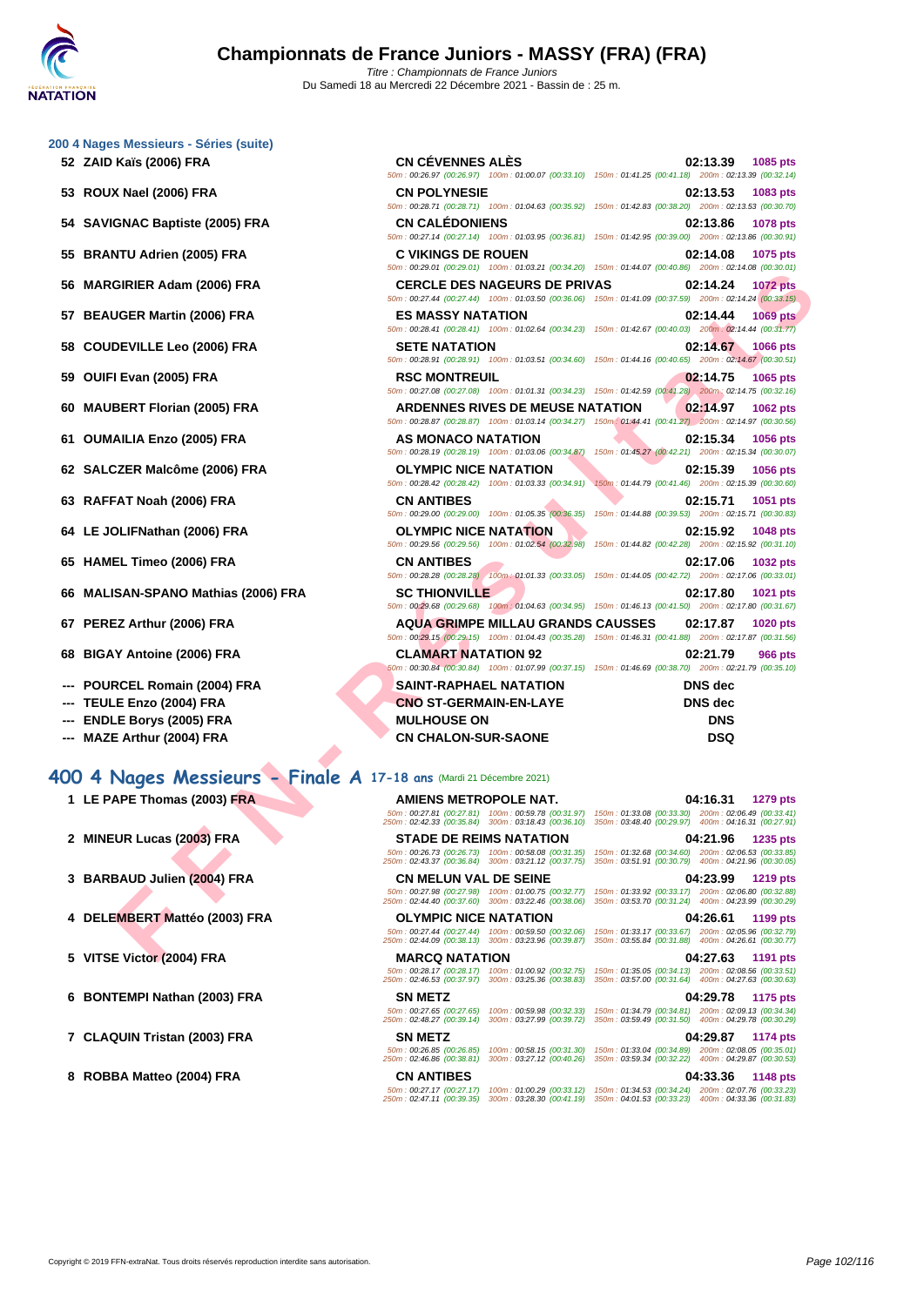# Championnats de France Juniors - MASSY (FRA) (FRA)

*Titre : Championnats de France Juniors*
Du Samedi 18 au Mercredi 22 Décembre 2021 - Bassin de : 25 m.

### 200 4 Nages Messieurs - Séries (suite)

| Place | Nom | Club | Temps | Points |
|---|---|---|---|---|
| 52 | ZAID Kaïs (2006) FRA | CN CÉVENNES ALÈS | 02:13.39 | 1085 pts |
| | | 50m : 00:26.97 (00:26.97) 100m : 01:00.07 (00:33.10) 150m : 01:41.25 (00:41.18) 200m : 02:13.39 (00:32.14) | | |
| 53 | ROUX Nael (2006) FRA | CN POLYNESIE | 02:13.53 | 1083 pts |
| | | 50m : 00:28.71 (00:28.71) 100m : 01:04.63 (00:35.92) 150m : 01:42.83 (00:38.20) 200m : 02:13.53 (00:30.70) | | |
| 54 | SAVIGNAC Baptiste (2005) FRA | CN CALÉDONIENS | 02:13.86 | 1078 pts |
| | | 50m : 00:27.14 (00:27.14) 100m : 01:03.95 (00:36.81) 150m : 01:42.95 (00:39.00) 200m : 02:13.86 (00:30.91) | | |
| 55 | BRANTU Adrien (2005) FRA | C VIKINGS DE ROUEN | 02:14.08 | 1075 pts |
| | | 50m : 00:29.01 (00:29.01) 100m : 01:03.21 (00:34.20) 150m : 01:44.07 (00:40.86) 200m : 02:14.08 (00:30.01) | | |
| 56 | MARGIRIER Adam (2006) FRA | CERCLE DES NAGEURS DE PRIVAS | 02:14.24 | 1072 pts |
| | | 50m : 00:27.44 (00:27.44) 100m : 01:03.50 (00:36.06) 150m : 01:41.09 (00:37.59) 200m : 02:14.24 (00:33.15) | | |
| 57 | BEAUGER Martin (2006) FRA | ES MASSY NATATION | 02:14.44 | 1069 pts |
| | | 50m : 00:28.41 (00:28.41) 100m : 01:02.64 (00:34.23) 150m : 01:42.67 (00:40.03) 200m : 02:14.44 (00:31.77) | | |
| 58 | COUDEVILLE Leo (2006) FRA | SETE NATATION | 02:14.67 | 1066 pts |
| | | 50m : 00:28.91 (00:28.91) 100m : 01:03.51 (00:34.60) 150m : 01:44.16 (00:40.65) 200m : 02:14.67 (00:30.51) | | |
| 59 | OUIFI Evan (2005) FRA | RSC MONTREUIL | 02:14.75 | 1065 pts |
| | | 50m : 00:27.08 (00:27.08) 100m : 01:01.31 (00:34.23) 150m : 01:42.59 (00:41.28) 200m : 02:14.75 (00:32.16) | | |
| 60 | MAUBERT Florian (2005) FRA | ARDENNES RIVES DE MEUSE NATATION | 02:14.97 | 1062 pts |
| | | 50m : 00:28.87 (00:28.87) 100m : 01:03.14 (00:34.27) 150m : 01:44.41 (00:41.27) 200m : 02:14.97 (00:30.56) | | |
| 61 | OUMAILIA Enzo (2005) FRA | AS MONACO NATATION | 02:15.34 | 1056 pts |
| | | 50m : 00:28.19 (00:28.19) 100m : 01:03.06 (00:34.87) 150m : 01:45.27 (00:42.21) 200m : 02:15.34 (00:30.07) | | |
| 62 | SALCZER Malcôme (2006) FRA | OLYMPIC NICE NATATION | 02:15.39 | 1056 pts |
| | | 50m : 00:28.42 (00:28.42) 100m : 01:03.33 (00:34.91) 150m : 01:44.79 (00:41.46) 200m : 02:15.39 (00:30.60) | | |
| 63 | RAFFAT Noah (2006) FRA | CN ANTIBES | 02:15.71 | 1051 pts |
| | | 50m : 00:29.00 (00:29.00) 100m : 01:05.35 (00:36.35) 150m : 01:44.88 (00:39.53) 200m : 02:15.71 (00:30.83) | | |
| 64 | LE JOLIFNathan (2006) FRA | OLYMPIC NICE NATATION | 02:15.92 | 1048 pts |
| | | 50m : 00:29.56 (00:29.56) 100m : 01:02.54 (00:32.98) 150m : 01:44.82 (00:42.28) 200m : 02:15.92 (00:31.10) | | |
| 65 | HAMEL Timeo (2006) FRA | CN ANTIBES | 02:17.06 | 1032 pts |
| | | 50m : 00:28.28 (00:28.28) 100m : 01:01.33 (00:33.05) 150m : 01:44.05 (00:42.72) 200m : 02:17.06 (00:33.01) | | |
| 66 | MALISAN-SPANO Mathias (2006) FRA | SC THIONVILLE | 02:17.80 | 1021 pts |
| | | 50m : 00:29.68 (00:29.68) 100m : 01:04.63 (00:34.95) 150m : 01:46.13 (00:41.50) 200m : 02:17.80 (00:31.67) | | |
| 67 | PEREZ Arthur (2006) FRA | AQUA GRIMPE MILLAU GRANDS CAUSSES | 02:17.87 | 1020 pts |
| | | 50m : 00:29.15 (00:29.15) 100m : 01:04.43 (00:35.28) 150m : 01:46.31 (00:41.88) 200m : 02:17.87 (00:31.56) | | |
| 68 | BIGAY Antoine (2006) FRA | CLAMART NATATION 92 | 02:21.79 | 966 pts |
| | | 50m : 00:30.84 (00:30.84) 100m : 01:07.99 (00:37.15) 150m : 01:46.69 (00:38.70) 200m : 02:21.79 (00:35.10) | | |
| --- | POURCEL Romain (2004) FRA | SAINT-RAPHAEL NATATION | DNS dec | |
| --- | TEULE Enzo (2004) FRA | CNO ST-GERMAIN-EN-LAYE | DNS dec | |
| --- | ENDLE Borys (2005) FRA | MULHOUSE ON | DNS | |
| --- | MAZE Arthur (2004) FRA | CN CHALON-SUR-SAONE | DSQ | |

## 400 4 Nages Messieurs - Finale A 17-18 ans (Mardi 21 Décembre 2021)

| Place | Nom | Club | Temps | Points |
|---|---|---|---|---|
| 1 | LE PAPE Thomas (2003) FRA | AMIENS METROPOLE NAT. | 04:16.31 | 1279 pts |
| | | 50m : 00:27.81 (00:27.81) 100m : 00:59.78 (00:31.97) 150m : 01:33.08 (00:33.30) 200m : 02:06.49 (00:33.41) 250m : 02:42.33 (00:35.84) 300m : 03:18.43 (00:36.10) 350m : 03:48.40 (00:29.97) 400m : 04:16.31 (00:27.91) | | |
| 2 | MINEUR Lucas (2003) FRA | STADE DE REIMS NATATION | 04:21.96 | 1235 pts |
| | | 50m : 00:26.73 (00:26.73) 100m : 00:58.08 (00:31.35) 150m : 01:32.68 (00:34.60) 200m : 02:06.53 (00:33.85) 250m : 02:43.37 (00:36.84) 300m : 03:21.12 (00:37.75) 350m : 03:51.91 (00:30.79) 400m : 04:21.96 (00:30.05) | | |
| 3 | BARBAUD Julien (2004) FRA | CN MELUN VAL DE SEINE | 04:23.99 | 1219 pts |
| | | 50m : 00:27.98 (00:27.98) 100m : 01:00.75 (00:32.77) 150m : 01:33.92 (00:33.17) 200m : 02:06.80 (00:32.88) 250m : 02:44.40 (00:37.60) 300m : 03:22.46 (00:38.06) 350m : 03:53.70 (00:31.24) 400m : 04:23.99 (00:30.29) | | |
| 4 | DELEMBERT Mattéo (2003) FRA | OLYMPIC NICE NATATION | 04:26.61 | 1199 pts |
| | | 50m : 00:27.44 (00:27.44) 100m : 00:59.50 (00:32.06) 150m : 01:33.17 (00:33.67) 200m : 02:05.96 (00:32.79) 250m : 02:44.09 (00:38.13) 300m : 03:23.96 (00:39.87) 350m : 03:55.84 (00:31.88) 400m : 04:26.61 (00:30.77) | | |
| 5 | VITSE Victor (2004) FRA | MARCQ NATATION | 04:27.63 | 1191 pts |
| | | 50m : 00:28.17 (00:28.17) 100m : 01:00.92 (00:32.75) 150m : 01:35.05 (00:34.13) 200m : 02:08.56 (00:33.51) 250m : 02:46.53 (00:37.97) 300m : 03:25.36 (00:38.83) 350m : 03:57.00 (00:31.64) 400m : 04:27.63 (00:30.63) | | |
| 6 | BONTEMPI Nathan (2003) FRA | SN METZ | 04:29.78 | 1175 pts |
| | | 50m : 00:27.65 (00:27.65) 100m : 00:59.98 (00:32.33) 150m : 01:34.79 (00:34.81) 200m : 02:09.13 (00:34.34) 250m : 02:48.27 (00:39.14) 300m : 03:27.99 (00:39.72) 350m : 03:59.49 (00:31.50) 400m : 04:29.78 (00:30.29) | | |
| 7 | CLAQUIN Tristan (2003) FRA | SN METZ | 04:29.87 | 1174 pts |
| | | 50m : 00:26.85 (00:26.85) 100m : 00:58.15 (00:31.30) 150m : 01:33.04 (00:34.89) 200m : 02:08.05 (00:35.01) 250m : 02:46.86 (00:38.81) 300m : 03:27.12 (00:40.26) 350m : 03:59.34 (00:32.22) 400m : 04:29.87 (00:30.53) | | |
| 8 | ROBBA Matteo (2004) FRA | CN ANTIBES | 04:33.36 | 1148 pts |
| | | 50m : 00:27.17 (00:27.17) 100m : 01:00.29 (00:33.12) 150m : 01:34.53 (00:34.24) 200m : 02:07.76 (00:33.23) 250m : 02:47.11 (00:39.35) 300m : 03:28.30 (00:41.19) 350m : 04:01.53 (00:33.23) 400m : 04:33.36 (00:31.83) | | |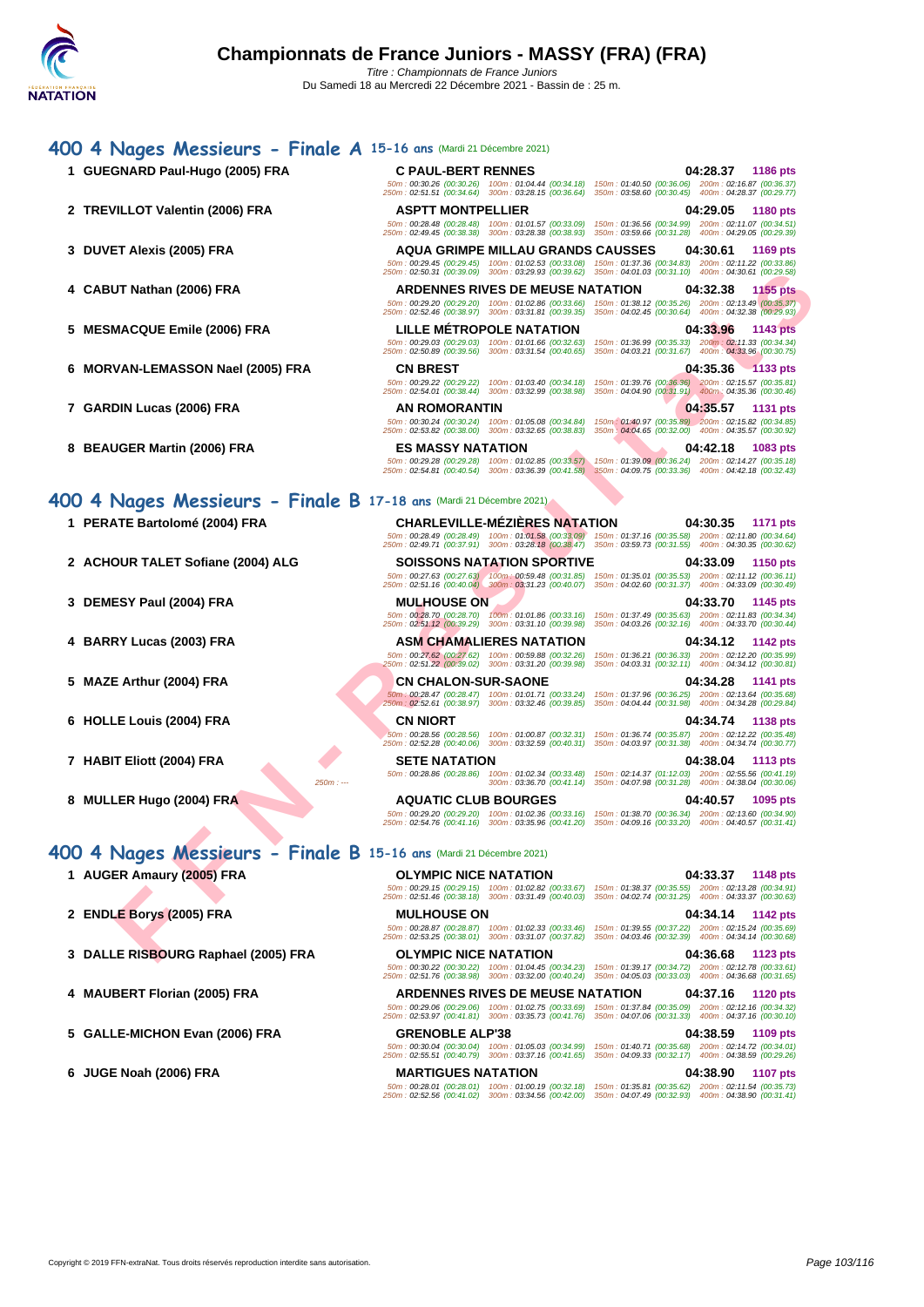# Championnats de France Juniors - MASSY (FRA) (FRA)

*Titre : Championnats de France Juniors*
Du Samedi 18 au Mercredi 22 Décembre 2021 - Bassin de : 25 m.

## 400 4 Nages Messieurs - Finale A 15-16 ans (Mardi 21 Décembre 2021)

| Rg | Nom | Club | Temps | Points |
|---|---|---|---|---|
| 1 | GUEGNARD Paul-Hugo (2005) FRA | C PAUL-BERT RENNES | 04:28.37 | 1186 pts |
| | | 50m : 00:30.26 (00:30.26) 100m : 01:04.44 (00:34.18) 150m : 01:40.50 (00:36.06) 200m : 02:16.87 (00:36.37) 250m : 02:51.51 (00:34.64) 300m : 03:28.15 (00:36.64) 350m : 03:58.60 (00:30.45) 400m : 04:28.37 (00:29.77) | | |
| 2 | TREVILLOT Valentin (2006) FRA | ASPTT MONTPELLIER | 04:29.05 | 1180 pts |
| | | 50m : 00:28.48 (00:28.48) 100m : 01:01.57 (00:33.09) 150m : 01:36.56 (00:34.99) 200m : 02:11.07 (00:34.51) 250m : 02:49.45 (00:38.38) 300m : 03:28.38 (00:38.93) 350m : 03:59.66 (00:31.28) 400m : 04:29.05 (00:29.39) | | |
| 3 | DUVET Alexis (2005) FRA | AQUA GRIMPE MILLAU GRANDS CAUSSES | 04:30.61 | 1169 pts |
| | | 50m : 00:29.45 (00:29.45) 100m : 01:02.53 (00:33.08) 150m : 01:37.36 (00:34.83) 200m : 02:11.22 (00:33.86) 250m : 02:50.31 (00:39.09) 300m : 03:29.93 (00:39.62) 350m : 04:01.03 (00:31.10) 400m : 04:30.61 (00:29.58) | | |
| 4 | CABUT Nathan (2006) FRA | ARDENNES RIVES DE MEUSE NATATION | 04:32.38 | 1155 pts |
| | | 50m : 00:29.20 (00:29.20) 100m : 01:02.86 (00:33.66) 150m : 01:38.12 (00:35.26) 200m : 02:13.49 (00:35.37) 250m : 02:52.46 (00:38.97) 300m : 03:31.81 (00:39.35) 350m : 04:02.45 (00:30.64) 400m : 04:32.38 (00:29.93) | | |
| 5 | MESMACQUE Emile (2006) FRA | LILLE MÉTROPOLE NATATION | 04:33.96 | 1143 pts |
| | | 50m : 00:29.03 (00:29.03) 100m : 01:01.66 (00:32.63) 150m : 01:36.99 (00:35.33) 200m : 02:11.33 (00:34.34) 250m : 02:50.89 (00:39.56) 300m : 03:31.54 (00:40.65) 350m : 04:03.21 (00:31.67) 400m : 04:33.96 (00:30.75) | | |
| 6 | MORVAN-LEMASSON Nael (2005) FRA | CN BREST | 04:35.36 | 1133 pts |
| | | 50m : 00:29.22 (00:29.22) 100m : 01:03.40 (00:34.18) 150m : 01:39.76 (00:36.36) 200m : 02:15.57 (00:35.81) 250m : 02:54.01 (00:38.44) 300m : 03:32.99 (00:38.98) 350m : 04:04.90 (00:31.91) 400m : 04:35.36 (00:30.46) | | |
| 7 | GARDIN Lucas (2006) FRA | AN ROMORANTIN | 04:35.57 | 1131 pts |
| | | 50m : 00:30.24 (00:30.24) 100m : 01:05.08 (00:34.84) 150m : 01:40.97 (00:35.89) 200m : 02:15.82 (00:34.85) 250m : 02:53.82 (00:38.00) 300m : 03:32.65 (00:38.83) 350m : 04:04.65 (00:32.00) 400m : 04:35.57 (00:30.92) | | |
| 8 | BEAUGER Martin (2006) FRA | ES MASSY NATATION | 04:42.18 | 1083 pts |
| | | 50m : 00:29.28 (00:29.28) 100m : 01:02.85 (00:33.57) 150m : 01:39.09 (00:36.24) 200m : 02:14.27 (00:35.18) 250m : 02:54.81 (00:40.54) 300m : 03:36.39 (00:41.58) 350m : 04:09.75 (00:33.36) 400m : 04:42.18 (00:32.43) | | |

## 400 4 Nages Messieurs - Finale B 17-18 ans (Mardi 21 Décembre 2021)

| Rg | Nom | Club | Temps | Points |
|---|---|---|---|---|
| 1 | PERATE Bartolomé (2004) FRA | CHARLEVILLE-MÉZIÈRES NATATION | 04:30.35 | 1171 pts |
| | | 50m : 00:28.49 (00:28.49) 100m : 01:01.58 (00:33.09) 150m : 01:37.16 (00:35.58) 200m : 02:11.80 (00:34.64) 250m : 02:49.71 (00:37.91) 300m : 03:28.18 (00:38.47) 350m : 03:59.73 (00:31.55) 400m : 04:30.35 (00:30.62) | | |
| 2 | ACHOUR TALET Sofiane (2004) ALG | SOISSONS NATATION SPORTIVE | 04:33.09 | 1150 pts |
| | | 50m : 00:27.63 (00:27.63) 100m : 00:59.48 (00:31.85) 150m : 01:35.01 (00:35.53) 200m : 02:11.12 (00:36.11) 250m : 02:51.16 (00:40.04) 300m : 03:31.23 (00:40.07) 350m : 04:02.60 (00:31.37) 400m : 04:33.09 (00:30.49) | | |
| 3 | DEMESY Paul (2004) FRA | MULHOUSE ON | 04:33.70 | 1145 pts |
| | | 50m : 00:28.70 (00:28.70) 100m : 01:01.86 (00:33.16) 150m : 01:37.49 (00:35.63) 200m : 02:11.83 (00:34.34) 250m : 02:51.12 (00:39.29) 300m : 03:31.10 (00:39.98) 350m : 04:03.26 (00:32.16) 400m : 04:33.70 (00:30.44) | | |
| 4 | BARRY Lucas (2003) FRA | ASM CHAMALIERES NATATION | 04:34.12 | 1142 pts |
| | | 50m : 00:27.62 (00:27.62) 100m : 00:59.88 (00:32.26) 150m : 01:36.21 (00:36.33) 200m : 02:12.20 (00:35.99) 250m : 02:51.22 (00:39.02) 300m : 03:31.20 (00:39.98) 350m : 04:03.31 (00:32.11) 400m : 04:34.12 (00:30.81) | | |
| 5 | MAZE Arthur (2004) FRA | CN CHALON-SUR-SAONE | 04:34.28 | 1141 pts |
| | | 50m : 00:28.47 (00:28.47) 100m : 01:01.71 (00:33.24) 150m : 01:37.96 (00:36.25) 200m : 02:13.64 (00:35.68) 250m : 02:52.61 (00:38.97) 300m : 03:32.46 (00:39.85) 350m : 04:04.44 (00:31.98) 400m : 04:34.28 (00:29.84) | | |
| 6 | HOLLE Louis (2004) FRA | CN NIORT | 04:34.74 | 1138 pts |
| | | 50m : 00:28.56 (00:28.56) 100m : 01:00.87 (00:32.31) 150m : 01:36.74 (00:35.87) 200m : 02:12.22 (00:35.48) 250m : 02:52.28 (00:40.06) 300m : 03:32.59 (00:40.31) 350m : 04:03.97 (00:31.38) 400m : 04:34.74 (00:30.77) | | |
| 7 | HABIT Eliott (2004) FRA | SETE NATATION | 04:38.04 | 1113 pts |
| | | 50m : 00:28.86 (00:28.86) 100m : 01:02.34 (00:33.48) 150m : 02:14.37 (01:12.03) 200m : 02:55.56 (00:41.19) 250m : --- 300m : 03:36.70 (00:41.14) 350m : 04:07.98 (00:31.28) 400m : 04:38.04 (00:30.06) | | |
| 8 | MULLER Hugo (2004) FRA | AQUATIC CLUB BOURGES | 04:40.57 | 1095 pts |
| | | 50m : 00:29.20 (00:29.20) 100m : 01:02.36 (00:33.16) 150m : 01:38.70 (00:36.34) 200m : 02:13.60 (00:34.90) 250m : 02:54.76 (00:41.16) 300m : 03:35.96 (00:41.20) 350m : 04:09.16 (00:33.20) 400m : 04:40.57 (00:31.41) | | |

## 400 4 Nages Messieurs - Finale B 15-16 ans (Mardi 21 Décembre 2021)

| Rg | Nom | Club | Temps | Points |
|---|---|---|---|---|
| 1 | AUGER Amaury (2005) FRA | OLYMPIC NICE NATATION | 04:33.37 | 1148 pts |
| | | 50m : 00:29.15 (00:29.15) 100m : 01:02.82 (00:33.67) 150m : 01:38.37 (00:35.55) 200m : 02:13.28 (00:34.91) 250m : 02:51.46 (00:38.18) 300m : 03:31.49 (00:40.03) 350m : 04:02.74 (00:31.25) 400m : 04:33.37 (00:30.63) | | |
| 2 | ENDLE Borys (2005) FRA | MULHOUSE ON | 04:34.14 | 1142 pts |
| | | 50m : 00:28.87 (00:28.87) 100m : 01:02.33 (00:33.46) 150m : 01:39.55 (00:37.22) 200m : 02:15.24 (00:35.69) 250m : 02:53.25 (00:38.01) 300m : 03:31.07 (00:37.82) 350m : 04:03.46 (00:32.39) 400m : 04:34.14 (00:30.68) | | |
| 3 | DALLE RISBOURG Raphael (2005) FRA | OLYMPIC NICE NATATION | 04:36.68 | 1123 pts |
| | | 50m : 00:30.22 (00:30.22) 100m : 01:04.45 (00:34.23) 150m : 01:39.17 (00:34.72) 200m : 02:12.78 (00:33.61) 250m : 02:51.76 (00:38.98) 300m : 03:32.00 (00:40.24) 350m : 04:05.03 (00:33.03) 400m : 04:36.68 (00:31.65) | | |
| 4 | MAUBERT Florian (2005) FRA | ARDENNES RIVES DE MEUSE NATATION | 04:37.16 | 1120 pts |
| | | 50m : 00:29.06 (00:29.06) 100m : 01:02.75 (00:33.69) 150m : 01:37.84 (00:35.09) 200m : 02:12.16 (00:34.32) 250m : 02:53.97 (00:41.81) 300m : 03:35.73 (00:41.76) 350m : 04:07.06 (00:31.33) 400m : 04:37.16 (00:30.10) | | |
| 5 | GALLE-MICHON Evan (2006) FRA | GRENOBLE ALP'38 | 04:38.59 | 1109 pts |
| | | 50m : 00:30.04 (00:30.04) 100m : 01:05.03 (00:34.99) 150m : 01:40.71 (00:35.68) 200m : 02:14.72 (00:34.01) 250m : 02:55.51 (00:40.79) 300m : 03:37.16 (00:41.65) 350m : 04:09.33 (00:32.17) 400m : 04:38.59 (00:29.26) | | |
| 6 | JUGE Noah (2006) FRA | MARTIGUES NATATION | 04:38.90 | 1107 pts |
| | | 50m : 00:28.01 (00:28.01) 100m : 01:00.19 (00:32.18) 150m : 01:35.81 (00:35.62) 200m : 02:11.54 (00:35.73) 250m : 02:52.56 (00:41.02) 300m : 03:34.56 (00:42.00) 350m : 04:07.49 (00:32.93) 400m : 04:38.90 (00:31.41) | | |

Copyright © 2019 FFN-extraNat. Tous droits réservés reproduction interdite sans autorisation.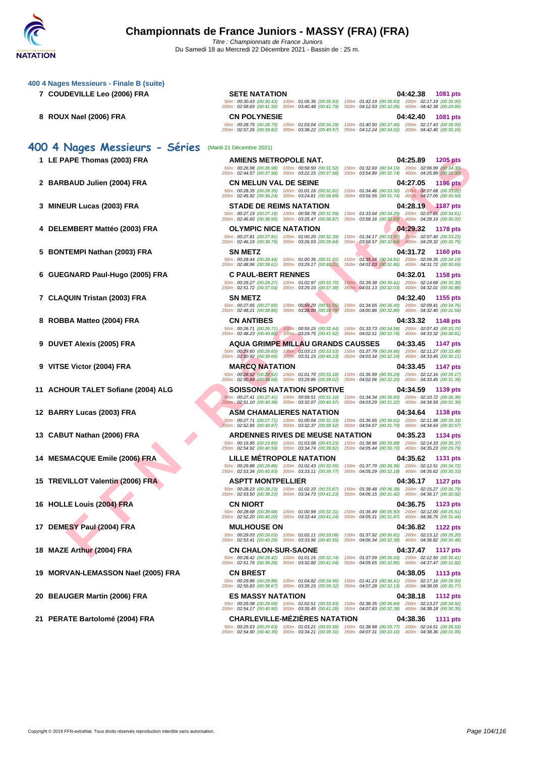## Championnats de France Juniors - MASSY (FRA) (FRA)

*Titre : Championnats de France Juniors*
Du Samedi 18 au Mercredi 22 Décembre 2021 - Bassin de : 25 m.

### 400 4 Nages Messieurs - Finale B (suite)

| Rang | Nageur | Club | Temps | Points |
|---|---|---|---|---|
| 7 | COUDEVILLE Leo (2006) FRA | SETE NATATION | 04:42.38 | 1081 pts |
| | | 50m : 00:30.43 (00:30.43) 100m : 01:06.36 (00:35.93) 150m : 01:42.19 (00:35.83) 200m : 02:17.19 (00:35.00) 250m : 02:58.69 (00:41.50) 300m : 03:40.48 (00:41.79) 350m : 04:12.53 (00:32.05) 400m : 04:42.38 (00:29.85) | | |
| 8 | ROUX Nael (2006) FRA | CN POLYNESIE | 04:42.40 | 1081 pts |
| | | 50m : 00:28.75 (00:28.75) 100m : 01:03.04 (00:34.29) 150m : 01:40.50 (00:37.46) 200m : 02:17.43 (00:36.93) 250m : 02:57.25 (00:39.82) 300m : 03:38.22 (00:40.97) 350m : 04:12.24 (00:34.02) 400m : 04:42.40 (00:30.16) | | |

## 400 4 Nages Messieurs - Séries (Mardi 21 Décembre 2021)

| Rang | Nageur | Club | Temps | Points |
|---|---|---|---|---|
| 1 | LE PAPE Thomas (2003) FRA | AMIENS METROPOLE NAT. | 04:25.89 | 1205 pts |
| | | 50m : 00:26.98 (00:26.98) 100m : 00:58.50 (00:31.52) 150m : 01:32.69 (00:34.19) 200m : 02:06.99 (00:34.30) 250m : 02:44.57 (00:37.58) 300m : 03:22.15 (00:37.58) 350m : 03:54.89 (00:32.74) 400m : 04:25.89 (00:31.00) | | |
| 2 | BARBAUD Julien (2004) FRA | CN MELUN VAL DE SEINE | 04:27.05 | 1196 pts |
| | | 50m : 00:28.35 (00:28.35) 100m : 01:01.16 (00:32.81) 150m : 01:34.46 (00:33.30) 200m : 02:07.68 (00:33.22) 250m : 02:45.92 (00:38.24) 300m : 03:24.81 (00:38.89) 350m : 03:56.55 (00:31.74) 400m : 04:27.05 (00:30.50) | | |
| 3 | MINEUR Lucas (2003) FRA | STADE DE REIMS NATATION | 04:28.19 | 1187 pts |
| | | 50m : 00:27.19 (00:27.19) 100m : 00:58.78 (00:31.59) 150m : 01:33.04 (00:34.26) 200m : 02:07.65 (00:34.61) 250m : 02:46.60 (00:38.95) 300m : 03:25.47 (00:38.87) 350m : 03:58.16 (00:32.69) 400m : 04:28.19 (00:30.03) | | |
| 4 | DELEMBERT Mattéo (2003) FRA | OLYMPIC NICE NATATION | 04:29.32 | 1178 pts |
| | | 50m : 00:27.81 (00:27.81) 100m : 01:00.20 (00:32.39) 150m : 01:34.17 (00:33.97) 200m : 02:07.40 (00:33.23) 250m : 02:46.19 (00:38.79) 300m : 03:26.03 (00:39.84) 350m : 03:58.57 (00:32.54) 400m : 04:29.32 (00:30.75) | | |
| 5 | BONTEMPI Nathan (2003) FRA | SN METZ | 04:31.72 | 1160 pts |
| | | 50m : 00:28.44 (00:28.44) 100m : 01:00.35 (00:31.91) 150m : 01:35.16 (00:34.81) 200m : 02:09.35 (00:34.19) 250m : 02:48.96 (00:39.61) 300m : 03:29.17 (00:40.21) 350m : 04:01.03 (00:31.86) 400m : 04:31.72 (00:30.69) | | |
| 6 | GUEGNARD Paul-Hugo (2005) FRA | C PAUL-BERT RENNES | 04:32.01 | 1158 pts |
| | | 50m : 00:29.27 (00:29.27) 100m : 01:02.97 (00:33.70) 150m : 01:39.38 (00:36.41) 200m : 02:14.68 (00:35.30) 250m : 02:51.72 (00:37.04) 300m : 03:29.10 (00:37.38) 350m : 04:01.13 (00:32.03) 400m : 04:32.01 (00:30.88) | | |
| 7 | CLAQUIN Tristan (2003) FRA | SN METZ | 04:32.40 | 1155 pts |
| | | 50m : 00:27.65 (00:27.65) 100m : 00:59.20 (00:31.55) 150m : 01:34.65 (00:35.45) 200m : 02:09.41 (00:34.76) 250m : 02:48.21 (00:38.80) 300m : 03:28.00 (00:39.79) 350m : 04:00.86 (00:32.86) 400m : 04:32.40 (00:31.54) | | |
| 8 | ROBBA Matteo (2004) FRA | CN ANTIBES | 04:33.32 | 1148 pts |
| | | 50m : 00:26.71 (00:26.71) 100m : 00:59.15 (00:32.44) 150m : 01:33.73 (00:34.58) 200m : 02:07.43 (00:33.70) 250m : 02:48.23 (00:40.80) 300m : 03:29.75 (00:41.52) 350m : 04:02.51 (00:32.76) 400m : 04:33.32 (00:30.81) | | |
| 9 | DUVET Alexis (2005) FRA | AQUA GRIMPE MILLAU GRANDS CAUSSES | 04:33.45 | 1147 pts |
| | | 50m : 00:29.60 (00:29.60) 100m : 01:03.13 (00:33.53) 150m : 01:37.79 (00:34.66) 200m : 02:11.27 (00:33.48) 250m : 02:50.92 (00:39.65) 300m : 03:31.15 (00:40.23) 350m : 04:03.34 (00:32.19) 400m : 04:33.45 (00:30.11) | | |
| 9 | VITSE Victor (2004) FRA | MARCQ NATATION | 04:33.45 | 1147 pts |
| | | 50m : 00:28.52 (00:28.52) 100m : 01:01.70 (00:33.18) 150m : 01:36.99 (00:35.29) 200m : 02:12.16 (00:35.17) 250m : 02:50.84 (00:38.68) 300m : 03:29.86 (00:39.02) 350m : 04:02.06 (00:32.20) 400m : 04:33.45 (00:31.39) | | |
| 11 | ACHOUR TALET Sofiane (2004) ALG | SOISSONS NATATION SPORTIVE | 04:34.59 | 1139 pts |
| | | 50m : 00:27.41 (00:27.41) 100m : 00:58.51 (00:31.10) 150m : 01:34.34 (00:35.83) 200m : 02:10.72 (00:36.38) 250m : 02:51.10 (00:40.38) 300m : 03:32.07 (00:40.97) 350m : 04:03.29 (00:31.22) 400m : 04:34.59 (00:31.30) | | |
| 12 | BARRY Lucas (2003) FRA | ASM CHAMALIERES NATATION | 04:34.64 | 1138 pts |
| | | 50m : 00:27.71 (00:27.71) 100m : 01:00.04 (00:32.33) 150m : 01:36.65 (00:36.61) 200m : 02:11.98 (00:35.33) 250m : 02:52.85 (00:40.87) 300m : 03:32.37 (00:39.52) 350m : 04:04.07 (00:31.70) 400m : 04:34.64 (00:30.57) | | |
| 13 | CABUT Nathan (2006) FRA | ARDENNES RIVES DE MEUSE NATATION | 04:35.23 | 1134 pts |
| | | 50m : 00:19.85 (00:19.85) 100m : 01:03.08 (00:43.23) 150m : 01:38.96 (00:35.88) 200m : 02:14.33 (00:35.37) 250m : 02:54.92 (00:40.59) 300m : 03:34.74 (00:39.82) 350m : 04:05.44 (00:30.70) 400m : 04:35.23 (00:29.79) | | |
| 14 | MESMACQUE Emile (2006) FRA | LILLE MÉTROPOLE NATATION | 04:35.62 | 1131 pts |
| | | 50m : 00:29.88 (00:29.88) 100m : 01:02.43 (00:32.55) 150m : 01:37.79 (00:35.36) 200m : 02:12.51 (00:34.72) 250m : 02:53.34 (00:40.83) 300m : 03:33.11 (00:39.77) 350m : 04:05.29 (00:32.18) 400m : 04:35.62 (00:30.33) | | |
| 15 | TREVILLOT Valentin (2006) FRA | ASPTT MONTPELLIER | 04:36.17 | 1127 pts |
| | | 50m : 00:28.23 (00:28.23) 100m : 01:02.10 (00:33.87) 150m : 01:38.48 (00:36.38) 200m : 02:15.27 (00:36.79) 250m : 02:53.50 (00:38.23) 300m : 03:34.73 (00:41.23) 350m : 04:06.15 (00:31.42) 400m : 04:36.17 (00:30.02) | | |
| 16 | HOLLE Louis (2004) FRA | CN NIORT | 04:36.75 | 1123 pts |
| | | 50m : 00:28.68 (00:28.68) 100m : 01:00.99 (00:32.31) 150m : 01:36.49 (00:35.50) 200m : 02:12.00 (00:35.51) 250m : 02:52.20 (00:40.20) 300m : 03:33.44 (00:41.24) 350m : 04:05.31 (00:31.87) 400m : 04:36.75 (00:31.44) | | |
| 17 | DEMESY Paul (2004) FRA | MULHOUSE ON | 04:36.82 | 1122 pts |
| | | 50m : 00:29.03 (00:29.03) 100m : 01:02.11 (00:33.08) 150m : 01:37.92 (00:35.81) 200m : 02:13.12 (00:35.20) 250m : 02:53.41 (00:40.29) 300m : 03:33.96 (00:40.55) 350m : 04:06.34 (00:32.38) 400m : 04:36.82 (00:30.48) | | |
| 18 | MAZE Arthur (2004) FRA | CN CHALON-SUR-SAONE | 04:37.47 | 1117 pts |
| | | 50m : 00:28.42 (00:28.42) 100m : 01:01.16 (00:32.74) 150m : 01:37.09 (00:35.93) 200m : 02:12.50 (00:35.41) 250m : 02:51.76 (00:39.26) 300m : 03:32.80 (00:41.04) 350m : 04:05.65 (00:32.85) 400m : 04:37.47 (00:31.82) | | |
| 19 | MORVAN-LEMASSON Nael (2005) FRA | CN BREST | 04:38.05 | 1113 pts |
| | | 50m : 00:29.86 (00:29.86) 100m : 01:04.82 (00:34.96) 150m : 01:41.23 (00:36.41) 200m : 02:17.16 (00:35.93) 250m : 02:55.83 (00:38.67) 300m : 03:35.15 (00:39.32) 350m : 04:07.28 (00:32.13) 400m : 04:38.05 (00:30.77) | | |
| 20 | BEAUGER Martin (2006) FRA | ES MASSY NATATION | 04:38.18 | 1112 pts |
| | | 50m : 00:29.08 (00:29.08) 100m : 01:02.51 (00:33.43) 150m : 01:38.35 (00:35.84) 200m : 02:13.27 (00:34.92) 250m : 02:54.17 (00:40.90) 300m : 03:35.45 (00:41.28) 350m : 04:07.83 (00:32.38) 400m : 04:38.18 (00:30.35) | | |
| 21 | PERATE Bartolomé (2004) FRA | CHARLEVILLE-MÉZIÈRES NATATION | 04:38.36 | 1111 pts |
| | | 50m : 00:29.63 (00:29.63) 100m : 01:03.21 (00:33.58) 150m : 01:38.98 (00:35.77) 200m : 02:14.51 (00:35.53) 250m : 02:54.90 (00:40.39) 300m : 03:34.21 (00:39.31) 350m : 04:07.31 (00:33.10) 400m : 04:38.36 (00:31.05) | | |

Copyright © 2019 FFN-extraNat. Tous droits réservés reproduction interdite sans autorisation.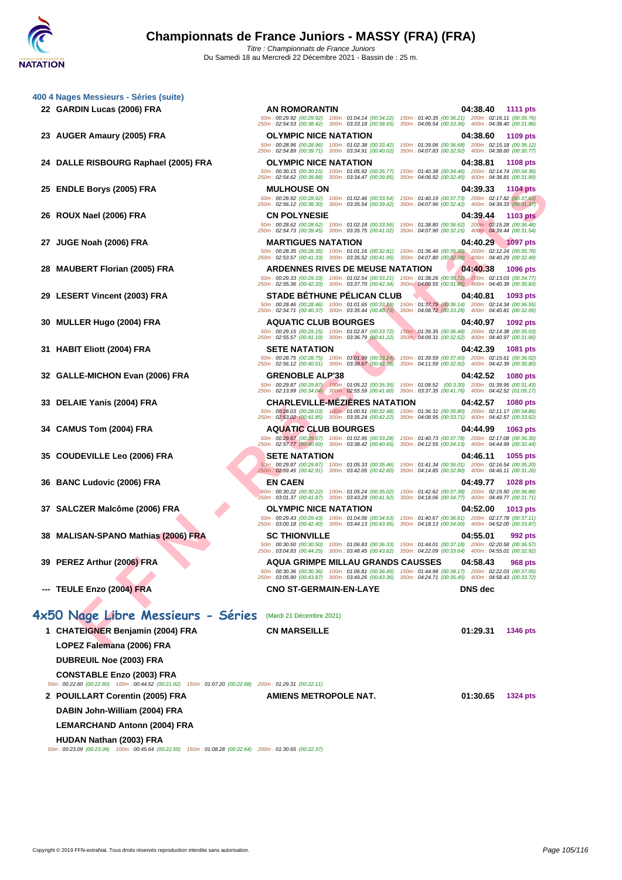# Championnats de France Juniors - MASSY (FRA) (FRA)

*Titre : Championnats de France Juniors*
Du Samedi 18 au Mercredi 22 Décembre 2021 - Bassin de : 25 m.

### 400 4 Nages Messieurs - Séries (suite)

**22 GARDIN Lucas (2006) FRA** — **AN ROMORANTIN** — **04:38.40** — **1111 pts**
50m : 00:29.92 (00:29.92) 100m : 01:04.14 (00:34.22) 150m : 01:40.35 (00:36.21) 200m : 02:16.11 (00:35.76)
250m : 02:54.53 (00:38.42) 300m : 03:33.18 (00:38.65) 350m : 04:06.54 (00:33.36) 400m : 04:38.40 (00:31.86)

**23 AUGER Amaury (2005) FRA** — **OLYMPIC NICE NATATION** — **04:38.60** — **1109 pts**
50m : 00:28.96 (00:28.96) 100m : 01:02.38 (00:33.42) 150m : 01:39.06 (00:36.68) 200m : 02:15.18 (00:36.12)
250m : 02:54.89 (00:39.71) 300m : 03:34.91 (00:40.02) 350m : 04:07.83 (00:32.92) 400m : 04:38.60 (00:30.77)

**24 DALLE RISBOURG Raphael (2005) FRA** — **OLYMPIC NICE NATATION** — **04:38.81** — **1108 pts**
50m : 00:30.15 (00:30.15) 100m : 01:05.92 (00:35.77) 150m : 01:40.38 (00:34.46) 200m : 02:14.74 (00:34.36)
250m : 02:54.62 (00:39.88) 300m : 03:34.47 (00:39.85) 350m : 04:06.92 (00:32.45) 400m : 04:38.81 (00:31.89)

**25 ENDLE Borys (2005) FRA** — **MULHOUSE ON** — **04:39.33** — **1104 pts**
50m : 00:28.92 (00:28.92) 100m : 01:02.46 (00:33.54) 150m : 01:40.19 (00:37.73) 200m : 02:17.82 (00:37.63)
250m : 02:56.12 (00:38.30) 300m : 03:35.54 (00:39.42) 350m : 04:07.96 (00:32.42) 400m : 04:39.33 (00:31.37)

**26 ROUX Nael (2006) FRA** — **CN POLYNESIE** — **04:39.44** — **1103 pts**
50m : 00:28.62 (00:28.62) 100m : 01:02.18 (00:33.56) 150m : 01:38.80 (00:36.62) 200m : 02:15.28 (00:36.48)
250m : 02:54.73 (00:39.45) 300m : 03:35.75 (00:41.02) 350m : 04:07.90 (00:32.15) 400m : 04:39.44 (00:31.54)

**27 JUGE Noah (2006) FRA** — **MARTIGUES NATATION** — **04:40.29** — **1097 pts**
50m : 00:28.35 (00:28.35) 100m : 01:01.16 (00:32.81) 150m : 01:36.46 (00:35.30) 200m : 02:12.24 (00:35.78)
250m : 02:53.57 (00:41.33) 300m : 03:35.52 (00:41.95) 350m : 04:07.80 (00:32.28) 400m : 04:40.29 (00:32.49)

**28 MAUBERT Florian (2005) FRA** — **ARDENNES RIVES DE MEUSE NATATION** — **04:40.38** — **1096 pts**
50m : 00:29.33 (00:29.33) 100m : 01:02.54 (00:33.21) 150m : 01:38.26 (00:35.72) 200m : 02:13.03 (00:34.77)
250m : 02:55.36 (00:42.33) 300m : 03:37.70 (00:42.34) 350m : 04:09.55 (00:31.85) 400m : 04:40.38 (00:30.83)

**29 LESERT Vincent (2003) FRA** — **STADE BÉTHUNE PÉLICAN CLUB** — **04:40.81** — **1093 pts**
50m : 00:28.46 (00:28.46) 100m : 01:01.65 (00:33.19) 150m : 01:37.79 (00:36.14) 200m : 02:14.34 (00:36.55)
250m : 02:54.71 (00:40.37) 300m : 03:35.44 (00:40.73) 350m : 04:08.72 (00:33.28) 400m : 04:40.81 (00:32.09)

**30 MULLER Hugo (2004) FRA** — **AQUATIC CLUB BOURGES** — **04:40.97** — **1092 pts**
50m : 00:29.15 (00:29.15) 100m : 01:02.87 (00:33.72) 150m : 01:39.35 (00:36.48) 200m : 02:14.38 (00:35.03)
250m : 02:55.57 (00:41.19) 300m : 03:36.79 (00:41.22) 350m : 04:09.31 (00:32.52) 400m : 04:40.97 (00:31.66)

**31 HABIT Eliott (2004) FRA** — **SETE NATATION** — **04:42.39** — **1081 pts**
50m : 00:28.75 (00:28.75) 100m : 01:01.99 (00:33.24) 150m : 01:39.59 (00:37.60) 200m : 02:15.61 (00:36.02)
250m : 02:56.12 (00:40.51) 300m : 03:38.67 (00:42.55) 350m : 04:11.59 (00:32.92) 400m : 04:42.39 (00:30.80)

**32 GALLE-MICHON Evan (2006) FRA** — **GRENOBLE ALP'38** — **04:42.52** — **1080 pts**
50m : 00:29.87 (00:29.87) 100m : 01:05.22 (00:35.35) 150m : 01:08.52 (00:3.30) 200m : 01:39.95 (00:31.43)
250m : 02:13.99 (00:34.04) 300m : 02:55.59 (00:41.60) 350m : 03:37.35 (00:41.76) 400m : 04:42.52 (01:05.17)

**33 DELAIE Yanis (2004) FRA** — **CHARLEVILLE-MÉZIÈRES NATATION** — **04:42.57** — **1080 pts**
50m : 00:28.03 (00:28.03) 100m : 01:00.51 (00:32.48) 150m : 01:36.31 (00:35.80) 200m : 02:11.17 (00:34.86)
250m : 02:53.02 (00:41.85) 300m : 03:35.24 (00:42.22) 350m : 04:08.95 (00:33.71) 400m : 04:42.57 (00:33.62)

**34 CAMUS Tom (2004) FRA** — **AQUATIC CLUB BOURGES** — **04:44.99** — **1063 pts**
50m : 00:29.67 (00:29.67) 100m : 01:02.95 (00:33.28) 150m : 01:40.73 (00:37.78) 200m : 02:17.08 (00:36.35)
250m : 02:57.77 (00:40.69) 300m : 03:38.42 (00:40.65) 350m : 04:12.55 (00:34.13) 400m : 04:44.99 (00:32.44)

**35 COUDEVILLE Leo (2006) FRA** — **SETE NATATION** — **04:46.11** — **1055 pts**
50m : 00:29.87 (00:29.87) 100m : 01:05.33 (00:35.46) 150m : 01:41.34 (00:36.01) 200m : 02:16.54 (00:35.20)
250m : 02:59.45 (00:42.91) 300m : 03:42.05 (00:42.60) 350m : 04:14.85 (00:32.80) 400m : 04:46.11 (00:31.26)

**36 BANC Ludovic (2006) FRA** — **EN CAEN** — **04:49.77** — **1028 pts**
50m : 00:30.22 (00:30.22) 100m : 01:05.24 (00:35.02) 150m : 01:42.62 (00:37.38) 200m : 02:19.50 (00:36.88)
250m : 03:01.37 (00:41.87) 300m : 03:43.29 (00:41.92) 350m : 04:18.06 (00:34.77) 400m : 04:49.77 (00:31.71)

**37 SALCZER Malcôme (2006) FRA** — **OLYMPIC NICE NATATION** — **04:52.00** — **1013 pts**
50m : 00:29.43 (00:29.43) 100m : 01:04.06 (00:34.63) 150m : 01:40.67 (00:36.61) 200m : 02:17.78 (00:37.11)
250m : 03:00.18 (00:42.40) 300m : 03:44.13 (00:43.95) 350m : 04:18.13 (00:34.00) 400m : 04:52.00 (00:33.87)

**38 MALISAN-SPANO Mathias (2006) FRA** — **SC THIONVILLE** — **04:55.01** — **992 pts**
50m : 00:30.50 (00:30.50) 100m : 01:06.83 (00:36.33) 150m : 01:44.01 (00:37.18) 200m : 02:20.58 (00:36.57)
250m : 03:04.83 (00:44.25) 300m : 03:48.45 (00:43.62) 350m : 04:22.09 (00:33.64) 400m : 04:55.01 (00:32.92)

**39 PEREZ Arthur (2006) FRA** — **AQUA GRIMPE MILLAU GRANDS CAUSSES** — **04:58.43** — **968 pts**
50m : 00:30.36 (00:30.36) 100m : 01:06.81 (00:36.45) 150m : 01:44.98 (00:38.17) 200m : 02:22.03 (00:37.05)
250m : 03:05.90 (00:43.87) 300m : 03:49.26 (00:43.36) 350m : 04:24.71 (00:35.45) 400m : 04:58.43 (00:33.72)

**--- TEULE Enzo (2004) FRA** — **CNO ST-GERMAIN-EN-LAYE** — **DNS dec**

## 4x50 Nage Libre Messieurs - Séries
(Mardi 21 Décembre 2021)

**1 CHATEIGNER Benjamin (2004) FRA** — **CN MARSEILLE** — **01:29.31** — **1346 pts**
**LOPEZ Falemana (2006) FRA**
**DUBREUIL Noe (2003) FRA**
**CONSTABLE Enzo (2003) FRA**
50m : 00:22.60 (00:22.60) 100m : 00:44.52 (00:21.92) 150m : 01:07.20 (00:22.68) 200m : 01:29.31 (00:22.11)

**2 POUILLART Corentin (2005) FRA** — **AMIENS METROPOLE NAT.** — **01:30.65** — **1324 pts**
**DABIN John-William (2004) FRA**
**LEMARCHAND Antonn (2004) FRA**
**HUDAN Nathan (2003) FRA**
50m : 00:23.09 (00:23.09) 100m : 00:45.64 (00:22.55) 150m : 01:08.28 (00:22.64) 200m : 01:30.65 (00:22.37)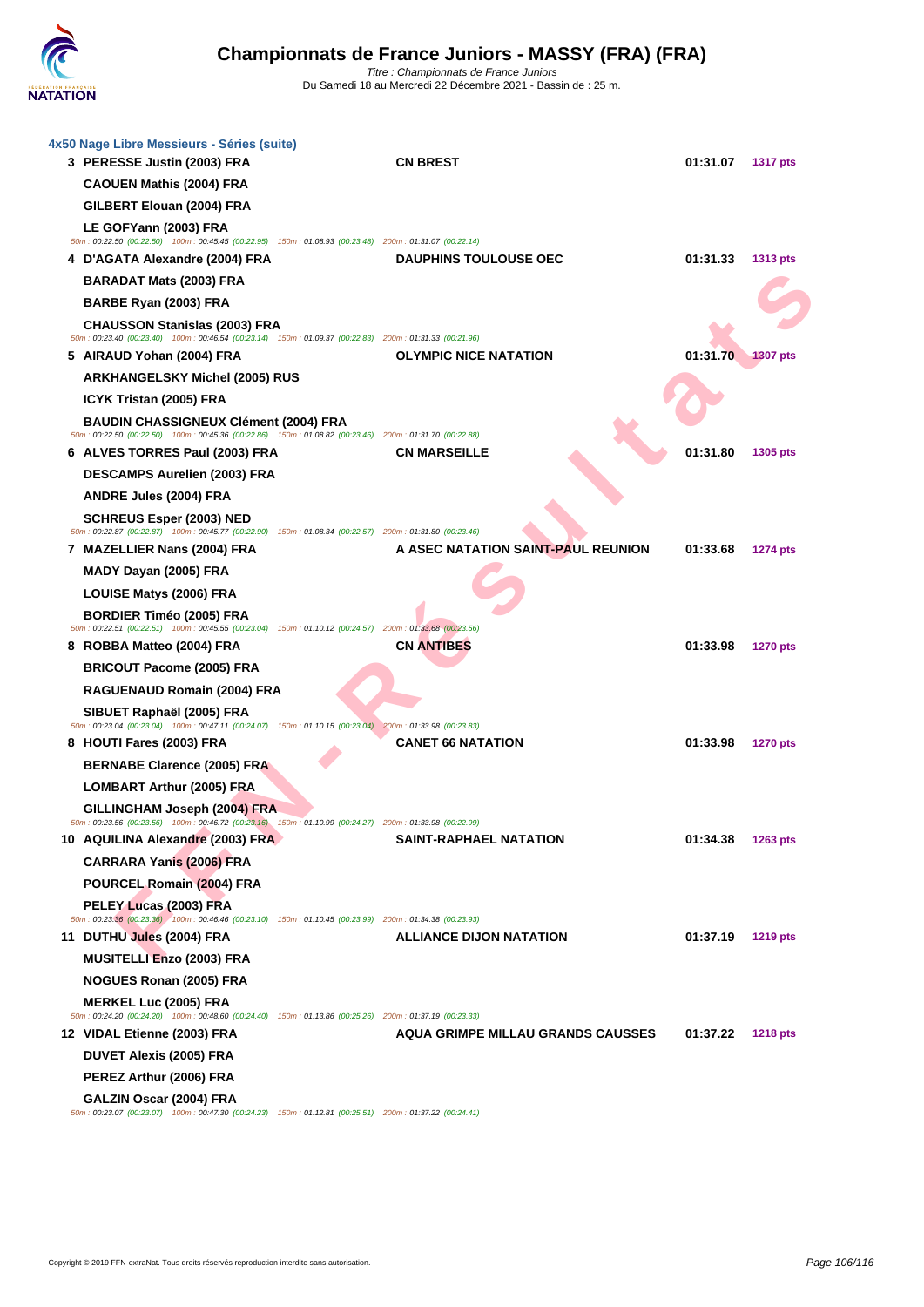# Championnats de France Juniors - MASSY (FRA) (FRA)

*Titre : Championnats de France Juniors*
Du Samedi 18 au Mercredi 22 Décembre 2021 - Bassin de : 25 m.

### 4x50 Nage Libre Messieurs - Séries (suite)

| Place | Nageurs | Club | Temps | Points |
|---|---|---|---|---|
| 3 | **PERESSE Justin (2003) FRA**<br>**CAOUEN Mathis (2004) FRA**<br>**GILBERT Elouan (2004) FRA**<br>**LE GOFYann (2003) FRA**<br>50m : 00:22.50 (00:22.50) 100m : 00:45.45 (00:22.95) 150m : 01:08.93 (00:23.48) 200m : 01:31.07 (00:22.14) | **CN BREST** | **01:31.07** | **1317 pts** |
| 4 | **D'AGATA Alexandre (2004) FRA**<br>**BARADAT Mats (2003) FRA**<br>**BARBE Ryan (2003) FRA**<br>**CHAUSSON Stanislas (2003) FRA**<br>50m : 00:23.40 (00:23.40) 100m : 00:46.54 (00:23.14) 150m : 01:09.37 (00:22.83) 200m : 01:31.33 (00:21.96) | **DAUPHINS TOULOUSE OEC** | **01:31.33** | **1313 pts** |
| 5 | **AIRAUD Yohan (2004) FRA**<br>**ARKHANGELSKY Michel (2005) RUS**<br>**ICYK Tristan (2005) FRA**<br>**BAUDIN CHASSIGNEUX Clément (2004) FRA**<br>50m : 00:22.50 (00:22.50) 100m : 00:45.36 (00:22.86) 150m : 01:08.82 (00:23.46) 200m : 01:31.70 (00:22.88) | **OLYMPIC NICE NATATION** | **01:31.70** | **1307 pts** |
| 6 | **ALVES TORRES Paul (2003) FRA**<br>**DESCAMPS Aurelien (2003) FRA**<br>**ANDRE Jules (2004) FRA**<br>**SCHREUS Esper (2003) NED**<br>50m : 00:22.87 (00:22.87) 100m : 00:45.77 (00:22.90) 150m : 01:08.34 (00:22.57) 200m : 01:31.80 (00:23.46) | **CN MARSEILLE** | **01:31.80** | **1305 pts** |
| 7 | **MAZELLIER Nans (2004) FRA**<br>**MADY Dayan (2005) FRA**<br>**LOUISE Matys (2006) FRA**<br>**BORDIER Timéo (2005) FRA**<br>50m : 00:22.51 (00:22.51) 100m : 00:45.55 (00:23.04) 150m : 01:10.12 (00:24.57) 200m : 01:33.68 (00:23.56) | **A ASEC NATATION SAINT-PAUL REUNION** | **01:33.68** | **1274 pts** |
| 8 | **ROBBA Matteo (2004) FRA**<br>**BRICOUT Pacome (2005) FRA**<br>**RAGUENAUD Romain (2004) FRA**<br>**SIBUET Raphaël (2005) FRA**<br>50m : 00:23.04 (00:23.04) 100m : 00:47.11 (00:24.07) 150m : 01:10.15 (00:23.04) 200m : 01:33.98 (00:23.83) | **CN ANTIBES** | **01:33.98** | **1270 pts** |
| 8 | **HOUTI Fares (2003) FRA**<br>**BERNABE Clarence (2005) FRA**<br>**LOMBART Arthur (2005) FRA**<br>**GILLINGHAM Joseph (2004) FRA**<br>50m : 00:23.56 (00:23.56) 100m : 00:46.72 (00:23.16) 150m : 01:10.99 (00:24.27) 200m : 01:33.98 (00:22.99) | **CANET 66 NATATION** | **01:33.98** | **1270 pts** |
| 10 | **AQUILINA Alexandre (2003) FRA**<br>**CARRARA Yanis (2006) FRA**<br>**POURCEL Romain (2004) FRA**<br>**PELEY Lucas (2003) FRA**<br>50m : 00:23.36 (00:23.36) 100m : 00:46.46 (00:23.10) 150m : 01:10.45 (00:23.99) 200m : 01:34.38 (00:23.93) | **SAINT-RAPHAEL NATATION** | **01:34.38** | **1263 pts** |
| 11 | **DUTHU Jules (2004) FRA**<br>**MUSITELLI Enzo (2003) FRA**<br>**NOGUES Ronan (2005) FRA**<br>**MERKEL Luc (2005) FRA**<br>50m : 00:24.20 (00:24.20) 100m : 00:48.60 (00:24.40) 150m : 01:13.86 (00:25.26) 200m : 01:37.19 (00:23.33) | **ALLIANCE DIJON NATATION** | **01:37.19** | **1219 pts** |
| 12 | **VIDAL Etienne (2003) FRA**<br>**DUVET Alexis (2005) FRA**<br>**PEREZ Arthur (2006) FRA**<br>**GALZIN Oscar (2004) FRA**<br>50m : 00:23.07 (00:23.07) 100m : 00:47.30 (00:24.23) 150m : 01:12.81 (00:25.51) 200m : 01:37.22 (00:24.41) | **AQUA GRIMPE MILLAU GRANDS CAUSSES** | **01:37.22** | **1218 pts** |

Copyright © 2019 FFN-extraNat. Tous droits réservés reproduction interdite sans autorisation.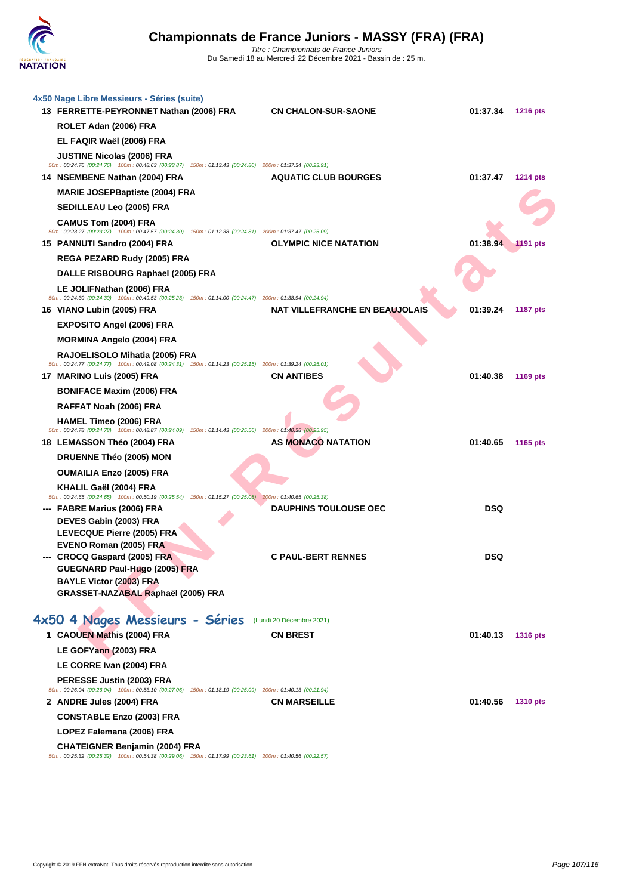# Championnats de France Juniors - MASSY (FRA) (FRA)

Titre : Championnats de France Juniors
Du Samedi 18 au Mercredi 22 Décembre 2021 - Bassin de : 25 m.

### 4x50 Nage Libre Messieurs - Séries (suite)

| Rang | Nageurs | Club | Temps | Points |
|---|---|---|---|---|
| 13 | FERRETTE-PEYRONNET Nathan (2006) FRA | CN CHALON-SUR-SAONE | 01:37.34 | 1216 pts |
| | ROLET Adan (2006) FRA | | | |
| | EL FAQIR Waël (2006) FRA | | | |
| | JUSTINE Nicolas (2006) FRA | | | |
| | 50m : 00:24.76 (00:24.76) 100m : 00:48.63 (00:23.87) 150m : 01:13.43 (00:24.80) 200m : 01:37.34 (00:23.91) | | | |
| 14 | NSEMBENE Nathan (2004) FRA | AQUATIC CLUB BOURGES | 01:37.47 | 1214 pts |
| | MARIE JOSEPBaptiste (2004) FRA | | | |
| | SEDILLEAU Leo (2005) FRA | | | |
| | CAMUS Tom (2004) FRA | | | |
| | 50m : 00:23.27 (00:23.27) 100m : 00:47.57 (00:24.30) 150m : 01:12.38 (00:24.81) 200m : 01:37.47 (00:25.09) | | | |
| 15 | PANNUTI Sandro (2004) FRA | OLYMPIC NICE NATATION | 01:38.94 | 1191 pts |
| | REGA PEZARD Rudy (2005) FRA | | | |
| | DALLE RISBOURG Raphael (2005) FRA | | | |
| | LE JOLIFNathan (2006) FRA | | | |
| | 50m : 00:24.30 (00:24.30) 100m : 00:49.53 (00:25.23) 150m : 01:14.00 (00:24.47) 200m : 01:38.94 (00:24.94) | | | |
| 16 | VIANO Lubin (2005) FRA | NAT VILLEFRANCHE EN BEAUJOLAIS | 01:39.24 | 1187 pts |
| | EXPOSITO Angel (2006) FRA | | | |
| | MORMINA Angelo (2004) FRA | | | |
| | RAJOELISOLO Mihatia (2005) FRA | | | |
| | 50m : 00:24.77 (00:24.77) 100m : 00:49.08 (00:24.31) 150m : 01:14.23 (00:25.15) 200m : 01:39.24 (00:25.01) | | | |
| 17 | MARINO Luis (2005) FRA | CN ANTIBES | 01:40.38 | 1169 pts |
| | BONIFACE Maxim (2006) FRA | | | |
| | RAFFAT Noah (2006) FRA | | | |
| | HAMEL Timeo (2006) FRA | | | |
| | 50m : 00:24.78 (00:24.78) 100m : 00:48.87 (00:24.09) 150m : 01:14.43 (00:25.56) 200m : 01:40.38 (00:25.95) | | | |
| 18 | LEMASSON Théo (2004) FRA | AS MONACO NATATION | 01:40.65 | 1165 pts |
| | DRUENNE Théo (2005) MON | | | |
| | OUMAILIA Enzo (2005) FRA | | | |
| | KHALIL Gaël (2004) FRA | | | |
| | 50m : 00:24.65 (00:24.65) 100m : 00:50.19 (00:25.54) 150m : 01:15.27 (00:25.08) 200m : 01:40.65 (00:25.38) | | | |
| --- | FABRE Marius (2006) FRA | DAUPHINS TOULOUSE OEC | DSQ | |
| | DEVES Gabin (2003) FRA | | | |
| | LEVECQUE Pierre (2005) FRA | | | |
| | EVENO Roman (2005) FRA | | | |
| --- | CROCQ Gaspard (2005) FRA | C PAUL-BERT RENNES | DSQ | |
| | GUEGNARD Paul-Hugo (2005) FRA | | | |
| | BAYLE Victor (2003) FRA | | | |
| | GRASSET-NAZABAL Raphaël (2005) FRA | | | |

## 4x50 4 Nages Messieurs - Séries (Lundi 20 Décembre 2021)

| Rang | Nageurs | Club | Temps | Points |
|---|---|---|---|---|
| 1 | CAOUEN Mathis (2004) FRA | CN BREST | 01:40.13 | 1316 pts |
| | LE GOFYann (2003) FRA | | | |
| | LE CORRE Ivan (2004) FRA | | | |
| | PERESSE Justin (2003) FRA | | | |
| | 50m : 00:26.04 (00:26.04) 100m : 00:53.10 (00:27.06) 150m : 01:18.19 (00:25.09) 200m : 01:40.13 (00:21.94) | | | |
| 2 | ANDRE Jules (2004) FRA | CN MARSEILLE | 01:40.56 | 1310 pts |
| | CONSTABLE Enzo (2003) FRA | | | |
| | LOPEZ Falemana (2006) FRA | | | |
| | CHATEIGNER Benjamin (2004) FRA | | | |
| | 50m : 00:25.32 (00:25.32) 100m : 00:54.38 (00:29.06) 150m : 01:17.99 (00:23.61) 200m : 01:40.56 (00:22.57) | | | |

Copyright © 2019 FFN-extraNat. Tous droits réservés reproduction interdite sans autorisation.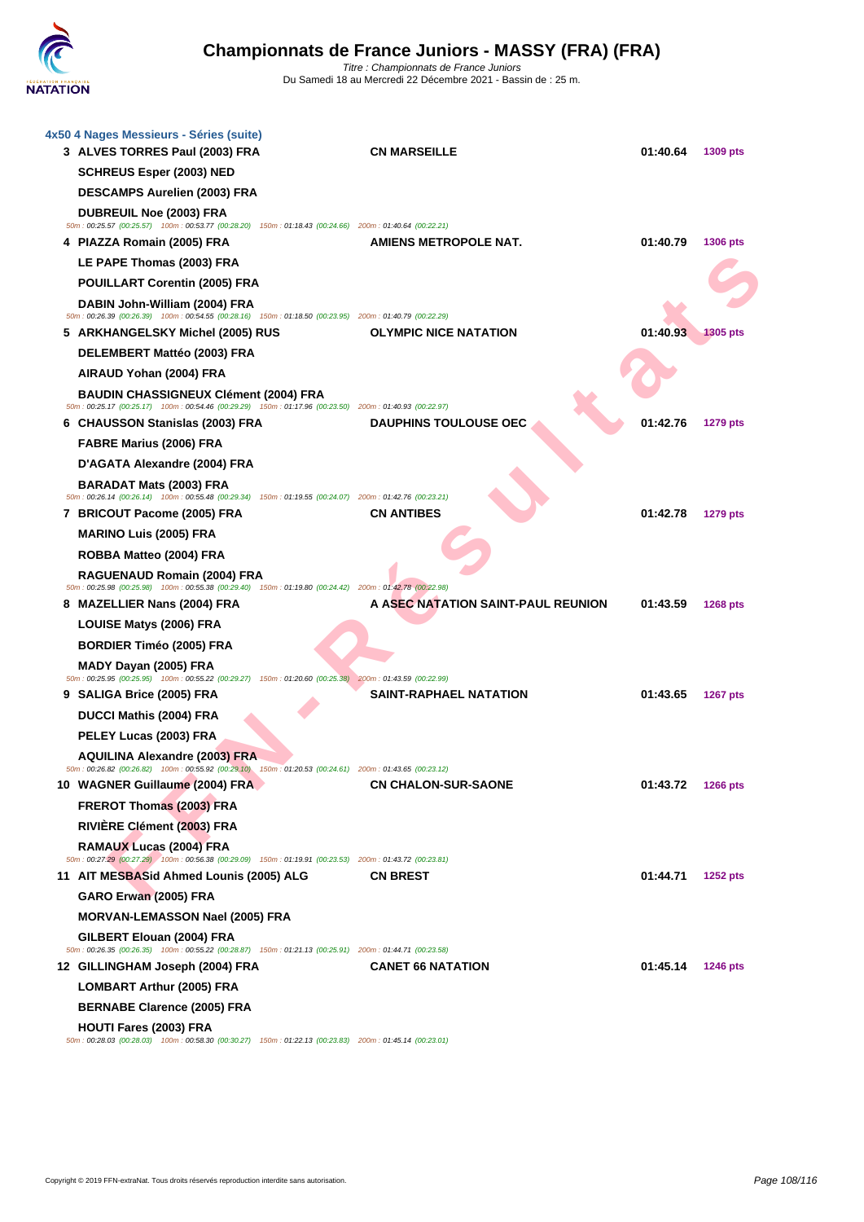### 4x50 4 Nages Messieurs - Séries (suite)

| Rang | Nageurs | Club | Temps | Points |
|---|---|---|---|---|
| 3 | **ALVES TORRES Paul (2003) FRA**<br>**SCHREUS Esper (2003) NED**<br>**DESCAMPS Aurelien (2003) FRA**<br>**DUBREUIL Noe (2003) FRA**<br>50m : 00:25.57 (00:25.57) 100m : 00:53.77 (00:28.20) 150m : 01:18.43 (00:24.66) 200m : 01:40.64 (00:22.21) | **CN MARSEILLE** | **01:40.64** | **1309 pts** |
| 4 | **PIAZZA Romain (2005) FRA**<br>**LE PAPE Thomas (2003) FRA**<br>**POUILLART Corentin (2005) FRA**<br>**DABIN John-William (2004) FRA**<br>50m : 00:26.39 (00:26.39) 100m : 00:54.55 (00:28.16) 150m : 01:18.50 (00:23.95) 200m : 01:40.79 (00:22.29) | **AMIENS METROPOLE NAT.** | **01:40.79** | **1306 pts** |
| 5 | **ARKHANGELSKY Michel (2005) RUS**<br>**DELEMBERT Mattéo (2003) FRA**<br>**AIRAUD Yohan (2004) FRA**<br>**BAUDIN CHASSIGNEUX Clément (2004) FRA**<br>50m : 00:25.17 (00:25.17) 100m : 00:54.46 (00:29.29) 150m : 01:17.96 (00:23.50) 200m : 01:40.93 (00:22.97) | **OLYMPIC NICE NATATION** | **01:40.93** | **1305 pts** |
| 6 | **CHAUSSON Stanislas (2003) FRA**<br>**FABRE Marius (2006) FRA**<br>**D'AGATA Alexandre (2004) FRA**<br>**BARADAT Mats (2003) FRA**<br>50m : 00:26.14 (00:26.14) 100m : 00:55.48 (00:29.34) 150m : 01:19.55 (00:24.07) 200m : 01:42.76 (00:23.21) | **DAUPHINS TOULOUSE OEC** | **01:42.76** | **1279 pts** |
| 7 | **BRICOUT Pacome (2005) FRA**<br>**MARINO Luis (2005) FRA**<br>**ROBBA Matteo (2004) FRA**<br>**RAGUENAUD Romain (2004) FRA**<br>50m : 00:25.98 (00:25.98) 100m : 00:55.38 (00:29.40) 150m : 01:19.80 (00:24.42) 200m : 01:42.78 (00:22.98) | **CN ANTIBES** | **01:42.78** | **1279 pts** |
| 8 | **MAZELLIER Nans (2004) FRA**<br>**LOUISE Matys (2006) FRA**<br>**BORDIER Timéo (2005) FRA**<br>**MADY Dayan (2005) FRA**<br>50m : 00:25.95 (00:25.95) 100m : 00:55.22 (00:29.27) 150m : 01:20.60 (00:25.38) 200m : 01:43.59 (00:22.99) | **A ASEC NATATION SAINT-PAUL REUNION** | **01:43.59** | **1268 pts** |
| 9 | **SALIGA Brice (2005) FRA**<br>**DUCCI Mathis (2004) FRA**<br>**PELEY Lucas (2003) FRA**<br>**AQUILINA Alexandre (2003) FRA**<br>50m : 00:26.82 (00:26.82) 100m : 00:55.92 (00:29.10) 150m : 01:20.53 (00:24.61) 200m : 01:43.65 (00:23.12) | **SAINT-RAPHAEL NATATION** | **01:43.65** | **1267 pts** |
| 10 | **WAGNER Guillaume (2004) FRA**<br>**FREROT Thomas (2003) FRA**<br>**RIVIÈRE Clément (2003) FRA**<br>**RAMAUX Lucas (2004) FRA**<br>50m : 00:27.29 (00:27.29) 100m : 00:56.38 (00:29.09) 150m : 01:19.91 (00:23.53) 200m : 01:43.72 (00:23.81) | **CN CHALON-SUR-SAONE** | **01:43.72** | **1266 pts** |
| 11 | **AIT MESBASid Ahmed Lounis (2005) ALG**<br>**GARO Erwan (2005) FRA**<br>**MORVAN-LEMASSON Nael (2005) FRA**<br>**GILBERT Elouan (2004) FRA**<br>50m : 00:26.35 (00:26.35) 100m : 00:55.22 (00:28.87) 150m : 01:21.13 (00:25.91) 200m : 01:44.71 (00:23.58) | **CN BREST** | **01:44.71** | **1252 pts** |
| 12 | **GILLINGHAM Joseph (2004) FRA**<br>**LOMBART Arthur (2005) FRA**<br>**BERNABE Clarence (2005) FRA**<br>**HOUTI Fares (2003) FRA**<br>50m : 00:28.03 (00:28.03) 100m : 00:58.30 (00:30.27) 150m : 01:22.13 (00:23.83) 200m : 01:45.14 (00:23.01) | **CANET 66 NATATION** | **01:45.14** | **1246 pts** |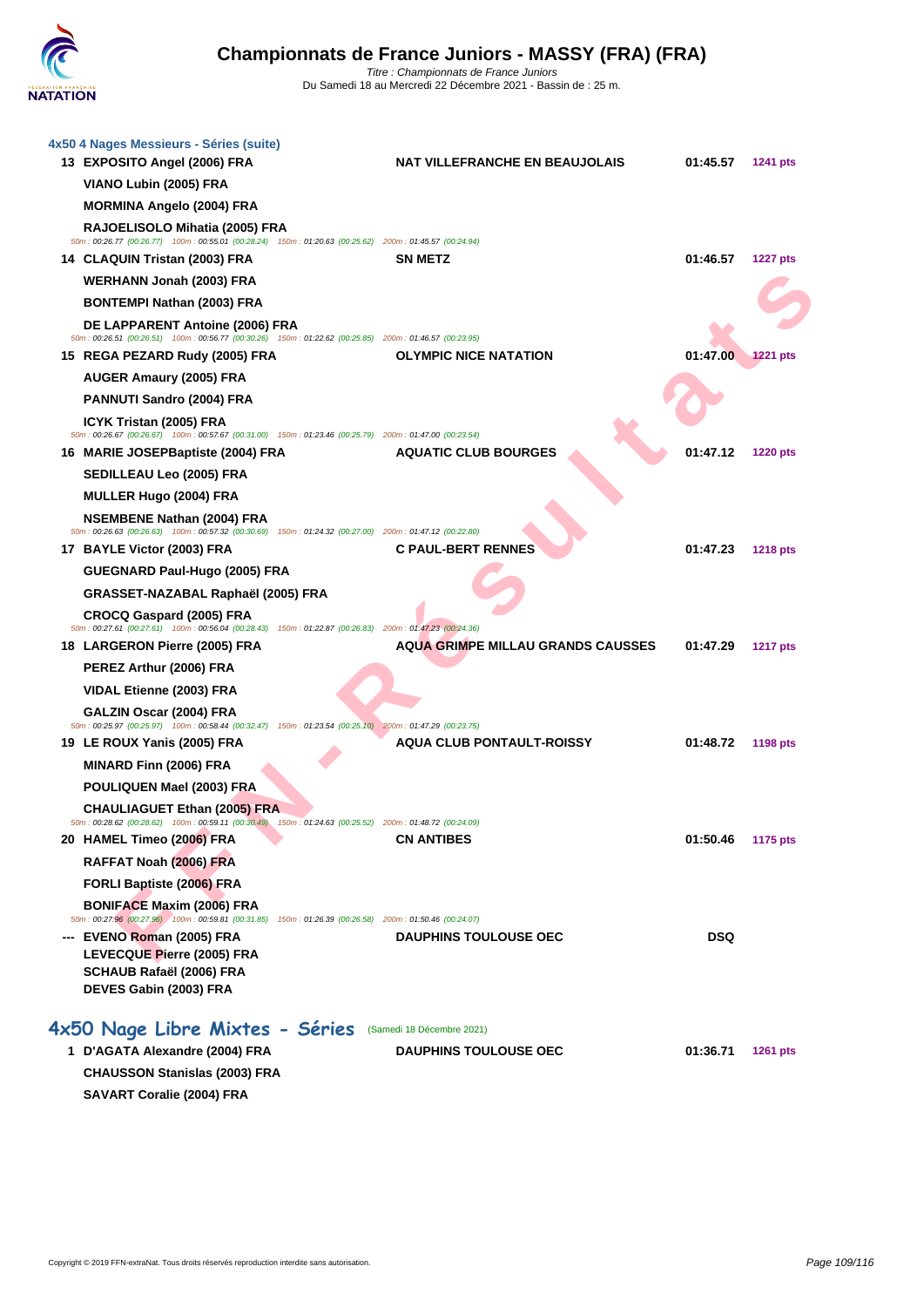### 4x50 4 Nages Messieurs - Séries (suite)

| Rang | Nageurs | Club | Temps | Points |
|---|---|---|---|---|
| 13 | EXPOSITO Angel (2006) FRA<br>VIANO Lubin (2005) FRA<br>MORMINA Angelo (2004) FRA<br>RAJOELISOLO Mihatia (2005) FRA | NAT VILLEFRANCHE EN BEAUJOLAIS | 01:45.57 | 1241 pts |
| | 50m : 00:26.77 (00:26.77) 100m : 00:55.01 (00:28.24) 150m : 01:20.63 (00:25.62) 200m : 01:45.57 (00:24.94) | | | |
| 14 | CLAQUIN Tristan (2003) FRA<br>WERHANN Jonah (2003) FRA<br>BONTEMPI Nathan (2003) FRA<br>DE LAPPARENT Antoine (2006) FRA | SN METZ | 01:46.57 | 1227 pts |
| | 50m : 00:26.51 (00:26.51) 100m : 00:56.77 (00:30.26) 150m : 01:22.62 (00:25.85) 200m : 01:46.57 (00:23.95) | | | |
| 15 | REGA PEZARD Rudy (2005) FRA<br>AUGER Amaury (2005) FRA<br>PANNUTI Sandro (2004) FRA<br>ICYK Tristan (2005) FRA | OLYMPIC NICE NATATION | 01:47.00 | 1221 pts |
| | 50m : 00:26.67 (00:26.67) 100m : 00:57.67 (00:31.00) 150m : 01:23.46 (00:25.79) 200m : 01:47.00 (00:23.54) | | | |
| 16 | MARIE JOSEPBaptiste (2004) FRA<br>SEDILLEAU Leo (2005) FRA<br>MULLER Hugo (2004) FRA<br>NSEMBENE Nathan (2004) FRA | AQUATIC CLUB BOURGES | 01:47.12 | 1220 pts |
| | 50m : 00:26.63 (00:26.63) 100m : 00:57.32 (00:30.69) 150m : 01:24.32 (00:27.00) 200m : 01:47.12 (00:22.80) | | | |
| 17 | BAYLE Victor (2003) FRA<br>GUEGNARD Paul-Hugo (2005) FRA<br>GRASSET-NAZABAL Raphaël (2005) FRA<br>CROCQ Gaspard (2005) FRA | C PAUL-BERT RENNES | 01:47.23 | 1218 pts |
| | 50m : 00:27.61 (00:27.61) 100m : 00:56.04 (00:28.43) 150m : 01:22.87 (00:26.83) 200m : 01:47.23 (00:24.36) | | | |
| 18 | LARGERON Pierre (2005) FRA<br>PEREZ Arthur (2006) FRA<br>VIDAL Etienne (2003) FRA<br>GALZIN Oscar (2004) FRA | AQUA GRIMPE MILLAU GRANDS CAUSSES | 01:47.29 | 1217 pts |
| | 50m : 00:25.97 (00:25.97) 100m : 00:58.44 (00:32.47) 150m : 01:23.54 (00:25.10) 200m : 01:47.29 (00:23.75) | | | |
| 19 | LE ROUX Yanis (2005) FRA<br>MINARD Finn (2006) FRA<br>POULIQUEN Mael (2003) FRA<br>CHAULIAGUET Ethan (2005) FRA | AQUA CLUB PONTAULT-ROISSY | 01:48.72 | 1198 pts |
| | 50m : 00:28.62 (00:28.62) 100m : 00:59.11 (00:30.49) 150m : 01:24.63 (00:25.52) 200m : 01:48.72 (00:24.09) | | | |
| 20 | HAMEL Timeo (2006) FRA<br>RAFFAT Noah (2006) FRA<br>FORLI Baptiste (2006) FRA<br>BONIFACE Maxim (2006) FRA | CN ANTIBES | 01:50.46 | 1175 pts |
| | 50m : 00:27.96 (00:27.96) 100m : 00:59.81 (00:31.85) 150m : 01:26.39 (00:26.58) 200m : 01:50.46 (00:24.07) | | | |
| --- | EVENO Roman (2005) FRA<br>LEVECQUE Pierre (2005) FRA<br>SCHAUB Rafaël (2006) FRA<br>DEVES Gabin (2003) FRA | DAUPHINS TOULOUSE OEC | DSQ | |

## 4x50 Nage Libre Mixtes - Séries (Samedi 18 Décembre 2021)

| Rang | Nageurs | Club | Temps | Points |
|---|---|---|---|---|
| 1 | D'AGATA Alexandre (2004) FRA<br>CHAUSSON Stanislas (2003) FRA<br>SAVART Coralie (2004) FRA | DAUPHINS TOULOUSE OEC | 01:36.71 | 1261 pts |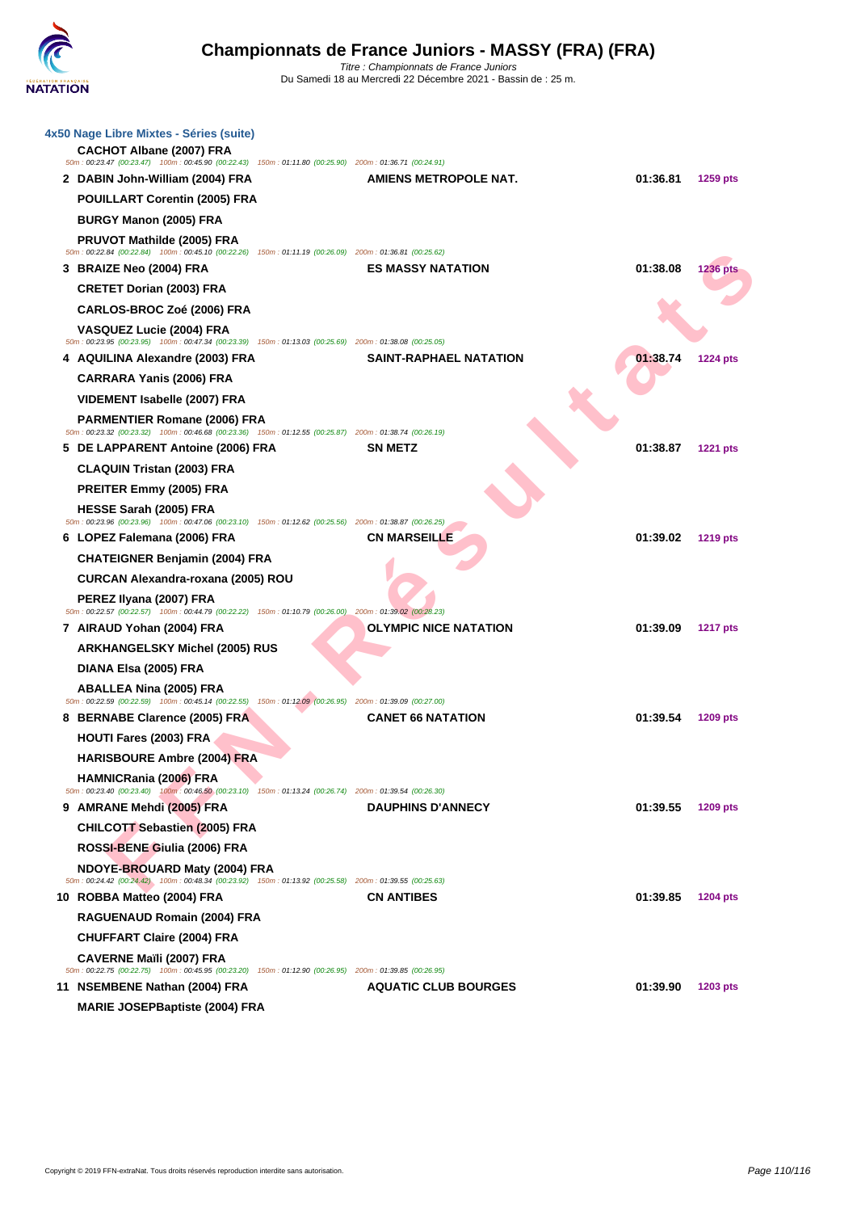# Championnats de France Juniors - MASSY (FRA) (FRA)

*Titre : Championnats de France Juniors*
Du Samedi 18 au Mercredi 22 Décembre 2021 - Bassin de : 25 m.

### 4x50 Nage Libre Mixtes - Séries (suite)

| Rg | Nageurs | Club | Temps | Points |
|---|---|---|---|---|
| | CACHOT Albane (2007) FRA | | | |
| | *50m : 00:23.47 (00:23.47) 100m : 00:45.90 (00:22.43) 150m : 01:11.80 (00:25.90) 200m : 01:36.71 (00:24.91)* | | | |
| 2 | DABIN John-William (2004) FRA | AMIENS METROPOLE NAT. | 01:36.81 | 1259 pts |
| | POUILLART Corentin (2005) FRA | | | |
| | BURGY Manon (2005) FRA | | | |
| | PRUVOT Mathilde (2005) FRA | | | |
| | *50m : 00:22.84 (00:22.84) 100m : 00:45.10 (00:22.26) 150m : 01:11.19 (00:26.09) 200m : 01:36.81 (00:25.62)* | | | |
| 3 | BRAIZE Neo (2004) FRA | ES MASSY NATATION | 01:38.08 | 1236 pts |
| | CRETET Dorian (2003) FRA | | | |
| | CARLOS-BROC Zoé (2006) FRA | | | |
| | VASQUEZ Lucie (2004) FRA | | | |
| | *50m : 00:23.95 (00:23.95) 100m : 00:47.34 (00:23.39) 150m : 01:13.03 (00:25.69) 200m : 01:38.08 (00:25.05)* | | | |
| 4 | AQUILINA Alexandre (2003) FRA | SAINT-RAPHAEL NATATION | 01:38.74 | 1224 pts |
| | CARRARA Yanis (2006) FRA | | | |
| | VIDEMENT Isabelle (2007) FRA | | | |
| | PARMENTIER Romane (2006) FRA | | | |
| | *50m : 00:23.32 (00:23.32) 100m : 00:46.68 (00:23.36) 150m : 01:12.55 (00:25.87) 200m : 01:38.74 (00:26.19)* | | | |
| 5 | DE LAPPARENT Antoine (2006) FRA | SN METZ | 01:38.87 | 1221 pts |
| | CLAQUIN Tristan (2003) FRA | | | |
| | PREITER Emmy (2005) FRA | | | |
| | HESSE Sarah (2005) FRA | | | |
| | *50m : 00:23.96 (00:23.96) 100m : 00:47.06 (00:23.10) 150m : 01:12.62 (00:25.56) 200m : 01:38.87 (00:26.25)* | | | |
| 6 | LOPEZ Falemana (2006) FRA | CN MARSEILLE | 01:39.02 | 1219 pts |
| | CHATEIGNER Benjamin (2004) FRA | | | |
| | CURCAN Alexandra-roxana (2005) ROU | | | |
| | PEREZ Ilyana (2007) FRA | | | |
| | *50m : 00:22.57 (00:22.57) 100m : 00:44.79 (00:22.22) 150m : 01:10.79 (00:26.00) 200m : 01:39.02 (00:28.23)* | | | |
| 7 | AIRAUD Yohan (2004) FRA | OLYMPIC NICE NATATION | 01:39.09 | 1217 pts |
| | ARKHANGELSKY Michel (2005) RUS | | | |
| | DIANA Elsa (2005) FRA | | | |
| | ABALLEA Nina (2005) FRA | | | |
| | *50m : 00:22.59 (00:22.59) 100m : 00:45.14 (00:22.55) 150m : 01:12.09 (00:26.95) 200m : 01:39.09 (00:27.00)* | | | |
| 8 | BERNABE Clarence (2005) FRA | CANET 66 NATATION | 01:39.54 | 1209 pts |
| | HOUTI Fares (2003) FRA | | | |
| | HARISBOURE Ambre (2004) FRA | | | |
| | HAMNICRania (2006) FRA | | | |
| | *50m : 00:23.40 (00:23.40) 100m : 00:46.50 (00:23.10) 150m : 01:13.24 (00:26.74) 200m : 01:39.54 (00:26.30)* | | | |
| 9 | AMRANE Mehdi (2005) FRA | DAUPHINS D'ANNECY | 01:39.55 | 1209 pts |
| | CHILCOTT Sebastien (2005) FRA | | | |
| | ROSSI-BENE Giulia (2006) FRA | | | |
| | NDOYE-BROUARD Maty (2004) FRA | | | |
| | *50m : 00:24.42 (00:24.42) 100m : 00:48.34 (00:23.92) 150m : 01:13.92 (00:25.58) 200m : 01:39.55 (00:25.63)* | | | |
| 10 | ROBBA Matteo (2004) FRA | CN ANTIBES | 01:39.85 | 1204 pts |
| | RAGUENAUD Romain (2004) FRA | | | |
| | CHUFFART Claire (2004) FRA | | | |
| | CAVERNE Maïli (2007) FRA | | | |
| | *50m : 00:22.75 (00:22.75) 100m : 00:45.95 (00:23.20) 150m : 01:12.90 (00:26.95) 200m : 01:39.85 (00:26.95)* | | | |
| 11 | NSEMBENE Nathan (2004) FRA | AQUATIC CLUB BOURGES | 01:39.90 | 1203 pts |
| | MARIE JOSEPBaptiste (2004) FRA | | | |

Copyright © 2019 FFN-extraNat. Tous droits réservés reproduction interdite sans autorisation.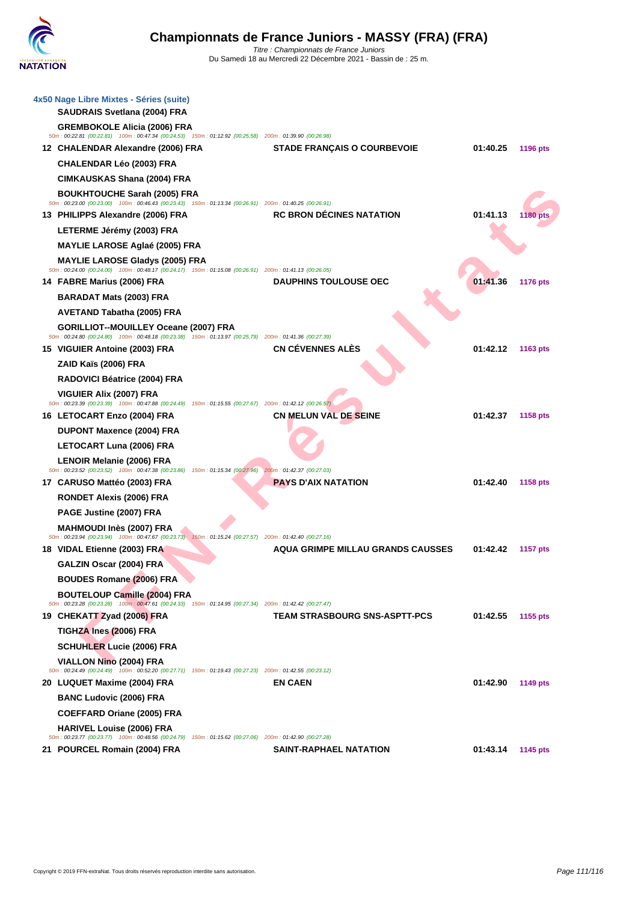## 4x50 Nage Libre Mixtes - Séries (suite)

| Rang | Nom | Club | Temps | Points |
|---|---|---|---|---|
| | SAUDRAIS Svetlana (2004) FRA | | | |
| | GREMBOKOLE Alicia (2006) FRA | | | |
| | *50m : 00:22.81 (00:22.81) 100m : 00:47.34 (00:24.53) 150m : 01:12.92 (00:25.58) 200m : 01:39.90 (00:26.98)* | | | |
| 12 | CHALENDAR Alexandre (2006) FRA | STADE FRANÇAIS O COURBEVOIE | 01:40.25 | 1196 pts |
| | CHALENDAR Léo (2003) FRA | | | |
| | CIMKAUSKAS Shana (2004) FRA | | | |
| | BOUKHTOUCHE Sarah (2005) FRA | | | |
| | *50m : 00:23.00 (00:23.00) 100m : 00:46.43 (00:23.43) 150m : 01:13.34 (00:26.91) 200m : 01:40.25 (00:26.91)* | | | |
| 13 | PHILIPPS Alexandre (2006) FRA | RC BRON DÉCINES NATATION | 01:41.13 | 1180 pts |
| | LETERME Jérémy (2003) FRA | | | |
| | MAYLIE LAROSE Aglaé (2005) FRA | | | |
| | MAYLIE LAROSE Gladys (2005) FRA | | | |
| | *50m : 00:24.00 (00:24.00) 100m : 00:48.17 (00:24.17) 150m : 01:15.08 (00:26.91) 200m : 01:41.13 (00:26.05)* | | | |
| 14 | FABRE Marius (2006) FRA | DAUPHINS TOULOUSE OEC | 01:41.36 | 1176 pts |
| | BARADAT Mats (2003) FRA | | | |
| | AVETAND Tabatha (2005) FRA | | | |
| | GORILLIOT--MOUILLEY Oceane (2007) FRA | | | |
| | *50m : 00:24.80 (00:24.80) 100m : 00:48.18 (00:23.38) 150m : 01:13.97 (00:25.79) 200m : 01:41.36 (00:27.39)* | | | |
| 15 | VIGUIER Antoine (2003) FRA | CN CÉVENNES ALÈS | 01:42.12 | 1163 pts |
| | ZAID Kaïs (2006) FRA | | | |
| | RADOVICI Béatrice (2004) FRA | | | |
| | VIGUIER Alix (2007) FRA | | | |
| | *50m : 00:23.39 (00:23.39) 100m : 00:47.88 (00:24.49) 150m : 01:15.55 (00:27.67) 200m : 01:42.12 (00:26.57)* | | | |
| 16 | LETOCART Enzo (2004) FRA | CN MELUN VAL DE SEINE | 01:42.37 | 1158 pts |
| | DUPONT Maxence (2004) FRA | | | |
| | LETOCART Luna (2006) FRA | | | |
| | LENOIR Melanie (2006) FRA | | | |
| | *50m : 00:23.52 (00:23.52) 100m : 00:47.38 (00:23.86) 150m : 01:15.34 (00:27.96) 200m : 01:42.37 (00:27.03)* | | | |
| 17 | CARUSO Mattéo (2003) FRA | PAYS D'AIX NATATION | 01:42.40 | 1158 pts |
| | RONDET Alexis (2006) FRA | | | |
| | PAGE Justine (2007) FRA | | | |
| | MAHMOUDI Inès (2007) FRA | | | |
| | *50m : 00:23.94 (00:23.94) 100m : 00:47.67 (00:23.73) 150m : 01:15.24 (00:27.57) 200m : 01:42.40 (00:27.16)* | | | |
| 18 | VIDAL Etienne (2003) FRA | AQUA GRIMPE MILLAU GRANDS CAUSSES | 01:42.42 | 1157 pts |
| | GALZIN Oscar (2004) FRA | | | |
| | BOUDES Romane (2006) FRA | | | |
| | BOUTELOUP Camille (2004) FRA | | | |
| | *50m : 00:23.28 (00:23.28) 100m : 00:47.61 (00:24.33) 150m : 01:14.95 (00:27.34) 200m : 01:42.42 (00:27.47)* | | | |
| 19 | CHEKATT Zyad (2006) FRA | TEAM STRASBOURG SNS-ASPTT-PCS | 01:42.55 | 1155 pts |
| | TIGHZA Ines (2006) FRA | | | |
| | SCHUHLER Lucie (2006) FRA | | | |
| | VIALLON Nino (2004) FRA | | | |
| | *50m : 00:24.49 (00:24.49) 100m : 00:52.20 (00:27.71) 150m : 01:19.43 (00:27.23) 200m : 01:42.55 (00:23.12)* | | | |
| 20 | LUQUET Maxime (2004) FRA | EN CAEN | 01:42.90 | 1149 pts |
| | BANC Ludovic (2006) FRA | | | |
| | COEFFARD Oriane (2005) FRA | | | |
| | HARIVEL Louise (2006) FRA | | | |
| | *50m : 00:23.77 (00:23.77) 100m : 00:48.56 (00:24.79) 150m : 01:15.62 (00:27.06) 200m : 01:42.90 (00:27.28)* | | | |
| 21 | POURCEL Romain (2004) FRA | SAINT-RAPHAEL NATATION | 01:43.14 | 1145 pts |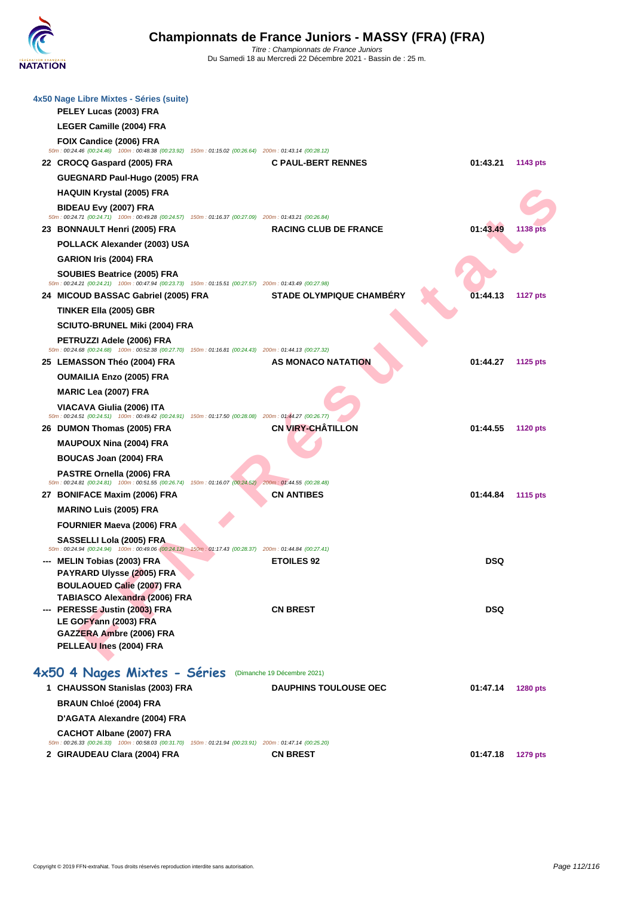### 4x50 Nage Libre Mixtes - Séries (suite)

| Rang | Nom | Club | Temps | Points |
|---|---|---|---|---|
| | PELEY Lucas (2003) FRA | | | |
| | LEGER Camille (2004) FRA | | | |
| | FOIX Candice (2006) FRA | | | |
| | *50m : 00:24.46 (00:24.46) 100m : 00:48.38 (00:23.92) 150m : 01:15.02 (00:26.64) 200m : 01:43.14 (00:28.12)* | | | |
| 22 | CROCQ Gaspard (2005) FRA | C PAUL-BERT RENNES | 01:43.21 | 1143 pts |
| | GUEGNARD Paul-Hugo (2005) FRA | | | |
| | HAQUIN Krystal (2005) FRA | | | |
| | BIDEAU Evy (2007) FRA | | | |
| | *50m : 00:24.71 (00:24.71) 100m : 00:49.28 (00:24.57) 150m : 01:16.37 (00:27.09) 200m : 01:43.21 (00:26.84)* | | | |
| 23 | BONNAULT Henri (2005) FRA | RACING CLUB DE FRANCE | 01:43.49 | 1138 pts |
| | POLLACK Alexander (2003) USA | | | |
| | GARION Iris (2004) FRA | | | |
| | SOUBIES Beatrice (2005) FRA | | | |
| | *50m : 00:24.21 (00:24.21) 100m : 00:47.94 (00:23.73) 150m : 01:15.51 (00:27.57) 200m : 01:43.49 (00:27.98)* | | | |
| 24 | MICOUD BASSAC Gabriel (2005) FRA | STADE OLYMPIQUE CHAMBÉRY | 01:44.13 | 1127 pts |
| | TINKER Ella (2005) GBR | | | |
| | SCIUTO-BRUNEL Miki (2004) FRA | | | |
| | PETRUZZI Adele (2006) FRA | | | |
| | *50m : 00:24.68 (00:24.68) 100m : 00:52.38 (00:27.70) 150m : 01:16.81 (00:24.43) 200m : 01:44.13 (00:27.32)* | | | |
| 25 | LEMASSON Théo (2004) FRA | AS MONACO NATATION | 01:44.27 | 1125 pts |
| | OUMAILIA Enzo (2005) FRA | | | |
| | MARIC Lea (2007) FRA | | | |
| | VIACAVA Giulia (2006) ITA | | | |
| | *50m : 00:24.51 (00:24.51) 100m : 00:49.42 (00:24.91) 150m : 01:17.50 (00:28.08) 200m : 01:44.27 (00:26.77)* | | | |
| 26 | DUMON Thomas (2005) FRA | CN VIRY-CHÂTILLON | 01:44.55 | 1120 pts |
| | MAUPOUX Nina (2004) FRA | | | |
| | BOUCAS Joan (2004) FRA | | | |
| | PASTRE Ornella (2006) FRA | | | |
| | *50m : 00:24.81 (00:24.81) 100m : 00:51.55 (00:26.74) 150m : 01:16.07 (00:24.52) 200m : 01:44.55 (00:28.48)* | | | |
| 27 | BONIFACE Maxim (2006) FRA | CN ANTIBES | 01:44.84 | 1115 pts |
| | MARINO Luis (2005) FRA | | | |
| | FOURNIER Maeva (2006) FRA | | | |
| | SASSELLI Lola (2005) FRA | | | |
| | *50m : 00:24.94 (00:24.94) 100m : 00:49.06 (00:24.12) 150m : 01:17.43 (00:28.37) 200m : 01:44.84 (00:27.41)* | | | |
| --- | MELIN Tobias (2003) FRA | ETOILES 92 | DSQ | |
| | PAYRARD Ulysse (2005) FRA | | | |
| | BOULAOUED Calie (2007) FRA | | | |
| | TABIASCO Alexandra (2006) FRA | | | |
| --- | PERESSE Justin (2003) FRA | CN BREST | DSQ | |
| | LE GOFF Yann (2003) FRA | | | |
| | GAZZERA Ambre (2006) FRA | | | |
| | PELLEAU Ines (2004) FRA | | | |

## 4x50 4 Nages Mixtes - Séries (Dimanche 19 Décembre 2021)

| Rang | Nom | Club | Temps | Points |
|---|---|---|---|---|
| 1 | CHAUSSON Stanislas (2003) FRA | DAUPHINS TOULOUSE OEC | 01:47.14 | 1280 pts |
| | BRAUN Chloé (2004) FRA | | | |
| | D'AGATA Alexandre (2004) FRA | | | |
| | CACHOT Albane (2007) FRA | | | |
| | *50m : 00:26.33 (00:26.33) 100m : 00:58.03 (00:31.70) 150m : 01:21.94 (00:23.91) 200m : 01:47.14 (00:25.20)* | | | |
| 2 | GIRAUDEAU Clara (2004) FRA | CN BREST | 01:47.18 | 1279 pts |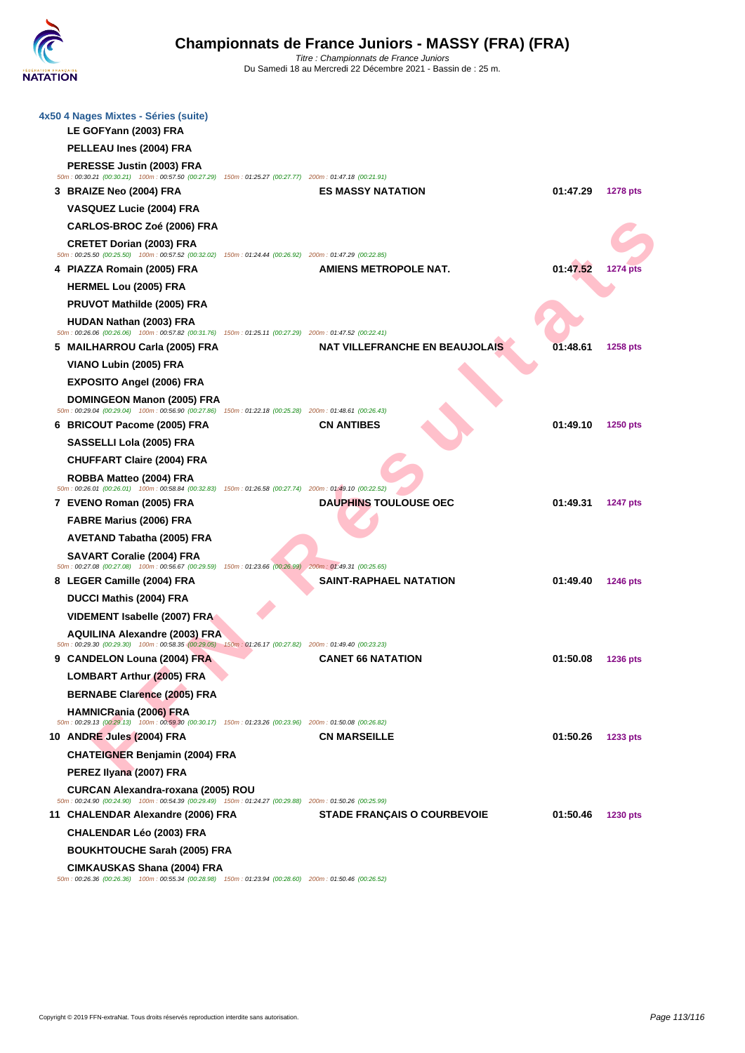# Championnats de France Juniors - MASSY (FRA) (FRA)

Titre : Championnats de France Juniors
Du Samedi 18 au Mercredi 22 Décembre 2021 - Bassin de : 25 m.

### 4x50 4 Nages Mixtes - Séries (suite)

LE GOFYann (2003) FRA
PELLEAU Ines (2004) FRA
PERESSE Justin (2003) FRA
50m : 00:30.21 (00:30.21) 100m : 00:57.50 (00:27.29) 150m : 01:25.27 (00:27.77) 200m : 01:47.18 (00:21.91)

| Rang | Nageurs | Club | Temps | Points |
|---|---|---|---|---|
| 3 | BRAIZE Neo (2004) FRA | ES MASSY NATATION | 01:47.29 | 1278 pts |
| | VASQUEZ Lucie (2004) FRA | | | |
| | CARLOS-BROC Zoé (2006) FRA | | | |
| | CRETET Dorian (2003) FRA | | | |
| | 50m : 00:25.50 (00:25.50) 100m : 00:57.52 (00:32.02) 150m : 01:24.44 (00:26.92) 200m : 01:47.29 (00:22.85) | | | |
| 4 | PIAZZA Romain (2005) FRA | AMIENS METROPOLE NAT. | 01:47.52 | 1274 pts |
| | HERMEL Lou (2005) FRA | | | |
| | PRUVOT Mathilde (2005) FRA | | | |
| | HUDAN Nathan (2003) FRA | | | |
| | 50m : 00:26.06 (00:26.06) 100m : 00:57.82 (00:31.76) 150m : 01:25.11 (00:27.29) 200m : 01:47.52 (00:22.41) | | | |
| 5 | MAILHARROU Carla (2005) FRA | NAT VILLEFRANCHE EN BEAUJOLAIS | 01:48.61 | 1258 pts |
| | VIANO Lubin (2005) FRA | | | |
| | EXPOSITO Angel (2006) FRA | | | |
| | DOMINGEON Manon (2005) FRA | | | |
| | 50m : 00:29.04 (00:29.04) 100m : 00:56.90 (00:27.86) 150m : 01:22.18 (00:25.28) 200m : 01:48.61 (00:26.43) | | | |
| 6 | BRICOUT Pacome (2005) FRA | CN ANTIBES | 01:49.10 | 1250 pts |
| | SASSELLI Lola (2005) FRA | | | |
| | CHUFFART Claire (2004) FRA | | | |
| | ROBBA Matteo (2004) FRA | | | |
| | 50m : 00:26.01 (00:26.01) 100m : 00:58.84 (00:32.83) 150m : 01:26.58 (00:27.74) 200m : 01:49.10 (00:22.52) | | | |
| 7 | EVENO Roman (2005) FRA | DAUPHINS TOULOUSE OEC | 01:49.31 | 1247 pts |
| | FABRE Marius (2006) FRA | | | |
| | AVETAND Tabatha (2005) FRA | | | |
| | SAVART Coralie (2004) FRA | | | |
| | 50m : 00:27.08 (00:27.08) 100m : 00:56.67 (00:29.59) 150m : 01:23.66 (00:26.99) 200m : 01:49.31 (00:25.65) | | | |
| 8 | LEGER Camille (2004) FRA | SAINT-RAPHAEL NATATION | 01:49.40 | 1246 pts |
| | DUCCI Mathis (2004) FRA | | | |
| | VIDEMENT Isabelle (2007) FRA | | | |
| | AQUILINA Alexandre (2003) FRA | | | |
| | 50m : 00:29.30 (00:29.30) 100m : 00:58.35 (00:29.05) 150m : 01:26.17 (00:27.82) 200m : 01:49.40 (00:23.23) | | | |
| 9 | CANDELON Louna (2004) FRA | CANET 66 NATATION | 01:50.08 | 1236 pts |
| | LOMBART Arthur (2005) FRA | | | |
| | BERNABE Clarence (2005) FRA | | | |
| | HAMNICRania (2006) FRA | | | |
| | 50m : 00:29.13 (00:29.13) 100m : 00:59.30 (00:30.17) 150m : 01:23.26 (00:23.96) 200m : 01:50.08 (00:26.82) | | | |
| 10 | ANDRE Jules (2004) FRA | CN MARSEILLE | 01:50.26 | 1233 pts |
| | CHATEIGNER Benjamin (2004) FRA | | | |
| | PEREZ Ilyana (2007) FRA | | | |
| | CURCAN Alexandra-roxana (2005) ROU | | | |
| | 50m : 00:24.90 (00:24.90) 100m : 00:54.39 (00:29.49) 150m : 01:24.27 (00:29.88) 200m : 01:50.26 (00:25.99) | | | |
| 11 | CHALENDAR Alexandre (2006) FRA | STADE FRANÇAIS O COURBEVOIE | 01:50.46 | 1230 pts |
| | CHALENDAR Léo (2003) FRA | | | |
| | BOUKHTOUCHE Sarah (2005) FRA | | | |
| | CIMKAUSKAS Shana (2004) FRA | | | |
| | 50m : 00:26.36 (00:26.36) 100m : 00:55.34 (00:28.98) 150m : 01:23.94 (00:28.60) 200m : 01:50.46 (00:26.52) | | | |

Copyright © 2019 FFN-extraNat. Tous droits réservés reproduction interdite sans autorisation.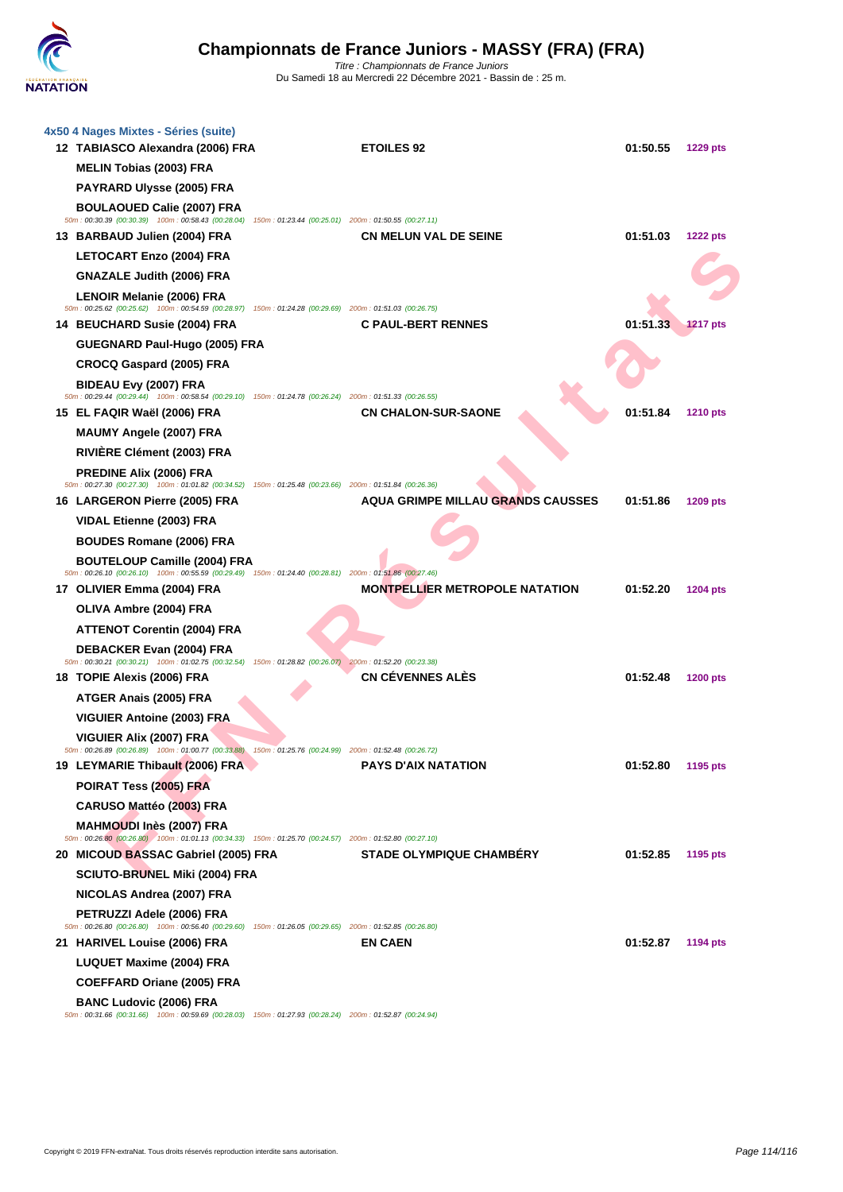# Championnats de France Juniors - MASSY (FRA) (FRA)

*Titre : Championnats de France Juniors*
Du Samedi 18 au Mercredi 22 Décembre 2021 - Bassin de : 25 m.

### 4x50 4 Nages Mixtes - Séries (suite)

**12 TABIASCO Alexandra (2006) FRA** — **ETOILES 92** — **01:50.55** — **1229 pts**
**MELIN Tobias (2003) FRA**
**PAYRARD Ulysse (2005) FRA**
**BOULAOUED Calie (2007) FRA**
50m : 00:30.39 (00:30.39) 100m : 00:58.43 (00:28.04) 150m : 01:23.44 (00:25.01) 200m : 01:50.55 (00:27.11)

**13 BARBAUD Julien (2004) FRA** — **CN MELUN VAL DE SEINE** — **01:51.03** — **1222 pts**
**LETOCART Enzo (2004) FRA**
**GNAZALE Judith (2006) FRA**
**LENOIR Melanie (2006) FRA**
50m : 00:25.62 (00:25.62) 100m : 00:54.59 (00:28.97) 150m : 01:24.28 (00:29.69) 200m : 01:51.03 (00:26.75)

**14 BEUCHARD Susie (2004) FRA** — **C PAUL-BERT RENNES** — **01:51.33** — **1217 pts**
**GUEGNARD Paul-Hugo (2005) FRA**
**CROCQ Gaspard (2005) FRA**
**BIDEAU Evy (2007) FRA**
50m : 00:29.44 (00:29.44) 100m : 00:58.54 (00:29.10) 150m : 01:24.78 (00:26.24) 200m : 01:51.33 (00:26.55)

**15 EL FAQIR Waël (2006) FRA** — **CN CHALON-SUR-SAONE** — **01:51.84** — **1210 pts**
**MAUMY Angele (2007) FRA**
**RIVIÈRE Clément (2003) FRA**
**PREDINE Alix (2006) FRA**
50m : 00:27.30 (00:27.30) 100m : 01:01.82 (00:34.52) 150m : 01:25.48 (00:23.66) 200m : 01:51.84 (00:26.36)

**16 LARGERON Pierre (2005) FRA** — **AQUA GRIMPE MILLAU GRANDS CAUSSES** — **01:51.86** — **1209 pts**
**VIDAL Etienne (2003) FRA**
**BOUDES Romane (2006) FRA**
**BOUTELOUP Camille (2004) FRA**
50m : 00:26.10 (00:26.10) 100m : 00:55.59 (00:29.49) 150m : 01:24.40 (00:28.81) 200m : 01:51.86 (00:27.46)

**17 OLIVIER Emma (2004) FRA** — **MONTPELLIER METROPOLE NATATION** — **01:52.20** — **1204 pts**
**OLIVA Ambre (2004) FRA**
**ATTENOT Corentin (2004) FRA**
**DEBACKER Evan (2004) FRA**
50m : 00:30.21 (00:30.21) 100m : 01:02.75 (00:32.54) 150m : 01:28.82 (00:26.07) 200m : 01:52.20 (00:23.38)

**18 TOPIE Alexis (2006) FRA** — **CN CÉVENNES ALÈS** — **01:52.48** — **1200 pts**
**ATGER Anais (2005) FRA**
**VIGUIER Antoine (2003) FRA**
**VIGUIER Alix (2007) FRA**
50m : 00:26.89 (00:26.89) 100m : 01:00.77 (00:33.88) 150m : 01:25.76 (00:24.99) 200m : 01:52.48 (00:26.72)

**19 LEYMARIE Thibault (2006) FRA** — **PAYS D'AIX NATATION** — **01:52.80** — **1195 pts**
**POIRAT Tess (2005) FRA**
**CARUSO Mattéo (2003) FRA**
**MAHMOUDI Inès (2007) FRA**
50m : 00:26.80 (00:26.80) 100m : 01:01.13 (00:34.33) 150m : 01:25.70 (00:24.57) 200m : 01:52.80 (00:27.10)

**20 MICOUD BASSAC Gabriel (2005) FRA** — **STADE OLYMPIQUE CHAMBÉRY** — **01:52.85** — **1195 pts**
**SCIUTO-BRUNEL Miki (2004) FRA**
**NICOLAS Andrea (2007) FRA**
**PETRUZZI Adele (2006) FRA**
50m : 00:26.80 (00:26.80) 100m : 00:56.40 (00:29.60) 150m : 01:26.05 (00:29.65) 200m : 01:52.85 (00:26.80)

**21 HARIVEL Louise (2006) FRA** — **EN CAEN** — **01:52.87** — **1194 pts**
**LUQUET Maxime (2004) FRA**
**COEFFARD Oriane (2005) FRA**
**BANC Ludovic (2006) FRA**
50m : 00:31.66 (00:31.66) 100m : 00:59.69 (00:28.03) 150m : 01:27.93 (00:28.24) 200m : 01:52.87 (00:24.94)

Copyright © 2019 FFN-extraNat. Tous droits réservés reproduction interdite sans autorisation.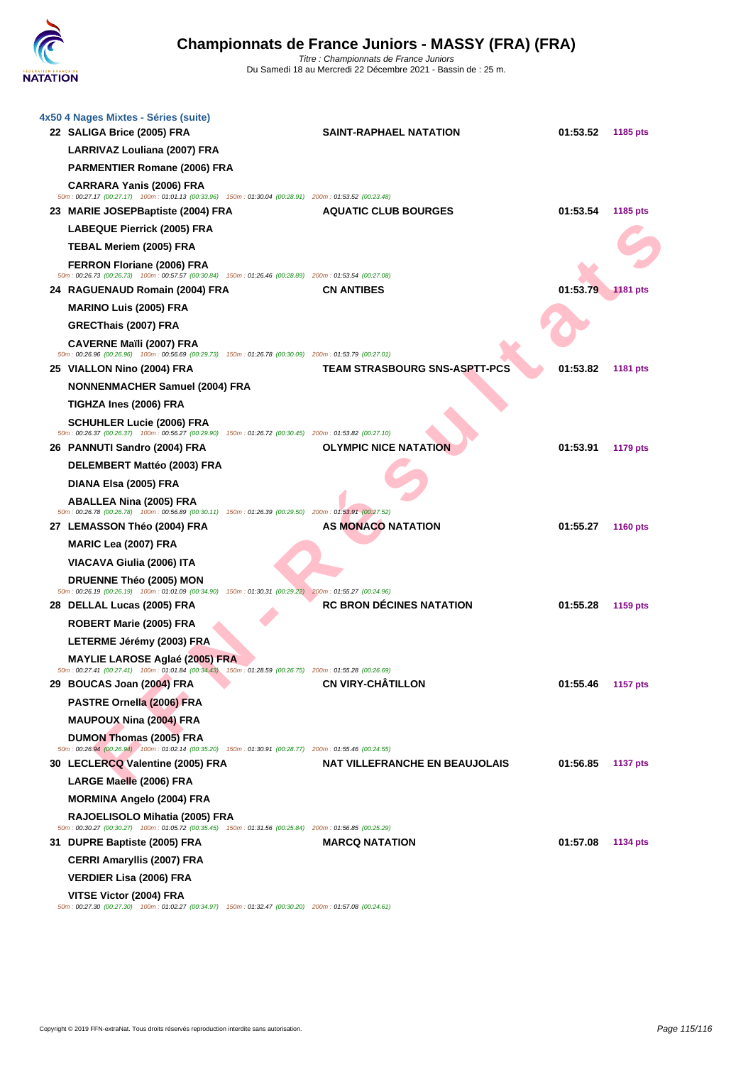# Championnats de France Juniors - MASSY (FRA) (FRA)

*Titre : Championnats de France Juniors*
Du Samedi 18 au Mercredi 22 Décembre 2021 - Bassin de : 25 m.

### 4x50 4 Nages Mixtes - Séries (suite)

| Rang | Nageurs | Club | Temps | Points |
|---|---|---|---|---|
| 22 | **SALIGA Brice (2005) FRA** | **SAINT-RAPHAEL NATATION** | **01:53.52** | **1185 pts** |
| | **LARRIVAZ Louliana (2007) FRA** | | | |
| | **PARMENTIER Romane (2006) FRA** | | | |
| | **CARRARA Yanis (2006) FRA** | | | |
| | *50m : 00:27.17 (00:27.17) 100m : 01:01.13 (00:33.96) 150m : 01:30.04 (00:28.91) 200m : 01:53.52 (00:23.48)* | | | |
| 23 | **MARIE JOSEPBaptiste (2004) FRA** | **AQUATIC CLUB BOURGES** | **01:53.54** | **1185 pts** |
| | **LABEQUE Pierrick (2005) FRA** | | | |
| | **TEBAL Meriem (2005) FRA** | | | |
| | **FERRON Floriane (2006) FRA** | | | |
| | *50m : 00:26.73 (00:26.73) 100m : 00:57.57 (00:30.84) 150m : 01:26.46 (00:28.89) 200m : 01:53.54 (00:27.08)* | | | |
| 24 | **RAGUENAUD Romain (2004) FRA** | **CN ANTIBES** | **01:53.79** | **1181 pts** |
| | **MARINO Luis (2005) FRA** | | | |
| | **GRECThais (2007) FRA** | | | |
| | **CAVERNE Maïli (2007) FRA** | | | |
| | *50m : 00:26.96 (00:26.96) 100m : 00:56.69 (00:29.73) 150m : 01:26.78 (00:30.09) 200m : 01:53.79 (00:27.01)* | | | |
| 25 | **VIALLON Nino (2004) FRA** | **TEAM STRASBOURG SNS-ASPTT-PCS** | **01:53.82** | **1181 pts** |
| | **NONNENMACHER Samuel (2004) FRA** | | | |
| | **TIGHZA Ines (2006) FRA** | | | |
| | **SCHUHLER Lucie (2006) FRA** | | | |
| | *50m : 00:26.37 (00:26.37) 100m : 00:56.27 (00:29.90) 150m : 01:26.72 (00:30.45) 200m : 01:53.82 (00:27.10)* | | | |
| 26 | **PANNUTI Sandro (2004) FRA** | **OLYMPIC NICE NATATION** | **01:53.91** | **1179 pts** |
| | **DELEMBERT Mattéo (2003) FRA** | | | |
| | **DIANA Elsa (2005) FRA** | | | |
| | **ABALLEA Nina (2005) FRA** | | | |
| | *50m : 00:26.78 (00:26.78) 100m : 00:56.89 (00:30.11) 150m : 01:26.39 (00:29.50) 200m : 01:53.91 (00:27.52)* | | | |
| 27 | **LEMASSON Théo (2004) FRA** | **AS MONACO NATATION** | **01:55.27** | **1160 pts** |
| | **MARIC Lea (2007) FRA** | | | |
| | **VIACAVA Giulia (2006) ITA** | | | |
| | **DRUENNE Théo (2005) MON** | | | |
| | *50m : 00:26.19 (00:26.19) 100m : 01:01.09 (00:34.90) 150m : 01:30.31 (00:29.22) 200m : 01:55.27 (00:24.96)* | | | |
| 28 | **DELLAL Lucas (2005) FRA** | **RC BRON DÉCINES NATATION** | **01:55.28** | **1159 pts** |
| | **ROBERT Marie (2005) FRA** | | | |
| | **LETERME Jérémy (2003) FRA** | | | |
| | **MAYLIE LAROSE Aglaé (2005) FRA** | | | |
| | *50m : 00:27.41 (00:27.41) 100m : 01:01.84 (00:34.43) 150m : 01:28.59 (00:26.75) 200m : 01:55.28 (00:26.69)* | | | |
| 29 | **BOUCAS Joan (2004) FRA** | **CN VIRY-CHÂTILLON** | **01:55.46** | **1157 pts** |
| | **PASTRE Ornella (2006) FRA** | | | |
| | **MAUPOUX Nina (2004) FRA** | | | |
| | **DUMON Thomas (2005) FRA** | | | |
| | *50m : 00:26.94 (00:26.94) 100m : 01:02.14 (00:35.20) 150m : 01:30.91 (00:28.77) 200m : 01:55.46 (00:24.55)* | | | |
| 30 | **LECLERCQ Valentine (2005) FRA** | **NAT VILLEFRANCHE EN BEAUJOLAIS** | **01:56.85** | **1137 pts** |
| | **LARGE Maelle (2006) FRA** | | | |
| | **MORMINA Angelo (2004) FRA** | | | |
| | **RAJOELISOLO Mihatia (2005) FRA** | | | |
| | *50m : 00:30.27 (00:30.27) 100m : 01:05.72 (00:35.45) 150m : 01:31.56 (00:25.84) 200m : 01:56.85 (00:25.29)* | | | |
| 31 | **DUPRE Baptiste (2005) FRA** | **MARCQ NATATION** | **01:57.08** | **1134 pts** |
| | **CERRI Amaryllis (2007) FRA** | | | |
| | **VERDIER Lisa (2006) FRA** | | | |
| | **VITSE Victor (2004) FRA** | | | |
| | *50m : 00:27.30 (00:27.30) 100m : 01:02.27 (00:34.97) 150m : 01:32.47 (00:30.20) 200m : 01:57.08 (00:24.61)* | | | |

Copyright © 2019 FFN-extraNat. Tous droits réservés reproduction interdite sans autorisation.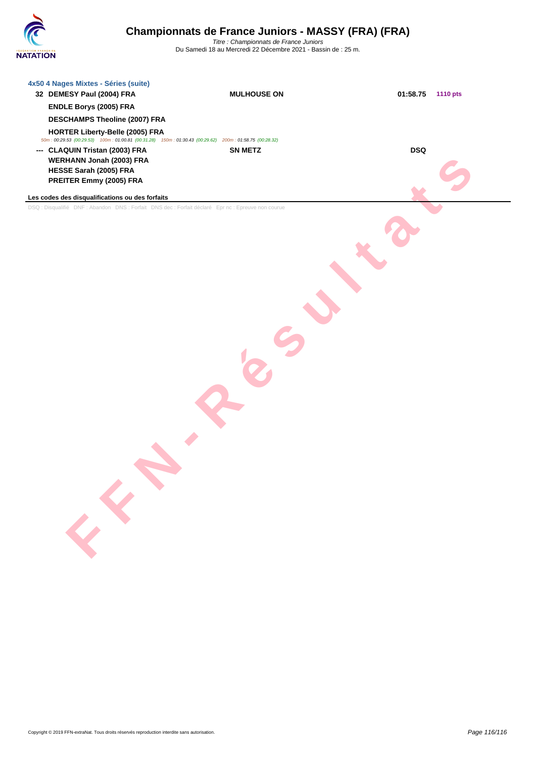**4x50 4 Nages Mixtes - Séries (suite)**

| | | | | |
|---|---|---|---|---|
| 32 | **DEMESY Paul (2004) FRA** | **MULHOUSE ON** | **01:58.75** | **1110 pts** |
| | **ENDLE Borys (2005) FRA** | | | |
| | **DESCHAMPS Theoline (2007) FRA** | | | |
| | **HORTER Liberty-Belle (2005) FRA** | | | |

*50m : 00:29.53 (00:29.53) 100m : 01:00.81 (00:31.28) 150m : 01:30.43 (00:29.62) 200m : 01:58.75 (00:28.32)*

| | | | | |
|---|---|---|---|---|
| --- | **CLAQUIN Tristan (2003) FRA** | **SN METZ** | **DSQ** | |
| | **WERHANN Jonah (2003) FRA** | | | |
| | **HESSE Sarah (2005) FRA** | | | |
| | **PREITER Emmy (2005) FRA** | | | |

**Les codes des disqualifications ou des forfaits**

DSQ : Disqualifié DNF : Abandon DNS : Forfait DNS dec : Forfait déclaré Epr nc : Epreuve non courue